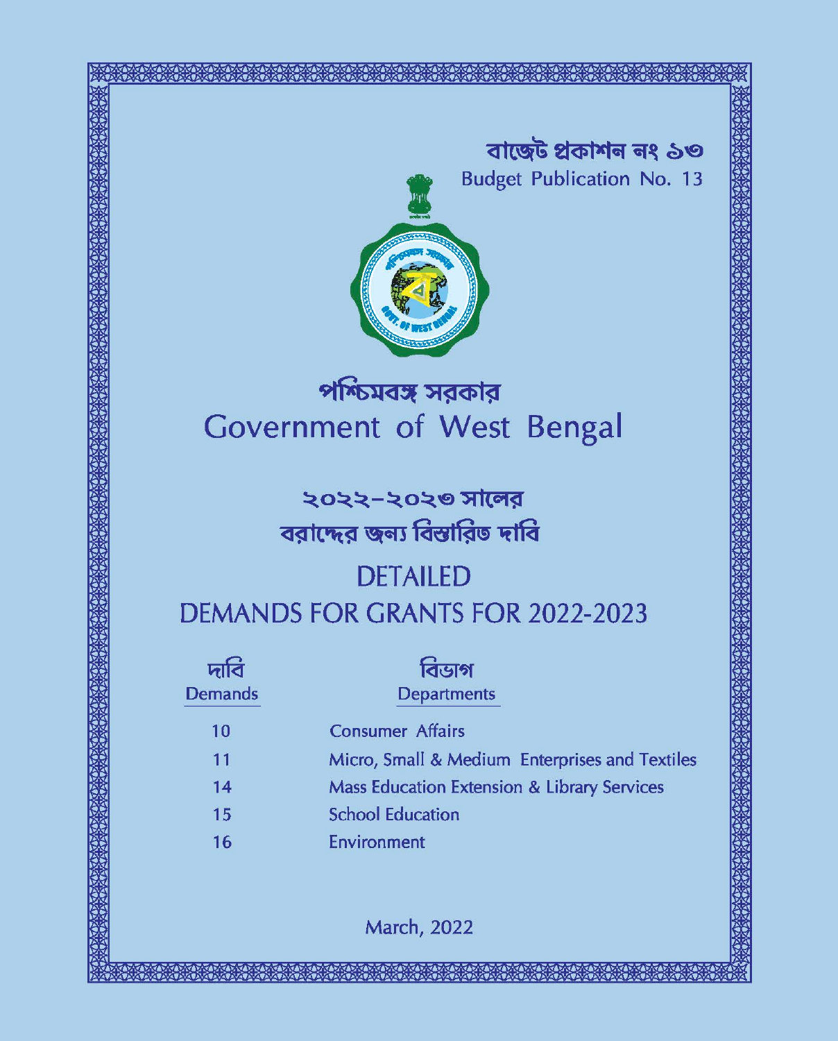বাজেট প্রকাশন নং ১৩

Budget Publication No. 13

# পশ্চিমবঙ্গ সরকার

# Government of West Bengal

## ২০২২-২০২৩ সালের
## বরাদ্দের জন্য বিস্তারিত দাবি

## DETAILED
## DEMANDS FOR GRANTS FOR 2022-2023

| দাবি<br>Demands | বিভাগ<br>Departments |
|---|---|
| 10 | Consumer Affairs |
| 11 | Micro, Small & Medium Enterprises and Textiles |
| 14 | Mass Education Extension & Library Services |
| 15 | School Education |
| 16 | Environment |

March, 2022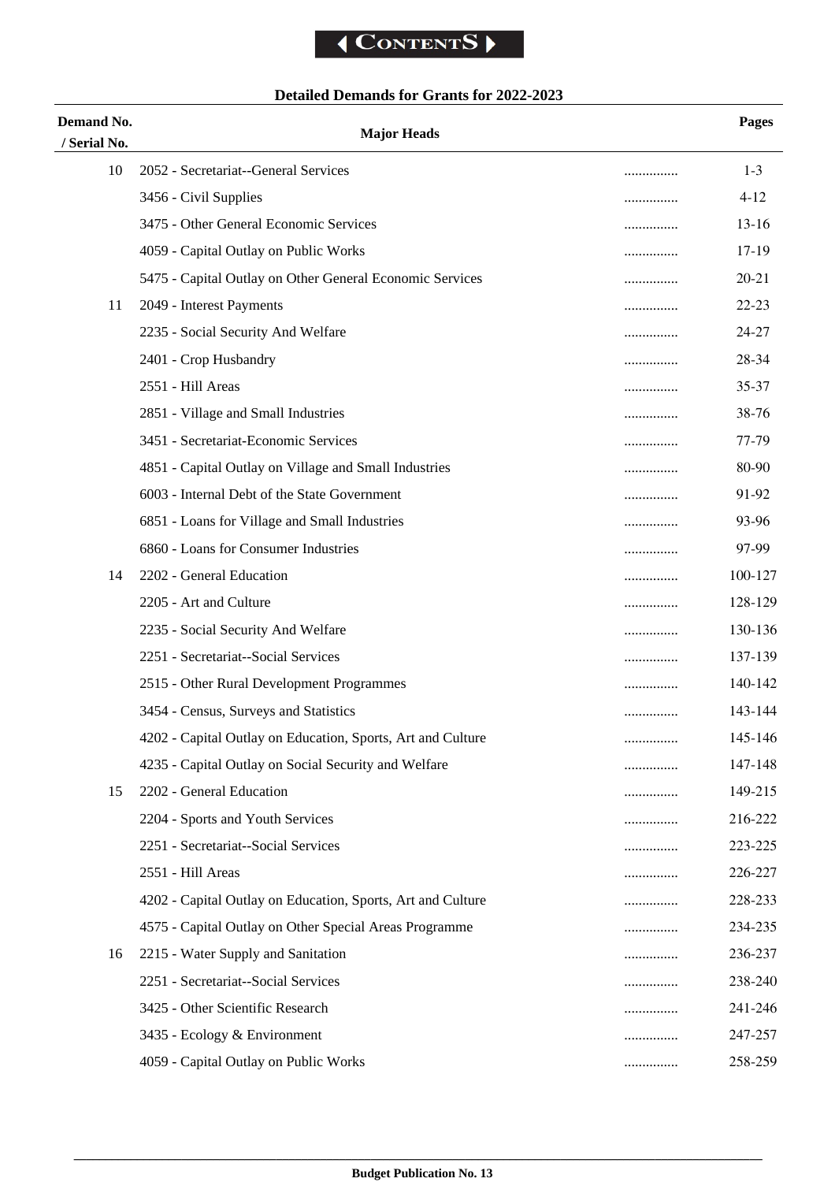**CONTENTS**

## Detailed Demands for Grants for 2022-2023

| Demand No. / Serial No. | Major Heads | | Pages |
|---|---|---|---|
| 10 | 2052 - Secretariat--General Services | ............... | 1-3 |
| | 3456 - Civil Supplies | ............... | 4-12 |
| | 3475 - Other General Economic Services | ............... | 13-16 |
| | 4059 - Capital Outlay on Public Works | ............... | 17-19 |
| | 5475 - Capital Outlay on Other General Economic Services | ............... | 20-21 |
| 11 | 2049 - Interest Payments | ............... | 22-23 |
| | 2235 - Social Security And Welfare | ............... | 24-27 |
| | 2401 - Crop Husbandry | ............... | 28-34 |
| | 2551 - Hill Areas | ............... | 35-37 |
| | 2851 - Village and Small Industries | ............... | 38-76 |
| | 3451 - Secretariat-Economic Services | ............... | 77-79 |
| | 4851 - Capital Outlay on Village and Small Industries | ............... | 80-90 |
| | 6003 - Internal Debt of the State Government | ............... | 91-92 |
| | 6851 - Loans for Village and Small Industries | ............... | 93-96 |
| | 6860 - Loans for Consumer Industries | ............... | 97-99 |
| 14 | 2202 - General Education | ............... | 100-127 |
| | 2205 - Art and Culture | ............... | 128-129 |
| | 2235 - Social Security And Welfare | ............... | 130-136 |
| | 2251 - Secretariat--Social Services | ............... | 137-139 |
| | 2515 - Other Rural Development Programmes | ............... | 140-142 |
| | 3454 - Census, Surveys and Statistics | ............... | 143-144 |
| | 4202 - Capital Outlay on Education, Sports, Art and Culture | ............... | 145-146 |
| | 4235 - Capital Outlay on Social Security and Welfare | ............... | 147-148 |
| 15 | 2202 - General Education | ............... | 149-215 |
| | 2204 - Sports and Youth Services | ............... | 216-222 |
| | 2251 - Secretariat--Social Services | ............... | 223-225 |
| | 2551 - Hill Areas | ............... | 226-227 |
| | 4202 - Capital Outlay on Education, Sports, Art and Culture | ............... | 228-233 |
| | 4575 - Capital Outlay on Other Special Areas Programme | ............... | 234-235 |
| 16 | 2215 - Water Supply and Sanitation | ............... | 236-237 |
| | 2251 - Secretariat--Social Services | ............... | 238-240 |
| | 3425 - Other Scientific Research | ............... | 241-246 |
| | 3435 - Ecology & Environment | ............... | 247-257 |
| | 4059 - Capital Outlay on Public Works | ............... | 258-259 |

Budget Publication No. 13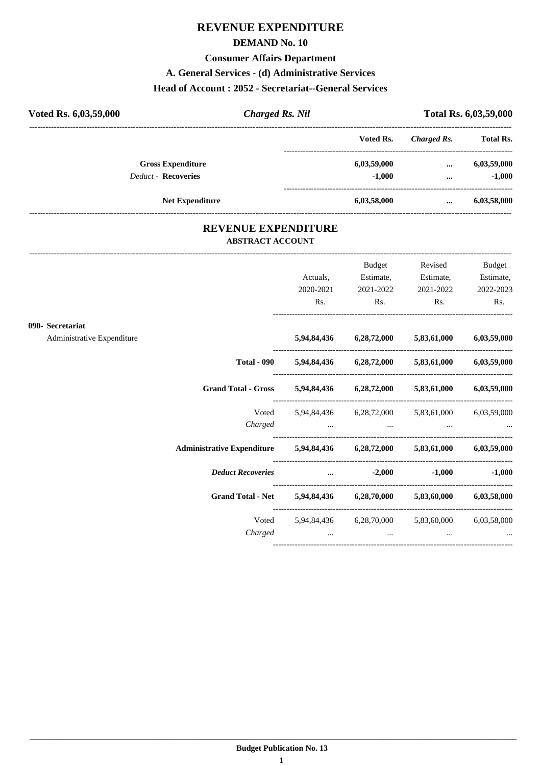# REVENUE EXPENDITURE

## DEMAND No. 10

### Consumer Affairs Department

### A. General Services - (d) Administrative Services

### Head of Account : 2052 - Secretariat--General Services

| **Voted Rs. 6,03,59,000** | ***Charged Rs. Nil*** | **Total Rs. 6,03,59,000** |
|---|---|---|

| | Voted Rs. | *Charged Rs.* | Total Rs. |
|---|---|---|---|
| **Gross Expenditure** | 6,03,59,000 | ... | 6,03,59,000 |
| *Deduct* - **Recoveries** | -1,000 | ... | -1,000 |
| **Net Expenditure** | 6,03,58,000 | ... | 6,03,58,000 |

## REVENUE EXPENDITURE

### ABSTRACT ACCOUNT

| | Actuals, 2020-2021 Rs. | Budget Estimate, 2021-2022 Rs. | Revised Estimate, 2021-2022 Rs. | Budget Estimate, 2022-2023 Rs. |
|---|---|---|---|---|
| **090- Secretariat** | | | | |
| Administrative Expenditure | **5,94,84,436** | **6,28,72,000** | **5,83,61,000** | **6,03,59,000** |
| **Total - 090** | **5,94,84,436** | **6,28,72,000** | **5,83,61,000** | **6,03,59,000** |
| **Grand Total - Gross** | **5,94,84,436** | **6,28,72,000** | **5,83,61,000** | **6,03,59,000** |
| Voted | 5,94,84,436 | 6,28,72,000 | 5,83,61,000 | 6,03,59,000 |
| *Charged* | ... | ... | ... | ... |
| **Administrative Expenditure** | **5,94,84,436** | **6,28,72,000** | **5,83,61,000** | **6,03,59,000** |
| ***Deduct Recoveries*** | **...** | **-2,000** | **-1,000** | **-1,000** |
| **Grand Total - Net** | **5,94,84,436** | **6,28,70,000** | **5,83,60,000** | **6,03,58,000** |
| Voted | 5,94,84,436 | 6,28,70,000 | 5,83,60,000 | 6,03,58,000 |
| *Charged* | ... | ... | ... | ... |

**Budget Publication No. 13**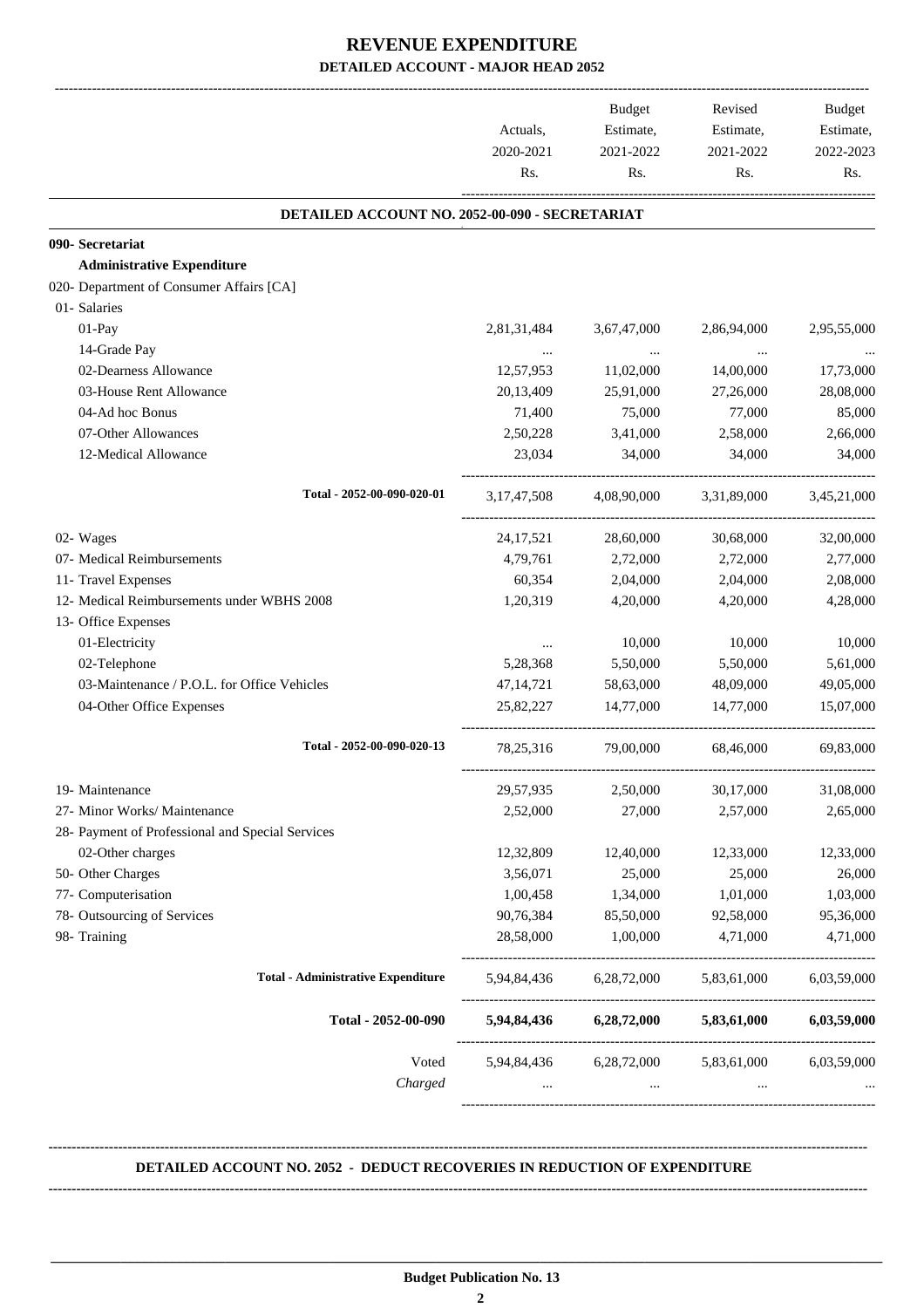# REVENUE EXPENDITURE

**DETAILED ACCOUNT - MAJOR HEAD 2052**

| | Actuals, 2020-2021 Rs. | Budget Estimate, 2021-2022 Rs. | Revised Estimate, 2021-2022 Rs. | Budget Estimate, 2022-2023 Rs. |
|---|---|---|---|---|
| **DETAILED ACCOUNT NO. 2052-00-090 - SECRETARIAT** | | | | |
| **090- Secretariat** | | | | |
| **Administrative Expenditure** | | | | |
| 020- Department of Consumer Affairs [CA] | | | | |
| 01- Salaries | | | | |
| 01-Pay | 2,81,31,484 | 3,67,47,000 | 2,86,94,000 | 2,95,55,000 |
| 14-Grade Pay | ... | ... | ... | ... |
| 02-Dearness Allowance | 12,57,953 | 11,02,000 | 14,00,000 | 17,73,000 |
| 03-House Rent Allowance | 20,13,409 | 25,91,000 | 27,26,000 | 28,08,000 |
| 04-Ad hoc Bonus | 71,400 | 75,000 | 77,000 | 85,000 |
| 07-Other Allowances | 2,50,228 | 3,41,000 | 2,58,000 | 2,66,000 |
| 12-Medical Allowance | 23,034 | 34,000 | 34,000 | 34,000 |
| **Total - 2052-00-090-020-01** | 3,17,47,508 | 4,08,90,000 | 3,31,89,000 | 3,45,21,000 |
| 02- Wages | 24,17,521 | 28,60,000 | 30,68,000 | 32,00,000 |
| 07- Medical Reimbursements | 4,79,761 | 2,72,000 | 2,72,000 | 2,77,000 |
| 11- Travel Expenses | 60,354 | 2,04,000 | 2,04,000 | 2,08,000 |
| 12- Medical Reimbursements under WBHS 2008 | 1,20,319 | 4,20,000 | 4,20,000 | 4,28,000 |
| 13- Office Expenses | | | | |
| 01-Electricity | ... | 10,000 | 10,000 | 10,000 |
| 02-Telephone | 5,28,368 | 5,50,000 | 5,50,000 | 5,61,000 |
| 03-Maintenance / P.O.L. for Office Vehicles | 47,14,721 | 58,63,000 | 48,09,000 | 49,05,000 |
| 04-Other Office Expenses | 25,82,227 | 14,77,000 | 14,77,000 | 15,07,000 |
| **Total - 2052-00-090-020-13** | 78,25,316 | 79,00,000 | 68,46,000 | 69,83,000 |
| 19- Maintenance | 29,57,935 | 2,50,000 | 30,17,000 | 31,08,000 |
| 27- Minor Works/ Maintenance | 2,52,000 | 27,000 | 2,57,000 | 2,65,000 |
| 28- Payment of Professional and Special Services | | | | |
| 02-Other charges | 12,32,809 | 12,40,000 | 12,33,000 | 12,33,000 |
| 50- Other Charges | 3,56,071 | 25,000 | 25,000 | 26,000 |
| 77- Computerisation | 1,00,458 | 1,34,000 | 1,01,000 | 1,03,000 |
| 78- Outsourcing of Services | 90,76,384 | 85,50,000 | 92,58,000 | 95,36,000 |
| 98- Training | 28,58,000 | 1,00,000 | 4,71,000 | 4,71,000 |
| **Total - Administrative Expenditure** | 5,94,84,436 | 6,28,72,000 | 5,83,61,000 | 6,03,59,000 |
| **Total - 2052-00-090** | **5,94,84,436** | **6,28,72,000** | **5,83,61,000** | **6,03,59,000** |
| Voted | 5,94,84,436 | 6,28,72,000 | 5,83,61,000 | 6,03,59,000 |
| *Charged* | ... | ... | ... | ... |

**DETAILED ACCOUNT NO. 2052 - DEDUCT RECOVERIES IN REDUCTION OF EXPENDITURE**

**Budget Publication No. 13**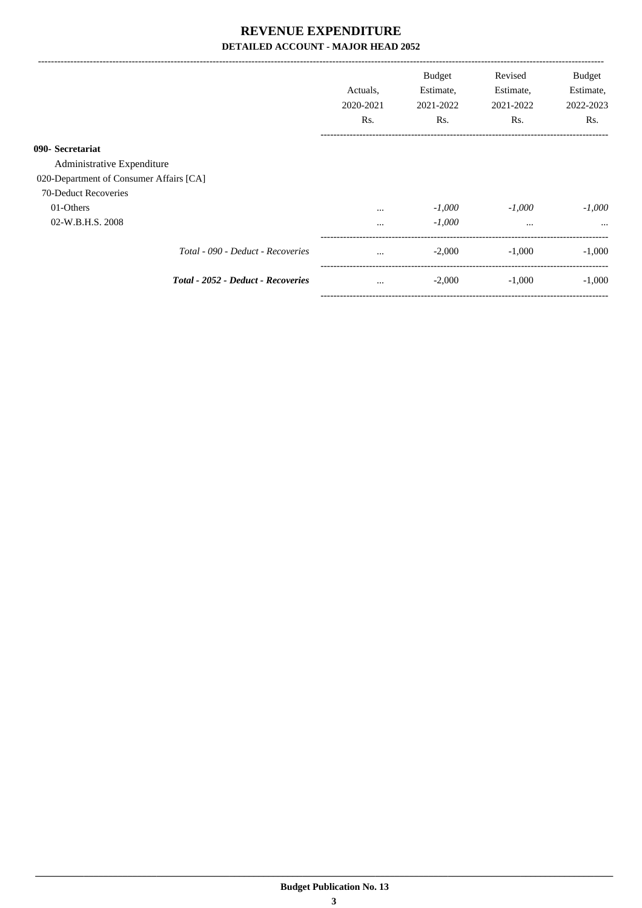# REVENUE EXPENDITURE

## DETAILED ACCOUNT - MAJOR HEAD 2052

| | Actuals, 2020-2021 Rs. | Budget Estimate, 2021-2022 Rs. | Revised Estimate, 2021-2022 Rs. | Budget Estimate, 2022-2023 Rs. |
|---|---|---|---|---|
| **090- Secretariat** | | | | |
| Administrative Expenditure | | | | |
| 020-Department of Consumer Affairs [CA] | | | | |
| 70-Deduct Recoveries | | | | |
| 01-Others | ... | *-1,000* | *-1,000* | *-1,000* |
| 02-W.B.H.S. 2008 | ... | *-1,000* | ... | ... |
| *Total - 090 - Deduct - Recoveries* | ... | -2,000 | -1,000 | -1,000 |
| ***Total - 2052 - Deduct - Recoveries*** | ... | -2,000 | -1,000 | -1,000 |

**Budget Publication No. 13**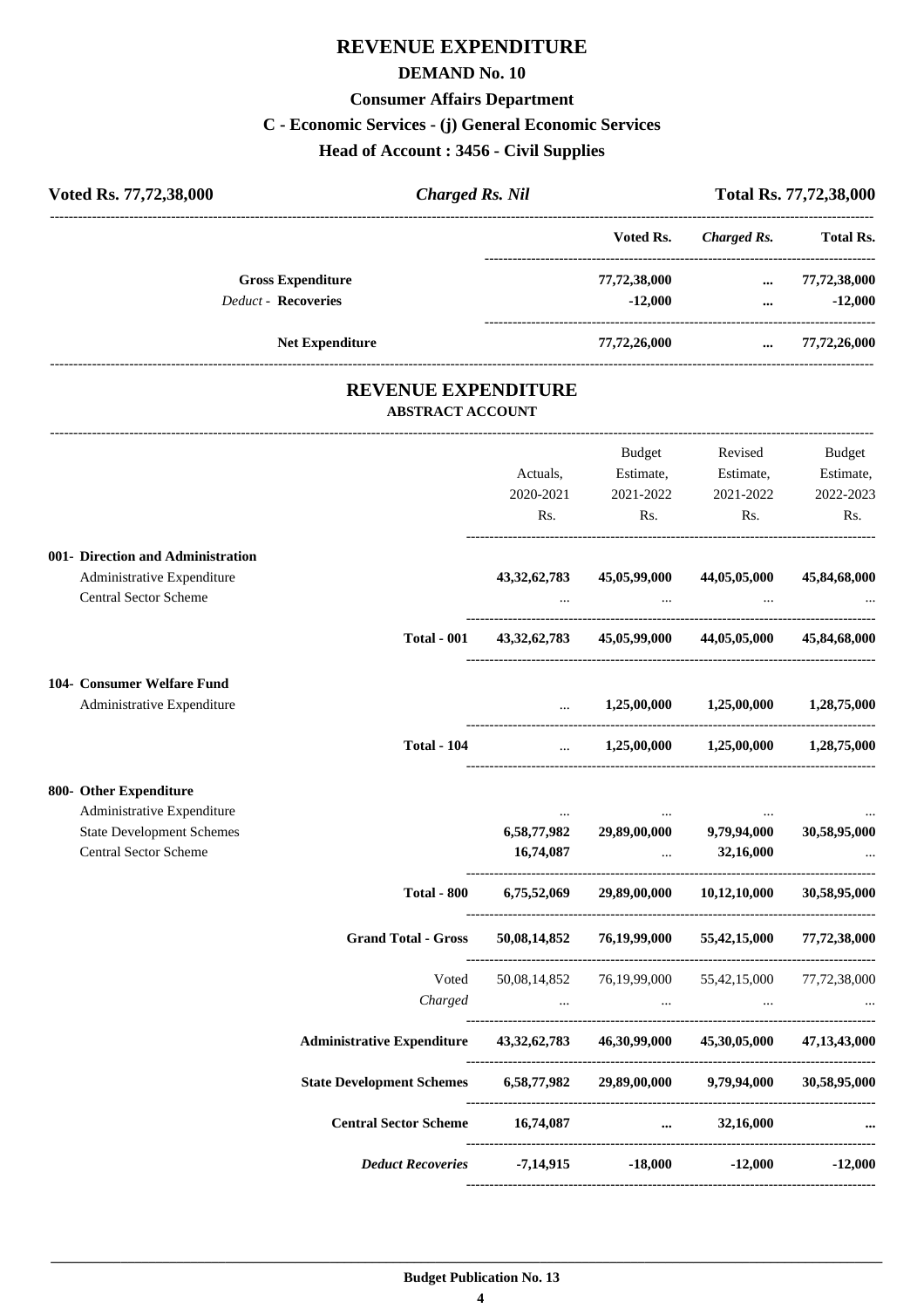# REVENUE EXPENDITURE

## DEMAND No. 10

### Consumer Affairs Department

### C - Economic Services - (j) General Economic Services

### Head of Account : 3456 - Civil Supplies

| Voted Rs. 77,72,38,000 | *Charged Rs. Nil* | Total Rs. 77,72,38,000 |
|---|---|---|

| | Voted Rs. | *Charged Rs.* | Total Rs. |
|---|---|---|---|
| **Gross Expenditure** | 77,72,38,000 | ... | 77,72,38,000 |
| *Deduct* - **Recoveries** | -12,000 | ... | -12,000 |
| **Net Expenditure** | 77,72,26,000 | ... | 77,72,26,000 |

## REVENUE EXPENDITURE

### ABSTRACT ACCOUNT

| | Actuals, 2020-2021 Rs. | Budget Estimate, 2021-2022 Rs. | Revised Estimate, 2021-2022 Rs. | Budget Estimate, 2022-2023 Rs. |
|---|---|---|---|---|
| **001- Direction and Administration** | | | | |
| Administrative Expenditure | 43,32,62,783 | 45,05,99,000 | 44,05,05,000 | 45,84,68,000 |
| Central Sector Scheme | ... | ... | ... | ... |
| **Total - 001** | 43,32,62,783 | 45,05,99,000 | 44,05,05,000 | 45,84,68,000 |
| **104- Consumer Welfare Fund** | | | | |
| Administrative Expenditure | ... | 1,25,00,000 | 1,25,00,000 | 1,28,75,000 |
| **Total - 104** | ... | 1,25,00,000 | 1,25,00,000 | 1,28,75,000 |
| **800- Other Expenditure** | | | | |
| Administrative Expenditure | ... | ... | ... | ... |
| State Development Schemes | 6,58,77,982 | 29,89,00,000 | 9,79,94,000 | 30,58,95,000 |
| Central Sector Scheme | 16,74,087 | ... | 32,16,000 | ... |
| **Total - 800** | 6,75,52,069 | 29,89,00,000 | 10,12,10,000 | 30,58,95,000 |
| **Grand Total - Gross** | 50,08,14,852 | 76,19,99,000 | 55,42,15,000 | 77,72,38,000 |
| Voted | 50,08,14,852 | 76,19,99,000 | 55,42,15,000 | 77,72,38,000 |
| *Charged* | ... | ... | ... | ... |
| **Administrative Expenditure** | 43,32,62,783 | 46,30,99,000 | 45,30,05,000 | 47,13,43,000 |
| **State Development Schemes** | 6,58,77,982 | 29,89,00,000 | 9,79,94,000 | 30,58,95,000 |
| **Central Sector Scheme** | 16,74,087 | ... | 32,16,000 | ... |
| ***Deduct Recoveries*** | -7,14,915 | -18,000 | -12,000 | -12,000 |

**Budget Publication No. 13**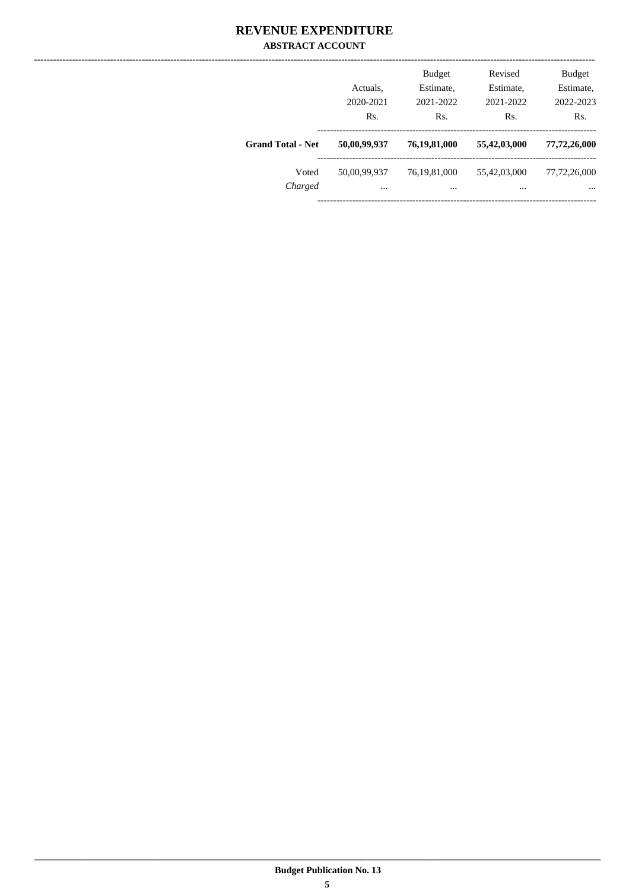# REVENUE EXPENDITURE

## ABSTRACT ACCOUNT

| | Actuals, 2020-2021 Rs. | Budget Estimate, 2021-2022 Rs. | Revised Estimate, 2021-2022 Rs. | Budget Estimate, 2022-2023 Rs. |
|---|---|---|---|---|
| **Grand Total - Net** | **50,00,99,937** | **76,19,81,000** | **55,42,03,000** | **77,72,26,000** |
| Voted | 50,00,99,937 | 76,19,81,000 | 55,42,03,000 | 77,72,26,000 |
| *Charged* | ... | ... | ... | ... |

**Budget Publication No. 13**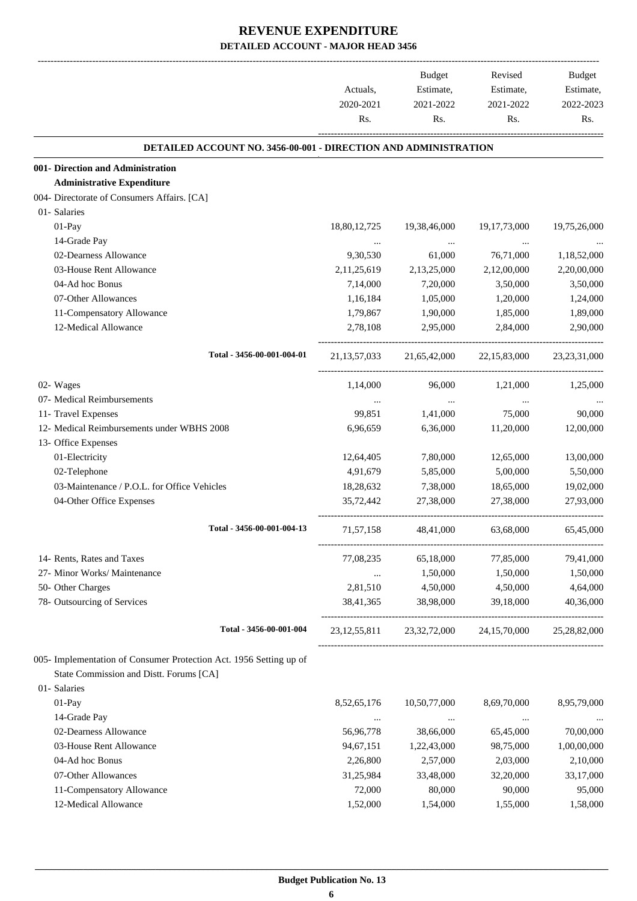# REVENUE EXPENDITURE

## DETAILED ACCOUNT - MAJOR HEAD 3456

| | Actuals, 2020-2021 Rs. | Budget Estimate, 2021-2022 Rs. | Revised Estimate, 2021-2022 Rs. | Budget Estimate, 2022-2023 Rs. |
|---|---|---|---|---|
| **DETAILED ACCOUNT NO. 3456-00-001 - DIRECTION AND ADMINISTRATION** | | | | |
| **001- Direction and Administration** | | | | |
| **Administrative Expenditure** | | | | |
| 004- Directorate of Consumers Affairs. [CA] | | | | |
| 01- Salaries | | | | |
| 01-Pay | 18,80,12,725 | 19,38,46,000 | 19,17,73,000 | 19,75,26,000 |
| 14-Grade Pay | ... | ... | ... | ... |
| 02-Dearness Allowance | 9,30,530 | 61,000 | 76,71,000 | 1,18,52,000 |
| 03-House Rent Allowance | 2,11,25,619 | 2,13,25,000 | 2,12,00,000 | 2,20,00,000 |
| 04-Ad hoc Bonus | 7,14,000 | 7,20,000 | 3,50,000 | 3,50,000 |
| 07-Other Allowances | 1,16,184 | 1,05,000 | 1,20,000 | 1,24,000 |
| 11-Compensatory Allowance | 1,79,867 | 1,90,000 | 1,85,000 | 1,89,000 |
| 12-Medical Allowance | 2,78,108 | 2,95,000 | 2,84,000 | 2,90,000 |
| Total - 3456-00-001-004-01 | 21,13,57,033 | 21,65,42,000 | 22,15,83,000 | 23,23,31,000 |
| 02- Wages | 1,14,000 | 96,000 | 1,21,000 | 1,25,000 |
| 07- Medical Reimbursements | ... | ... | ... | ... |
| 11- Travel Expenses | 99,851 | 1,41,000 | 75,000 | 90,000 |
| 12- Medical Reimbursements under WBHS 2008 | 6,96,659 | 6,36,000 | 11,20,000 | 12,00,000 |
| 13- Office Expenses | | | | |
| 01-Electricity | 12,64,405 | 7,80,000 | 12,65,000 | 13,00,000 |
| 02-Telephone | 4,91,679 | 5,85,000 | 5,00,000 | 5,50,000 |
| 03-Maintenance / P.O.L. for Office Vehicles | 18,28,632 | 7,38,000 | 18,65,000 | 19,02,000 |
| 04-Other Office Expenses | 35,72,442 | 27,38,000 | 27,38,000 | 27,93,000 |
| Total - 3456-00-001-004-13 | 71,57,158 | 48,41,000 | 63,68,000 | 65,45,000 |
| 14- Rents, Rates and Taxes | 77,08,235 | 65,18,000 | 77,85,000 | 79,41,000 |
| 27- Minor Works/ Maintenance | ... | 1,50,000 | 1,50,000 | 1,50,000 |
| 50- Other Charges | 2,81,510 | 4,50,000 | 4,50,000 | 4,64,000 |
| 78- Outsourcing of Services | 38,41,365 | 38,98,000 | 39,18,000 | 40,36,000 |
| Total - 3456-00-001-004 | 23,12,55,811 | 23,32,72,000 | 24,15,70,000 | 25,28,82,000 |
| 005- Implementation of Consumer Protection Act. 1956 Setting up of State Commission and Distt. Forums [CA] | | | | |
| 01- Salaries | | | | |
| 01-Pay | 8,52,65,176 | 10,50,77,000 | 8,69,70,000 | 8,95,79,000 |
| 14-Grade Pay | ... | ... | ... | ... |
| 02-Dearness Allowance | 56,96,778 | 38,66,000 | 65,45,000 | 70,00,000 |
| 03-House Rent Allowance | 94,67,151 | 1,22,43,000 | 98,75,000 | 1,00,00,000 |
| 04-Ad hoc Bonus | 2,26,800 | 2,57,000 | 2,03,000 | 2,10,000 |
| 07-Other Allowances | 31,25,984 | 33,48,000 | 32,20,000 | 33,17,000 |
| 11-Compensatory Allowance | 72,000 | 80,000 | 90,000 | 95,000 |
| 12-Medical Allowance | 1,52,000 | 1,54,000 | 1,55,000 | 1,58,000 |

**Budget Publication No. 13**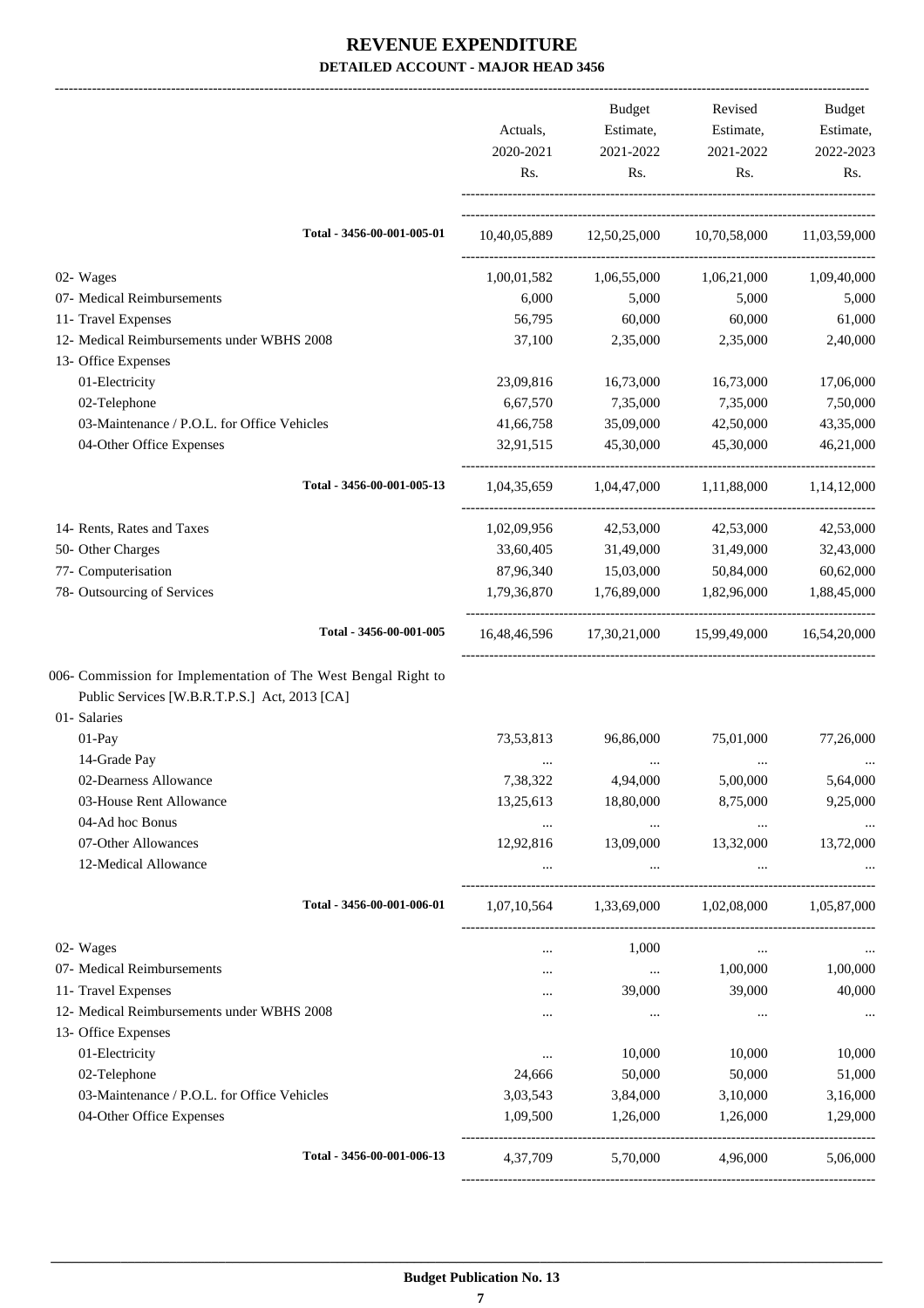# REVENUE EXPENDITURE

## DETAILED ACCOUNT - MAJOR HEAD 3456

| | Actuals, 2020-2021 Rs. | Budget Estimate, 2021-2022 Rs. | Revised Estimate, 2021-2022 Rs. | Budget Estimate, 2022-2023 Rs. |
|---|---|---|---|---|
| Total - 3456-00-001-005-01 | 10,40,05,889 | 12,50,25,000 | 10,70,58,000 | 11,03,59,000 |
| 02- Wages | 1,00,01,582 | 1,06,55,000 | 1,06,21,000 | 1,09,40,000 |
| 07- Medical Reimbursements | 6,000 | 5,000 | 5,000 | 5,000 |
| 11- Travel Expenses | 56,795 | 60,000 | 60,000 | 61,000 |
| 12- Medical Reimbursements under WBHS 2008 | 37,100 | 2,35,000 | 2,35,000 | 2,40,000 |
| 13- Office Expenses | | | | |
| 01-Electricity | 23,09,816 | 16,73,000 | 16,73,000 | 17,06,000 |
| 02-Telephone | 6,67,570 | 7,35,000 | 7,35,000 | 7,50,000 |
| 03-Maintenance / P.O.L. for Office Vehicles | 41,66,758 | 35,09,000 | 42,50,000 | 43,35,000 |
| 04-Other Office Expenses | 32,91,515 | 45,30,000 | 45,30,000 | 46,21,000 |
| Total - 3456-00-001-005-13 | 1,04,35,659 | 1,04,47,000 | 1,11,88,000 | 1,14,12,000 |
| 14- Rents, Rates and Taxes | 1,02,09,956 | 42,53,000 | 42,53,000 | 42,53,000 |
| 50- Other Charges | 33,60,405 | 31,49,000 | 31,49,000 | 32,43,000 |
| 77- Computerisation | 87,96,340 | 15,03,000 | 50,84,000 | 60,62,000 |
| 78- Outsourcing of Services | 1,79,36,870 | 1,76,89,000 | 1,82,96,000 | 1,88,45,000 |
| Total - 3456-00-001-005 | 16,48,46,596 | 17,30,21,000 | 15,99,49,000 | 16,54,20,000 |
| 006- Commission for Implementation of The West Bengal Right to Public Services [W.B.R.T.P.S.] Act, 2013 [CA] | | | | |
| 01- Salaries | | | | |
| 01-Pay | 73,53,813 | 96,86,000 | 75,01,000 | 77,26,000 |
| 14-Grade Pay | ... | ... | ... | ... |
| 02-Dearness Allowance | 7,38,322 | 4,94,000 | 5,00,000 | 5,64,000 |
| 03-House Rent Allowance | 13,25,613 | 18,80,000 | 8,75,000 | 9,25,000 |
| 04-Ad hoc Bonus | ... | ... | ... | ... |
| 07-Other Allowances | 12,92,816 | 13,09,000 | 13,32,000 | 13,72,000 |
| 12-Medical Allowance | ... | ... | ... | ... |
| Total - 3456-00-001-006-01 | 1,07,10,564 | 1,33,69,000 | 1,02,08,000 | 1,05,87,000 |
| 02- Wages | ... | 1,000 | ... | ... |
| 07- Medical Reimbursements | ... | ... | 1,00,000 | 1,00,000 |
| 11- Travel Expenses | ... | 39,000 | 39,000 | 40,000 |
| 12- Medical Reimbursements under WBHS 2008 | ... | ... | ... | ... |
| 13- Office Expenses | | | | |
| 01-Electricity | ... | 10,000 | 10,000 | 10,000 |
| 02-Telephone | 24,666 | 50,000 | 50,000 | 51,000 |
| 03-Maintenance / P.O.L. for Office Vehicles | 3,03,543 | 3,84,000 | 3,10,000 | 3,16,000 |
| 04-Other Office Expenses | 1,09,500 | 1,26,000 | 1,26,000 | 1,29,000 |
| Total - 3456-00-001-006-13 | 4,37,709 | 5,70,000 | 4,96,000 | 5,06,000 |

**Budget Publication No. 13**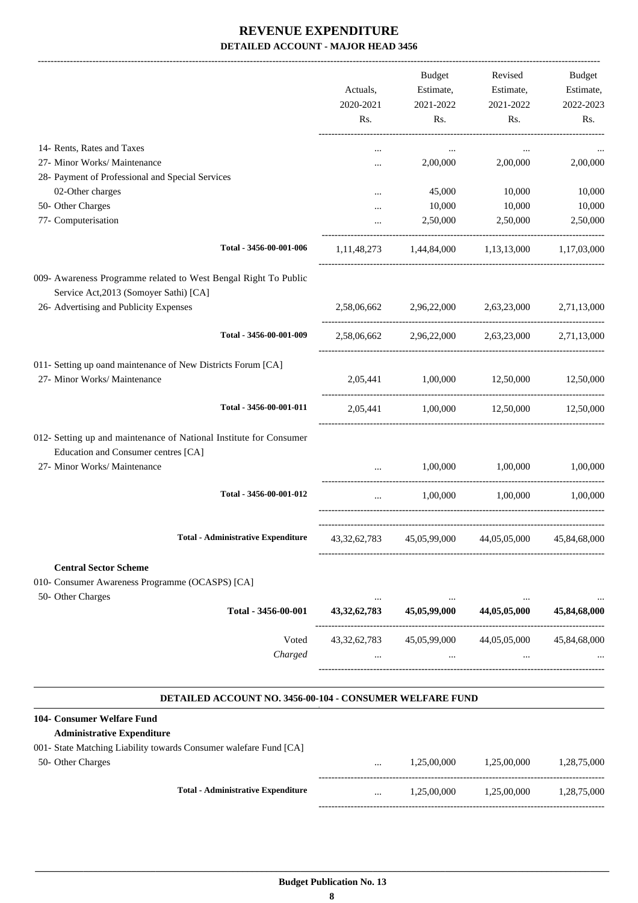# REVENUE EXPENDITURE

**DETAILED ACCOUNT - MAJOR HEAD 3456**

| | Actuals, 2020-2021 Rs. | Budget Estimate, 2021-2022 Rs. | Revised Estimate, 2021-2022 Rs. | Budget Estimate, 2022-2023 Rs. |
|---|---|---|---|---|
| 14- Rents, Rates and Taxes | ... | ... | ... | ... |
| 27- Minor Works/ Maintenance | ... | 2,00,000 | 2,00,000 | 2,00,000 |
| 28- Payment of Professional and Special Services | | | | |
| 02-Other charges | ... | 45,000 | 10,000 | 10,000 |
| 50- Other Charges | ... | 10,000 | 10,000 | 10,000 |
| 77- Computerisation | ... | 2,50,000 | 2,50,000 | 2,50,000 |
| **Total - 3456-00-001-006** | 1,11,48,273 | 1,44,84,000 | 1,13,13,000 | 1,17,03,000 |
| 009- Awareness Programme related to West Bengal Right To Public Service Act,2013 (Somoyer Sathi) [CA] | | | | |
| 26- Advertising and Publicity Expenses | 2,58,06,662 | 2,96,22,000 | 2,63,23,000 | 2,71,13,000 |
| **Total - 3456-00-001-009** | 2,58,06,662 | 2,96,22,000 | 2,63,23,000 | 2,71,13,000 |
| 011- Setting up oand maintenance of New Districts Forum [CA] | | | | |
| 27- Minor Works/ Maintenance | 2,05,441 | 1,00,000 | 12,50,000 | 12,50,000 |
| **Total - 3456-00-001-011** | 2,05,441 | 1,00,000 | 12,50,000 | 12,50,000 |
| 012- Setting up and maintenance of National Institute for Consumer Education and Consumer centres [CA] | | | | |
| 27- Minor Works/ Maintenance | ... | 1,00,000 | 1,00,000 | 1,00,000 |
| **Total - 3456-00-001-012** | ... | 1,00,000 | 1,00,000 | 1,00,000 |
| **Total - Administrative Expenditure** | 43,32,62,783 | 45,05,99,000 | 44,05,05,000 | 45,84,68,000 |
| **Central Sector Scheme** | | | | |
| 010- Consumer Awareness Programme (OCASPS) [CA] | | | | |
| 50- Other Charges | ... | ... | ... | ... |
| **Total - 3456-00-001** | **43,32,62,783** | **45,05,99,000** | **44,05,05,000** | **45,84,68,000** |
| Voted | 43,32,62,783 | 45,05,99,000 | 44,05,05,000 | 45,84,68,000 |
| *Charged* | ... | ... | ... | ... |

## DETAILED ACCOUNT NO. 3456-00-104 - CONSUMER WELFARE FUND

| | Actuals, 2020-2021 Rs. | Budget Estimate, 2021-2022 Rs. | Revised Estimate, 2021-2022 Rs. | Budget Estimate, 2022-2023 Rs. |
|---|---|---|---|---|
| **104- Consumer Welfare Fund** | | | | |
| **Administrative Expenditure** | | | | |
| 001- State Matching Liability towards Consumer walefare Fund [CA] | | | | |
| 50- Other Charges | ... | 1,25,00,000 | 1,25,00,000 | 1,28,75,000 |
| **Total - Administrative Expenditure** | ... | 1,25,00,000 | 1,25,00,000 | 1,28,75,000 |

Budget Publication No. 13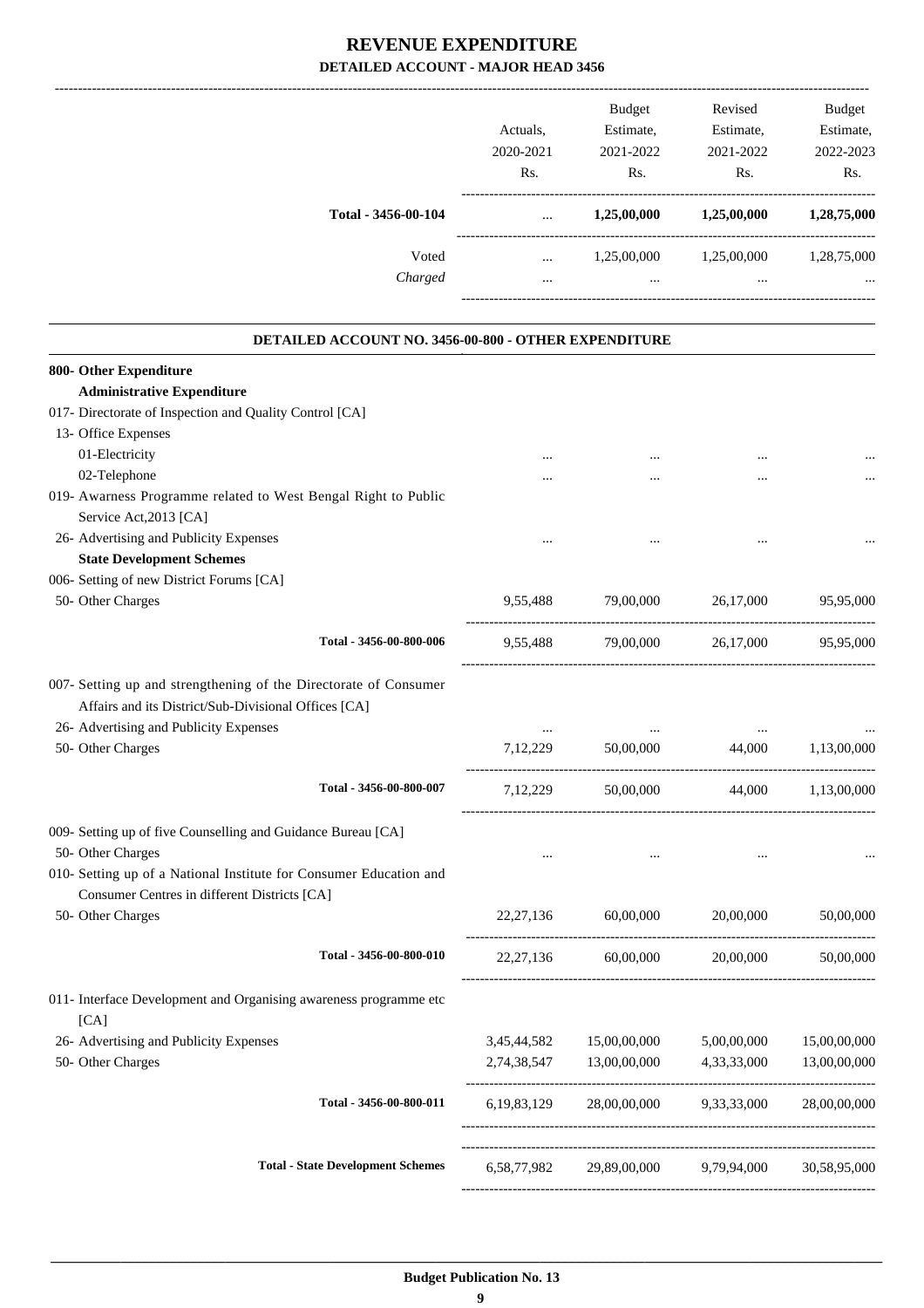# REVENUE EXPENDITURE

## DETAILED ACCOUNT - MAJOR HEAD 3456

| | Actuals, 2020-2021 Rs. | Budget Estimate, 2021-2022 Rs. | Revised Estimate, 2021-2022 Rs. | Budget Estimate, 2022-2023 Rs. |
|---|---|---|---|---|
| **Total - 3456-00-104** | ... | **1,25,00,000** | **1,25,00,000** | **1,28,75,000** |
| Voted | ... | 1,25,00,000 | 1,25,00,000 | 1,28,75,000 |
| *Charged* | ... | ... | ... | ... |

### DETAILED ACCOUNT NO. 3456-00-800 - OTHER EXPENDITURE

| | Actuals, 2020-2021 Rs. | Budget Estimate, 2021-2022 Rs. | Revised Estimate, 2021-2022 Rs. | Budget Estimate, 2022-2023 Rs. |
|---|---|---|---|---|
| **800- Other Expenditure** | | | | |
| **Administrative Expenditure** | | | | |
| 017- Directorate of Inspection and Quality Control [CA] | | | | |
| 13- Office Expenses | | | | |
| 01-Electricity | ... | ... | ... | ... |
| 02-Telephone | ... | ... | ... | ... |
| 019- Awarness Programme related to West Bengal Right to Public Service Act,2013 [CA] | | | | |
| 26- Advertising and Publicity Expenses | ... | ... | ... | ... |
| **State Development Schemes** | | | | |
| 006- Setting of new District Forums [CA] | | | | |
| 50- Other Charges | 9,55,488 | 79,00,000 | 26,17,000 | 95,95,000 |
| **Total - 3456-00-800-006** | 9,55,488 | 79,00,000 | 26,17,000 | 95,95,000 |
| 007- Setting up and strengthening of the Directorate of Consumer Affairs and its District/Sub-Divisional Offices [CA] | | | | |
| 26- Advertising and Publicity Expenses | ... | ... | ... | ... |
| 50- Other Charges | 7,12,229 | 50,00,000 | 44,000 | 1,13,00,000 |
| **Total - 3456-00-800-007** | 7,12,229 | 50,00,000 | 44,000 | 1,13,00,000 |
| 009- Setting up of five Counselling and Guidance Bureau [CA] | | | | |
| 50- Other Charges | ... | ... | ... | ... |
| 010- Setting up of a National Institute for Consumer Education and Consumer Centres in different Districts [CA] | | | | |
| 50- Other Charges | 22,27,136 | 60,00,000 | 20,00,000 | 50,00,000 |
| **Total - 3456-00-800-010** | 22,27,136 | 60,00,000 | 20,00,000 | 50,00,000 |
| 011- Interface Development and Organising awareness programme etc [CA] | | | | |
| 26- Advertising and Publicity Expenses | 3,45,44,582 | 15,00,00,000 | 5,00,00,000 | 15,00,00,000 |
| 50- Other Charges | 2,74,38,547 | 13,00,00,000 | 4,33,33,000 | 13,00,00,000 |
| **Total - 3456-00-800-011** | 6,19,83,129 | 28,00,00,000 | 9,33,33,000 | 28,00,00,000 |
| **Total - State Development Schemes** | 6,58,77,982 | 29,89,00,000 | 9,79,94,000 | 30,58,95,000 |

**Budget Publication No. 13**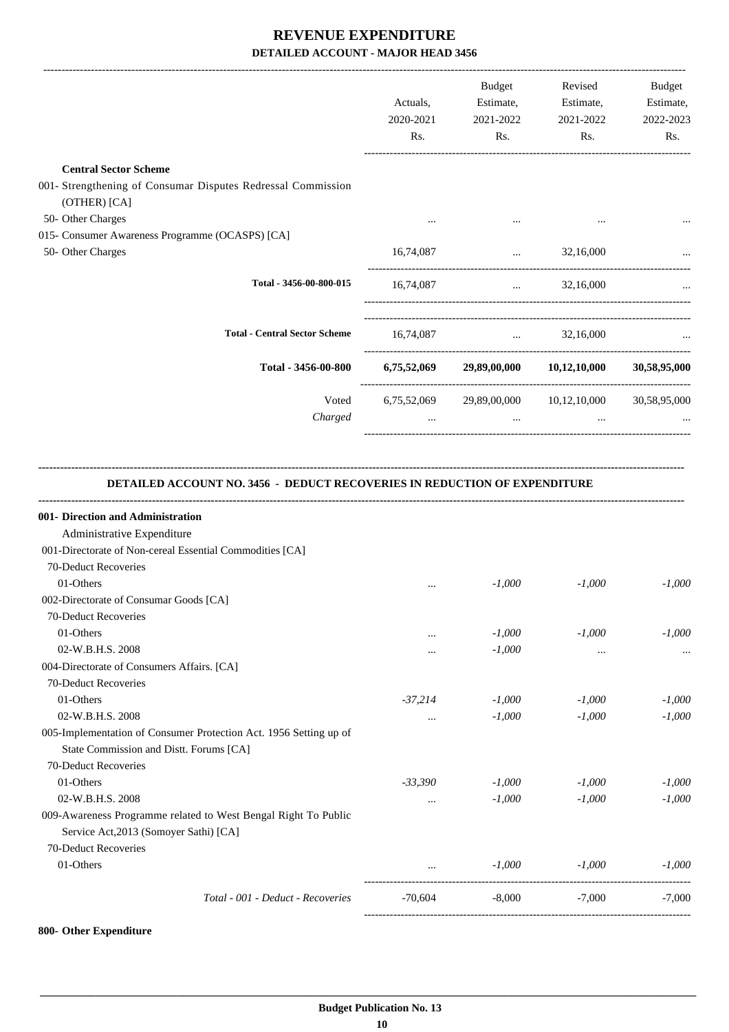# REVENUE EXPENDITURE

## DETAILED ACCOUNT - MAJOR HEAD 3456

| | Actuals, 2020-2021 Rs. | Budget Estimate, 2021-2022 Rs. | Revised Estimate, 2021-2022 Rs. | Budget Estimate, 2022-2023 Rs. |
|---|---|---|---|---|
| **Central Sector Scheme** | | | | |
| 001- Strengthening of Consumar Disputes Redressal Commission (OTHER) [CA] | | | | |
| 50- Other Charges | ... | ... | ... | ... |
| 015- Consumer Awareness Programme (OCASPS) [CA] | | | | |
| 50- Other Charges | 16,74,087 | ... | 32,16,000 | ... |
| **Total - 3456-00-800-015** | 16,74,087 | ... | 32,16,000 | ... |
| **Total - Central Sector Scheme** | 16,74,087 | ... | 32,16,000 | ... |
| **Total - 3456-00-800** | **6,75,52,069** | **29,89,00,000** | **10,12,10,000** | **30,58,95,000** |
| Voted | 6,75,52,069 | 29,89,00,000 | 10,12,10,000 | 30,58,95,000 |
| *Charged* | ... | ... | ... | ... |

### DETAILED ACCOUNT NO. 3456 - DEDUCT RECOVERIES IN REDUCTION OF EXPENDITURE

| | Actuals, 2020-2021 Rs. | Budget Estimate, 2021-2022 Rs. | Revised Estimate, 2021-2022 Rs. | Budget Estimate, 2022-2023 Rs. |
|---|---|---|---|---|
| **001- Direction and Administration** | | | | |
| Administrative Expenditure | | | | |
| 001-Directorate of Non-cereal Essential Commodities [CA] | | | | |
| 70-Deduct Recoveries | | | | |
| 01-Others | ... | *-1,000* | *-1,000* | *-1,000* |
| 002-Directorate of Consumar Goods [CA] | | | | |
| 70-Deduct Recoveries | | | | |
| 01-Others | ... | *-1,000* | *-1,000* | *-1,000* |
| 02-W.B.H.S. 2008 | ... | *-1,000* | ... | ... |
| 004-Directorate of Consumers Affairs. [CA] | | | | |
| 70-Deduct Recoveries | | | | |
| 01-Others | *-37,214* | *-1,000* | *-1,000* | *-1,000* |
| 02-W.B.H.S. 2008 | ... | *-1,000* | *-1,000* | *-1,000* |
| 005-Implementation of Consumer Protection Act. 1956 Setting up of State Commission and Distt. Forums [CA] | | | | |
| 70-Deduct Recoveries | | | | |
| 01-Others | *-33,390* | *-1,000* | *-1,000* | *-1,000* |
| 02-W.B.H.S. 2008 | ... | *-1,000* | *-1,000* | *-1,000* |
| 009-Awareness Programme related to West Bengal Right To Public Service Act,2013 (Somoyer Sathi) [CA] | | | | |
| 70-Deduct Recoveries | | | | |
| 01-Others | ... | *-1,000* | *-1,000* | *-1,000* |
| *Total - 001 - Deduct - Recoveries* | -70,604 | -8,000 | -7,000 | -7,000 |

**800- Other Expenditure**

Budget Publication No. 13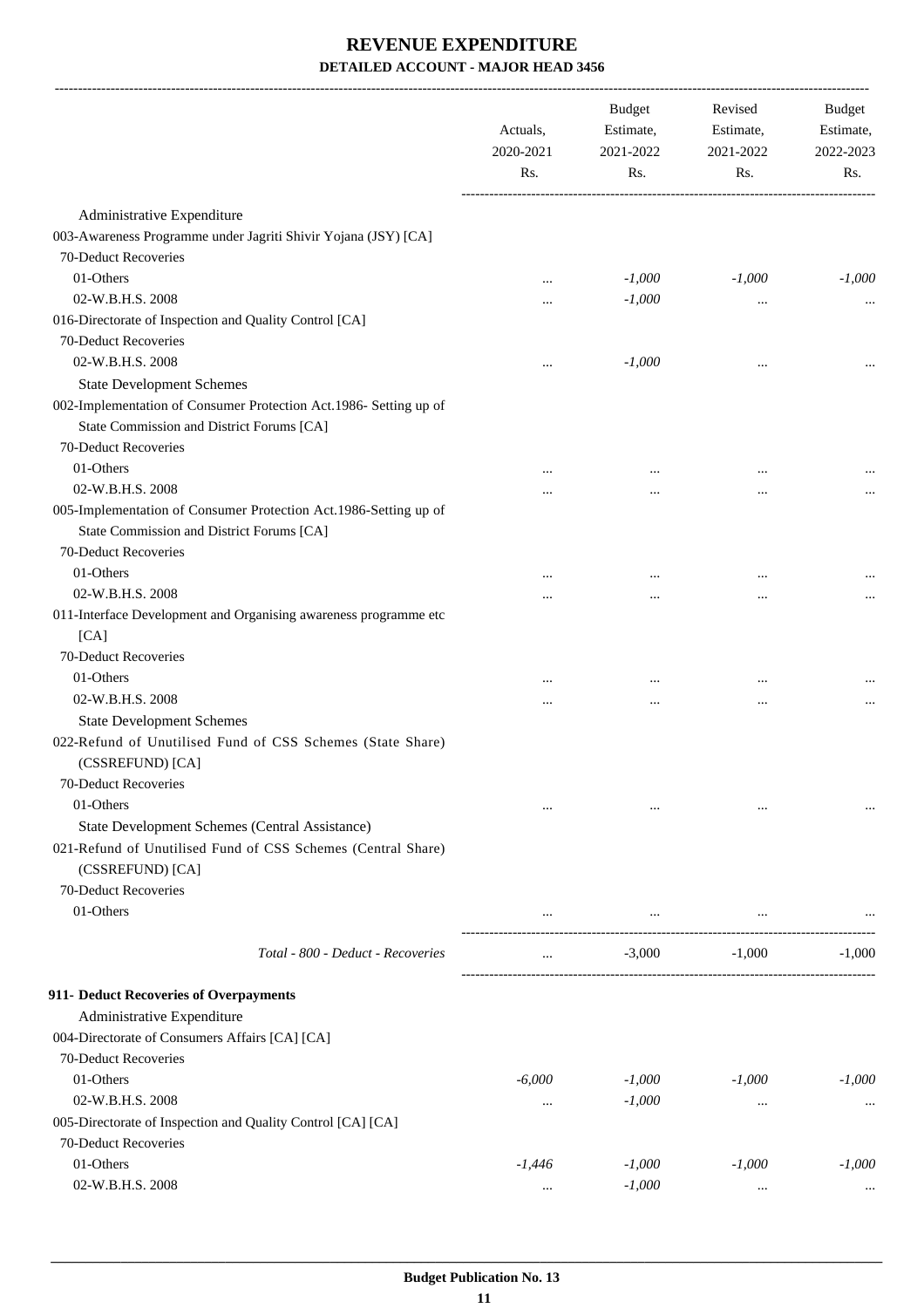# REVENUE EXPENDITURE

## DETAILED ACCOUNT - MAJOR HEAD 3456

| | Actuals, 2020-2021 Rs. | Budget Estimate, 2021-2022 Rs. | Revised Estimate, 2021-2022 Rs. | Budget Estimate, 2022-2023 Rs. |
|---|---|---|---|---|
| Administrative Expenditure | | | | |
| 003-Awareness Programme under Jagriti Shivir Yojana (JSY) [CA] | | | | |
| 70-Deduct Recoveries | | | | |
| 01-Others | ... | *-1,000* | *-1,000* | *-1,000* |
| 02-W.B.H.S. 2008 | ... | *-1,000* | ... | ... |
| 016-Directorate of Inspection and Quality Control [CA] | | | | |
| 70-Deduct Recoveries | | | | |
| 02-W.B.H.S. 2008 | ... | *-1,000* | ... | ... |
| State Development Schemes | | | | |
| 002-Implementation of Consumer Protection Act.1986- Setting up of State Commission and District Forums [CA] | | | | |
| 70-Deduct Recoveries | | | | |
| 01-Others | ... | ... | ... | ... |
| 02-W.B.H.S. 2008 | ... | ... | ... | ... |
| 005-Implementation of Consumer Protection Act.1986-Setting up of State Commission and District Forums [CA] | | | | |
| 70-Deduct Recoveries | | | | |
| 01-Others | ... | ... | ... | ... |
| 02-W.B.H.S. 2008 | ... | ... | ... | ... |
| 011-Interface Development and Organising awareness programme etc [CA] | | | | |
| 70-Deduct Recoveries | | | | |
| 01-Others | ... | ... | ... | ... |
| 02-W.B.H.S. 2008 | ... | ... | ... | ... |
| State Development Schemes | | | | |
| 022-Refund of Unutilised Fund of CSS Schemes (State Share) (CSSREFUND) [CA] | | | | |
| 70-Deduct Recoveries | | | | |
| 01-Others | ... | ... | ... | ... |
| State Development Schemes (Central Assistance) | | | | |
| 021-Refund of Unutilised Fund of CSS Schemes (Central Share) (CSSREFUND) [CA] | | | | |
| 70-Deduct Recoveries | | | | |
| 01-Others | ... | ... | ... | ... |
| *Total - 800 - Deduct - Recoveries* | ... | -3,000 | -1,000 | -1,000 |
| **911- Deduct Recoveries of Overpayments** | | | | |
| Administrative Expenditure | | | | |
| 004-Directorate of Consumers Affairs [CA] [CA] | | | | |
| 70-Deduct Recoveries | | | | |
| 01-Others | *-6,000* | *-1,000* | *-1,000* | *-1,000* |
| 02-W.B.H.S. 2008 | ... | *-1,000* | ... | ... |
| 005-Directorate of Inspection and Quality Control [CA] [CA] | | | | |
| 70-Deduct Recoveries | | | | |
| 01-Others | *-1,446* | *-1,000* | *-1,000* | *-1,000* |
| 02-W.B.H.S. 2008 | ... | *-1,000* | ... | ... |

**Budget Publication No. 13**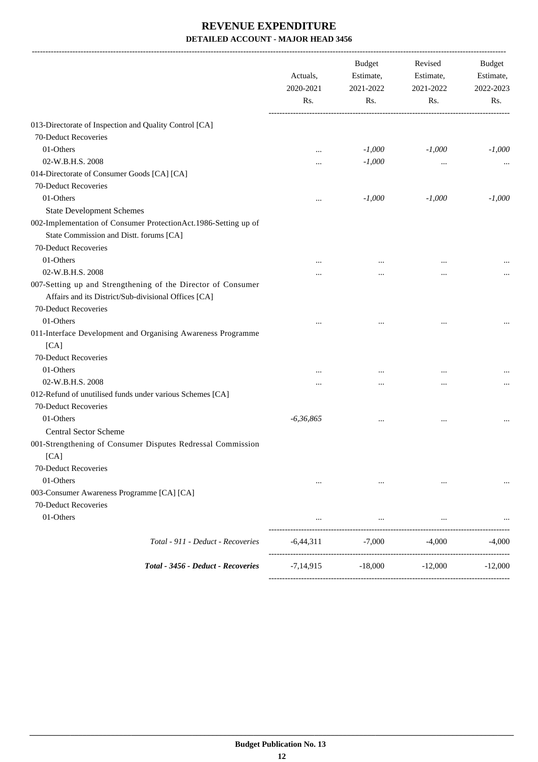# REVENUE EXPENDITURE

## DETAILED ACCOUNT - MAJOR HEAD 3456

| | Actuals, 2020-2021 Rs. | Budget Estimate, 2021-2022 Rs. | Revised Estimate, 2021-2022 Rs. | Budget Estimate, 2022-2023 Rs. |
|---|---|---|---|---|
| 013-Directorate of Inspection and Quality Control [CA] | | | | |
| 70-Deduct Recoveries | | | | |
| 01-Others | ... | *-1,000* | *-1,000* | *-1,000* |
| 02-W.B.H.S. 2008 | ... | *-1,000* | ... | ... |
| 014-Directorate of Consumer Goods [CA] [CA] | | | | |
| 70-Deduct Recoveries | | | | |
| 01-Others | ... | *-1,000* | *-1,000* | *-1,000* |
| State Development Schemes | | | | |
| 002-Implementation of Consumer ProtectionAct.1986-Setting up of State Commission and Distt. forums [CA] | | | | |
| 70-Deduct Recoveries | | | | |
| 01-Others | ... | ... | ... | ... |
| 02-W.B.H.S. 2008 | ... | ... | ... | ... |
| 007-Setting up and Strengthening of the Director of Consumer Affairs and its District/Sub-divisional Offices [CA] | | | | |
| 70-Deduct Recoveries | | | | |
| 01-Others | ... | ... | ... | ... |
| 011-Interface Development and Organising Awareness Programme [CA] | | | | |
| 70-Deduct Recoveries | | | | |
| 01-Others | ... | ... | ... | ... |
| 02-W.B.H.S. 2008 | ... | ... | ... | ... |
| 012-Refund of unutilised funds under various Schemes [CA] | | | | |
| 70-Deduct Recoveries | | | | |
| 01-Others | *-6,36,865* | ... | ... | ... |
| Central Sector Scheme | | | | |
| 001-Strengthening of Consumer Disputes Redressal Commission [CA] | | | | |
| 70-Deduct Recoveries | | | | |
| 01-Others | ... | ... | ... | ... |
| 003-Consumer Awareness Programme [CA] [CA] | | | | |
| 70-Deduct Recoveries | | | | |
| 01-Others | ... | ... | ... | ... |
| *Total - 911 - Deduct - Recoveries* | -6,44,311 | -7,000 | -4,000 | -4,000 |
| ***Total - 3456 - Deduct - Recoveries*** | -7,14,915 | -18,000 | -12,000 | -12,000 |

**Budget Publication No. 13**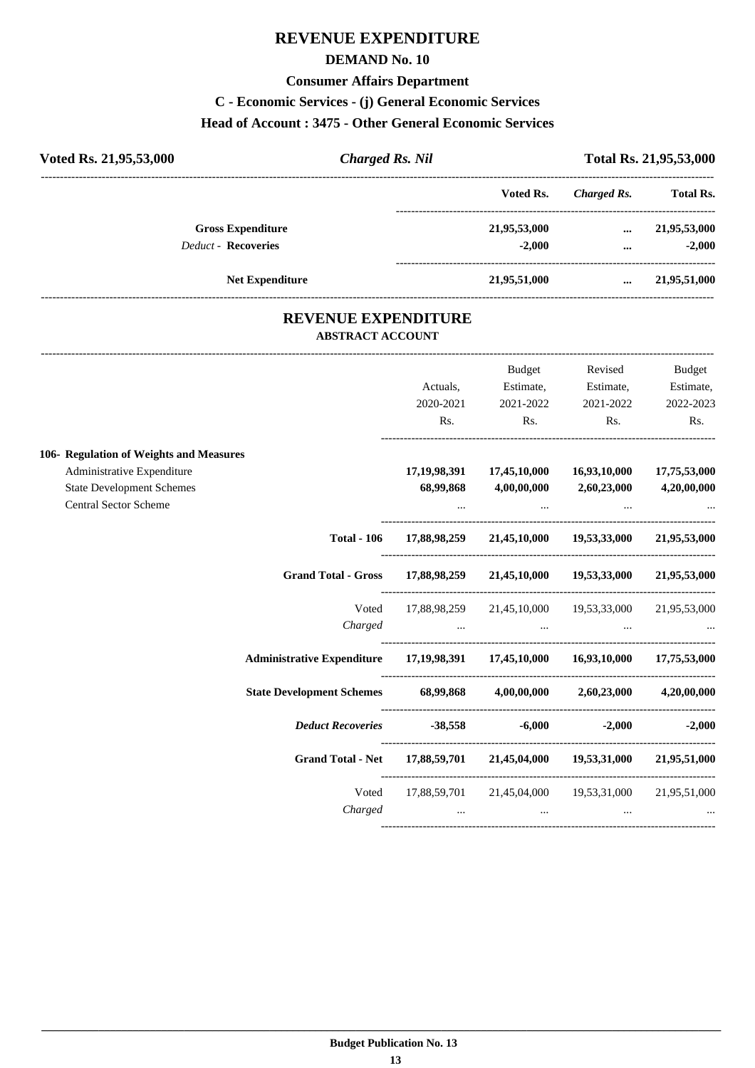# REVENUE EXPENDITURE

## DEMAND No. 10

### Consumer Affairs Department

### C - Economic Services - (j) General Economic Services

### Head of Account : 3475 - Other General Economic Services

**Voted Rs. 21,95,53,000** | ***Charged Rs. Nil*** | **Total Rs. 21,95,53,000**

| | Voted Rs. | Charged Rs. | Total Rs. |
|---|---|---|---|
| **Gross Expenditure** | 21,95,53,000 | ... | 21,95,53,000 |
| *Deduct* - **Recoveries** | -2,000 | ... | -2,000 |
| **Net Expenditure** | 21,95,51,000 | ... | 21,95,51,000 |

## REVENUE EXPENDITURE

### ABSTRACT ACCOUNT

| | Actuals, 2020-2021 Rs. | Budget Estimate, 2021-2022 Rs. | Revised Estimate, 2021-2022 Rs. | Budget Estimate, 2022-2023 Rs. |
|---|---|---|---|---|
| **106- Regulation of Weights and Measures** | | | | |
| Administrative Expenditure | **17,19,98,391** | **17,45,10,000** | **16,93,10,000** | **17,75,53,000** |
| State Development Schemes | **68,99,868** | **4,00,00,000** | **2,60,23,000** | **4,20,00,000** |
| Central Sector Scheme | ... | ... | ... | ... |
| **Total - 106** | **17,88,98,259** | **21,45,10,000** | **19,53,33,000** | **21,95,53,000** |
| **Grand Total - Gross** | **17,88,98,259** | **21,45,10,000** | **19,53,33,000** | **21,95,53,000** |
| Voted | 17,88,98,259 | 21,45,10,000 | 19,53,33,000 | 21,95,53,000 |
| *Charged* | ... | ... | ... | ... |
| **Administrative Expenditure** | **17,19,98,391** | **17,45,10,000** | **16,93,10,000** | **17,75,53,000** |
| **State Development Schemes** | **68,99,868** | **4,00,00,000** | **2,60,23,000** | **4,20,00,000** |
| ***Deduct Recoveries*** | **-38,558** | **-6,000** | **-2,000** | **-2,000** |
| **Grand Total - Net** | **17,88,59,701** | **21,45,04,000** | **19,53,31,000** | **21,95,51,000** |
| Voted | 17,88,59,701 | 21,45,04,000 | 19,53,31,000 | 21,95,51,000 |
| *Charged* | ... | ... | ... | ... |

**Budget Publication No. 13**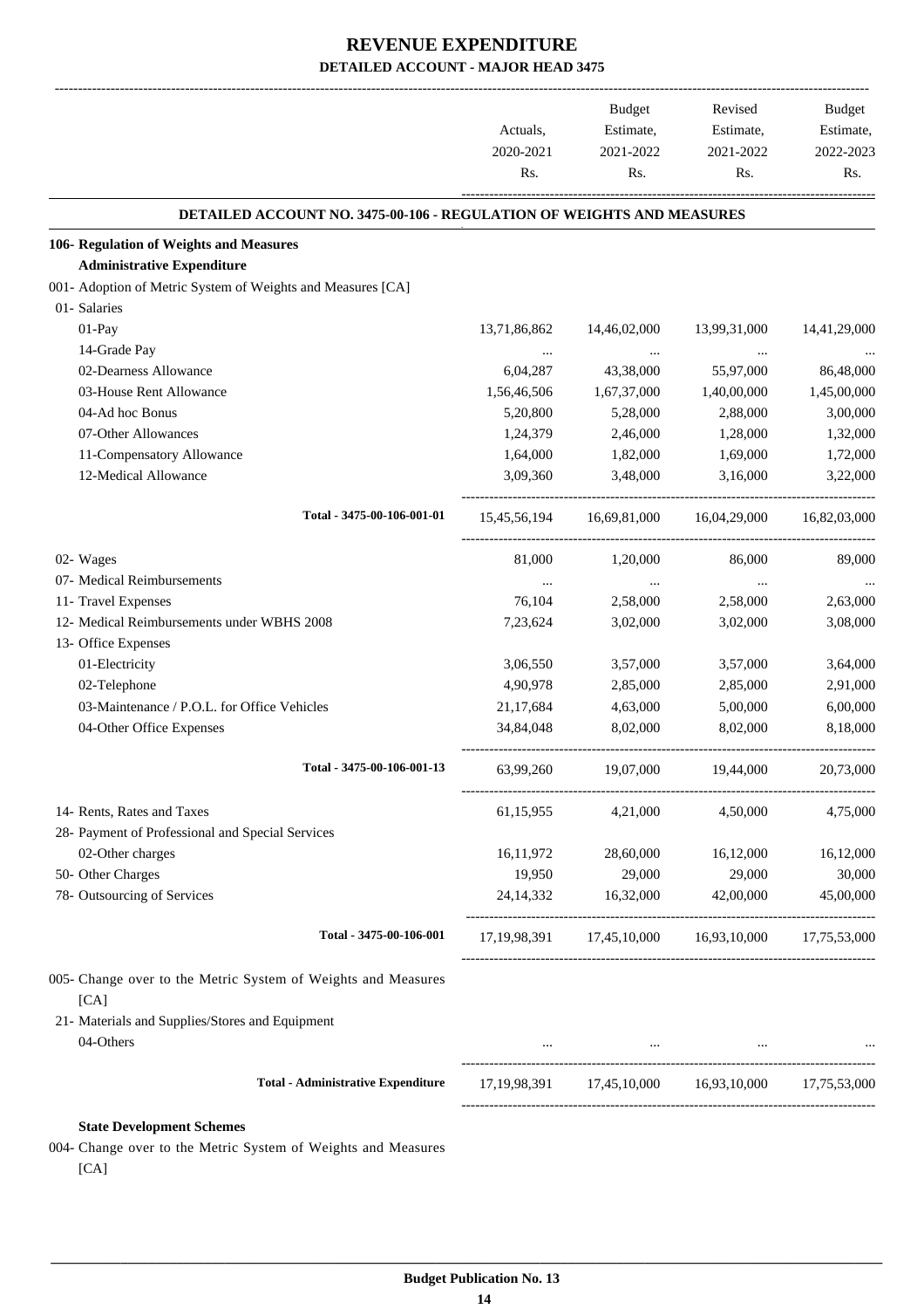# REVENUE EXPENDITURE

## DETAILED ACCOUNT - MAJOR HEAD 3475

| | Actuals, 2020-2021 Rs. | Budget Estimate, 2021-2022 Rs. | Revised Estimate, 2021-2022 Rs. | Budget Estimate, 2022-2023 Rs. |
|---|---|---|---|---|
| **DETAILED ACCOUNT NO. 3475-00-106 - REGULATION OF WEIGHTS AND MEASURES** | | | | |
| **106- Regulation of Weights and Measures** | | | | |
| **Administrative Expenditure** | | | | |
| 001- Adoption of Metric System of Weights and Measures [CA] | | | | |
| 01- Salaries | | | | |
| 01-Pay | 13,71,86,862 | 14,46,02,000 | 13,99,31,000 | 14,41,29,000 |
| 14-Grade Pay | ... | ... | ... | ... |
| 02-Dearness Allowance | 6,04,287 | 43,38,000 | 55,97,000 | 86,48,000 |
| 03-House Rent Allowance | 1,56,46,506 | 1,67,37,000 | 1,40,00,000 | 1,45,00,000 |
| 04-Ad hoc Bonus | 5,20,800 | 5,28,000 | 2,88,000 | 3,00,000 |
| 07-Other Allowances | 1,24,379 | 2,46,000 | 1,28,000 | 1,32,000 |
| 11-Compensatory Allowance | 1,64,000 | 1,82,000 | 1,69,000 | 1,72,000 |
| 12-Medical Allowance | 3,09,360 | 3,48,000 | 3,16,000 | 3,22,000 |
| Total - 3475-00-106-001-01 | 15,45,56,194 | 16,69,81,000 | 16,04,29,000 | 16,82,03,000 |
| 02- Wages | 81,000 | 1,20,000 | 86,000 | 89,000 |
| 07- Medical Reimbursements | ... | ... | ... | ... |
| 11- Travel Expenses | 76,104 | 2,58,000 | 2,58,000 | 2,63,000 |
| 12- Medical Reimbursements under WBHS 2008 | 7,23,624 | 3,02,000 | 3,02,000 | 3,08,000 |
| 13- Office Expenses | | | | |
| 01-Electricity | 3,06,550 | 3,57,000 | 3,57,000 | 3,64,000 |
| 02-Telephone | 4,90,978 | 2,85,000 | 2,85,000 | 2,91,000 |
| 03-Maintenance / P.O.L. for Office Vehicles | 21,17,684 | 4,63,000 | 5,00,000 | 6,00,000 |
| 04-Other Office Expenses | 34,84,048 | 8,02,000 | 8,02,000 | 8,18,000 |
| Total - 3475-00-106-001-13 | 63,99,260 | 19,07,000 | 19,44,000 | 20,73,000 |
| 14- Rents, Rates and Taxes | 61,15,955 | 4,21,000 | 4,50,000 | 4,75,000 |
| 28- Payment of Professional and Special Services | | | | |
| 02-Other charges | 16,11,972 | 28,60,000 | 16,12,000 | 16,12,000 |
| 50- Other Charges | 19,950 | 29,000 | 29,000 | 30,000 |
| 78- Outsourcing of Services | 24,14,332 | 16,32,000 | 42,00,000 | 45,00,000 |
| Total - 3475-00-106-001 | 17,19,98,391 | 17,45,10,000 | 16,93,10,000 | 17,75,53,000 |
| 005- Change over to the Metric System of Weights and Measures [CA] | | | | |
| 21- Materials and Supplies/Stores and Equipment | | | | |
| 04-Others | ... | ... | ... | ... |
| **Total - Administrative Expenditure** | 17,19,98,391 | 17,45,10,000 | 16,93,10,000 | 17,75,53,000 |
| **State Development Schemes** | | | | |
| 004- Change over to the Metric System of Weights and Measures [CA] | | | | |

Budget Publication No. 13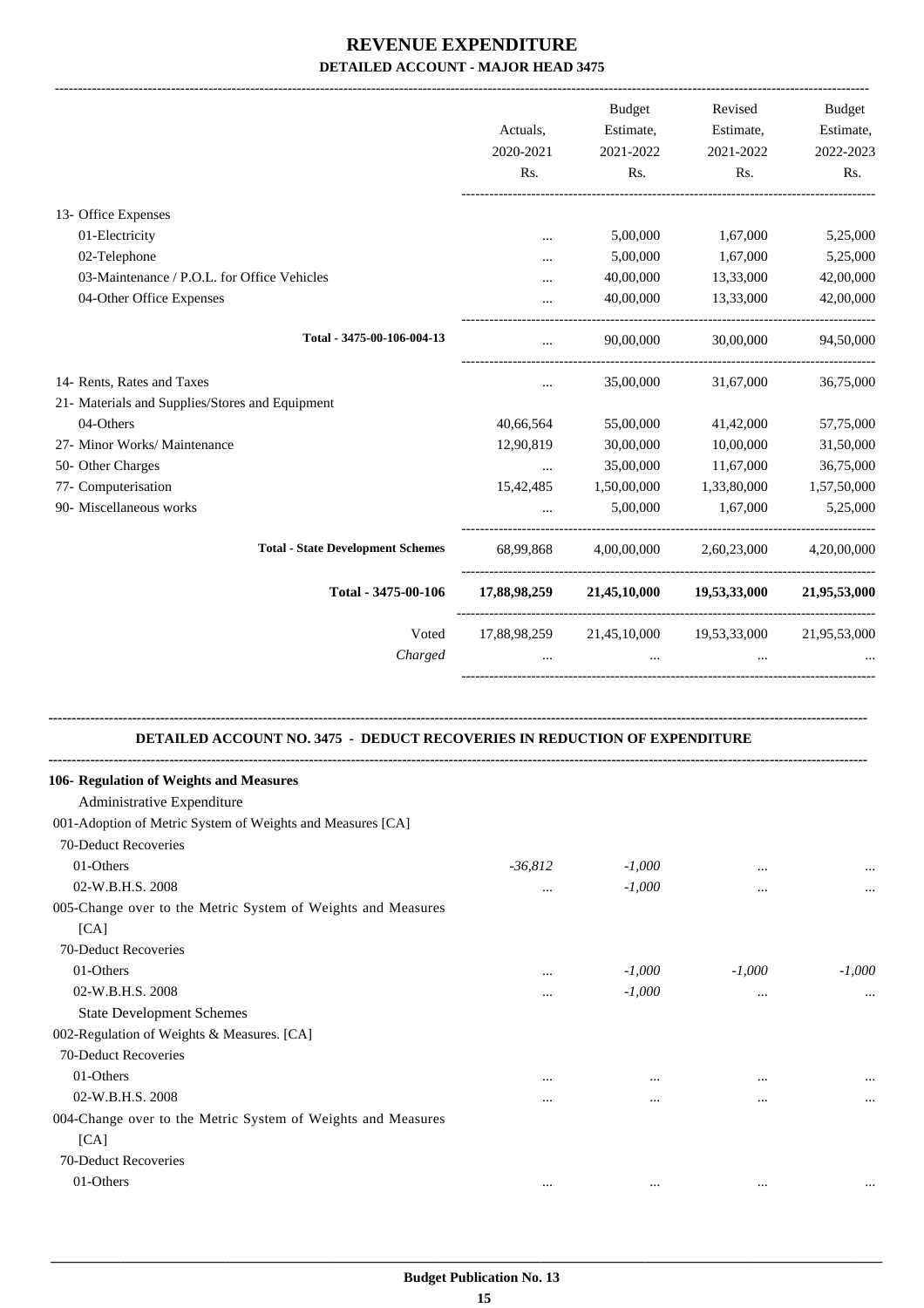# REVENUE EXPENDITURE

## DETAILED ACCOUNT - MAJOR HEAD 3475

| | Actuals, 2020-2021 Rs. | Budget Estimate, 2021-2022 Rs. | Revised Estimate, 2021-2022 Rs. | Budget Estimate, 2022-2023 Rs. |
|---|---|---|---|---|
| 13- Office Expenses | | | | |
| 01-Electricity | ... | 5,00,000 | 1,67,000 | 5,25,000 |
| 02-Telephone | ... | 5,00,000 | 1,67,000 | 5,25,000 |
| 03-Maintenance / P.O.L. for Office Vehicles | ... | 40,00,000 | 13,33,000 | 42,00,000 |
| 04-Other Office Expenses | ... | 40,00,000 | 13,33,000 | 42,00,000 |
| **Total - 3475-00-106-004-13** | ... | 90,00,000 | 30,00,000 | 94,50,000 |
| 14- Rents, Rates and Taxes | ... | 35,00,000 | 31,67,000 | 36,75,000 |
| 21- Materials and Supplies/Stores and Equipment | | | | |
| 04-Others | 40,66,564 | 55,00,000 | 41,42,000 | 57,75,000 |
| 27- Minor Works/ Maintenance | 12,90,819 | 30,00,000 | 10,00,000 | 31,50,000 |
| 50- Other Charges | ... | 35,00,000 | 11,67,000 | 36,75,000 |
| 77- Computerisation | 15,42,485 | 1,50,00,000 | 1,33,80,000 | 1,57,50,000 |
| 90- Miscellaneous works | ... | 5,00,000 | 1,67,000 | 5,25,000 |
| **Total - State Development Schemes** | 68,99,868 | 4,00,00,000 | 2,60,23,000 | 4,20,00,000 |
| **Total - 3475-00-106** | **17,88,98,259** | **21,45,10,000** | **19,53,33,000** | **21,95,53,000** |
| Voted | 17,88,98,259 | 21,45,10,000 | 19,53,33,000 | 21,95,53,000 |
| *Charged* | ... | ... | ... | ... |

### DETAILED ACCOUNT NO. 3475 - DEDUCT RECOVERIES IN REDUCTION OF EXPENDITURE

| | Actuals, 2020-2021 Rs. | Budget Estimate, 2021-2022 Rs. | Revised Estimate, 2021-2022 Rs. | Budget Estimate, 2022-2023 Rs. |
|---|---|---|---|---|
| **106- Regulation of Weights and Measures** | | | | |
| Administrative Expenditure | | | | |
| 001-Adoption of Metric System of Weights and Measures [CA] | | | | |
| 70-Deduct Recoveries | | | | |
| 01-Others | *-36,812* | *-1,000* | ... | ... |
| 02-W.B.H.S. 2008 | ... | *-1,000* | ... | ... |
| 005-Change over to the Metric System of Weights and Measures [CA] | | | | |
| 70-Deduct Recoveries | | | | |
| 01-Others | ... | *-1,000* | *-1,000* | *-1,000* |
| 02-W.B.H.S. 2008 | ... | *-1,000* | ... | ... |
| State Development Schemes | | | | |
| 002-Regulation of Weights & Measures. [CA] | | | | |
| 70-Deduct Recoveries | | | | |
| 01-Others | ... | ... | ... | ... |
| 02-W.B.H.S. 2008 | ... | ... | ... | ... |
| 004-Change over to the Metric System of Weights and Measures [CA] | | | | |
| 70-Deduct Recoveries | | | | |
| 01-Others | ... | ... | ... | ... |

**Budget Publication No. 13**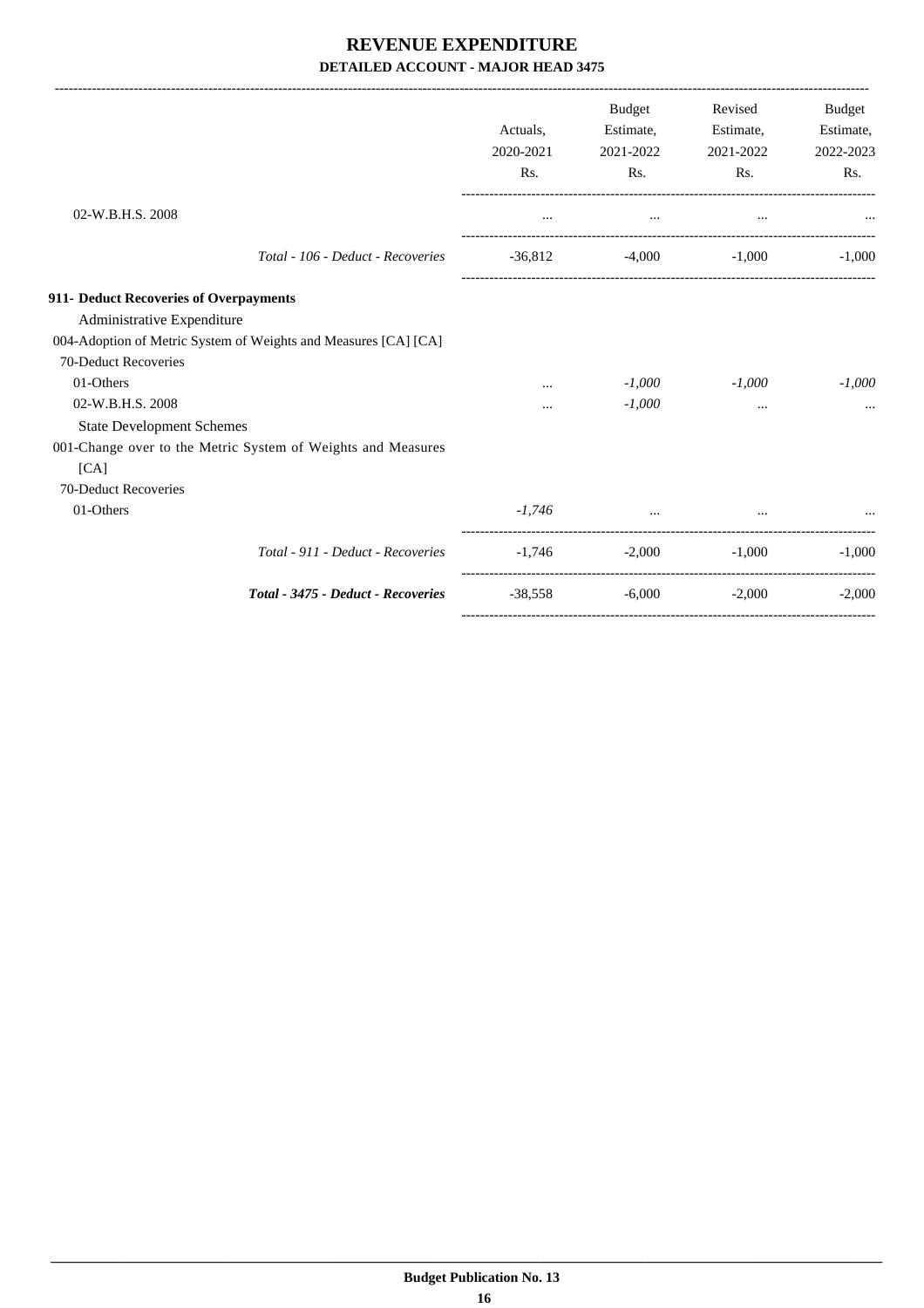# REVENUE EXPENDITURE

## DETAILED ACCOUNT - MAJOR HEAD 3475

| | Actuals, 2020-2021 Rs. | Budget Estimate, 2021-2022 Rs. | Revised Estimate, 2021-2022 Rs. | Budget Estimate, 2022-2023 Rs. |
|---|---|---|---|---|
| 02-W.B.H.S. 2008 | ... | ... | ... | ... |
| *Total - 106 - Deduct - Recoveries* | -36,812 | -4,000 | -1,000 | -1,000 |
| **911- Deduct Recoveries of Overpayments** | | | | |
| Administrative Expenditure | | | | |
| 004-Adoption of Metric System of Weights and Measures [CA] [CA] | | | | |
| 70-Deduct Recoveries | | | | |
| 01-Others | ... | *-1,000* | *-1,000* | *-1,000* |
| 02-W.B.H.S. 2008 | ... | *-1,000* | ... | ... |
| State Development Schemes | | | | |
| 001-Change over to the Metric System of Weights and Measures [CA] | | | | |
| 70-Deduct Recoveries | | | | |
| 01-Others | *-1,746* | ... | ... | ... |
| *Total - 911 - Deduct - Recoveries* | -1,746 | -2,000 | -1,000 | -1,000 |
| ***Total - 3475 - Deduct - Recoveries*** | -38,558 | -6,000 | -2,000 | -2,000 |

**Budget Publication No. 13**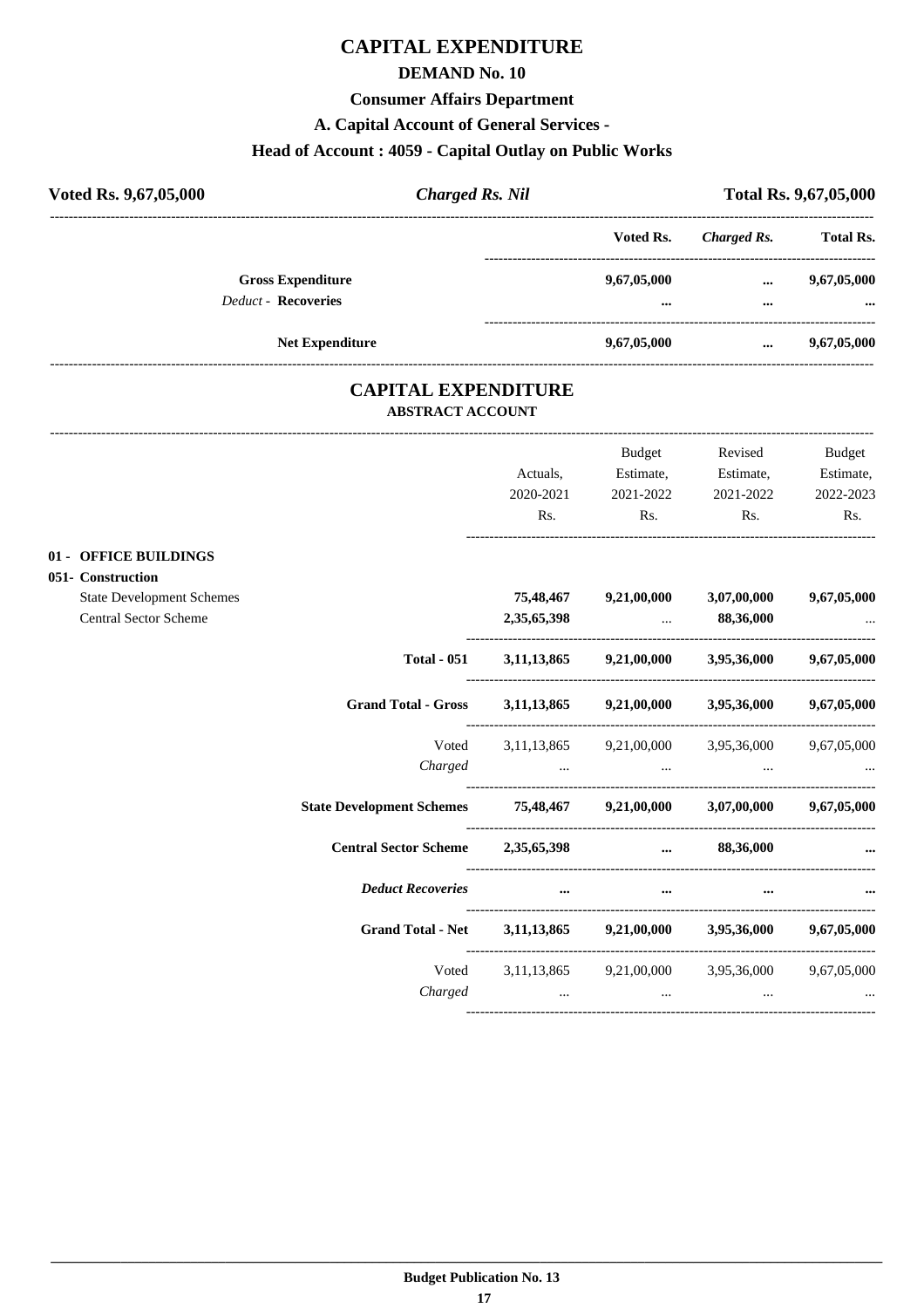# CAPITAL EXPENDITURE

## DEMAND No. 10

## Consumer Affairs Department

## A. Capital Account of General Services -

## Head of Account : 4059 - Capital Outlay on Public Works

**Voted Rs. 9,67,05,000** | ***Charged Rs. Nil*** | **Total Rs. 9,67,05,000**

| | Voted Rs. | *Charged Rs.* | Total Rs. |
|---|---|---|---|
| **Gross Expenditure** | **9,67,05,000** | **...** | **9,67,05,000** |
| *Deduct* - **Recoveries** | **...** | **...** | **...** |
| **Net Expenditure** | **9,67,05,000** | **...** | **9,67,05,000** |

# CAPITAL EXPENDITURE

**ABSTRACT ACCOUNT**

| | Actuals, 2020-2021 Rs. | Budget Estimate, 2021-2022 Rs. | Revised Estimate, 2021-2022 Rs. | Budget Estimate, 2022-2023 Rs. |
|---|---|---|---|---|
| **01 - OFFICE BUILDINGS** | | | | |
| **051- Construction** | | | | |
| State Development Schemes | **75,48,467** | **9,21,00,000** | **3,07,00,000** | **9,67,05,000** |
| Central Sector Scheme | **2,35,65,398** | ... | **88,36,000** | ... |
| **Total - 051** | **3,11,13,865** | **9,21,00,000** | **3,95,36,000** | **9,67,05,000** |
| **Grand Total - Gross** | **3,11,13,865** | **9,21,00,000** | **3,95,36,000** | **9,67,05,000** |
| Voted | 3,11,13,865 | 9,21,00,000 | 3,95,36,000 | 9,67,05,000 |
| *Charged* | ... | ... | ... | ... |
| **State Development Schemes** | **75,48,467** | **9,21,00,000** | **3,07,00,000** | **9,67,05,000** |
| **Central Sector Scheme** | **2,35,65,398** | **...** | **88,36,000** | **...** |
| ***Deduct Recoveries*** | **...** | **...** | **...** | **...** |
| **Grand Total - Net** | **3,11,13,865** | **9,21,00,000** | **3,95,36,000** | **9,67,05,000** |
| Voted | 3,11,13,865 | 9,21,00,000 | 3,95,36,000 | 9,67,05,000 |
| *Charged* | ... | ... | ... | ... |

**Budget Publication No. 13**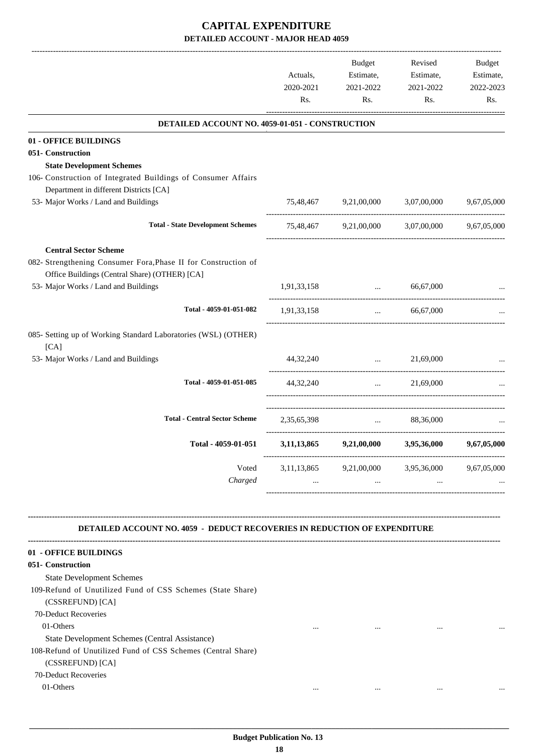# CAPITAL EXPENDITURE

## DETAILED ACCOUNT - MAJOR HEAD 4059

| | Actuals, 2020-2021 Rs. | Budget Estimate, 2021-2022 Rs. | Revised Estimate, 2021-2022 Rs. | Budget Estimate, 2022-2023 Rs. |
|---|---|---|---|---|
| **DETAILED ACCOUNT NO. 4059-01-051 - CONSTRUCTION** | | | | |
| **01 - OFFICE BUILDINGS** | | | | |
| **051- Construction** | | | | |
| **State Development Schemes** | | | | |
| 106- Construction of Integrated Buildings of Consumer Affairs Department in different Districts [CA] | | | | |
| 53- Major Works / Land and Buildings | 75,48,467 | 9,21,00,000 | 3,07,00,000 | 9,67,05,000 |
| **Total - State Development Schemes** | 75,48,467 | 9,21,00,000 | 3,07,00,000 | 9,67,05,000 |
| **Central Sector Scheme** | | | | |
| 082- Strengthening Consumer Fora,Phase II for Construction of Office Buildings (Central Share) (OTHER) [CA] | | | | |
| 53- Major Works / Land and Buildings | 1,91,33,158 | ... | 66,67,000 | ... |
| **Total - 4059-01-051-082** | 1,91,33,158 | ... | 66,67,000 | ... |
| 085- Setting up of Working Standard Laboratories (WSL) (OTHER) [CA] | | | | |
| 53- Major Works / Land and Buildings | 44,32,240 | ... | 21,69,000 | ... |
| **Total - 4059-01-051-085** | 44,32,240 | ... | 21,69,000 | ... |
| **Total - Central Sector Scheme** | 2,35,65,398 | ... | 88,36,000 | ... |
| **Total - 4059-01-051** | **3,11,13,865** | **9,21,00,000** | **3,95,36,000** | **9,67,05,000** |
| Voted | 3,11,13,865 | 9,21,00,000 | 3,95,36,000 | 9,67,05,000 |
| *Charged* | ... | ... | ... | ... |

**DETAILED ACCOUNT NO. 4059 - DEDUCT RECOVERIES IN REDUCTION OF EXPENDITURE**

| | | | | |
|---|---|---|---|---|
| **01 - OFFICE BUILDINGS** | | | | |
| **051- Construction** | | | | |
| State Development Schemes | | | | |
| 109-Refund of Unutilized Fund of CSS Schemes (State Share) (CSSREFUND) [CA] | | | | |
| 70-Deduct Recoveries | | | | |
| 01-Others | ... | ... | ... | ... |
| State Development Schemes (Central Assistance) | | | | |
| 108-Refund of Unutilized Fund of CSS Schemes (Central Share) (CSSREFUND) [CA] | | | | |
| 70-Deduct Recoveries | | | | |
| 01-Others | ... | ... | ... | ... |

**Budget Publication No. 13**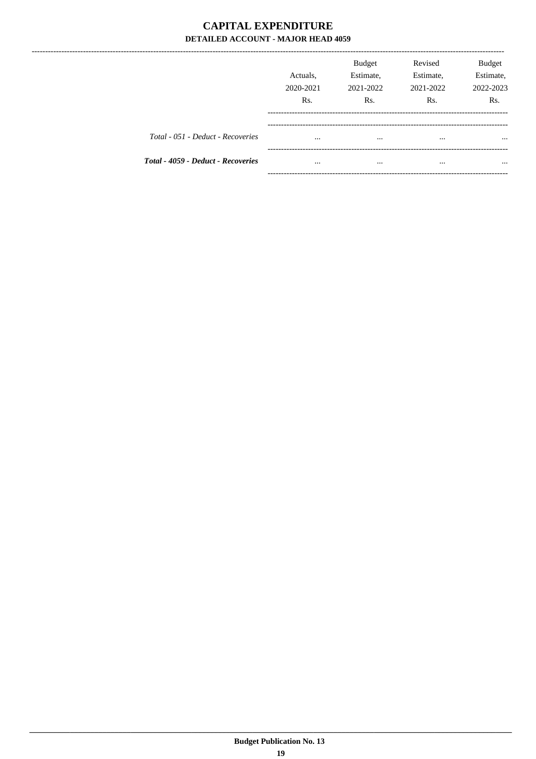# CAPITAL EXPENDITURE

## DETAILED ACCOUNT - MAJOR HEAD 4059

| | Actuals, 2020-2021 Rs. | Budget Estimate, 2021-2022 Rs. | Revised Estimate, 2021-2022 Rs. | Budget Estimate, 2022-2023 Rs. |
|---|---|---|---|---|
| *Total - 051 - Deduct - Recoveries* | ... | ... | ... | ... |
| ***Total - 4059 - Deduct - Recoveries*** | ... | ... | ... | ... |

**Budget Publication No. 13**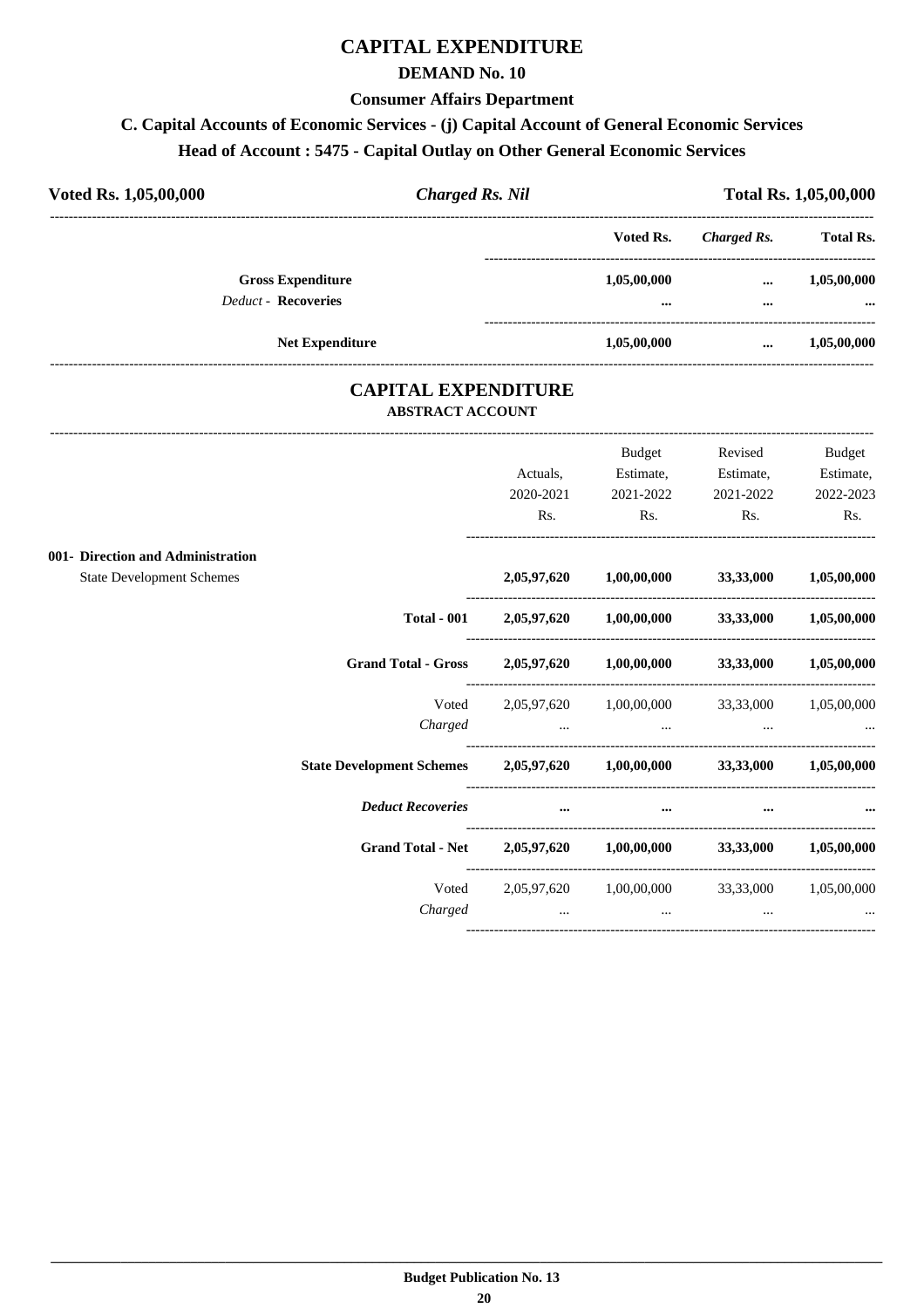# CAPITAL EXPENDITURE

## DEMAND No. 10

### Consumer Affairs Department

### C. Capital Accounts of Economic Services - (j) Capital Account of General Economic Services

### Head of Account : 5475 - Capital Outlay on Other General Economic Services

| Voted Rs. 1,05,00,000 | *Charged Rs. Nil* | Total Rs. 1,05,00,000 |
|---|---|---|

| | Voted Rs. | *Charged Rs.* | Total Rs. |
|---|---|---|---|
| **Gross Expenditure** | 1,05,00,000 | ... | 1,05,00,000 |
| *Deduct* - **Recoveries** | ... | ... | ... |
| **Net Expenditure** | 1,05,00,000 | ... | 1,05,00,000 |

# CAPITAL EXPENDITURE

## ABSTRACT ACCOUNT

| | Actuals, 2020-2021 Rs. | Budget Estimate, 2021-2022 Rs. | Revised Estimate, 2021-2022 Rs. | Budget Estimate, 2022-2023 Rs. |
|---|---|---|---|---|
| **001- Direction and Administration** | | | | |
| State Development Schemes | **2,05,97,620** | **1,00,00,000** | **33,33,000** | **1,05,00,000** |
| **Total - 001** | **2,05,97,620** | **1,00,00,000** | **33,33,000** | **1,05,00,000** |
| **Grand Total - Gross** | **2,05,97,620** | **1,00,00,000** | **33,33,000** | **1,05,00,000** |
| Voted | 2,05,97,620 | 1,00,00,000 | 33,33,000 | 1,05,00,000 |
| *Charged* | ... | ... | ... | ... |
| **State Development Schemes** | **2,05,97,620** | **1,00,00,000** | **33,33,000** | **1,05,00,000** |
| ***Deduct Recoveries*** | ... | ... | ... | ... |
| **Grand Total - Net** | **2,05,97,620** | **1,00,00,000** | **33,33,000** | **1,05,00,000** |
| Voted | 2,05,97,620 | 1,00,00,000 | 33,33,000 | 1,05,00,000 |
| *Charged* | ... | ... | ... | ... |

Budget Publication No. 13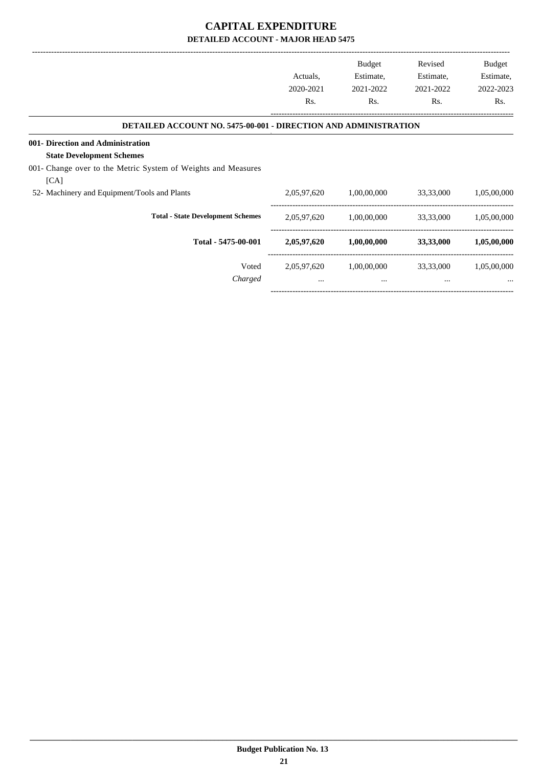# CAPITAL EXPENDITURE

## DETAILED ACCOUNT - MAJOR HEAD 5475

| | Actuals, 2020-2021 Rs. | Budget Estimate, 2021-2022 Rs. | Revised Estimate, 2021-2022 Rs. | Budget Estimate, 2022-2023 Rs. |
|---|---|---|---|---|
| **DETAILED ACCOUNT NO. 5475-00-001 - DIRECTION AND ADMINISTRATION** | | | | |
| **001- Direction and Administration** | | | | |
| **State Development Schemes** | | | | |
| 001- Change over to the Metric System of Weights and Measures [CA] | | | | |
| 52- Machinery and Equipment/Tools and Plants | 2,05,97,620 | 1,00,00,000 | 33,33,000 | 1,05,00,000 |
| **Total - State Development Schemes** | 2,05,97,620 | 1,00,00,000 | 33,33,000 | 1,05,00,000 |
| **Total - 5475-00-001** | **2,05,97,620** | **1,00,00,000** | **33,33,000** | **1,05,00,000** |
| Voted | 2,05,97,620 | 1,00,00,000 | 33,33,000 | 1,05,00,000 |
| *Charged* | ... | ... | ... | ... |

**Budget Publication No. 13**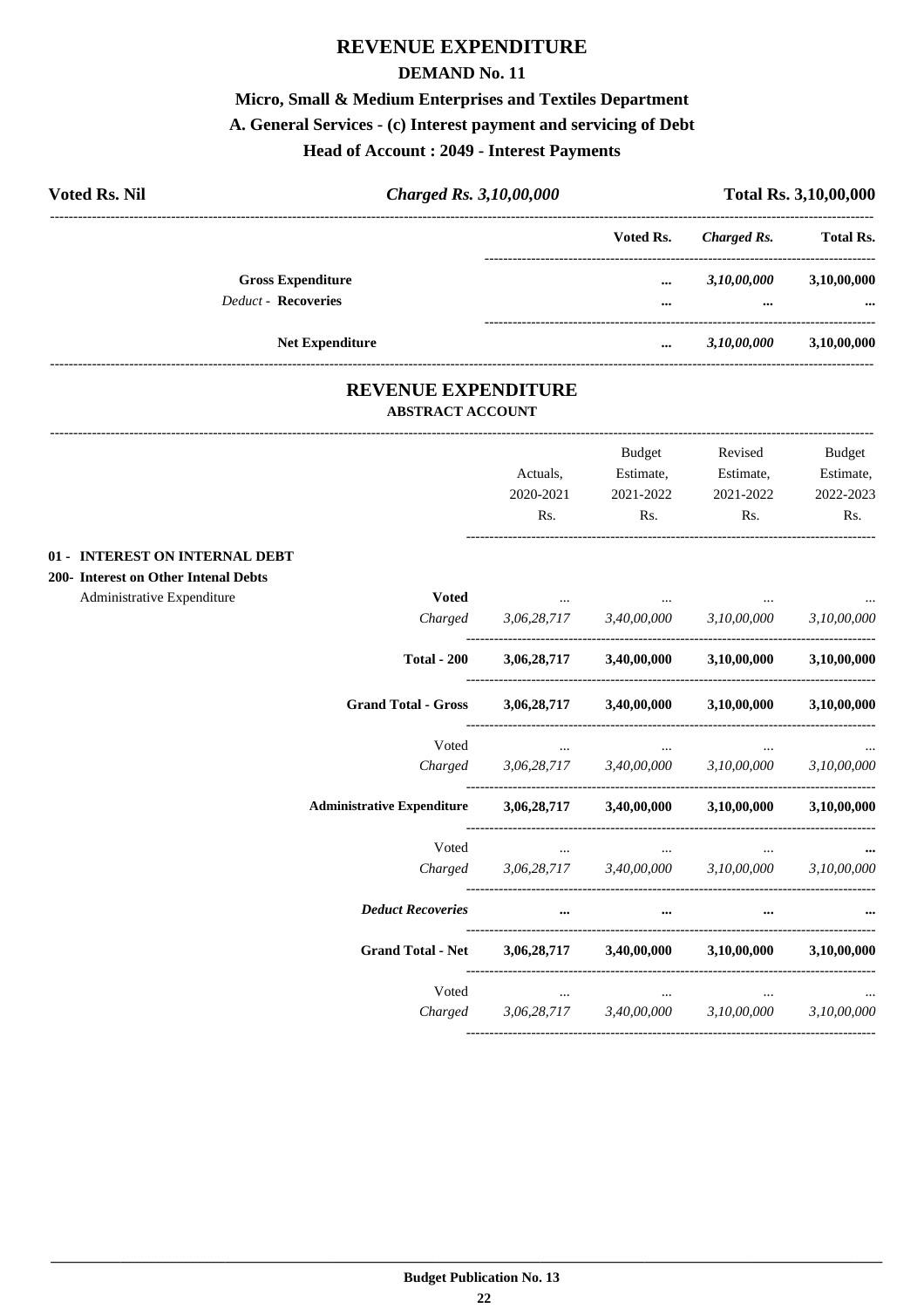# REVENUE EXPENDITURE

## DEMAND No. 11

### Micro, Small & Medium Enterprises and Textiles Department

### A. General Services - (c) Interest payment and servicing of Debt

### Head of Account : 2049 - Interest Payments

| Voted Rs. Nil | *Charged Rs. 3,10,00,000* | Total Rs. 3,10,00,000 |
|---|---|---|

| | Voted Rs. | *Charged Rs.* | Total Rs. |
|---|---|---|---|
| **Gross Expenditure** | ... | *3,10,00,000* | 3,10,00,000 |
| *Deduct* - **Recoveries** | ... | ... | ... |
| **Net Expenditure** | ... | *3,10,00,000* | 3,10,00,000 |

# REVENUE EXPENDITURE

## ABSTRACT ACCOUNT

| | | Actuals, 2020-2021 Rs. | Budget Estimate, 2021-2022 Rs. | Revised Estimate, 2021-2022 Rs. | Budget Estimate, 2022-2023 Rs. |
|---|---|---|---|---|---|
| **01 - INTEREST ON INTERNAL DEBT** | | | | | |
| **200- Interest on Other Intenal Debts** | | | | | |
| Administrative Expenditure | **Voted** | ... | ... | ... | ... |
| | *Charged* | *3,06,28,717* | *3,40,00,000* | *3,10,00,000* | *3,10,00,000* |
| | **Total - 200** | **3,06,28,717** | **3,40,00,000** | **3,10,00,000** | **3,10,00,000** |
| | **Grand Total - Gross** | **3,06,28,717** | **3,40,00,000** | **3,10,00,000** | **3,10,00,000** |
| | Voted | ... | ... | ... | ... |
| | *Charged* | *3,06,28,717* | *3,40,00,000* | *3,10,00,000* | *3,10,00,000* |
| | **Administrative Expenditure** | **3,06,28,717** | **3,40,00,000** | **3,10,00,000** | **3,10,00,000** |
| | Voted | ... | ... | ... | ... |
| | *Charged* | *3,06,28,717* | *3,40,00,000* | *3,10,00,000* | *3,10,00,000* |
| | ***Deduct Recoveries*** | ... | ... | ... | ... |
| | **Grand Total - Net** | **3,06,28,717** | **3,40,00,000** | **3,10,00,000** | **3,10,00,000** |
| | Voted | ... | ... | ... | ... |
| | *Charged* | *3,06,28,717* | *3,40,00,000* | *3,10,00,000* | *3,10,00,000* |

**Budget Publication No. 13**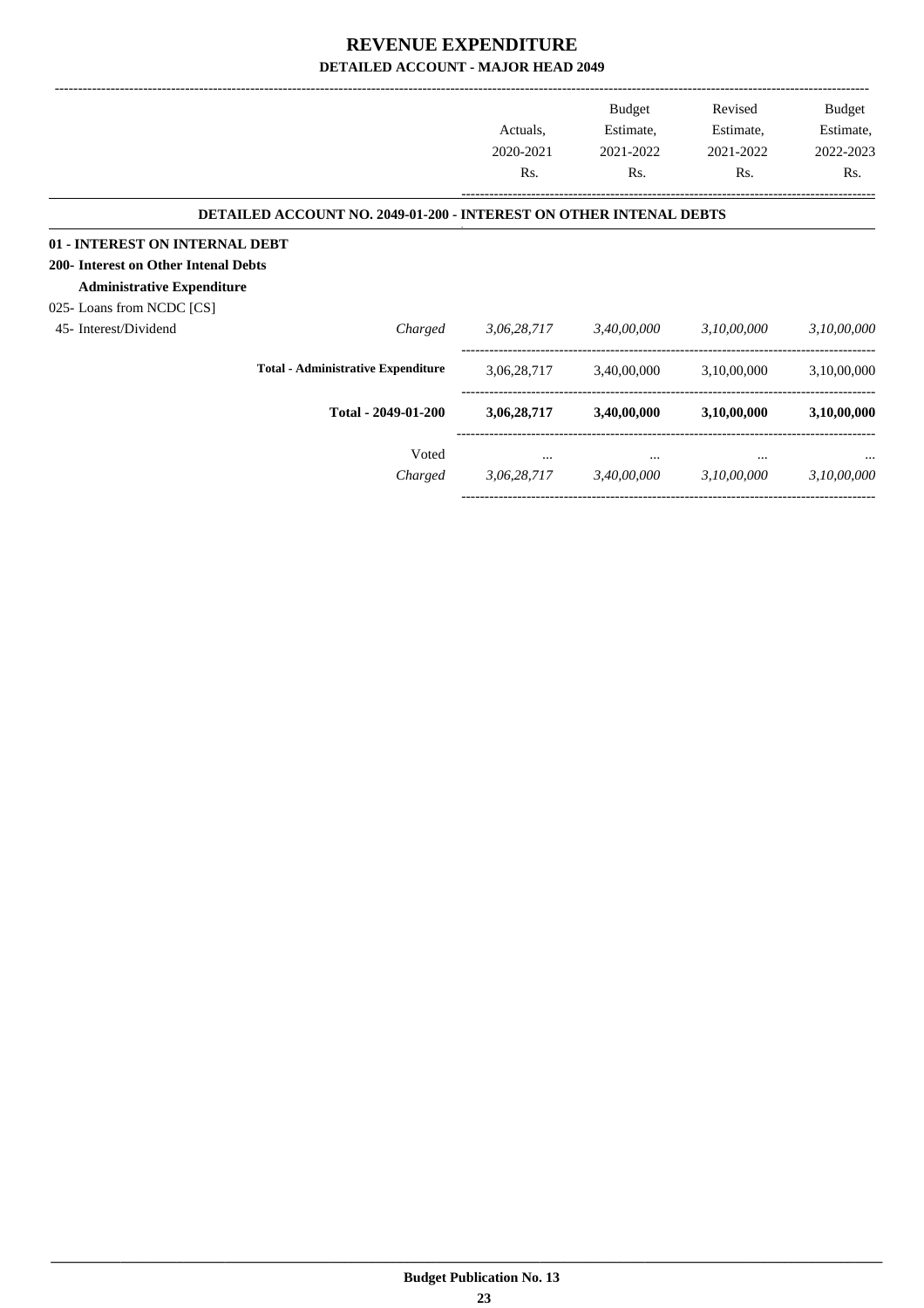# REVENUE EXPENDITURE

## DETAILED ACCOUNT - MAJOR HEAD 2049

| | | Actuals, 2020-2021 Rs. | Budget Estimate, 2021-2022 Rs. | Revised Estimate, 2021-2022 Rs. | Budget Estimate, 2022-2023 Rs. |
|---|---|---|---|---|---|
| **DETAILED ACCOUNT NO. 2049-01-200 - INTEREST ON OTHER INTENAL DEBTS** | | | | | |
| **01 - INTEREST ON INTERNAL DEBT** | | | | | |
| **200- Interest on Other Intenal Debts** | | | | | |
| **Administrative Expenditure** | | | | | |
| 025- Loans from NCDC [CS] | | | | | |
| 45- Interest/Dividend | *Charged* | *3,06,28,717* | *3,40,00,000* | *3,10,00,000* | *3,10,00,000* |
| | **Total - Administrative Expenditure** | 3,06,28,717 | 3,40,00,000 | 3,10,00,000 | 3,10,00,000 |
| | **Total - 2049-01-200** | **3,06,28,717** | **3,40,00,000** | **3,10,00,000** | **3,10,00,000** |
| | Voted | ... | ... | ... | ... |
| | *Charged* | *3,06,28,717* | *3,40,00,000* | *3,10,00,000* | *3,10,00,000* |

**Budget Publication No. 13**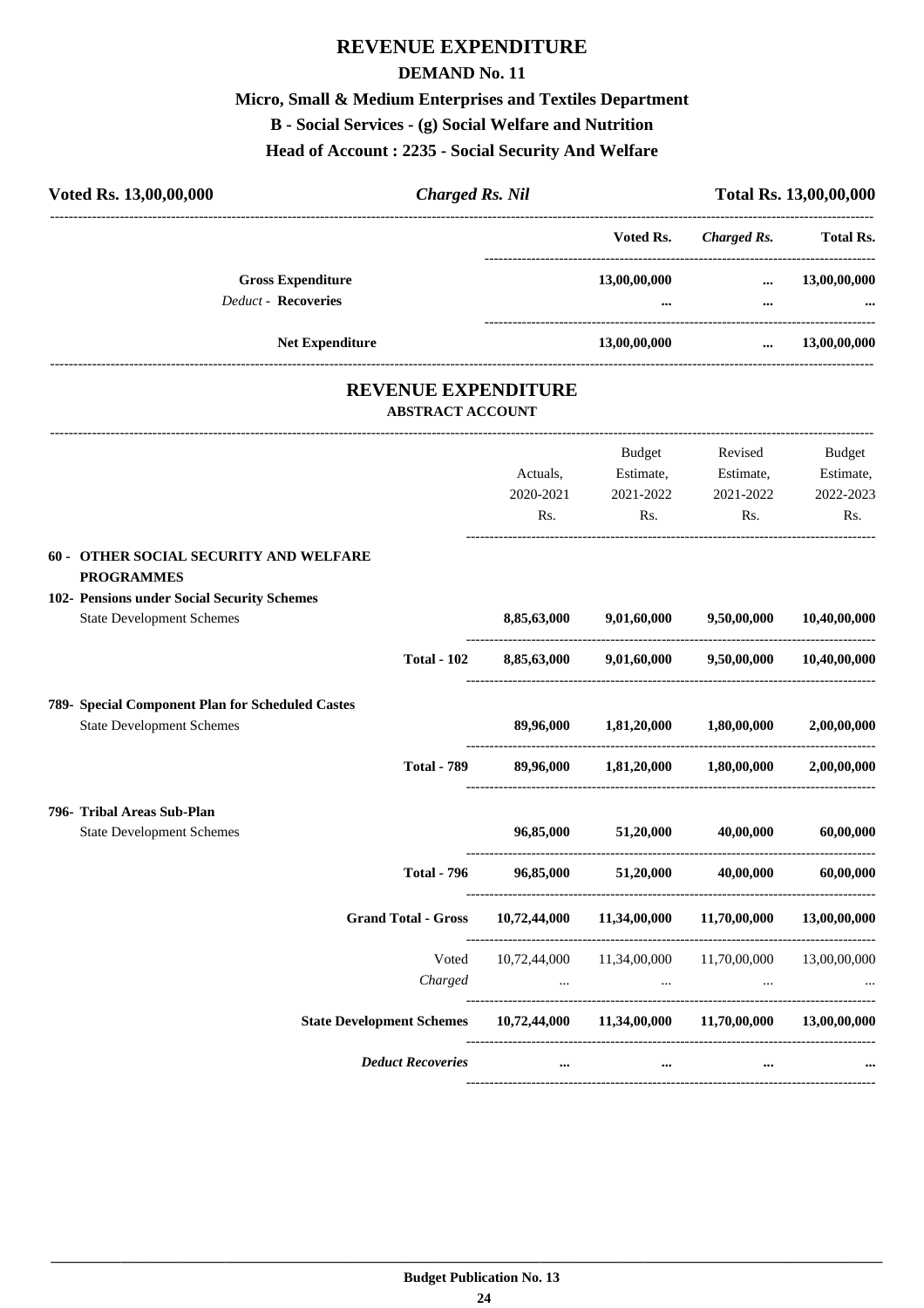# REVENUE EXPENDITURE

## DEMAND No. 11

### Micro, Small & Medium Enterprises and Textiles Department

### B - Social Services - (g) Social Welfare and Nutrition

### Head of Account : 2235 - Social Security And Welfare

**Voted Rs. 13,00,00,000** | ***Charged Rs. Nil*** | **Total Rs. 13,00,00,000**

| | Voted Rs. | *Charged Rs.* | Total Rs. |
|---|---|---|---|
| **Gross Expenditure** | **13,00,00,000** | **...** | **13,00,00,000** |
| *Deduct -* **Recoveries** | **...** | **...** | **...** |
| **Net Expenditure** | **13,00,00,000** | **...** | **13,00,00,000** |

## REVENUE EXPENDITURE

### ABSTRACT ACCOUNT

| | Actuals, 2020-2021 Rs. | Budget Estimate, 2021-2022 Rs. | Revised Estimate, 2021-2022 Rs. | Budget Estimate, 2022-2023 Rs. |
|---|---|---|---|---|
| **60 - OTHER SOCIAL SECURITY AND WELFARE PROGRAMMES** | | | | |
| **102- Pensions under Social Security Schemes** | | | | |
| State Development Schemes | **8,85,63,000** | **9,01,60,000** | **9,50,00,000** | **10,40,00,000** |
| **Total - 102** | **8,85,63,000** | **9,01,60,000** | **9,50,00,000** | **10,40,00,000** |
| **789- Special Component Plan for Scheduled Castes** | | | | |
| State Development Schemes | **89,96,000** | **1,81,20,000** | **1,80,00,000** | **2,00,00,000** |
| **Total - 789** | **89,96,000** | **1,81,20,000** | **1,80,00,000** | **2,00,00,000** |
| **796- Tribal Areas Sub-Plan** | | | | |
| State Development Schemes | **96,85,000** | **51,20,000** | **40,00,000** | **60,00,000** |
| **Total - 796** | **96,85,000** | **51,20,000** | **40,00,000** | **60,00,000** |
| **Grand Total - Gross** | **10,72,44,000** | **11,34,00,000** | **11,70,00,000** | **13,00,00,000** |
| Voted | 10,72,44,000 | 11,34,00,000 | 11,70,00,000 | 13,00,00,000 |
| *Charged* | ... | ... | ... | ... |
| **State Development Schemes** | **10,72,44,000** | **11,34,00,000** | **11,70,00,000** | **13,00,00,000** |
| ***Deduct Recoveries*** | **...** | **...** | **...** | **...** |

**Budget Publication No. 13**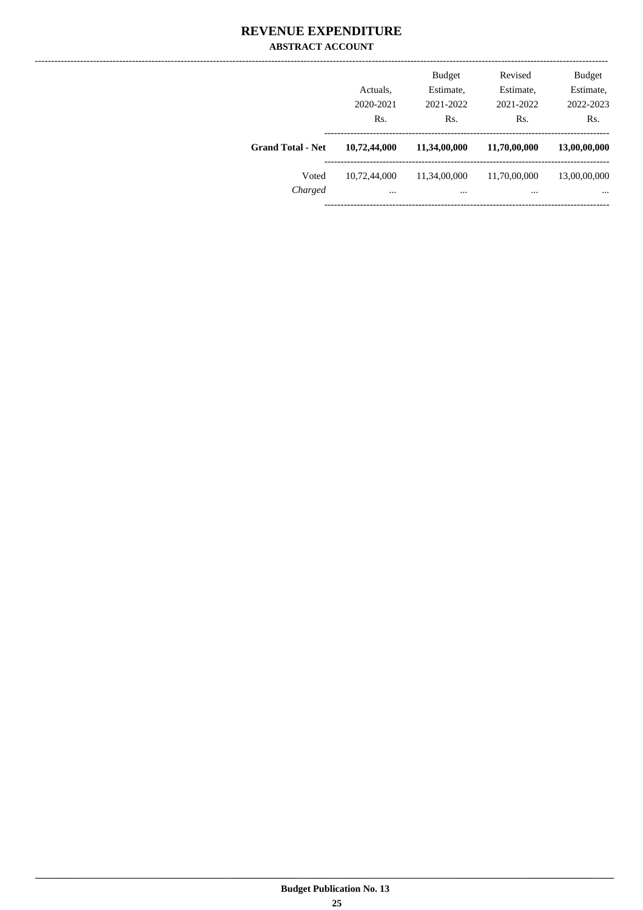# REVENUE EXPENDITURE

## ABSTRACT ACCOUNT

| | Actuals, 2020-2021 Rs. | Budget Estimate, 2021-2022 Rs. | Revised Estimate, 2021-2022 Rs. | Budget Estimate, 2022-2023 Rs. |
|---|---|---|---|---|
| **Grand Total - Net** | **10,72,44,000** | **11,34,00,000** | **11,70,00,000** | **13,00,00,000** |
| Voted | 10,72,44,000 | 11,34,00,000 | 11,70,00,000 | 13,00,00,000 |
| *Charged* | ... | ... | ... | ... |

**Budget Publication No. 13**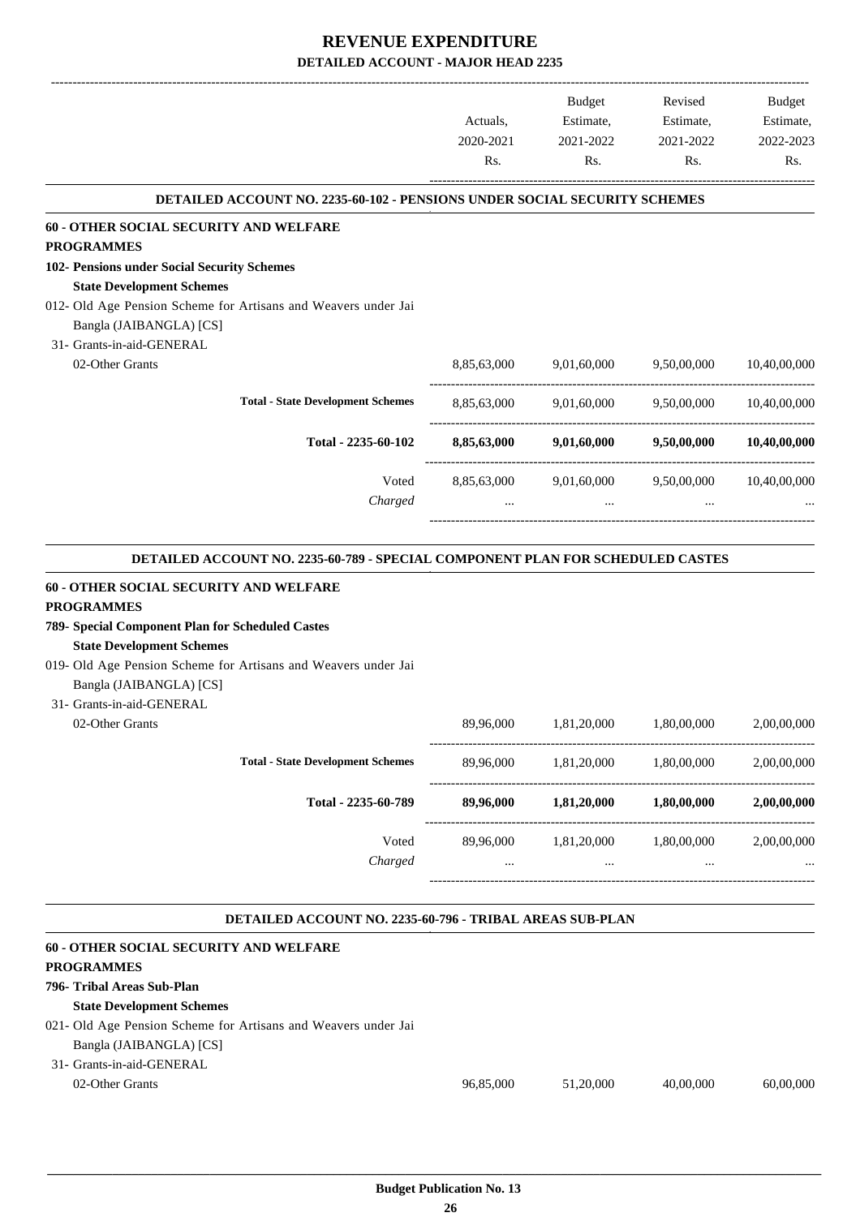# REVENUE EXPENDITURE
## DETAILED ACCOUNT - MAJOR HEAD 2235

| | Actuals, 2020-2021 Rs. | Budget Estimate, 2021-2022 Rs. | Revised Estimate, 2021-2022 Rs. | Budget Estimate, 2022-2023 Rs. |
|---|---|---|---|---|
| **DETAILED ACCOUNT NO. 2235-60-102 - PENSIONS UNDER SOCIAL SECURITY SCHEMES** | | | | |
| **60 - OTHER SOCIAL SECURITY AND WELFARE PROGRAMMES** | | | | |
| **102- Pensions under Social Security Schemes** | | | | |
| **State Development Schemes** | | | | |
| 012- Old Age Pension Scheme for Artisans and Weavers under Jai Bangla (JAIBANGLA) [CS] | | | | |
| 31- Grants-in-aid-GENERAL | | | | |
| 02-Other Grants | 8,85,63,000 | 9,01,60,000 | 9,50,00,000 | 10,40,00,000 |
| **Total - State Development Schemes** | 8,85,63,000 | 9,01,60,000 | 9,50,00,000 | 10,40,00,000 |
| **Total - 2235-60-102** | **8,85,63,000** | **9,01,60,000** | **9,50,00,000** | **10,40,00,000** |
| Voted | 8,85,63,000 | 9,01,60,000 | 9,50,00,000 | 10,40,00,000 |
| *Charged* | ... | ... | ... | ... |
| **DETAILED ACCOUNT NO. 2235-60-789 - SPECIAL COMPONENT PLAN FOR SCHEDULED CASTES** | | | | |
| **60 - OTHER SOCIAL SECURITY AND WELFARE PROGRAMMES** | | | | |
| **789- Special Component Plan for Scheduled Castes** | | | | |
| **State Development Schemes** | | | | |
| 019- Old Age Pension Scheme for Artisans and Weavers under Jai Bangla (JAIBANGLA) [CS] | | | | |
| 31- Grants-in-aid-GENERAL | | | | |
| 02-Other Grants | 89,96,000 | 1,81,20,000 | 1,80,00,000 | 2,00,00,000 |
| **Total - State Development Schemes** | 89,96,000 | 1,81,20,000 | 1,80,00,000 | 2,00,00,000 |
| **Total - 2235-60-789** | **89,96,000** | **1,81,20,000** | **1,80,00,000** | **2,00,00,000** |
| Voted | 89,96,000 | 1,81,20,000 | 1,80,00,000 | 2,00,00,000 |
| *Charged* | ... | ... | ... | ... |
| **DETAILED ACCOUNT NO. 2235-60-796 - TRIBAL AREAS SUB-PLAN** | | | | |
| **60 - OTHER SOCIAL SECURITY AND WELFARE PROGRAMMES** | | | | |
| **796- Tribal Areas Sub-Plan** | | | | |
| **State Development Schemes** | | | | |
| 021- Old Age Pension Scheme for Artisans and Weavers under Jai Bangla (JAIBANGLA) [CS] | | | | |
| 31- Grants-in-aid-GENERAL | | | | |
| 02-Other Grants | 96,85,000 | 51,20,000 | 40,00,000 | 60,00,000 |

**Budget Publication No. 13**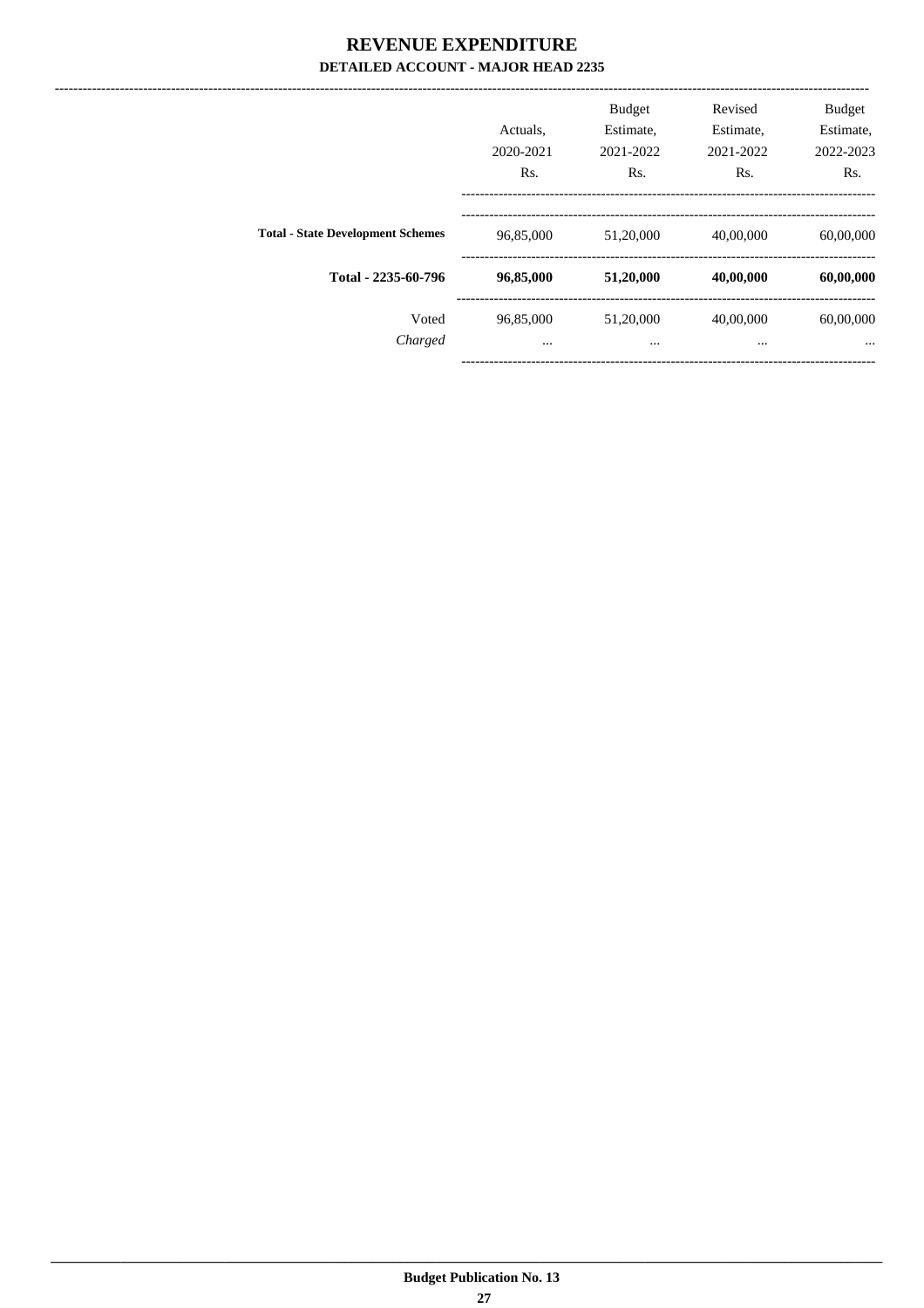# REVENUE EXPENDITURE

## DETAILED ACCOUNT - MAJOR HEAD 2235

| | Actuals, 2020-2021 Rs. | Budget Estimate, 2021-2022 Rs. | Revised Estimate, 2021-2022 Rs. | Budget Estimate, 2022-2023 Rs. |
|---|---|---|---|---|
| **Total - State Development Schemes** | 96,85,000 | 51,20,000 | 40,00,000 | 60,00,000 |
| **Total - 2235-60-796** | **96,85,000** | **51,20,000** | **40,00,000** | **60,00,000** |
| Voted | 96,85,000 | 51,20,000 | 40,00,000 | 60,00,000 |
| *Charged* | ... | ... | ... | ... |

**Budget Publication No. 13**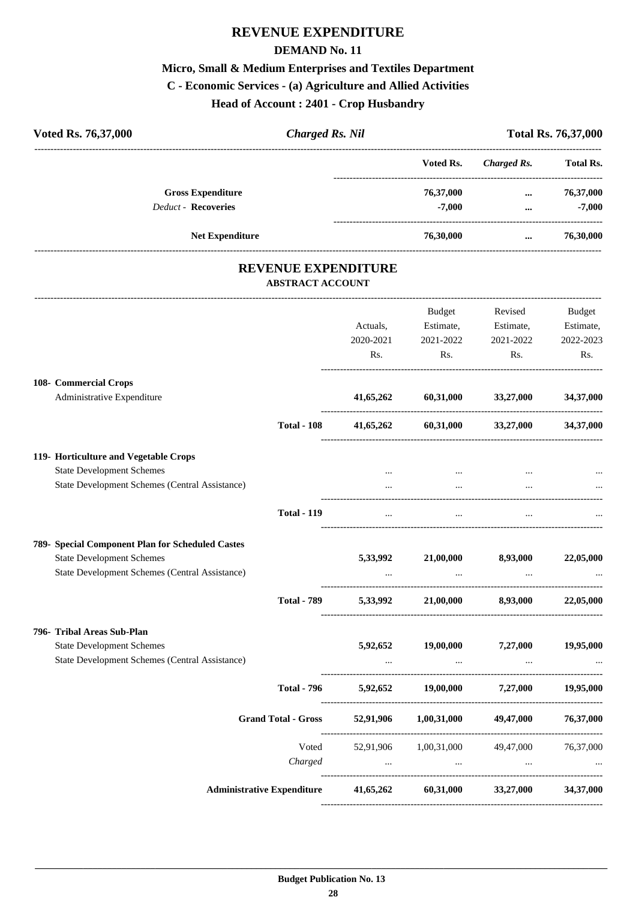# REVENUE EXPENDITURE

## DEMAND No. 11

### Micro, Small & Medium Enterprises and Textiles Department

### C - Economic Services - (a) Agriculture and Allied Activities

### Head of Account : 2401 - Crop Husbandry

**Voted Rs. 76,37,000** *Charged Rs. Nil* **Total Rs. 76,37,000**

| | Voted Rs. | *Charged Rs.* | Total Rs. |
|---|---|---|---|
| **Gross Expenditure** | **76,37,000** | **...** | **76,37,000** |
| *Deduct* - **Recoveries** | **-7,000** | **...** | **-7,000** |
| **Net Expenditure** | **76,30,000** | **...** | **76,30,000** |

## REVENUE EXPENDITURE

### ABSTRACT ACCOUNT

| | Actuals, 2020-2021 Rs. | Budget Estimate, 2021-2022 Rs. | Revised Estimate, 2021-2022 Rs. | Budget Estimate, 2022-2023 Rs. |
|---|---|---|---|---|
| **108- Commercial Crops** | | | | |
| Administrative Expenditure | **41,65,262** | **60,31,000** | **33,27,000** | **34,37,000** |
| **Total - 108** | **41,65,262** | **60,31,000** | **33,27,000** | **34,37,000** |
| **119- Horticulture and Vegetable Crops** | | | | |
| State Development Schemes | ... | ... | ... | ... |
| State Development Schemes (Central Assistance) | ... | ... | ... | ... |
| **Total - 119** | ... | ... | ... | ... |
| **789- Special Component Plan for Scheduled Castes** | | | | |
| State Development Schemes | **5,33,992** | **21,00,000** | **8,93,000** | **22,05,000** |
| State Development Schemes (Central Assistance) | ... | ... | ... | ... |
| **Total - 789** | **5,33,992** | **21,00,000** | **8,93,000** | **22,05,000** |
| **796- Tribal Areas Sub-Plan** | | | | |
| State Development Schemes | **5,92,652** | **19,00,000** | **7,27,000** | **19,95,000** |
| State Development Schemes (Central Assistance) | ... | ... | ... | ... |
| **Total - 796** | **5,92,652** | **19,00,000** | **7,27,000** | **19,95,000** |
| **Grand Total - Gross** | **52,91,906** | **1,00,31,000** | **49,47,000** | **76,37,000** |
| Voted | 52,91,906 | 1,00,31,000 | 49,47,000 | 76,37,000 |
| *Charged* | ... | ... | ... | ... |
| **Administrative Expenditure** | **41,65,262** | **60,31,000** | **33,27,000** | **34,37,000** |

**Budget Publication No. 13**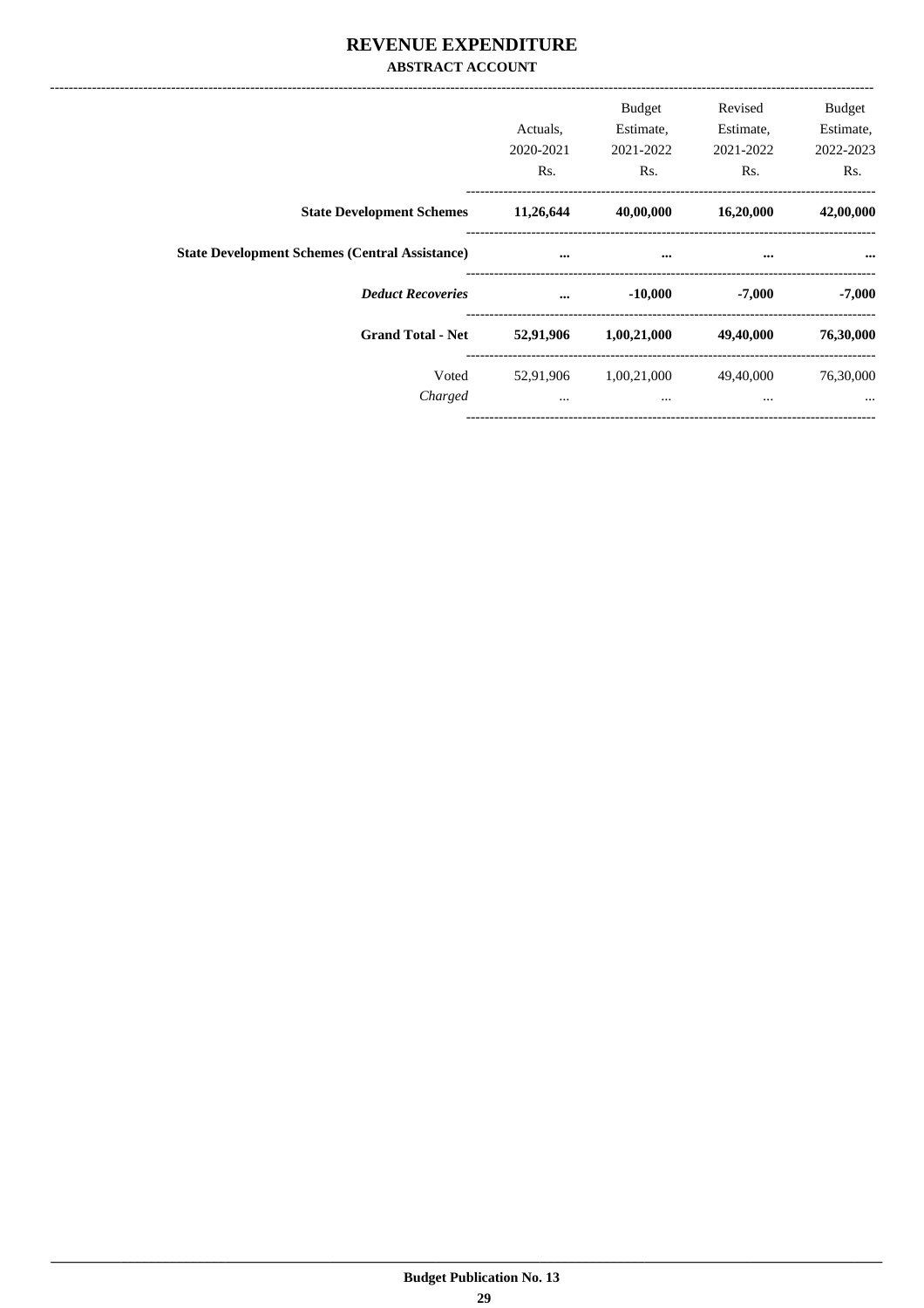# REVENUE EXPENDITURE

## ABSTRACT ACCOUNT

| | Actuals, 2020-2021 Rs. | Budget Estimate, 2021-2022 Rs. | Revised Estimate, 2021-2022 Rs. | Budget Estimate, 2022-2023 Rs. |
|---|---|---|---|---|
| **State Development Schemes** | **11,26,644** | **40,00,000** | **16,20,000** | **42,00,000** |
| **State Development Schemes (Central Assistance)** | **...** | **...** | **...** | **...** |
| ***Deduct Recoveries*** | **...** | **-10,000** | **-7,000** | **-7,000** |
| **Grand Total - Net** | **52,91,906** | **1,00,21,000** | **49,40,000** | **76,30,000** |
| Voted | 52,91,906 | 1,00,21,000 | 49,40,000 | 76,30,000 |
| *Charged* | ... | ... | ... | ... |

**Budget Publication No. 13**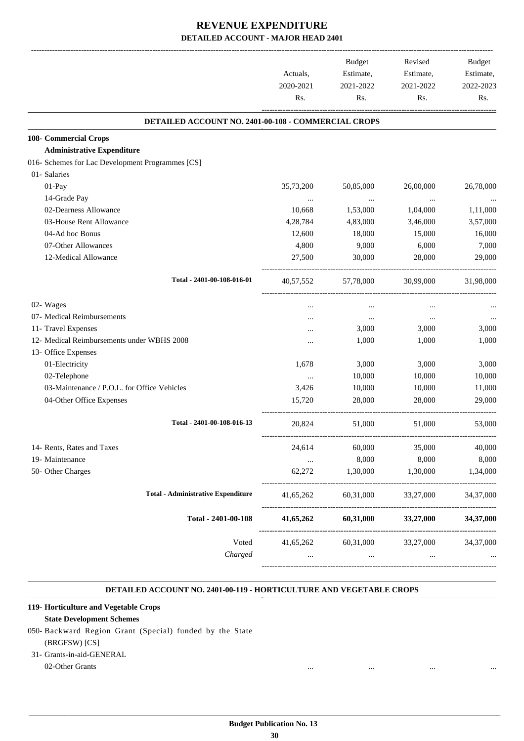# REVENUE EXPENDITURE
## DETAILED ACCOUNT - MAJOR HEAD 2401

| | Actuals, 2020-2021 Rs. | Budget Estimate, 2021-2022 Rs. | Revised Estimate, 2021-2022 Rs. | Budget Estimate, 2022-2023 Rs. |
|---|---|---|---|---|
| **DETAILED ACCOUNT NO. 2401-00-108 - COMMERCIAL CROPS** | | | | |
| **108- Commercial Crops** | | | | |
| **Administrative Expenditure** | | | | |
| 016- Schemes for Lac Development Programmes [CS] | | | | |
| 01- Salaries | | | | |
| 01-Pay | 35,73,200 | 50,85,000 | 26,00,000 | 26,78,000 |
| 14-Grade Pay | ... | ... | ... | ... |
| 02-Dearness Allowance | 10,668 | 1,53,000 | 1,04,000 | 1,11,000 |
| 03-House Rent Allowance | 4,28,784 | 4,83,000 | 3,46,000 | 3,57,000 |
| 04-Ad hoc Bonus | 12,600 | 18,000 | 15,000 | 16,000 |
| 07-Other Allowances | 4,800 | 9,000 | 6,000 | 7,000 |
| 12-Medical Allowance | 27,500 | 30,000 | 28,000 | 29,000 |
| Total - 2401-00-108-016-01 | 40,57,552 | 57,78,000 | 30,99,000 | 31,98,000 |
| 02- Wages | ... | ... | ... | ... |
| 07- Medical Reimbursements | ... | ... | ... | ... |
| 11- Travel Expenses | ... | 3,000 | 3,000 | 3,000 |
| 12- Medical Reimbursements under WBHS 2008 | ... | 1,000 | 1,000 | 1,000 |
| 13- Office Expenses | | | | |
| 01-Electricity | 1,678 | 3,000 | 3,000 | 3,000 |
| 02-Telephone | ... | 10,000 | 10,000 | 10,000 |
| 03-Maintenance / P.O.L. for Office Vehicles | 3,426 | 10,000 | 10,000 | 11,000 |
| 04-Other Office Expenses | 15,720 | 28,000 | 28,000 | 29,000 |
| Total - 2401-00-108-016-13 | 20,824 | 51,000 | 51,000 | 53,000 |
| 14- Rents, Rates and Taxes | 24,614 | 60,000 | 35,000 | 40,000 |
| 19- Maintenance | ... | 8,000 | 8,000 | 8,000 |
| 50- Other Charges | 62,272 | 1,30,000 | 1,30,000 | 1,34,000 |
| Total - Administrative Expenditure | 41,65,262 | 60,31,000 | 33,27,000 | 34,37,000 |
| **Total - 2401-00-108** | **41,65,262** | **60,31,000** | **33,27,000** | **34,37,000** |
| Voted | 41,65,262 | 60,31,000 | 33,27,000 | 34,37,000 |
| *Charged* | ... | ... | ... | ... |

| | Actuals, 2020-2021 Rs. | Budget Estimate, 2021-2022 Rs. | Revised Estimate, 2021-2022 Rs. | Budget Estimate, 2022-2023 Rs. |
|---|---|---|---|---|
| **DETAILED ACCOUNT NO. 2401-00-119 - HORTICULTURE AND VEGETABLE CROPS** | | | | |
| **119- Horticulture and Vegetable Crops** | | | | |
| **State Development Schemes** | | | | |
| 050- Backward Region Grant (Special) funded by the State (BRGFSW) [CS] | | | | |
| 31- Grants-in-aid-GENERAL | | | | |
| 02-Other Grants | ... | ... | ... | ... |

Budget Publication No. 13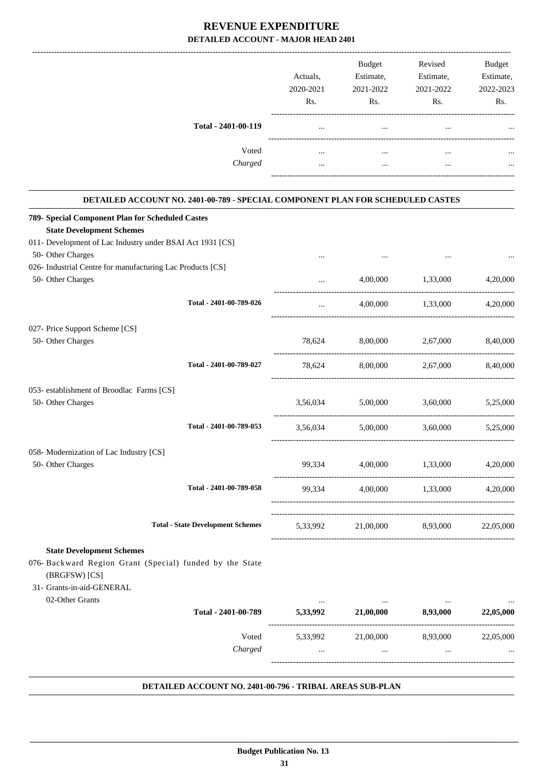# REVENUE EXPENDITURE

## DETAILED ACCOUNT - MAJOR HEAD 2401

| | Actuals, 2020-2021 Rs. | Budget Estimate, 2021-2022 Rs. | Revised Estimate, 2021-2022 Rs. | Budget Estimate, 2022-2023 Rs. |
|---|---|---|---|---|
| **Total - 2401-00-119** | ... | ... | ... | ... |
| Voted | ... | ... | ... | ... |
| *Charged* | ... | ... | ... | ... |

### DETAILED ACCOUNT NO. 2401-00-789 - SPECIAL COMPONENT PLAN FOR SCHEDULED CASTES

| | Actuals, 2020-2021 Rs. | Budget Estimate, 2021-2022 Rs. | Revised Estimate, 2021-2022 Rs. | Budget Estimate, 2022-2023 Rs. |
|---|---|---|---|---|
| **789- Special Component Plan for Scheduled Castes** | | | | |
| **State Development Schemes** | | | | |
| 011- Development of Lac Industry under BSAI Act 1931 [CS] | | | | |
| 50- Other Charges | ... | ... | ... | ... |
| 026- Industrial Centre for manufacturing Lac Products [CS] | | | | |
| 50- Other Charges | ... | 4,00,000 | 1,33,000 | 4,20,000 |
| **Total - 2401-00-789-026** | ... | 4,00,000 | 1,33,000 | 4,20,000 |
| 027- Price Support Scheme [CS] | | | | |
| 50- Other Charges | 78,624 | 8,00,000 | 2,67,000 | 8,40,000 |
| **Total - 2401-00-789-027** | 78,624 | 8,00,000 | 2,67,000 | 8,40,000 |
| 053- establishment of Broodlac Farms [CS] | | | | |
| 50- Other Charges | 3,56,034 | 5,00,000 | 3,60,000 | 5,25,000 |
| **Total - 2401-00-789-053** | 3,56,034 | 5,00,000 | 3,60,000 | 5,25,000 |
| 058- Modernization of Lac Industry [CS] | | | | |
| 50- Other Charges | 99,334 | 4,00,000 | 1,33,000 | 4,20,000 |
| **Total - 2401-00-789-058** | 99,334 | 4,00,000 | 1,33,000 | 4,20,000 |
| **Total - State Development Schemes** | 5,33,992 | 21,00,000 | 8,93,000 | 22,05,000 |
| **State Development Schemes** | | | | |
| 076- Backward Region Grant (Special) funded by the State (BRGFSW) [CS] | | | | |
| 31- Grants-in-aid-GENERAL | | | | |
| 02-Other Grants | ... | ... | ... | ... |
| **Total - 2401-00-789** | **5,33,992** | **21,00,000** | **8,93,000** | **22,05,000** |
| Voted | 5,33,992 | 21,00,000 | 8,93,000 | 22,05,000 |
| *Charged* | ... | ... | ... | ... |

### DETAILED ACCOUNT NO. 2401-00-796 - TRIBAL AREAS SUB-PLAN

**Budget Publication No. 13**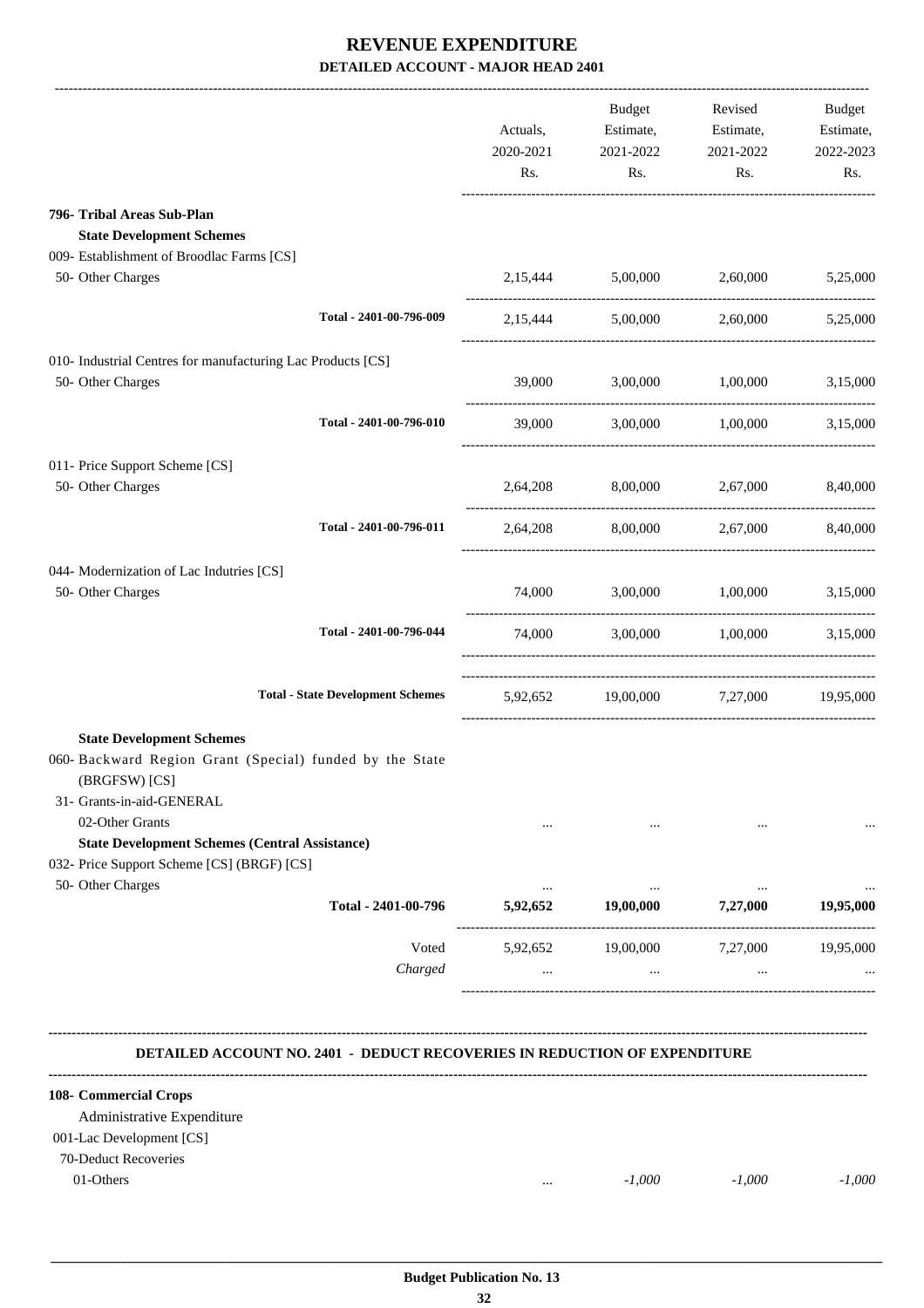# REVENUE EXPENDITURE

## DETAILED ACCOUNT - MAJOR HEAD 2401

| | Actuals, 2020-2021 Rs. | Budget Estimate, 2021-2022 Rs. | Revised Estimate, 2021-2022 Rs. | Budget Estimate, 2022-2023 Rs. |
|---|---|---|---|---|
| **796- Tribal Areas Sub-Plan** | | | | |
| **State Development Schemes** | | | | |
| 009- Establishment of Broodlac Farms [CS] | | | | |
| 50- Other Charges | 2,15,444 | 5,00,000 | 2,60,000 | 5,25,000 |
| Total - 2401-00-796-009 | 2,15,444 | 5,00,000 | 2,60,000 | 5,25,000 |
| 010- Industrial Centres for manufacturing Lac Products [CS] | | | | |
| 50- Other Charges | 39,000 | 3,00,000 | 1,00,000 | 3,15,000 |
| Total - 2401-00-796-010 | 39,000 | 3,00,000 | 1,00,000 | 3,15,000 |
| 011- Price Support Scheme [CS] | | | | |
| 50- Other Charges | 2,64,208 | 8,00,000 | 2,67,000 | 8,40,000 |
| Total - 2401-00-796-011 | 2,64,208 | 8,00,000 | 2,67,000 | 8,40,000 |
| 044- Modernization of Lac Indutries [CS] | | | | |
| 50- Other Charges | 74,000 | 3,00,000 | 1,00,000 | 3,15,000 |
| Total - 2401-00-796-044 | 74,000 | 3,00,000 | 1,00,000 | 3,15,000 |
| **Total - State Development Schemes** | 5,92,652 | 19,00,000 | 7,27,000 | 19,95,000 |
| **State Development Schemes** | | | | |
| 060- Backward Region Grant (Special) funded by the State (BRGFSW) [CS] | | | | |
| 31- Grants-in-aid-GENERAL | | | | |
| 02-Other Grants | ... | ... | ... | ... |
| **State Development Schemes (Central Assistance)** | | | | |
| 032- Price Support Scheme [CS] (BRGF) [CS] | | | | |
| 50- Other Charges | ... | ... | ... | ... |
| **Total - 2401-00-796** | **5,92,652** | **19,00,000** | **7,27,000** | **19,95,000** |
| Voted | 5,92,652 | 19,00,000 | 7,27,000 | 19,95,000 |
| *Charged* | ... | ... | ... | ... |

## DETAILED ACCOUNT NO. 2401 - DEDUCT RECOVERIES IN REDUCTION OF EXPENDITURE

| | | | | |
|---|---|---|---|---|
| **108- Commercial Crops** | | | | |
| Administrative Expenditure | | | | |
| 001-Lac Development [CS] | | | | |
| 70-Deduct Recoveries | | | | |
| 01-Others | ... | *-1,000* | *-1,000* | *-1,000* |

**Budget Publication No. 13**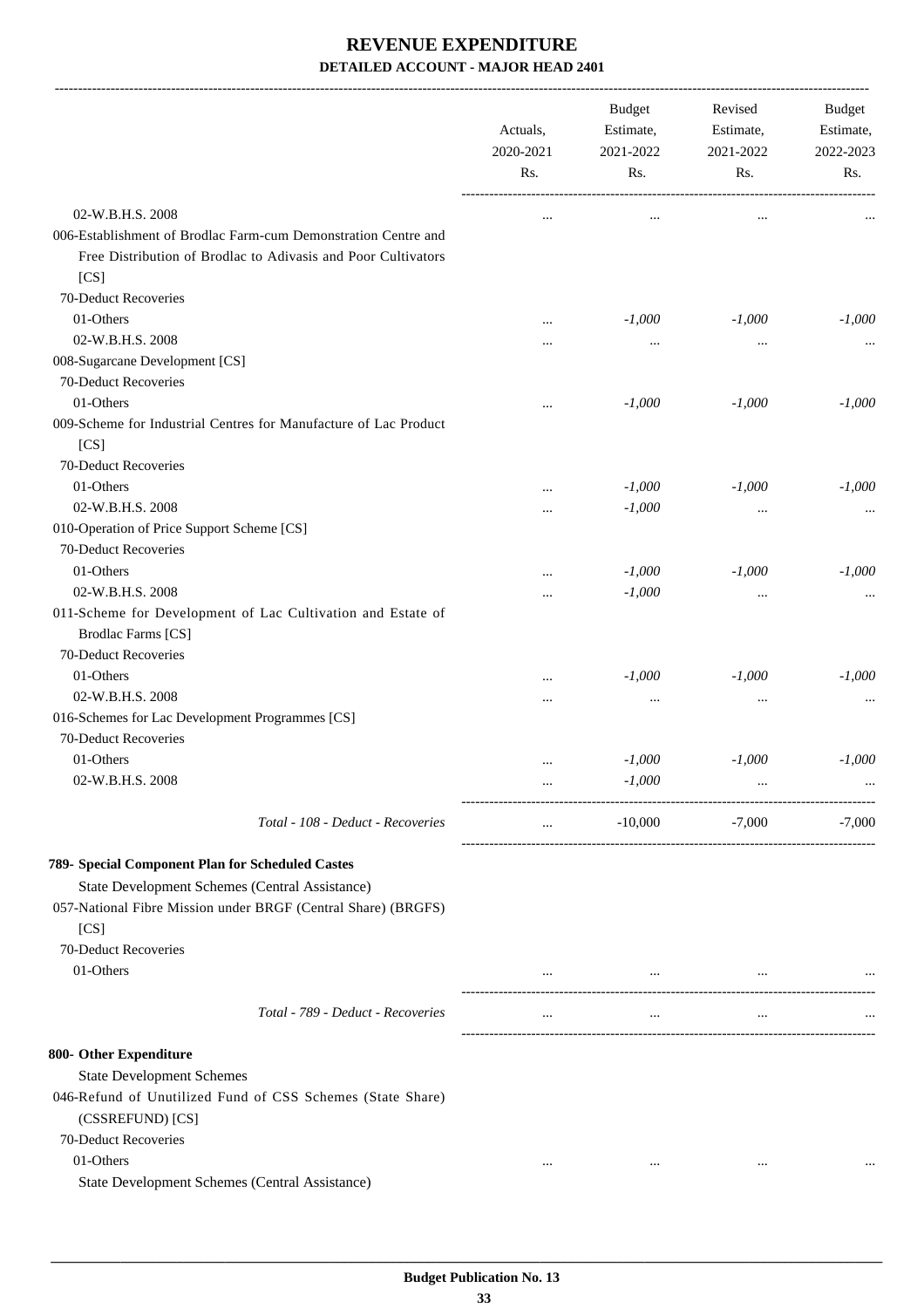# REVENUE EXPENDITURE

## DETAILED ACCOUNT - MAJOR HEAD 2401

| | Actuals, 2020-2021 Rs. | Budget Estimate, 2021-2022 Rs. | Revised Estimate, 2021-2022 Rs. | Budget Estimate, 2022-2023 Rs. |
|---|---|---|---|---|
| 02-W.B.H.S. 2008 | ... | ... | ... | ... |
| 006-Establishment of Brodlac Farm-cum Demonstration Centre and Free Distribution of Brodlac to Adivasis and Poor Cultivators [CS] | | | | |
| 70-Deduct Recoveries | | | | |
| 01-Others | ... | -1,000 | -1,000 | -1,000 |
| 02-W.B.H.S. 2008 | ... | ... | ... | ... |
| 008-Sugarcane Development [CS] | | | | |
| 70-Deduct Recoveries | | | | |
| 01-Others | ... | -1,000 | -1,000 | -1,000 |
| 009-Scheme for Industrial Centres for Manufacture of Lac Product [CS] | | | | |
| 70-Deduct Recoveries | | | | |
| 01-Others | ... | -1,000 | -1,000 | -1,000 |
| 02-W.B.H.S. 2008 | ... | -1,000 | ... | ... |
| 010-Operation of Price Support Scheme [CS] | | | | |
| 70-Deduct Recoveries | | | | |
| 01-Others | ... | -1,000 | -1,000 | -1,000 |
| 02-W.B.H.S. 2008 | ... | -1,000 | ... | ... |
| 011-Scheme for Development of Lac Cultivation and Estate of Brodlac Farms [CS] | | | | |
| 70-Deduct Recoveries | | | | |
| 01-Others | ... | -1,000 | -1,000 | -1,000 |
| 02-W.B.H.S. 2008 | ... | ... | ... | ... |
| 016-Schemes for Lac Development Programmes [CS] | | | | |
| 70-Deduct Recoveries | | | | |
| 01-Others | ... | -1,000 | -1,000 | -1,000 |
| 02-W.B.H.S. 2008 | ... | -1,000 | ... | ... |
| *Total - 108 - Deduct - Recoveries* | ... | -10,000 | -7,000 | -7,000 |
| **789- Special Component Plan for Scheduled Castes** | | | | |
| State Development Schemes (Central Assistance) | | | | |
| 057-National Fibre Mission under BRGF (Central Share) (BRGFS) [CS] | | | | |
| 70-Deduct Recoveries | | | | |
| 01-Others | ... | ... | ... | ... |
| *Total - 789 - Deduct - Recoveries* | ... | ... | ... | ... |
| **800- Other Expenditure** | | | | |
| State Development Schemes | | | | |
| 046-Refund of Unutilized Fund of CSS Schemes (State Share) (CSSREFUND) [CS] | | | | |
| 70-Deduct Recoveries | | | | |
| 01-Others | ... | ... | ... | ... |
| State Development Schemes (Central Assistance) | | | | |

**Budget Publication No. 13**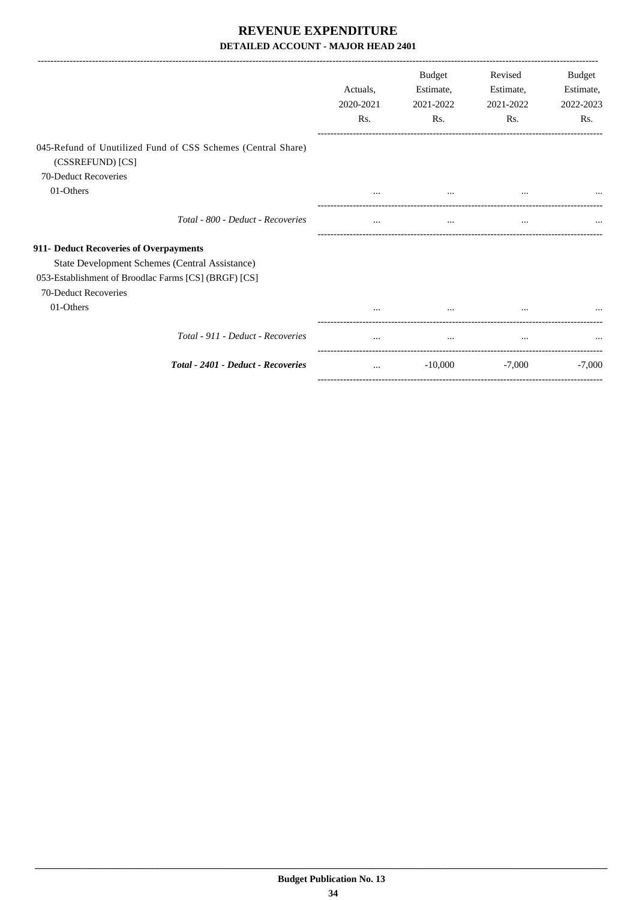# REVENUE EXPENDITURE

## DETAILED ACCOUNT - MAJOR HEAD 2401

| | Actuals, 2020-2021 Rs. | Budget Estimate, 2021-2022 Rs. | Revised Estimate, 2021-2022 Rs. | Budget Estimate, 2022-2023 Rs. |
|---|---|---|---|---|
| 045-Refund of Unutilized Fund of CSS Schemes (Central Share) (CSSREFUND) [CS] | | | | |
| 70-Deduct Recoveries | | | | |
| 01-Others | ... | ... | ... | ... |
| *Total - 800 - Deduct - Recoveries* | ... | ... | ... | ... |
| **911- Deduct Recoveries of Overpayments** | | | | |
| State Development Schemes (Central Assistance) | | | | |
| 053-Establishment of Broodlac Farms [CS] (BRGF) [CS] | | | | |
| 70-Deduct Recoveries | | | | |
| 01-Others | ... | ... | ... | ... |
| *Total - 911 - Deduct - Recoveries* | ... | ... | ... | ... |
| ***Total - 2401 - Deduct - Recoveries*** | ... | -10,000 | -7,000 | -7,000 |

**Budget Publication No. 13**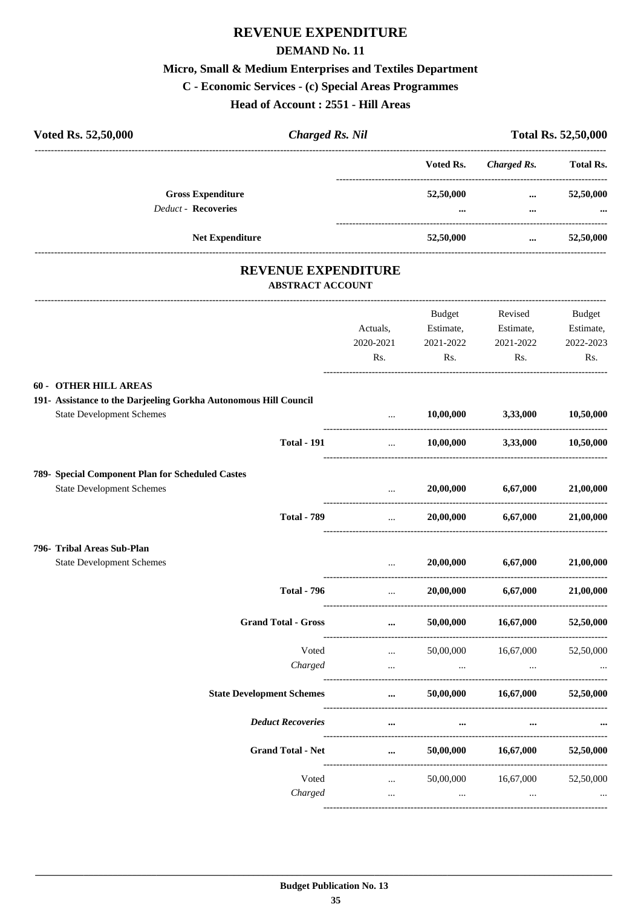# REVENUE EXPENDITURE

## DEMAND No. 11

### Micro, Small & Medium Enterprises and Textiles Department

### C - Economic Services - (c) Special Areas Programmes

### Head of Account : 2551 - Hill Areas

**Voted Rs. 52,50,000** | ***Charged Rs. Nil*** | **Total Rs. 52,50,000**

| | Voted Rs. | *Charged Rs.* | Total Rs. |
|---|---|---|---|
| **Gross Expenditure** | **52,50,000** | **...** | **52,50,000** |
| *Deduct* - **Recoveries** | **...** | **...** | **...** |
| **Net Expenditure** | **52,50,000** | **...** | **52,50,000** |

## REVENUE EXPENDITURE

### ABSTRACT ACCOUNT

| | Actuals, 2020-2021 Rs. | Budget Estimate, 2021-2022 Rs. | Revised Estimate, 2021-2022 Rs. | Budget Estimate, 2022-2023 Rs. |
|---|---|---|---|---|
| **60 - OTHER HILL AREAS** | | | | |
| **191- Assistance to the Darjeeling Gorkha Autonomous Hill Council** | | | | |
| State Development Schemes | ... | **10,00,000** | **3,33,000** | **10,50,000** |
| **Total - 191** | ... | **10,00,000** | **3,33,000** | **10,50,000** |
| **789- Special Component Plan for Scheduled Castes** | | | | |
| State Development Schemes | ... | **20,00,000** | **6,67,000** | **21,00,000** |
| **Total - 789** | ... | **20,00,000** | **6,67,000** | **21,00,000** |
| **796- Tribal Areas Sub-Plan** | | | | |
| State Development Schemes | ... | **20,00,000** | **6,67,000** | **21,00,000** |
| **Total - 796** | ... | **20,00,000** | **6,67,000** | **21,00,000** |
| **Grand Total - Gross** | **...** | **50,00,000** | **16,67,000** | **52,50,000** |
| Voted | ... | 50,00,000 | 16,67,000 | 52,50,000 |
| *Charged* | ... | ... | ... | ... |
| **State Development Schemes** | **...** | **50,00,000** | **16,67,000** | **52,50,000** |
| ***Deduct Recoveries*** | **...** | **...** | **...** | **...** |
| **Grand Total - Net** | **...** | **50,00,000** | **16,67,000** | **52,50,000** |
| Voted | ... | 50,00,000 | 16,67,000 | 52,50,000 |
| *Charged* | ... | ... | ... | ... |

**Budget Publication No. 13**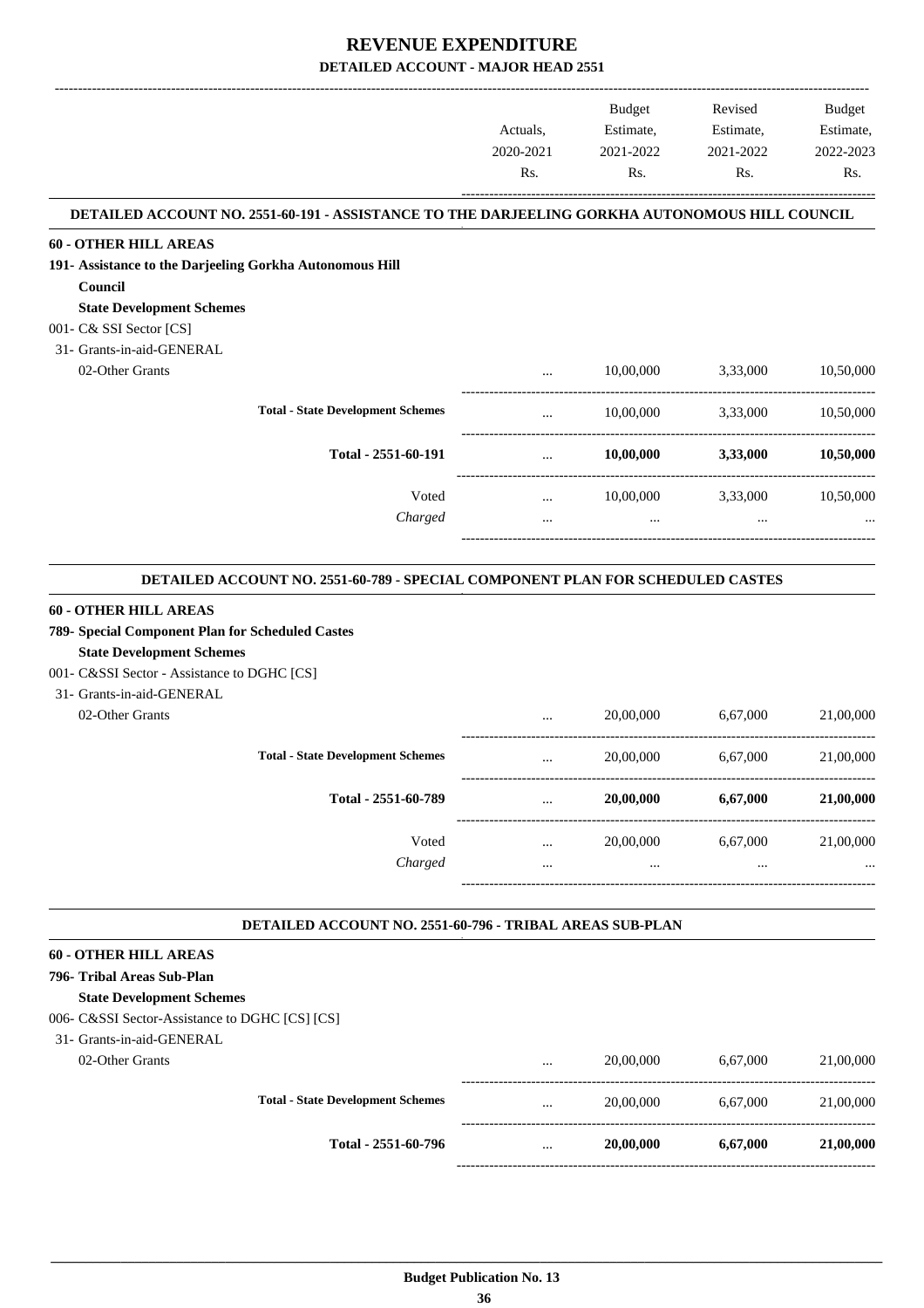# REVENUE EXPENDITURE

## DETAILED ACCOUNT - MAJOR HEAD 2551

| | Actuals, 2020-2021 Rs. | Budget Estimate, 2021-2022 Rs. | Revised Estimate, 2021-2022 Rs. | Budget Estimate, 2022-2023 Rs. |
|---|---|---|---|---|
| **DETAILED ACCOUNT NO. 2551-60-191 - ASSISTANCE TO THE DARJEELING GORKHA AUTONOMOUS HILL COUNCIL** | | | | |
| **60 - OTHER HILL AREAS** | | | | |
| **191- Assistance to the Darjeeling Gorkha Autonomous Hill Council** | | | | |
| **State Development Schemes** | | | | |
| 001- C& SSI Sector [CS] | | | | |
| 31- Grants-in-aid-GENERAL | | | | |
| 02-Other Grants | ... | 10,00,000 | 3,33,000 | 10,50,000 |
| **Total - State Development Schemes** | ... | 10,00,000 | 3,33,000 | 10,50,000 |
| **Total - 2551-60-191** | ... | **10,00,000** | **3,33,000** | **10,50,000** |
| Voted | ... | 10,00,000 | 3,33,000 | 10,50,000 |
| *Charged* | ... | ... | ... | ... |
| **DETAILED ACCOUNT NO. 2551-60-789 - SPECIAL COMPONENT PLAN FOR SCHEDULED CASTES** | | | | |
| **60 - OTHER HILL AREAS** | | | | |
| **789- Special Component Plan for Scheduled Castes** | | | | |
| **State Development Schemes** | | | | |
| 001- C&SSI Sector - Assistance to DGHC [CS] | | | | |
| 31- Grants-in-aid-GENERAL | | | | |
| 02-Other Grants | ... | 20,00,000 | 6,67,000 | 21,00,000 |
| **Total - State Development Schemes** | ... | 20,00,000 | 6,67,000 | 21,00,000 |
| **Total - 2551-60-789** | ... | **20,00,000** | **6,67,000** | **21,00,000** |
| Voted | ... | 20,00,000 | 6,67,000 | 21,00,000 |
| *Charged* | ... | ... | ... | ... |
| **DETAILED ACCOUNT NO. 2551-60-796 - TRIBAL AREAS SUB-PLAN** | | | | |
| **60 - OTHER HILL AREAS** | | | | |
| **796- Tribal Areas Sub-Plan** | | | | |
| **State Development Schemes** | | | | |
| 006- C&SSI Sector-Assistance to DGHC [CS] [CS] | | | | |
| 31- Grants-in-aid-GENERAL | | | | |
| 02-Other Grants | ... | 20,00,000 | 6,67,000 | 21,00,000 |
| **Total - State Development Schemes** | ... | 20,00,000 | 6,67,000 | 21,00,000 |
| **Total - 2551-60-796** | ... | **20,00,000** | **6,67,000** | **21,00,000** |

Budget Publication No. 13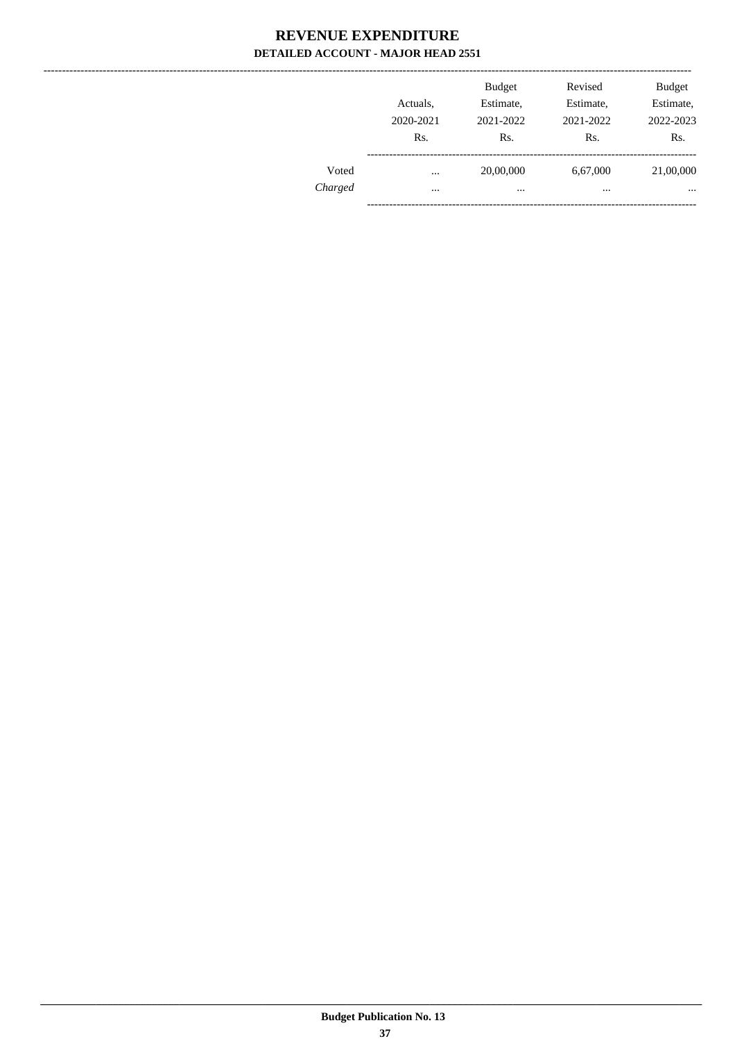# REVENUE EXPENDITURE

## DETAILED ACCOUNT - MAJOR HEAD 2551

| | Actuals, 2020-2021 Rs. | Budget Estimate, 2021-2022 Rs. | Revised Estimate, 2021-2022 Rs. | Budget Estimate, 2022-2023 Rs. |
|---|---|---|---|---|
| Voted | ... | 20,00,000 | 6,67,000 | 21,00,000 |
| *Charged* | ... | ... | ... | ... |

**Budget Publication No. 13**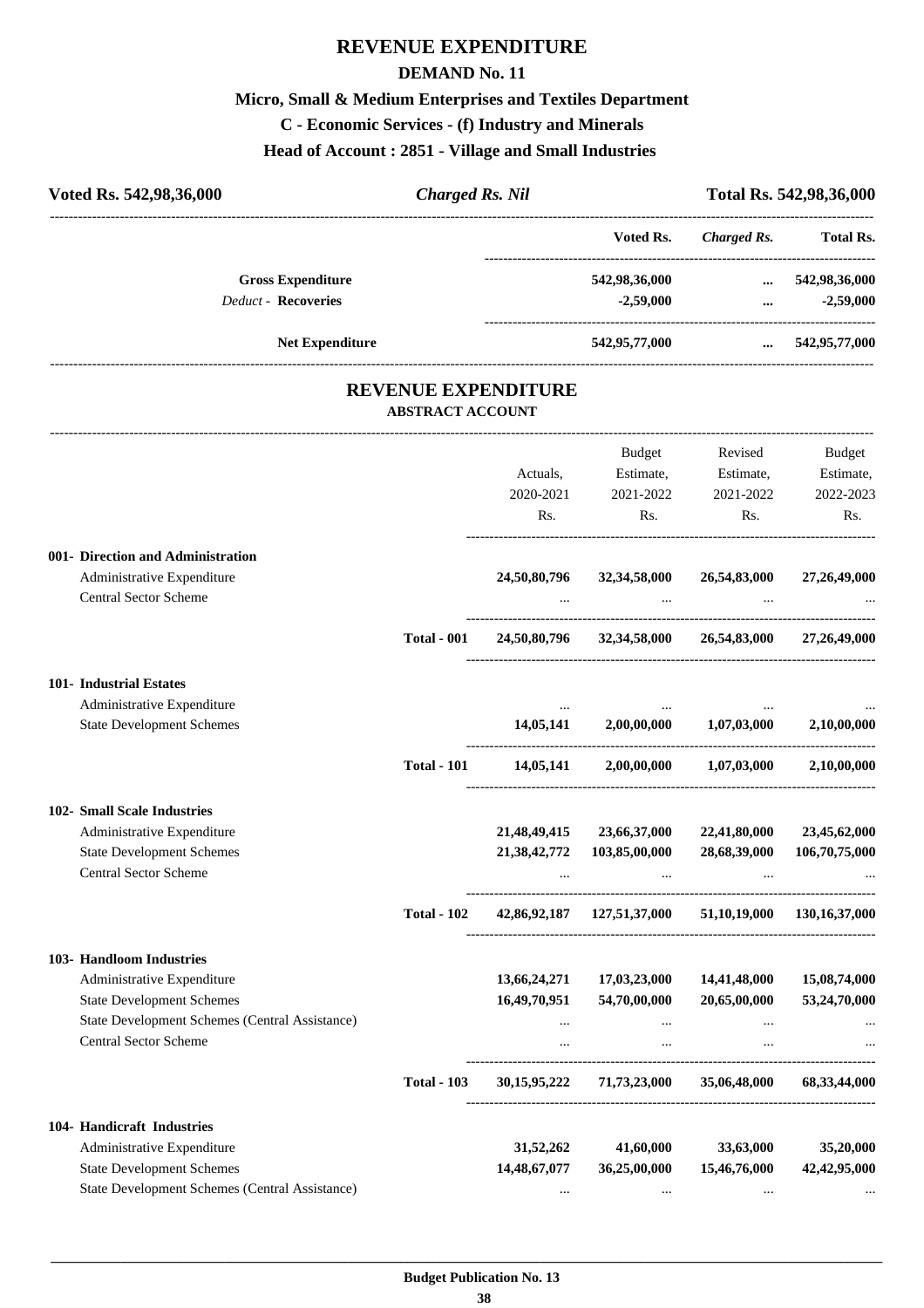# REVENUE EXPENDITURE

## DEMAND No. 11

### Micro, Small & Medium Enterprises and Textiles Department

### C - Economic Services - (f) Industry and Minerals

### Head of Account : 2851 - Village and Small Industries

| Voted Rs. 542,98,36,000 | *Charged Rs. Nil* | Total Rs. 542,98,36,000 |
|---|---|---|

| | Voted Rs. | *Charged Rs.* | Total Rs. |
|---|---|---|---|
| **Gross Expenditure** | 542,98,36,000 | ... | 542,98,36,000 |
| *Deduct* - **Recoveries** | -2,59,000 | ... | -2,59,000 |
| **Net Expenditure** | 542,95,77,000 | ... | 542,95,77,000 |

## REVENUE EXPENDITURE

### ABSTRACT ACCOUNT

| | | Actuals, 2020-2021 Rs. | Budget Estimate, 2021-2022 Rs. | Revised Estimate, 2021-2022 Rs. | Budget Estimate, 2022-2023 Rs. |
|---|---|---|---|---|---|
| **001- Direction and Administration** | | | | | |
| Administrative Expenditure | | 24,50,80,796 | 32,34,58,000 | 26,54,83,000 | 27,26,49,000 |
| Central Sector Scheme | | ... | ... | ... | ... |
| | **Total - 001** | 24,50,80,796 | 32,34,58,000 | 26,54,83,000 | 27,26,49,000 |
| **101- Industrial Estates** | | | | | |
| Administrative Expenditure | | ... | ... | ... | ... |
| State Development Schemes | | 14,05,141 | 2,00,00,000 | 1,07,03,000 | 2,10,00,000 |
| | **Total - 101** | 14,05,141 | 2,00,00,000 | 1,07,03,000 | 2,10,00,000 |
| **102- Small Scale Industries** | | | | | |
| Administrative Expenditure | | 21,48,49,415 | 23,66,37,000 | 22,41,80,000 | 23,45,62,000 |
| State Development Schemes | | 21,38,42,772 | 103,85,00,000 | 28,68,39,000 | 106,70,75,000 |
| Central Sector Scheme | | ... | ... | ... | ... |
| | **Total - 102** | 42,86,92,187 | 127,51,37,000 | 51,10,19,000 | 130,16,37,000 |
| **103- Handloom Industries** | | | | | |
| Administrative Expenditure | | 13,66,24,271 | 17,03,23,000 | 14,41,48,000 | 15,08,74,000 |
| State Development Schemes | | 16,49,70,951 | 54,70,00,000 | 20,65,00,000 | 53,24,70,000 |
| State Development Schemes (Central Assistance) | | ... | ... | ... | ... |
| Central Sector Scheme | | ... | ... | ... | ... |
| | **Total - 103** | 30,15,95,222 | 71,73,23,000 | 35,06,48,000 | 68,33,44,000 |
| **104- Handicraft Industries** | | | | | |
| Administrative Expenditure | | 31,52,262 | 41,60,000 | 33,63,000 | 35,20,000 |
| State Development Schemes | | 14,48,67,077 | 36,25,00,000 | 15,46,76,000 | 42,42,95,000 |
| State Development Schemes (Central Assistance) | | ... | ... | ... | ... |

Budget Publication No. 13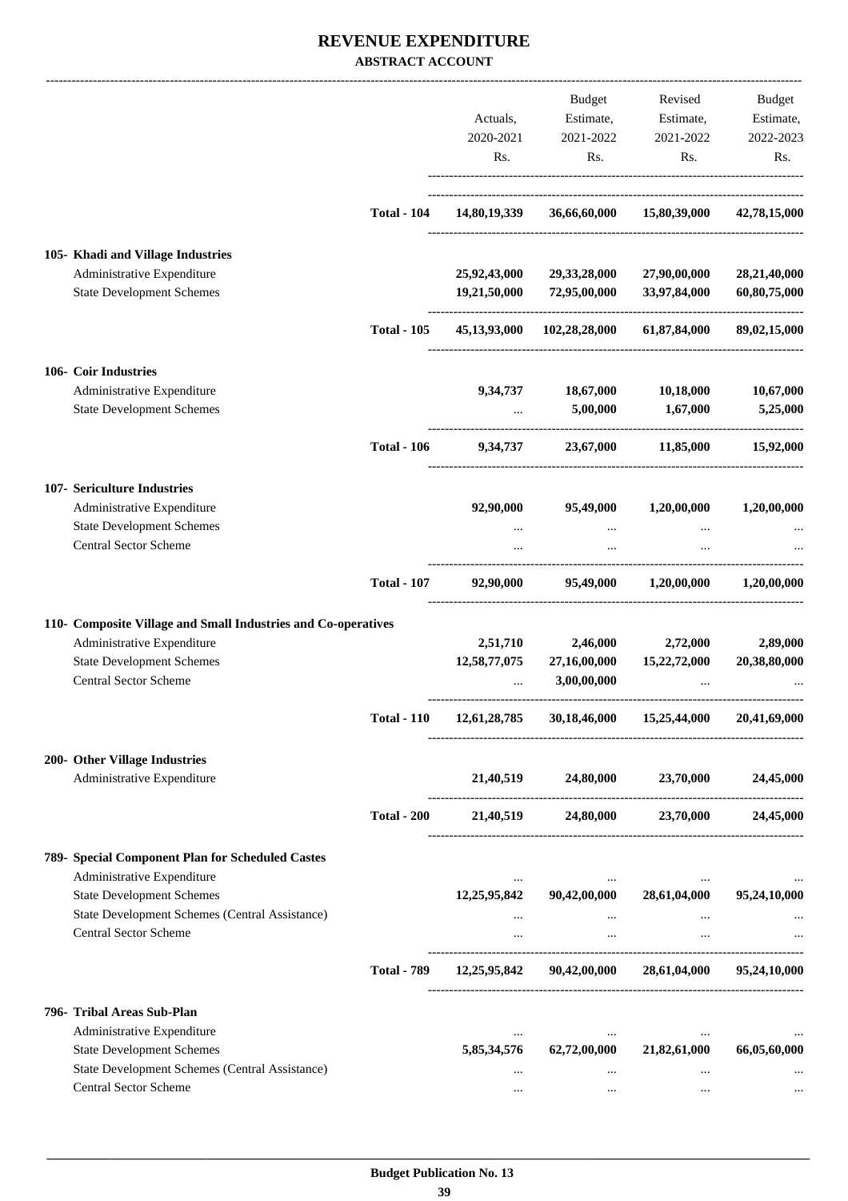# REVENUE EXPENDITURE

**ABSTRACT ACCOUNT**

| | | Actuals, 2020-2021 Rs. | Budget Estimate, 2021-2022 Rs. | Revised Estimate, 2021-2022 Rs. | Budget Estimate, 2022-2023 Rs. |
|---|---|---|---|---|---|
| | **Total - 104** | **14,80,19,339** | **36,66,60,000** | **15,80,39,000** | **42,78,15,000** |
| **105- Khadi and Village Industries** | | | | | |
| Administrative Expenditure | | **25,92,43,000** | **29,33,28,000** | **27,90,00,000** | **28,21,40,000** |
| State Development Schemes | | **19,21,50,000** | **72,95,00,000** | **33,97,84,000** | **60,80,75,000** |
| | **Total - 105** | **45,13,93,000** | **102,28,28,000** | **61,87,84,000** | **89,02,15,000** |
| **106- Coir Industries** | | | | | |
| Administrative Expenditure | | **9,34,737** | **18,67,000** | **10,18,000** | **10,67,000** |
| State Development Schemes | | ... | **5,00,000** | **1,67,000** | **5,25,000** |
| | **Total - 106** | **9,34,737** | **23,67,000** | **11,85,000** | **15,92,000** |
| **107- Sericulture Industries** | | | | | |
| Administrative Expenditure | | **92,90,000** | **95,49,000** | **1,20,00,000** | **1,20,00,000** |
| State Development Schemes | | ... | ... | ... | ... |
| Central Sector Scheme | | ... | ... | ... | ... |
| | **Total - 107** | **92,90,000** | **95,49,000** | **1,20,00,000** | **1,20,00,000** |
| **110- Composite Village and Small Industries and Co-operatives** | | | | | |
| Administrative Expenditure | | **2,51,710** | **2,46,000** | **2,72,000** | **2,89,000** |
| State Development Schemes | | **12,58,77,075** | **27,16,00,000** | **15,22,72,000** | **20,38,80,000** |
| Central Sector Scheme | | ... | **3,00,00,000** | ... | ... |
| | **Total - 110** | **12,61,28,785** | **30,18,46,000** | **15,25,44,000** | **20,41,69,000** |
| **200- Other Village Industries** | | | | | |
| Administrative Expenditure | | **21,40,519** | **24,80,000** | **23,70,000** | **24,45,000** |
| | **Total - 200** | **21,40,519** | **24,80,000** | **23,70,000** | **24,45,000** |
| **789- Special Component Plan for Scheduled Castes** | | | | | |
| Administrative Expenditure | | ... | ... | ... | ... |
| State Development Schemes | | **12,25,95,842** | **90,42,00,000** | **28,61,04,000** | **95,24,10,000** |
| State Development Schemes (Central Assistance) | | ... | ... | ... | ... |
| Central Sector Scheme | | ... | ... | ... | ... |
| | **Total - 789** | **12,25,95,842** | **90,42,00,000** | **28,61,04,000** | **95,24,10,000** |
| **796- Tribal Areas Sub-Plan** | | | | | |
| Administrative Expenditure | | ... | ... | ... | ... |
| State Development Schemes | | **5,85,34,576** | **62,72,00,000** | **21,82,61,000** | **66,05,60,000** |
| State Development Schemes (Central Assistance) | | ... | ... | ... | ... |
| Central Sector Scheme | | ... | ... | ... | ... |

**Budget Publication No. 13**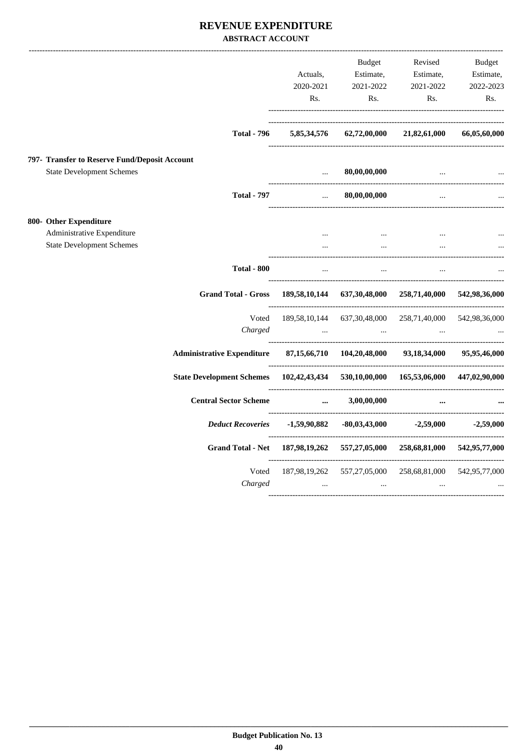# REVENUE EXPENDITURE

**ABSTRACT ACCOUNT**

| | Actuals, 2020-2021 Rs. | Budget Estimate, 2021-2022 Rs. | Revised Estimate, 2021-2022 Rs. | Budget Estimate, 2022-2023 Rs. |
|---|---|---|---|---|
| **Total - 796** | **5,85,34,576** | **62,72,00,000** | **21,82,61,000** | **66,05,60,000** |
| **797- Transfer to Reserve Fund/Deposit Account** | | | | |
| State Development Schemes | ... | **80,00,00,000** | ... | ... |
| **Total - 797** | ... | **80,00,00,000** | ... | ... |
| **800- Other Expenditure** | | | | |
| Administrative Expenditure | ... | ... | ... | ... |
| State Development Schemes | ... | ... | ... | ... |
| **Total - 800** | ... | ... | ... | ... |
| **Grand Total - Gross** | **189,58,10,144** | **637,30,48,000** | **258,71,40,000** | **542,98,36,000** |
| Voted | 189,58,10,144 | 637,30,48,000 | 258,71,40,000 | 542,98,36,000 |
| *Charged* | ... | ... | ... | ... |
| **Administrative Expenditure** | **87,15,66,710** | **104,20,48,000** | **93,18,34,000** | **95,95,46,000** |
| **State Development Schemes** | **102,42,43,434** | **530,10,00,000** | **165,53,06,000** | **447,02,90,000** |
| **Central Sector Scheme** | **...** | **3,00,00,000** | **...** | **...** |
| ***Deduct Recoveries*** | **-1,59,90,882** | **-80,03,43,000** | **-2,59,000** | **-2,59,000** |
| **Grand Total - Net** | **187,98,19,262** | **557,27,05,000** | **258,68,81,000** | **542,95,77,000** |
| Voted | 187,98,19,262 | 557,27,05,000 | 258,68,81,000 | 542,95,77,000 |
| *Charged* | ... | ... | ... | ... |

**Budget Publication No. 13**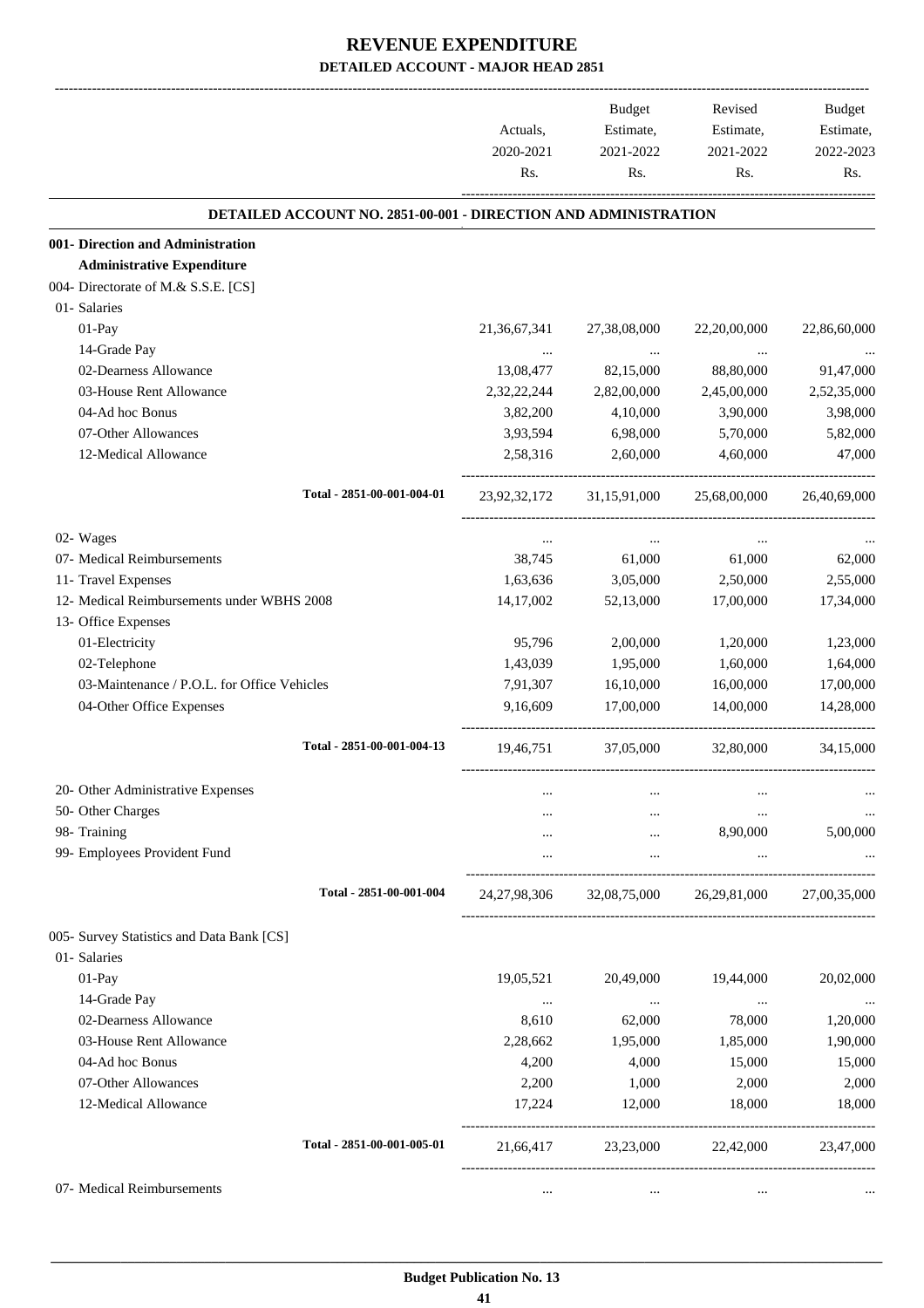# REVENUE EXPENDITURE

## DETAILED ACCOUNT - MAJOR HEAD 2851

| | Actuals, 2020-2021 Rs. | Budget Estimate, 2021-2022 Rs. | Revised Estimate, 2021-2022 Rs. | Budget Estimate, 2022-2023 Rs. |
|---|---|---|---|---|
| **DETAILED ACCOUNT NO. 2851-00-001 - DIRECTION AND ADMINISTRATION** | | | | |
| **001- Direction and Administration** | | | | |
| **Administrative Expenditure** | | | | |
| 004- Directorate of M.& S.S.E. [CS] | | | | |
| 01- Salaries | | | | |
| 01-Pay | 21,36,67,341 | 27,38,08,000 | 22,20,00,000 | 22,86,60,000 |
| 14-Grade Pay | ... | ... | ... | ... |
| 02-Dearness Allowance | 13,08,477 | 82,15,000 | 88,80,000 | 91,47,000 |
| 03-House Rent Allowance | 2,32,22,244 | 2,82,00,000 | 2,45,00,000 | 2,52,35,000 |
| 04-Ad hoc Bonus | 3,82,200 | 4,10,000 | 3,90,000 | 3,98,000 |
| 07-Other Allowances | 3,93,594 | 6,98,000 | 5,70,000 | 5,82,000 |
| 12-Medical Allowance | 2,58,316 | 2,60,000 | 4,60,000 | 47,000 |
| Total - 2851-00-001-004-01 | 23,92,32,172 | 31,15,91,000 | 25,68,00,000 | 26,40,69,000 |
| 02- Wages | ... | ... | ... | ... |
| 07- Medical Reimbursements | 38,745 | 61,000 | 61,000 | 62,000 |
| 11- Travel Expenses | 1,63,636 | 3,05,000 | 2,50,000 | 2,55,000 |
| 12- Medical Reimbursements under WBHS 2008 | 14,17,002 | 52,13,000 | 17,00,000 | 17,34,000 |
| 13- Office Expenses | | | | |
| 01-Electricity | 95,796 | 2,00,000 | 1,20,000 | 1,23,000 |
| 02-Telephone | 1,43,039 | 1,95,000 | 1,60,000 | 1,64,000 |
| 03-Maintenance / P.O.L. for Office Vehicles | 7,91,307 | 16,10,000 | 16,00,000 | 17,00,000 |
| 04-Other Office Expenses | 9,16,609 | 17,00,000 | 14,00,000 | 14,28,000 |
| Total - 2851-00-001-004-13 | 19,46,751 | 37,05,000 | 32,80,000 | 34,15,000 |
| 20- Other Administrative Expenses | ... | ... | ... | ... |
| 50- Other Charges | ... | ... | ... | ... |
| 98- Training | ... | ... | 8,90,000 | 5,00,000 |
| 99- Employees Provident Fund | ... | ... | ... | ... |
| Total - 2851-00-001-004 | 24,27,98,306 | 32,08,75,000 | 26,29,81,000 | 27,00,35,000 |
| 005- Survey Statistics and Data Bank [CS] | | | | |
| 01- Salaries | | | | |
| 01-Pay | 19,05,521 | 20,49,000 | 19,44,000 | 20,02,000 |
| 14-Grade Pay | ... | ... | ... | ... |
| 02-Dearness Allowance | 8,610 | 62,000 | 78,000 | 1,20,000 |
| 03-House Rent Allowance | 2,28,662 | 1,95,000 | 1,85,000 | 1,90,000 |
| 04-Ad hoc Bonus | 4,200 | 4,000 | 15,000 | 15,000 |
| 07-Other Allowances | 2,200 | 1,000 | 2,000 | 2,000 |
| 12-Medical Allowance | 17,224 | 12,000 | 18,000 | 18,000 |
| Total - 2851-00-001-005-01 | 21,66,417 | 23,23,000 | 22,42,000 | 23,47,000 |
| 07- Medical Reimbursements | ... | ... | ... | ... |

**Budget Publication No. 13**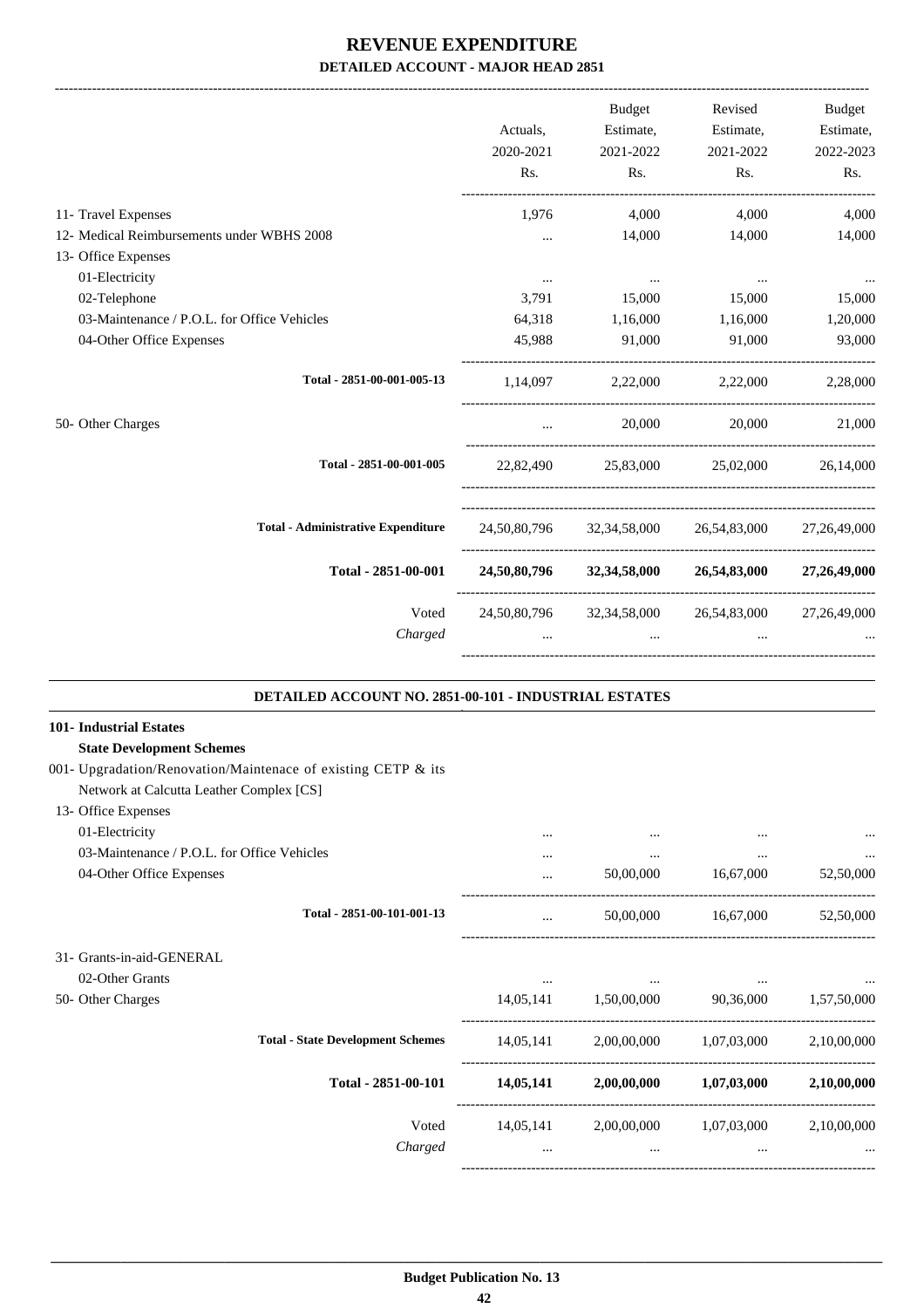# REVENUE EXPENDITURE

## DETAILED ACCOUNT - MAJOR HEAD 2851

| | Actuals, 2020-2021 Rs. | Budget Estimate, 2021-2022 Rs. | Revised Estimate, 2021-2022 Rs. | Budget Estimate, 2022-2023 Rs. |
|---|---|---|---|---|
| 11- Travel Expenses | 1,976 | 4,000 | 4,000 | 4,000 |
| 12- Medical Reimbursements under WBHS 2008 | ... | 14,000 | 14,000 | 14,000 |
| 13- Office Expenses | | | | |
| 01-Electricity | ... | ... | ... | ... |
| 02-Telephone | 3,791 | 15,000 | 15,000 | 15,000 |
| 03-Maintenance / P.O.L. for Office Vehicles | 64,318 | 1,16,000 | 1,16,000 | 1,20,000 |
| 04-Other Office Expenses | 45,988 | 91,000 | 91,000 | 93,000 |
| Total - 2851-00-001-005-13 | 1,14,097 | 2,22,000 | 2,22,000 | 2,28,000 |
| 50- Other Charges | ... | 20,000 | 20,000 | 21,000 |
| Total - 2851-00-001-005 | 22,82,490 | 25,83,000 | 25,02,000 | 26,14,000 |
| Total - Administrative Expenditure | 24,50,80,796 | 32,34,58,000 | 26,54,83,000 | 27,26,49,000 |
| **Total - 2851-00-001** | **24,50,80,796** | **32,34,58,000** | **26,54,83,000** | **27,26,49,000** |
| Voted | 24,50,80,796 | 32,34,58,000 | 26,54,83,000 | 27,26,49,000 |
| *Charged* | ... | ... | ... | ... |

### DETAILED ACCOUNT NO. 2851-00-101 - INDUSTRIAL ESTATES

| | Actuals, 2020-2021 Rs. | Budget Estimate, 2021-2022 Rs. | Revised Estimate, 2021-2022 Rs. | Budget Estimate, 2022-2023 Rs. |
|---|---|---|---|---|
| **101- Industrial Estates** | | | | |
| **State Development Schemes** | | | | |
| 001- Upgradation/Renovation/Maintenace of existing CETP & its Network at Calcutta Leather Complex [CS] | | | | |
| 13- Office Expenses | | | | |
| 01-Electricity | ... | ... | ... | ... |
| 03-Maintenance / P.O.L. for Office Vehicles | ... | ... | ... | ... |
| 04-Other Office Expenses | ... | 50,00,000 | 16,67,000 | 52,50,000 |
| Total - 2851-00-101-001-13 | ... | 50,00,000 | 16,67,000 | 52,50,000 |
| 31- Grants-in-aid-GENERAL | | | | |
| 02-Other Grants | ... | ... | ... | ... |
| 50- Other Charges | 14,05,141 | 1,50,00,000 | 90,36,000 | 1,57,50,000 |
| Total - State Development Schemes | 14,05,141 | 2,00,00,000 | 1,07,03,000 | 2,10,00,000 |
| **Total - 2851-00-101** | **14,05,141** | **2,00,00,000** | **1,07,03,000** | **2,10,00,000** |
| Voted | 14,05,141 | 2,00,00,000 | 1,07,03,000 | 2,10,00,000 |
| *Charged* | ... | ... | ... | ... |

**Budget Publication No. 13**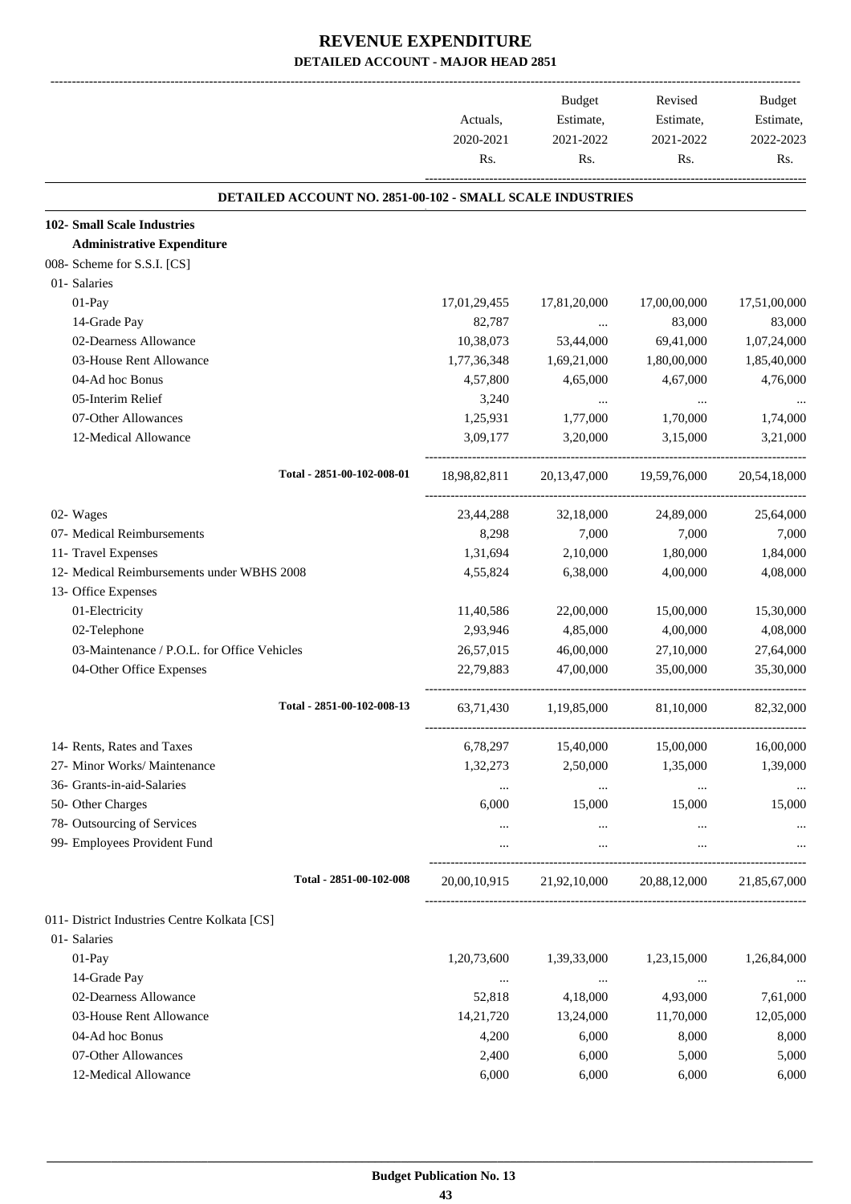# REVENUE EXPENDITURE

## DETAILED ACCOUNT - MAJOR HEAD 2851

| | Actuals, 2020-2021 Rs. | Budget Estimate, 2021-2022 Rs. | Revised Estimate, 2021-2022 Rs. | Budget Estimate, 2022-2023 Rs. |
|---|---|---|---|---|
| **DETAILED ACCOUNT NO. 2851-00-102 - SMALL SCALE INDUSTRIES** | | | | |
| **102- Small Scale Industries** | | | | |
| **Administrative Expenditure** | | | | |
| 008- Scheme for S.S.I. [CS] | | | | |
| 01- Salaries | | | | |
| 01-Pay | 17,01,29,455 | 17,81,20,000 | 17,00,00,000 | 17,51,00,000 |
| 14-Grade Pay | 82,787 | ... | 83,000 | 83,000 |
| 02-Dearness Allowance | 10,38,073 | 53,44,000 | 69,41,000 | 1,07,24,000 |
| 03-House Rent Allowance | 1,77,36,348 | 1,69,21,000 | 1,80,00,000 | 1,85,40,000 |
| 04-Ad hoc Bonus | 4,57,800 | 4,65,000 | 4,67,000 | 4,76,000 |
| 05-Interim Relief | 3,240 | ... | ... | ... |
| 07-Other Allowances | 1,25,931 | 1,77,000 | 1,70,000 | 1,74,000 |
| 12-Medical Allowance | 3,09,177 | 3,20,000 | 3,15,000 | 3,21,000 |
| Total - 2851-00-102-008-01 | 18,98,82,811 | 20,13,47,000 | 19,59,76,000 | 20,54,18,000 |
| 02- Wages | 23,44,288 | 32,18,000 | 24,89,000 | 25,64,000 |
| 07- Medical Reimbursements | 8,298 | 7,000 | 7,000 | 7,000 |
| 11- Travel Expenses | 1,31,694 | 2,10,000 | 1,80,000 | 1,84,000 |
| 12- Medical Reimbursements under WBHS 2008 | 4,55,824 | 6,38,000 | 4,00,000 | 4,08,000 |
| 13- Office Expenses | | | | |
| 01-Electricity | 11,40,586 | 22,00,000 | 15,00,000 | 15,30,000 |
| 02-Telephone | 2,93,946 | 4,85,000 | 4,00,000 | 4,08,000 |
| 03-Maintenance / P.O.L. for Office Vehicles | 26,57,015 | 46,00,000 | 27,10,000 | 27,64,000 |
| 04-Other Office Expenses | 22,79,883 | 47,00,000 | 35,00,000 | 35,30,000 |
| Total - 2851-00-102-008-13 | 63,71,430 | 1,19,85,000 | 81,10,000 | 82,32,000 |
| 14- Rents, Rates and Taxes | 6,78,297 | 15,40,000 | 15,00,000 | 16,00,000 |
| 27- Minor Works/ Maintenance | 1,32,273 | 2,50,000 | 1,35,000 | 1,39,000 |
| 36- Grants-in-aid-Salaries | ... | ... | ... | ... |
| 50- Other Charges | 6,000 | 15,000 | 15,000 | 15,000 |
| 78- Outsourcing of Services | ... | ... | ... | ... |
| 99- Employees Provident Fund | ... | ... | ... | ... |
| Total - 2851-00-102-008 | 20,00,10,915 | 21,92,10,000 | 20,88,12,000 | 21,85,67,000 |
| 011- District Industries Centre Kolkata [CS] | | | | |
| 01- Salaries | | | | |
| 01-Pay | 1,20,73,600 | 1,39,33,000 | 1,23,15,000 | 1,26,84,000 |
| 14-Grade Pay | ... | ... | ... | ... |
| 02-Dearness Allowance | 52,818 | 4,18,000 | 4,93,000 | 7,61,000 |
| 03-House Rent Allowance | 14,21,720 | 13,24,000 | 11,70,000 | 12,05,000 |
| 04-Ad hoc Bonus | 4,200 | 6,000 | 8,000 | 8,000 |
| 07-Other Allowances | 2,400 | 6,000 | 5,000 | 5,000 |
| 12-Medical Allowance | 6,000 | 6,000 | 6,000 | 6,000 |

Budget Publication No. 13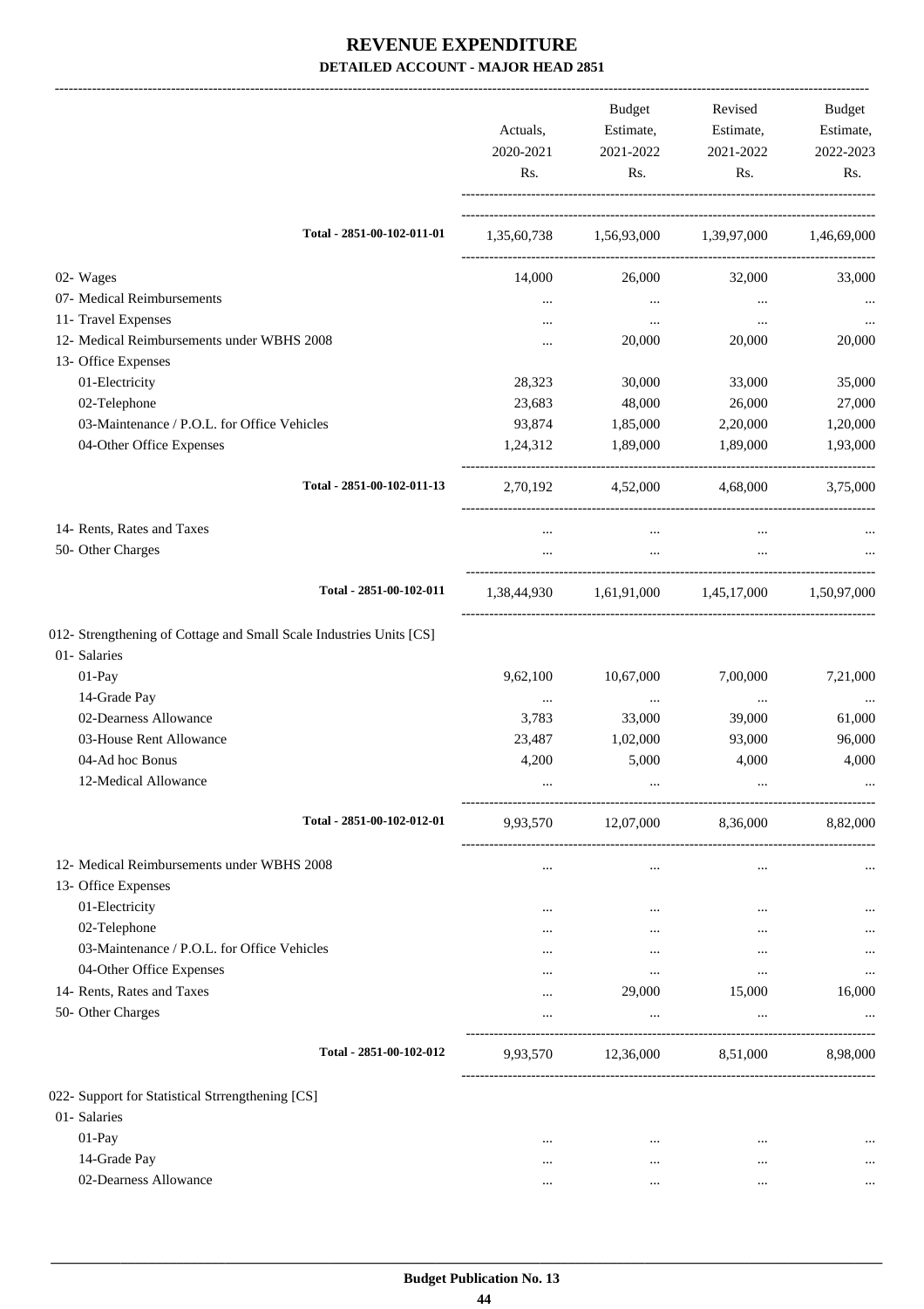# REVENUE EXPENDITURE

**DETAILED ACCOUNT - MAJOR HEAD 2851**

| | Actuals, 2020-2021 Rs. | Budget Estimate, 2021-2022 Rs. | Revised Estimate, 2021-2022 Rs. | Budget Estimate, 2022-2023 Rs. |
|---|---|---|---|---|
| Total - 2851-00-102-011-01 | 1,35,60,738 | 1,56,93,000 | 1,39,97,000 | 1,46,69,000 |
| 02- Wages | 14,000 | 26,000 | 32,000 | 33,000 |
| 07- Medical Reimbursements | ... | ... | ... | ... |
| 11- Travel Expenses | ... | ... | ... | ... |
| 12- Medical Reimbursements under WBHS 2008 | ... | 20,000 | 20,000 | 20,000 |
| 13- Office Expenses | | | | |
| 01-Electricity | 28,323 | 30,000 | 33,000 | 35,000 |
| 02-Telephone | 23,683 | 48,000 | 26,000 | 27,000 |
| 03-Maintenance / P.O.L. for Office Vehicles | 93,874 | 1,85,000 | 2,20,000 | 1,20,000 |
| 04-Other Office Expenses | 1,24,312 | 1,89,000 | 1,89,000 | 1,93,000 |
| Total - 2851-00-102-011-13 | 2,70,192 | 4,52,000 | 4,68,000 | 3,75,000 |
| 14- Rents, Rates and Taxes | ... | ... | ... | ... |
| 50- Other Charges | ... | ... | ... | ... |
| Total - 2851-00-102-011 | 1,38,44,930 | 1,61,91,000 | 1,45,17,000 | 1,50,97,000 |
| 012- Strengthening of Cottage and Small Scale Industries Units [CS] | | | | |
| 01- Salaries | | | | |
| 01-Pay | 9,62,100 | 10,67,000 | 7,00,000 | 7,21,000 |
| 14-Grade Pay | ... | ... | ... | ... |
| 02-Dearness Allowance | 3,783 | 33,000 | 39,000 | 61,000 |
| 03-House Rent Allowance | 23,487 | 1,02,000 | 93,000 | 96,000 |
| 04-Ad hoc Bonus | 4,200 | 5,000 | 4,000 | 4,000 |
| 12-Medical Allowance | ... | ... | ... | ... |
| Total - 2851-00-102-012-01 | 9,93,570 | 12,07,000 | 8,36,000 | 8,82,000 |
| 12- Medical Reimbursements under WBHS 2008 | ... | ... | ... | ... |
| 13- Office Expenses | | | | |
| 01-Electricity | ... | ... | ... | ... |
| 02-Telephone | ... | ... | ... | ... |
| 03-Maintenance / P.O.L. for Office Vehicles | ... | ... | ... | ... |
| 04-Other Office Expenses | ... | ... | ... | ... |
| 14- Rents, Rates and Taxes | ... | 29,000 | 15,000 | 16,000 |
| 50- Other Charges | ... | ... | ... | ... |
| Total - 2851-00-102-012 | 9,93,570 | 12,36,000 | 8,51,000 | 8,98,000 |
| 022- Support for Statistical Strrengthening [CS] | | | | |
| 01- Salaries | | | | |
| 01-Pay | ... | ... | ... | ... |
| 14-Grade Pay | ... | ... | ... | ... |
| 02-Dearness Allowance | ... | ... | ... | ... |

Budget Publication No. 13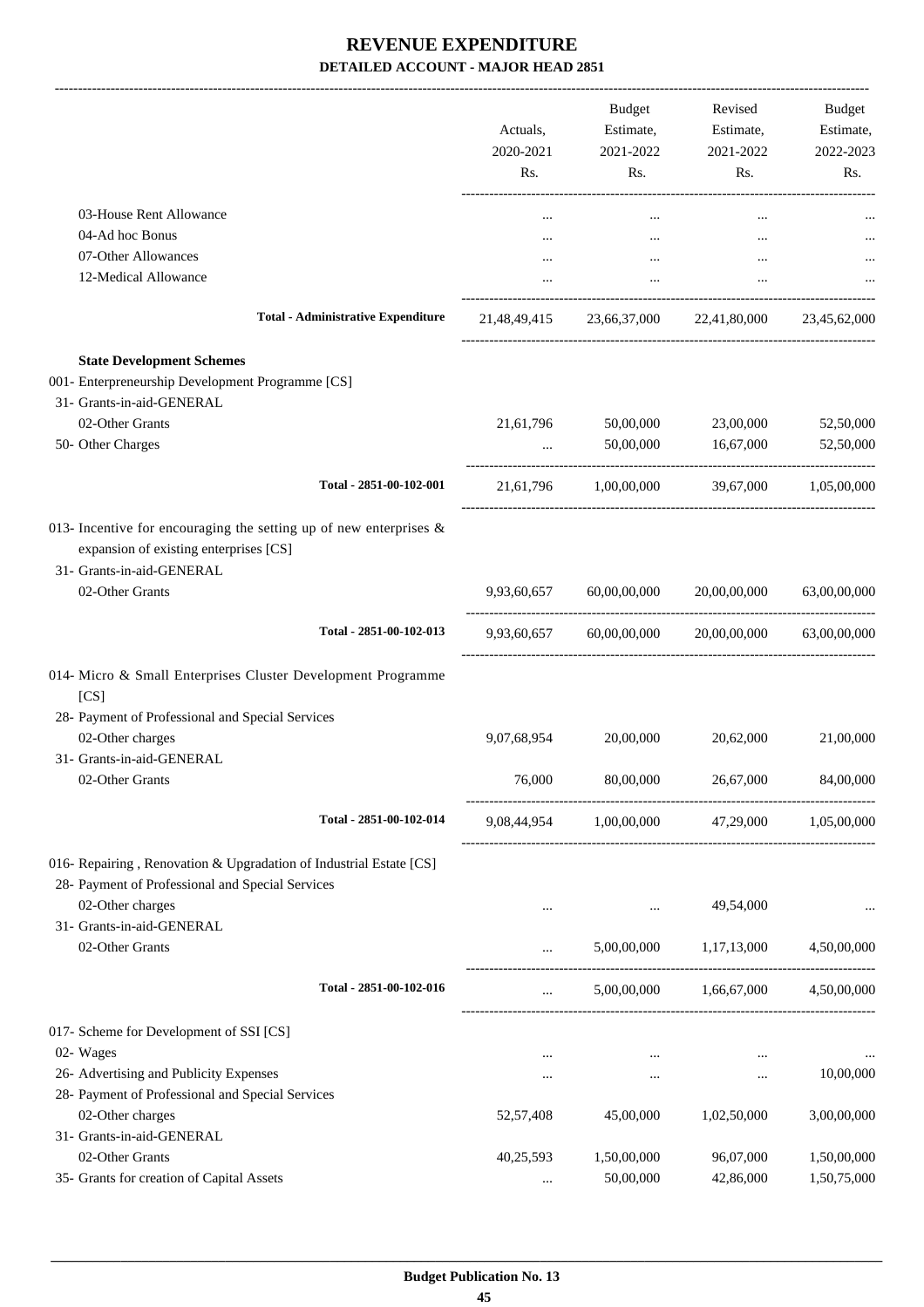# REVENUE EXPENDITURE

**DETAILED ACCOUNT - MAJOR HEAD 2851**

| | Actuals, 2020-2021 Rs. | Budget Estimate, 2021-2022 Rs. | Revised Estimate, 2021-2022 Rs. | Budget Estimate, 2022-2023 Rs. |
|---|---|---|---|---|
| 03-House Rent Allowance | ... | ... | ... | ... |
| 04-Ad hoc Bonus | ... | ... | ... | ... |
| 07-Other Allowances | ... | ... | ... | ... |
| 12-Medical Allowance | ... | ... | ... | ... |
| **Total - Administrative Expenditure** | 21,48,49,415 | 23,66,37,000 | 22,41,80,000 | 23,45,62,000 |
| **State Development Schemes** | | | | |
| 001- Enterpreneurship Development Programme [CS] | | | | |
| 31- Grants-in-aid-GENERAL | | | | |
| 02-Other Grants | 21,61,796 | 50,00,000 | 23,00,000 | 52,50,000 |
| 50- Other Charges | ... | 50,00,000 | 16,67,000 | 52,50,000 |
| Total - 2851-00-102-001 | 21,61,796 | 1,00,00,000 | 39,67,000 | 1,05,00,000 |
| 013- Incentive for encouraging the setting up of new enterprises & expansion of existing enterprises [CS] | | | | |
| 31- Grants-in-aid-GENERAL | | | | |
| 02-Other Grants | 9,93,60,657 | 60,00,00,000 | 20,00,00,000 | 63,00,00,000 |
| Total - 2851-00-102-013 | 9,93,60,657 | 60,00,00,000 | 20,00,00,000 | 63,00,00,000 |
| 014- Micro & Small Enterprises Cluster Development Programme [CS] | | | | |
| 28- Payment of Professional and Special Services | | | | |
| 02-Other charges | 9,07,68,954 | 20,00,000 | 20,62,000 | 21,00,000 |
| 31- Grants-in-aid-GENERAL | | | | |
| 02-Other Grants | 76,000 | 80,00,000 | 26,67,000 | 84,00,000 |
| Total - 2851-00-102-014 | 9,08,44,954 | 1,00,00,000 | 47,29,000 | 1,05,00,000 |
| 016- Repairing , Renovation & Upgradation of Industrial Estate [CS] | | | | |
| 28- Payment of Professional and Special Services | | | | |
| 02-Other charges | ... | ... | 49,54,000 | ... |
| 31- Grants-in-aid-GENERAL | | | | |
| 02-Other Grants | ... | 5,00,00,000 | 1,17,13,000 | 4,50,00,000 |
| Total - 2851-00-102-016 | ... | 5,00,00,000 | 1,66,67,000 | 4,50,00,000 |
| 017- Scheme for Development of SSI [CS] | | | | |
| 02- Wages | ... | ... | ... | ... |
| 26- Advertising and Publicity Expenses | ... | ... | ... | 10,00,000 |
| 28- Payment of Professional and Special Services | | | | |
| 02-Other charges | 52,57,408 | 45,00,000 | 1,02,50,000 | 3,00,00,000 |
| 31- Grants-in-aid-GENERAL | | | | |
| 02-Other Grants | 40,25,593 | 1,50,00,000 | 96,07,000 | 1,50,00,000 |
| 35- Grants for creation of Capital Assets | ... | 50,00,000 | 42,86,000 | 1,50,75,000 |

**Budget Publication No. 13**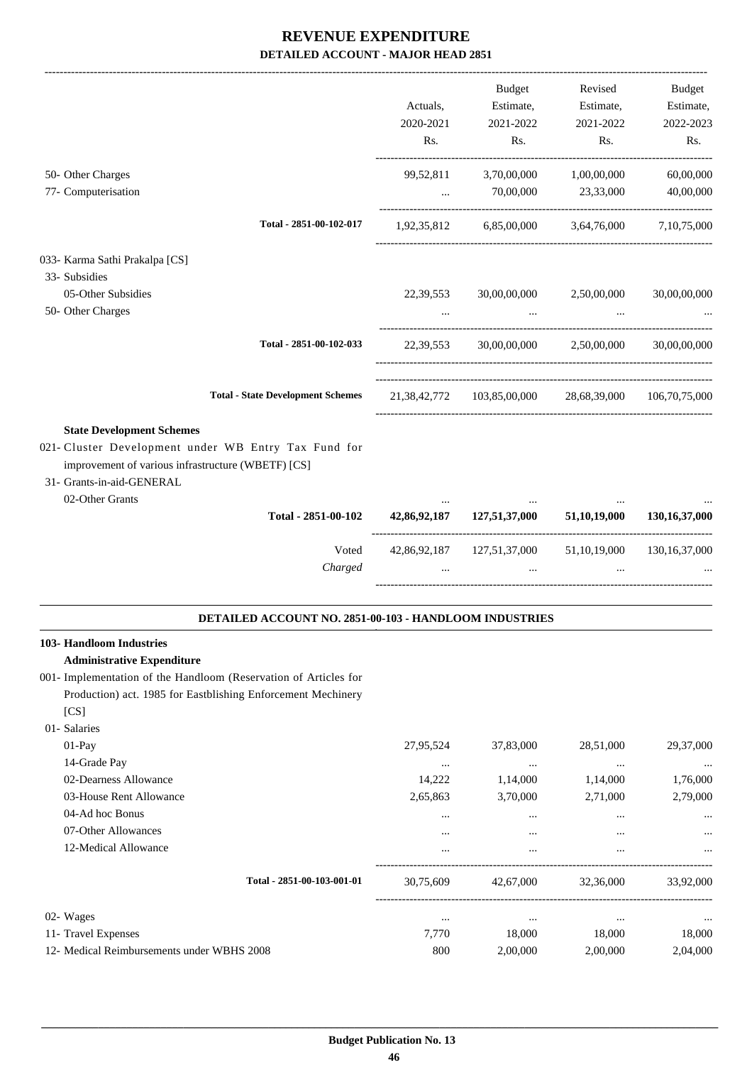# REVENUE EXPENDITURE

## DETAILED ACCOUNT - MAJOR HEAD 2851

| | Actuals, 2020-2021 Rs. | Budget Estimate, 2021-2022 Rs. | Revised Estimate, 2021-2022 Rs. | Budget Estimate, 2022-2023 Rs. |
|---|---|---|---|---|
| 50- Other Charges | 99,52,811 | 3,70,00,000 | 1,00,00,000 | 60,00,000 |
| 77- Computerisation | ... | 70,00,000 | 23,33,000 | 40,00,000 |
| Total - 2851-00-102-017 | 1,92,35,812 | 6,85,00,000 | 3,64,76,000 | 7,10,75,000 |
| 033- Karma Sathi Prakalpa [CS] | | | | |
| 33- Subsidies | | | | |
| 05-Other Subsidies | 22,39,553 | 30,00,00,000 | 2,50,00,000 | 30,00,00,000 |
| 50- Other Charges | ... | ... | ... | ... |
| Total - 2851-00-102-033 | 22,39,553 | 30,00,00,000 | 2,50,00,000 | 30,00,00,000 |
| Total - State Development Schemes | 21,38,42,772 | 103,85,00,000 | 28,68,39,000 | 106,70,75,000 |
| **State Development Schemes** | | | | |
| 021- Cluster Development under WB Entry Tax Fund for improvement of various infrastructure (WBETF) [CS] | | | | |
| 31- Grants-in-aid-GENERAL | | | | |
| 02-Other Grants | ... | ... | ... | ... |
| **Total - 2851-00-102** | **42,86,92,187** | **127,51,37,000** | **51,10,19,000** | **130,16,37,000** |
| Voted | 42,86,92,187 | 127,51,37,000 | 51,10,19,000 | 130,16,37,000 |
| *Charged* | ... | ... | ... | ... |

### DETAILED ACCOUNT NO. 2851-00-103 - HANDLOOM INDUSTRIES

| | Actuals, 2020-2021 Rs. | Budget Estimate, 2021-2022 Rs. | Revised Estimate, 2021-2022 Rs. | Budget Estimate, 2022-2023 Rs. |
|---|---|---|---|---|
| **103- Handloom Industries** | | | | |
| **Administrative Expenditure** | | | | |
| 001- Implementation of the Handloom (Reservation of Articles for Production) act. 1985 for Eastblishing Enforcement Mechinery [CS] | | | | |
| 01- Salaries | | | | |
| 01-Pay | 27,95,524 | 37,83,000 | 28,51,000 | 29,37,000 |
| 14-Grade Pay | ... | ... | ... | ... |
| 02-Dearness Allowance | 14,222 | 1,14,000 | 1,14,000 | 1,76,000 |
| 03-House Rent Allowance | 2,65,863 | 3,70,000 | 2,71,000 | 2,79,000 |
| 04-Ad hoc Bonus | ... | ... | ... | ... |
| 07-Other Allowances | ... | ... | ... | ... |
| 12-Medical Allowance | ... | ... | ... | ... |
| Total - 2851-00-103-001-01 | 30,75,609 | 42,67,000 | 32,36,000 | 33,92,000 |
| 02- Wages | ... | ... | ... | ... |
| 11- Travel Expenses | 7,770 | 18,000 | 18,000 | 18,000 |
| 12- Medical Reimbursements under WBHS 2008 | 800 | 2,00,000 | 2,00,000 | 2,04,000 |

Budget Publication No. 13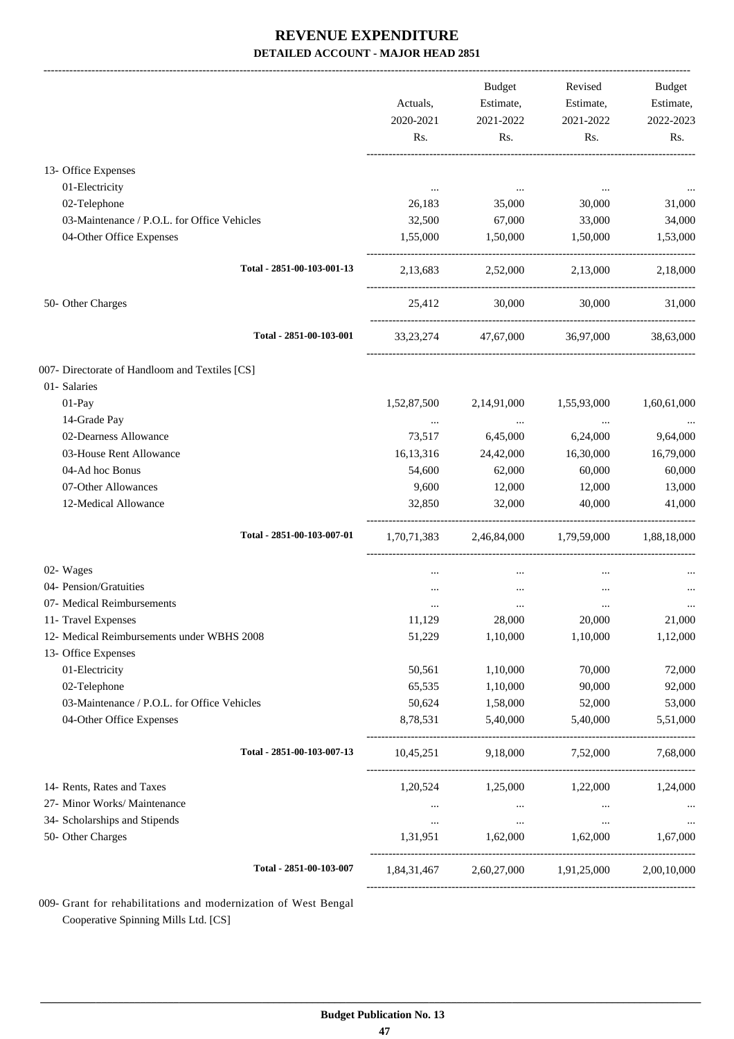# REVENUE EXPENDITURE

**DETAILED ACCOUNT - MAJOR HEAD 2851**

| | Actuals, 2020-2021 Rs. | Budget Estimate, 2021-2022 Rs. | Revised Estimate, 2021-2022 Rs. | Budget Estimate, 2022-2023 Rs. |
|---|---|---|---|---|
| 13- Office Expenses | | | | |
| 01-Electricity | ... | ... | ... | ... |
| 02-Telephone | 26,183 | 35,000 | 30,000 | 31,000 |
| 03-Maintenance / P.O.L. for Office Vehicles | 32,500 | 67,000 | 33,000 | 34,000 |
| 04-Other Office Expenses | 1,55,000 | 1,50,000 | 1,50,000 | 1,53,000 |
| Total - 2851-00-103-001-13 | 2,13,683 | 2,52,000 | 2,13,000 | 2,18,000 |
| 50- Other Charges | 25,412 | 30,000 | 30,000 | 31,000 |
| Total - 2851-00-103-001 | 33,23,274 | 47,67,000 | 36,97,000 | 38,63,000 |
| 007- Directorate of Handloom and Textiles [CS] | | | | |
| 01- Salaries | | | | |
| 01-Pay | 1,52,87,500 | 2,14,91,000 | 1,55,93,000 | 1,60,61,000 |
| 14-Grade Pay | ... | ... | ... | ... |
| 02-Dearness Allowance | 73,517 | 6,45,000 | 6,24,000 | 9,64,000 |
| 03-House Rent Allowance | 16,13,316 | 24,42,000 | 16,30,000 | 16,79,000 |
| 04-Ad hoc Bonus | 54,600 | 62,000 | 60,000 | 60,000 |
| 07-Other Allowances | 9,600 | 12,000 | 12,000 | 13,000 |
| 12-Medical Allowance | 32,850 | 32,000 | 40,000 | 41,000 |
| Total - 2851-00-103-007-01 | 1,70,71,383 | 2,46,84,000 | 1,79,59,000 | 1,88,18,000 |
| 02- Wages | ... | ... | ... | ... |
| 04- Pension/Gratuities | ... | ... | ... | ... |
| 07- Medical Reimbursements | ... | ... | ... | ... |
| 11- Travel Expenses | 11,129 | 28,000 | 20,000 | 21,000 |
| 12- Medical Reimbursements under WBHS 2008 | 51,229 | 1,10,000 | 1,10,000 | 1,12,000 |
| 13- Office Expenses | | | | |
| 01-Electricity | 50,561 | 1,10,000 | 70,000 | 72,000 |
| 02-Telephone | 65,535 | 1,10,000 | 90,000 | 92,000 |
| 03-Maintenance / P.O.L. for Office Vehicles | 50,624 | 1,58,000 | 52,000 | 53,000 |
| 04-Other Office Expenses | 8,78,531 | 5,40,000 | 5,40,000 | 5,51,000 |
| Total - 2851-00-103-007-13 | 10,45,251 | 9,18,000 | 7,52,000 | 7,68,000 |
| 14- Rents, Rates and Taxes | 1,20,524 | 1,25,000 | 1,22,000 | 1,24,000 |
| 27- Minor Works/ Maintenance | ... | ... | ... | ... |
| 34- Scholarships and Stipends | ... | ... | ... | ... |
| 50- Other Charges | 1,31,951 | 1,62,000 | 1,62,000 | 1,67,000 |
| Total - 2851-00-103-007 | 1,84,31,467 | 2,60,27,000 | 1,91,25,000 | 2,00,10,000 |

009- Grant for rehabilitations and modernization of West Bengal Cooperative Spinning Mills Ltd. [CS]

**Budget Publication No. 13**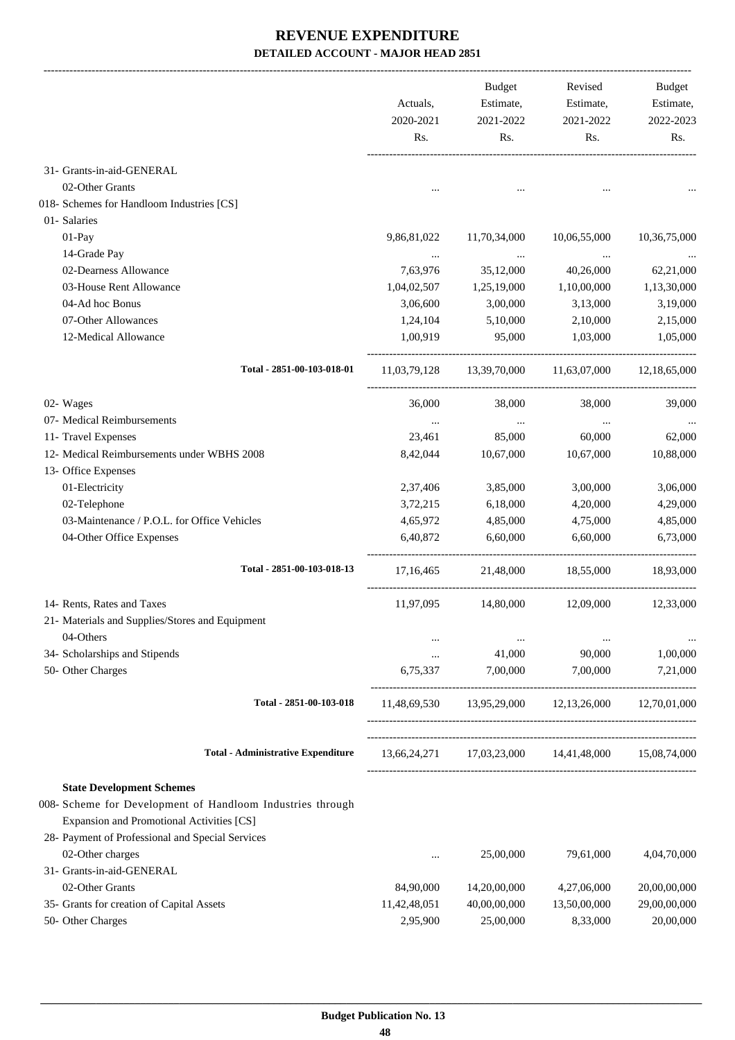# REVENUE EXPENDITURE

## DETAILED ACCOUNT - MAJOR HEAD 2851

| | Actuals, 2020-2021 Rs. | Budget Estimate, 2021-2022 Rs. | Revised Estimate, 2021-2022 Rs. | Budget Estimate, 2022-2023 Rs. |
|---|---|---|---|---|
| 31- Grants-in-aid-GENERAL | | | | |
| 02-Other Grants | ... | ... | ... | ... |
| 018- Schemes for Handloom Industries [CS] | | | | |
| 01- Salaries | | | | |
| 01-Pay | 9,86,81,022 | 11,70,34,000 | 10,06,55,000 | 10,36,75,000 |
| 14-Grade Pay | ... | ... | ... | ... |
| 02-Dearness Allowance | 7,63,976 | 35,12,000 | 40,26,000 | 62,21,000 |
| 03-House Rent Allowance | 1,04,02,507 | 1,25,19,000 | 1,10,00,000 | 1,13,30,000 |
| 04-Ad hoc Bonus | 3,06,600 | 3,00,000 | 3,13,000 | 3,19,000 |
| 07-Other Allowances | 1,24,104 | 5,10,000 | 2,10,000 | 2,15,000 |
| 12-Medical Allowance | 1,00,919 | 95,000 | 1,03,000 | 1,05,000 |
| Total - 2851-00-103-018-01 | 11,03,79,128 | 13,39,70,000 | 11,63,07,000 | 12,18,65,000 |
| 02- Wages | 36,000 | 38,000 | 38,000 | 39,000 |
| 07- Medical Reimbursements | ... | ... | ... | ... |
| 11- Travel Expenses | 23,461 | 85,000 | 60,000 | 62,000 |
| 12- Medical Reimbursements under WBHS 2008 | 8,42,044 | 10,67,000 | 10,67,000 | 10,88,000 |
| 13- Office Expenses | | | | |
| 01-Electricity | 2,37,406 | 3,85,000 | 3,00,000 | 3,06,000 |
| 02-Telephone | 3,72,215 | 6,18,000 | 4,20,000 | 4,29,000 |
| 03-Maintenance / P.O.L. for Office Vehicles | 4,65,972 | 4,85,000 | 4,75,000 | 4,85,000 |
| 04-Other Office Expenses | 6,40,872 | 6,60,000 | 6,60,000 | 6,73,000 |
| Total - 2851-00-103-018-13 | 17,16,465 | 21,48,000 | 18,55,000 | 18,93,000 |
| 14- Rents, Rates and Taxes | 11,97,095 | 14,80,000 | 12,09,000 | 12,33,000 |
| 21- Materials and Supplies/Stores and Equipment | | | | |
| 04-Others | ... | ... | ... | ... |
| 34- Scholarships and Stipends | ... | 41,000 | 90,000 | 1,00,000 |
| 50- Other Charges | 6,75,337 | 7,00,000 | 7,00,000 | 7,21,000 |
| Total - 2851-00-103-018 | 11,48,69,530 | 13,95,29,000 | 12,13,26,000 | 12,70,01,000 |
| Total - Administrative Expenditure | 13,66,24,271 | 17,03,23,000 | 14,41,48,000 | 15,08,74,000 |
| **State Development Schemes** | | | | |
| 008- Scheme for Development of Handloom Industries through Expansion and Promotional Activities [CS] | | | | |
| 28- Payment of Professional and Special Services | | | | |
| 02-Other charges | ... | 25,00,000 | 79,61,000 | 4,04,70,000 |
| 31- Grants-in-aid-GENERAL | | | | |
| 02-Other Grants | 84,90,000 | 14,20,00,000 | 4,27,06,000 | 20,00,00,000 |
| 35- Grants for creation of Capital Assets | 11,42,48,051 | 40,00,00,000 | 13,50,00,000 | 29,00,00,000 |
| 50- Other Charges | 2,95,900 | 25,00,000 | 8,33,000 | 20,00,000 |

Budget Publication No. 13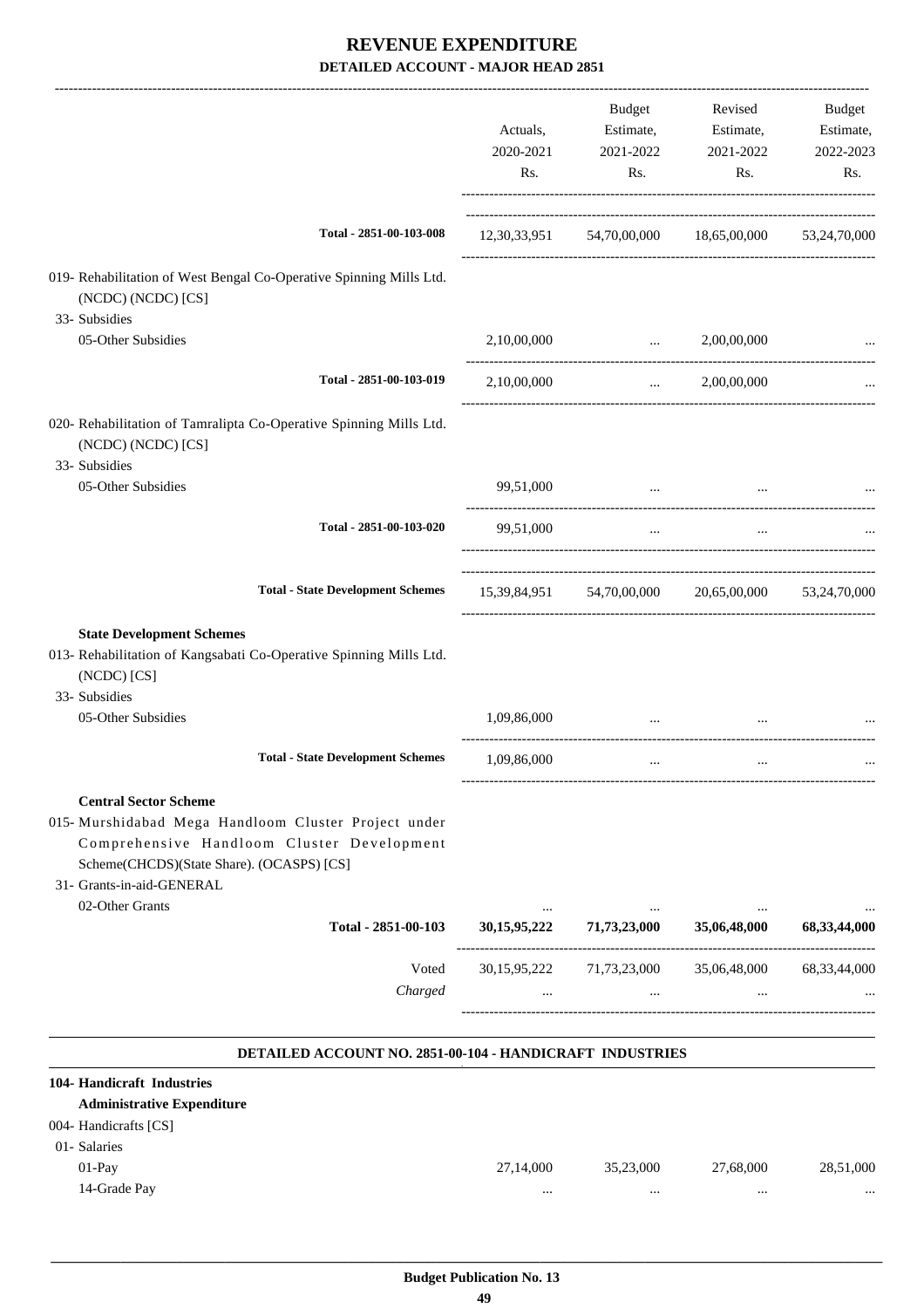# REVENUE EXPENDITURE

## DETAILED ACCOUNT - MAJOR HEAD 2851

| | Actuals, 2020-2021 Rs. | Budget Estimate, 2021-2022 Rs. | Revised Estimate, 2021-2022 Rs. | Budget Estimate, 2022-2023 Rs. |
|---|---|---|---|---|
| Total - 2851-00-103-008 | 12,30,33,951 | 54,70,00,000 | 18,65,00,000 | 53,24,70,000 |
| 019- Rehabilitation of West Bengal Co-Operative Spinning Mills Ltd. (NCDC) (NCDC) [CS] | | | | |
| 33- Subsidies | | | | |
| 05-Other Subsidies | 2,10,00,000 | ... | 2,00,00,000 | ... |
| Total - 2851-00-103-019 | 2,10,00,000 | ... | 2,00,00,000 | ... |
| 020- Rehabilitation of Tamralipta Co-Operative Spinning Mills Ltd. (NCDC) (NCDC) [CS] | | | | |
| 33- Subsidies | | | | |
| 05-Other Subsidies | 99,51,000 | ... | ... | ... |
| Total - 2851-00-103-020 | 99,51,000 | ... | ... | ... |
| Total - State Development Schemes | 15,39,84,951 | 54,70,00,000 | 20,65,00,000 | 53,24,70,000 |
| **State Development Schemes** | | | | |
| 013- Rehabilitation of Kangsabati Co-Operative Spinning Mills Ltd. (NCDC) [CS] | | | | |
| 33- Subsidies | | | | |
| 05-Other Subsidies | 1,09,86,000 | ... | ... | ... |
| Total - State Development Schemes | 1,09,86,000 | ... | ... | ... |
| **Central Sector Scheme** | | | | |
| 015- Murshidabad Mega Handloom Cluster Project under Comprehensive Handloom Cluster Development Scheme(CHCDS)(State Share). (OCASPS) [CS] | | | | |
| 31- Grants-in-aid-GENERAL | | | | |
| 02-Other Grants | ... | ... | ... | ... |
| **Total - 2851-00-103** | **30,15,95,222** | **71,73,23,000** | **35,06,48,000** | **68,33,44,000** |
| Voted | 30,15,95,222 | 71,73,23,000 | 35,06,48,000 | 68,33,44,000 |
| *Charged* | ... | ... | ... | ... |

### DETAILED ACCOUNT NO. 2851-00-104 - HANDICRAFT INDUSTRIES

| | Actuals, 2020-2021 Rs. | Budget Estimate, 2021-2022 Rs. | Revised Estimate, 2021-2022 Rs. | Budget Estimate, 2022-2023 Rs. |
|---|---|---|---|---|
| **104- Handicraft Industries** | | | | |
| **Administrative Expenditure** | | | | |
| 004- Handicrafts [CS] | | | | |
| 01- Salaries | | | | |
| 01-Pay | 27,14,000 | 35,23,000 | 27,68,000 | 28,51,000 |
| 14-Grade Pay | ... | ... | ... | ... |

**Budget Publication No. 13**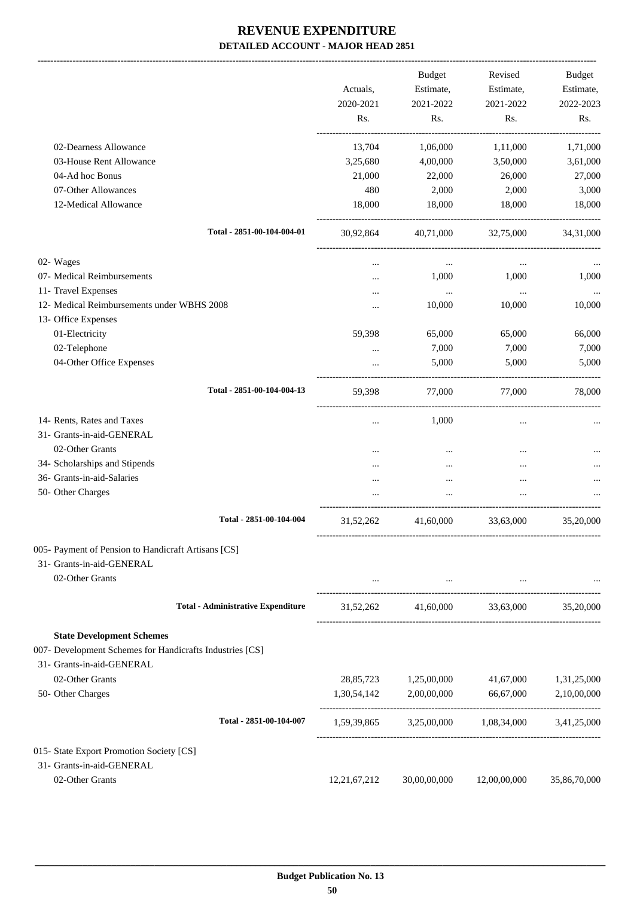# REVENUE EXPENDITURE

**DETAILED ACCOUNT - MAJOR HEAD 2851**

| | Actuals, 2020-2021 Rs. | Budget Estimate, 2021-2022 Rs. | Revised Estimate, 2021-2022 Rs. | Budget Estimate, 2022-2023 Rs. |
|---|---|---|---|---|
| 02-Dearness Allowance | 13,704 | 1,06,000 | 1,11,000 | 1,71,000 |
| 03-House Rent Allowance | 3,25,680 | 4,00,000 | 3,50,000 | 3,61,000 |
| 04-Ad hoc Bonus | 21,000 | 22,000 | 26,000 | 27,000 |
| 07-Other Allowances | 480 | 2,000 | 2,000 | 3,000 |
| 12-Medical Allowance | 18,000 | 18,000 | 18,000 | 18,000 |
| **Total - 2851-00-104-004-01** | 30,92,864 | 40,71,000 | 32,75,000 | 34,31,000 |
| 02- Wages | ... | ... | ... | ... |
| 07- Medical Reimbursements | ... | 1,000 | 1,000 | 1,000 |
| 11- Travel Expenses | ... | ... | ... | ... |
| 12- Medical Reimbursements under WBHS 2008 | ... | 10,000 | 10,000 | 10,000 |
| 13- Office Expenses | | | | |
| 01-Electricity | 59,398 | 65,000 | 65,000 | 66,000 |
| 02-Telephone | ... | 7,000 | 7,000 | 7,000 |
| 04-Other Office Expenses | ... | 5,000 | 5,000 | 5,000 |
| **Total - 2851-00-104-004-13** | 59,398 | 77,000 | 77,000 | 78,000 |
| 14- Rents, Rates and Taxes | ... | 1,000 | ... | ... |
| 31- Grants-in-aid-GENERAL | | | | |
| 02-Other Grants | ... | ... | ... | ... |
| 34- Scholarships and Stipends | ... | ... | ... | ... |
| 36- Grants-in-aid-Salaries | ... | ... | ... | ... |
| 50- Other Charges | ... | ... | ... | ... |
| **Total - 2851-00-104-004** | 31,52,262 | 41,60,000 | 33,63,000 | 35,20,000 |
| 005- Payment of Pension to Handicraft Artisans [CS] | | | | |
| 31- Grants-in-aid-GENERAL | | | | |
| 02-Other Grants | ... | ... | ... | ... |
| **Total - Administrative Expenditure** | 31,52,262 | 41,60,000 | 33,63,000 | 35,20,000 |
| **State Development Schemes** | | | | |
| 007- Development Schemes for Handicrafts Industries [CS] | | | | |
| 31- Grants-in-aid-GENERAL | | | | |
| 02-Other Grants | 28,85,723 | 1,25,00,000 | 41,67,000 | 1,31,25,000 |
| 50- Other Charges | 1,30,54,142 | 2,00,00,000 | 66,67,000 | 2,10,00,000 |
| **Total - 2851-00-104-007** | 1,59,39,865 | 3,25,00,000 | 1,08,34,000 | 3,41,25,000 |
| 015- State Export Promotion Society [CS] | | | | |
| 31- Grants-in-aid-GENERAL | | | | |
| 02-Other Grants | 12,21,67,212 | 30,00,00,000 | 12,00,00,000 | 35,86,70,000 |

Budget Publication No. 13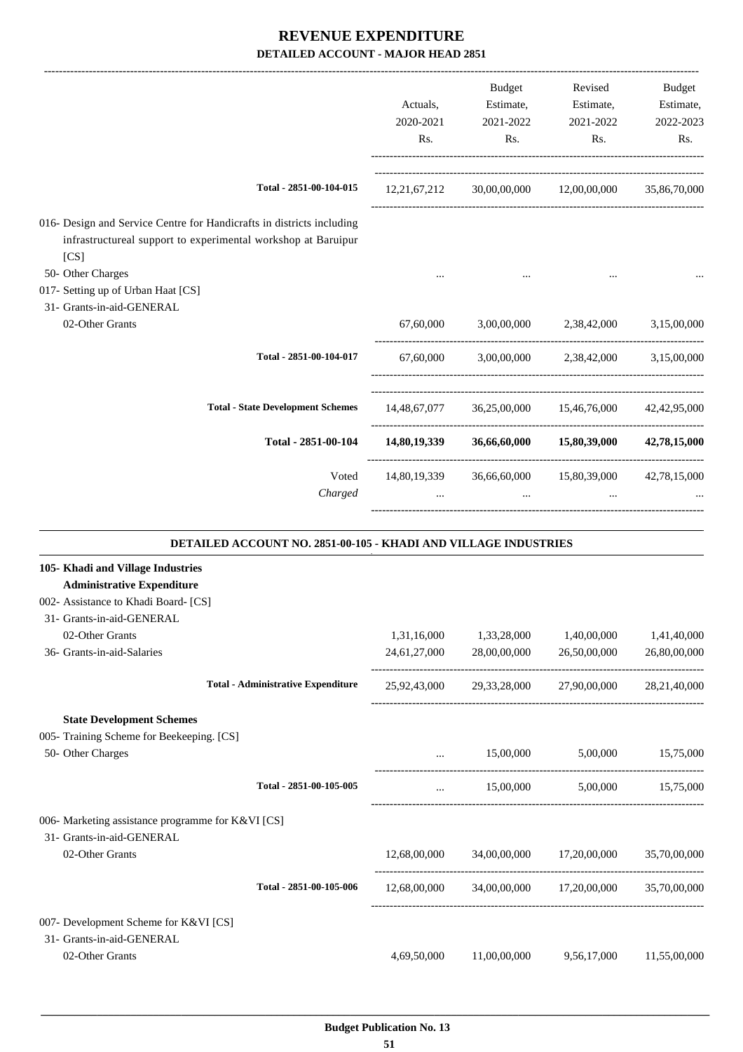# REVENUE EXPENDITURE

## DETAILED ACCOUNT - MAJOR HEAD 2851

| | Actuals, 2020-2021 Rs. | Budget Estimate, 2021-2022 Rs. | Revised Estimate, 2021-2022 Rs. | Budget Estimate, 2022-2023 Rs. |
|---|---|---|---|---|
| Total - 2851-00-104-015 | 12,21,67,212 | 30,00,00,000 | 12,00,00,000 | 35,86,70,000 |
| 016- Design and Service Centre for Handicrafts in districts including infrastructureal support to experimental workshop at Baruipur [CS] | | | | |
| 50- Other Charges | ... | ... | ... | ... |
| 017- Setting up of Urban Haat [CS] | | | | |
| 31- Grants-in-aid-GENERAL | | | | |
| 02-Other Grants | 67,60,000 | 3,00,00,000 | 2,38,42,000 | 3,15,00,000 |
| Total - 2851-00-104-017 | 67,60,000 | 3,00,00,000 | 2,38,42,000 | 3,15,00,000 |
| Total - State Development Schemes | 14,48,67,077 | 36,25,00,000 | 15,46,76,000 | 42,42,95,000 |
| **Total - 2851-00-104** | **14,80,19,339** | **36,66,60,000** | **15,80,39,000** | **42,78,15,000** |
| Voted | 14,80,19,339 | 36,66,60,000 | 15,80,39,000 | 42,78,15,000 |
| *Charged* | ... | ... | ... | ... |

### DETAILED ACCOUNT NO. 2851-00-105 - KHADI AND VILLAGE INDUSTRIES

| | Actuals, 2020-2021 Rs. | Budget Estimate, 2021-2022 Rs. | Revised Estimate, 2021-2022 Rs. | Budget Estimate, 2022-2023 Rs. |
|---|---|---|---|---|
| **105- Khadi and Village Industries** | | | | |
| **Administrative Expenditure** | | | | |
| 002- Assistance to Khadi Board- [CS] | | | | |
| 31- Grants-in-aid-GENERAL | | | | |
| 02-Other Grants | 1,31,16,000 | 1,33,28,000 | 1,40,00,000 | 1,41,40,000 |
| 36- Grants-in-aid-Salaries | 24,61,27,000 | 28,00,00,000 | 26,50,00,000 | 26,80,00,000 |
| Total - Administrative Expenditure | 25,92,43,000 | 29,33,28,000 | 27,90,00,000 | 28,21,40,000 |
| **State Development Schemes** | | | | |
| 005- Training Scheme for Beekeeping. [CS] | | | | |
| 50- Other Charges | ... | 15,00,000 | 5,00,000 | 15,75,000 |
| Total - 2851-00-105-005 | ... | 15,00,000 | 5,00,000 | 15,75,000 |
| 006- Marketing assistance programme for K&VI [CS] | | | | |
| 31- Grants-in-aid-GENERAL | | | | |
| 02-Other Grants | 12,68,00,000 | 34,00,00,000 | 17,20,00,000 | 35,70,00,000 |
| Total - 2851-00-105-006 | 12,68,00,000 | 34,00,00,000 | 17,20,00,000 | 35,70,00,000 |
| 007- Development Scheme for K&VI [CS] | | | | |
| 31- Grants-in-aid-GENERAL | | | | |
| 02-Other Grants | 4,69,50,000 | 11,00,00,000 | 9,56,17,000 | 11,55,00,000 |

Budget Publication No. 13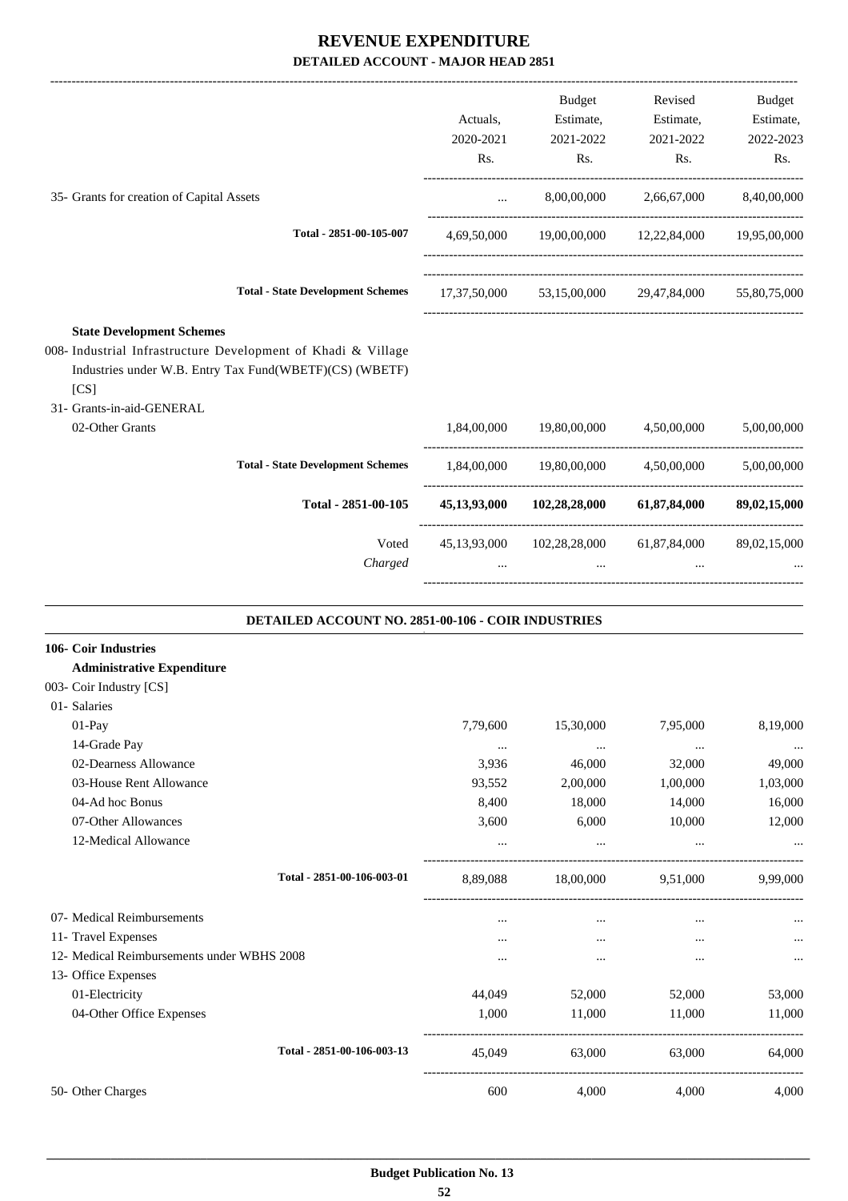# REVENUE EXPENDITURE

**DETAILED ACCOUNT - MAJOR HEAD 2851**

| | Actuals, 2020-2021 Rs. | Budget Estimate, 2021-2022 Rs. | Revised Estimate, 2021-2022 Rs. | Budget Estimate, 2022-2023 Rs. |
|---|---|---|---|---|
| 35- Grants for creation of Capital Assets | ... | 8,00,00,000 | 2,66,67,000 | 8,40,00,000 |
| Total - 2851-00-105-007 | 4,69,50,000 | 19,00,00,000 | 12,22,84,000 | 19,95,00,000 |
| Total - State Development Schemes | 17,37,50,000 | 53,15,00,000 | 29,47,84,000 | 55,80,75,000 |
| **State Development Schemes** | | | | |
| 008- Industrial Infrastructure Development of Khadi & Village Industries under W.B. Entry Tax Fund(WBETF)(CS) (WBETF) [CS] | | | | |
| 31- Grants-in-aid-GENERAL | | | | |
| 02-Other Grants | 1,84,00,000 | 19,80,00,000 | 4,50,00,000 | 5,00,00,000 |
| Total - State Development Schemes | 1,84,00,000 | 19,80,00,000 | 4,50,00,000 | 5,00,00,000 |
| **Total - 2851-00-105** | **45,13,93,000** | **102,28,28,000** | **61,87,84,000** | **89,02,15,000** |
| Voted | 45,13,93,000 | 102,28,28,000 | 61,87,84,000 | 89,02,15,000 |
| *Charged* | ... | ... | ... | ... |

**DETAILED ACCOUNT NO. 2851-00-106 - COIR INDUSTRIES**

| | Actuals, 2020-2021 Rs. | Budget Estimate, 2021-2022 Rs. | Revised Estimate, 2021-2022 Rs. | Budget Estimate, 2022-2023 Rs. |
|---|---|---|---|---|
| **106- Coir Industries** | | | | |
| **Administrative Expenditure** | | | | |
| 003- Coir Industry [CS] | | | | |
| 01- Salaries | | | | |
| 01-Pay | 7,79,600 | 15,30,000 | 7,95,000 | 8,19,000 |
| 14-Grade Pay | ... | ... | ... | ... |
| 02-Dearness Allowance | 3,936 | 46,000 | 32,000 | 49,000 |
| 03-House Rent Allowance | 93,552 | 2,00,000 | 1,00,000 | 1,03,000 |
| 04-Ad hoc Bonus | 8,400 | 18,000 | 14,000 | 16,000 |
| 07-Other Allowances | 3,600 | 6,000 | 10,000 | 12,000 |
| 12-Medical Allowance | ... | ... | ... | ... |
| Total - 2851-00-106-003-01 | 8,89,088 | 18,00,000 | 9,51,000 | 9,99,000 |
| 07- Medical Reimbursements | ... | ... | ... | ... |
| 11- Travel Expenses | ... | ... | ... | ... |
| 12- Medical Reimbursements under WBHS 2008 | ... | ... | ... | ... |
| 13- Office Expenses | | | | |
| 01-Electricity | 44,049 | 52,000 | 52,000 | 53,000 |
| 04-Other Office Expenses | 1,000 | 11,000 | 11,000 | 11,000 |
| Total - 2851-00-106-003-13 | 45,049 | 63,000 | 63,000 | 64,000 |
| 50- Other Charges | 600 | 4,000 | 4,000 | 4,000 |

Budget Publication No. 13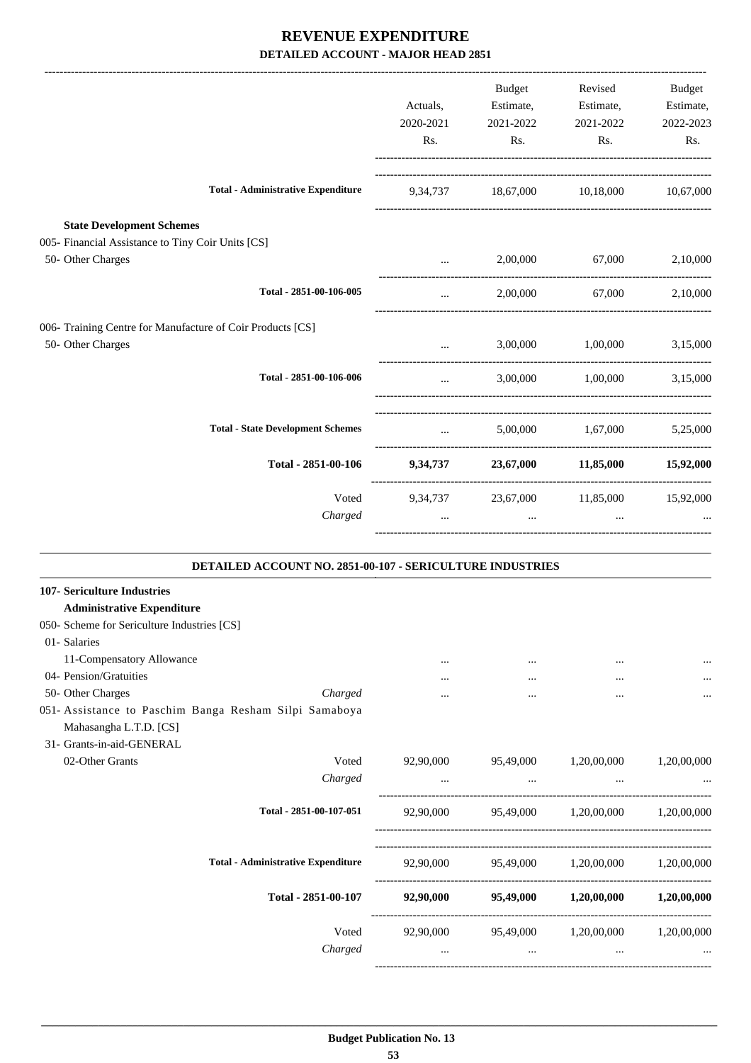# REVENUE EXPENDITURE

## DETAILED ACCOUNT - MAJOR HEAD 2851

| | Actuals, 2020-2021 Rs. | Budget Estimate, 2021-2022 Rs. | Revised Estimate, 2021-2022 Rs. | Budget Estimate, 2022-2023 Rs. |
|---|---|---|---|---|
| **Total - Administrative Expenditure** | 9,34,737 | 18,67,000 | 10,18,000 | 10,67,000 |
| **State Development Schemes** | | | | |
| 005- Financial Assistance to Tiny Coir Units [CS] | | | | |
| 50- Other Charges | ... | 2,00,000 | 67,000 | 2,10,000 |
| **Total - 2851-00-106-005** | ... | 2,00,000 | 67,000 | 2,10,000 |
| 006- Training Centre for Manufacture of Coir Products [CS] | | | | |
| 50- Other Charges | ... | 3,00,000 | 1,00,000 | 3,15,000 |
| **Total - 2851-00-106-006** | ... | 3,00,000 | 1,00,000 | 3,15,000 |
| **Total - State Development Schemes** | ... | 5,00,000 | 1,67,000 | 5,25,000 |
| **Total - 2851-00-106** | **9,34,737** | **23,67,000** | **11,85,000** | **15,92,000** |
| Voted | 9,34,737 | 23,67,000 | 11,85,000 | 15,92,000 |
| *Charged* | ... | ... | ... | ... |

### DETAILED ACCOUNT NO. 2851-00-107 - SERICULTURE INDUSTRIES

| | Actuals, 2020-2021 Rs. | Budget Estimate, 2021-2022 Rs. | Revised Estimate, 2021-2022 Rs. | Budget Estimate, 2022-2023 Rs. |
|---|---|---|---|---|
| **107- Sericulture Industries** | | | | |
| **Administrative Expenditure** | | | | |
| 050- Scheme for Sericulture Industries [CS] | | | | |
| 01- Salaries | | | | |
| 11-Compensatory Allowance | ... | ... | ... | ... |
| 04- Pension/Gratuities | ... | ... | ... | ... |
| 50- Other Charges *Charged* | ... | ... | ... | ... |
| 051- Assistance to Paschim Banga Resham Silpi Samaboya Mahasangha L.T.D. [CS] | | | | |
| 31- Grants-in-aid-GENERAL | | | | |
| 02-Other Grants Voted | 92,90,000 | 95,49,000 | 1,20,00,000 | 1,20,00,000 |
| *Charged* | ... | ... | ... | ... |
| **Total - 2851-00-107-051** | 92,90,000 | 95,49,000 | 1,20,00,000 | 1,20,00,000 |
| **Total - Administrative Expenditure** | 92,90,000 | 95,49,000 | 1,20,00,000 | 1,20,00,000 |
| **Total - 2851-00-107** | **92,90,000** | **95,49,000** | **1,20,00,000** | **1,20,00,000** |
| Voted | 92,90,000 | 95,49,000 | 1,20,00,000 | 1,20,00,000 |
| *Charged* | ... | ... | ... | ... |

**Budget Publication No. 13**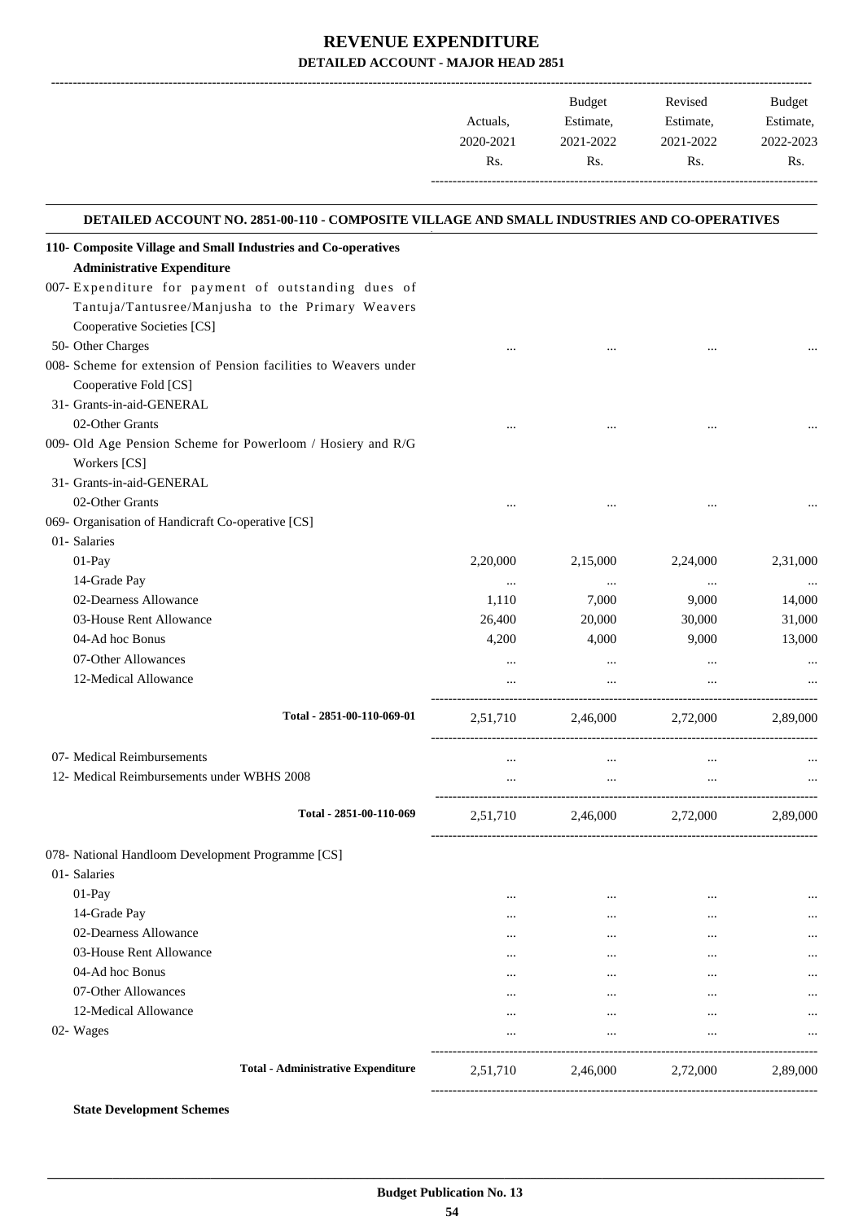# REVENUE EXPENDITURE

**DETAILED ACCOUNT - MAJOR HEAD 2851**

| | Actuals, 2020-2021 Rs. | Budget Estimate, 2021-2022 Rs. | Revised Estimate, 2021-2022 Rs. | Budget Estimate, 2022-2023 Rs. |
|---|---|---|---|---|

**DETAILED ACCOUNT NO. 2851-00-110 - COMPOSITE VILLAGE AND SMALL INDUSTRIES AND CO-OPERATIVES**

| | Actuals, 2020-2021 Rs. | Budget Estimate, 2021-2022 Rs. | Revised Estimate, 2021-2022 Rs. | Budget Estimate, 2022-2023 Rs. |
|---|---|---|---|---|
| **110- Composite Village and Small Industries and Co-operatives** | | | | |
| **Administrative Expenditure** | | | | |
| 007- Expenditure for payment of outstanding dues of Tantuja/Tantusree/Manjusha to the Primary Weavers Cooperative Societies [CS] | | | | |
| 50- Other Charges | ... | ... | ... | ... |
| 008- Scheme for extension of Pension facilities to Weavers under Cooperative Fold [CS] | | | | |
| 31- Grants-in-aid-GENERAL | | | | |
| 02-Other Grants | ... | ... | ... | ... |
| 009- Old Age Pension Scheme for Powerloom / Hosiery and R/G Workers [CS] | | | | |
| 31- Grants-in-aid-GENERAL | | | | |
| 02-Other Grants | ... | ... | ... | ... |
| 069- Organisation of Handicraft Co-operative [CS] | | | | |
| 01- Salaries | | | | |
| 01-Pay | 2,20,000 | 2,15,000 | 2,24,000 | 2,31,000 |
| 14-Grade Pay | ... | ... | ... | ... |
| 02-Dearness Allowance | 1,110 | 7,000 | 9,000 | 14,000 |
| 03-House Rent Allowance | 26,400 | 20,000 | 30,000 | 31,000 |
| 04-Ad hoc Bonus | 4,200 | 4,000 | 9,000 | 13,000 |
| 07-Other Allowances | ... | ... | ... | ... |
| 12-Medical Allowance | ... | ... | ... | ... |
| **Total - 2851-00-110-069-01** | 2,51,710 | 2,46,000 | 2,72,000 | 2,89,000 |
| 07- Medical Reimbursements | ... | ... | ... | ... |
| 12- Medical Reimbursements under WBHS 2008 | ... | ... | ... | ... |
| **Total - 2851-00-110-069** | 2,51,710 | 2,46,000 | 2,72,000 | 2,89,000 |
| 078- National Handloom Development Programme [CS] | | | | |
| 01- Salaries | | | | |
| 01-Pay | ... | ... | ... | ... |
| 14-Grade Pay | ... | ... | ... | ... |
| 02-Dearness Allowance | ... | ... | ... | ... |
| 03-House Rent Allowance | ... | ... | ... | ... |
| 04-Ad hoc Bonus | ... | ... | ... | ... |
| 07-Other Allowances | ... | ... | ... | ... |
| 12-Medical Allowance | ... | ... | ... | ... |
| 02- Wages | ... | ... | ... | ... |
| **Total - Administrative Expenditure** | 2,51,710 | 2,46,000 | 2,72,000 | 2,89,000 |

**State Development Schemes**

**Budget Publication No. 13**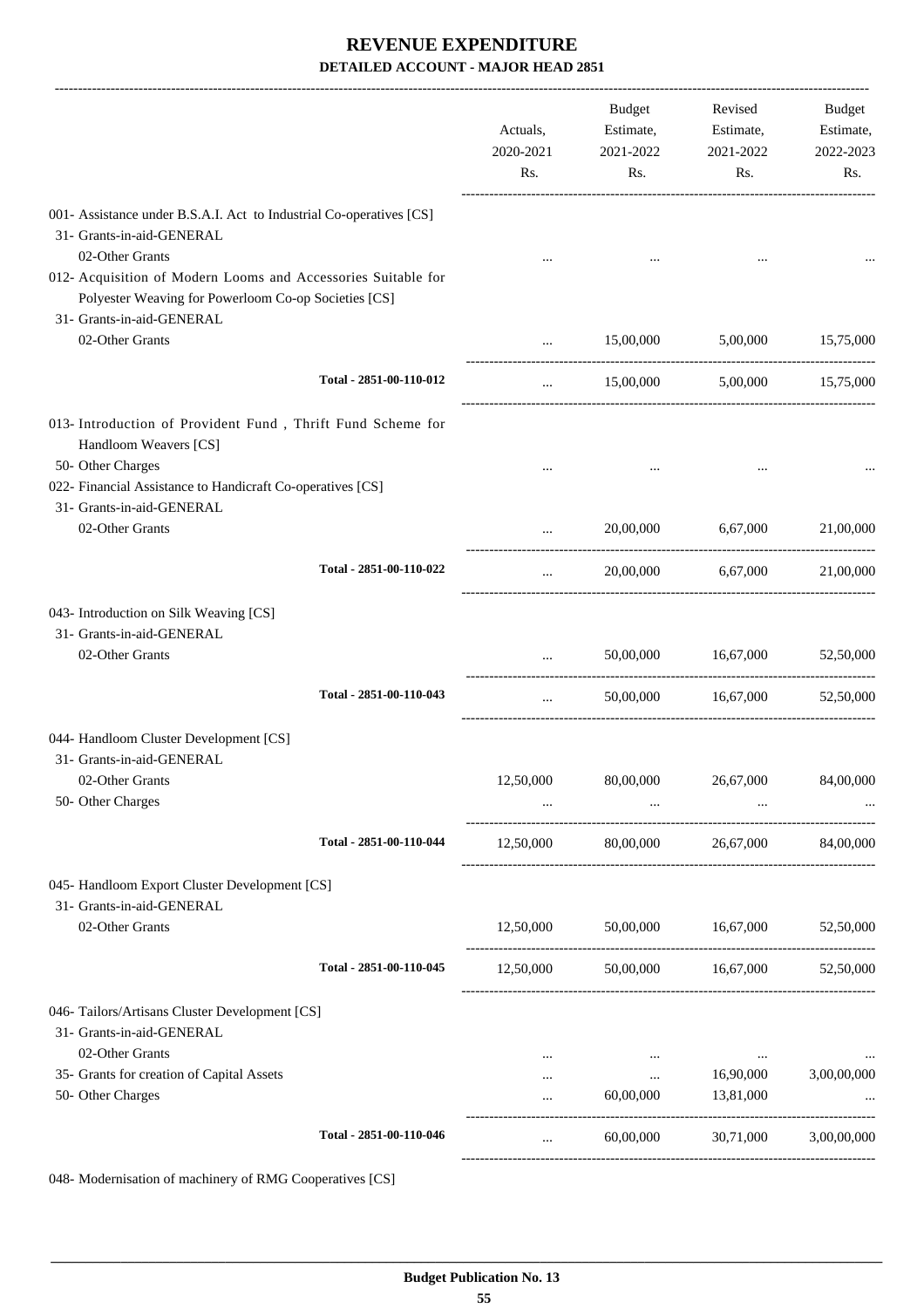# REVENUE EXPENDITURE

**DETAILED ACCOUNT - MAJOR HEAD 2851**

| | Actuals, 2020-2021 Rs. | Budget Estimate, 2021-2022 Rs. | Revised Estimate, 2021-2022 Rs. | Budget Estimate, 2022-2023 Rs. |
|---|---|---|---|---|
| 001- Assistance under B.S.A.I. Act to Industrial Co-operatives [CS] | | | | |
| 31- Grants-in-aid-GENERAL | | | | |
| 02-Other Grants | ... | ... | ... | ... |
| 012- Acquisition of Modern Looms and Accessories Suitable for Polyester Weaving for Powerloom Co-op Societies [CS] | | | | |
| 31- Grants-in-aid-GENERAL | | | | |
| 02-Other Grants | ... | 15,00,000 | 5,00,000 | 15,75,000 |
| Total - 2851-00-110-012 | ... | 15,00,000 | 5,00,000 | 15,75,000 |
| 013- Introduction of Provident Fund , Thrift Fund Scheme for Handloom Weavers [CS] | | | | |
| 50- Other Charges | ... | ... | ... | ... |
| 022- Financial Assistance to Handicraft Co-operatives [CS] | | | | |
| 31- Grants-in-aid-GENERAL | | | | |
| 02-Other Grants | ... | 20,00,000 | 6,67,000 | 21,00,000 |
| Total - 2851-00-110-022 | ... | 20,00,000 | 6,67,000 | 21,00,000 |
| 043- Introduction on Silk Weaving [CS] | | | | |
| 31- Grants-in-aid-GENERAL | | | | |
| 02-Other Grants | ... | 50,00,000 | 16,67,000 | 52,50,000 |
| Total - 2851-00-110-043 | ... | 50,00,000 | 16,67,000 | 52,50,000 |
| 044- Handloom Cluster Development [CS] | | | | |
| 31- Grants-in-aid-GENERAL | | | | |
| 02-Other Grants | 12,50,000 | 80,00,000 | 26,67,000 | 84,00,000 |
| 50- Other Charges | ... | ... | ... | ... |
| Total - 2851-00-110-044 | 12,50,000 | 80,00,000 | 26,67,000 | 84,00,000 |
| 045- Handloom Export Cluster Development [CS] | | | | |
| 31- Grants-in-aid-GENERAL | | | | |
| 02-Other Grants | 12,50,000 | 50,00,000 | 16,67,000 | 52,50,000 |
| Total - 2851-00-110-045 | 12,50,000 | 50,00,000 | 16,67,000 | 52,50,000 |
| 046- Tailors/Artisans Cluster Development [CS] | | | | |
| 31- Grants-in-aid-GENERAL | | | | |
| 02-Other Grants | ... | ... | ... | ... |
| 35- Grants for creation of Capital Assets | ... | ... | 16,90,000 | 3,00,00,000 |
| 50- Other Charges | ... | 60,00,000 | 13,81,000 | ... |
| Total - 2851-00-110-046 | ... | 60,00,000 | 30,71,000 | 3,00,00,000 |

048- Modernisation of machinery of RMG Cooperatives [CS]

**Budget Publication No. 13**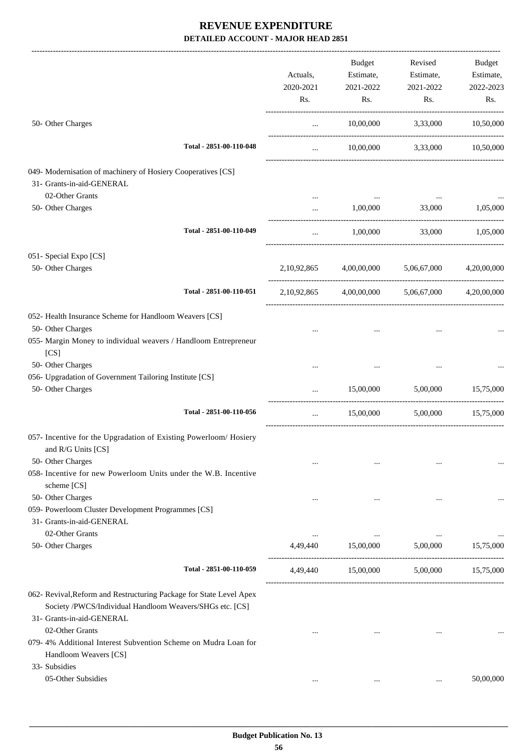# REVENUE EXPENDITURE

## DETAILED ACCOUNT - MAJOR HEAD 2851

| | Actuals, 2020-2021 Rs. | Budget Estimate, 2021-2022 Rs. | Revised Estimate, 2021-2022 Rs. | Budget Estimate, 2022-2023 Rs. |
|---|---|---|---|---|
| 50- Other Charges | ... | 10,00,000 | 3,33,000 | 10,50,000 |
| Total - 2851-00-110-048 | ... | 10,00,000 | 3,33,000 | 10,50,000 |
| 049- Modernisation of machinery of Hosiery Cooperatives [CS] | | | | |
| 31- Grants-in-aid-GENERAL | | | | |
| 02-Other Grants | ... | ... | ... | ... |
| 50- Other Charges | ... | 1,00,000 | 33,000 | 1,05,000 |
| Total - 2851-00-110-049 | ... | 1,00,000 | 33,000 | 1,05,000 |
| 051- Special Expo [CS] | | | | |
| 50- Other Charges | 2,10,92,865 | 4,00,00,000 | 5,06,67,000 | 4,20,00,000 |
| Total - 2851-00-110-051 | 2,10,92,865 | 4,00,00,000 | 5,06,67,000 | 4,20,00,000 |
| 052- Health Insurance Scheme for Handloom Weavers [CS] | | | | |
| 50- Other Charges | ... | ... | ... | ... |
| 055- Margin Money to individual weavers / Handloom Entrepreneur [CS] | | | | |
| 50- Other Charges | ... | ... | ... | ... |
| 056- Upgradation of Government Tailoring Institute [CS] | | | | |
| 50- Other Charges | ... | 15,00,000 | 5,00,000 | 15,75,000 |
| Total - 2851-00-110-056 | ... | 15,00,000 | 5,00,000 | 15,75,000 |
| 057- Incentive for the Upgradation of Existing Powerloom/ Hosiery and R/G Units [CS] | | | | |
| 50- Other Charges | ... | ... | ... | ... |
| 058- Incentive for new Powerloom Units under the W.B. Incentive scheme [CS] | | | | |
| 50- Other Charges | ... | ... | ... | ... |
| 059- Powerloom Cluster Development Programmes [CS] | | | | |
| 31- Grants-in-aid-GENERAL | | | | |
| 02-Other Grants | ... | ... | ... | ... |
| 50- Other Charges | 4,49,440 | 15,00,000 | 5,00,000 | 15,75,000 |
| Total - 2851-00-110-059 | 4,49,440 | 15,00,000 | 5,00,000 | 15,75,000 |
| 062- Revival,Reform and Restructuring Package for State Level Apex Society /PWCS/Individual Handloom Weavers/SHGs etc. [CS] | | | | |
| 31- Grants-in-aid-GENERAL | | | | |
| 02-Other Grants | ... | ... | ... | ... |
| 079- 4% Additional Interest Subvention Scheme on Mudra Loan for Handloom Weavers [CS] | | | | |
| 33- Subsidies | | | | |
| 05-Other Subsidies | ... | ... | ... | 50,00,000 |

Budget Publication No. 13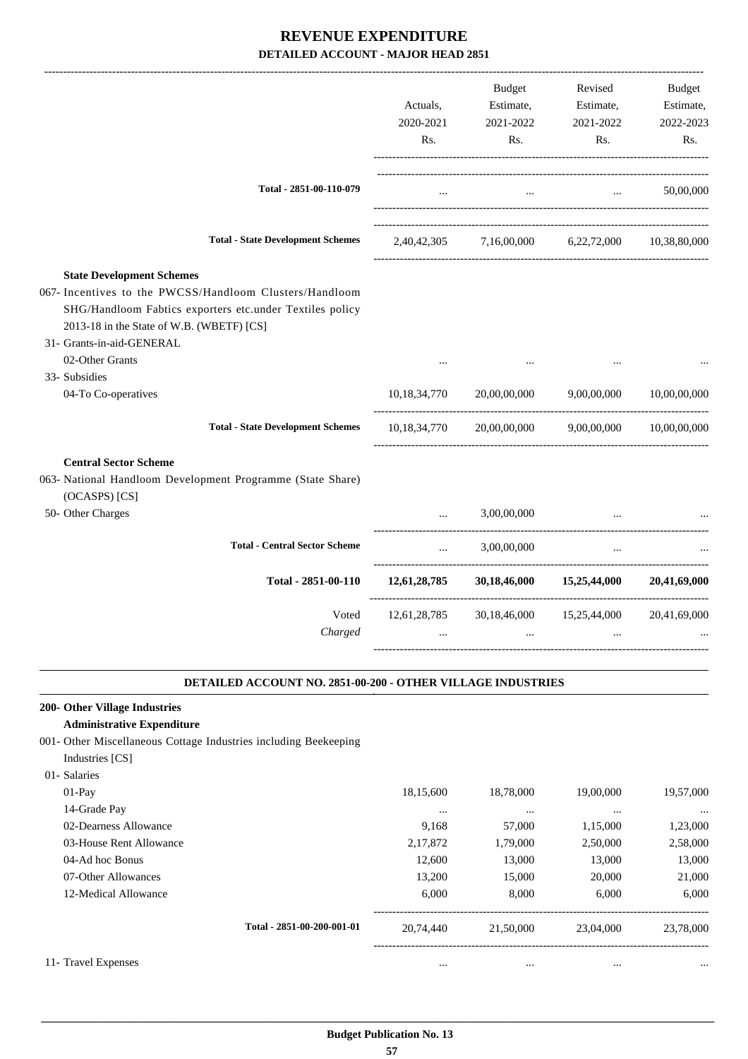# REVENUE EXPENDITURE

## DETAILED ACCOUNT - MAJOR HEAD 2851

| | Actuals, 2020-2021 Rs. | Budget Estimate, 2021-2022 Rs. | Revised Estimate, 2021-2022 Rs. | Budget Estimate, 2022-2023 Rs. |
|---|---|---|---|---|
| **Total - 2851-00-110-079** | ... | ... | ... | 50,00,000 |
| **Total - State Development Schemes** | 2,40,42,305 | 7,16,00,000 | 6,22,72,000 | 10,38,80,000 |
| **State Development Schemes** | | | | |
| 067- Incentives to the PWCSS/Handloom Clusters/Handloom SHG/Handloom Fabtics exporters etc.under Textiles policy 2013-18 in the State of W.B. (WBETF) [CS] | | | | |
| 31- Grants-in-aid-GENERAL | | | | |
| 02-Other Grants | ... | ... | ... | ... |
| 33- Subsidies | | | | |
| 04-To Co-operatives | 10,18,34,770 | 20,00,00,000 | 9,00,00,000 | 10,00,00,000 |
| **Total - State Development Schemes** | 10,18,34,770 | 20,00,00,000 | 9,00,00,000 | 10,00,00,000 |
| **Central Sector Scheme** | | | | |
| 063- National Handloom Development Programme (State Share) (OCASPS) [CS] | | | | |
| 50- Other Charges | ... | 3,00,00,000 | ... | ... |
| **Total - Central Sector Scheme** | ... | 3,00,00,000 | ... | ... |
| **Total - 2851-00-110** | **12,61,28,785** | **30,18,46,000** | **15,25,44,000** | **20,41,69,000** |
| Voted | 12,61,28,785 | 30,18,46,000 | 15,25,44,000 | 20,41,69,000 |
| *Charged* | ... | ... | ... | ... |

### DETAILED ACCOUNT NO. 2851-00-200 - OTHER VILLAGE INDUSTRIES

| | Actuals, 2020-2021 Rs. | Budget Estimate, 2021-2022 Rs. | Revised Estimate, 2021-2022 Rs. | Budget Estimate, 2022-2023 Rs. |
|---|---|---|---|---|
| **200- Other Village Industries** | | | | |
| **Administrative Expenditure** | | | | |
| 001- Other Miscellaneous Cottage Industries including Beekeeping Industries [CS] | | | | |
| 01- Salaries | | | | |
| 01-Pay | 18,15,600 | 18,78,000 | 19,00,000 | 19,57,000 |
| 14-Grade Pay | ... | ... | ... | ... |
| 02-Dearness Allowance | 9,168 | 57,000 | 1,15,000 | 1,23,000 |
| 03-House Rent Allowance | 2,17,872 | 1,79,000 | 2,50,000 | 2,58,000 |
| 04-Ad hoc Bonus | 12,600 | 13,000 | 13,000 | 13,000 |
| 07-Other Allowances | 13,200 | 15,000 | 20,000 | 21,000 |
| 12-Medical Allowance | 6,000 | 8,000 | 6,000 | 6,000 |
| **Total - 2851-00-200-001-01** | 20,74,440 | 21,50,000 | 23,04,000 | 23,78,000 |
| 11- Travel Expenses | ... | ... | ... | ... |

**Budget Publication No. 13**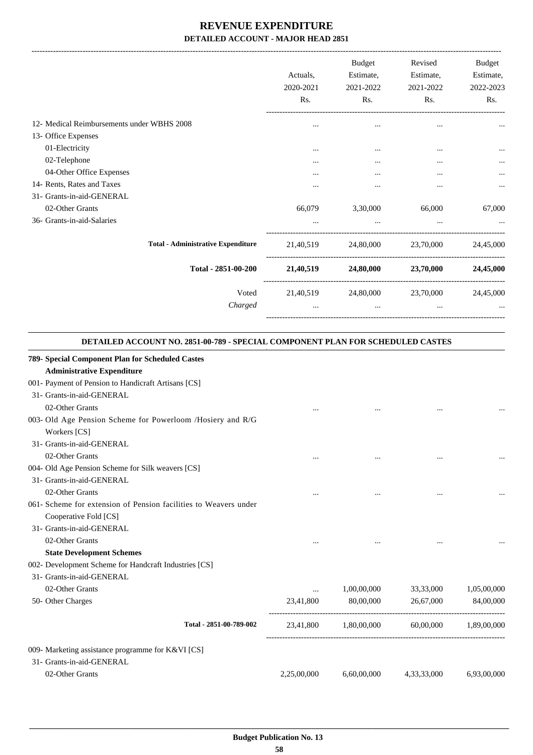# REVENUE EXPENDITURE

## DETAILED ACCOUNT - MAJOR HEAD 2851

| | Actuals, 2020-2021 Rs. | Budget Estimate, 2021-2022 Rs. | Revised Estimate, 2021-2022 Rs. | Budget Estimate, 2022-2023 Rs. |
|---|---|---|---|---|
| 12- Medical Reimbursements under WBHS 2008 | ... | ... | ... | ... |
| 13- Office Expenses | | | | |
| 01-Electricity | ... | ... | ... | ... |
| 02-Telephone | ... | ... | ... | ... |
| 04-Other Office Expenses | ... | ... | ... | ... |
| 14- Rents, Rates and Taxes | ... | ... | ... | ... |
| 31- Grants-in-aid-GENERAL | | | | |
| 02-Other Grants | 66,079 | 3,30,000 | 66,000 | 67,000 |
| 36- Grants-in-aid-Salaries | ... | ... | ... | ... |
| **Total - Administrative Expenditure** | 21,40,519 | 24,80,000 | 23,70,000 | 24,45,000 |
| **Total - 2851-00-200** | **21,40,519** | **24,80,000** | **23,70,000** | **24,45,000** |
| Voted | 21,40,519 | 24,80,000 | 23,70,000 | 24,45,000 |
| *Charged* | ... | ... | ... | ... |

### DETAILED ACCOUNT NO. 2851-00-789 - SPECIAL COMPONENT PLAN FOR SCHEDULED CASTES

| | Actuals, 2020-2021 Rs. | Budget Estimate, 2021-2022 Rs. | Revised Estimate, 2021-2022 Rs. | Budget Estimate, 2022-2023 Rs. |
|---|---|---|---|---|
| **789- Special Component Plan for Scheduled Castes** | | | | |
| **Administrative Expenditure** | | | | |
| 001- Payment of Pension to Handicraft Artisans [CS] | | | | |
| 31- Grants-in-aid-GENERAL | | | | |
| 02-Other Grants | ... | ... | ... | ... |
| 003- Old Age Pension Scheme for Powerloom /Hosiery and R/G Workers [CS] | | | | |
| 31- Grants-in-aid-GENERAL | | | | |
| 02-Other Grants | ... | ... | ... | ... |
| 004- Old Age Pension Scheme for Silk weavers [CS] | | | | |
| 31- Grants-in-aid-GENERAL | | | | |
| 02-Other Grants | ... | ... | ... | ... |
| 061- Scheme for extension of Pension facilities to Weavers under Cooperative Fold [CS] | | | | |
| 31- Grants-in-aid-GENERAL | | | | |
| 02-Other Grants | ... | ... | ... | ... |
| **State Development Schemes** | | | | |
| 002- Development Scheme for Handcraft Industries [CS] | | | | |
| 31- Grants-in-aid-GENERAL | | | | |
| 02-Other Grants | ... | 1,00,00,000 | 33,33,000 | 1,05,00,000 |
| 50- Other Charges | 23,41,800 | 80,00,000 | 26,67,000 | 84,00,000 |
| **Total - 2851-00-789-002** | 23,41,800 | 1,80,00,000 | 60,00,000 | 1,89,00,000 |
| 009- Marketing assistance programme for K&VI [CS] | | | | |
| 31- Grants-in-aid-GENERAL | | | | |
| 02-Other Grants | 2,25,00,000 | 6,60,00,000 | 4,33,33,000 | 6,93,00,000 |

**Budget Publication No. 13**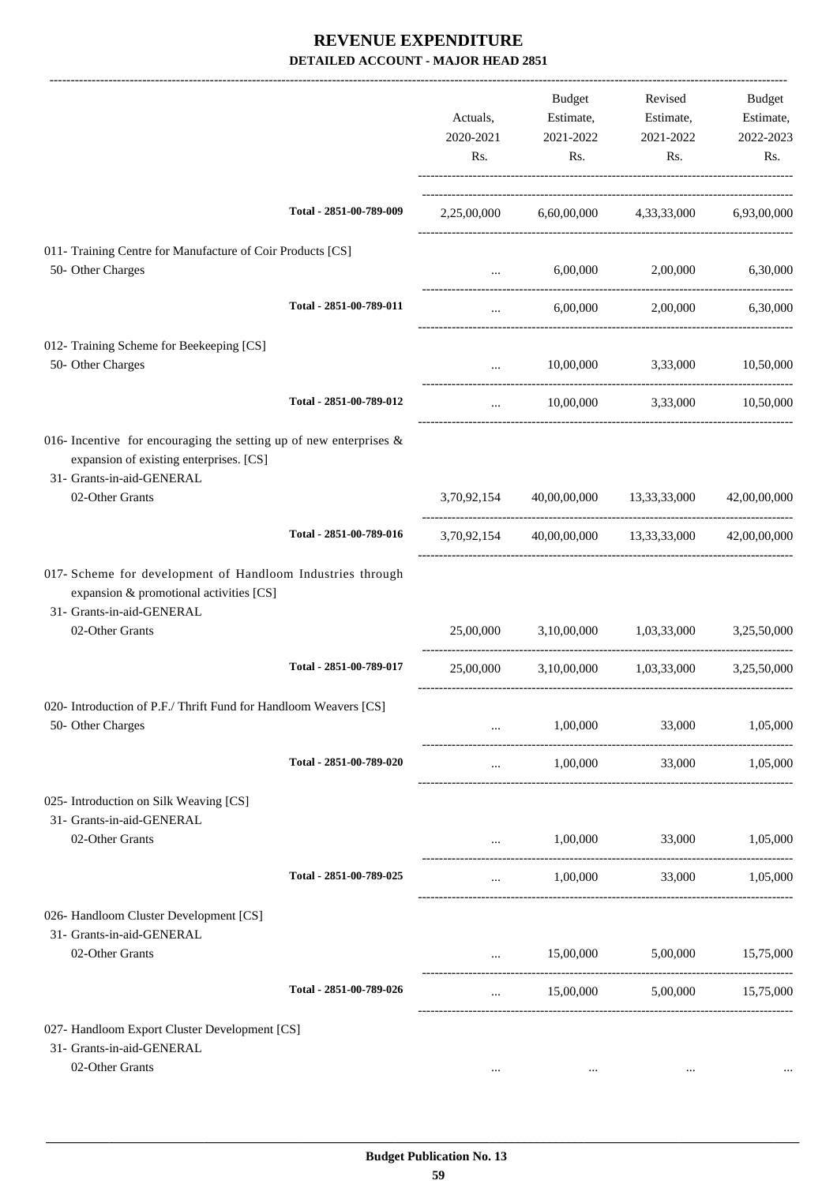# REVENUE EXPENDITURE

**DETAILED ACCOUNT - MAJOR HEAD 2851**

| | Actuals, 2020-2021 Rs. | Budget Estimate, 2021-2022 Rs. | Revised Estimate, 2021-2022 Rs. | Budget Estimate, 2022-2023 Rs. |
|---|---|---|---|---|
| Total - 2851-00-789-009 | 2,25,00,000 | 6,60,00,000 | 4,33,33,000 | 6,93,00,000 |
| 011- Training Centre for Manufacture of Coir Products [CS] | | | | |
| 50- Other Charges | ... | 6,00,000 | 2,00,000 | 6,30,000 |
| Total - 2851-00-789-011 | ... | 6,00,000 | 2,00,000 | 6,30,000 |
| 012- Training Scheme for Beekeeping [CS] | | | | |
| 50- Other Charges | ... | 10,00,000 | 3,33,000 | 10,50,000 |
| Total - 2851-00-789-012 | ... | 10,00,000 | 3,33,000 | 10,50,000 |
| 016- Incentive for encouraging the setting up of new enterprises & expansion of existing enterprises. [CS] | | | | |
| 31- Grants-in-aid-GENERAL | | | | |
| 02-Other Grants | 3,70,92,154 | 40,00,00,000 | 13,33,33,000 | 42,00,00,000 |
| Total - 2851-00-789-016 | 3,70,92,154 | 40,00,00,000 | 13,33,33,000 | 42,00,00,000 |
| 017- Scheme for development of Handloom Industries through expansion & promotional activities [CS] | | | | |
| 31- Grants-in-aid-GENERAL | | | | |
| 02-Other Grants | 25,00,000 | 3,10,00,000 | 1,03,33,000 | 3,25,50,000 |
| Total - 2851-00-789-017 | 25,00,000 | 3,10,00,000 | 1,03,33,000 | 3,25,50,000 |
| 020- Introduction of P.F./ Thrift Fund for Handloom Weavers [CS] | | | | |
| 50- Other Charges | ... | 1,00,000 | 33,000 | 1,05,000 |
| Total - 2851-00-789-020 | ... | 1,00,000 | 33,000 | 1,05,000 |
| 025- Introduction on Silk Weaving [CS] | | | | |
| 31- Grants-in-aid-GENERAL | | | | |
| 02-Other Grants | ... | 1,00,000 | 33,000 | 1,05,000 |
| Total - 2851-00-789-025 | ... | 1,00,000 | 33,000 | 1,05,000 |
| 026- Handloom Cluster Development [CS] | | | | |
| 31- Grants-in-aid-GENERAL | | | | |
| 02-Other Grants | ... | 15,00,000 | 5,00,000 | 15,75,000 |
| Total - 2851-00-789-026 | ... | 15,00,000 | 5,00,000 | 15,75,000 |
| 027- Handloom Export Cluster Development [CS] | | | | |
| 31- Grants-in-aid-GENERAL | | | | |
| 02-Other Grants | ... | ... | ... | ... |

**Budget Publication No. 13**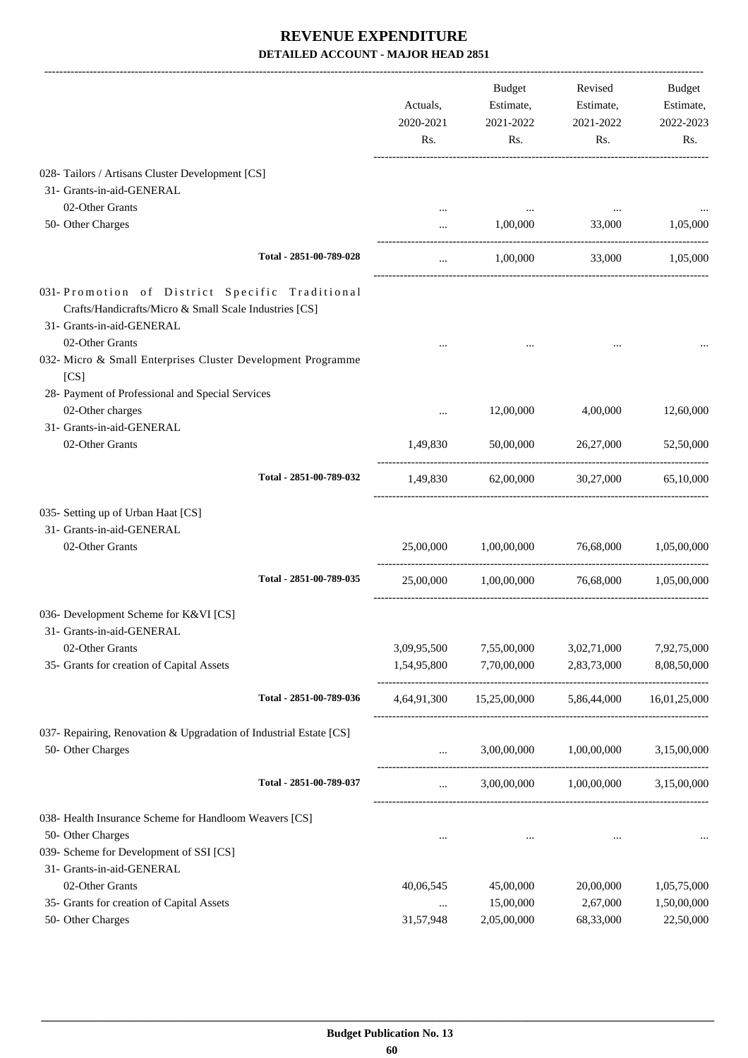# REVENUE EXPENDITURE
## DETAILED ACCOUNT - MAJOR HEAD 2851

| | Actuals, 2020-2021 Rs. | Budget Estimate, 2021-2022 Rs. | Revised Estimate, 2021-2022 Rs. | Budget Estimate, 2022-2023 Rs. |
|---|---|---|---|---|
| 028- Tailors / Artisans Cluster Development [CS] | | | | |
| 31- Grants-in-aid-GENERAL | | | | |
| 02-Other Grants | ... | ... | ... | ... |
| 50- Other Charges | ... | 1,00,000 | 33,000 | 1,05,000 |
| Total - 2851-00-789-028 | ... | 1,00,000 | 33,000 | 1,05,000 |
| 031- Promotion of District Specific Traditional Crafts/Handicrafts/Micro & Small Scale Industries [CS] | | | | |
| 31- Grants-in-aid-GENERAL | | | | |
| 02-Other Grants | ... | ... | ... | ... |
| 032- Micro & Small Enterprises Cluster Development Programme [CS] | | | | |
| 28- Payment of Professional and Special Services | | | | |
| 02-Other charges | ... | 12,00,000 | 4,00,000 | 12,60,000 |
| 31- Grants-in-aid-GENERAL | | | | |
| 02-Other Grants | 1,49,830 | 50,00,000 | 26,27,000 | 52,50,000 |
| Total - 2851-00-789-032 | 1,49,830 | 62,00,000 | 30,27,000 | 65,10,000 |
| 035- Setting up of Urban Haat [CS] | | | | |
| 31- Grants-in-aid-GENERAL | | | | |
| 02-Other Grants | 25,00,000 | 1,00,00,000 | 76,68,000 | 1,05,00,000 |
| Total - 2851-00-789-035 | 25,00,000 | 1,00,00,000 | 76,68,000 | 1,05,00,000 |
| 036- Development Scheme for K&VI [CS] | | | | |
| 31- Grants-in-aid-GENERAL | | | | |
| 02-Other Grants | 3,09,95,500 | 7,55,00,000 | 3,02,71,000 | 7,92,75,000 |
| 35- Grants for creation of Capital Assets | 1,54,95,800 | 7,70,00,000 | 2,83,73,000 | 8,08,50,000 |
| Total - 2851-00-789-036 | 4,64,91,300 | 15,25,00,000 | 5,86,44,000 | 16,01,25,000 |
| 037- Repairing, Renovation & Upgradation of Industrial Estate [CS] | | | | |
| 50- Other Charges | ... | 3,00,00,000 | 1,00,00,000 | 3,15,00,000 |
| Total - 2851-00-789-037 | ... | 3,00,00,000 | 1,00,00,000 | 3,15,00,000 |
| 038- Health Insurance Scheme for Handloom Weavers [CS] | | | | |
| 50- Other Charges | ... | ... | ... | ... |
| 039- Scheme for Development of SSI [CS] | | | | |
| 31- Grants-in-aid-GENERAL | | | | |
| 02-Other Grants | 40,06,545 | 45,00,000 | 20,00,000 | 1,05,75,000 |
| 35- Grants for creation of Capital Assets | ... | 15,00,000 | 2,67,000 | 1,50,00,000 |
| 50- Other Charges | 31,57,948 | 2,05,00,000 | 68,33,000 | 22,50,000 |

Budget Publication No. 13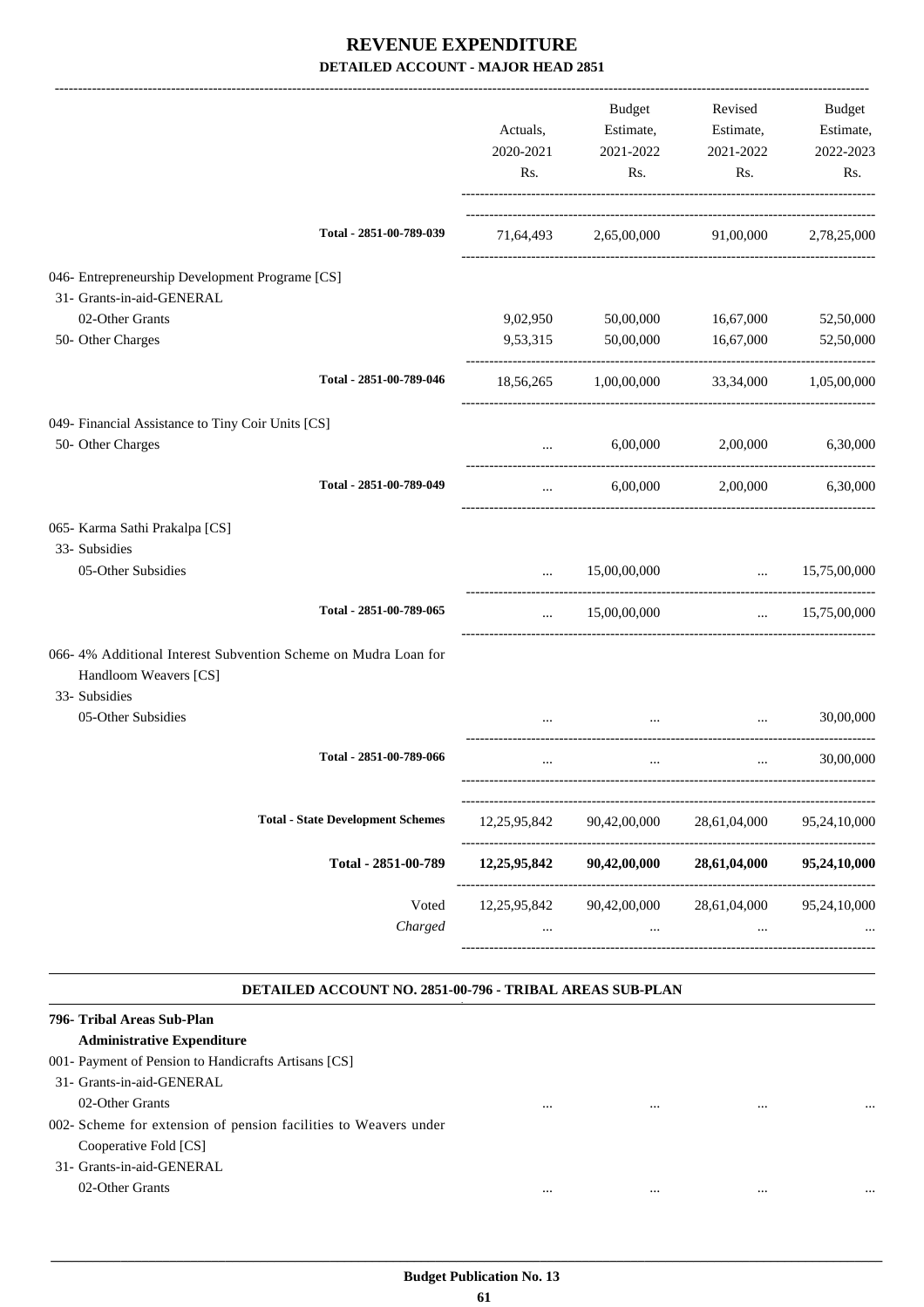# REVENUE EXPENDITURE

**DETAILED ACCOUNT - MAJOR HEAD 2851**

| | Actuals, 2020-2021 Rs. | Budget Estimate, 2021-2022 Rs. | Revised Estimate, 2021-2022 Rs. | Budget Estimate, 2022-2023 Rs. |
|---|---|---|---|---|
| Total - 2851-00-789-039 | 71,64,493 | 2,65,00,000 | 91,00,000 | 2,78,25,000 |
| 046- Entrepreneurship Development Programe [CS] | | | | |
| 31- Grants-in-aid-GENERAL | | | | |
| 02-Other Grants | 9,02,950 | 50,00,000 | 16,67,000 | 52,50,000 |
| 50- Other Charges | 9,53,315 | 50,00,000 | 16,67,000 | 52,50,000 |
| Total - 2851-00-789-046 | 18,56,265 | 1,00,00,000 | 33,34,000 | 1,05,00,000 |
| 049- Financial Assistance to Tiny Coir Units [CS] | | | | |
| 50- Other Charges | ... | 6,00,000 | 2,00,000 | 6,30,000 |
| Total - 2851-00-789-049 | ... | 6,00,000 | 2,00,000 | 6,30,000 |
| 065- Karma Sathi Prakalpa [CS] | | | | |
| 33- Subsidies | | | | |
| 05-Other Subsidies | ... | 15,00,00,000 | ... | 15,75,00,000 |
| Total - 2851-00-789-065 | ... | 15,00,00,000 | ... | 15,75,00,000 |
| 066- 4% Additional Interest Subvention Scheme on Mudra Loan for Handloom Weavers [CS] | | | | |
| 33- Subsidies | | | | |
| 05-Other Subsidies | ... | ... | ... | 30,00,000 |
| Total - 2851-00-789-066 | ... | ... | ... | 30,00,000 |
| Total - State Development Schemes | 12,25,95,842 | 90,42,00,000 | 28,61,04,000 | 95,24,10,000 |
| **Total - 2851-00-789** | **12,25,95,842** | **90,42,00,000** | **28,61,04,000** | **95,24,10,000** |
| Voted | 12,25,95,842 | 90,42,00,000 | 28,61,04,000 | 95,24,10,000 |
| *Charged* | ... | ... | ... | ... |

**DETAILED ACCOUNT NO. 2851-00-796 - TRIBAL AREAS SUB-PLAN**

| | | | | |
|---|---|---|---|---|
| **796- Tribal Areas Sub-Plan** | | | | |
| **Administrative Expenditure** | | | | |
| 001- Payment of Pension to Handicrafts Artisans [CS] | | | | |
| 31- Grants-in-aid-GENERAL | | | | |
| 02-Other Grants | ... | ... | ... | ... |
| 002- Scheme for extension of pension facilities to Weavers under Cooperative Fold [CS] | | | | |
| 31- Grants-in-aid-GENERAL | | | | |
| 02-Other Grants | ... | ... | ... | ... |

**Budget Publication No. 13**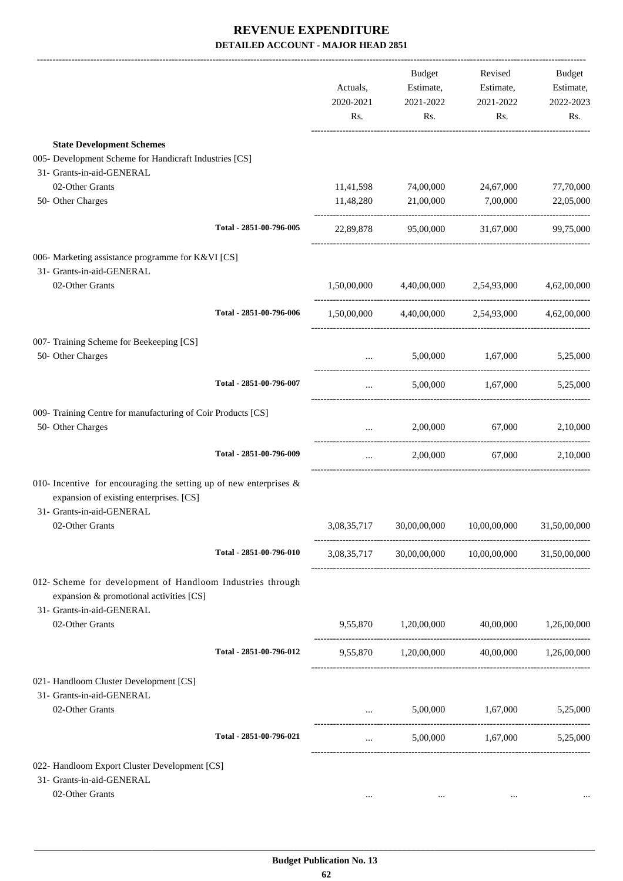# REVENUE EXPENDITURE

## DETAILED ACCOUNT - MAJOR HEAD 2851

| | Actuals, 2020-2021 Rs. | Budget Estimate, 2021-2022 Rs. | Revised Estimate, 2021-2022 Rs. | Budget Estimate, 2022-2023 Rs. |
|---|---|---|---|---|
| **State Development Schemes** | | | | |
| 005- Development Scheme for Handicraft Industries [CS] | | | | |
| 31- Grants-in-aid-GENERAL | | | | |
| 02-Other Grants | 11,41,598 | 74,00,000 | 24,67,000 | 77,70,000 |
| 50- Other Charges | 11,48,280 | 21,00,000 | 7,00,000 | 22,05,000 |
| Total - 2851-00-796-005 | 22,89,878 | 95,00,000 | 31,67,000 | 99,75,000 |
| 006- Marketing assistance programme for K&VI [CS] | | | | |
| 31- Grants-in-aid-GENERAL | | | | |
| 02-Other Grants | 1,50,00,000 | 4,40,00,000 | 2,54,93,000 | 4,62,00,000 |
| Total - 2851-00-796-006 | 1,50,00,000 | 4,40,00,000 | 2,54,93,000 | 4,62,00,000 |
| 007- Training Scheme for Beekeeping [CS] | | | | |
| 50- Other Charges | ... | 5,00,000 | 1,67,000 | 5,25,000 |
| Total - 2851-00-796-007 | ... | 5,00,000 | 1,67,000 | 5,25,000 |
| 009- Training Centre for manufacturing of Coir Products [CS] | | | | |
| 50- Other Charges | ... | 2,00,000 | 67,000 | 2,10,000 |
| Total - 2851-00-796-009 | ... | 2,00,000 | 67,000 | 2,10,000 |
| 010- Incentive for encouraging the setting up of new enterprises & expansion of existing enterprises. [CS] | | | | |
| 31- Grants-in-aid-GENERAL | | | | |
| 02-Other Grants | 3,08,35,717 | 30,00,00,000 | 10,00,00,000 | 31,50,00,000 |
| Total - 2851-00-796-010 | 3,08,35,717 | 30,00,00,000 | 10,00,00,000 | 31,50,00,000 |
| 012- Scheme for development of Handloom Industries through expansion & promotional activities [CS] | | | | |
| 31- Grants-in-aid-GENERAL | | | | |
| 02-Other Grants | 9,55,870 | 1,20,00,000 | 40,00,000 | 1,26,00,000 |
| Total - 2851-00-796-012 | 9,55,870 | 1,20,00,000 | 40,00,000 | 1,26,00,000 |
| 021- Handloom Cluster Development [CS] | | | | |
| 31- Grants-in-aid-GENERAL | | | | |
| 02-Other Grants | ... | 5,00,000 | 1,67,000 | 5,25,000 |
| Total - 2851-00-796-021 | ... | 5,00,000 | 1,67,000 | 5,25,000 |
| 022- Handloom Export Cluster Development [CS] | | | | |
| 31- Grants-in-aid-GENERAL | | | | |
| 02-Other Grants | ... | ... | ... | ... |

Budget Publication No. 13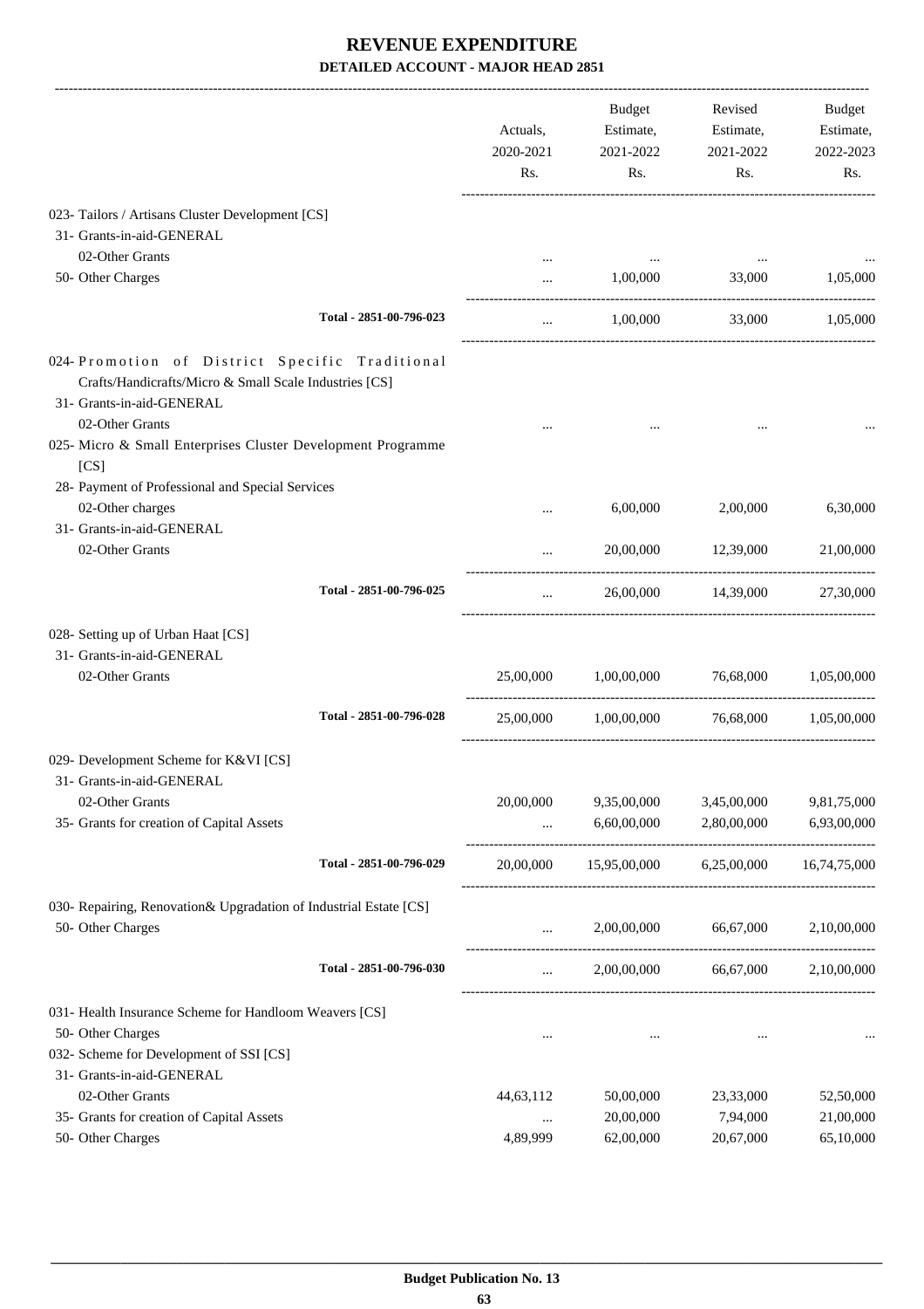# REVENUE EXPENDITURE
## DETAILED ACCOUNT - MAJOR HEAD 2851

| | Actuals, 2020-2021 Rs. | Budget Estimate, 2021-2022 Rs. | Revised Estimate, 2021-2022 Rs. | Budget Estimate, 2022-2023 Rs. |
|---|---|---|---|---|
| 023- Tailors / Artisans Cluster Development [CS] | | | | |
| 31- Grants-in-aid-GENERAL | | | | |
| 02-Other Grants | ... | ... | ... | ... |
| 50- Other Charges | ... | 1,00,000 | 33,000 | 1,05,000 |
| Total - 2851-00-796-023 | ... | 1,00,000 | 33,000 | 1,05,000 |
| 024- Promotion of District Specific Traditional Crafts/Handicrafts/Micro & Small Scale Industries [CS] | | | | |
| 31- Grants-in-aid-GENERAL | | | | |
| 02-Other Grants | ... | ... | ... | ... |
| 025- Micro & Small Enterprises Cluster Development Programme [CS] | | | | |
| 28- Payment of Professional and Special Services | | | | |
| 02-Other charges | ... | 6,00,000 | 2,00,000 | 6,30,000 |
| 31- Grants-in-aid-GENERAL | | | | |
| 02-Other Grants | ... | 20,00,000 | 12,39,000 | 21,00,000 |
| Total - 2851-00-796-025 | ... | 26,00,000 | 14,39,000 | 27,30,000 |
| 028- Setting up of Urban Haat [CS] | | | | |
| 31- Grants-in-aid-GENERAL | | | | |
| 02-Other Grants | 25,00,000 | 1,00,00,000 | 76,68,000 | 1,05,00,000 |
| Total - 2851-00-796-028 | 25,00,000 | 1,00,00,000 | 76,68,000 | 1,05,00,000 |
| 029- Development Scheme for K&VI [CS] | | | | |
| 31- Grants-in-aid-GENERAL | | | | |
| 02-Other Grants | 20,00,000 | 9,35,00,000 | 3,45,00,000 | 9,81,75,000 |
| 35- Grants for creation of Capital Assets | ... | 6,60,00,000 | 2,80,00,000 | 6,93,00,000 |
| Total - 2851-00-796-029 | 20,00,000 | 15,95,00,000 | 6,25,00,000 | 16,74,75,000 |
| 030- Repairing, Renovation& Upgradation of Industrial Estate [CS] | | | | |
| 50- Other Charges | ... | 2,00,00,000 | 66,67,000 | 2,10,00,000 |
| Total - 2851-00-796-030 | ... | 2,00,00,000 | 66,67,000 | 2,10,00,000 |
| 031- Health Insurance Scheme for Handloom Weavers [CS] | | | | |
| 50- Other Charges | ... | ... | ... | ... |
| 032- Scheme for Development of SSI [CS] | | | | |
| 31- Grants-in-aid-GENERAL | | | | |
| 02-Other Grants | 44,63,112 | 50,00,000 | 23,33,000 | 52,50,000 |
| 35- Grants for creation of Capital Assets | ... | 20,00,000 | 7,94,000 | 21,00,000 |
| 50- Other Charges | 4,89,999 | 62,00,000 | 20,67,000 | 65,10,000 |

Budget Publication No. 13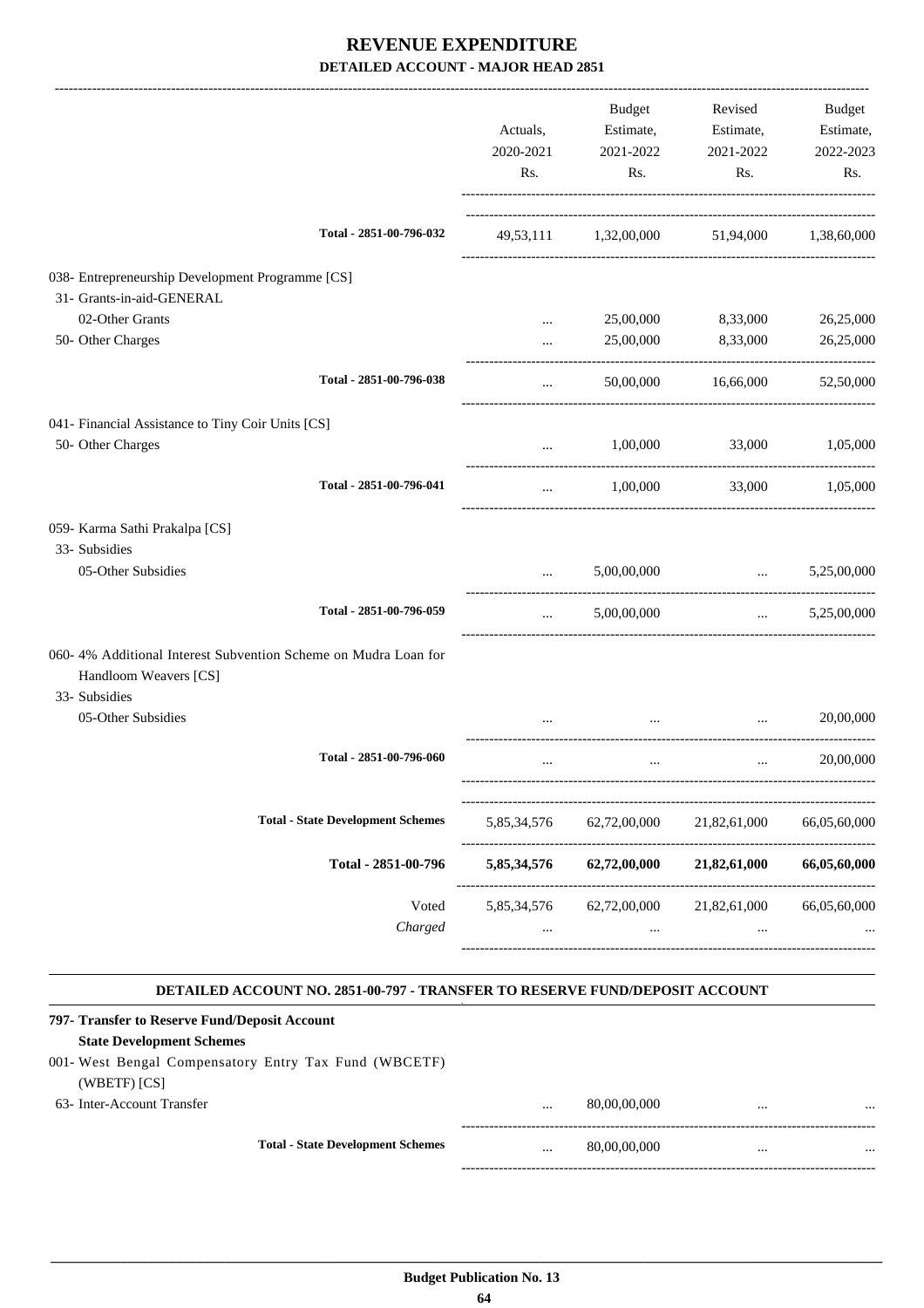# REVENUE EXPENDITURE

## DETAILED ACCOUNT - MAJOR HEAD 2851

| | Actuals, 2020-2021 Rs. | Budget Estimate, 2021-2022 Rs. | Revised Estimate, 2021-2022 Rs. | Budget Estimate, 2022-2023 Rs. |
|---|---|---|---|---|
| Total - 2851-00-796-032 | 49,53,111 | 1,32,00,000 | 51,94,000 | 1,38,60,000 |
| 038- Entrepreneurship Development Programme [CS] | | | | |
| 31- Grants-in-aid-GENERAL | | | | |
| 02-Other Grants | ... | 25,00,000 | 8,33,000 | 26,25,000 |
| 50- Other Charges | ... | 25,00,000 | 8,33,000 | 26,25,000 |
| Total - 2851-00-796-038 | ... | 50,00,000 | 16,66,000 | 52,50,000 |
| 041- Financial Assistance to Tiny Coir Units [CS] | | | | |
| 50- Other Charges | ... | 1,00,000 | 33,000 | 1,05,000 |
| Total - 2851-00-796-041 | ... | 1,00,000 | 33,000 | 1,05,000 |
| 059- Karma Sathi Prakalpa [CS] | | | | |
| 33- Subsidies | | | | |
| 05-Other Subsidies | ... | 5,00,00,000 | ... | 5,25,00,000 |
| Total - 2851-00-796-059 | ... | 5,00,00,000 | ... | 5,25,00,000 |
| 060- 4% Additional Interest Subvention Scheme on Mudra Loan for Handloom Weavers [CS] | | | | |
| 33- Subsidies | | | | |
| 05-Other Subsidies | ... | ... | ... | 20,00,000 |
| Total - 2851-00-796-060 | ... | ... | ... | 20,00,000 |
| Total - State Development Schemes | 5,85,34,576 | 62,72,00,000 | 21,82,61,000 | 66,05,60,000 |
| **Total - 2851-00-796** | **5,85,34,576** | **62,72,00,000** | **21,82,61,000** | **66,05,60,000** |
| Voted | 5,85,34,576 | 62,72,00,000 | 21,82,61,000 | 66,05,60,000 |
| *Charged* | ... | ... | ... | ... |

### DETAILED ACCOUNT NO. 2851-00-797 - TRANSFER TO RESERVE FUND/DEPOSIT ACCOUNT

| | Actuals, 2020-2021 Rs. | Budget Estimate, 2021-2022 Rs. | Revised Estimate, 2021-2022 Rs. | Budget Estimate, 2022-2023 Rs. |
|---|---|---|---|---|
| **797- Transfer to Reserve Fund/Deposit Account** | | | | |
| **State Development Schemes** | | | | |
| 001- West Bengal Compensatory Entry Tax Fund (WBCETF) (WBETF) [CS] | | | | |
| 63- Inter-Account Transfer | ... | 80,00,00,000 | ... | ... |
| Total - State Development Schemes | ... | 80,00,00,000 | ... | ... |

**Budget Publication No. 13**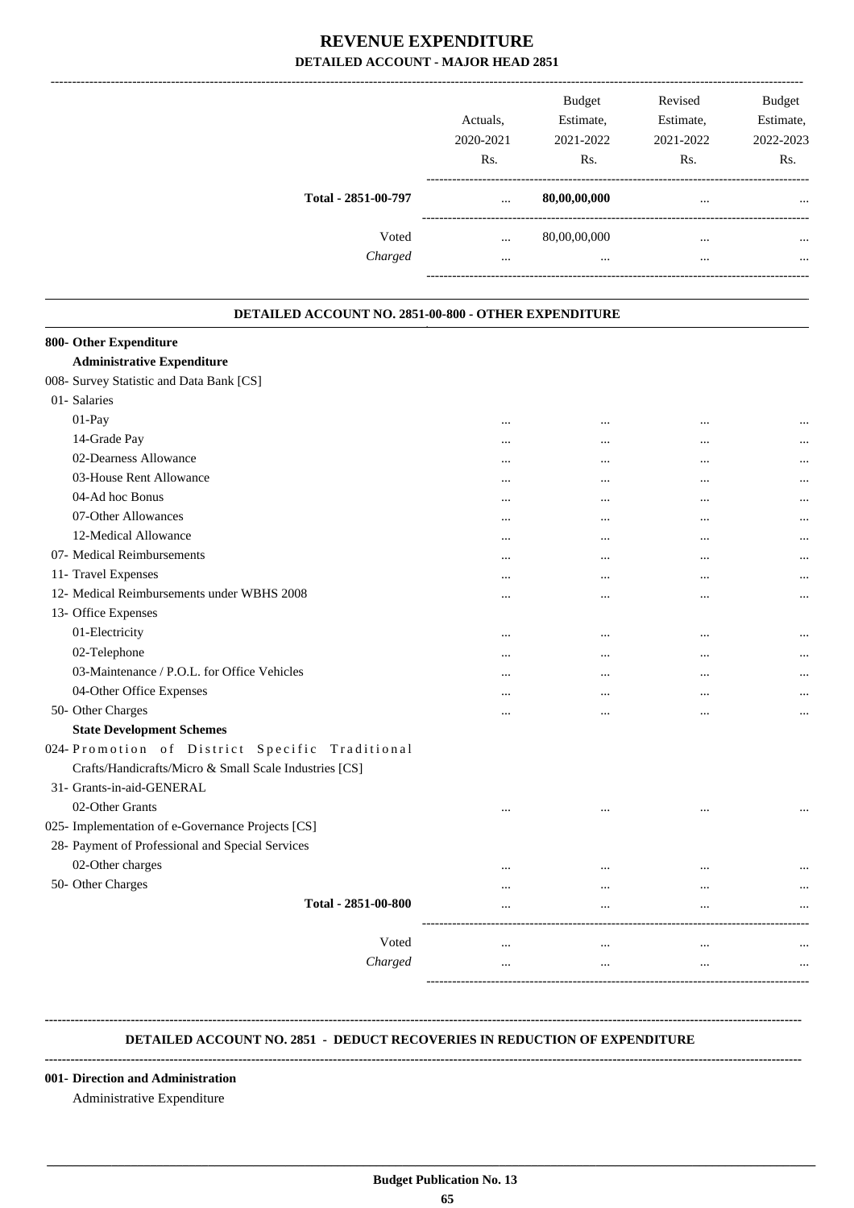# REVENUE EXPENDITURE

## DETAILED ACCOUNT - MAJOR HEAD 2851

| | Actuals, 2020-2021 Rs. | Budget Estimate, 2021-2022 Rs. | Revised Estimate, 2021-2022 Rs. | Budget Estimate, 2022-2023 Rs. |
|---|---|---|---|---|
| **Total - 2851-00-797** | ... | **80,00,00,000** | ... | ... |
| Voted | ... | 80,00,00,000 | ... | ... |
| *Charged* | ... | ... | ... | ... |

### DETAILED ACCOUNT NO. 2851-00-800 - OTHER EXPENDITURE

| | Actuals, 2020-2021 Rs. | Budget Estimate, 2021-2022 Rs. | Revised Estimate, 2021-2022 Rs. | Budget Estimate, 2022-2023 Rs. |
|---|---|---|---|---|
| **800- Other Expenditure** | | | | |
| **Administrative Expenditure** | | | | |
| 008- Survey Statistic and Data Bank [CS] | | | | |
| 01- Salaries | | | | |
| 01-Pay | ... | ... | ... | ... |
| 14-Grade Pay | ... | ... | ... | ... |
| 02-Dearness Allowance | ... | ... | ... | ... |
| 03-House Rent Allowance | ... | ... | ... | ... |
| 04-Ad hoc Bonus | ... | ... | ... | ... |
| 07-Other Allowances | ... | ... | ... | ... |
| 12-Medical Allowance | ... | ... | ... | ... |
| 07- Medical Reimbursements | ... | ... | ... | ... |
| 11- Travel Expenses | ... | ... | ... | ... |
| 12- Medical Reimbursements under WBHS 2008 | ... | ... | ... | ... |
| 13- Office Expenses | | | | |
| 01-Electricity | ... | ... | ... | ... |
| 02-Telephone | ... | ... | ... | ... |
| 03-Maintenance / P.O.L. for Office Vehicles | ... | ... | ... | ... |
| 04-Other Office Expenses | ... | ... | ... | ... |
| 50- Other Charges | ... | ... | ... | ... |
| **State Development Schemes** | | | | |
| 024- Promotion of District Specific Traditional Crafts/Handicrafts/Micro & Small Scale Industries [CS] | | | | |
| 31- Grants-in-aid-GENERAL | | | | |
| 02-Other Grants | ... | ... | ... | ... |
| 025- Implementation of e-Governance Projects [CS] | | | | |
| 28- Payment of Professional and Special Services | | | | |
| 02-Other charges | ... | ... | ... | ... |
| 50- Other Charges | ... | ... | ... | ... |
| **Total - 2851-00-800** | ... | ... | ... | ... |
| Voted | ... | ... | ... | ... |
| *Charged* | ... | ... | ... | ... |

### DETAILED ACCOUNT NO. 2851 - DEDUCT RECOVERIES IN REDUCTION OF EXPENDITURE

**001- Direction and Administration**

Administrative Expenditure

**Budget Publication No. 13**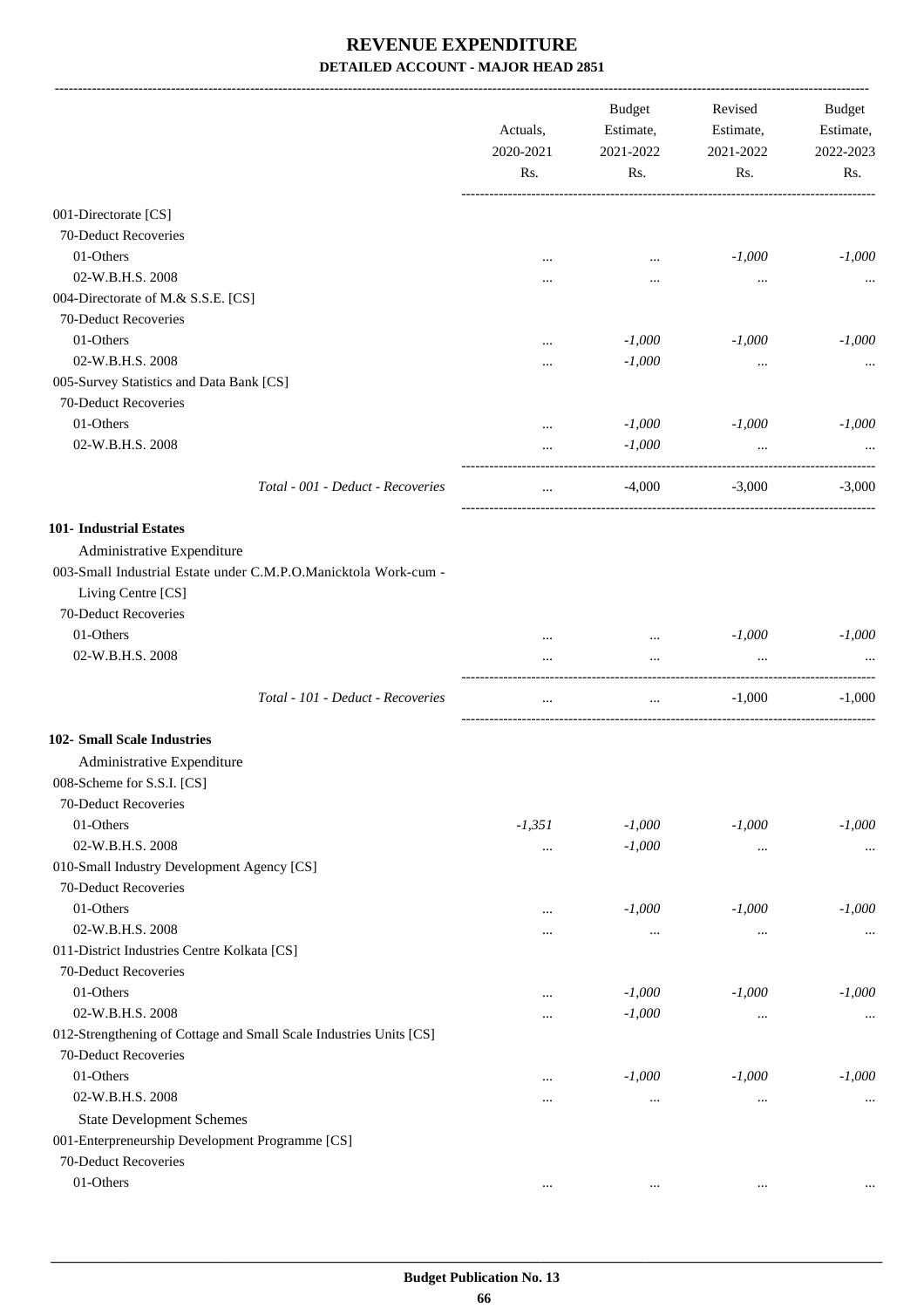# REVENUE EXPENDITURE

## DETAILED ACCOUNT - MAJOR HEAD 2851

| | Actuals, 2020-2021 Rs. | Budget Estimate, 2021-2022 Rs. | Revised Estimate, 2021-2022 Rs. | Budget Estimate, 2022-2023 Rs. |
|---|---|---|---|---|
| 001-Directorate [CS] | | | | |
| 70-Deduct Recoveries | | | | |
| 01-Others | ... | ... | *-1,000* | *-1,000* |
| 02-W.B.H.S. 2008 | ... | ... | ... | ... |
| 004-Directorate of M.& S.S.E. [CS] | | | | |
| 70-Deduct Recoveries | | | | |
| 01-Others | ... | *-1,000* | *-1,000* | *-1,000* |
| 02-W.B.H.S. 2008 | ... | *-1,000* | ... | ... |
| 005-Survey Statistics and Data Bank [CS] | | | | |
| 70-Deduct Recoveries | | | | |
| 01-Others | ... | *-1,000* | *-1,000* | *-1,000* |
| 02-W.B.H.S. 2008 | ... | *-1,000* | ... | ... |
| *Total - 001 - Deduct - Recoveries* | ... | -4,000 | -3,000 | -3,000 |
| **101- Industrial Estates** | | | | |
| Administrative Expenditure | | | | |
| 003-Small Industrial Estate under C.M.P.O.Manicktola Work-cum - Living Centre [CS] | | | | |
| 70-Deduct Recoveries | | | | |
| 01-Others | ... | ... | *-1,000* | *-1,000* |
| 02-W.B.H.S. 2008 | ... | ... | ... | ... |
| *Total - 101 - Deduct - Recoveries* | ... | ... | -1,000 | -1,000 |
| **102- Small Scale Industries** | | | | |
| Administrative Expenditure | | | | |
| 008-Scheme for S.S.I. [CS] | | | | |
| 70-Deduct Recoveries | | | | |
| 01-Others | *-1,351* | *-1,000* | *-1,000* | *-1,000* |
| 02-W.B.H.S. 2008 | ... | *-1,000* | ... | ... |
| 010-Small Industry Development Agency [CS] | | | | |
| 70-Deduct Recoveries | | | | |
| 01-Others | ... | *-1,000* | *-1,000* | *-1,000* |
| 02-W.B.H.S. 2008 | ... | ... | ... | ... |
| 011-District Industries Centre Kolkata [CS] | | | | |
| 70-Deduct Recoveries | | | | |
| 01-Others | ... | *-1,000* | *-1,000* | *-1,000* |
| 02-W.B.H.S. 2008 | ... | *-1,000* | ... | ... |
| 012-Strengthening of Cottage and Small Scale Industries Units [CS] | | | | |
| 70-Deduct Recoveries | | | | |
| 01-Others | ... | *-1,000* | *-1,000* | *-1,000* |
| 02-W.B.H.S. 2008 | ... | ... | ... | ... |
| State Development Schemes | | | | |
| 001-Enterpreneurship Development Programme [CS] | | | | |
| 70-Deduct Recoveries | | | | |
| 01-Others | ... | ... | ... | ... |

**Budget Publication No. 13**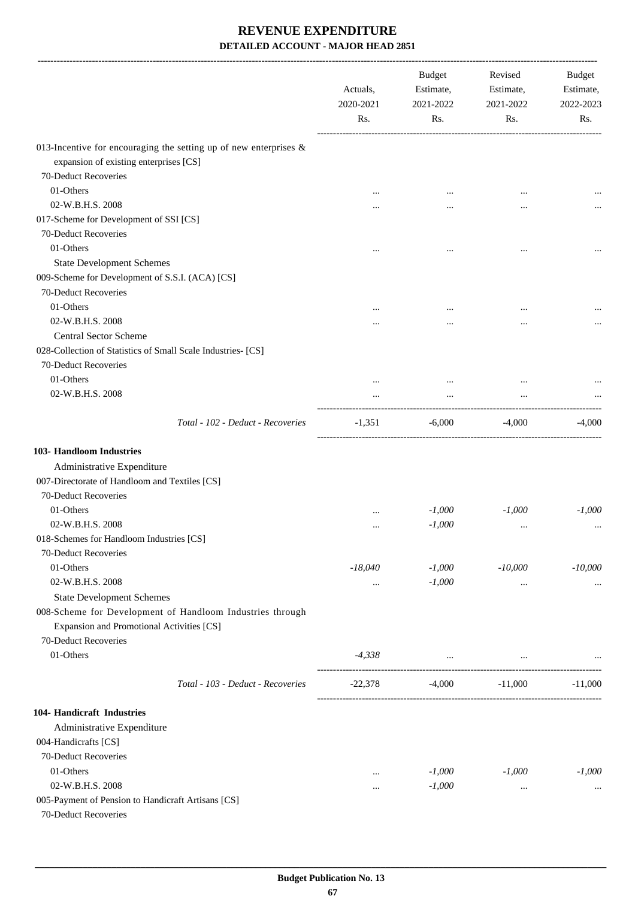# REVENUE EXPENDITURE

## DETAILED ACCOUNT - MAJOR HEAD 2851

| | Actuals, 2020-2021 Rs. | Budget Estimate, 2021-2022 Rs. | Revised Estimate, 2021-2022 Rs. | Budget Estimate, 2022-2023 Rs. |
|---|---|---|---|---|
| 013-Incentive for encouraging the setting up of new enterprises & expansion of existing enterprises [CS] | | | | |
| 70-Deduct Recoveries | | | | |
| 01-Others | ... | ... | ... | ... |
| 02-W.B.H.S. 2008 | ... | ... | ... | ... |
| 017-Scheme for Development of SSI [CS] | | | | |
| 70-Deduct Recoveries | | | | |
| 01-Others | ... | ... | ... | ... |
| State Development Schemes | | | | |
| 009-Scheme for Development of S.S.I. (ACA) [CS] | | | | |
| 70-Deduct Recoveries | | | | |
| 01-Others | ... | ... | ... | ... |
| 02-W.B.H.S. 2008 | ... | ... | ... | ... |
| Central Sector Scheme | | | | |
| 028-Collection of Statistics of Small Scale Industries- [CS] | | | | |
| 70-Deduct Recoveries | | | | |
| 01-Others | ... | ... | ... | ... |
| 02-W.B.H.S. 2008 | ... | ... | ... | ... |
| *Total - 102 - Deduct - Recoveries* | -1,351 | -6,000 | -4,000 | -4,000 |
| **103- Handloom Industries** | | | | |
| Administrative Expenditure | | | | |
| 007-Directorate of Handloom and Textiles [CS] | | | | |
| 70-Deduct Recoveries | | | | |
| 01-Others | ... | *-1,000* | *-1,000* | *-1,000* |
| 02-W.B.H.S. 2008 | ... | *-1,000* | ... | ... |
| 018-Schemes for Handloom Industries [CS] | | | | |
| 70-Deduct Recoveries | | | | |
| 01-Others | *-18,040* | *-1,000* | *-10,000* | *-10,000* |
| 02-W.B.H.S. 2008 | ... | *-1,000* | ... | ... |
| State Development Schemes | | | | |
| 008-Scheme for Development of Handloom Industries through Expansion and Promotional Activities [CS] | | | | |
| 70-Deduct Recoveries | | | | |
| 01-Others | *-4,338* | ... | ... | ... |
| *Total - 103 - Deduct - Recoveries* | -22,378 | -4,000 | -11,000 | -11,000 |
| **104- Handicraft Industries** | | | | |
| Administrative Expenditure | | | | |
| 004-Handicrafts [CS] | | | | |
| 70-Deduct Recoveries | | | | |
| 01-Others | ... | *-1,000* | *-1,000* | *-1,000* |
| 02-W.B.H.S. 2008 | ... | *-1,000* | ... | ... |
| 005-Payment of Pension to Handicraft Artisans [CS] | | | | |
| 70-Deduct Recoveries | | | | |

Budget Publication No. 13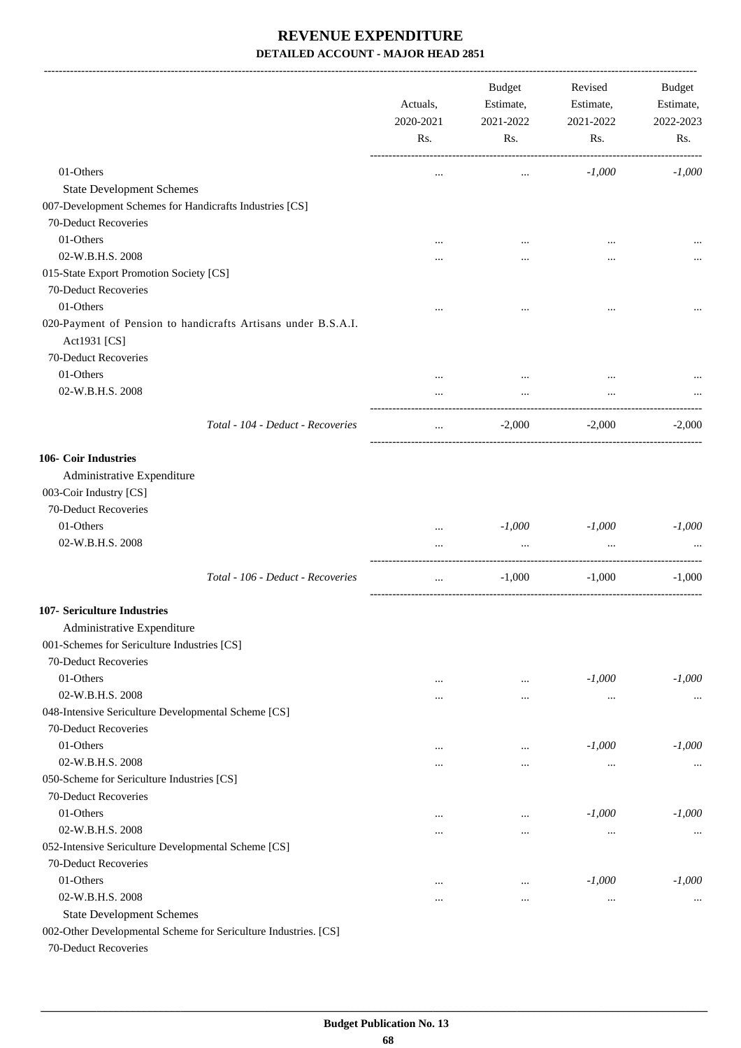# REVENUE EXPENDITURE

## DETAILED ACCOUNT - MAJOR HEAD 2851

| | Actuals, 2020-2021 Rs. | Budget Estimate, 2021-2022 Rs. | Revised Estimate, 2021-2022 Rs. | Budget Estimate, 2022-2023 Rs. |
|---|---|---|---|---|
| 01-Others | ... | ... | *-1,000* | *-1,000* |
| State Development Schemes | | | | |
| 007-Development Schemes for Handicrafts Industries [CS] | | | | |
| 70-Deduct Recoveries | | | | |
| 01-Others | ... | ... | ... | ... |
| 02-W.B.H.S. 2008 | ... | ... | ... | ... |
| 015-State Export Promotion Society [CS] | | | | |
| 70-Deduct Recoveries | | | | |
| 01-Others | ... | ... | ... | ... |
| 020-Payment of Pension to handicrafts Artisans under B.S.A.I. Act1931 [CS] | | | | |
| 70-Deduct Recoveries | | | | |
| 01-Others | ... | ... | ... | ... |
| 02-W.B.H.S. 2008 | ... | ... | ... | ... |
| *Total - 104 - Deduct - Recoveries* | ... | -2,000 | -2,000 | -2,000 |
| **106- Coir Industries** | | | | |
| Administrative Expenditure | | | | |
| 003-Coir Industry [CS] | | | | |
| 70-Deduct Recoveries | | | | |
| 01-Others | ... | *-1,000* | *-1,000* | *-1,000* |
| 02-W.B.H.S. 2008 | ... | ... | ... | ... |
| *Total - 106 - Deduct - Recoveries* | ... | -1,000 | -1,000 | -1,000 |
| **107- Sericulture Industries** | | | | |
| Administrative Expenditure | | | | |
| 001-Schemes for Sericulture Industries [CS] | | | | |
| 70-Deduct Recoveries | | | | |
| 01-Others | ... | ... | *-1,000* | *-1,000* |
| 02-W.B.H.S. 2008 | ... | ... | ... | ... |
| 048-Intensive Sericulture Developmental Scheme [CS] | | | | |
| 70-Deduct Recoveries | | | | |
| 01-Others | ... | ... | *-1,000* | *-1,000* |
| 02-W.B.H.S. 2008 | ... | ... | ... | ... |
| 050-Scheme for Sericulture Industries [CS] | | | | |
| 70-Deduct Recoveries | | | | |
| 01-Others | ... | ... | *-1,000* | *-1,000* |
| 02-W.B.H.S. 2008 | ... | ... | ... | ... |
| 052-Intensive Sericulture Developmental Scheme [CS] | | | | |
| 70-Deduct Recoveries | | | | |
| 01-Others | ... | ... | *-1,000* | *-1,000* |
| 02-W.B.H.S. 2008 | ... | ... | ... | ... |
| State Development Schemes | | | | |
| 002-Other Developmental Scheme for Sericulture Industries. [CS] | | | | |
| 70-Deduct Recoveries | | | | |

**Budget Publication No. 13**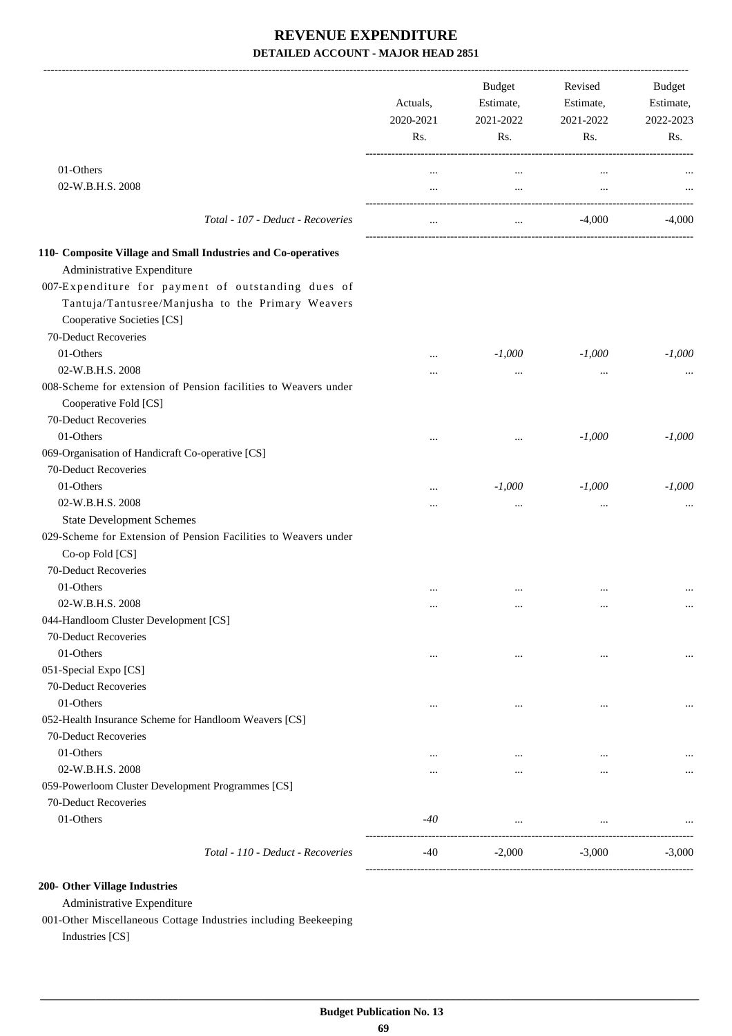# REVENUE EXPENDITURE

**DETAILED ACCOUNT - MAJOR HEAD 2851**

| | Actuals, 2020-2021 Rs. | Budget Estimate, 2021-2022 Rs. | Revised Estimate, 2021-2022 Rs. | Budget Estimate, 2022-2023 Rs. |
|---|---|---|---|---|
| 01-Others | ... | ... | ... | ... |
| 02-W.B.H.S. 2008 | ... | ... | ... | ... |
| *Total - 107 - Deduct - Recoveries* | ... | ... | -4,000 | -4,000 |
| **110- Composite Village and Small Industries and Co-operatives** | | | | |
| Administrative Expenditure | | | | |
| 007-Expenditure for payment of outstanding dues of Tantuja/Tantusree/Manjusha to the Primary Weavers Cooperative Societies [CS] | | | | |
| 70-Deduct Recoveries | | | | |
| 01-Others | ... | *-1,000* | *-1,000* | *-1,000* |
| 02-W.B.H.S. 2008 | ... | ... | ... | ... |
| 008-Scheme for extension of Pension facilities to Weavers under Cooperative Fold [CS] | | | | |
| 70-Deduct Recoveries | | | | |
| 01-Others | ... | ... | *-1,000* | *-1,000* |
| 069-Organisation of Handicraft Co-operative [CS] | | | | |
| 70-Deduct Recoveries | | | | |
| 01-Others | ... | *-1,000* | *-1,000* | *-1,000* |
| 02-W.B.H.S. 2008 | ... | ... | ... | ... |
| State Development Schemes | | | | |
| 029-Scheme for Extension of Pension Facilities to Weavers under Co-op Fold [CS] | | | | |
| 70-Deduct Recoveries | | | | |
| 01-Others | ... | ... | ... | ... |
| 02-W.B.H.S. 2008 | ... | ... | ... | ... |
| 044-Handloom Cluster Development [CS] | | | | |
| 70-Deduct Recoveries | | | | |
| 01-Others | ... | ... | ... | ... |
| 051-Special Expo [CS] | | | | |
| 70-Deduct Recoveries | | | | |
| 01-Others | ... | ... | ... | ... |
| 052-Health Insurance Scheme for Handloom Weavers [CS] | | | | |
| 70-Deduct Recoveries | | | | |
| 01-Others | ... | ... | ... | ... |
| 02-W.B.H.S. 2008 | ... | ... | ... | ... |
| 059-Powerloom Cluster Development Programmes [CS] | | | | |
| 70-Deduct Recoveries | | | | |
| 01-Others | *-40* | ... | ... | ... |
| *Total - 110 - Deduct - Recoveries* | -40 | -2,000 | -3,000 | -3,000 |

**200- Other Village Industries**

Administrative Expenditure

001-Other Miscellaneous Cottage Industries including Beekeeping Industries [CS]

**Budget Publication No. 13**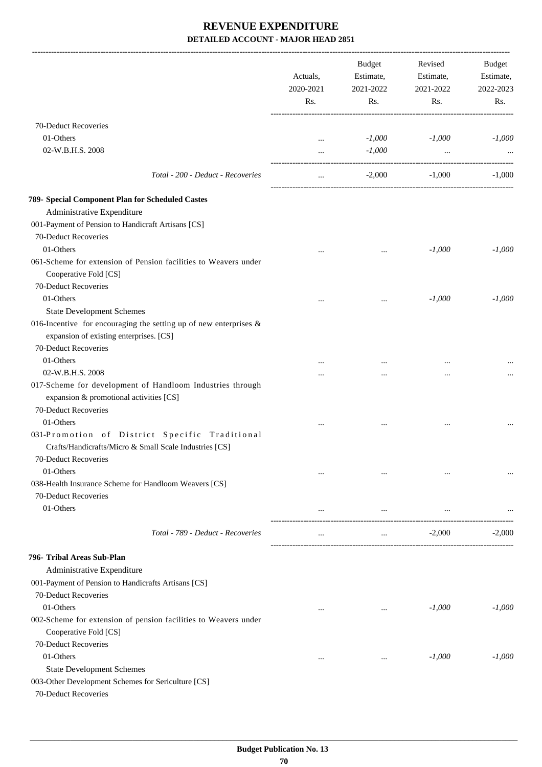# REVENUE EXPENDITURE
## DETAILED ACCOUNT - MAJOR HEAD 2851

| | Actuals, 2020-2021 Rs. | Budget Estimate, 2021-2022 Rs. | Revised Estimate, 2021-2022 Rs. | Budget Estimate, 2022-2023 Rs. |
|---|---|---|---|---|
| 70-Deduct Recoveries | | | | |
| 01-Others | ... | *-1,000* | *-1,000* | *-1,000* |
| 02-W.B.H.S. 2008 | ... | *-1,000* | ... | ... |
| *Total - 200 - Deduct - Recoveries* | ... | -2,000 | -1,000 | -1,000 |
| **789- Special Component Plan for Scheduled Castes** | | | | |
| Administrative Expenditure | | | | |
| 001-Payment of Pension to Handicraft Artisans [CS] | | | | |
| 70-Deduct Recoveries | | | | |
| 01-Others | ... | ... | *-1,000* | *-1,000* |
| 061-Scheme for extension of Pension facilities to Weavers under Cooperative Fold [CS] | | | | |
| 70-Deduct Recoveries | | | | |
| 01-Others | ... | ... | *-1,000* | *-1,000* |
| State Development Schemes | | | | |
| 016-Incentive for encouraging the setting up of new enterprises & expansion of existing enterprises. [CS] | | | | |
| 70-Deduct Recoveries | | | | |
| 01-Others | ... | ... | ... | ... |
| 02-W.B.H.S. 2008 | ... | ... | ... | ... |
| 017-Scheme for development of Handloom Industries through expansion & promotional activities [CS] | | | | |
| 70-Deduct Recoveries | | | | |
| 01-Others | ... | ... | ... | ... |
| 031-Promotion of District Specific Traditional Crafts/Handicrafts/Micro & Small Scale Industries [CS] | | | | |
| 70-Deduct Recoveries | | | | |
| 01-Others | ... | ... | ... | ... |
| 038-Health Insurance Scheme for Handloom Weavers [CS] | | | | |
| 70-Deduct Recoveries | | | | |
| 01-Others | ... | ... | ... | ... |
| *Total - 789 - Deduct - Recoveries* | ... | ... | -2,000 | -2,000 |
| **796- Tribal Areas Sub-Plan** | | | | |
| Administrative Expenditure | | | | |
| 001-Payment of Pension to Handicrafts Artisans [CS] | | | | |
| 70-Deduct Recoveries | | | | |
| 01-Others | ... | ... | *-1,000* | *-1,000* |
| 002-Scheme for extension of pension facilities to Weavers under Cooperative Fold [CS] | | | | |
| 70-Deduct Recoveries | | | | |
| 01-Others | ... | ... | *-1,000* | *-1,000* |
| State Development Schemes | | | | |
| 003-Other Development Schemes for Sericulture [CS] | | | | |
| 70-Deduct Recoveries | | | | |

**Budget Publication No. 13**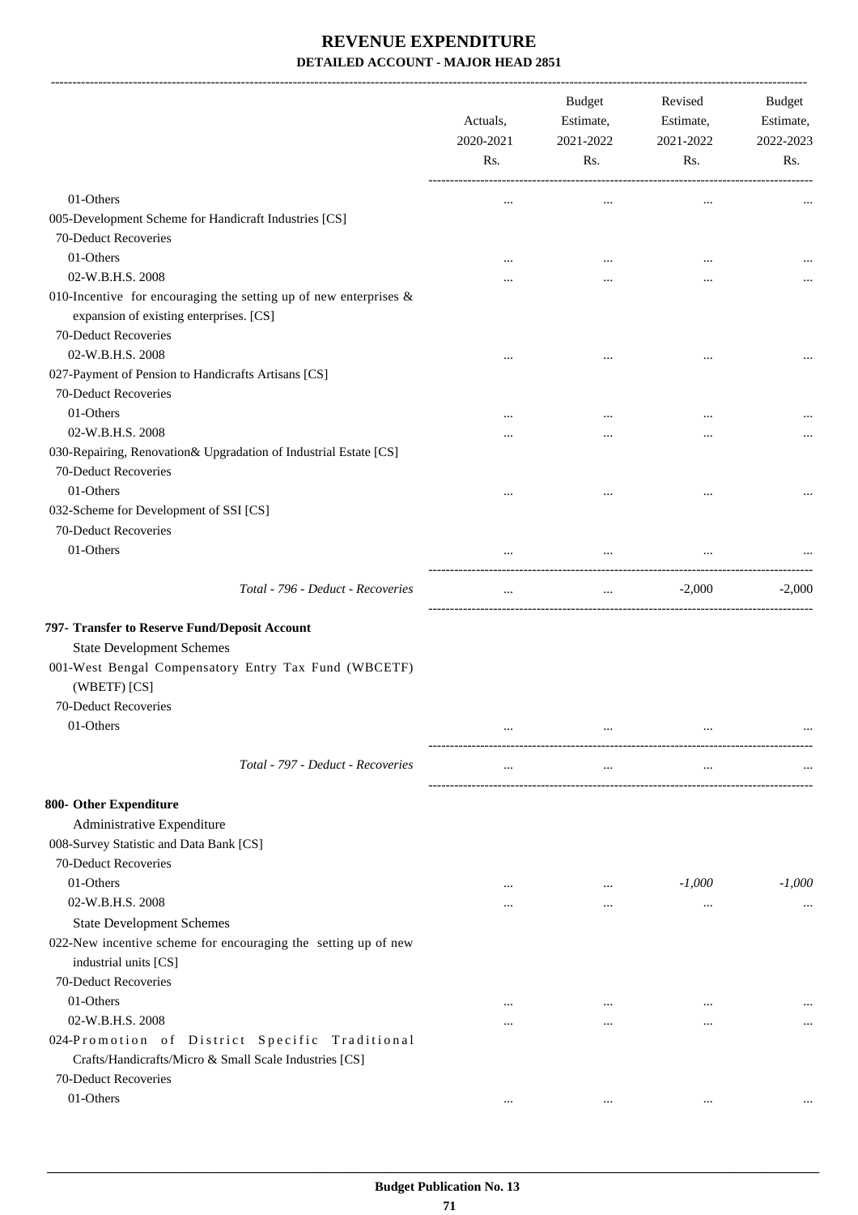# REVENUE EXPENDITURE

## DETAILED ACCOUNT - MAJOR HEAD 2851

| | Actuals, 2020-2021 Rs. | Budget Estimate, 2021-2022 Rs. | Revised Estimate, 2021-2022 Rs. | Budget Estimate, 2022-2023 Rs. |
|---|---|---|---|---|
| 01-Others | ... | ... | ... | ... |
| 005-Development Scheme for Handicraft Industries [CS] | | | | |
| 70-Deduct Recoveries | | | | |
| 01-Others | ... | ... | ... | ... |
| 02-W.B.H.S. 2008 | ... | ... | ... | ... |
| 010-Incentive for encouraging the setting up of new enterprises & expansion of existing enterprises. [CS] | | | | |
| 70-Deduct Recoveries | | | | |
| 02-W.B.H.S. 2008 | ... | ... | ... | ... |
| 027-Payment of Pension to Handicrafts Artisans [CS] | | | | |
| 70-Deduct Recoveries | | | | |
| 01-Others | ... | ... | ... | ... |
| 02-W.B.H.S. 2008 | ... | ... | ... | ... |
| 030-Repairing, Renovation& Upgradation of Industrial Estate [CS] | | | | |
| 70-Deduct Recoveries | | | | |
| 01-Others | ... | ... | ... | ... |
| 032-Scheme for Development of SSI [CS] | | | | |
| 70-Deduct Recoveries | | | | |
| 01-Others | ... | ... | ... | ... |
| *Total - 796 - Deduct - Recoveries* | ... | ... | -2,000 | -2,000 |
| **797- Transfer to Reserve Fund/Deposit Account** | | | | |
| State Development Schemes | | | | |
| 001-West Bengal Compensatory Entry Tax Fund (WBCETF) (WBETF) [CS] | | | | |
| 70-Deduct Recoveries | | | | |
| 01-Others | ... | ... | ... | ... |
| *Total - 797 - Deduct - Recoveries* | ... | ... | ... | ... |
| **800- Other Expenditure** | | | | |
| Administrative Expenditure | | | | |
| 008-Survey Statistic and Data Bank [CS] | | | | |
| 70-Deduct Recoveries | | | | |
| 01-Others | ... | ... | *-1,000* | *-1,000* |
| 02-W.B.H.S. 2008 | ... | ... | ... | ... |
| State Development Schemes | | | | |
| 022-New incentive scheme for encouraging the setting up of new industrial units [CS] | | | | |
| 70-Deduct Recoveries | | | | |
| 01-Others | ... | ... | ... | ... |
| 02-W.B.H.S. 2008 | ... | ... | ... | ... |
| 024-Promotion of District Specific Traditional Crafts/Handicrafts/Micro & Small Scale Industries [CS] | | | | |
| 70-Deduct Recoveries | | | | |
| 01-Others | ... | ... | ... | ... |

**Budget Publication No. 13**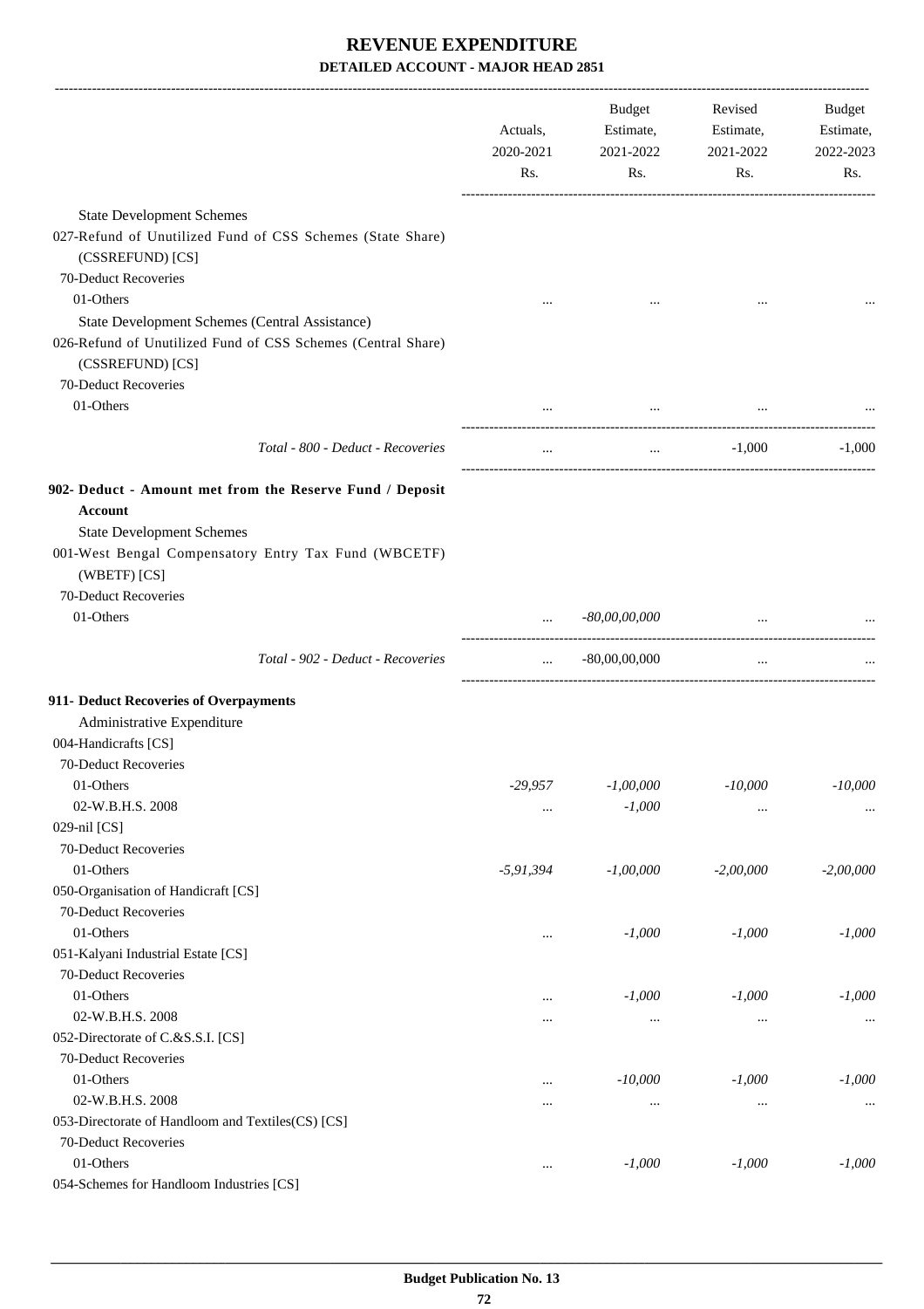# REVENUE EXPENDITURE

## DETAILED ACCOUNT - MAJOR HEAD 2851

| | Actuals, 2020-2021 Rs. | Budget Estimate, 2021-2022 Rs. | Revised Estimate, 2021-2022 Rs. | Budget Estimate, 2022-2023 Rs. |
|---|---|---|---|---|
| State Development Schemes | | | | |
| 027-Refund of Unutilized Fund of CSS Schemes (State Share) (CSSREFUND) [CS] | | | | |
| 70-Deduct Recoveries | | | | |
| 01-Others | ... | ... | ... | ... |
| State Development Schemes (Central Assistance) | | | | |
| 026-Refund of Unutilized Fund of CSS Schemes (Central Share) (CSSREFUND) [CS] | | | | |
| 70-Deduct Recoveries | | | | |
| 01-Others | ... | ... | ... | ... |
| *Total - 800 - Deduct - Recoveries* | ... | ... | -1,000 | -1,000 |
| **902- Deduct - Amount met from the Reserve Fund / Deposit Account** | | | | |
| State Development Schemes | | | | |
| 001-West Bengal Compensatory Entry Tax Fund (WBCETF) (WBETF) [CS] | | | | |
| 70-Deduct Recoveries | | | | |
| 01-Others | ... | *-80,00,00,000* | ... | ... |
| *Total - 902 - Deduct - Recoveries* | ... | -80,00,00,000 | ... | ... |
| **911- Deduct Recoveries of Overpayments** | | | | |
| Administrative Expenditure | | | | |
| 004-Handicrafts [CS] | | | | |
| 70-Deduct Recoveries | | | | |
| 01-Others | *-29,957* | *-1,00,000* | *-10,000* | *-10,000* |
| 02-W.B.H.S. 2008 | ... | *-1,000* | ... | ... |
| 029-nil [CS] | | | | |
| 70-Deduct Recoveries | | | | |
| 01-Others | *-5,91,394* | *-1,00,000* | *-2,00,000* | *-2,00,000* |
| 050-Organisation of Handicraft [CS] | | | | |
| 70-Deduct Recoveries | | | | |
| 01-Others | ... | *-1,000* | *-1,000* | *-1,000* |
| 051-Kalyani Industrial Estate [CS] | | | | |
| 70-Deduct Recoveries | | | | |
| 01-Others | ... | *-1,000* | *-1,000* | *-1,000* |
| 02-W.B.H.S. 2008 | ... | ... | ... | ... |
| 052-Directorate of C.&S.S.I. [CS] | | | | |
| 70-Deduct Recoveries | | | | |
| 01-Others | ... | *-10,000* | *-1,000* | *-1,000* |
| 02-W.B.H.S. 2008 | ... | ... | ... | ... |
| 053-Directorate of Handloom and Textiles(CS) [CS] | | | | |
| 70-Deduct Recoveries | | | | |
| 01-Others | ... | *-1,000* | *-1,000* | *-1,000* |
| 054-Schemes for Handloom Industries [CS] | | | | |

**Budget Publication No. 13**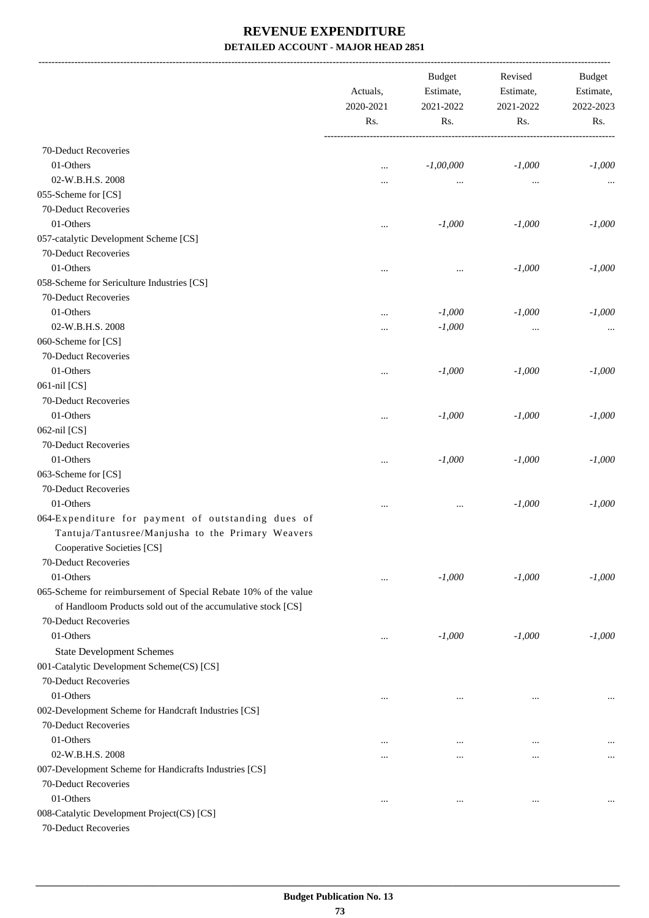# REVENUE EXPENDITURE

## DETAILED ACCOUNT - MAJOR HEAD 2851

| | Actuals, 2020-2021 Rs. | Budget Estimate, 2021-2022 Rs. | Revised Estimate, 2021-2022 Rs. | Budget Estimate, 2022-2023 Rs. |
|---|---|---|---|---|
| 70-Deduct Recoveries | | | | |
| 01-Others | ... | -1,00,000 | -1,000 | -1,000 |
| 02-W.B.H.S. 2008 | ... | ... | ... | ... |
| 055-Scheme for [CS] | | | | |
| 70-Deduct Recoveries | | | | |
| 01-Others | ... | -1,000 | -1,000 | -1,000 |
| 057-catalytic Development Scheme [CS] | | | | |
| 70-Deduct Recoveries | | | | |
| 01-Others | ... | ... | -1,000 | -1,000 |
| 058-Scheme for Sericulture Industries [CS] | | | | |
| 70-Deduct Recoveries | | | | |
| 01-Others | ... | -1,000 | -1,000 | -1,000 |
| 02-W.B.H.S. 2008 | ... | -1,000 | ... | ... |
| 060-Scheme for [CS] | | | | |
| 70-Deduct Recoveries | | | | |
| 01-Others | ... | -1,000 | -1,000 | -1,000 |
| 061-nil [CS] | | | | |
| 70-Deduct Recoveries | | | | |
| 01-Others | ... | -1,000 | -1,000 | -1,000 |
| 062-nil [CS] | | | | |
| 70-Deduct Recoveries | | | | |
| 01-Others | ... | -1,000 | -1,000 | -1,000 |
| 063-Scheme for [CS] | | | | |
| 70-Deduct Recoveries | | | | |
| 01-Others | ... | ... | -1,000 | -1,000 |
| 064-Expenditure for payment of outstanding dues of Tantuja/Tantusree/Manjusha to the Primary Weavers Cooperative Societies [CS] | | | | |
| 70-Deduct Recoveries | | | | |
| 01-Others | ... | -1,000 | -1,000 | -1,000 |
| 065-Scheme for reimbursement of Special Rebate 10% of the value of Handloom Products sold out of the accumulative stock [CS] | | | | |
| 70-Deduct Recoveries | | | | |
| 01-Others | ... | -1,000 | -1,000 | -1,000 |
| State Development Schemes | | | | |
| 001-Catalytic Development Scheme(CS) [CS] | | | | |
| 70-Deduct Recoveries | | | | |
| 01-Others | ... | ... | ... | ... |
| 002-Development Scheme for Handcraft Industries [CS] | | | | |
| 70-Deduct Recoveries | | | | |
| 01-Others | ... | ... | ... | ... |
| 02-W.B.H.S. 2008 | ... | ... | ... | ... |
| 007-Development Scheme for Handicrafts Industries [CS] | | | | |
| 70-Deduct Recoveries | | | | |
| 01-Others | ... | ... | ... | ... |
| 008-Catalytic Development Project(CS) [CS] | | | | |
| 70-Deduct Recoveries | | | | |

Budget Publication No. 13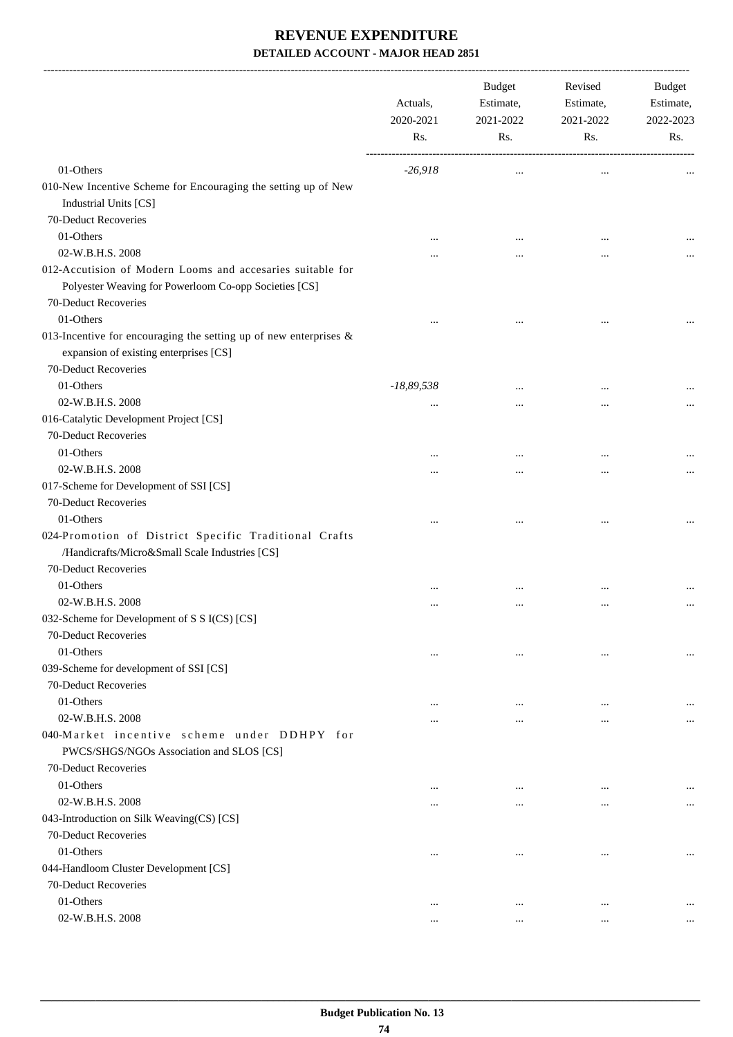# REVENUE EXPENDITURE

## DETAILED ACCOUNT - MAJOR HEAD 2851

| | Actuals, 2020-2021 Rs. | Budget Estimate, 2021-2022 Rs. | Revised Estimate, 2021-2022 Rs. | Budget Estimate, 2022-2023 Rs. |
|---|---|---|---|---|
| 01-Others | -26,918 | ... | ... | ... |
| 010-New Incentive Scheme for Encouraging the setting up of New Industrial Units [CS] | | | | |
| 70-Deduct Recoveries | | | | |
| 01-Others | ... | ... | ... | ... |
| 02-W.B.H.S. 2008 | ... | ... | ... | ... |
| 012-Accutision of Modern Looms and accesaries suitable for Polyester Weaving for Powerloom Co-opp Societies [CS] | | | | |
| 70-Deduct Recoveries | | | | |
| 01-Others | ... | ... | ... | ... |
| 013-Incentive for encouraging the setting up of new enterprises & expansion of existing enterprises [CS] | | | | |
| 70-Deduct Recoveries | | | | |
| 01-Others | -18,89,538 | ... | ... | ... |
| 02-W.B.H.S. 2008 | ... | ... | ... | ... |
| 016-Catalytic Development Project [CS] | | | | |
| 70-Deduct Recoveries | | | | |
| 01-Others | ... | ... | ... | ... |
| 02-W.B.H.S. 2008 | ... | ... | ... | ... |
| 017-Scheme for Development of SSI [CS] | | | | |
| 70-Deduct Recoveries | | | | |
| 01-Others | ... | ... | ... | ... |
| 024-Promotion of District Specific Traditional Crafts /Handicrafts/Micro&Small Scale Industries [CS] | | | | |
| 70-Deduct Recoveries | | | | |
| 01-Others | ... | ... | ... | ... |
| 02-W.B.H.S. 2008 | ... | ... | ... | ... |
| 032-Scheme for Development of S S I(CS) [CS] | | | | |
| 70-Deduct Recoveries | | | | |
| 01-Others | ... | ... | ... | ... |
| 039-Scheme for development of SSI [CS] | | | | |
| 70-Deduct Recoveries | | | | |
| 01-Others | ... | ... | ... | ... |
| 02-W.B.H.S. 2008 | ... | ... | ... | ... |
| 040-Market incentive scheme under DDHPY for PWCS/SHGS/NGOs Association and SLOS [CS] | | | | |
| 70-Deduct Recoveries | | | | |
| 01-Others | ... | ... | ... | ... |
| 02-W.B.H.S. 2008 | ... | ... | ... | ... |
| 043-Introduction on Silk Weaving(CS) [CS] | | | | |
| 70-Deduct Recoveries | | | | |
| 01-Others | ... | ... | ... | ... |
| 044-Handloom Cluster Development [CS] | | | | |
| 70-Deduct Recoveries | | | | |
| 01-Others | ... | ... | ... | ... |
| 02-W.B.H.S. 2008 | ... | ... | ... | ... |

Budget Publication No. 13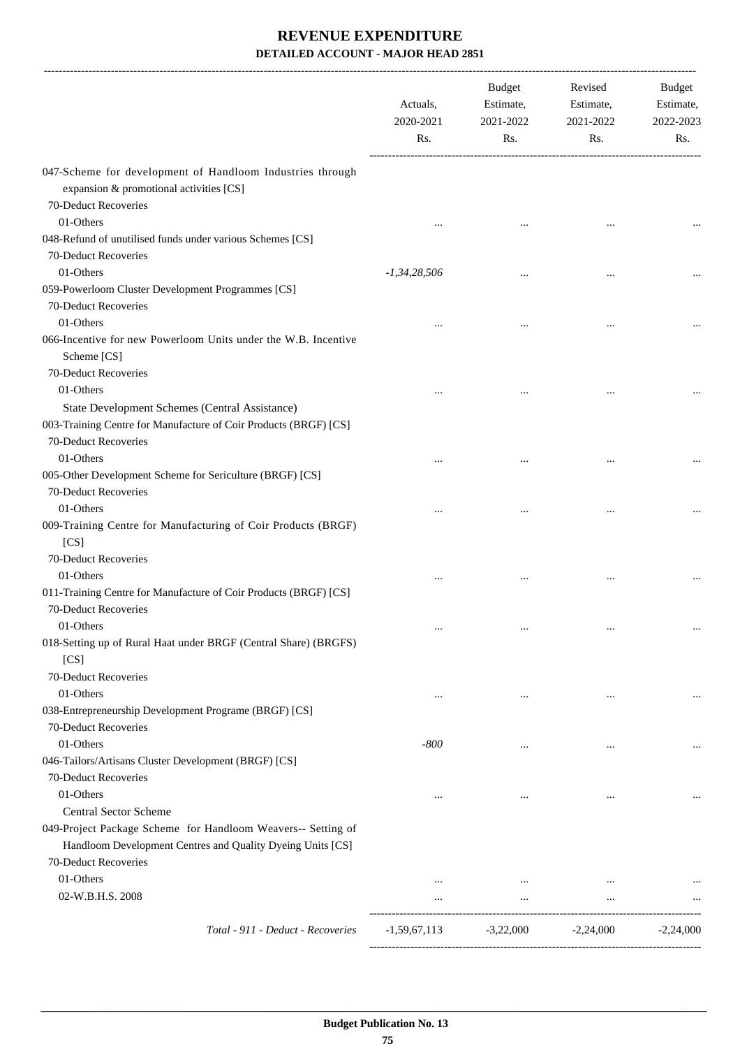# REVENUE EXPENDITURE

## DETAILED ACCOUNT - MAJOR HEAD 2851

| | Actuals, 2020-2021 Rs. | Budget Estimate, 2021-2022 Rs. | Revised Estimate, 2021-2022 Rs. | Budget Estimate, 2022-2023 Rs. |
|---|---|---|---|---|
| 047-Scheme for development of Handloom Industries through expansion & promotional activities [CS] | | | | |
| 70-Deduct Recoveries | | | | |
| 01-Others | ... | ... | ... | ... |
| 048-Refund of unutilised funds under various Schemes [CS] | | | | |
| 70-Deduct Recoveries | | | | |
| 01-Others | *-1,34,28,506* | ... | ... | ... |
| 059-Powerloom Cluster Development Programmes [CS] | | | | |
| 70-Deduct Recoveries | | | | |
| 01-Others | ... | ... | ... | ... |
| 066-Incentive for new Powerloom Units under the W.B. Incentive Scheme [CS] | | | | |
| 70-Deduct Recoveries | | | | |
| 01-Others | ... | ... | ... | ... |
| State Development Schemes (Central Assistance) | | | | |
| 003-Training Centre for Manufacture of Coir Products (BRGF) [CS] | | | | |
| 70-Deduct Recoveries | | | | |
| 01-Others | ... | ... | ... | ... |
| 005-Other Development Scheme for Sericulture (BRGF) [CS] | | | | |
| 70-Deduct Recoveries | | | | |
| 01-Others | ... | ... | ... | ... |
| 009-Training Centre for Manufacturing of Coir Products (BRGF) [CS] | | | | |
| 70-Deduct Recoveries | | | | |
| 01-Others | ... | ... | ... | ... |
| 011-Training Centre for Manufacture of Coir Products (BRGF) [CS] | | | | |
| 70-Deduct Recoveries | | | | |
| 01-Others | ... | ... | ... | ... |
| 018-Setting up of Rural Haat under BRGF (Central Share) (BRGFS) [CS] | | | | |
| 70-Deduct Recoveries | | | | |
| 01-Others | ... | ... | ... | ... |
| 038-Entrepreneurship Development Programe (BRGF) [CS] | | | | |
| 70-Deduct Recoveries | | | | |
| 01-Others | *-800* | ... | ... | ... |
| 046-Tailors/Artisans Cluster Development (BRGF) [CS] | | | | |
| 70-Deduct Recoveries | | | | |
| 01-Others | ... | ... | ... | ... |
| Central Sector Scheme | | | | |
| 049-Project Package Scheme for Handloom Weavers-- Setting of Handloom Development Centres and Quality Dyeing Units [CS] | | | | |
| 70-Deduct Recoveries | | | | |
| 01-Others | ... | ... | ... | ... |
| 02-W.B.H.S. 2008 | ... | ... | ... | ... |
| *Total - 911 - Deduct - Recoveries* | -1,59,67,113 | -3,22,000 | -2,24,000 | -2,24,000 |

Budget Publication No. 13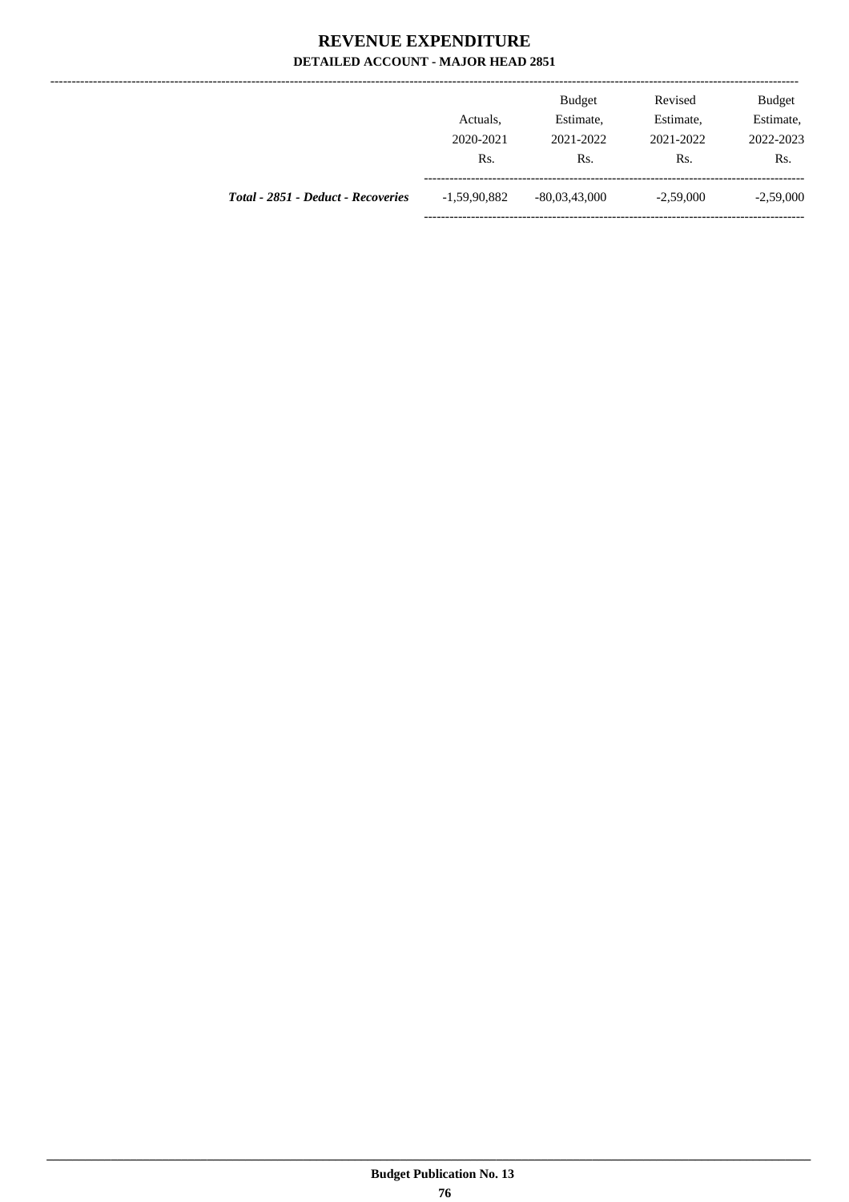# REVENUE EXPENDITURE

## DETAILED ACCOUNT - MAJOR HEAD 2851

| | Actuals, 2020-2021 Rs. | Budget Estimate, 2021-2022 Rs. | Revised Estimate, 2021-2022 Rs. | Budget Estimate, 2022-2023 Rs. |
|---|---|---|---|---|
| ***Total - 2851 - Deduct - Recoveries*** | -1,59,90,882 | -80,03,43,000 | -2,59,000 | -2,59,000 |

**Budget Publication No. 13**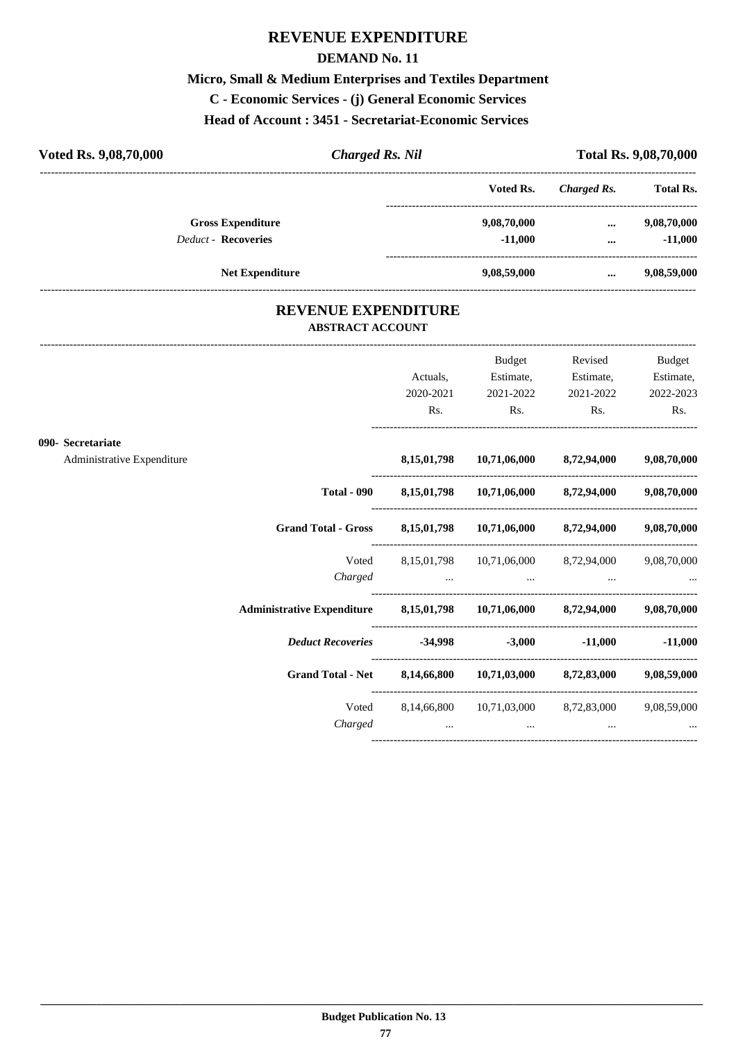# REVENUE EXPENDITURE

## DEMAND No. 11

### Micro, Small & Medium Enterprises and Textiles Department

### C - Economic Services - (j) General Economic Services

### Head of Account : 3451 - Secretariat-Economic Services

**Voted Rs. 9,08,70,000** &nbsp;&nbsp;&nbsp; ***Charged Rs. Nil*** &nbsp;&nbsp;&nbsp; **Total Rs. 9,08,70,000**

| | Voted Rs. | *Charged Rs.* | Total Rs. |
|---|---|---|---|
| **Gross Expenditure** | **9,08,70,000** | **...** | **9,08,70,000** |
| *Deduct* - **Recoveries** | **-11,000** | **...** | **-11,000** |
| **Net Expenditure** | **9,08,59,000** | **...** | **9,08,59,000** |

## REVENUE EXPENDITURE

### ABSTRACT ACCOUNT

| | Actuals, 2020-2021 Rs. | Budget Estimate, 2021-2022 Rs. | Revised Estimate, 2021-2022 Rs. | Budget Estimate, 2022-2023 Rs. |
|---|---|---|---|---|
| **090- Secretariat** | | | | |
| Administrative Expenditure | **8,15,01,798** | **10,71,06,000** | **8,72,94,000** | **9,08,70,000** |
| **Total - 090** | **8,15,01,798** | **10,71,06,000** | **8,72,94,000** | **9,08,70,000** |
| **Grand Total - Gross** | **8,15,01,798** | **10,71,06,000** | **8,72,94,000** | **9,08,70,000** |
| Voted | 8,15,01,798 | 10,71,06,000 | 8,72,94,000 | 9,08,70,000 |
| *Charged* | ... | ... | ... | ... |
| **Administrative Expenditure** | **8,15,01,798** | **10,71,06,000** | **8,72,94,000** | **9,08,70,000** |
| ***Deduct Recoveries*** | **-34,998** | **-3,000** | **-11,000** | **-11,000** |
| **Grand Total - Net** | **8,14,66,800** | **10,71,03,000** | **8,72,83,000** | **9,08,59,000** |
| Voted | 8,14,66,800 | 10,71,03,000 | 8,72,83,000 | 9,08,59,000 |
| *Charged* | ... | ... | ... | ... |

**Budget Publication No. 13**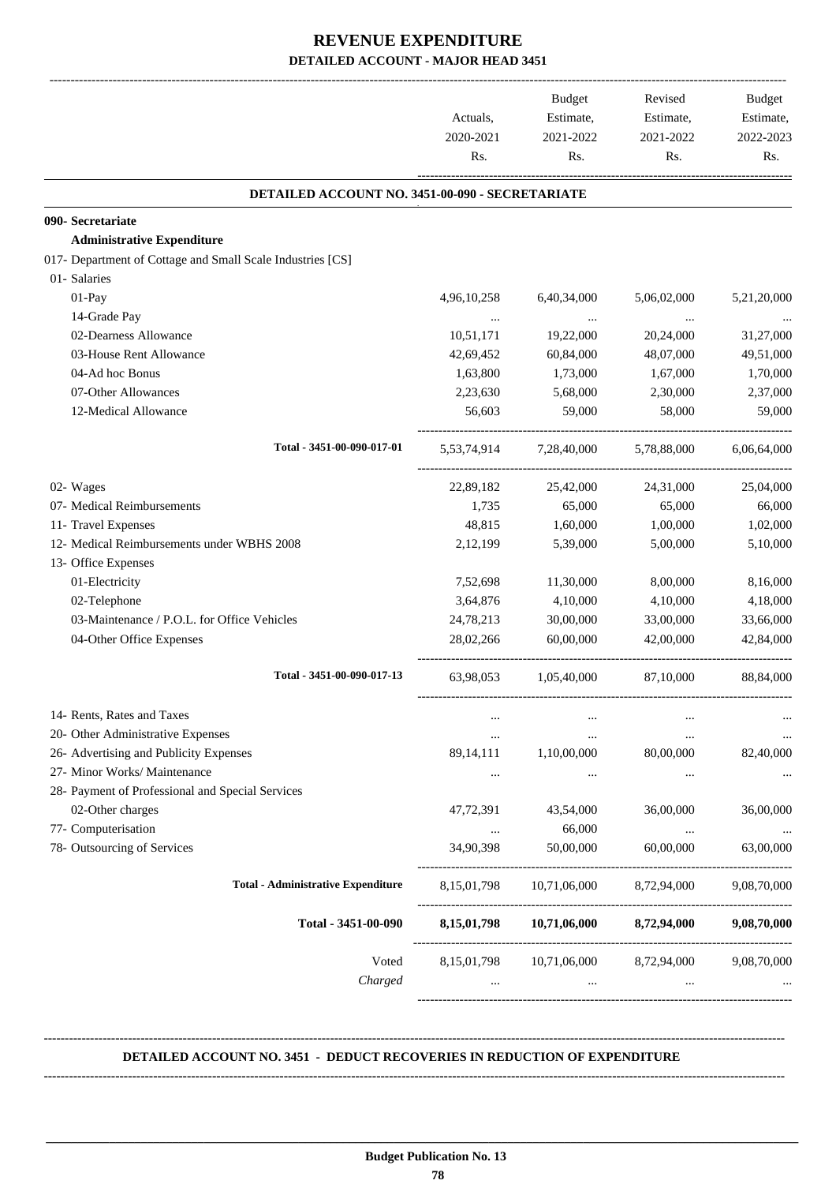# REVENUE EXPENDITURE

## DETAILED ACCOUNT - MAJOR HEAD 3451

| | Actuals, 2020-2021 Rs. | Budget Estimate, 2021-2022 Rs. | Revised Estimate, 2021-2022 Rs. | Budget Estimate, 2022-2023 Rs. |
|---|---|---|---|---|
| **DETAILED ACCOUNT NO. 3451-00-090 - SECRETARIATE** | | | | |
| **090- Secretariate** | | | | |
| **Administrative Expenditure** | | | | |
| 017- Department of Cottage and Small Scale Industries [CS] | | | | |
| 01- Salaries | | | | |
| 01-Pay | 4,96,10,258 | 6,40,34,000 | 5,06,02,000 | 5,21,20,000 |
| 14-Grade Pay | ... | ... | ... | ... |
| 02-Dearness Allowance | 10,51,171 | 19,22,000 | 20,24,000 | 31,27,000 |
| 03-House Rent Allowance | 42,69,452 | 60,84,000 | 48,07,000 | 49,51,000 |
| 04-Ad hoc Bonus | 1,63,800 | 1,73,000 | 1,67,000 | 1,70,000 |
| 07-Other Allowances | 2,23,630 | 5,68,000 | 2,30,000 | 2,37,000 |
| 12-Medical Allowance | 56,603 | 59,000 | 58,000 | 59,000 |
| **Total - 3451-00-090-017-01** | 5,53,74,914 | 7,28,40,000 | 5,78,88,000 | 6,06,64,000 |
| 02- Wages | 22,89,182 | 25,42,000 | 24,31,000 | 25,04,000 |
| 07- Medical Reimbursements | 1,735 | 65,000 | 65,000 | 66,000 |
| 11- Travel Expenses | 48,815 | 1,60,000 | 1,00,000 | 1,02,000 |
| 12- Medical Reimbursements under WBHS 2008 | 2,12,199 | 5,39,000 | 5,00,000 | 5,10,000 |
| 13- Office Expenses | | | | |
| 01-Electricity | 7,52,698 | 11,30,000 | 8,00,000 | 8,16,000 |
| 02-Telephone | 3,64,876 | 4,10,000 | 4,10,000 | 4,18,000 |
| 03-Maintenance / P.O.L. for Office Vehicles | 24,78,213 | 30,00,000 | 33,00,000 | 33,66,000 |
| 04-Other Office Expenses | 28,02,266 | 60,00,000 | 42,00,000 | 42,84,000 |
| **Total - 3451-00-090-017-13** | 63,98,053 | 1,05,40,000 | 87,10,000 | 88,84,000 |
| 14- Rents, Rates and Taxes | ... | ... | ... | ... |
| 20- Other Administrative Expenses | ... | ... | ... | ... |
| 26- Advertising and Publicity Expenses | 89,14,111 | 1,10,00,000 | 80,00,000 | 82,40,000 |
| 27- Minor Works/ Maintenance | ... | ... | ... | ... |
| 28- Payment of Professional and Special Services | | | | |
| 02-Other charges | 47,72,391 | 43,54,000 | 36,00,000 | 36,00,000 |
| 77- Computerisation | ... | 66,000 | ... | ... |
| 78- Outsourcing of Services | 34,90,398 | 50,00,000 | 60,00,000 | 63,00,000 |
| **Total - Administrative Expenditure** | 8,15,01,798 | 10,71,06,000 | 8,72,94,000 | 9,08,70,000 |
| **Total - 3451-00-090** | **8,15,01,798** | **10,71,06,000** | **8,72,94,000** | **9,08,70,000** |
| Voted | 8,15,01,798 | 10,71,06,000 | 8,72,94,000 | 9,08,70,000 |
| *Charged* | ... | ... | ... | ... |

**DETAILED ACCOUNT NO. 3451 - DEDUCT RECOVERIES IN REDUCTION OF EXPENDITURE**

**Budget Publication No. 13**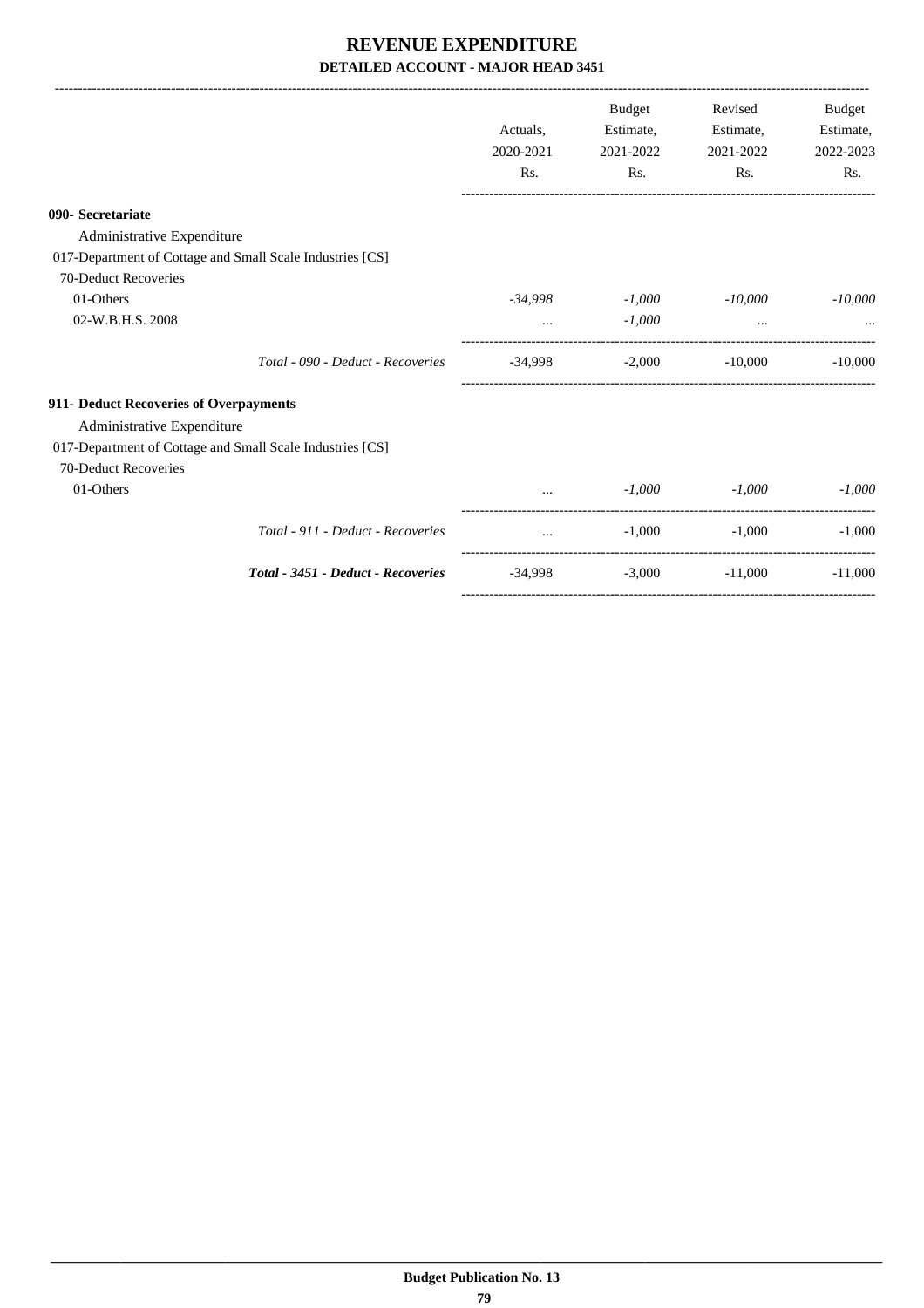# REVENUE EXPENDITURE

**DETAILED ACCOUNT - MAJOR HEAD 3451**

| | Actuals, 2020-2021 Rs. | Budget Estimate, 2021-2022 Rs. | Revised Estimate, 2021-2022 Rs. | Budget Estimate, 2022-2023 Rs. |
|---|---|---|---|---|
| **090- Secretariate** | | | | |
| Administrative Expenditure | | | | |
| 017-Department of Cottage and Small Scale Industries [CS] | | | | |
| 70-Deduct Recoveries | | | | |
| 01-Others | *-34,998* | *-1,000* | *-10,000* | *-10,000* |
| 02-W.B.H.S. 2008 | ... | *-1,000* | ... | ... |
| *Total - 090 - Deduct - Recoveries* | -34,998 | -2,000 | -10,000 | -10,000 |
| **911- Deduct Recoveries of Overpayments** | | | | |
| Administrative Expenditure | | | | |
| 017-Department of Cottage and Small Scale Industries [CS] | | | | |
| 70-Deduct Recoveries | | | | |
| 01-Others | ... | *-1,000* | *-1,000* | *-1,000* |
| *Total - 911 - Deduct - Recoveries* | ... | -1,000 | -1,000 | -1,000 |
| ***Total - 3451 - Deduct - Recoveries*** | -34,998 | -3,000 | -11,000 | -11,000 |

**Budget Publication No. 13**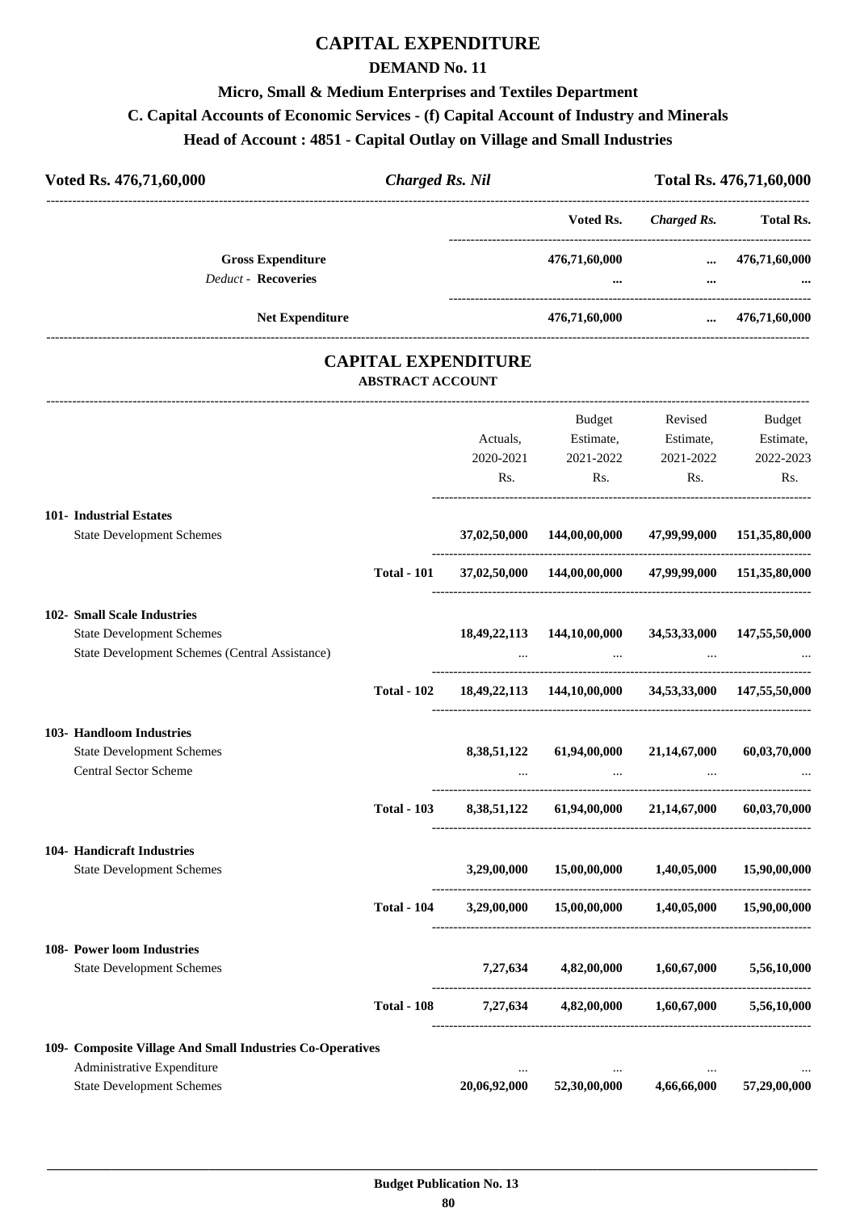# CAPITAL EXPENDITURE

## DEMAND No. 11

### Micro, Small & Medium Enterprises and Textiles Department

### C. Capital Accounts of Economic Services - (f) Capital Account of Industry and Minerals

### Head of Account : 4851 - Capital Outlay on Village and Small Industries

| Voted Rs. 476,71,60,000 | *Charged Rs. Nil* | Total Rs. 476,71,60,000 |
|---|---|---|

| | Voted Rs. | *Charged Rs.* | Total Rs. |
|---|---|---|---|
| **Gross Expenditure** | 476,71,60,000 | ... | 476,71,60,000 |
| *Deduct -* **Recoveries** | ... | ... | ... |
| **Net Expenditure** | 476,71,60,000 | ... | 476,71,60,000 |

## CAPITAL EXPENDITURE

### ABSTRACT ACCOUNT

| | | Actuals, 2020-2021 Rs. | Budget Estimate, 2021-2022 Rs. | Revised Estimate, 2021-2022 Rs. | Budget Estimate, 2022-2023 Rs. |
|---|---|---|---|---|---|
| **101- Industrial Estates** | | | | | |
| State Development Schemes | | 37,02,50,000 | 144,00,00,000 | 47,99,99,000 | 151,35,80,000 |
| | **Total - 101** | 37,02,50,000 | 144,00,00,000 | 47,99,99,000 | 151,35,80,000 |
| **102- Small Scale Industries** | | | | | |
| State Development Schemes | | 18,49,22,113 | 144,10,00,000 | 34,53,33,000 | 147,55,50,000 |
| State Development Schemes (Central Assistance) | | ... | ... | ... | ... |
| | **Total - 102** | 18,49,22,113 | 144,10,00,000 | 34,53,33,000 | 147,55,50,000 |
| **103- Handloom Industries** | | | | | |
| State Development Schemes | | 8,38,51,122 | 61,94,00,000 | 21,14,67,000 | 60,03,70,000 |
| Central Sector Scheme | | ... | ... | ... | ... |
| | **Total - 103** | 8,38,51,122 | 61,94,00,000 | 21,14,67,000 | 60,03,70,000 |
| **104- Handicraft Industries** | | | | | |
| State Development Schemes | | 3,29,00,000 | 15,00,00,000 | 1,40,05,000 | 15,90,00,000 |
| | **Total - 104** | 3,29,00,000 | 15,00,00,000 | 1,40,05,000 | 15,90,00,000 |
| **108- Power loom Industries** | | | | | |
| State Development Schemes | | 7,27,634 | 4,82,00,000 | 1,60,67,000 | 5,56,10,000 |
| | **Total - 108** | 7,27,634 | 4,82,00,000 | 1,60,67,000 | 5,56,10,000 |
| **109- Composite Village And Small Industries Co-Operatives** | | | | | |
| Administrative Expenditure | | ... | ... | ... | ... |
| State Development Schemes | | 20,06,92,000 | 52,30,00,000 | 4,66,66,000 | 57,29,00,000 |

Budget Publication No. 13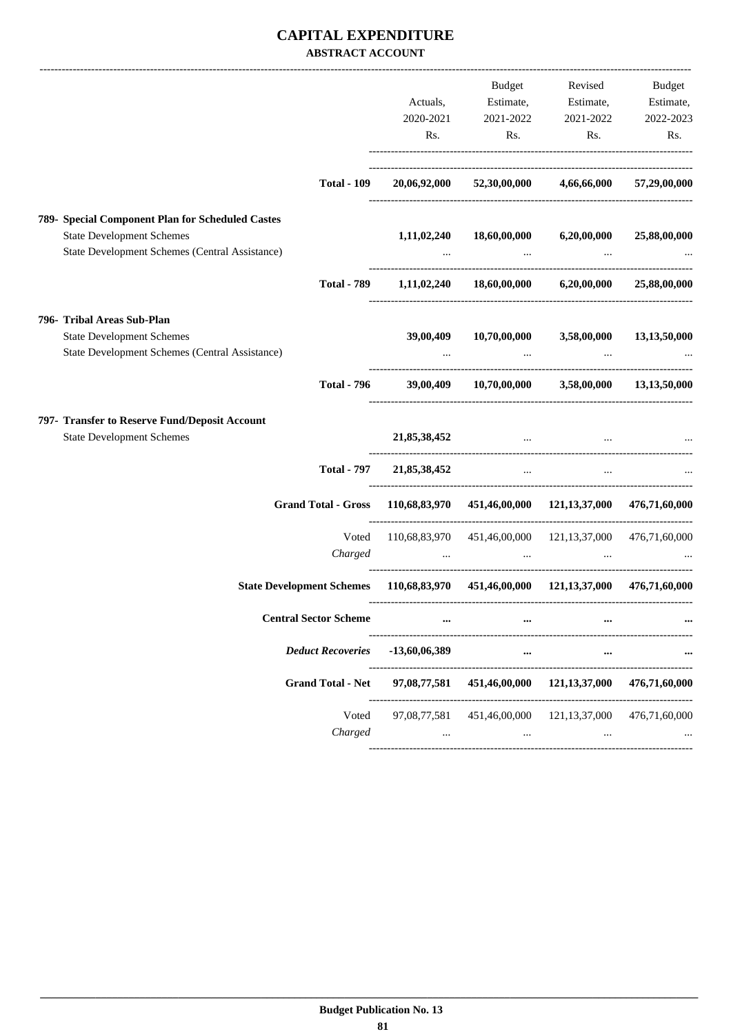# CAPITAL EXPENDITURE

## ABSTRACT ACCOUNT

| | Actuals, 2020-2021 Rs. | Budget Estimate, 2021-2022 Rs. | Revised Estimate, 2021-2022 Rs. | Budget Estimate, 2022-2023 Rs. |
|---|---|---|---|---|
| **Total - 109** | **20,06,92,000** | **52,30,00,000** | **4,66,66,000** | **57,29,00,000** |
| **789- Special Component Plan for Scheduled Castes** | | | | |
| State Development Schemes | **1,11,02,240** | **18,60,00,000** | **6,20,00,000** | **25,88,00,000** |
| State Development Schemes (Central Assistance) | ... | ... | ... | ... |
| **Total - 789** | **1,11,02,240** | **18,60,00,000** | **6,20,00,000** | **25,88,00,000** |
| **796- Tribal Areas Sub-Plan** | | | | |
| State Development Schemes | **39,00,409** | **10,70,00,000** | **3,58,00,000** | **13,13,50,000** |
| State Development Schemes (Central Assistance) | ... | ... | ... | ... |
| **Total - 796** | **39,00,409** | **10,70,00,000** | **3,58,00,000** | **13,13,50,000** |
| **797- Transfer to Reserve Fund/Deposit Account** | | | | |
| State Development Schemes | **21,85,38,452** | ... | ... | ... |
| **Total - 797** | **21,85,38,452** | ... | ... | ... |
| **Grand Total - Gross** | **110,68,83,970** | **451,46,00,000** | **121,13,37,000** | **476,71,60,000** |
| Voted | 110,68,83,970 | 451,46,00,000 | 121,13,37,000 | 476,71,60,000 |
| *Charged* | ... | ... | ... | ... |
| **State Development Schemes** | **110,68,83,970** | **451,46,00,000** | **121,13,37,000** | **476,71,60,000** |
| **Central Sector Scheme** | **...** | **...** | **...** | **...** |
| ***Deduct Recoveries*** | **-13,60,06,389** | **...** | **...** | **...** |
| **Grand Total - Net** | **97,08,77,581** | **451,46,00,000** | **121,13,37,000** | **476,71,60,000** |
| Voted | 97,08,77,581 | 451,46,00,000 | 121,13,37,000 | 476,71,60,000 |
| *Charged* | ... | ... | ... | ... |

**Budget Publication No. 13**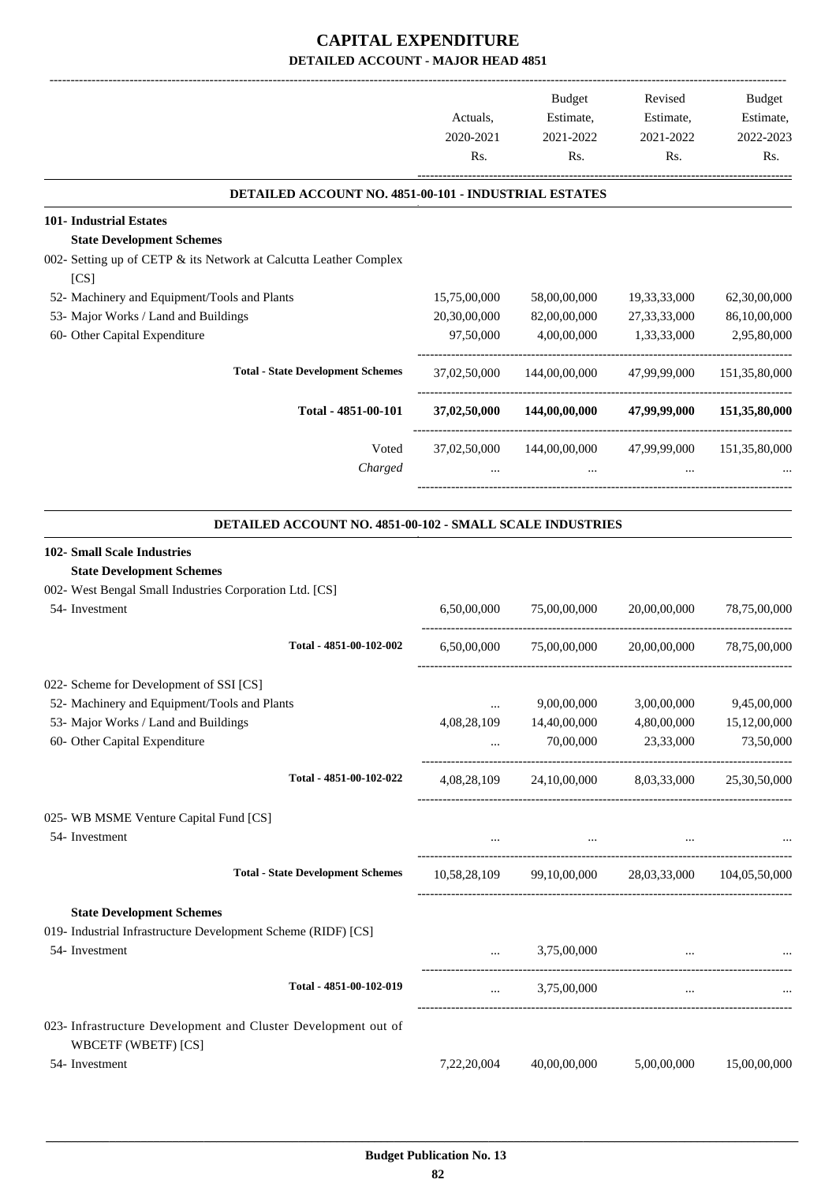# CAPITAL EXPENDITURE

## DETAILED ACCOUNT - MAJOR HEAD 4851

| | Actuals, 2020-2021 Rs. | Budget Estimate, 2021-2022 Rs. | Revised Estimate, 2021-2022 Rs. | Budget Estimate, 2022-2023 Rs. |
|---|---|---|---|---|
| **DETAILED ACCOUNT NO. 4851-00-101 - INDUSTRIAL ESTATES** | | | | |
| **101- Industrial Estates** | | | | |
| **State Development Schemes** | | | | |
| 002- Setting up of CETP & its Network at Calcutta Leather Complex [CS] | | | | |
| 52- Machinery and Equipment/Tools and Plants | 15,75,00,000 | 58,00,00,000 | 19,33,33,000 | 62,30,00,000 |
| 53- Major Works / Land and Buildings | 20,30,00,000 | 82,00,00,000 | 27,33,33,000 | 86,10,00,000 |
| 60- Other Capital Expenditure | 97,50,000 | 4,00,00,000 | 1,33,33,000 | 2,95,80,000 |
| **Total - State Development Schemes** | 37,02,50,000 | 144,00,00,000 | 47,99,99,000 | 151,35,80,000 |
| **Total - 4851-00-101** | **37,02,50,000** | **144,00,00,000** | **47,99,99,000** | **151,35,80,000** |
| Voted | 37,02,50,000 | 144,00,00,000 | 47,99,99,000 | 151,35,80,000 |
| *Charged* | ... | ... | ... | ... |
| **DETAILED ACCOUNT NO. 4851-00-102 - SMALL SCALE INDUSTRIES** | | | | |
| **102- Small Scale Industries** | | | | |
| **State Development Schemes** | | | | |
| 002- West Bengal Small Industries Corporation Ltd. [CS] | | | | |
| 54- Investment | 6,50,00,000 | 75,00,00,000 | 20,00,00,000 | 78,75,00,000 |
| **Total - 4851-00-102-002** | 6,50,00,000 | 75,00,00,000 | 20,00,00,000 | 78,75,00,000 |
| 022- Scheme for Development of SSI [CS] | | | | |
| 52- Machinery and Equipment/Tools and Plants | ... | 9,00,00,000 | 3,00,00,000 | 9,45,00,000 |
| 53- Major Works / Land and Buildings | 4,08,28,109 | 14,40,00,000 | 4,80,00,000 | 15,12,00,000 |
| 60- Other Capital Expenditure | ... | 70,00,000 | 23,33,000 | 73,50,000 |
| **Total - 4851-00-102-022** | 4,08,28,109 | 24,10,00,000 | 8,03,33,000 | 25,30,50,000 |
| 025- WB MSME Venture Capital Fund [CS] | | | | |
| 54- Investment | ... | ... | ... | ... |
| **Total - State Development Schemes** | 10,58,28,109 | 99,10,00,000 | 28,03,33,000 | 104,05,50,000 |
| **State Development Schemes** | | | | |
| 019- Industrial Infrastructure Development Scheme (RIDF) [CS] | | | | |
| 54- Investment | ... | 3,75,00,000 | ... | ... |
| **Total - 4851-00-102-019** | ... | 3,75,00,000 | ... | ... |
| 023- Infrastructure Development and Cluster Development out of WBCETF (WBETF) [CS] | | | | |
| 54- Investment | 7,22,20,004 | 40,00,00,000 | 5,00,00,000 | 15,00,00,000 |

**Budget Publication No. 13**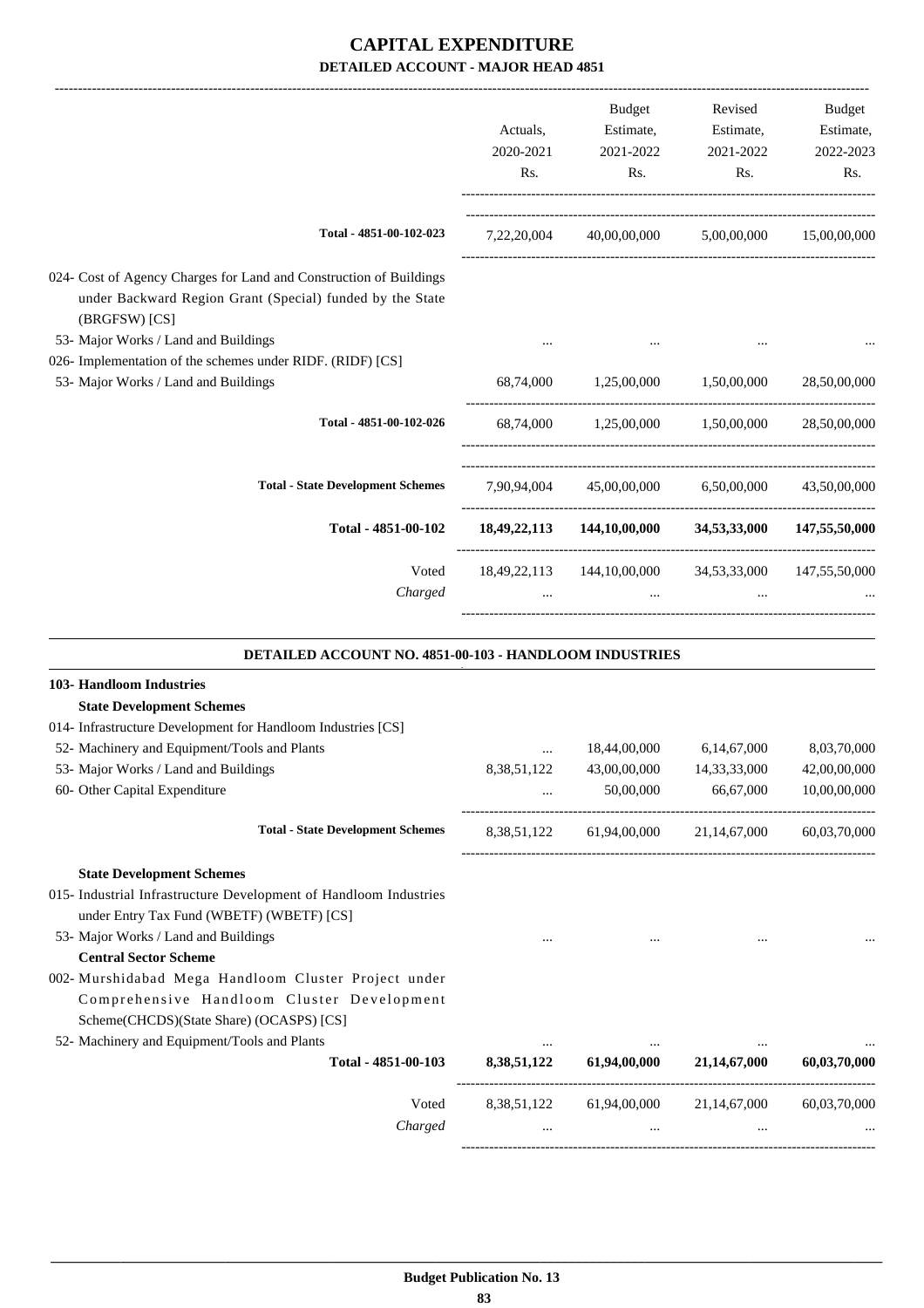# CAPITAL EXPENDITURE

## DETAILED ACCOUNT - MAJOR HEAD 4851

| | Actuals, 2020-2021 Rs. | Budget Estimate, 2021-2022 Rs. | Revised Estimate, 2021-2022 Rs. | Budget Estimate, 2022-2023 Rs. |
|---|---|---|---|---|
| **Total - 4851-00-102-023** | 7,22,20,004 | 40,00,00,000 | 5,00,00,000 | 15,00,00,000 |
| 024- Cost of Agency Charges for Land and Construction of Buildings under Backward Region Grant (Special) funded by the State (BRGFSW) [CS] | | | | |
| 53- Major Works / Land and Buildings | ... | ... | ... | ... |
| 026- Implementation of the schemes under RIDF. (RIDF) [CS] | | | | |
| 53- Major Works / Land and Buildings | 68,74,000 | 1,25,00,000 | 1,50,00,000 | 28,50,00,000 |
| **Total - 4851-00-102-026** | 68,74,000 | 1,25,00,000 | 1,50,00,000 | 28,50,00,000 |
| **Total - State Development Schemes** | 7,90,94,004 | 45,00,00,000 | 6,50,00,000 | 43,50,00,000 |
| **Total - 4851-00-102** | **18,49,22,113** | **144,10,00,000** | **34,53,33,000** | **147,55,50,000** |
| Voted | 18,49,22,113 | 144,10,00,000 | 34,53,33,000 | 147,55,50,000 |
| *Charged* | ... | ... | ... | ... |

### DETAILED ACCOUNT NO. 4851-00-103 - HANDLOOM INDUSTRIES

| | Actuals, 2020-2021 Rs. | Budget Estimate, 2021-2022 Rs. | Revised Estimate, 2021-2022 Rs. | Budget Estimate, 2022-2023 Rs. |
|---|---|---|---|---|
| **103- Handloom Industries** | | | | |
| **State Development Schemes** | | | | |
| 014- Infrastructure Development for Handloom Industries [CS] | | | | |
| 52- Machinery and Equipment/Tools and Plants | ... | 18,44,00,000 | 6,14,67,000 | 8,03,70,000 |
| 53- Major Works / Land and Buildings | 8,38,51,122 | 43,00,00,000 | 14,33,33,000 | 42,00,00,000 |
| 60- Other Capital Expenditure | ... | 50,00,000 | 66,67,000 | 10,00,00,000 |
| **Total - State Development Schemes** | 8,38,51,122 | 61,94,00,000 | 21,14,67,000 | 60,03,70,000 |
| **State Development Schemes** | | | | |
| 015- Industrial Infrastructure Development of Handloom Industries under Entry Tax Fund (WBETF) (WBETF) [CS] | | | | |
| 53- Major Works / Land and Buildings | ... | ... | ... | ... |
| **Central Sector Scheme** | | | | |
| 002- Murshidabad Mega Handloom Cluster Project under Comprehensive Handloom Cluster Development Scheme(CHCDS)(State Share) (OCASPS) [CS] | | | | |
| 52- Machinery and Equipment/Tools and Plants | ... | ... | ... | ... |
| **Total - 4851-00-103** | **8,38,51,122** | **61,94,00,000** | **21,14,67,000** | **60,03,70,000** |
| Voted | 8,38,51,122 | 61,94,00,000 | 21,14,67,000 | 60,03,70,000 |
| *Charged* | ... | ... | ... | ... |

**Budget Publication No. 13**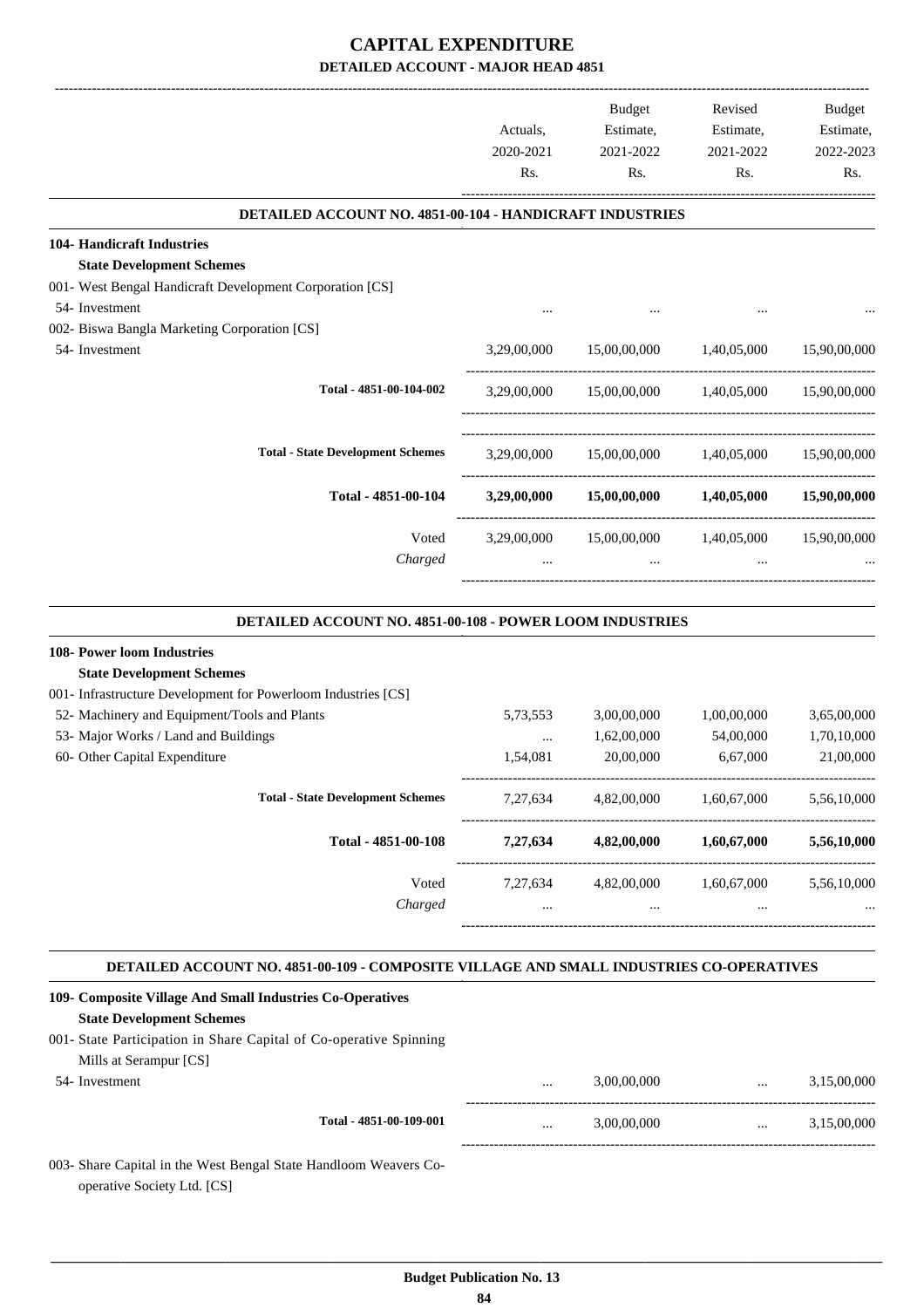# CAPITAL EXPENDITURE

## DETAILED ACCOUNT - MAJOR HEAD 4851

| | Actuals, 2020-2021 Rs. | Budget Estimate, 2021-2022 Rs. | Revised Estimate, 2021-2022 Rs. | Budget Estimate, 2022-2023 Rs. |
|---|---|---|---|---|
| **DETAILED ACCOUNT NO. 4851-00-104 - HANDICRAFT INDUSTRIES** | | | | |
| **104- Handicraft Industries** | | | | |
| **State Development Schemes** | | | | |
| 001- West Bengal Handicraft Development Corporation [CS] | | | | |
| 54- Investment | ... | ... | ... | ... |
| 002- Biswa Bangla Marketing Corporation [CS] | | | | |
| 54- Investment | 3,29,00,000 | 15,00,00,000 | 1,40,05,000 | 15,90,00,000 |
| Total - 4851-00-104-002 | 3,29,00,000 | 15,00,00,000 | 1,40,05,000 | 15,90,00,000 |
| Total - State Development Schemes | 3,29,00,000 | 15,00,00,000 | 1,40,05,000 | 15,90,00,000 |
| **Total - 4851-00-104** | **3,29,00,000** | **15,00,00,000** | **1,40,05,000** | **15,90,00,000** |
| Voted | 3,29,00,000 | 15,00,00,000 | 1,40,05,000 | 15,90,00,000 |
| *Charged* | ... | ... | ... | ... |
| **DETAILED ACCOUNT NO. 4851-00-108 - POWER LOOM INDUSTRIES** | | | | |
| **108- Power loom Industries** | | | | |
| **State Development Schemes** | | | | |
| 001- Infrastructure Development for Powerloom Industries [CS] | | | | |
| 52- Machinery and Equipment/Tools and Plants | 5,73,553 | 3,00,00,000 | 1,00,00,000 | 3,65,00,000 |
| 53- Major Works / Land and Buildings | ... | 1,62,00,000 | 54,00,000 | 1,70,10,000 |
| 60- Other Capital Expenditure | 1,54,081 | 20,00,000 | 6,67,000 | 21,00,000 |
| Total - State Development Schemes | 7,27,634 | 4,82,00,000 | 1,60,67,000 | 5,56,10,000 |
| **Total - 4851-00-108** | **7,27,634** | **4,82,00,000** | **1,60,67,000** | **5,56,10,000** |
| Voted | 7,27,634 | 4,82,00,000 | 1,60,67,000 | 5,56,10,000 |
| *Charged* | ... | ... | ... | ... |
| **DETAILED ACCOUNT NO. 4851-00-109 - COMPOSITE VILLAGE AND SMALL INDUSTRIES CO-OPERATIVES** | | | | |
| **109- Composite Village And Small Industries Co-Operatives** | | | | |
| **State Development Schemes** | | | | |
| 001- State Participation in Share Capital of Co-operative Spinning Mills at Serampur [CS] | | | | |
| 54- Investment | ... | 3,00,00,000 | ... | 3,15,00,000 |
| Total - 4851-00-109-001 | ... | 3,00,00,000 | ... | 3,15,00,000 |
| 003- Share Capital in the West Bengal State Handloom Weavers Co-operative Society Ltd. [CS] | | | | |

Budget Publication No. 13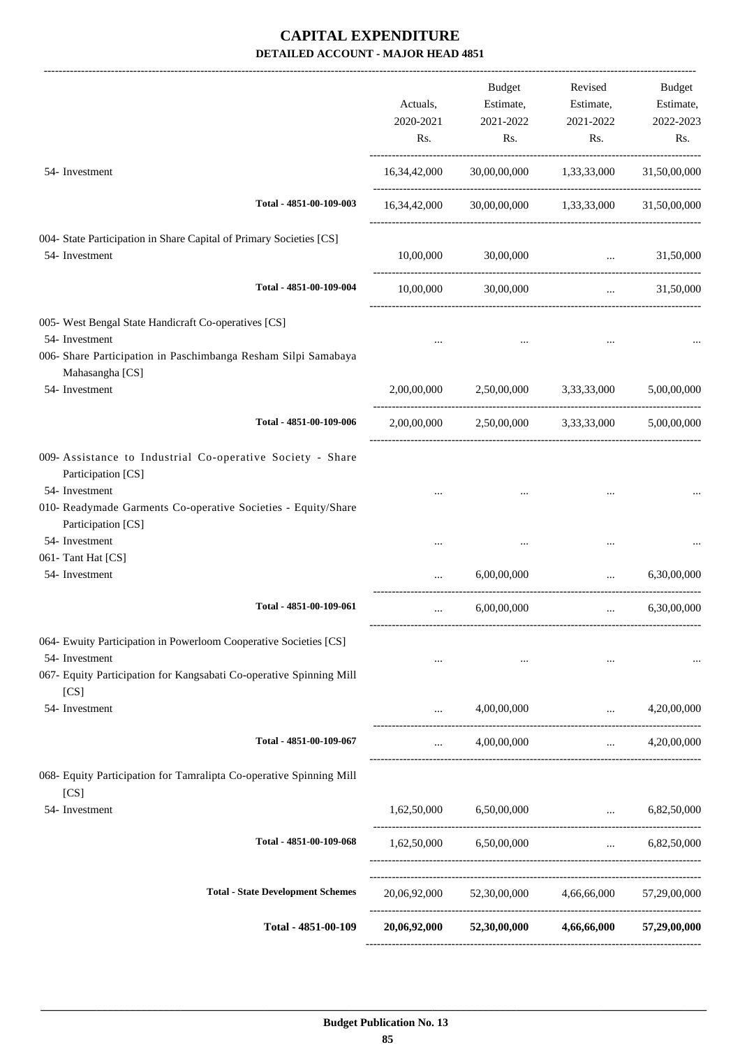# CAPITAL EXPENDITURE

## DETAILED ACCOUNT - MAJOR HEAD 4851

| | Actuals, 2020-2021 Rs. | Budget Estimate, 2021-2022 Rs. | Revised Estimate, 2021-2022 Rs. | Budget Estimate, 2022-2023 Rs. |
|---|---|---|---|---|
| 54- Investment | 16,34,42,000 | 30,00,00,000 | 1,33,33,000 | 31,50,00,000 |
| **Total - 4851-00-109-003** | 16,34,42,000 | 30,00,00,000 | 1,33,33,000 | 31,50,00,000 |
| 004- State Participation in Share Capital of Primary Societies [CS] | | | | |
| 54- Investment | 10,00,000 | 30,00,000 | ... | 31,50,000 |
| **Total - 4851-00-109-004** | 10,00,000 | 30,00,000 | ... | 31,50,000 |
| 005- West Bengal State Handicraft Co-operatives [CS] | | | | |
| 54- Investment | ... | ... | ... | ... |
| 006- Share Participation in Paschimbanga Resham Silpi Samabaya Mahasangha [CS] | | | | |
| 54- Investment | 2,00,00,000 | 2,50,00,000 | 3,33,33,000 | 5,00,00,000 |
| **Total - 4851-00-109-006** | 2,00,00,000 | 2,50,00,000 | 3,33,33,000 | 5,00,00,000 |
| 009- Assistance to Industrial Co-operative Society - Share Participation [CS] | | | | |
| 54- Investment | ... | ... | ... | ... |
| 010- Readymade Garments Co-operative Societies - Equity/Share Participation [CS] | | | | |
| 54- Investment | ... | ... | ... | ... |
| 061- Tant Hat [CS] | | | | |
| 54- Investment | ... | 6,00,00,000 | ... | 6,30,00,000 |
| **Total - 4851-00-109-061** | ... | 6,00,00,000 | ... | 6,30,00,000 |
| 064- Ewuity Participation in Powerloom Cooperative Societies [CS] | | | | |
| 54- Investment | ... | ... | ... | ... |
| 067- Equity Participation for Kangsabati Co-operative Spinning Mill [CS] | | | | |
| 54- Investment | ... | 4,00,00,000 | ... | 4,20,00,000 |
| **Total - 4851-00-109-067** | ... | 4,00,00,000 | ... | 4,20,00,000 |
| 068- Equity Participation for Tamralipta Co-operative Spinning Mill [CS] | | | | |
| 54- Investment | 1,62,50,000 | 6,50,00,000 | ... | 6,82,50,000 |
| **Total - 4851-00-109-068** | 1,62,50,000 | 6,50,00,000 | ... | 6,82,50,000 |
| **Total - State Development Schemes** | 20,06,92,000 | 52,30,00,000 | 4,66,66,000 | 57,29,00,000 |
| **Total - 4851-00-109** | **20,06,92,000** | **52,30,00,000** | **4,66,66,000** | **57,29,00,000** |

**Budget Publication No. 13**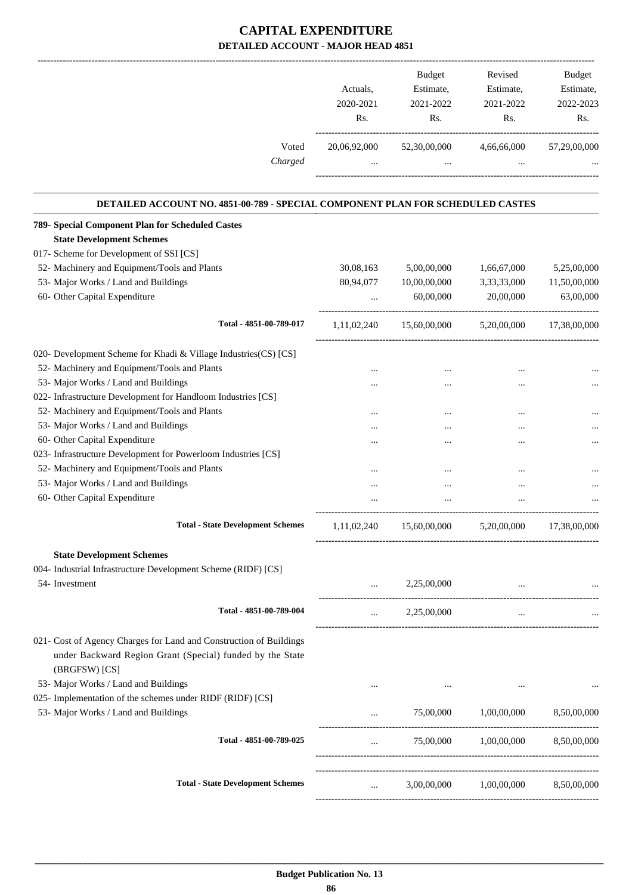# CAPITAL EXPENDITURE
**DETAILED ACCOUNT - MAJOR HEAD 4851**

| | Actuals, 2020-2021 Rs. | Budget Estimate, 2021-2022 Rs. | Revised Estimate, 2021-2022 Rs. | Budget Estimate, 2022-2023 Rs. |
|---|---|---|---|---|
| Voted | 20,06,92,000 | 52,30,00,000 | 4,66,66,000 | 57,29,00,000 |
| *Charged* | ... | ... | ... | ... |

**DETAILED ACCOUNT NO. 4851-00-789 - SPECIAL COMPONENT PLAN FOR SCHEDULED CASTES**

| | Actuals, 2020-2021 Rs. | Budget Estimate, 2021-2022 Rs. | Revised Estimate, 2021-2022 Rs. | Budget Estimate, 2022-2023 Rs. |
|---|---|---|---|---|
| **789- Special Component Plan for Scheduled Castes** | | | | |
| **State Development Schemes** | | | | |
| 017- Scheme for Development of SSI [CS] | | | | |
| 52- Machinery and Equipment/Tools and Plants | 30,08,163 | 5,00,00,000 | 1,66,67,000 | 5,25,00,000 |
| 53- Major Works / Land and Buildings | 80,94,077 | 10,00,00,000 | 3,33,33,000 | 11,50,00,000 |
| 60- Other Capital Expenditure | ... | 60,00,000 | 20,00,000 | 63,00,000 |
| **Total - 4851-00-789-017** | 1,11,02,240 | 15,60,00,000 | 5,20,00,000 | 17,38,00,000 |
| 020- Development Scheme for Khadi & Village Industries(CS) [CS] | | | | |
| 52- Machinery and Equipment/Tools and Plants | ... | ... | ... | ... |
| 53- Major Works / Land and Buildings | ... | ... | ... | ... |
| 022- Infrastructure Development for Handloom Industries [CS] | | | | |
| 52- Machinery and Equipment/Tools and Plants | ... | ... | ... | ... |
| 53- Major Works / Land and Buildings | ... | ... | ... | ... |
| 60- Other Capital Expenditure | ... | ... | ... | ... |
| 023- Infrastructure Development for Powerloom Industries [CS] | | | | |
| 52- Machinery and Equipment/Tools and Plants | ... | ... | ... | ... |
| 53- Major Works / Land and Buildings | ... | ... | ... | ... |
| 60- Other Capital Expenditure | ... | ... | ... | ... |
| **Total - State Development Schemes** | 1,11,02,240 | 15,60,00,000 | 5,20,00,000 | 17,38,00,000 |
| **State Development Schemes** | | | | |
| 004- Industrial Infrastructure Development Scheme (RIDF) [CS] | | | | |
| 54- Investment | ... | 2,25,00,000 | ... | ... |
| **Total - 4851-00-789-004** | ... | 2,25,00,000 | ... | ... |
| 021- Cost of Agency Charges for Land and Construction of Buildings under Backward Region Grant (Special) funded by the State (BRGFSW) [CS] | | | | |
| 53- Major Works / Land and Buildings | ... | ... | ... | ... |
| 025- Implementation of the schemes under RIDF (RIDF) [CS] | | | | |
| 53- Major Works / Land and Buildings | ... | 75,00,000 | 1,00,00,000 | 8,50,00,000 |
| **Total - 4851-00-789-025** | ... | 75,00,000 | 1,00,00,000 | 8,50,00,000 |
| **Total - State Development Schemes** | ... | 3,00,00,000 | 1,00,00,000 | 8,50,00,000 |

**Budget Publication No. 13**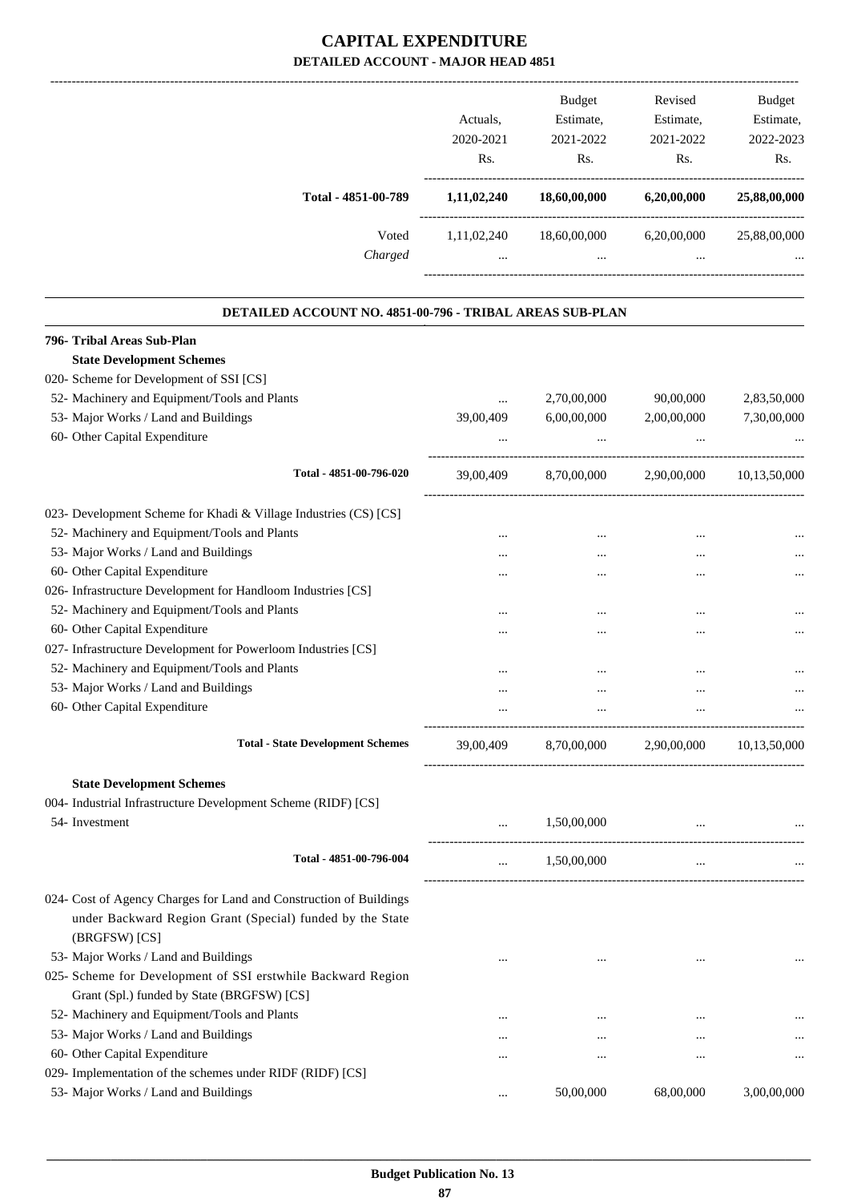# CAPITAL EXPENDITURE

## DETAILED ACCOUNT - MAJOR HEAD 4851

| | Actuals, 2020-2021 Rs. | Budget Estimate, 2021-2022 Rs. | Revised Estimate, 2021-2022 Rs. | Budget Estimate, 2022-2023 Rs. |
|---|---|---|---|---|
| **Total - 4851-00-789** | **1,11,02,240** | **18,60,00,000** | **6,20,00,000** | **25,88,00,000** |
| Voted | 1,11,02,240 | 18,60,00,000 | 6,20,00,000 | 25,88,00,000 |
| *Charged* | ... | ... | ... | ... |

### DETAILED ACCOUNT NO. 4851-00-796 - TRIBAL AREAS SUB-PLAN

| | Actuals, 2020-2021 Rs. | Budget Estimate, 2021-2022 Rs. | Revised Estimate, 2021-2022 Rs. | Budget Estimate, 2022-2023 Rs. |
|---|---|---|---|---|
| **796- Tribal Areas Sub-Plan** | | | | |
| **State Development Schemes** | | | | |
| 020- Scheme for Development of SSI [CS] | | | | |
| 52- Machinery and Equipment/Tools and Plants | ... | 2,70,00,000 | 90,00,000 | 2,83,50,000 |
| 53- Major Works / Land and Buildings | 39,00,409 | 6,00,00,000 | 2,00,00,000 | 7,30,00,000 |
| 60- Other Capital Expenditure | ... | ... | ... | ... |
| **Total - 4851-00-796-020** | 39,00,409 | 8,70,00,000 | 2,90,00,000 | 10,13,50,000 |
| 023- Development Scheme for Khadi & Village Industries (CS) [CS] | | | | |
| 52- Machinery and Equipment/Tools and Plants | ... | ... | ... | ... |
| 53- Major Works / Land and Buildings | ... | ... | ... | ... |
| 60- Other Capital Expenditure | ... | ... | ... | ... |
| 026- Infrastructure Development for Handloom Industries [CS] | | | | |
| 52- Machinery and Equipment/Tools and Plants | ... | ... | ... | ... |
| 60- Other Capital Expenditure | ... | ... | ... | ... |
| 027- Infrastructure Development for Powerloom Industries [CS] | | | | |
| 52- Machinery and Equipment/Tools and Plants | ... | ... | ... | ... |
| 53- Major Works / Land and Buildings | ... | ... | ... | ... |
| 60- Other Capital Expenditure | ... | ... | ... | ... |
| **Total - State Development Schemes** | 39,00,409 | 8,70,00,000 | 2,90,00,000 | 10,13,50,000 |
| **State Development Schemes** | | | | |
| 004- Industrial Infrastructure Development Scheme (RIDF) [CS] | | | | |
| 54- Investment | ... | 1,50,00,000 | ... | ... |
| **Total - 4851-00-796-004** | ... | 1,50,00,000 | ... | ... |
| 024- Cost of Agency Charges for Land and Construction of Buildings under Backward Region Grant (Special) funded by the State (BRGFSW) [CS] | | | | |
| 53- Major Works / Land and Buildings | ... | ... | ... | ... |
| 025- Scheme for Development of SSI erstwhile Backward Region Grant (Spl.) funded by State (BRGFSW) [CS] | | | | |
| 52- Machinery and Equipment/Tools and Plants | ... | ... | ... | ... |
| 53- Major Works / Land and Buildings | ... | ... | ... | ... |
| 60- Other Capital Expenditure | ... | ... | ... | ... |
| 029- Implementation of the schemes under RIDF (RIDF) [CS] | | | | |
| 53- Major Works / Land and Buildings | ... | 50,00,000 | 68,00,000 | 3,00,00,000 |

Budget Publication No. 13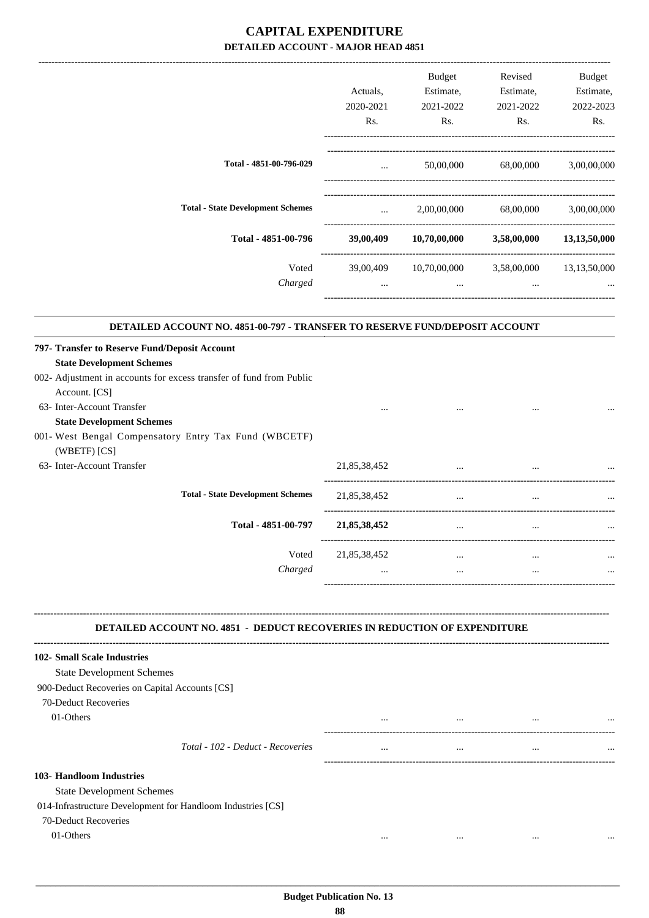# CAPITAL EXPENDITURE

## DETAILED ACCOUNT - MAJOR HEAD 4851

| | Actuals, 2020-2021 Rs. | Budget Estimate, 2021-2022 Rs. | Revised Estimate, 2021-2022 Rs. | Budget Estimate, 2022-2023 Rs. |
|---|---|---|---|---|
| **Total - 4851-00-796-029** | ... | 50,00,000 | 68,00,000 | 3,00,00,000 |
| **Total - State Development Schemes** | ... | 2,00,00,000 | 68,00,000 | 3,00,00,000 |
| **Total - 4851-00-796** | **39,00,409** | **10,70,00,000** | **3,58,00,000** | **13,13,50,000** |
| Voted | 39,00,409 | 10,70,00,000 | 3,58,00,000 | 13,13,50,000 |
| *Charged* | ... | ... | ... | ... |

### DETAILED ACCOUNT NO. 4851-00-797 - TRANSFER TO RESERVE FUND/DEPOSIT ACCOUNT

| | Actuals, 2020-2021 Rs. | Budget Estimate, 2021-2022 Rs. | Revised Estimate, 2021-2022 Rs. | Budget Estimate, 2022-2023 Rs. |
|---|---|---|---|---|
| **797- Transfer to Reserve Fund/Deposit Account** | | | | |
| **State Development Schemes** | | | | |
| 002- Adjustment in accounts for excess transfer of fund from Public Account. [CS] | | | | |
| 63- Inter-Account Transfer | ... | ... | ... | ... |
| **State Development Schemes** | | | | |
| 001- West Bengal Compensatory Entry Tax Fund (WBCETF) (WBETF) [CS] | | | | |
| 63- Inter-Account Transfer | 21,85,38,452 | ... | ... | ... |
| **Total - State Development Schemes** | 21,85,38,452 | ... | ... | ... |
| **Total - 4851-00-797** | **21,85,38,452** | ... | ... | ... |
| Voted | 21,85,38,452 | ... | ... | ... |
| *Charged* | ... | ... | ... | ... |

### DETAILED ACCOUNT NO. 4851 - DEDUCT RECOVERIES IN REDUCTION OF EXPENDITURE

| | Actuals, 2020-2021 Rs. | Budget Estimate, 2021-2022 Rs. | Revised Estimate, 2021-2022 Rs. | Budget Estimate, 2022-2023 Rs. |
|---|---|---|---|---|
| **102- Small Scale Industries** | | | | |
| State Development Schemes | | | | |
| 900-Deduct Recoveries on Capital Accounts [CS] | | | | |
| 70-Deduct Recoveries | | | | |
| 01-Others | ... | ... | ... | ... |
| *Total - 102 - Deduct - Recoveries* | ... | ... | ... | ... |
| **103- Handloom Industries** | | | | |
| State Development Schemes | | | | |
| 014-Infrastructure Development for Handloom Industries [CS] | | | | |
| 70-Deduct Recoveries | | | | |
| 01-Others | ... | ... | ... | ... |

**Budget Publication No. 13**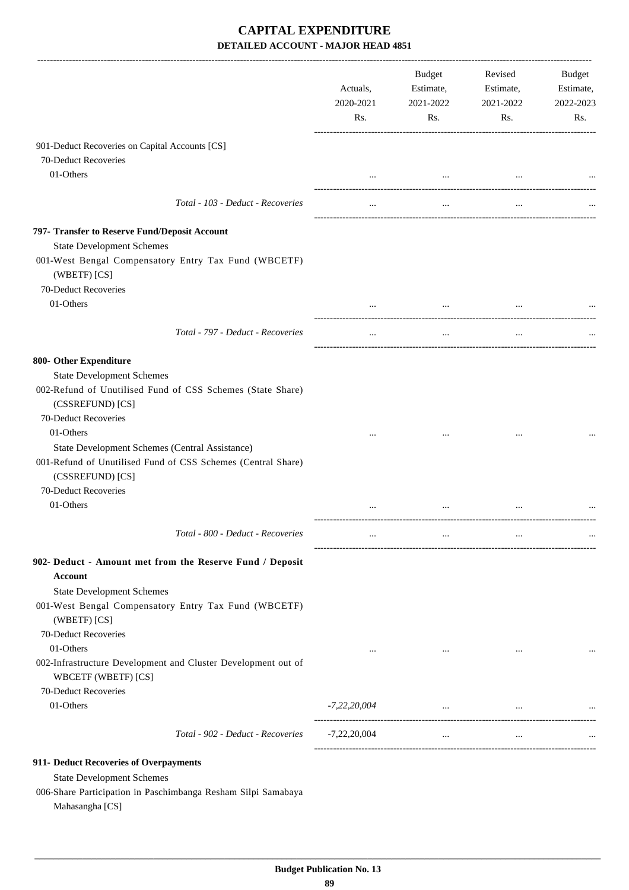# CAPITAL EXPENDITURE

## DETAILED ACCOUNT - MAJOR HEAD 4851

| | Actuals, 2020-2021 Rs. | Budget Estimate, 2021-2022 Rs. | Revised Estimate, 2021-2022 Rs. | Budget Estimate, 2022-2023 Rs. |
|---|---|---|---|---|
| 901-Deduct Recoveries on Capital Accounts [CS] | | | | |
| 70-Deduct Recoveries | | | | |
| 01-Others | ... | ... | ... | ... |
| *Total - 103 - Deduct - Recoveries* | ... | ... | ... | ... |
| **797- Transfer to Reserve Fund/Deposit Account** | | | | |
| State Development Schemes | | | | |
| 001-West Bengal Compensatory Entry Tax Fund (WBCETF) (WBETF) [CS] | | | | |
| 70-Deduct Recoveries | | | | |
| 01-Others | ... | ... | ... | ... |
| *Total - 797 - Deduct - Recoveries* | ... | ... | ... | ... |
| **800- Other Expenditure** | | | | |
| State Development Schemes | | | | |
| 002-Refund of Unutilised Fund of CSS Schemes (State Share) (CSSREFUND) [CS] | | | | |
| 70-Deduct Recoveries | | | | |
| 01-Others | ... | ... | ... | ... |
| State Development Schemes (Central Assistance) | | | | |
| 001-Refund of Unutilised Fund of CSS Schemes (Central Share) (CSSREFUND) [CS] | | | | |
| 70-Deduct Recoveries | | | | |
| 01-Others | ... | ... | ... | ... |
| *Total - 800 - Deduct - Recoveries* | ... | ... | ... | ... |
| **902- Deduct - Amount met from the Reserve Fund / Deposit Account** | | | | |
| State Development Schemes | | | | |
| 001-West Bengal Compensatory Entry Tax Fund (WBCETF) (WBETF) [CS] | | | | |
| 70-Deduct Recoveries | | | | |
| 01-Others | ... | ... | ... | ... |
| 002-Infrastructure Development and Cluster Development out of WBCETF (WBETF) [CS] | | | | |
| 70-Deduct Recoveries | | | | |
| 01-Others | *-7,22,20,004* | ... | ... | ... |
| *Total - 902 - Deduct - Recoveries* | -7,22,20,004 | ... | ... | ... |
| **911- Deduct Recoveries of Overpayments** | | | | |
| State Development Schemes | | | | |
| 006-Share Participation in Paschimbanga Resham Silpi Samabaya Mahasangha [CS] | | | | |

Budget Publication No. 13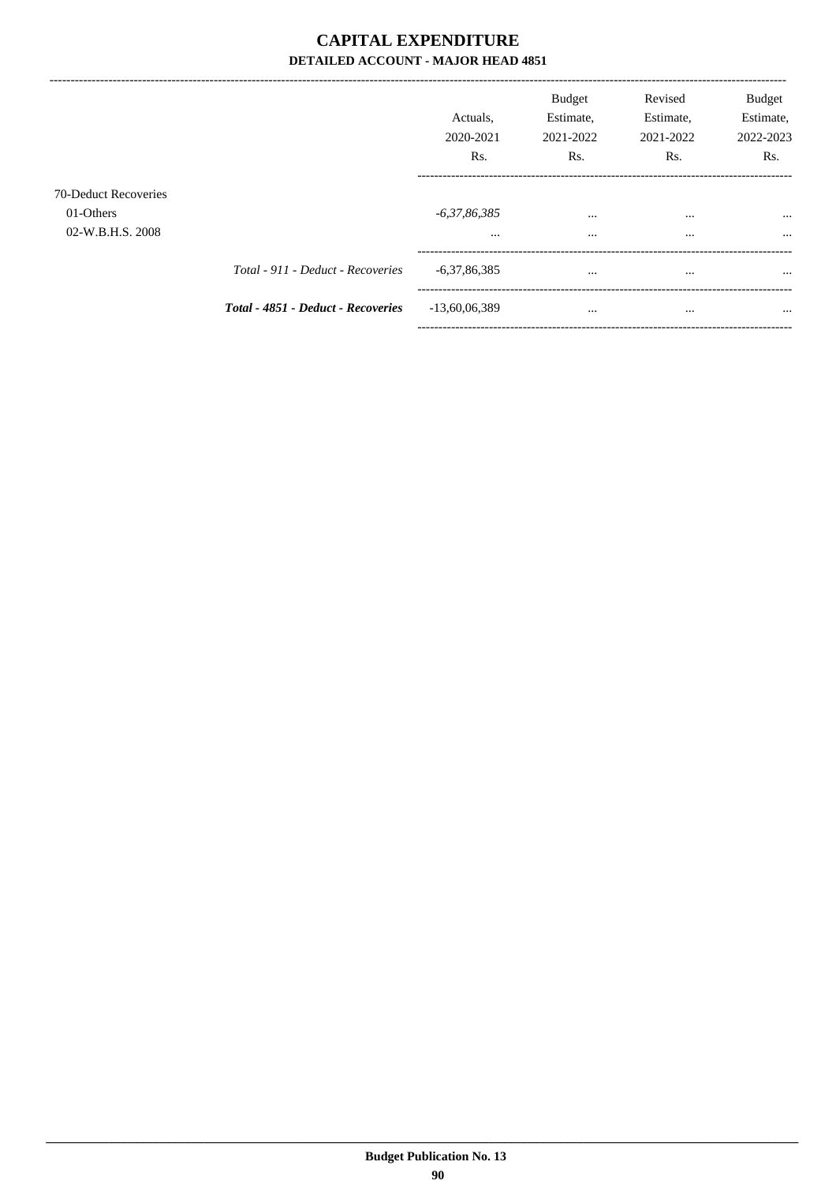# CAPITAL EXPENDITURE

## DETAILED ACCOUNT - MAJOR HEAD 4851

| | | Actuals, 2020-2021 Rs. | Budget Estimate, 2021-2022 Rs. | Revised Estimate, 2021-2022 Rs. | Budget Estimate, 2022-2023 Rs. |
|---|---|---|---|---|---|
| 70-Deduct Recoveries | | | | | |
| 01-Others | | *-6,37,86,385* | ... | ... | ... |
| 02-W.B.H.S. 2008 | | ... | ... | ... | ... |
| | *Total - 911 - Deduct - Recoveries* | -6,37,86,385 | ... | ... | ... |
| | ***Total - 4851 - Deduct - Recoveries*** | -13,60,06,389 | ... | ... | ... |

**Budget Publication No. 13**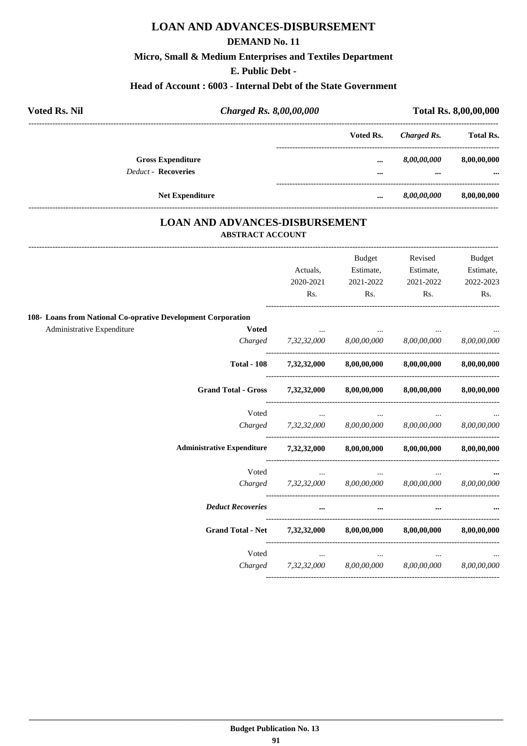# LOAN AND ADVANCES-DISBURSEMENT

## DEMAND No. 11

### Micro, Small & Medium Enterprises and Textiles Department

### E. Public Debt -

### Head of Account : 6003 - Internal Debt of the State Government

| Voted Rs. Nil | *Charged Rs. 8,00,00,000* | Total Rs. 8,00,00,000 |
|---|---|---|

| | Voted Rs. | *Charged Rs.* | Total Rs. |
|---|---|---|---|
| **Gross Expenditure** | ... | *8,00,00,000* | 8,00,00,000 |
| *Deduct* - **Recoveries** | ... | ... | ... |
| **Net Expenditure** | ... | *8,00,00,000* | 8,00,00,000 |

## LOAN AND ADVANCES-DISBURSEMENT

### ABSTRACT ACCOUNT

| | | Actuals, 2020-2021 Rs. | Budget Estimate, 2021-2022 Rs. | Revised Estimate, 2021-2022 Rs. | Budget Estimate, 2022-2023 Rs. |
|---|---|---|---|---|---|
| **108- Loans from National Co-oprative Development Corporation** | | | | | |
| Administrative Expenditure | **Voted** | ... | ... | ... | ... |
| | *Charged* | *7,32,32,000* | *8,00,00,000* | *8,00,00,000* | *8,00,00,000* |
| | **Total - 108** | **7,32,32,000** | **8,00,00,000** | **8,00,00,000** | **8,00,00,000** |
| | **Grand Total - Gross** | **7,32,32,000** | **8,00,00,000** | **8,00,00,000** | **8,00,00,000** |
| | Voted | ... | ... | ... | ... |
| | *Charged* | *7,32,32,000* | *8,00,00,000* | *8,00,00,000* | *8,00,00,000* |
| | **Administrative Expenditure** | **7,32,32,000** | **8,00,00,000** | **8,00,00,000** | **8,00,00,000** |
| | Voted | ... | ... | ... | ... |
| | *Charged* | *7,32,32,000* | *8,00,00,000* | *8,00,00,000* | *8,00,00,000* |
| | ***Deduct Recoveries*** | ... | ... | ... | ... |
| | **Grand Total - Net** | **7,32,32,000** | **8,00,00,000** | **8,00,00,000** | **8,00,00,000** |
| | Voted | ... | ... | ... | ... |
| | *Charged* | *7,32,32,000* | *8,00,00,000* | *8,00,00,000* | *8,00,00,000* |

**Budget Publication No. 13**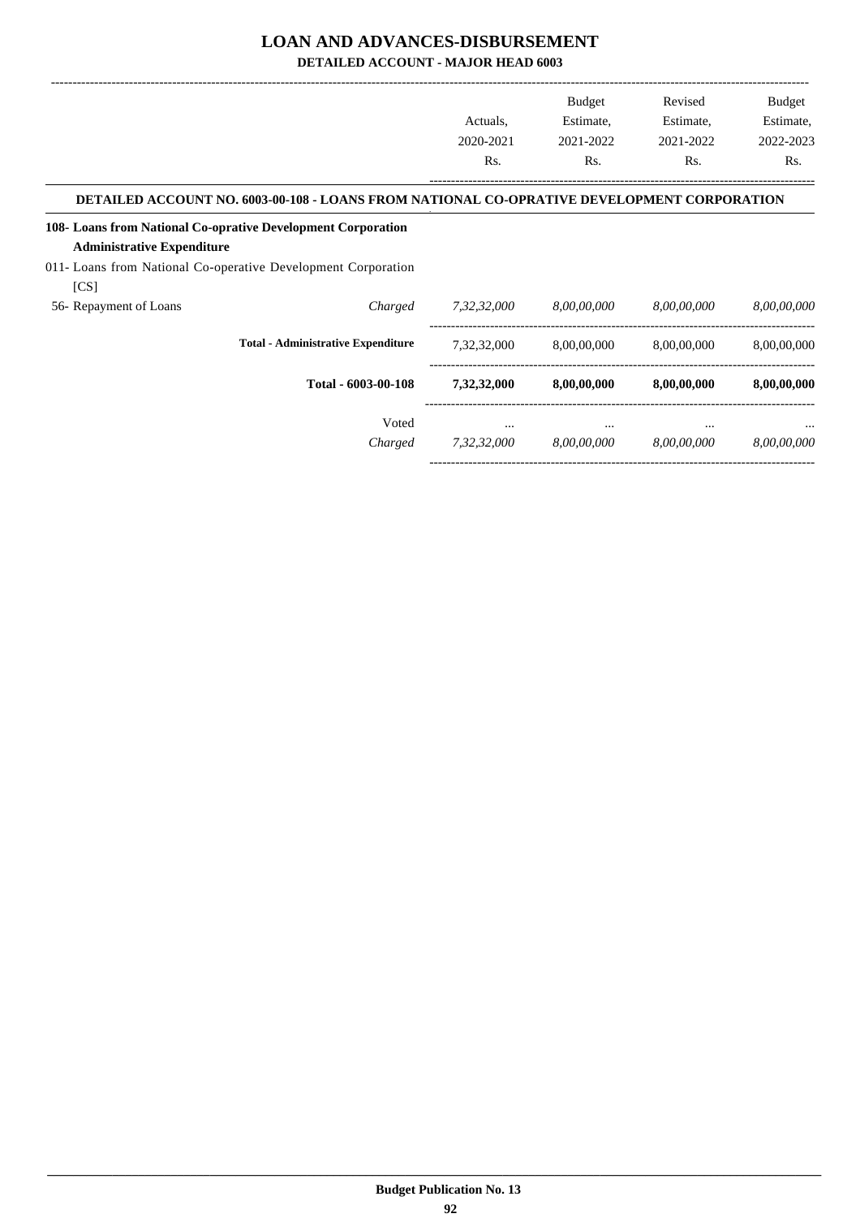# LOAN AND ADVANCES-DISBURSEMENT

## DETAILED ACCOUNT - MAJOR HEAD 6003

| | | Actuals, 2020-2021 Rs. | Budget Estimate, 2021-2022 Rs. | Revised Estimate, 2021-2022 Rs. | Budget Estimate, 2022-2023 Rs. |
|---|---|---|---|---|---|
| **DETAILED ACCOUNT NO. 6003-00-108 - LOANS FROM NATIONAL CO-OPRATIVE DEVELOPMENT CORPORATION** | | | | | |
| **108- Loans from National Co-oprative Development Corporation** | | | | | |
| **Administrative Expenditure** | | | | | |
| 011- Loans from National Co-operative Development Corporation [CS] | | | | | |
| 56- Repayment of Loans | *Charged* | *7,32,32,000* | *8,00,00,000* | *8,00,00,000* | *8,00,00,000* |
| | **Total - Administrative Expenditure** | 7,32,32,000 | 8,00,00,000 | 8,00,00,000 | 8,00,00,000 |
| | **Total - 6003-00-108** | **7,32,32,000** | **8,00,00,000** | **8,00,00,000** | **8,00,00,000** |
| | Voted | ... | ... | ... | ... |
| | *Charged* | *7,32,32,000* | *8,00,00,000* | *8,00,00,000* | *8,00,00,000* |

**Budget Publication No. 13**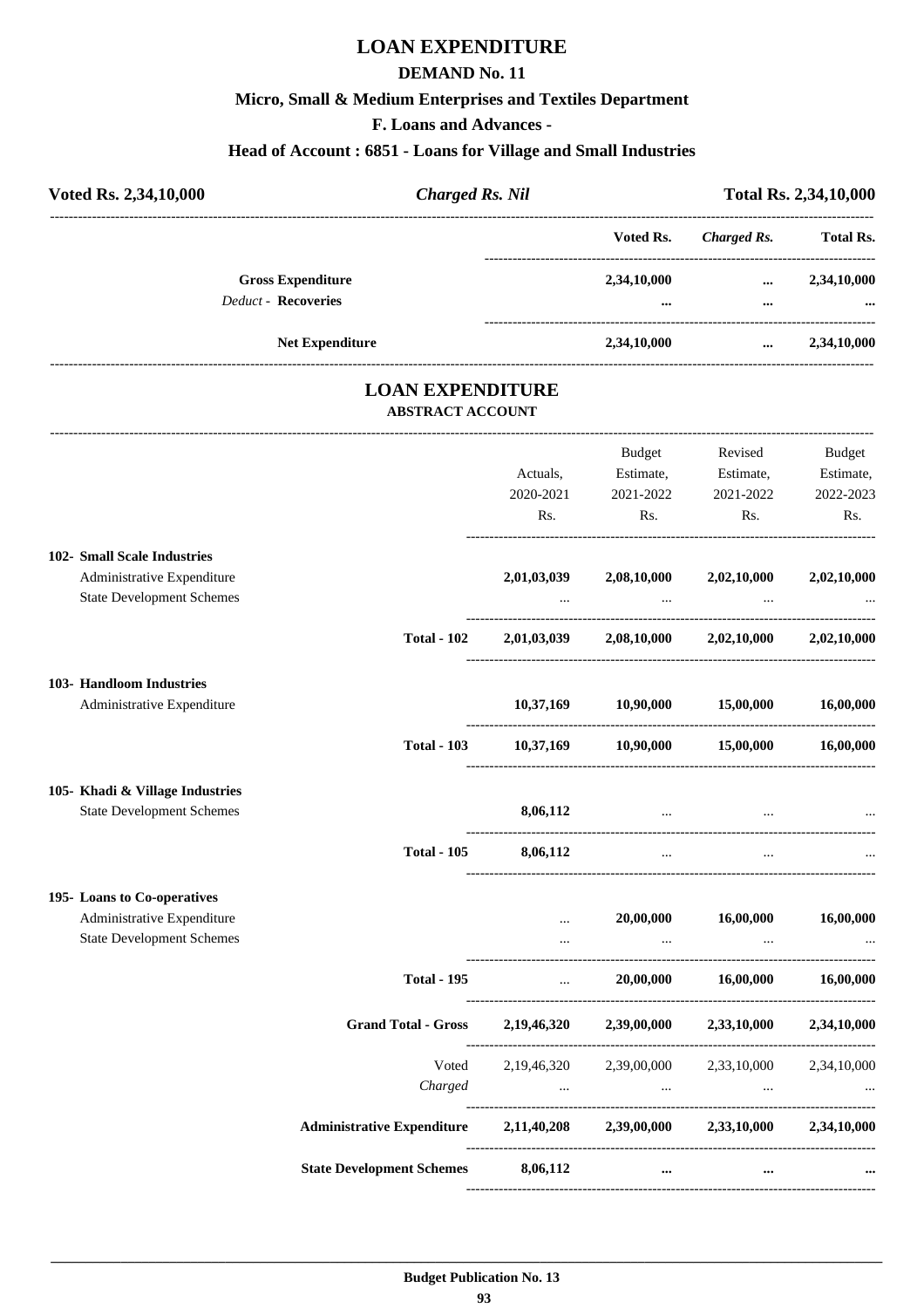# LOAN EXPENDITURE

## DEMAND No. 11

### Micro, Small & Medium Enterprises and Textiles Department

### F. Loans and Advances -

### Head of Account : 6851 - Loans for Village and Small Industries

**Voted Rs. 2,34,10,000** &nbsp;&nbsp;&nbsp; ***Charged Rs. Nil*** &nbsp;&nbsp;&nbsp; **Total Rs. 2,34,10,000**

| | Voted Rs. | *Charged Rs.* | Total Rs. |
|---|---|---|---|
| **Gross Expenditure** | **2,34,10,000** | **...** | **2,34,10,000** |
| *Deduct -* **Recoveries** | **...** | **...** | **...** |
| **Net Expenditure** | **2,34,10,000** | **...** | **2,34,10,000** |

## LOAN EXPENDITURE

### ABSTRACT ACCOUNT

| | Actuals, 2020-2021 Rs. | Budget Estimate, 2021-2022 Rs. | Revised Estimate, 2021-2022 Rs. | Budget Estimate, 2022-2023 Rs. |
|---|---|---|---|---|
| **102- Small Scale Industries** | | | | |
| Administrative Expenditure | **2,01,03,039** | **2,08,10,000** | **2,02,10,000** | **2,02,10,000** |
| State Development Schemes | ... | ... | ... | ... |
| **Total - 102** | **2,01,03,039** | **2,08,10,000** | **2,02,10,000** | **2,02,10,000** |
| **103- Handloom Industries** | | | | |
| Administrative Expenditure | **10,37,169** | **10,90,000** | **15,00,000** | **16,00,000** |
| **Total - 103** | **10,37,169** | **10,90,000** | **15,00,000** | **16,00,000** |
| **105- Khadi & Village Industries** | | | | |
| State Development Schemes | **8,06,112** | ... | ... | ... |
| **Total - 105** | **8,06,112** | ... | ... | ... |
| **195- Loans to Co-operatives** | | | | |
| Administrative Expenditure | ... | **20,00,000** | **16,00,000** | **16,00,000** |
| State Development Schemes | ... | ... | ... | ... |
| **Total - 195** | ... | **20,00,000** | **16,00,000** | **16,00,000** |
| **Grand Total - Gross** | **2,19,46,320** | **2,39,00,000** | **2,33,10,000** | **2,34,10,000** |
| Voted | 2,19,46,320 | 2,39,00,000 | 2,33,10,000 | 2,34,10,000 |
| *Charged* | ... | ... | ... | ... |
| **Administrative Expenditure** | **2,11,40,208** | **2,39,00,000** | **2,33,10,000** | **2,34,10,000** |
| **State Development Schemes** | **8,06,112** | **...** | **...** | **...** |

**Budget Publication No. 13**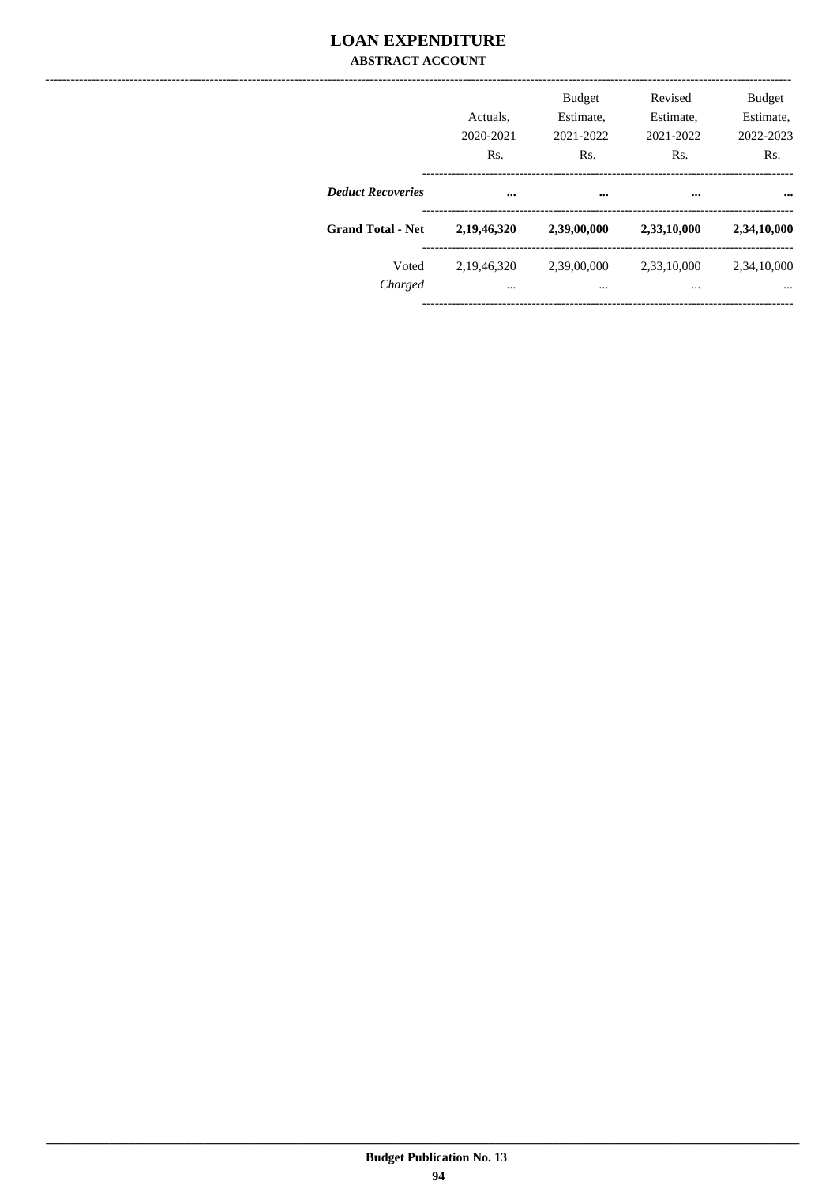# LOAN EXPENDITURE

## ABSTRACT ACCOUNT

| | Actuals, 2020-2021 Rs. | Budget Estimate, 2021-2022 Rs. | Revised Estimate, 2021-2022 Rs. | Budget Estimate, 2022-2023 Rs. |
|---|---|---|---|---|
| ***Deduct Recoveries*** | ... | ... | ... | ... |
| **Grand Total - Net** | **2,19,46,320** | **2,39,00,000** | **2,33,10,000** | **2,34,10,000** |
| Voted | 2,19,46,320 | 2,39,00,000 | 2,33,10,000 | 2,34,10,000 |
| *Charged* | ... | ... | ... | ... |

**Budget Publication No. 13**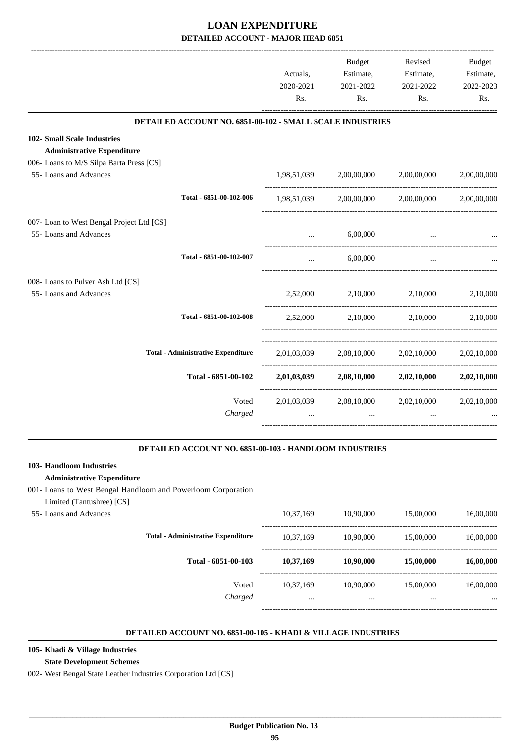# LOAN EXPENDITURE

## DETAILED ACCOUNT - MAJOR HEAD 6851

| | Actuals, 2020-2021 Rs. | Budget Estimate, 2021-2022 Rs. | Revised Estimate, 2021-2022 Rs. | Budget Estimate, 2022-2023 Rs. |
|---|---|---|---|---|
| **DETAILED ACCOUNT NO. 6851-00-102 - SMALL SCALE INDUSTRIES** | | | | |
| **102- Small Scale Industries** | | | | |
| **Administrative Expenditure** | | | | |
| 006- Loans to M/S Silpa Barta Press [CS] | | | | |
| 55- Loans and Advances | 1,98,51,039 | 2,00,00,000 | 2,00,00,000 | 2,00,00,000 |
| Total - 6851-00-102-006 | 1,98,51,039 | 2,00,00,000 | 2,00,00,000 | 2,00,00,000 |
| 007- Loan to West Bengal Project Ltd [CS] | | | | |
| 55- Loans and Advances | ... | 6,00,000 | ... | ... |
| Total - 6851-00-102-007 | ... | 6,00,000 | ... | ... |
| 008- Loans to Pulver Ash Ltd [CS] | | | | |
| 55- Loans and Advances | 2,52,000 | 2,10,000 | 2,10,000 | 2,10,000 |
| Total - 6851-00-102-008 | 2,52,000 | 2,10,000 | 2,10,000 | 2,10,000 |
| Total - Administrative Expenditure | 2,01,03,039 | 2,08,10,000 | 2,02,10,000 | 2,02,10,000 |
| **Total - 6851-00-102** | **2,01,03,039** | **2,08,10,000** | **2,02,10,000** | **2,02,10,000** |
| Voted | 2,01,03,039 | 2,08,10,000 | 2,02,10,000 | 2,02,10,000 |
| *Charged* | ... | ... | ... | ... |
| **DETAILED ACCOUNT NO. 6851-00-103 - HANDLOOM INDUSTRIES** | | | | |
| **103- Handloom Industries** | | | | |
| **Administrative Expenditure** | | | | |
| 001- Loans to West Bengal Handloom and Powerloom Corporation Limited (Tantushree) [CS] | | | | |
| 55- Loans and Advances | 10,37,169 | 10,90,000 | 15,00,000 | 16,00,000 |
| Total - Administrative Expenditure | 10,37,169 | 10,90,000 | 15,00,000 | 16,00,000 |
| **Total - 6851-00-103** | **10,37,169** | **10,90,000** | **15,00,000** | **16,00,000** |
| Voted | 10,37,169 | 10,90,000 | 15,00,000 | 16,00,000 |
| *Charged* | ... | ... | ... | ... |
| **DETAILED ACCOUNT NO. 6851-00-105 - KHADI & VILLAGE INDUSTRIES** | | | | |
| **105- Khadi & Village Industries** | | | | |
| **State Development Schemes** | | | | |
| 002- West Bengal State Leather Industries Corporation Ltd [CS] | | | | |

**Budget Publication No. 13**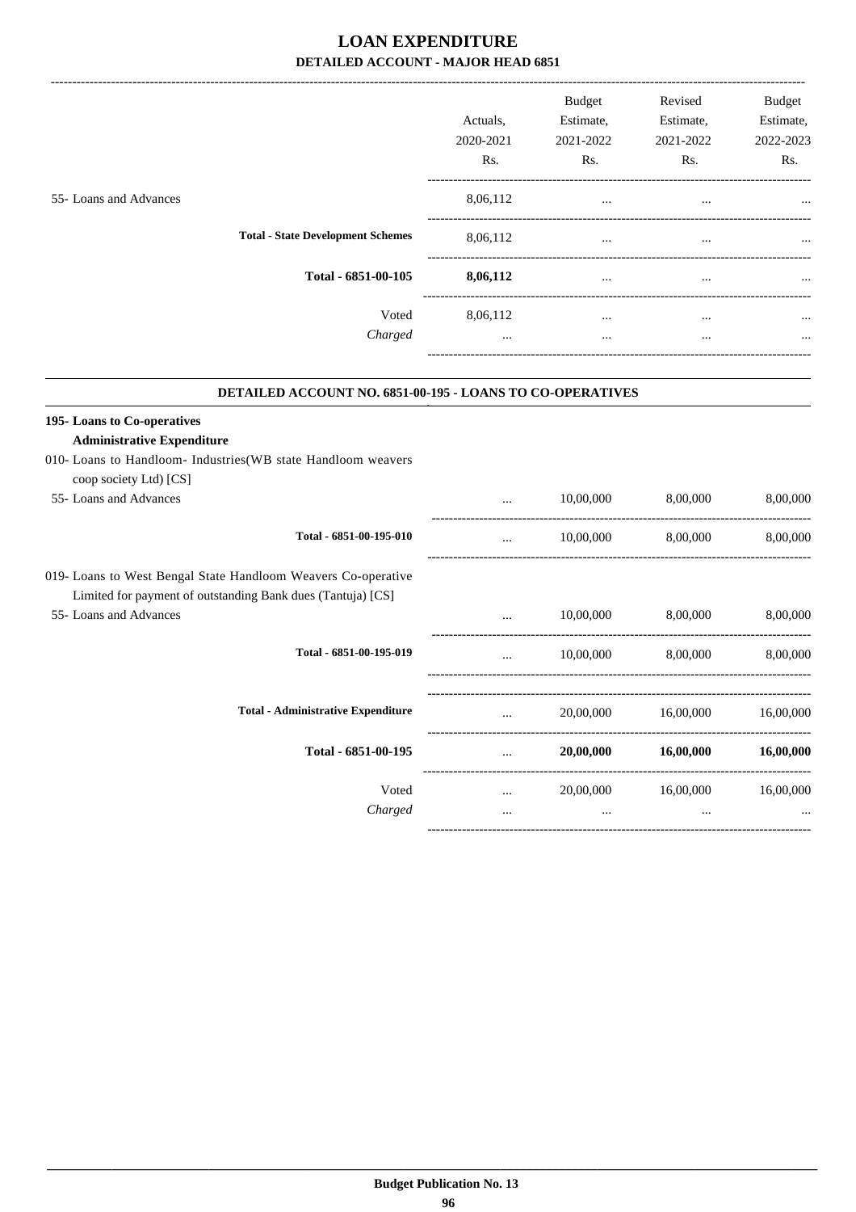# LOAN EXPENDITURE

## DETAILED ACCOUNT - MAJOR HEAD 6851

| | Actuals, 2020-2021 Rs. | Budget Estimate, 2021-2022 Rs. | Revised Estimate, 2021-2022 Rs. | Budget Estimate, 2022-2023 Rs. |
|---|---|---|---|---|
| 55- Loans and Advances | 8,06,112 | ... | ... | ... |
| **Total - State Development Schemes** | 8,06,112 | ... | ... | ... |
| **Total - 6851-00-105** | **8,06,112** | ... | ... | ... |
| Voted | 8,06,112 | ... | ... | ... |
| *Charged* | ... | ... | ... | ... |

### DETAILED ACCOUNT NO. 6851-00-195 - LOANS TO CO-OPERATIVES

| | Actuals, 2020-2021 Rs. | Budget Estimate, 2021-2022 Rs. | Revised Estimate, 2021-2022 Rs. | Budget Estimate, 2022-2023 Rs. |
|---|---|---|---|---|
| **195- Loans to Co-operatives** | | | | |
| **Administrative Expenditure** | | | | |
| 010- Loans to Handloom- Industries(WB state Handloom weavers coop society Ltd) [CS] | | | | |
| 55- Loans and Advances | ... | 10,00,000 | 8,00,000 | 8,00,000 |
| **Total - 6851-00-195-010** | ... | 10,00,000 | 8,00,000 | 8,00,000 |
| 019- Loans to West Bengal State Handloom Weavers Co-operative Limited for payment of outstanding Bank dues (Tantuja) [CS] | | | | |
| 55- Loans and Advances | ... | 10,00,000 | 8,00,000 | 8,00,000 |
| **Total - 6851-00-195-019** | ... | 10,00,000 | 8,00,000 | 8,00,000 |
| **Total - Administrative Expenditure** | ... | 20,00,000 | 16,00,000 | 16,00,000 |
| **Total - 6851-00-195** | ... | **20,00,000** | **16,00,000** | **16,00,000** |
| Voted | ... | 20,00,000 | 16,00,000 | 16,00,000 |
| *Charged* | ... | ... | ... | ... |

**Budget Publication No. 13**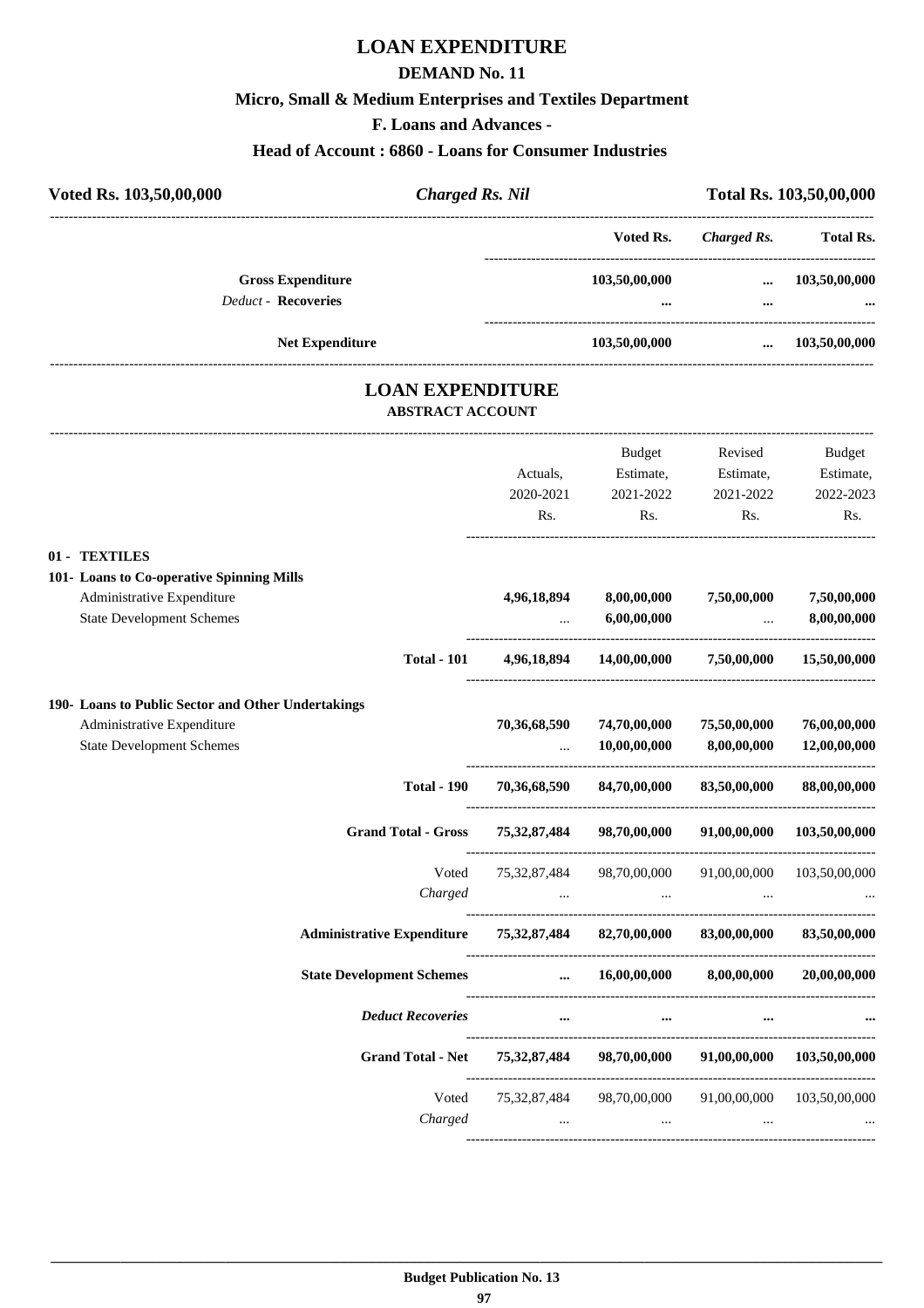# LOAN EXPENDITURE

## DEMAND No. 11

### Micro, Small & Medium Enterprises and Textiles Department

### F. Loans and Advances -

### Head of Account : 6860 - Loans for Consumer Industries

| Voted Rs. 103,50,00,000 | *Charged Rs. Nil* | Total Rs. 103,50,00,000 |
|---|---|---|

| | Voted Rs. | *Charged Rs.* | Total Rs. |
|---|---|---|---|
| **Gross Expenditure** | **103,50,00,000** | **...** | **103,50,00,000** |
| *Deduct -* **Recoveries** | **...** | **...** | **...** |
| **Net Expenditure** | **103,50,00,000** | **...** | **103,50,00,000** |

## LOAN EXPENDITURE

### ABSTRACT ACCOUNT

| | Actuals, 2020-2021 Rs. | Budget Estimate, 2021-2022 Rs. | Revised Estimate, 2021-2022 Rs. | Budget Estimate, 2022-2023 Rs. |
|---|---|---|---|---|
| **01 - TEXTILES** | | | | |
| **101- Loans to Co-operative Spinning Mills** | | | | |
| Administrative Expenditure | **4,96,18,894** | **8,00,00,000** | **7,50,00,000** | **7,50,00,000** |
| State Development Schemes | ... | **6,00,00,000** | ... | **8,00,00,000** |
| **Total - 101** | **4,96,18,894** | **14,00,00,000** | **7,50,00,000** | **15,50,00,000** |
| **190- Loans to Public Sector and Other Undertakings** | | | | |
| Administrative Expenditure | **70,36,68,590** | **74,70,00,000** | **75,50,00,000** | **76,00,00,000** |
| State Development Schemes | ... | **10,00,00,000** | **8,00,00,000** | **12,00,00,000** |
| **Total - 190** | **70,36,68,590** | **84,70,00,000** | **83,50,00,000** | **88,00,00,000** |
| **Grand Total - Gross** | **75,32,87,484** | **98,70,00,000** | **91,00,00,000** | **103,50,00,000** |
| Voted | 75,32,87,484 | 98,70,00,000 | 91,00,00,000 | 103,50,00,000 |
| *Charged* | ... | ... | ... | ... |
| **Administrative Expenditure** | **75,32,87,484** | **82,70,00,000** | **83,00,00,000** | **83,50,00,000** |
| **State Development Schemes** | **...** | **16,00,00,000** | **8,00,00,000** | **20,00,00,000** |
| ***Deduct Recoveries*** | **...** | **...** | **...** | **...** |
| **Grand Total - Net** | **75,32,87,484** | **98,70,00,000** | **91,00,00,000** | **103,50,00,000** |
| Voted | 75,32,87,484 | 98,70,00,000 | 91,00,00,000 | 103,50,00,000 |
| *Charged* | ... | ... | ... | ... |

**Budget Publication No. 13**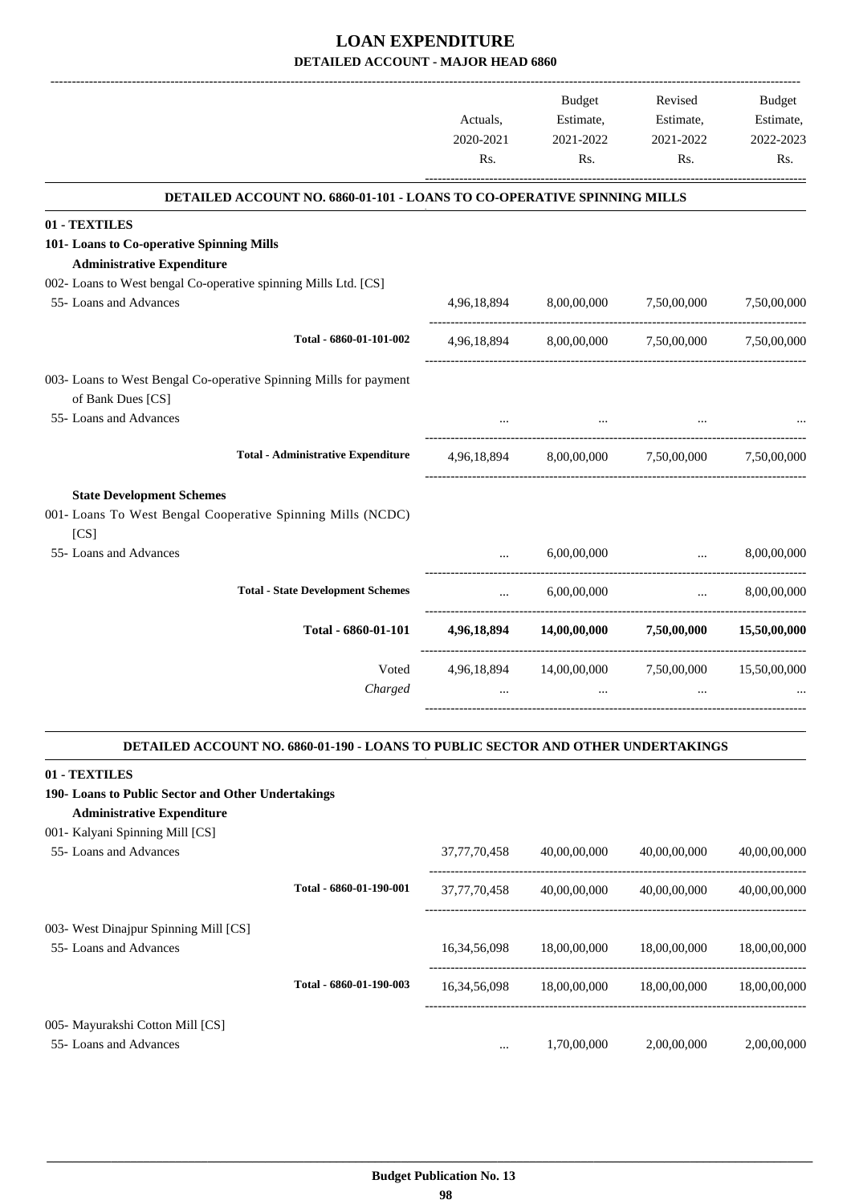# LOAN EXPENDITURE

**DETAILED ACCOUNT - MAJOR HEAD 6860**

| | Actuals, 2020-2021 Rs. | Budget Estimate, 2021-2022 Rs. | Revised Estimate, 2021-2022 Rs. | Budget Estimate, 2022-2023 Rs. |
|---|---|---|---|---|
| **DETAILED ACCOUNT NO. 6860-01-101 - LOANS TO CO-OPERATIVE SPINNING MILLS** | | | | |
| **01 - TEXTILES** | | | | |
| **101- Loans to Co-operative Spinning Mills** | | | | |
| **Administrative Expenditure** | | | | |
| 002- Loans to West bengal Co-operative spinning Mills Ltd. [CS] | | | | |
| 55- Loans and Advances | 4,96,18,894 | 8,00,00,000 | 7,50,00,000 | 7,50,00,000 |
| Total - 6860-01-101-002 | 4,96,18,894 | 8,00,00,000 | 7,50,00,000 | 7,50,00,000 |
| 003- Loans to West Bengal Co-operative Spinning Mills for payment of Bank Dues [CS] | | | | |
| 55- Loans and Advances | ... | ... | ... | ... |
| **Total - Administrative Expenditure** | 4,96,18,894 | 8,00,00,000 | 7,50,00,000 | 7,50,00,000 |
| **State Development Schemes** | | | | |
| 001- Loans To West Bengal Cooperative Spinning Mills (NCDC) [CS] | | | | |
| 55- Loans and Advances | ... | 6,00,00,000 | ... | 8,00,00,000 |
| **Total - State Development Schemes** | ... | 6,00,00,000 | ... | 8,00,00,000 |
| **Total - 6860-01-101** | **4,96,18,894** | **14,00,00,000** | **7,50,00,000** | **15,50,00,000** |
| Voted | 4,96,18,894 | 14,00,00,000 | 7,50,00,000 | 15,50,00,000 |
| *Charged* | ... | ... | ... | ... |

| | Actuals, 2020-2021 Rs. | Budget Estimate, 2021-2022 Rs. | Revised Estimate, 2021-2022 Rs. | Budget Estimate, 2022-2023 Rs. |
|---|---|---|---|---|
| **DETAILED ACCOUNT NO. 6860-01-190 - LOANS TO PUBLIC SECTOR AND OTHER UNDERTAKINGS** | | | | |
| **01 - TEXTILES** | | | | |
| **190- Loans to Public Sector and Other Undertakings** | | | | |
| **Administrative Expenditure** | | | | |
| 001- Kalyani Spinning Mill [CS] | | | | |
| 55- Loans and Advances | 37,77,70,458 | 40,00,00,000 | 40,00,00,000 | 40,00,00,000 |
| Total - 6860-01-190-001 | 37,77,70,458 | 40,00,00,000 | 40,00,00,000 | 40,00,00,000 |
| 003- West Dinajpur Spinning Mill [CS] | | | | |
| 55- Loans and Advances | 16,34,56,098 | 18,00,00,000 | 18,00,00,000 | 18,00,00,000 |
| Total - 6860-01-190-003 | 16,34,56,098 | 18,00,00,000 | 18,00,00,000 | 18,00,00,000 |
| 005- Mayurakshi Cotton Mill [CS] | | | | |
| 55- Loans and Advances | ... | 1,70,00,000 | 2,00,00,000 | 2,00,00,000 |

**Budget Publication No. 13**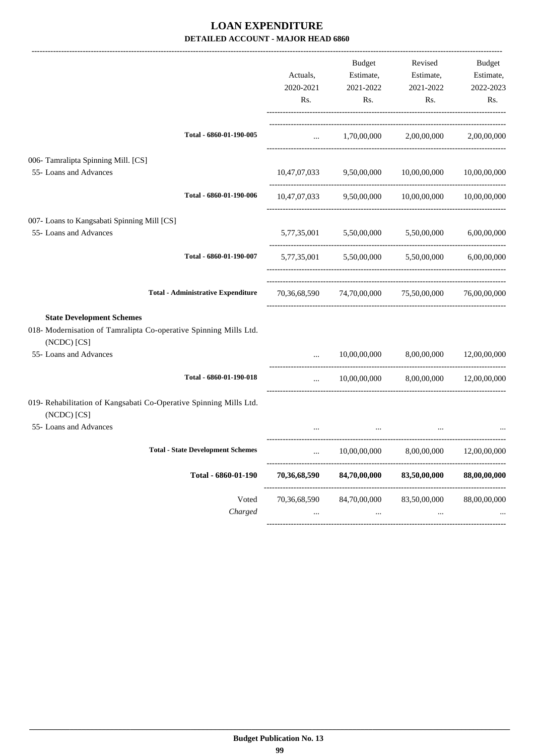# LOAN EXPENDITURE

## DETAILED ACCOUNT - MAJOR HEAD 6860

| | Actuals, 2020-2021 Rs. | Budget Estimate, 2021-2022 Rs. | Revised Estimate, 2021-2022 Rs. | Budget Estimate, 2022-2023 Rs. |
|---|---|---|---|---|
| Total - 6860-01-190-005 | ... | 1,70,00,000 | 2,00,00,000 | 2,00,00,000 |
| 006- Tamralipta Spinning Mill. [CS] | | | | |
| 55- Loans and Advances | 10,47,07,033 | 9,50,00,000 | 10,00,00,000 | 10,00,00,000 |
| Total - 6860-01-190-006 | 10,47,07,033 | 9,50,00,000 | 10,00,00,000 | 10,00,00,000 |
| 007- Loans to Kangsabati Spinning Mill [CS] | | | | |
| 55- Loans and Advances | 5,77,35,001 | 5,50,00,000 | 5,50,00,000 | 6,00,00,000 |
| Total - 6860-01-190-007 | 5,77,35,001 | 5,50,00,000 | 5,50,00,000 | 6,00,00,000 |
| Total - Administrative Expenditure | 70,36,68,590 | 74,70,00,000 | 75,50,00,000 | 76,00,00,000 |
| **State Development Schemes** | | | | |
| 018- Modernisation of Tamralipta Co-operative Spinning Mills Ltd. (NCDC) [CS] | | | | |
| 55- Loans and Advances | ... | 10,00,00,000 | 8,00,00,000 | 12,00,00,000 |
| Total - 6860-01-190-018 | ... | 10,00,00,000 | 8,00,00,000 | 12,00,00,000 |
| 019- Rehabilitation of Kangsabati Co-Operative Spinning Mills Ltd. (NCDC) [CS] | | | | |
| 55- Loans and Advances | ... | ... | ... | ... |
| Total - State Development Schemes | ... | 10,00,00,000 | 8,00,00,000 | 12,00,00,000 |
| **Total - 6860-01-190** | **70,36,68,590** | **84,70,00,000** | **83,50,00,000** | **88,00,00,000** |
| Voted | 70,36,68,590 | 84,70,00,000 | 83,50,00,000 | 88,00,00,000 |
| *Charged* | ... | ... | ... | ... |

**Budget Publication No. 13**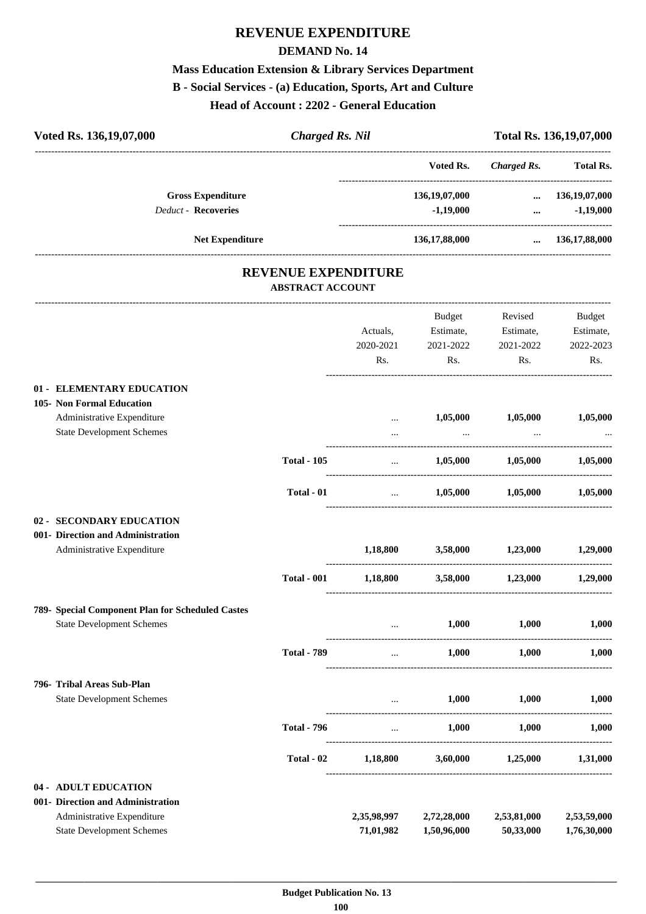# REVENUE EXPENDITURE

## DEMAND No. 14

### Mass Education Extension & Library Services Department

### B - Social Services - (a) Education, Sports, Art and Culture

### Head of Account : 2202 - General Education

| Voted Rs. 136,19,07,000 | Charged Rs. Nil | Total Rs. 136,19,07,000 |
|---|---|---|

| | Voted Rs. | Charged Rs. | Total Rs. |
|---|---|---|---|
| **Gross Expenditure** | 136,19,07,000 | ... | 136,19,07,000 |
| *Deduct* - **Recoveries** | -1,19,000 | ... | -1,19,000 |
| **Net Expenditure** | 136,17,88,000 | ... | 136,17,88,000 |

## REVENUE EXPENDITURE

### ABSTRACT ACCOUNT

| | | Actuals, 2020-2021 Rs. | Budget Estimate, 2021-2022 Rs. | Revised Estimate, 2021-2022 Rs. | Budget Estimate, 2022-2023 Rs. |
|---|---|---|---|---|---|
| **01 - ELEMENTARY EDUCATION** | | | | | |
| **105- Non Formal Education** | | | | | |
| Administrative Expenditure | | ... | 1,05,000 | 1,05,000 | 1,05,000 |
| State Development Schemes | | ... | ... | ... | ... |
| | **Total - 105** | ... | 1,05,000 | 1,05,000 | 1,05,000 |
| | **Total - 01** | ... | 1,05,000 | 1,05,000 | 1,05,000 |
| **02 - SECONDARY EDUCATION** | | | | | |
| **001- Direction and Administration** | | | | | |
| Administrative Expenditure | | 1,18,800 | 3,58,000 | 1,23,000 | 1,29,000 |
| | **Total - 001** | 1,18,800 | 3,58,000 | 1,23,000 | 1,29,000 |
| **789- Special Component Plan for Scheduled Castes** | | | | | |
| State Development Schemes | | ... | 1,000 | 1,000 | 1,000 |
| | **Total - 789** | ... | 1,000 | 1,000 | 1,000 |
| **796- Tribal Areas Sub-Plan** | | | | | |
| State Development Schemes | | ... | 1,000 | 1,000 | 1,000 |
| | **Total - 796** | ... | 1,000 | 1,000 | 1,000 |
| | **Total - 02** | 1,18,800 | 3,60,000 | 1,25,000 | 1,31,000 |
| **04 - ADULT EDUCATION** | | | | | |
| **001- Direction and Administration** | | | | | |
| Administrative Expenditure | | 2,35,98,997 | 2,72,28,000 | 2,53,81,000 | 2,53,59,000 |
| State Development Schemes | | 71,01,982 | 1,50,96,000 | 50,33,000 | 1,76,30,000 |

Budget Publication No. 13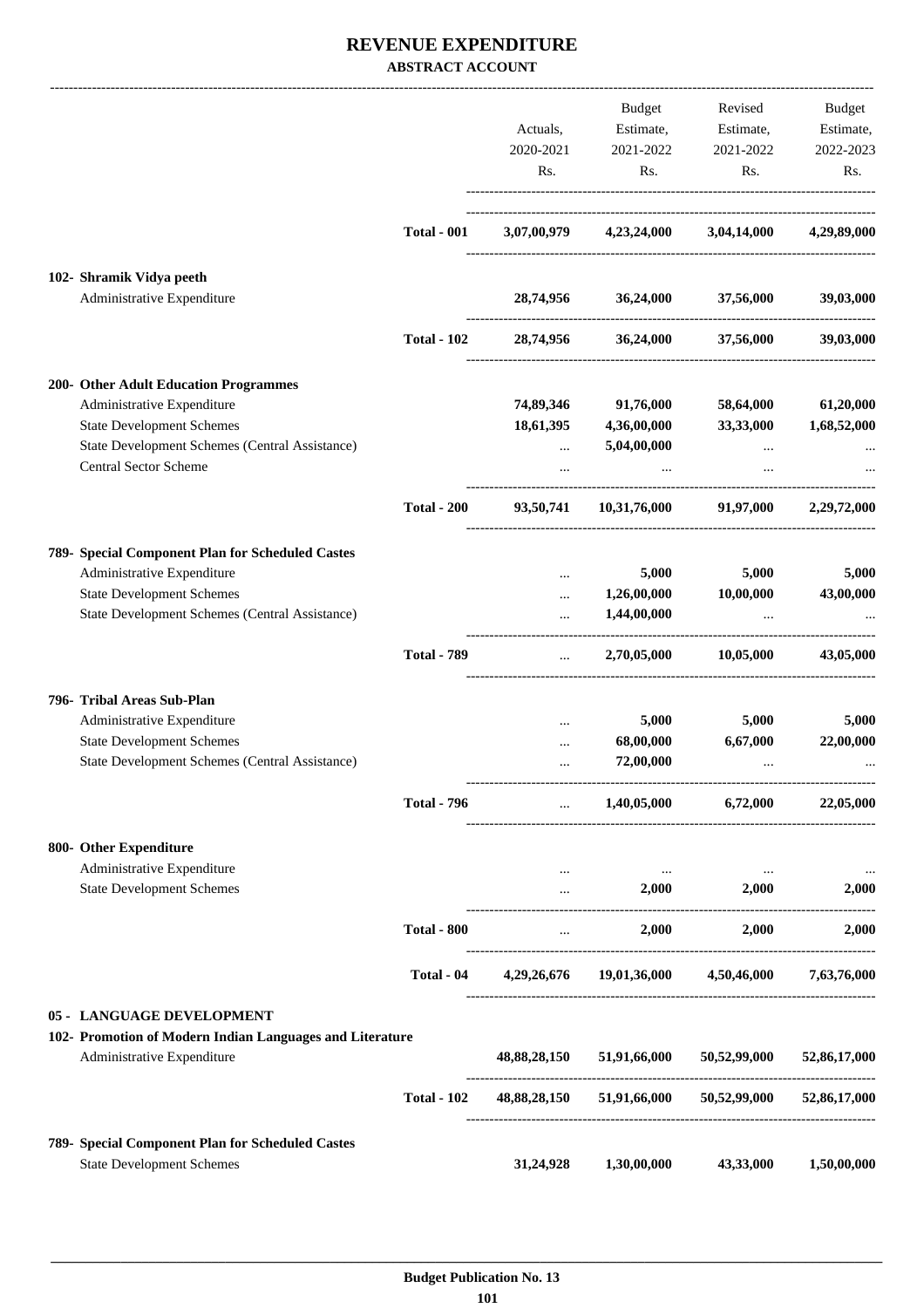# REVENUE EXPENDITURE

**ABSTRACT ACCOUNT**

| | | Actuals, 2020-2021 Rs. | Budget Estimate, 2021-2022 Rs. | Revised Estimate, 2021-2022 Rs. | Budget Estimate, 2022-2023 Rs. |
|---|---|---|---|---|---|
| | **Total - 001** | **3,07,00,979** | **4,23,24,000** | **3,04,14,000** | **4,29,89,000** |
| **102- Shramik Vidya peeth** | | | | | |
| Administrative Expenditure | | **28,74,956** | **36,24,000** | **37,56,000** | **39,03,000** |
| | **Total - 102** | **28,74,956** | **36,24,000** | **37,56,000** | **39,03,000** |
| **200- Other Adult Education Programmes** | | | | | |
| Administrative Expenditure | | **74,89,346** | **91,76,000** | **58,64,000** | **61,20,000** |
| State Development Schemes | | **18,61,395** | **4,36,00,000** | **33,33,000** | **1,68,52,000** |
| State Development Schemes (Central Assistance) | | ... | **5,04,00,000** | ... | ... |
| Central Sector Scheme | | ... | ... | ... | ... |
| | **Total - 200** | **93,50,741** | **10,31,76,000** | **91,97,000** | **2,29,72,000** |
| **789- Special Component Plan for Scheduled Castes** | | | | | |
| Administrative Expenditure | | ... | **5,000** | **5,000** | **5,000** |
| State Development Schemes | | ... | **1,26,00,000** | **10,00,000** | **43,00,000** |
| State Development Schemes (Central Assistance) | | ... | **1,44,00,000** | ... | ... |
| | **Total - 789** | ... | **2,70,05,000** | **10,05,000** | **43,05,000** |
| **796- Tribal Areas Sub-Plan** | | | | | |
| Administrative Expenditure | | ... | **5,000** | **5,000** | **5,000** |
| State Development Schemes | | ... | **68,00,000** | **6,67,000** | **22,00,000** |
| State Development Schemes (Central Assistance) | | ... | **72,00,000** | ... | ... |
| | **Total - 796** | ... | **1,40,05,000** | **6,72,000** | **22,05,000** |
| **800- Other Expenditure** | | | | | |
| Administrative Expenditure | | ... | ... | ... | ... |
| State Development Schemes | | ... | **2,000** | **2,000** | **2,000** |
| | **Total - 800** | ... | **2,000** | **2,000** | **2,000** |
| | **Total - 04** | **4,29,26,676** | **19,01,36,000** | **4,50,46,000** | **7,63,76,000** |
| **05 - LANGUAGE DEVELOPMENT** | | | | | |
| **102- Promotion of Modern Indian Languages and Literature** | | | | | |
| Administrative Expenditure | | **48,88,28,150** | **51,91,66,000** | **50,52,99,000** | **52,86,17,000** |
| | **Total - 102** | **48,88,28,150** | **51,91,66,000** | **50,52,99,000** | **52,86,17,000** |
| **789- Special Component Plan for Scheduled Castes** | | | | | |
| State Development Schemes | | **31,24,928** | **1,30,00,000** | **43,33,000** | **1,50,00,000** |

**Budget Publication No. 13**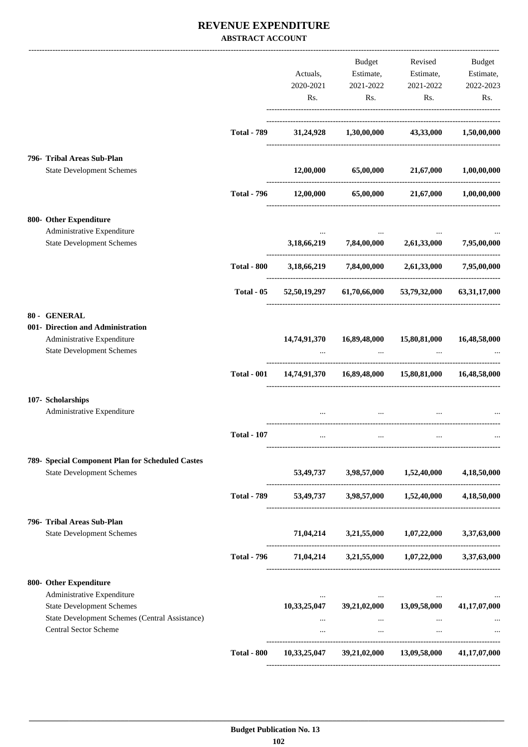# REVENUE EXPENDITURE

**ABSTRACT ACCOUNT**

| | | Actuals, 2020-2021 Rs. | Budget Estimate, 2021-2022 Rs. | Revised Estimate, 2021-2022 Rs. | Budget Estimate, 2022-2023 Rs. |
|---|---|---|---|---|---|
| | **Total - 789** | **31,24,928** | **1,30,00,000** | **43,33,000** | **1,50,00,000** |
| **796- Tribal Areas Sub-Plan** | | | | | |
| State Development Schemes | | **12,00,000** | **65,00,000** | **21,67,000** | **1,00,00,000** |
| | **Total - 796** | **12,00,000** | **65,00,000** | **21,67,000** | **1,00,00,000** |
| **800- Other Expenditure** | | | | | |
| Administrative Expenditure | | ... | ... | ... | ... |
| State Development Schemes | | **3,18,66,219** | **7,84,00,000** | **2,61,33,000** | **7,95,00,000** |
| | **Total - 800** | **3,18,66,219** | **7,84,00,000** | **2,61,33,000** | **7,95,00,000** |
| | **Total - 05** | **52,50,19,297** | **61,70,66,000** | **53,79,32,000** | **63,31,17,000** |
| **80 - GENERAL** | | | | | |
| **001- Direction and Administration** | | | | | |
| Administrative Expenditure | | **14,74,91,370** | **16,89,48,000** | **15,80,81,000** | **16,48,58,000** |
| State Development Schemes | | ... | ... | ... | ... |
| | **Total - 001** | **14,74,91,370** | **16,89,48,000** | **15,80,81,000** | **16,48,58,000** |
| **107- Scholarships** | | | | | |
| Administrative Expenditure | | ... | ... | ... | ... |
| | **Total - 107** | ... | ... | ... | ... |
| **789- Special Component Plan for Scheduled Castes** | | | | | |
| State Development Schemes | | **53,49,737** | **3,98,57,000** | **1,52,40,000** | **4,18,50,000** |
| | **Total - 789** | **53,49,737** | **3,98,57,000** | **1,52,40,000** | **4,18,50,000** |
| **796- Tribal Areas Sub-Plan** | | | | | |
| State Development Schemes | | **71,04,214** | **3,21,55,000** | **1,07,22,000** | **3,37,63,000** |
| | **Total - 796** | **71,04,214** | **3,21,55,000** | **1,07,22,000** | **3,37,63,000** |
| **800- Other Expenditure** | | | | | |
| Administrative Expenditure | | ... | ... | ... | ... |
| State Development Schemes | | **10,33,25,047** | **39,21,02,000** | **13,09,58,000** | **41,17,07,000** |
| State Development Schemes (Central Assistance) | | ... | ... | ... | ... |
| Central Sector Scheme | | ... | ... | ... | ... |
| | **Total - 800** | **10,33,25,047** | **39,21,02,000** | **13,09,58,000** | **41,17,07,000** |

**Budget Publication No. 13**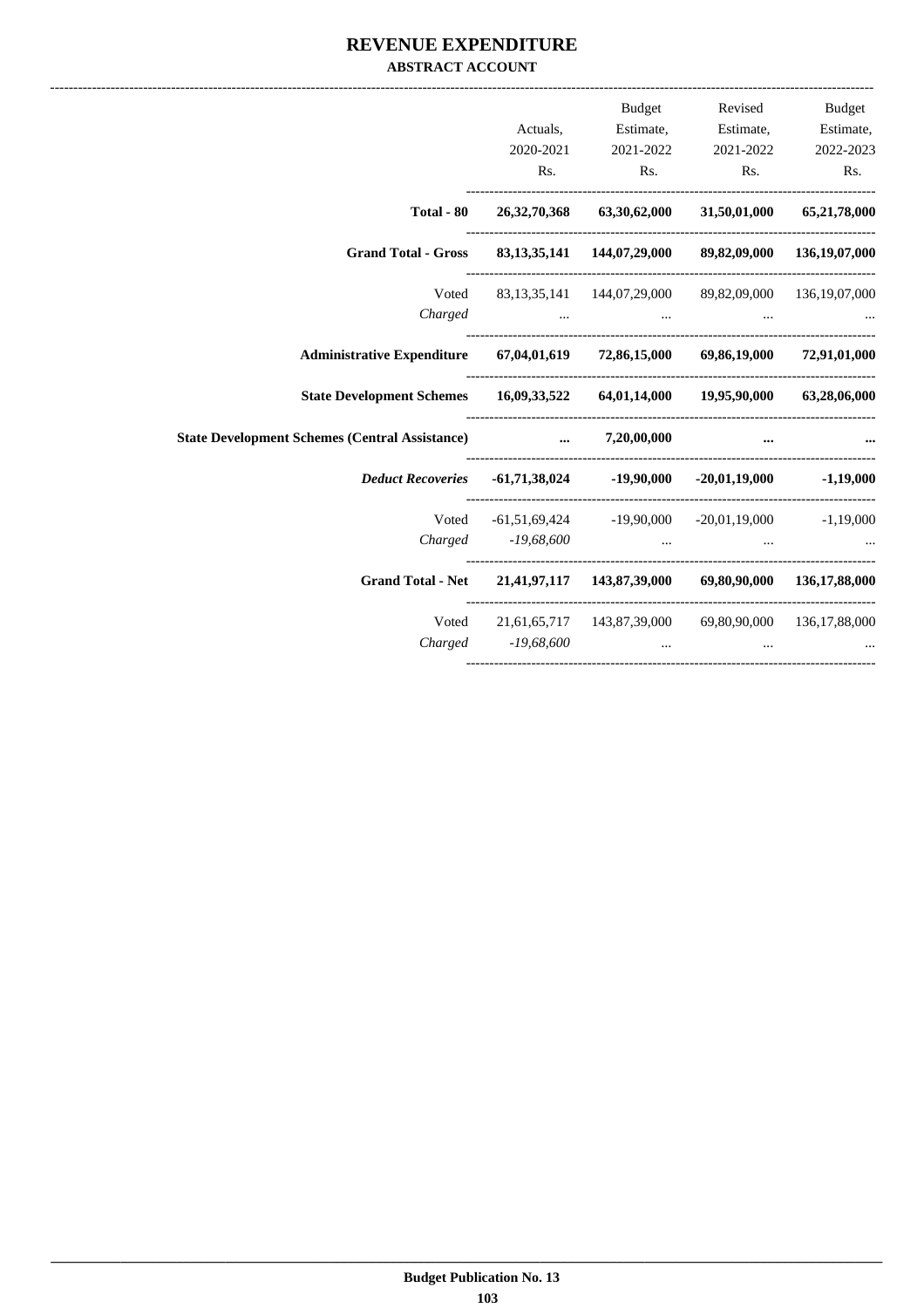# REVENUE EXPENDITURE

## ABSTRACT ACCOUNT

| | Actuals, 2020-2021 Rs. | Budget Estimate, 2021-2022 Rs. | Revised Estimate, 2021-2022 Rs. | Budget Estimate, 2022-2023 Rs. |
|---|---|---|---|---|
| **Total - 80** | **26,32,70,368** | **63,30,62,000** | **31,50,01,000** | **65,21,78,000** |
| **Grand Total - Gross** | **83,13,35,141** | **144,07,29,000** | **89,82,09,000** | **136,19,07,000** |
| Voted | 83,13,35,141 | 144,07,29,000 | 89,82,09,000 | 136,19,07,000 |
| *Charged* | ... | ... | ... | ... |
| **Administrative Expenditure** | **67,04,01,619** | **72,86,15,000** | **69,86,19,000** | **72,91,01,000** |
| **State Development Schemes** | **16,09,33,522** | **64,01,14,000** | **19,95,90,000** | **63,28,06,000** |
| **State Development Schemes (Central Assistance)** | **...** | **7,20,00,000** | **...** | **...** |
| ***Deduct Recoveries*** | **-61,71,38,024** | **-19,90,000** | **-20,01,19,000** | **-1,19,000** |
| Voted | -61,51,69,424 | -19,90,000 | -20,01,19,000 | -1,19,000 |
| *Charged* | *-19,68,600* | ... | ... | ... |
| **Grand Total - Net** | **21,41,97,117** | **143,87,39,000** | **69,80,90,000** | **136,17,88,000** |
| Voted | 21,61,65,717 | 143,87,39,000 | 69,80,90,000 | 136,17,88,000 |
| *Charged* | *-19,68,600* | ... | ... | ... |

**Budget Publication No. 13**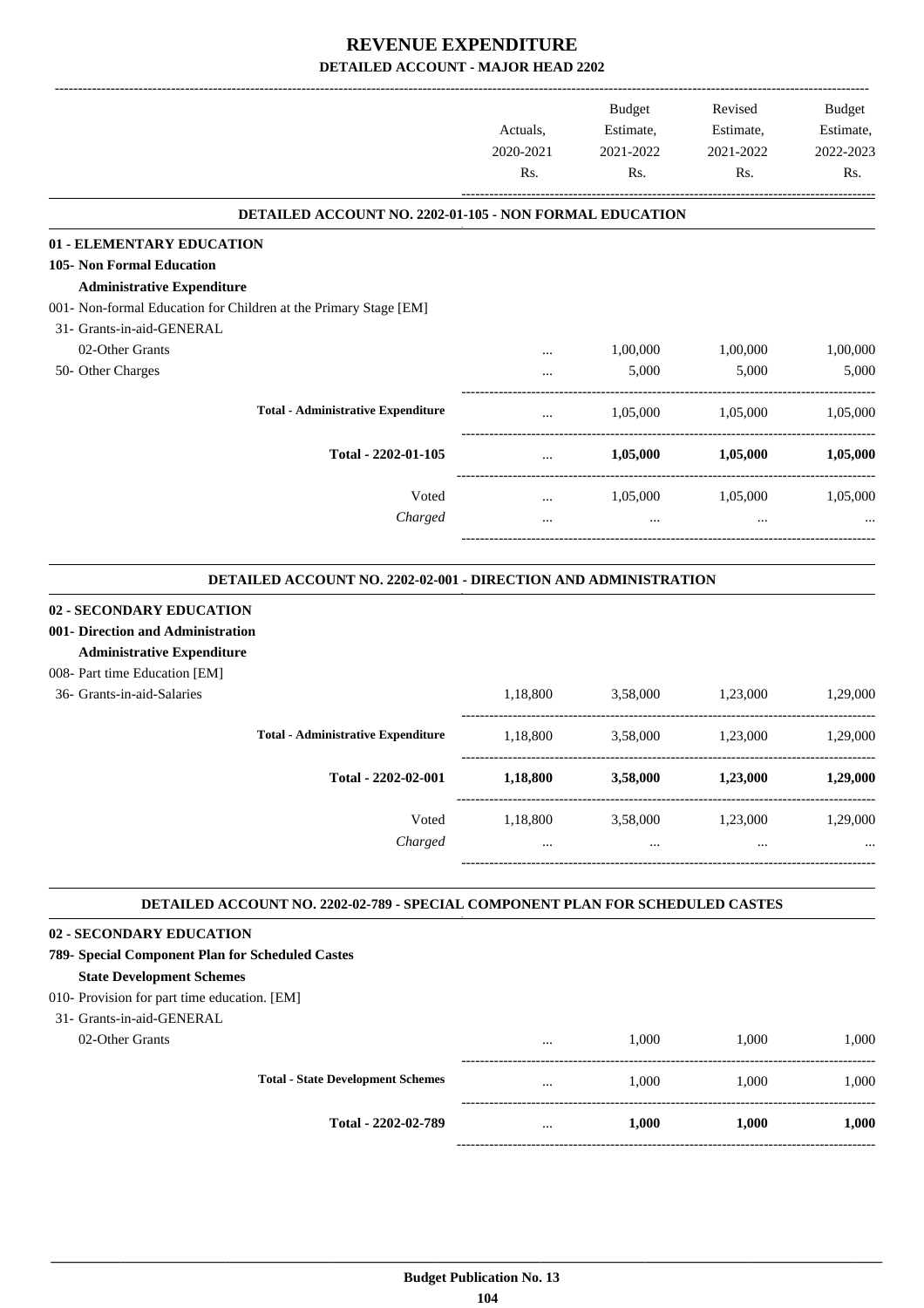# REVENUE EXPENDITURE

## DETAILED ACCOUNT - MAJOR HEAD 2202

| | Actuals, 2020-2021 Rs. | Budget Estimate, 2021-2022 Rs. | Revised Estimate, 2021-2022 Rs. | Budget Estimate, 2022-2023 Rs. |
|---|---|---|---|---|
| **DETAILED ACCOUNT NO. 2202-01-105 - NON FORMAL EDUCATION** | | | | |
| **01 - ELEMENTARY EDUCATION** | | | | |
| **105- Non Formal Education** | | | | |
| **Administrative Expenditure** | | | | |
| 001- Non-formal Education for Children at the Primary Stage [EM] | | | | |
| 31- Grants-in-aid-GENERAL | | | | |
| 02-Other Grants | ... | 1,00,000 | 1,00,000 | 1,00,000 |
| 50- Other Charges | ... | 5,000 | 5,000 | 5,000 |
| **Total - Administrative Expenditure** | ... | 1,05,000 | 1,05,000 | 1,05,000 |
| **Total - 2202-01-105** | ... | **1,05,000** | **1,05,000** | **1,05,000** |
| Voted | ... | 1,05,000 | 1,05,000 | 1,05,000 |
| *Charged* | ... | ... | ... | ... |
| **DETAILED ACCOUNT NO. 2202-02-001 - DIRECTION AND ADMINISTRATION** | | | | |
| **02 - SECONDARY EDUCATION** | | | | |
| **001- Direction and Administration** | | | | |
| **Administrative Expenditure** | | | | |
| 008- Part time Education [EM] | | | | |
| 36- Grants-in-aid-Salaries | 1,18,800 | 3,58,000 | 1,23,000 | 1,29,000 |
| **Total - Administrative Expenditure** | 1,18,800 | 3,58,000 | 1,23,000 | 1,29,000 |
| **Total - 2202-02-001** | **1,18,800** | **3,58,000** | **1,23,000** | **1,29,000** |
| Voted | 1,18,800 | 3,58,000 | 1,23,000 | 1,29,000 |
| *Charged* | ... | ... | ... | ... |
| **DETAILED ACCOUNT NO. 2202-02-789 - SPECIAL COMPONENT PLAN FOR SCHEDULED CASTES** | | | | |
| **02 - SECONDARY EDUCATION** | | | | |
| **789- Special Component Plan for Scheduled Castes** | | | | |
| **State Development Schemes** | | | | |
| 010- Provision for part time education. [EM] | | | | |
| 31- Grants-in-aid-GENERAL | | | | |
| 02-Other Grants | ... | 1,000 | 1,000 | 1,000 |
| **Total - State Development Schemes** | ... | 1,000 | 1,000 | 1,000 |
| **Total - 2202-02-789** | ... | **1,000** | **1,000** | **1,000** |

**Budget Publication No. 13**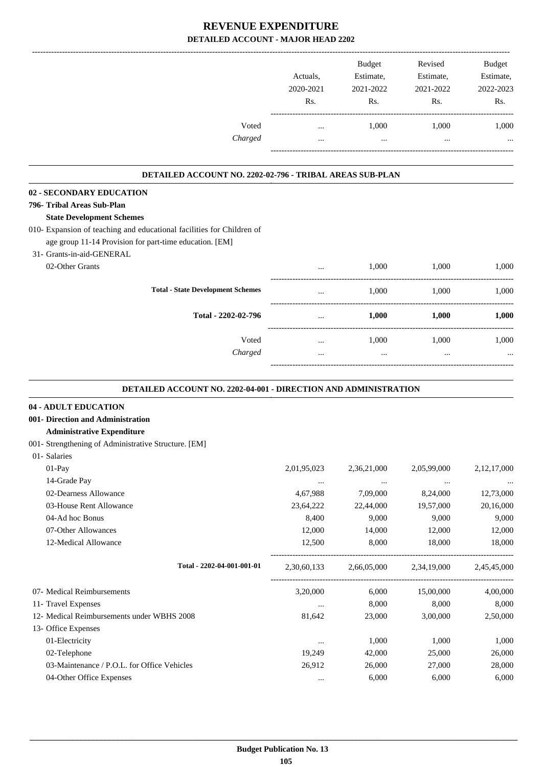# REVENUE EXPENDITURE

## DETAILED ACCOUNT - MAJOR HEAD 2202

| | Actuals, 2020-2021 Rs. | Budget Estimate, 2021-2022 Rs. | Revised Estimate, 2021-2022 Rs. | Budget Estimate, 2022-2023 Rs. |
|---|---|---|---|---|
| Voted | ... | 1,000 | 1,000 | 1,000 |
| *Charged* | ... | ... | ... | ... |

### DETAILED ACCOUNT NO. 2202-02-796 - TRIBAL AREAS SUB-PLAN

| | Actuals, 2020-2021 Rs. | Budget Estimate, 2021-2022 Rs. | Revised Estimate, 2021-2022 Rs. | Budget Estimate, 2022-2023 Rs. |
|---|---|---|---|---|
| **02 - SECONDARY EDUCATION** | | | | |
| **796- Tribal Areas Sub-Plan** | | | | |
| **State Development Schemes** | | | | |
| 010- Expansion of teaching and educational facilities for Children of age group 11-14 Provision for part-time education. [EM] | | | | |
| 31- Grants-in-aid-GENERAL | | | | |
| 02-Other Grants | ... | 1,000 | 1,000 | 1,000 |
| **Total - State Development Schemes** | ... | 1,000 | 1,000 | 1,000 |
| **Total - 2202-02-796** | ... | **1,000** | **1,000** | **1,000** |
| Voted | ... | 1,000 | 1,000 | 1,000 |
| *Charged* | ... | ... | ... | ... |

### DETAILED ACCOUNT NO. 2202-04-001 - DIRECTION AND ADMINISTRATION

| | Actuals, 2020-2021 Rs. | Budget Estimate, 2021-2022 Rs. | Revised Estimate, 2021-2022 Rs. | Budget Estimate, 2022-2023 Rs. |
|---|---|---|---|---|
| **04 - ADULT EDUCATION** | | | | |
| **001- Direction and Administration** | | | | |
| **Administrative Expenditure** | | | | |
| 001- Strengthening of Administrative Structure. [EM] | | | | |
| 01- Salaries | | | | |
| 01-Pay | 2,01,95,023 | 2,36,21,000 | 2,05,99,000 | 2,12,17,000 |
| 14-Grade Pay | ... | ... | ... | ... |
| 02-Dearness Allowance | 4,67,988 | 7,09,000 | 8,24,000 | 12,73,000 |
| 03-House Rent Allowance | 23,64,222 | 22,44,000 | 19,57,000 | 20,16,000 |
| 04-Ad hoc Bonus | 8,400 | 9,000 | 9,000 | 9,000 |
| 07-Other Allowances | 12,000 | 14,000 | 12,000 | 12,000 |
| 12-Medical Allowance | 12,500 | 8,000 | 18,000 | 18,000 |
| **Total - 2202-04-001-001-01** | 2,30,60,133 | 2,66,05,000 | 2,34,19,000 | 2,45,45,000 |
| 07- Medical Reimbursements | 3,20,000 | 6,000 | 15,00,000 | 4,00,000 |
| 11- Travel Expenses | ... | 8,000 | 8,000 | 8,000 |
| 12- Medical Reimbursements under WBHS 2008 | 81,642 | 23,000 | 3,00,000 | 2,50,000 |
| 13- Office Expenses | | | | |
| 01-Electricity | ... | 1,000 | 1,000 | 1,000 |
| 02-Telephone | 19,249 | 42,000 | 25,000 | 26,000 |
| 03-Maintenance / P.O.L. for Office Vehicles | 26,912 | 26,000 | 27,000 | 28,000 |
| 04-Other Office Expenses | ... | 6,000 | 6,000 | 6,000 |

Budget Publication No. 13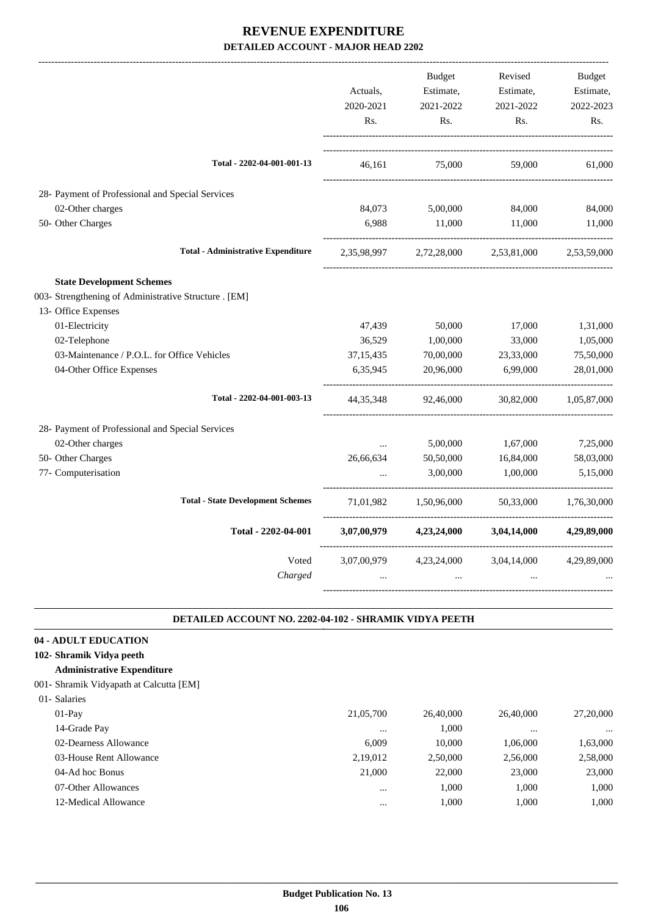# REVENUE EXPENDITURE

**DETAILED ACCOUNT - MAJOR HEAD 2202**

| | Actuals, 2020-2021 Rs. | Budget Estimate, 2021-2022 Rs. | Revised Estimate, 2021-2022 Rs. | Budget Estimate, 2022-2023 Rs. |
|---|---|---|---|---|
| Total - 2202-04-001-001-13 | 46,161 | 75,000 | 59,000 | 61,000 |
| 28- Payment of Professional and Special Services | | | | |
| 02-Other charges | 84,073 | 5,00,000 | 84,000 | 84,000 |
| 50- Other Charges | 6,988 | 11,000 | 11,000 | 11,000 |
| Total - Administrative Expenditure | 2,35,98,997 | 2,72,28,000 | 2,53,81,000 | 2,53,59,000 |
| **State Development Schemes** | | | | |
| 003- Strengthening of Administrative Structure . [EM] | | | | |
| 13- Office Expenses | | | | |
| 01-Electricity | 47,439 | 50,000 | 17,000 | 1,31,000 |
| 02-Telephone | 36,529 | 1,00,000 | 33,000 | 1,05,000 |
| 03-Maintenance / P.O.L. for Office Vehicles | 37,15,435 | 70,00,000 | 23,33,000 | 75,50,000 |
| 04-Other Office Expenses | 6,35,945 | 20,96,000 | 6,99,000 | 28,01,000 |
| Total - 2202-04-001-003-13 | 44,35,348 | 92,46,000 | 30,82,000 | 1,05,87,000 |
| 28- Payment of Professional and Special Services | | | | |
| 02-Other charges | ... | 5,00,000 | 1,67,000 | 7,25,000 |
| 50- Other Charges | 26,66,634 | 50,50,000 | 16,84,000 | 58,03,000 |
| 77- Computerisation | ... | 3,00,000 | 1,00,000 | 5,15,000 |
| Total - State Development Schemes | 71,01,982 | 1,50,96,000 | 50,33,000 | 1,76,30,000 |
| **Total - 2202-04-001** | **3,07,00,979** | **4,23,24,000** | **3,04,14,000** | **4,29,89,000** |
| Voted | 3,07,00,979 | 4,23,24,000 | 3,04,14,000 | 4,29,89,000 |
| *Charged* | ... | ... | ... | ... |

## DETAILED ACCOUNT NO. 2202-04-102 - SHRAMIK VIDYA PEETH

**04 - ADULT EDUCATION**

**102- Shramik Vidya peeth**

**Administrative Expenditure**

| | Actuals, 2020-2021 Rs. | Budget Estimate, 2021-2022 Rs. | Revised Estimate, 2021-2022 Rs. | Budget Estimate, 2022-2023 Rs. |
|---|---|---|---|---|
| 001- Shramik Vidyapath at Calcutta [EM] | | | | |
| 01- Salaries | | | | |
| 01-Pay | 21,05,700 | 26,40,000 | 26,40,000 | 27,20,000 |
| 14-Grade Pay | ... | 1,000 | ... | ... |
| 02-Dearness Allowance | 6,009 | 10,000 | 1,06,000 | 1,63,000 |
| 03-House Rent Allowance | 2,19,012 | 2,50,000 | 2,56,000 | 2,58,000 |
| 04-Ad hoc Bonus | 21,000 | 22,000 | 23,000 | 23,000 |
| 07-Other Allowances | ... | 1,000 | 1,000 | 1,000 |
| 12-Medical Allowance | ... | 1,000 | 1,000 | 1,000 |

Budget Publication No. 13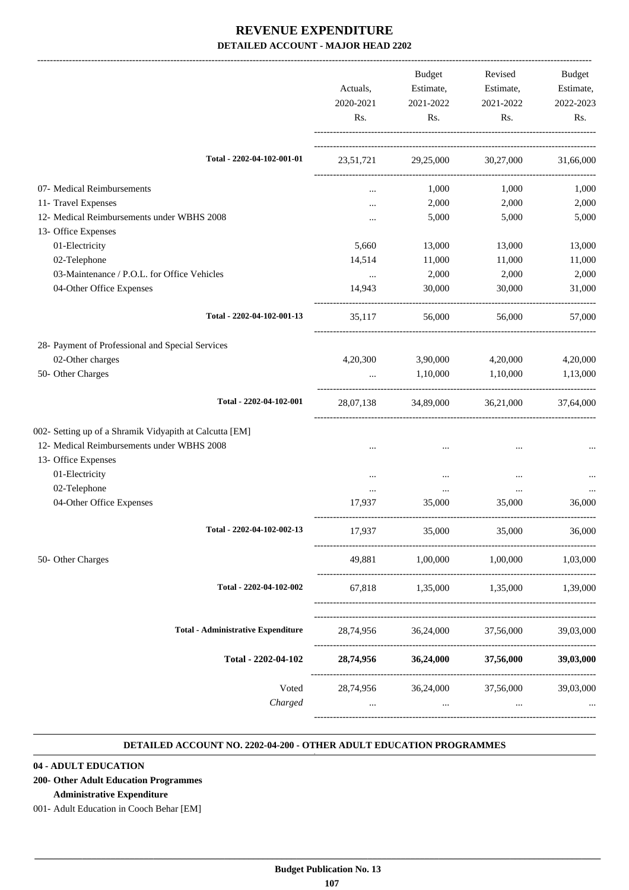# REVENUE EXPENDITURE
## DETAILED ACCOUNT - MAJOR HEAD 2202

| | Actuals, 2020-2021 Rs. | Budget Estimate, 2021-2022 Rs. | Revised Estimate, 2021-2022 Rs. | Budget Estimate, 2022-2023 Rs. |
|---|---|---|---|---|
| **Total - 2202-04-102-001-01** | 23,51,721 | 29,25,000 | 30,27,000 | 31,66,000 |
| 07- Medical Reimbursements | ... | 1,000 | 1,000 | 1,000 |
| 11- Travel Expenses | ... | 2,000 | 2,000 | 2,000 |
| 12- Medical Reimbursements under WBHS 2008 | ... | 5,000 | 5,000 | 5,000 |
| 13- Office Expenses | | | | |
| 01-Electricity | 5,660 | 13,000 | 13,000 | 13,000 |
| 02-Telephone | 14,514 | 11,000 | 11,000 | 11,000 |
| 03-Maintenance / P.O.L. for Office Vehicles | ... | 2,000 | 2,000 | 2,000 |
| 04-Other Office Expenses | 14,943 | 30,000 | 30,000 | 31,000 |
| **Total - 2202-04-102-001-13** | 35,117 | 56,000 | 56,000 | 57,000 |
| 28- Payment of Professional and Special Services | | | | |
| 02-Other charges | 4,20,300 | 3,90,000 | 4,20,000 | 4,20,000 |
| 50- Other Charges | ... | 1,10,000 | 1,10,000 | 1,13,000 |
| **Total - 2202-04-102-001** | 28,07,138 | 34,89,000 | 36,21,000 | 37,64,000 |
| 002- Setting up of a Shramik Vidyapith at Calcutta [EM] | | | | |
| 12- Medical Reimbursements under WBHS 2008 | ... | ... | ... | ... |
| 13- Office Expenses | | | | |
| 01-Electricity | ... | ... | ... | ... |
| 02-Telephone | ... | ... | ... | ... |
| 04-Other Office Expenses | 17,937 | 35,000 | 35,000 | 36,000 |
| **Total - 2202-04-102-002-13** | 17,937 | 35,000 | 35,000 | 36,000 |
| 50- Other Charges | 49,881 | 1,00,000 | 1,00,000 | 1,03,000 |
| **Total - 2202-04-102-002** | 67,818 | 1,35,000 | 1,35,000 | 1,39,000 |
| **Total - Administrative Expenditure** | 28,74,956 | 36,24,000 | 37,56,000 | 39,03,000 |
| **Total - 2202-04-102** | **28,74,956** | **36,24,000** | **37,56,000** | **39,03,000** |
| Voted | 28,74,956 | 36,24,000 | 37,56,000 | 39,03,000 |
| *Charged* | ... | ... | ... | ... |

### DETAILED ACCOUNT NO. 2202-04-200 - OTHER ADULT EDUCATION PROGRAMMES

**04 - ADULT EDUCATION**

**200- Other Adult Education Programmes**

**Administrative Expenditure**

001- Adult Education in Cooch Behar [EM]

**Budget Publication No. 13**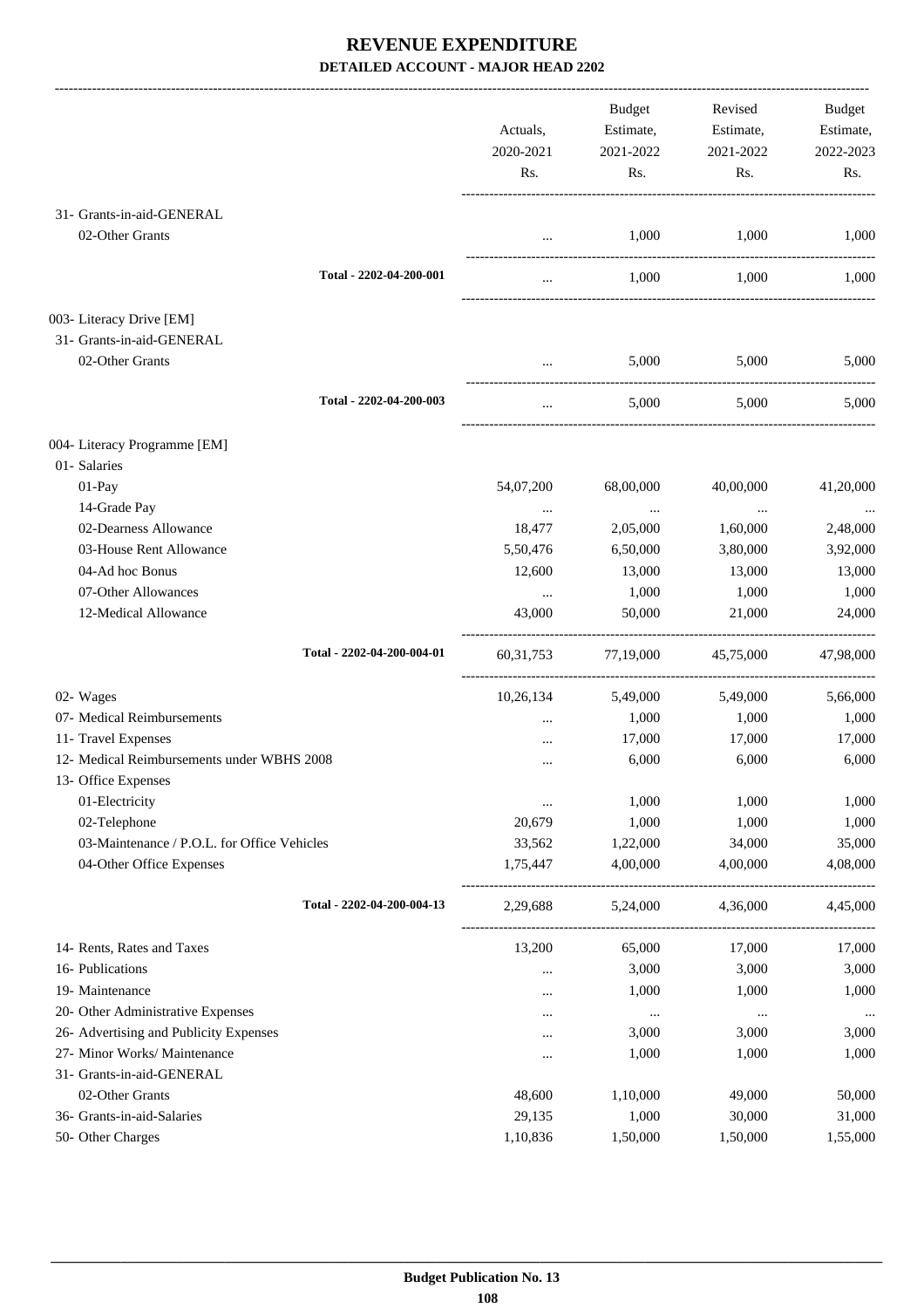# REVENUE EXPENDITURE

## DETAILED ACCOUNT - MAJOR HEAD 2202

| | Actuals, 2020-2021 Rs. | Budget Estimate, 2021-2022 Rs. | Revised Estimate, 2021-2022 Rs. | Budget Estimate, 2022-2023 Rs. |
|---|---|---|---|---|
| 31- Grants-in-aid-GENERAL | | | | |
| 02-Other Grants | ... | 1,000 | 1,000 | 1,000 |
| Total - 2202-04-200-001 | ... | 1,000 | 1,000 | 1,000 |
| 003- Literacy Drive [EM] | | | | |
| 31- Grants-in-aid-GENERAL | | | | |
| 02-Other Grants | ... | 5,000 | 5,000 | 5,000 |
| Total - 2202-04-200-003 | ... | 5,000 | 5,000 | 5,000 |
| 004- Literacy Programme [EM] | | | | |
| 01- Salaries | | | | |
| 01-Pay | 54,07,200 | 68,00,000 | 40,00,000 | 41,20,000 |
| 14-Grade Pay | ... | ... | ... | ... |
| 02-Dearness Allowance | 18,477 | 2,05,000 | 1,60,000 | 2,48,000 |
| 03-House Rent Allowance | 5,50,476 | 6,50,000 | 3,80,000 | 3,92,000 |
| 04-Ad hoc Bonus | 12,600 | 13,000 | 13,000 | 13,000 |
| 07-Other Allowances | ... | 1,000 | 1,000 | 1,000 |
| 12-Medical Allowance | 43,000 | 50,000 | 21,000 | 24,000 |
| Total - 2202-04-200-004-01 | 60,31,753 | 77,19,000 | 45,75,000 | 47,98,000 |
| 02- Wages | 10,26,134 | 5,49,000 | 5,49,000 | 5,66,000 |
| 07- Medical Reimbursements | ... | 1,000 | 1,000 | 1,000 |
| 11- Travel Expenses | ... | 17,000 | 17,000 | 17,000 |
| 12- Medical Reimbursements under WBHS 2008 | ... | 6,000 | 6,000 | 6,000 |
| 13- Office Expenses | | | | |
| 01-Electricity | ... | 1,000 | 1,000 | 1,000 |
| 02-Telephone | 20,679 | 1,000 | 1,000 | 1,000 |
| 03-Maintenance / P.O.L. for Office Vehicles | 33,562 | 1,22,000 | 34,000 | 35,000 |
| 04-Other Office Expenses | 1,75,447 | 4,00,000 | 4,00,000 | 4,08,000 |
| Total - 2202-04-200-004-13 | 2,29,688 | 5,24,000 | 4,36,000 | 4,45,000 |
| 14- Rents, Rates and Taxes | 13,200 | 65,000 | 17,000 | 17,000 |
| 16- Publications | ... | 3,000 | 3,000 | 3,000 |
| 19- Maintenance | ... | 1,000 | 1,000 | 1,000 |
| 20- Other Administrative Expenses | ... | ... | ... | ... |
| 26- Advertising and Publicity Expenses | ... | 3,000 | 3,000 | 3,000 |
| 27- Minor Works/ Maintenance | ... | 1,000 | 1,000 | 1,000 |
| 31- Grants-in-aid-GENERAL | | | | |
| 02-Other Grants | 48,600 | 1,10,000 | 49,000 | 50,000 |
| 36- Grants-in-aid-Salaries | 29,135 | 1,000 | 30,000 | 31,000 |
| 50- Other Charges | 1,10,836 | 1,50,000 | 1,50,000 | 1,55,000 |

Budget Publication No. 13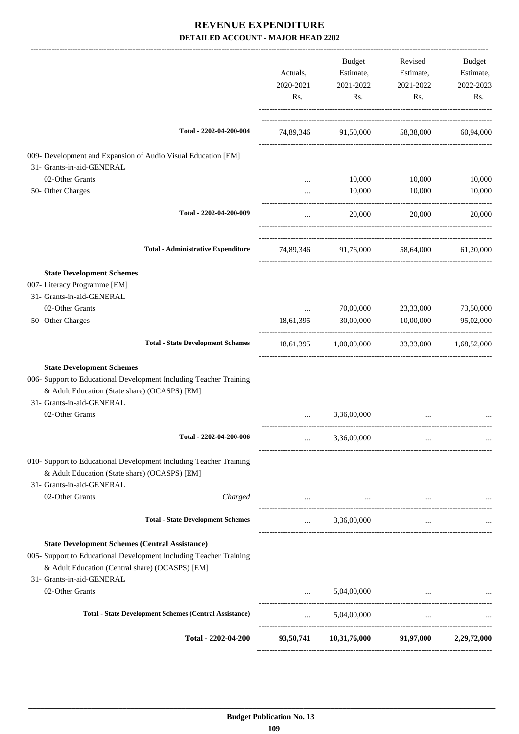# REVENUE EXPENDITURE

## DETAILED ACCOUNT - MAJOR HEAD 2202

| | Actuals, 2020-2021 Rs. | Budget Estimate, 2021-2022 Rs. | Revised Estimate, 2021-2022 Rs. | Budget Estimate, 2022-2023 Rs. |
|---|---|---|---|---|
| **Total - 2202-04-200-004** | 74,89,346 | 91,50,000 | 58,38,000 | 60,94,000 |
| 009- Development and Expansion of Audio Visual Education [EM] | | | | |
| 31- Grants-in-aid-GENERAL | | | | |
| 02-Other Grants | ... | 10,000 | 10,000 | 10,000 |
| 50- Other Charges | ... | 10,000 | 10,000 | 10,000 |
| **Total - 2202-04-200-009** | ... | 20,000 | 20,000 | 20,000 |
| **Total - Administrative Expenditure** | 74,89,346 | 91,76,000 | 58,64,000 | 61,20,000 |
| **State Development Schemes** | | | | |
| 007- Literacy Programme [EM] | | | | |
| 31- Grants-in-aid-GENERAL | | | | |
| 02-Other Grants | ... | 70,00,000 | 23,33,000 | 73,50,000 |
| 50- Other Charges | 18,61,395 | 30,00,000 | 10,00,000 | 95,02,000 |
| **Total - State Development Schemes** | 18,61,395 | 1,00,00,000 | 33,33,000 | 1,68,52,000 |
| **State Development Schemes** | | | | |
| 006- Support to Educational Development Including Teacher Training & Adult Education (State share) (OCASPS) [EM] | | | | |
| 31- Grants-in-aid-GENERAL | | | | |
| 02-Other Grants | ... | 3,36,00,000 | ... | ... |
| **Total - 2202-04-200-006** | ... | 3,36,00,000 | ... | ... |
| 010- Support to Educational Development Including Teacher Training & Adult Education (State share) (OCASPS) [EM] | | | | |
| 31- Grants-in-aid-GENERAL | | | | |
| 02-Other Grants *Charged* | ... | ... | ... | ... |
| **Total - State Development Schemes** | ... | 3,36,00,000 | ... | ... |
| **State Development Schemes (Central Assistance)** | | | | |
| 005- Support to Educational Development Including Teacher Training & Adult Education (Central share) (OCASPS) [EM] | | | | |
| 31- Grants-in-aid-GENERAL | | | | |
| 02-Other Grants | ... | 5,04,00,000 | ... | ... |
| **Total - State Development Schemes (Central Assistance)** | ... | 5,04,00,000 | ... | ... |
| **Total - 2202-04-200** | **93,50,741** | **10,31,76,000** | **91,97,000** | **2,29,72,000** |

**Budget Publication No. 13**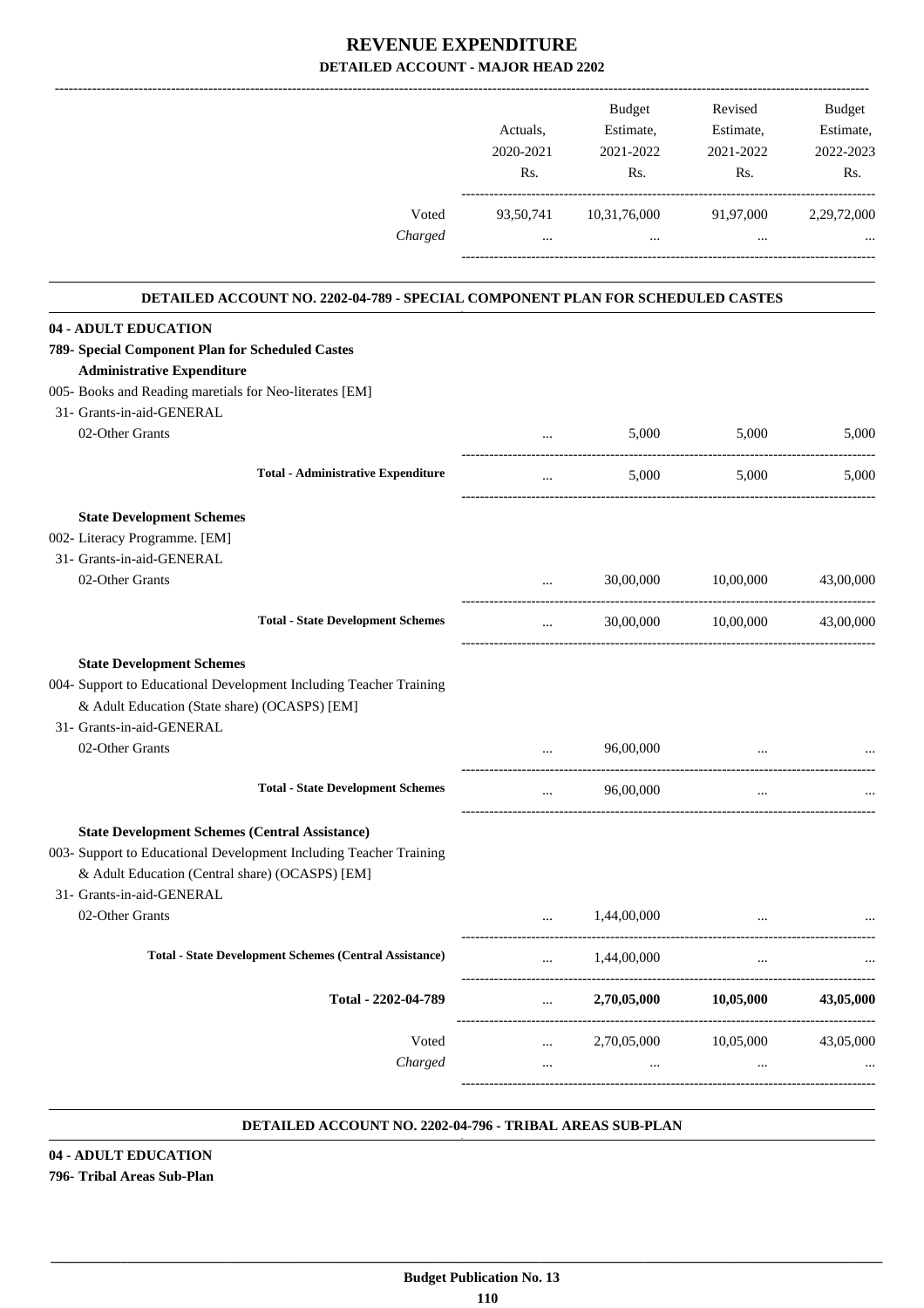# REVENUE EXPENDITURE

## DETAILED ACCOUNT - MAJOR HEAD 2202

| | Actuals, 2020-2021 Rs. | Budget Estimate, 2021-2022 Rs. | Revised Estimate, 2021-2022 Rs. | Budget Estimate, 2022-2023 Rs. |
|---|---|---|---|---|
| Voted | 93,50,741 | 10,31,76,000 | 91,97,000 | 2,29,72,000 |
| *Charged* | ... | ... | ... | ... |

### DETAILED ACCOUNT NO. 2202-04-789 - SPECIAL COMPONENT PLAN FOR SCHEDULED CASTES

| | Actuals, 2020-2021 Rs. | Budget Estimate, 2021-2022 Rs. | Revised Estimate, 2021-2022 Rs. | Budget Estimate, 2022-2023 Rs. |
|---|---|---|---|---|
| **04 - ADULT EDUCATION** | | | | |
| **789- Special Component Plan for Scheduled Castes** | | | | |
| **Administrative Expenditure** | | | | |
| 005- Books and Reading maretials for Neo-literates [EM] | | | | |
| 31- Grants-in-aid-GENERAL | | | | |
| 02-Other Grants | ... | 5,000 | 5,000 | 5,000 |
| **Total - Administrative Expenditure** | ... | 5,000 | 5,000 | 5,000 |
| **State Development Schemes** | | | | |
| 002- Literacy Programme. [EM] | | | | |
| 31- Grants-in-aid-GENERAL | | | | |
| 02-Other Grants | ... | 30,00,000 | 10,00,000 | 43,00,000 |
| **Total - State Development Schemes** | ... | 30,00,000 | 10,00,000 | 43,00,000 |
| **State Development Schemes** | | | | |
| 004- Support to Educational Development Including Teacher Training & Adult Education (State share) (OCASPS) [EM] | | | | |
| 31- Grants-in-aid-GENERAL | | | | |
| 02-Other Grants | ... | 96,00,000 | ... | ... |
| **Total - State Development Schemes** | ... | 96,00,000 | ... | ... |
| **State Development Schemes (Central Assistance)** | | | | |
| 003- Support to Educational Development Including Teacher Training & Adult Education (Central share) (OCASPS) [EM] | | | | |
| 31- Grants-in-aid-GENERAL | | | | |
| 02-Other Grants | ... | 1,44,00,000 | ... | ... |
| **Total - State Development Schemes (Central Assistance)** | ... | 1,44,00,000 | ... | ... |
| **Total - 2202-04-789** | ... | **2,70,05,000** | **10,05,000** | **43,05,000** |
| Voted | ... | 2,70,05,000 | 10,05,000 | 43,05,000 |
| *Charged* | ... | ... | ... | ... |

### DETAILED ACCOUNT NO. 2202-04-796 - TRIBAL AREAS SUB-PLAN

**04 - ADULT EDUCATION**

**796- Tribal Areas Sub-Plan**

**Budget Publication No. 13**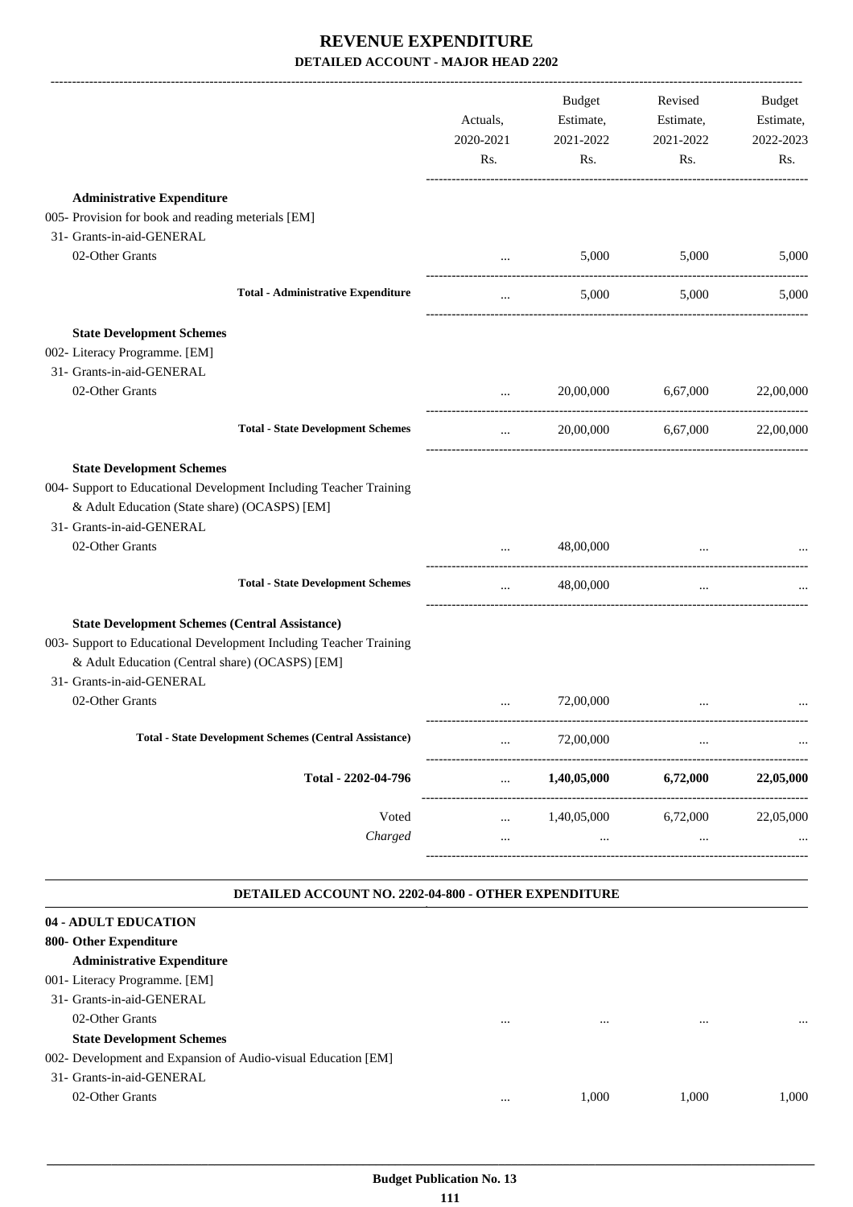# REVENUE EXPENDITURE

## DETAILED ACCOUNT - MAJOR HEAD 2202

| | Actuals, 2020-2021 Rs. | Budget Estimate, 2021-2022 Rs. | Revised Estimate, 2021-2022 Rs. | Budget Estimate, 2022-2023 Rs. |
|---|---|---|---|---|
| **Administrative Expenditure** | | | | |
| 005- Provision for book and reading meterials [EM] | | | | |
| 31- Grants-in-aid-GENERAL | | | | |
| 02-Other Grants | ... | 5,000 | 5,000 | 5,000 |
| **Total - Administrative Expenditure** | ... | 5,000 | 5,000 | 5,000 |
| **State Development Schemes** | | | | |
| 002- Literacy Programme. [EM] | | | | |
| 31- Grants-in-aid-GENERAL | | | | |
| 02-Other Grants | ... | 20,00,000 | 6,67,000 | 22,00,000 |
| **Total - State Development Schemes** | ... | 20,00,000 | 6,67,000 | 22,00,000 |
| **State Development Schemes** | | | | |
| 004- Support to Educational Development Including Teacher Training & Adult Education (State share) (OCASPS) [EM] | | | | |
| 31- Grants-in-aid-GENERAL | | | | |
| 02-Other Grants | ... | 48,00,000 | ... | ... |
| **Total - State Development Schemes** | ... | 48,00,000 | ... | ... |
| **State Development Schemes (Central Assistance)** | | | | |
| 003- Support to Educational Development Including Teacher Training & Adult Education (Central share) (OCASPS) [EM] | | | | |
| 31- Grants-in-aid-GENERAL | | | | |
| 02-Other Grants | ... | 72,00,000 | ... | ... |
| **Total - State Development Schemes (Central Assistance)** | ... | 72,00,000 | ... | ... |
| **Total - 2202-04-796** | ... | **1,40,05,000** | **6,72,000** | **22,05,000** |
| Voted | ... | 1,40,05,000 | 6,72,000 | 22,05,000 |
| *Charged* | ... | ... | ... | ... |

### DETAILED ACCOUNT NO. 2202-04-800 - OTHER EXPENDITURE

| | | | | |
|---|---|---|---|---|
| **04 - ADULT EDUCATION** | | | | |
| **800- Other Expenditure** | | | | |
| **Administrative Expenditure** | | | | |
| 001- Literacy Programme. [EM] | | | | |
| 31- Grants-in-aid-GENERAL | | | | |
| 02-Other Grants | ... | ... | ... | ... |
| **State Development Schemes** | | | | |
| 002- Development and Expansion of Audio-visual Education [EM] | | | | |
| 31- Grants-in-aid-GENERAL | | | | |
| 02-Other Grants | ... | 1,000 | 1,000 | 1,000 |

Budget Publication No. 13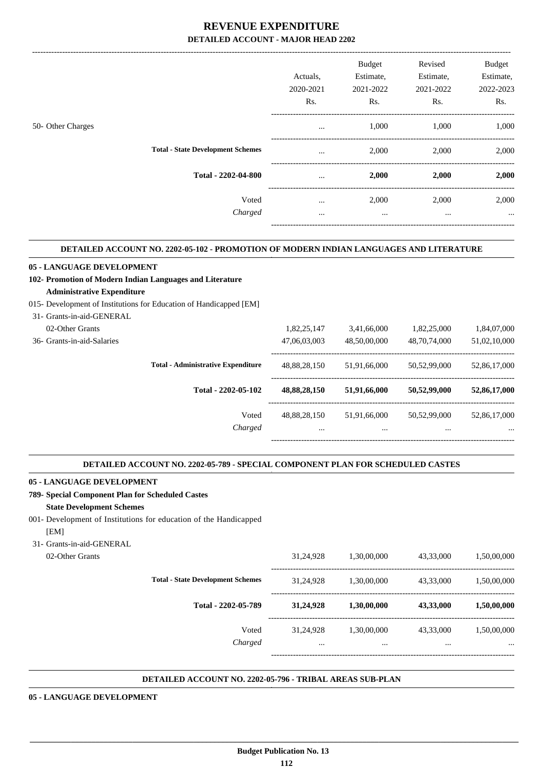# REVENUE EXPENDITURE

## DETAILED ACCOUNT - MAJOR HEAD 2202

| | Actuals, 2020-2021 Rs. | Budget Estimate, 2021-2022 Rs. | Revised Estimate, 2021-2022 Rs. | Budget Estimate, 2022-2023 Rs. |
|---|---|---|---|---|
| 50- Other Charges | ... | 1,000 | 1,000 | 1,000 |
| **Total - State Development Schemes** | ... | 2,000 | 2,000 | 2,000 |
| **Total - 2202-04-800** | ... | **2,000** | **2,000** | **2,000** |
| Voted | ... | 2,000 | 2,000 | 2,000 |
| *Charged* | ... | ... | ... | ... |

### DETAILED ACCOUNT NO. 2202-05-102 - PROMOTION OF MODERN INDIAN LANGUAGES AND LITERATURE

**05 - LANGUAGE DEVELOPMENT**

**102- Promotion of Modern Indian Languages and Literature**

**Administrative Expenditure**

015- Development of Institutions for Education of Handicapped [EM]

| | Actuals, 2020-2021 Rs. | Budget Estimate, 2021-2022 Rs. | Revised Estimate, 2021-2022 Rs. | Budget Estimate, 2022-2023 Rs. |
|---|---|---|---|---|
| 31- Grants-in-aid-GENERAL | | | | |
| 02-Other Grants | 1,82,25,147 | 3,41,66,000 | 1,82,25,000 | 1,84,07,000 |
| 36- Grants-in-aid-Salaries | 47,06,03,003 | 48,50,00,000 | 48,70,74,000 | 51,02,10,000 |
| **Total - Administrative Expenditure** | 48,88,28,150 | 51,91,66,000 | 50,52,99,000 | 52,86,17,000 |
| **Total - 2202-05-102** | **48,88,28,150** | **51,91,66,000** | **50,52,99,000** | **52,86,17,000** |
| Voted | 48,88,28,150 | 51,91,66,000 | 50,52,99,000 | 52,86,17,000 |
| *Charged* | ... | ... | ... | ... |

### DETAILED ACCOUNT NO. 2202-05-789 - SPECIAL COMPONENT PLAN FOR SCHEDULED CASTES

**05 - LANGUAGE DEVELOPMENT**

**789- Special Component Plan for Scheduled Castes**

**State Development Schemes**

001- Development of Institutions for education of the Handicapped [EM]

| | Actuals, 2020-2021 Rs. | Budget Estimate, 2021-2022 Rs. | Revised Estimate, 2021-2022 Rs. | Budget Estimate, 2022-2023 Rs. |
|---|---|---|---|---|
| 31- Grants-in-aid-GENERAL | | | | |
| 02-Other Grants | 31,24,928 | 1,30,00,000 | 43,33,000 | 1,50,00,000 |
| **Total - State Development Schemes** | 31,24,928 | 1,30,00,000 | 43,33,000 | 1,50,00,000 |
| **Total - 2202-05-789** | **31,24,928** | **1,30,00,000** | **43,33,000** | **1,50,00,000** |
| Voted | 31,24,928 | 1,30,00,000 | 43,33,000 | 1,50,00,000 |
| *Charged* | ... | ... | ... | ... |

### DETAILED ACCOUNT NO. 2202-05-796 - TRIBAL AREAS SUB-PLAN

**05 - LANGUAGE DEVELOPMENT**

**Budget Publication No. 13**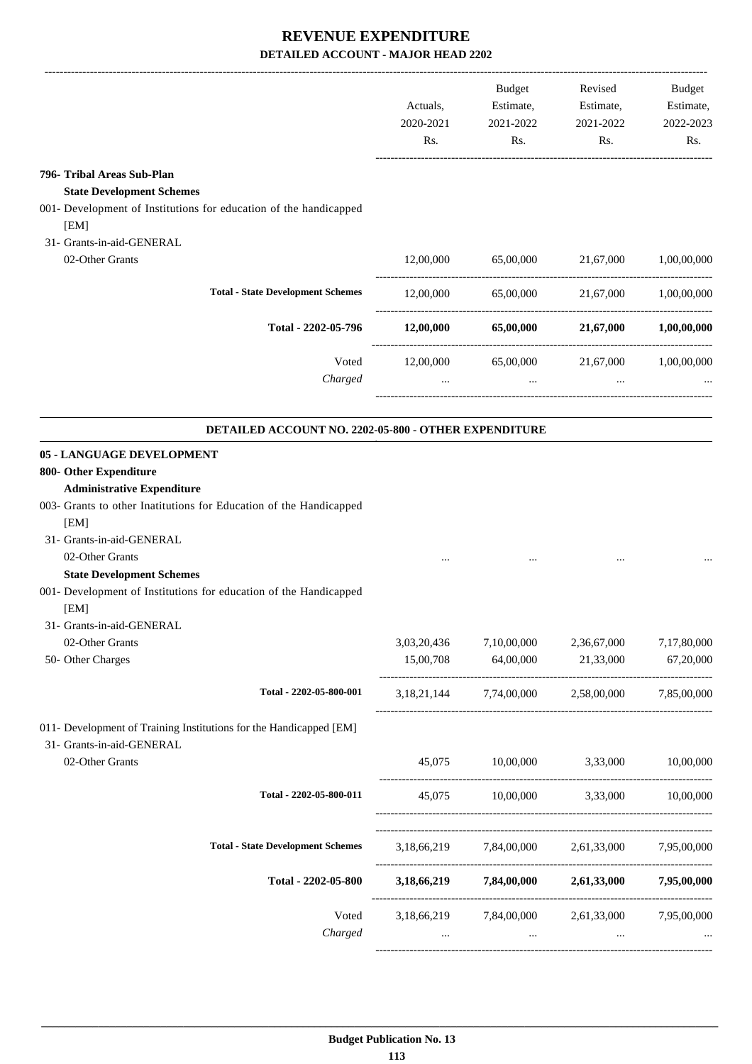# REVENUE EXPENDITURE

## DETAILED ACCOUNT - MAJOR HEAD 2202

| | Actuals, 2020-2021 Rs. | Budget Estimate, 2021-2022 Rs. | Revised Estimate, 2021-2022 Rs. | Budget Estimate, 2022-2023 Rs. |
|---|---|---|---|---|
| **796- Tribal Areas Sub-Plan** | | | | |
| **State Development Schemes** | | | | |
| 001- Development of Institutions for education of the handicapped [EM] | | | | |
| 31- Grants-in-aid-GENERAL | | | | |
| 02-Other Grants | 12,00,000 | 65,00,000 | 21,67,000 | 1,00,00,000 |
| **Total - State Development Schemes** | 12,00,000 | 65,00,000 | 21,67,000 | 1,00,00,000 |
| **Total - 2202-05-796** | **12,00,000** | **65,00,000** | **21,67,000** | **1,00,00,000** |
| Voted | 12,00,000 | 65,00,000 | 21,67,000 | 1,00,00,000 |
| *Charged* | ... | ... | ... | ... |

### DETAILED ACCOUNT NO. 2202-05-800 - OTHER EXPENDITURE

| | Actuals, 2020-2021 Rs. | Budget Estimate, 2021-2022 Rs. | Revised Estimate, 2021-2022 Rs. | Budget Estimate, 2022-2023 Rs. |
|---|---|---|---|---|
| **05 - LANGUAGE DEVELOPMENT** | | | | |
| **800- Other Expenditure** | | | | |
| **Administrative Expenditure** | | | | |
| 003- Grants to other Inatitutions for Education of the Handicapped [EM] | | | | |
| 31- Grants-in-aid-GENERAL | | | | |
| 02-Other Grants | ... | ... | ... | ... |
| **State Development Schemes** | | | | |
| 001- Development of Institutions for education of the Handicapped [EM] | | | | |
| 31- Grants-in-aid-GENERAL | | | | |
| 02-Other Grants | 3,03,20,436 | 7,10,00,000 | 2,36,67,000 | 7,17,80,000 |
| 50- Other Charges | 15,00,708 | 64,00,000 | 21,33,000 | 67,20,000 |
| **Total - 2202-05-800-001** | 3,18,21,144 | 7,74,00,000 | 2,58,00,000 | 7,85,00,000 |
| 011- Development of Training Institutions for the Handicapped [EM] | | | | |
| 31- Grants-in-aid-GENERAL | | | | |
| 02-Other Grants | 45,075 | 10,00,000 | 3,33,000 | 10,00,000 |
| **Total - 2202-05-800-011** | 45,075 | 10,00,000 | 3,33,000 | 10,00,000 |
| **Total - State Development Schemes** | 3,18,66,219 | 7,84,00,000 | 2,61,33,000 | 7,95,00,000 |
| **Total - 2202-05-800** | **3,18,66,219** | **7,84,00,000** | **2,61,33,000** | **7,95,00,000** |
| Voted | 3,18,66,219 | 7,84,00,000 | 2,61,33,000 | 7,95,00,000 |
| *Charged* | ... | ... | ... | ... |

**Budget Publication No. 13**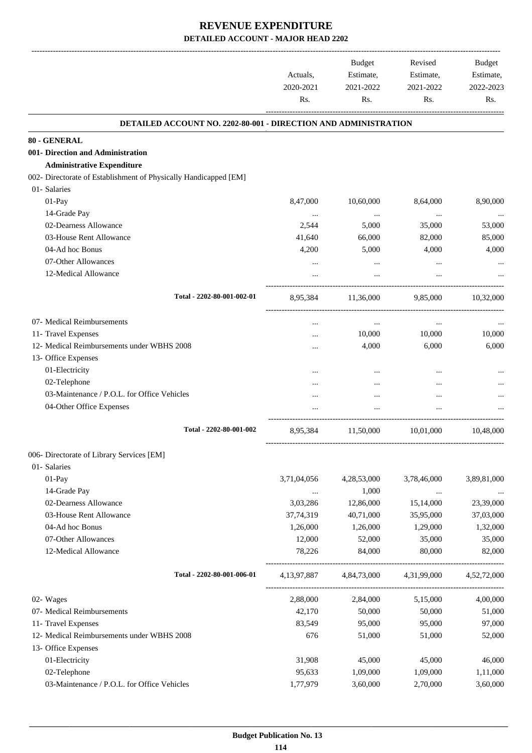# REVENUE EXPENDITURE

## DETAILED ACCOUNT - MAJOR HEAD 2202

| | Actuals, 2020-2021 Rs. | Budget Estimate, 2021-2022 Rs. | Revised Estimate, 2021-2022 Rs. | Budget Estimate, 2022-2023 Rs. |
|---|---|---|---|---|
| **DETAILED ACCOUNT NO. 2202-80-001 - DIRECTION AND ADMINISTRATION** | | | | |
| **80 - GENERAL** | | | | |
| **001- Direction and Administration** | | | | |
| **Administrative Expenditure** | | | | |
| 002- Directorate of Establishment of Physically Handicapped [EM] | | | | |
| 01- Salaries | | | | |
| 01-Pay | 8,47,000 | 10,60,000 | 8,64,000 | 8,90,000 |
| 14-Grade Pay | ... | ... | ... | ... |
| 02-Dearness Allowance | 2,544 | 5,000 | 35,000 | 53,000 |
| 03-House Rent Allowance | 41,640 | 66,000 | 82,000 | 85,000 |
| 04-Ad hoc Bonus | 4,200 | 5,000 | 4,000 | 4,000 |
| 07-Other Allowances | ... | ... | ... | ... |
| 12-Medical Allowance | ... | ... | ... | ... |
| Total - 2202-80-001-002-01 | 8,95,384 | 11,36,000 | 9,85,000 | 10,32,000 |
| 07- Medical Reimbursements | ... | ... | ... | ... |
| 11- Travel Expenses | ... | 10,000 | 10,000 | 10,000 |
| 12- Medical Reimbursements under WBHS 2008 | ... | 4,000 | 6,000 | 6,000 |
| 13- Office Expenses | | | | |
| 01-Electricity | ... | ... | ... | ... |
| 02-Telephone | ... | ... | ... | ... |
| 03-Maintenance / P.O.L. for Office Vehicles | ... | ... | ... | ... |
| 04-Other Office Expenses | ... | ... | ... | ... |
| Total - 2202-80-001-002 | 8,95,384 | 11,50,000 | 10,01,000 | 10,48,000 |
| 006- Directorate of Library Services [EM] | | | | |
| 01- Salaries | | | | |
| 01-Pay | 3,71,04,056 | 4,28,53,000 | 3,78,46,000 | 3,89,81,000 |
| 14-Grade Pay | ... | 1,000 | ... | ... |
| 02-Dearness Allowance | 3,03,286 | 12,86,000 | 15,14,000 | 23,39,000 |
| 03-House Rent Allowance | 37,74,319 | 40,71,000 | 35,95,000 | 37,03,000 |
| 04-Ad hoc Bonus | 1,26,000 | 1,26,000 | 1,29,000 | 1,32,000 |
| 07-Other Allowances | 12,000 | 52,000 | 35,000 | 35,000 |
| 12-Medical Allowance | 78,226 | 84,000 | 80,000 | 82,000 |
| Total - 2202-80-001-006-01 | 4,13,97,887 | 4,84,73,000 | 4,31,99,000 | 4,52,72,000 |
| 02- Wages | 2,88,000 | 2,84,000 | 5,15,000 | 4,00,000 |
| 07- Medical Reimbursements | 42,170 | 50,000 | 50,000 | 51,000 |
| 11- Travel Expenses | 83,549 | 95,000 | 95,000 | 97,000 |
| 12- Medical Reimbursements under WBHS 2008 | 676 | 51,000 | 51,000 | 52,000 |
| 13- Office Expenses | | | | |
| 01-Electricity | 31,908 | 45,000 | 45,000 | 46,000 |
| 02-Telephone | 95,633 | 1,09,000 | 1,09,000 | 1,11,000 |
| 03-Maintenance / P.O.L. for Office Vehicles | 1,77,979 | 3,60,000 | 2,70,000 | 3,60,000 |

**Budget Publication No. 13**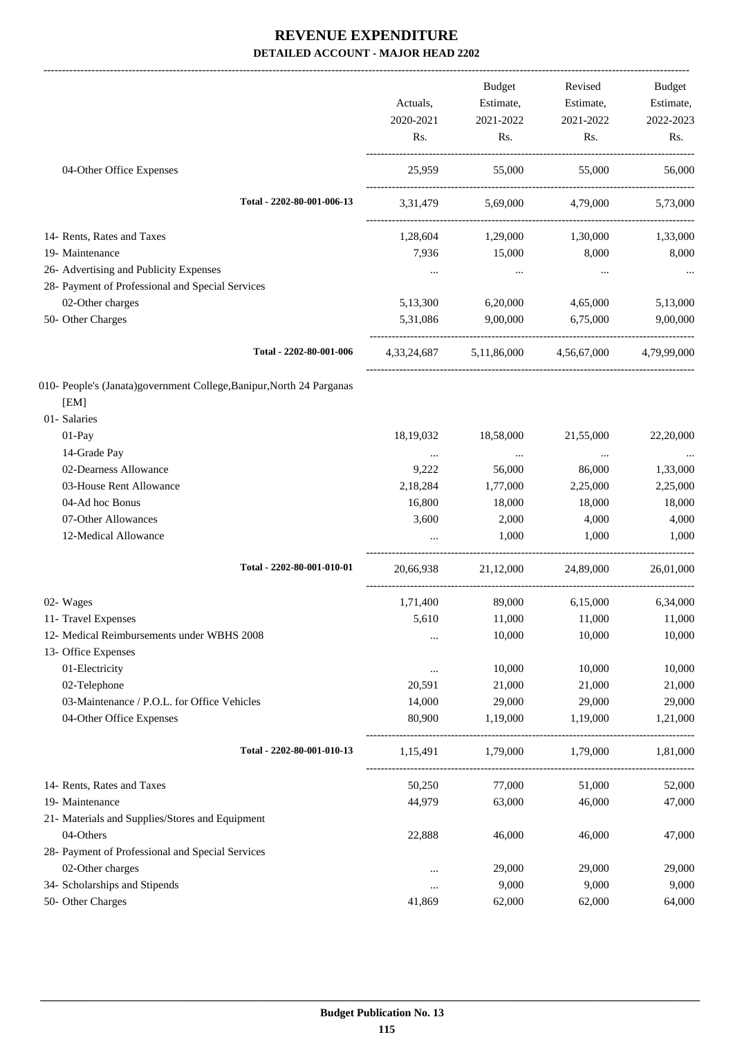# REVENUE EXPENDITURE

**DETAILED ACCOUNT - MAJOR HEAD 2202**

| | Actuals, 2020-2021 Rs. | Budget Estimate, 2021-2022 Rs. | Revised Estimate, 2021-2022 Rs. | Budget Estimate, 2022-2023 Rs. |
|---|---|---|---|---|
| 04-Other Office Expenses | 25,959 | 55,000 | 55,000 | 56,000 |
| Total - 2202-80-001-006-13 | 3,31,479 | 5,69,000 | 4,79,000 | 5,73,000 |
| 14- Rents, Rates and Taxes | 1,28,604 | 1,29,000 | 1,30,000 | 1,33,000 |
| 19- Maintenance | 7,936 | 15,000 | 8,000 | 8,000 |
| 26- Advertising and Publicity Expenses | ... | ... | ... | ... |
| 28- Payment of Professional and Special Services | | | | |
| 02-Other charges | 5,13,300 | 6,20,000 | 4,65,000 | 5,13,000 |
| 50- Other Charges | 5,31,086 | 9,00,000 | 6,75,000 | 9,00,000 |
| Total - 2202-80-001-006 | 4,33,24,687 | 5,11,86,000 | 4,56,67,000 | 4,79,99,000 |
| 010- People's (Janata)government College,Banipur,North 24 Parganas [EM] | | | | |
| 01- Salaries | | | | |
| 01-Pay | 18,19,032 | 18,58,000 | 21,55,000 | 22,20,000 |
| 14-Grade Pay | ... | ... | ... | ... |
| 02-Dearness Allowance | 9,222 | 56,000 | 86,000 | 1,33,000 |
| 03-House Rent Allowance | 2,18,284 | 1,77,000 | 2,25,000 | 2,25,000 |
| 04-Ad hoc Bonus | 16,800 | 18,000 | 18,000 | 18,000 |
| 07-Other Allowances | 3,600 | 2,000 | 4,000 | 4,000 |
| 12-Medical Allowance | ... | 1,000 | 1,000 | 1,000 |
| Total - 2202-80-001-010-01 | 20,66,938 | 21,12,000 | 24,89,000 | 26,01,000 |
| 02- Wages | 1,71,400 | 89,000 | 6,15,000 | 6,34,000 |
| 11- Travel Expenses | 5,610 | 11,000 | 11,000 | 11,000 |
| 12- Medical Reimbursements under WBHS 2008 | ... | 10,000 | 10,000 | 10,000 |
| 13- Office Expenses | | | | |
| 01-Electricity | ... | 10,000 | 10,000 | 10,000 |
| 02-Telephone | 20,591 | 21,000 | 21,000 | 21,000 |
| 03-Maintenance / P.O.L. for Office Vehicles | 14,000 | 29,000 | 29,000 | 29,000 |
| 04-Other Office Expenses | 80,900 | 1,19,000 | 1,19,000 | 1,21,000 |
| Total - 2202-80-001-010-13 | 1,15,491 | 1,79,000 | 1,79,000 | 1,81,000 |
| 14- Rents, Rates and Taxes | 50,250 | 77,000 | 51,000 | 52,000 |
| 19- Maintenance | 44,979 | 63,000 | 46,000 | 47,000 |
| 21- Materials and Supplies/Stores and Equipment | | | | |
| 04-Others | 22,888 | 46,000 | 46,000 | 47,000 |
| 28- Payment of Professional and Special Services | | | | |
| 02-Other charges | ... | 29,000 | 29,000 | 29,000 |
| 34- Scholarships and Stipends | ... | 9,000 | 9,000 | 9,000 |
| 50- Other Charges | 41,869 | 62,000 | 62,000 | 64,000 |

Budget Publication No. 13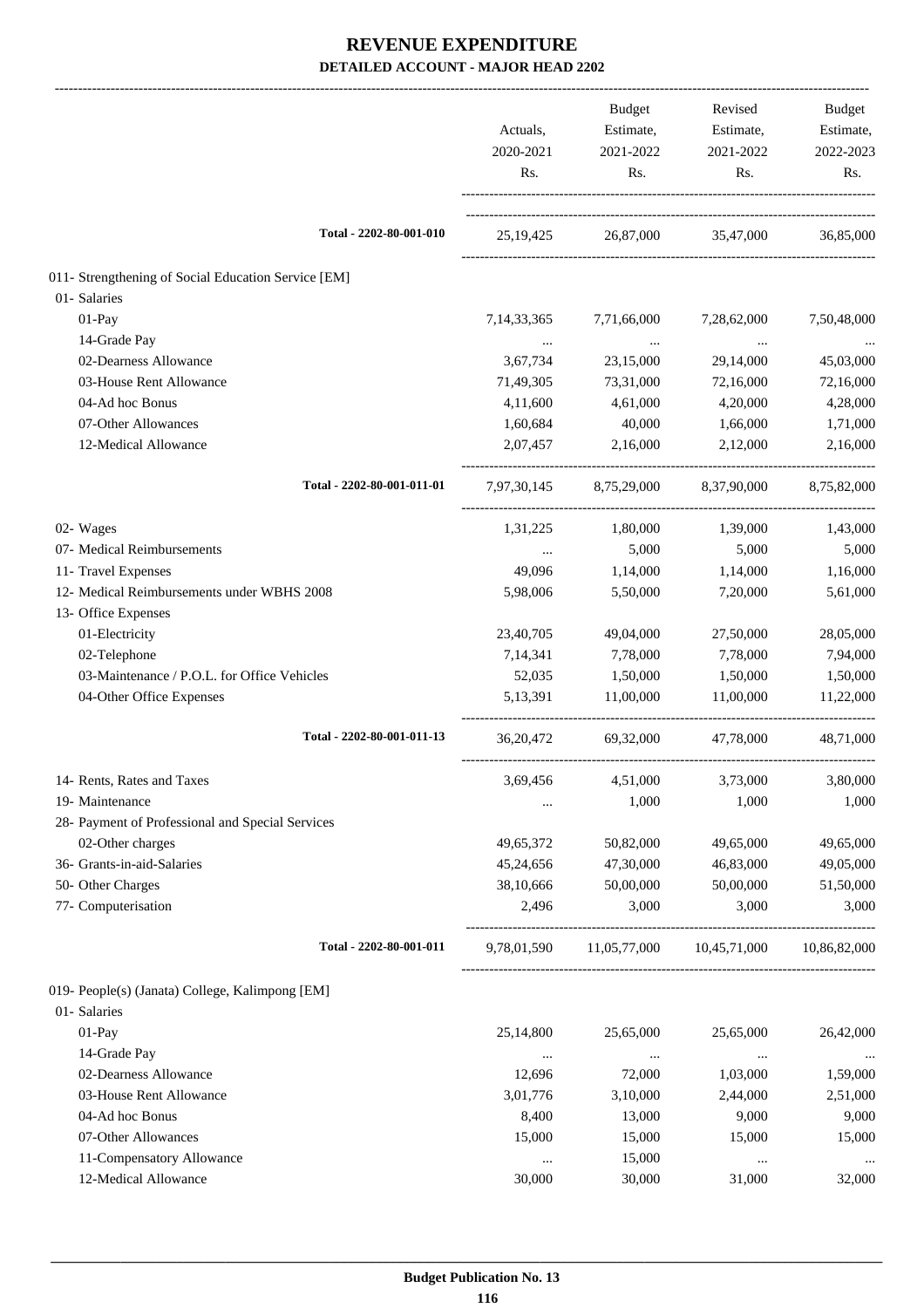# REVENUE EXPENDITURE

**DETAILED ACCOUNT - MAJOR HEAD 2202**

| | Actuals, 2020-2021 Rs. | Budget Estimate, 2021-2022 Rs. | Revised Estimate, 2021-2022 Rs. | Budget Estimate, 2022-2023 Rs. |
|---|---|---|---|---|
| Total - 2202-80-001-010 | 25,19,425 | 26,87,000 | 35,47,000 | 36,85,000 |
| 011- Strengthening of Social Education Service [EM] | | | | |
| 01- Salaries | | | | |
| 01-Pay | 7,14,33,365 | 7,71,66,000 | 7,28,62,000 | 7,50,48,000 |
| 14-Grade Pay | ... | ... | ... | ... |
| 02-Dearness Allowance | 3,67,734 | 23,15,000 | 29,14,000 | 45,03,000 |
| 03-House Rent Allowance | 71,49,305 | 73,31,000 | 72,16,000 | 72,16,000 |
| 04-Ad hoc Bonus | 4,11,600 | 4,61,000 | 4,20,000 | 4,28,000 |
| 07-Other Allowances | 1,60,684 | 40,000 | 1,66,000 | 1,71,000 |
| 12-Medical Allowance | 2,07,457 | 2,16,000 | 2,12,000 | 2,16,000 |
| Total - 2202-80-001-011-01 | 7,97,30,145 | 8,75,29,000 | 8,37,90,000 | 8,75,82,000 |
| 02- Wages | 1,31,225 | 1,80,000 | 1,39,000 | 1,43,000 |
| 07- Medical Reimbursements | ... | 5,000 | 5,000 | 5,000 |
| 11- Travel Expenses | 49,096 | 1,14,000 | 1,14,000 | 1,16,000 |
| 12- Medical Reimbursements under WBHS 2008 | 5,98,006 | 5,50,000 | 7,20,000 | 5,61,000 |
| 13- Office Expenses | | | | |
| 01-Electricity | 23,40,705 | 49,04,000 | 27,50,000 | 28,05,000 |
| 02-Telephone | 7,14,341 | 7,78,000 | 7,78,000 | 7,94,000 |
| 03-Maintenance / P.O.L. for Office Vehicles | 52,035 | 1,50,000 | 1,50,000 | 1,50,000 |
| 04-Other Office Expenses | 5,13,391 | 11,00,000 | 11,00,000 | 11,22,000 |
| Total - 2202-80-001-011-13 | 36,20,472 | 69,32,000 | 47,78,000 | 48,71,000 |
| 14- Rents, Rates and Taxes | 3,69,456 | 4,51,000 | 3,73,000 | 3,80,000 |
| 19- Maintenance | ... | 1,000 | 1,000 | 1,000 |
| 28- Payment of Professional and Special Services | | | | |
| 02-Other charges | 49,65,372 | 50,82,000 | 49,65,000 | 49,65,000 |
| 36- Grants-in-aid-Salaries | 45,24,656 | 47,30,000 | 46,83,000 | 49,05,000 |
| 50- Other Charges | 38,10,666 | 50,00,000 | 50,00,000 | 51,50,000 |
| 77- Computerisation | 2,496 | 3,000 | 3,000 | 3,000 |
| Total - 2202-80-001-011 | 9,78,01,590 | 11,05,77,000 | 10,45,71,000 | 10,86,82,000 |
| 019- People(s) (Janata) College, Kalimpong [EM] | | | | |
| 01- Salaries | | | | |
| 01-Pay | 25,14,800 | 25,65,000 | 25,65,000 | 26,42,000 |
| 14-Grade Pay | ... | ... | ... | ... |
| 02-Dearness Allowance | 12,696 | 72,000 | 1,03,000 | 1,59,000 |
| 03-House Rent Allowance | 3,01,776 | 3,10,000 | 2,44,000 | 2,51,000 |
| 04-Ad hoc Bonus | 8,400 | 13,000 | 9,000 | 9,000 |
| 07-Other Allowances | 15,000 | 15,000 | 15,000 | 15,000 |
| 11-Compensatory Allowance | ... | 15,000 | ... | ... |
| 12-Medical Allowance | 30,000 | 30,000 | 31,000 | 32,000 |

**Budget Publication No. 13**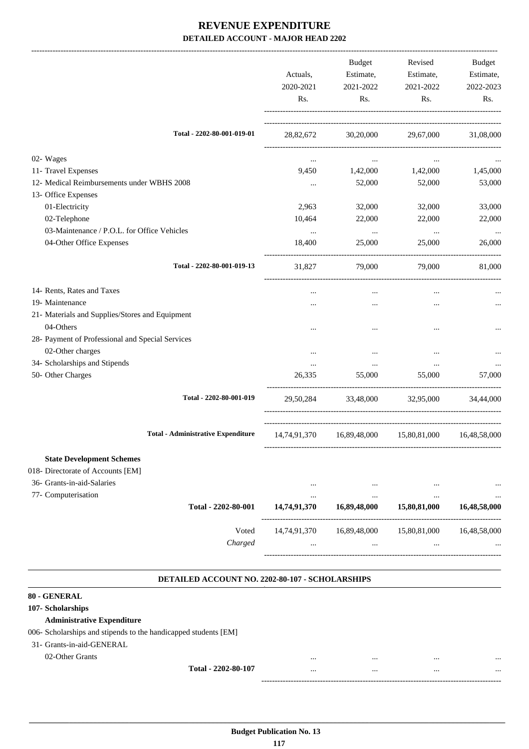# REVENUE EXPENDITURE

## DETAILED ACCOUNT - MAJOR HEAD 2202

| | Actuals, 2020-2021 Rs. | Budget Estimate, 2021-2022 Rs. | Revised Estimate, 2021-2022 Rs. | Budget Estimate, 2022-2023 Rs. |
|---|---|---|---|---|
| **Total - 2202-80-001-019-01** | 28,82,672 | 30,20,000 | 29,67,000 | 31,08,000 |
| 02- Wages | ... | ... | ... | ... |
| 11- Travel Expenses | 9,450 | 1,42,000 | 1,42,000 | 1,45,000 |
| 12- Medical Reimbursements under WBHS 2008 | ... | 52,000 | 52,000 | 53,000 |
| 13- Office Expenses | | | | |
| 01-Electricity | 2,963 | 32,000 | 32,000 | 33,000 |
| 02-Telephone | 10,464 | 22,000 | 22,000 | 22,000 |
| 03-Maintenance / P.O.L. for Office Vehicles | ... | ... | ... | ... |
| 04-Other Office Expenses | 18,400 | 25,000 | 25,000 | 26,000 |
| **Total - 2202-80-001-019-13** | 31,827 | 79,000 | 79,000 | 81,000 |
| 14- Rents, Rates and Taxes | ... | ... | ... | ... |
| 19- Maintenance | ... | ... | ... | ... |
| 21- Materials and Supplies/Stores and Equipment | | | | |
| 04-Others | ... | ... | ... | ... |
| 28- Payment of Professional and Special Services | | | | |
| 02-Other charges | ... | ... | ... | ... |
| 34- Scholarships and Stipends | ... | ... | ... | ... |
| 50- Other Charges | 26,335 | 55,000 | 55,000 | 57,000 |
| **Total - 2202-80-001-019** | 29,50,284 | 33,48,000 | 32,95,000 | 34,44,000 |
| **Total - Administrative Expenditure** | 14,74,91,370 | 16,89,48,000 | 15,80,81,000 | 16,48,58,000 |
| **State Development Schemes** | | | | |
| 018- Directorate of Accounts [EM] | | | | |
| 36- Grants-in-aid-Salaries | ... | ... | ... | ... |
| 77- Computerisation | ... | ... | ... | ... |
| **Total - 2202-80-001** | **14,74,91,370** | **16,89,48,000** | **15,80,81,000** | **16,48,58,000** |
| Voted | 14,74,91,370 | 16,89,48,000 | 15,80,81,000 | 16,48,58,000 |
| *Charged* | ... | ... | ... | ... |

### DETAILED ACCOUNT NO. 2202-80-107 - SCHOLARSHIPS

**80 - GENERAL**

**107- Scholarships**

**Administrative Expenditure**

| | Actuals, 2020-2021 Rs. | Budget Estimate, 2021-2022 Rs. | Revised Estimate, 2021-2022 Rs. | Budget Estimate, 2022-2023 Rs. |
|---|---|---|---|---|
| 006- Scholarships and stipends to the handicapped students [EM] | | | | |
| 31- Grants-in-aid-GENERAL | | | | |
| 02-Other Grants | ... | ... | ... | ... |
| **Total - 2202-80-107** | ... | ... | ... | ... |

Budget Publication No. 13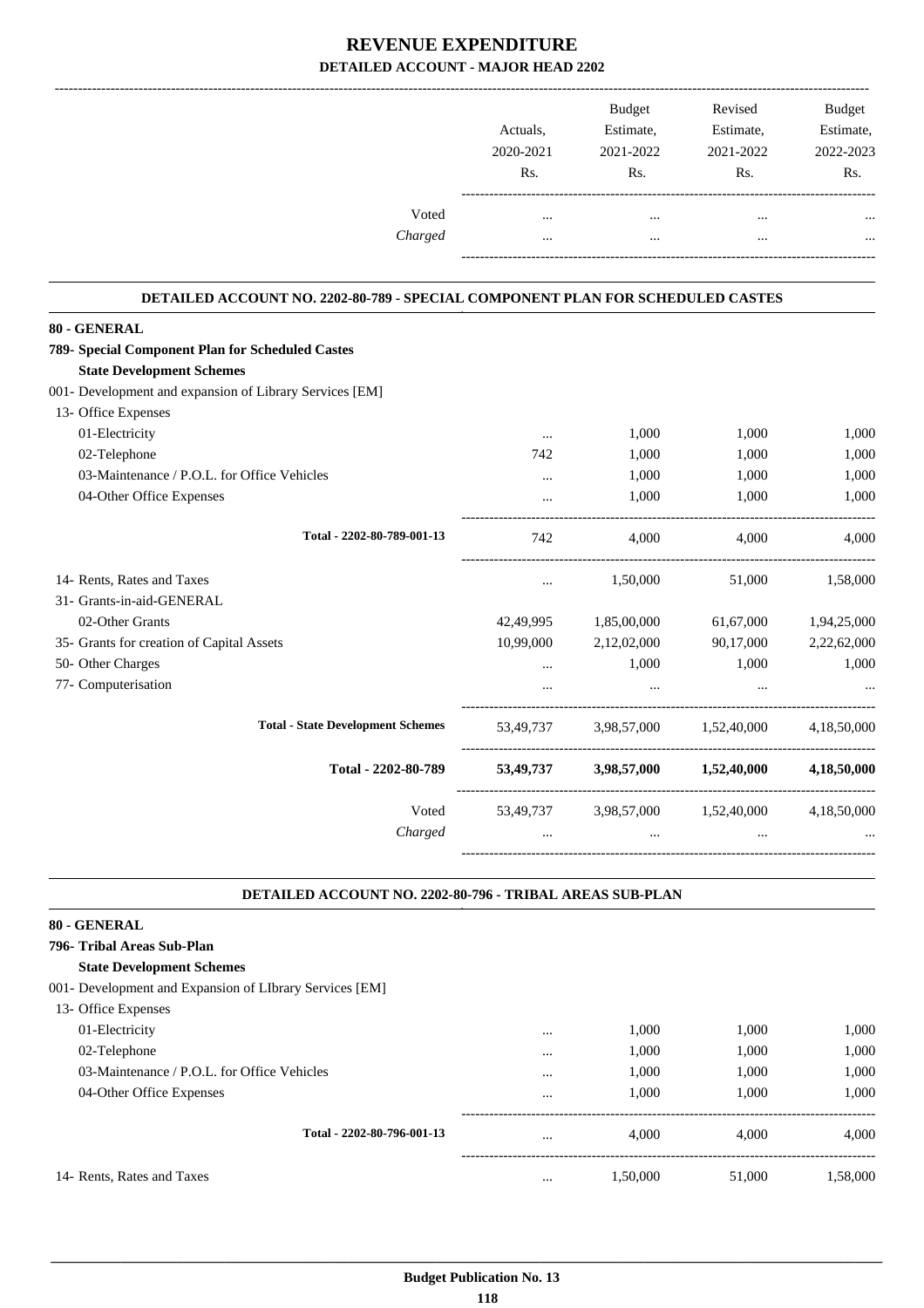# REVENUE EXPENDITURE

## DETAILED ACCOUNT - MAJOR HEAD 2202

| | Actuals, 2020-2021 Rs. | Budget Estimate, 2021-2022 Rs. | Revised Estimate, 2021-2022 Rs. | Budget Estimate, 2022-2023 Rs. |
|---|---|---|---|---|
| Voted | ... | ... | ... | ... |
| *Charged* | ... | ... | ... | ... |

### DETAILED ACCOUNT NO. 2202-80-789 - SPECIAL COMPONENT PLAN FOR SCHEDULED CASTES

| | Actuals, 2020-2021 Rs. | Budget Estimate, 2021-2022 Rs. | Revised Estimate, 2021-2022 Rs. | Budget Estimate, 2022-2023 Rs. |
|---|---|---|---|---|
| **80 - GENERAL** | | | | |
| **789- Special Component Plan for Scheduled Castes** | | | | |
| **State Development Schemes** | | | | |
| 001- Development and expansion of Library Services [EM] | | | | |
| 13- Office Expenses | | | | |
| 01-Electricity | ... | 1,000 | 1,000 | 1,000 |
| 02-Telephone | 742 | 1,000 | 1,000 | 1,000 |
| 03-Maintenance / P.O.L. for Office Vehicles | ... | 1,000 | 1,000 | 1,000 |
| 04-Other Office Expenses | ... | 1,000 | 1,000 | 1,000 |
| **Total - 2202-80-789-001-13** | 742 | 4,000 | 4,000 | 4,000 |
| 14- Rents, Rates and Taxes | ... | 1,50,000 | 51,000 | 1,58,000 |
| 31- Grants-in-aid-GENERAL | | | | |
| 02-Other Grants | 42,49,995 | 1,85,00,000 | 61,67,000 | 1,94,25,000 |
| 35- Grants for creation of Capital Assets | 10,99,000 | 2,12,02,000 | 90,17,000 | 2,22,62,000 |
| 50- Other Charges | ... | 1,000 | 1,000 | 1,000 |
| 77- Computerisation | ... | ... | ... | ... |
| **Total - State Development Schemes** | 53,49,737 | 3,98,57,000 | 1,52,40,000 | 4,18,50,000 |
| **Total - 2202-80-789** | **53,49,737** | **3,98,57,000** | **1,52,40,000** | **4,18,50,000** |
| Voted | 53,49,737 | 3,98,57,000 | 1,52,40,000 | 4,18,50,000 |
| *Charged* | ... | ... | ... | ... |

### DETAILED ACCOUNT NO. 2202-80-796 - TRIBAL AREAS SUB-PLAN

| | Actuals, 2020-2021 Rs. | Budget Estimate, 2021-2022 Rs. | Revised Estimate, 2021-2022 Rs. | Budget Estimate, 2022-2023 Rs. |
|---|---|---|---|---|
| **80 - GENERAL** | | | | |
| **796- Tribal Areas Sub-Plan** | | | | |
| **State Development Schemes** | | | | |
| 001- Development and Expansion of LIbrary Services [EM] | | | | |
| 13- Office Expenses | | | | |
| 01-Electricity | ... | 1,000 | 1,000 | 1,000 |
| 02-Telephone | ... | 1,000 | 1,000 | 1,000 |
| 03-Maintenance / P.O.L. for Office Vehicles | ... | 1,000 | 1,000 | 1,000 |
| 04-Other Office Expenses | ... | 1,000 | 1,000 | 1,000 |
| **Total - 2202-80-796-001-13** | ... | 4,000 | 4,000 | 4,000 |
| 14- Rents, Rates and Taxes | ... | 1,50,000 | 51,000 | 1,58,000 |

**Budget Publication No. 13**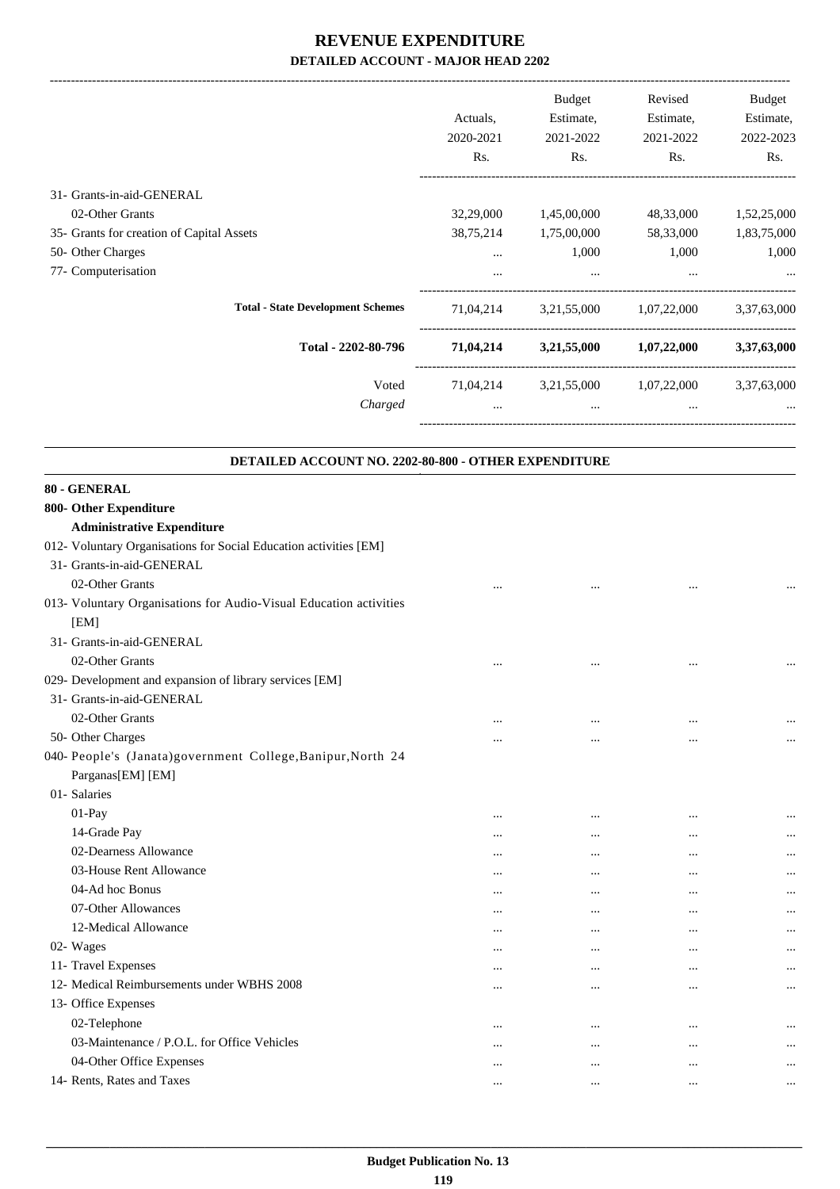# REVENUE EXPENDITURE

## DETAILED ACCOUNT - MAJOR HEAD 2202

| | Actuals, 2020-2021 Rs. | Budget Estimate, 2021-2022 Rs. | Revised Estimate, 2021-2022 Rs. | Budget Estimate, 2022-2023 Rs. |
|---|---|---|---|---|
| 31- Grants-in-aid-GENERAL | | | | |
| 02-Other Grants | 32,29,000 | 1,45,00,000 | 48,33,000 | 1,52,25,000 |
| 35- Grants for creation of Capital Assets | 38,75,214 | 1,75,00,000 | 58,33,000 | 1,83,75,000 |
| 50- Other Charges | ... | 1,000 | 1,000 | 1,000 |
| 77- Computerisation | ... | ... | ... | ... |
| Total - State Development Schemes | 71,04,214 | 3,21,55,000 | 1,07,22,000 | 3,37,63,000 |
| **Total - 2202-80-796** | **71,04,214** | **3,21,55,000** | **1,07,22,000** | **3,37,63,000** |
| Voted | 71,04,214 | 3,21,55,000 | 1,07,22,000 | 3,37,63,000 |
| *Charged* | ... | ... | ... | ... |

### DETAILED ACCOUNT NO. 2202-80-800 - OTHER EXPENDITURE

| | | | | |
|---|---|---|---|---|
| **80 - GENERAL** | | | | |
| **800- Other Expenditure** | | | | |
| **Administrative Expenditure** | | | | |
| 012- Voluntary Organisations for Social Education activities [EM] | | | | |
| 31- Grants-in-aid-GENERAL | | | | |
| 02-Other Grants | ... | ... | ... | ... |
| 013- Voluntary Organisations for Audio-Visual Education activities [EM] | | | | |
| 31- Grants-in-aid-GENERAL | | | | |
| 02-Other Grants | ... | ... | ... | ... |
| 029- Development and expansion of library services [EM] | | | | |
| 31- Grants-in-aid-GENERAL | | | | |
| 02-Other Grants | ... | ... | ... | ... |
| 50- Other Charges | ... | ... | ... | ... |
| 040- People's (Janata)government College,Banipur,North 24 Parganas[EM] [EM] | | | | |
| 01- Salaries | | | | |
| 01-Pay | ... | ... | ... | ... |
| 14-Grade Pay | ... | ... | ... | ... |
| 02-Dearness Allowance | ... | ... | ... | ... |
| 03-House Rent Allowance | ... | ... | ... | ... |
| 04-Ad hoc Bonus | ... | ... | ... | ... |
| 07-Other Allowances | ... | ... | ... | ... |
| 12-Medical Allowance | ... | ... | ... | ... |
| 02- Wages | ... | ... | ... | ... |
| 11- Travel Expenses | ... | ... | ... | ... |
| 12- Medical Reimbursements under WBHS 2008 | ... | ... | ... | ... |
| 13- Office Expenses | | | | |
| 02-Telephone | ... | ... | ... | ... |
| 03-Maintenance / P.O.L. for Office Vehicles | ... | ... | ... | ... |
| 04-Other Office Expenses | ... | ... | ... | ... |
| 14- Rents, Rates and Taxes | ... | ... | ... | ... |

Budget Publication No. 13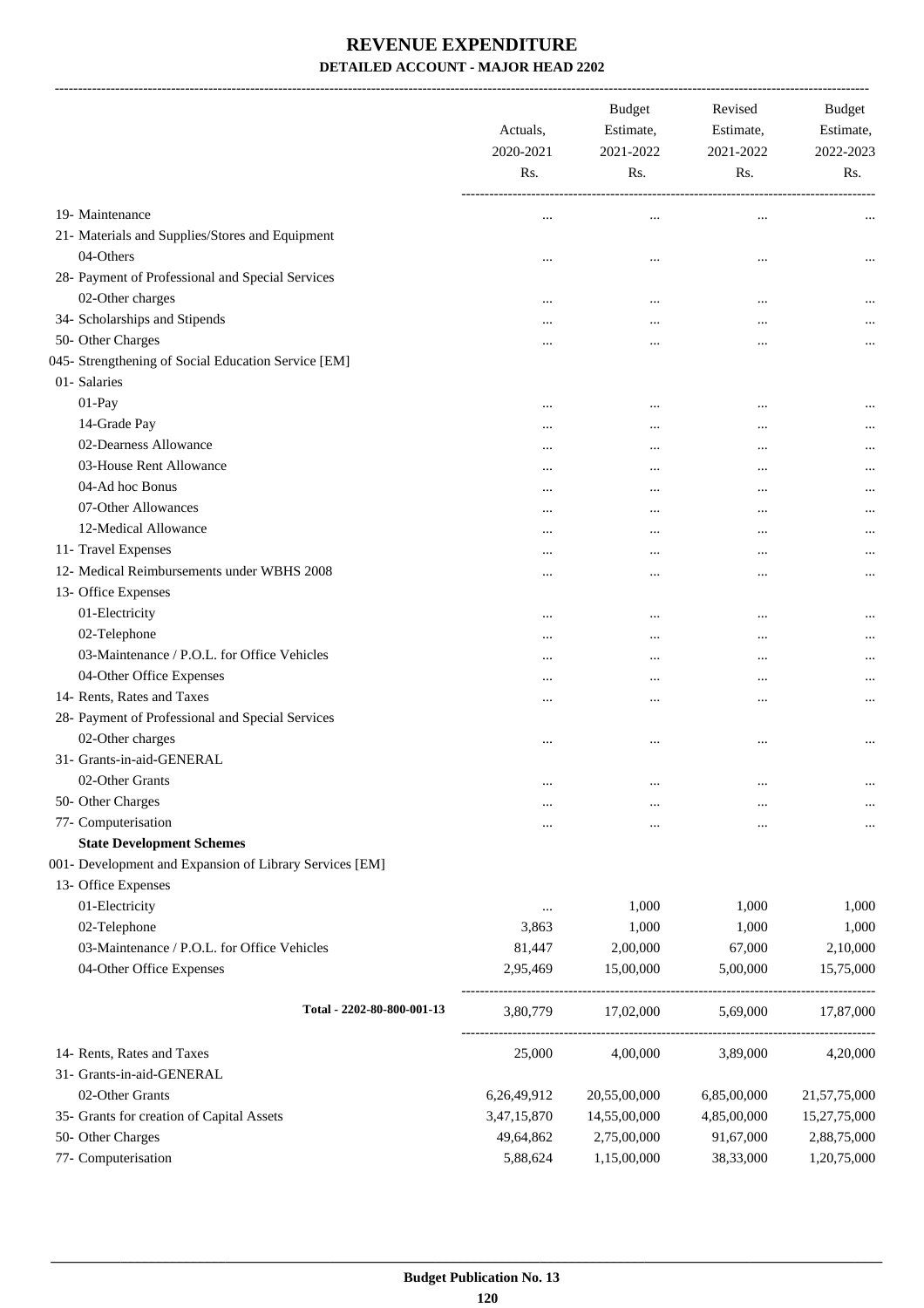# REVENUE EXPENDITURE

## DETAILED ACCOUNT - MAJOR HEAD 2202

| | Actuals, 2020-2021 Rs. | Budget Estimate, 2021-2022 Rs. | Revised Estimate, 2021-2022 Rs. | Budget Estimate, 2022-2023 Rs. |
|---|---|---|---|---|
| 19- Maintenance | ... | ... | ... | ... |
| 21- Materials and Supplies/Stores and Equipment | | | | |
| 04-Others | ... | ... | ... | ... |
| 28- Payment of Professional and Special Services | | | | |
| 02-Other charges | ... | ... | ... | ... |
| 34- Scholarships and Stipends | ... | ... | ... | ... |
| 50- Other Charges | ... | ... | ... | ... |
| 045- Strengthening of Social Education Service [EM] | | | | |
| 01- Salaries | | | | |
| 01-Pay | ... | ... | ... | ... |
| 14-Grade Pay | ... | ... | ... | ... |
| 02-Dearness Allowance | ... | ... | ... | ... |
| 03-House Rent Allowance | ... | ... | ... | ... |
| 04-Ad hoc Bonus | ... | ... | ... | ... |
| 07-Other Allowances | ... | ... | ... | ... |
| 12-Medical Allowance | ... | ... | ... | ... |
| 11- Travel Expenses | ... | ... | ... | ... |
| 12- Medical Reimbursements under WBHS 2008 | ... | ... | ... | ... |
| 13- Office Expenses | | | | |
| 01-Electricity | ... | ... | ... | ... |
| 02-Telephone | ... | ... | ... | ... |
| 03-Maintenance / P.O.L. for Office Vehicles | ... | ... | ... | ... |
| 04-Other Office Expenses | ... | ... | ... | ... |
| 14- Rents, Rates and Taxes | ... | ... | ... | ... |
| 28- Payment of Professional and Special Services | | | | |
| 02-Other charges | ... | ... | ... | ... |
| 31- Grants-in-aid-GENERAL | | | | |
| 02-Other Grants | ... | ... | ... | ... |
| 50- Other Charges | ... | ... | ... | ... |
| 77- Computerisation | ... | ... | ... | ... |
| **State Development Schemes** | | | | |
| 001- Development and Expansion of Library Services [EM] | | | | |
| 13- Office Expenses | | | | |
| 01-Electricity | ... | 1,000 | 1,000 | 1,000 |
| 02-Telephone | 3,863 | 1,000 | 1,000 | 1,000 |
| 03-Maintenance / P.O.L. for Office Vehicles | 81,447 | 2,00,000 | 67,000 | 2,10,000 |
| 04-Other Office Expenses | 2,95,469 | 15,00,000 | 5,00,000 | 15,75,000 |
| **Total - 2202-80-800-001-13** | 3,80,779 | 17,02,000 | 5,69,000 | 17,87,000 |
| 14- Rents, Rates and Taxes | 25,000 | 4,00,000 | 3,89,000 | 4,20,000 |
| 31- Grants-in-aid-GENERAL | | | | |
| 02-Other Grants | 6,26,49,912 | 20,55,00,000 | 6,85,00,000 | 21,57,75,000 |
| 35- Grants for creation of Capital Assets | 3,47,15,870 | 14,55,00,000 | 4,85,00,000 | 15,27,75,000 |
| 50- Other Charges | 49,64,862 | 2,75,00,000 | 91,67,000 | 2,88,75,000 |
| 77- Computerisation | 5,88,624 | 1,15,00,000 | 38,33,000 | 1,20,75,000 |

**Budget Publication No. 13**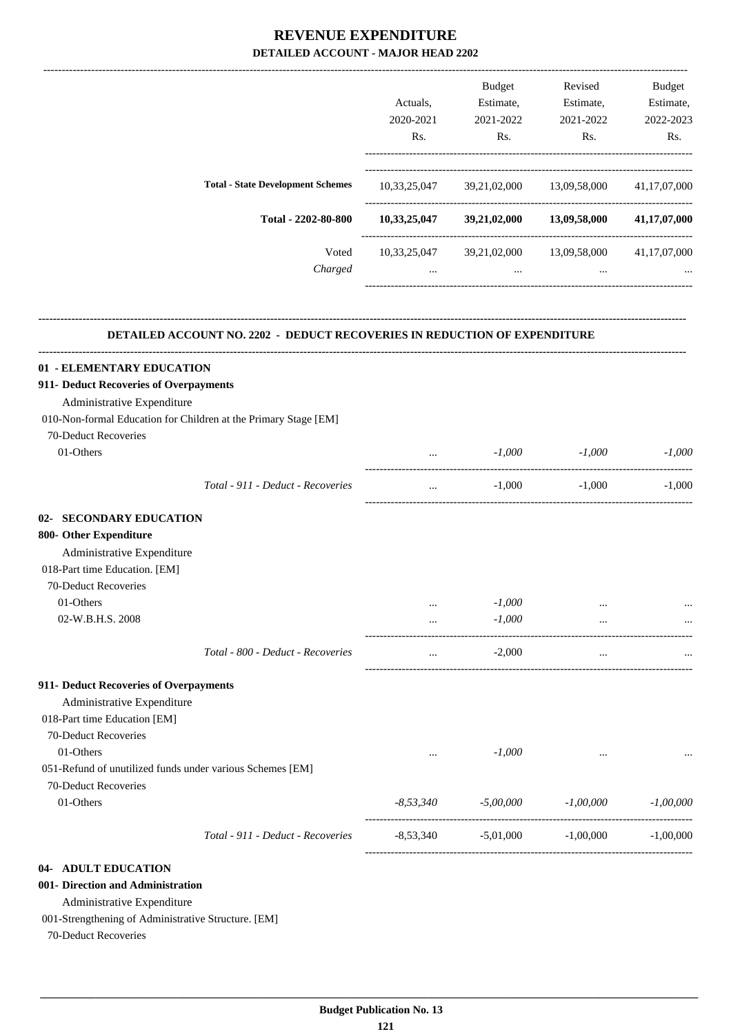# REVENUE EXPENDITURE

## DETAILED ACCOUNT - MAJOR HEAD 2202

| | Actuals, 2020-2021 Rs. | Budget Estimate, 2021-2022 Rs. | Revised Estimate, 2021-2022 Rs. | Budget Estimate, 2022-2023 Rs. |
|---|---|---|---|---|
| **Total - State Development Schemes** | 10,33,25,047 | 39,21,02,000 | 13,09,58,000 | 41,17,07,000 |
| **Total - 2202-80-800** | **10,33,25,047** | **39,21,02,000** | **13,09,58,000** | **41,17,07,000** |
| Voted | 10,33,25,047 | 39,21,02,000 | 13,09,58,000 | 41,17,07,000 |
| *Charged* | ... | ... | ... | ... |

### DETAILED ACCOUNT NO. 2202 - DEDUCT RECOVERIES IN REDUCTION OF EXPENDITURE

| | Actuals, 2020-2021 Rs. | Budget Estimate, 2021-2022 Rs. | Revised Estimate, 2021-2022 Rs. | Budget Estimate, 2022-2023 Rs. |
|---|---|---|---|---|
| **01 - ELEMENTARY EDUCATION** | | | | |
| **911- Deduct Recoveries of Overpayments** | | | | |
| Administrative Expenditure | | | | |
| 010-Non-formal Education for Children at the Primary Stage [EM] | | | | |
| 70-Deduct Recoveries | | | | |
| 01-Others | ... | *-1,000* | *-1,000* | *-1,000* |
| *Total - 911 - Deduct - Recoveries* | ... | -1,000 | -1,000 | -1,000 |
| **02- SECONDARY EDUCATION** | | | | |
| **800- Other Expenditure** | | | | |
| Administrative Expenditure | | | | |
| 018-Part time Education. [EM] | | | | |
| 70-Deduct Recoveries | | | | |
| 01-Others | ... | *-1,000* | ... | ... |
| 02-W.B.H.S. 2008 | ... | *-1,000* | ... | ... |
| *Total - 800 - Deduct - Recoveries* | ... | -2,000 | ... | ... |
| **911- Deduct Recoveries of Overpayments** | | | | |
| Administrative Expenditure | | | | |
| 018-Part time Education [EM] | | | | |
| 70-Deduct Recoveries | | | | |
| 01-Others | ... | *-1,000* | ... | ... |
| 051-Refund of unutilized funds under various Schemes [EM] | | | | |
| 70-Deduct Recoveries | | | | |
| 01-Others | *-8,53,340* | *-5,00,000* | *-1,00,000* | *-1,00,000* |
| *Total - 911 - Deduct - Recoveries* | -8,53,340 | -5,01,000 | -1,00,000 | -1,00,000 |
| **04- ADULT EDUCATION** | | | | |
| **001- Direction and Administration** | | | | |
| Administrative Expenditure | | | | |
| 001-Strengthening of Administrative Structure. [EM] | | | | |
| 70-Deduct Recoveries | | | | |

**Budget Publication No. 13**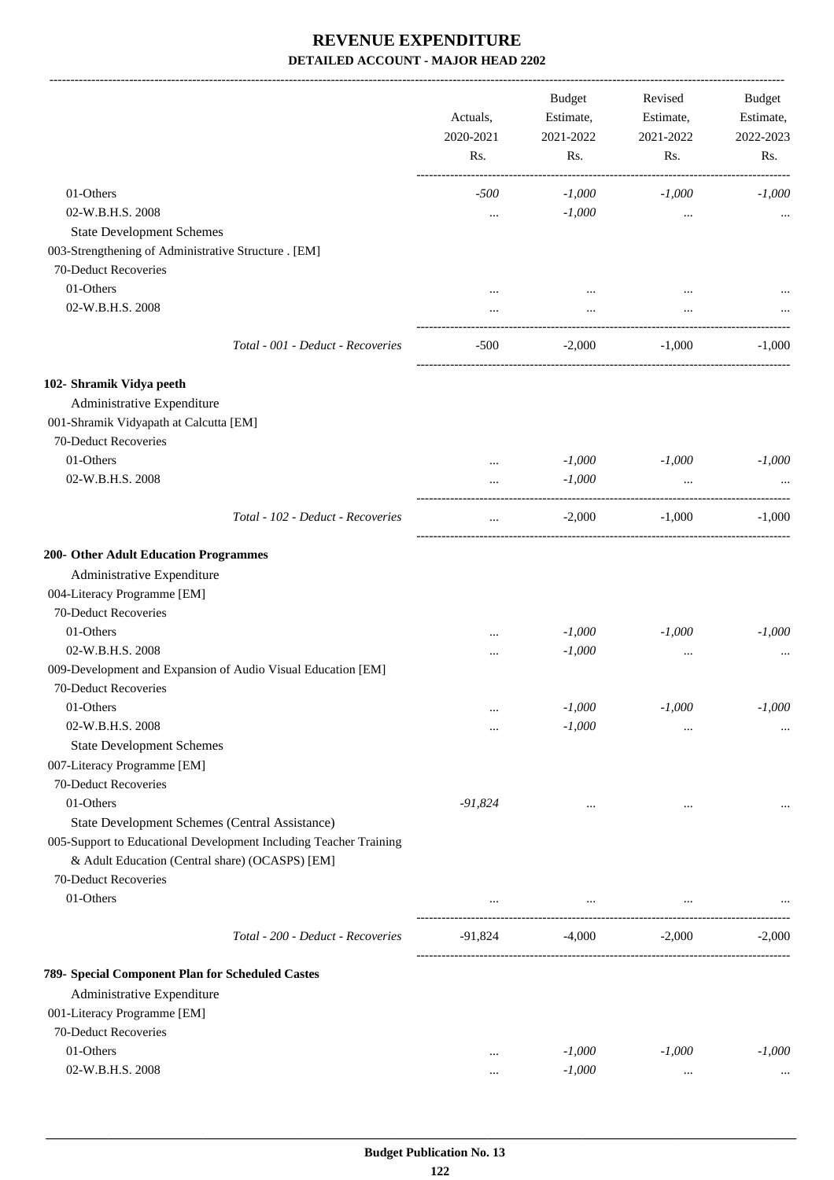# REVENUE EXPENDITURE

## DETAILED ACCOUNT - MAJOR HEAD 2202

| | Actuals, 2020-2021 Rs. | Budget Estimate, 2021-2022 Rs. | Revised Estimate, 2021-2022 Rs. | Budget Estimate, 2022-2023 Rs. |
|---|---|---|---|---|
| 01-Others | -500 | -1,000 | -1,000 | -1,000 |
| 02-W.B.H.S. 2008 | ... | -1,000 | ... | ... |
| State Development Schemes | | | | |
| 003-Strengthening of Administrative Structure . [EM] | | | | |
| 70-Deduct Recoveries | | | | |
| 01-Others | ... | ... | ... | ... |
| 02-W.B.H.S. 2008 | ... | ... | ... | ... |
| *Total - 001 - Deduct - Recoveries* | -500 | -2,000 | -1,000 | -1,000 |
| **102- Shramik Vidya peeth** | | | | |
| Administrative Expenditure | | | | |
| 001-Shramik Vidyapath at Calcutta [EM] | | | | |
| 70-Deduct Recoveries | | | | |
| 01-Others | ... | -1,000 | -1,000 | -1,000 |
| 02-W.B.H.S. 2008 | ... | -1,000 | ... | ... |
| *Total - 102 - Deduct - Recoveries* | ... | -2,000 | -1,000 | -1,000 |
| **200- Other Adult Education Programmes** | | | | |
| Administrative Expenditure | | | | |
| 004-Literacy Programme [EM] | | | | |
| 70-Deduct Recoveries | | | | |
| 01-Others | ... | -1,000 | -1,000 | -1,000 |
| 02-W.B.H.S. 2008 | ... | -1,000 | ... | ... |
| 009-Development and Expansion of Audio Visual Education [EM] | | | | |
| 70-Deduct Recoveries | | | | |
| 01-Others | ... | -1,000 | -1,000 | -1,000 |
| 02-W.B.H.S. 2008 | ... | -1,000 | ... | ... |
| State Development Schemes | | | | |
| 007-Literacy Programme [EM] | | | | |
| 70-Deduct Recoveries | | | | |
| 01-Others | -91,824 | ... | ... | ... |
| State Development Schemes (Central Assistance) | | | | |
| 005-Support to Educational Development Including Teacher Training & Adult Education (Central share) (OCASPS) [EM] | | | | |
| 70-Deduct Recoveries | | | | |
| 01-Others | ... | ... | ... | ... |
| *Total - 200 - Deduct - Recoveries* | -91,824 | -4,000 | -2,000 | -2,000 |
| **789- Special Component Plan for Scheduled Castes** | | | | |
| Administrative Expenditure | | | | |
| 001-Literacy Programme [EM] | | | | |
| 70-Deduct Recoveries | | | | |
| 01-Others | ... | -1,000 | -1,000 | -1,000 |
| 02-W.B.H.S. 2008 | ... | -1,000 | ... | ... |

**Budget Publication No. 13**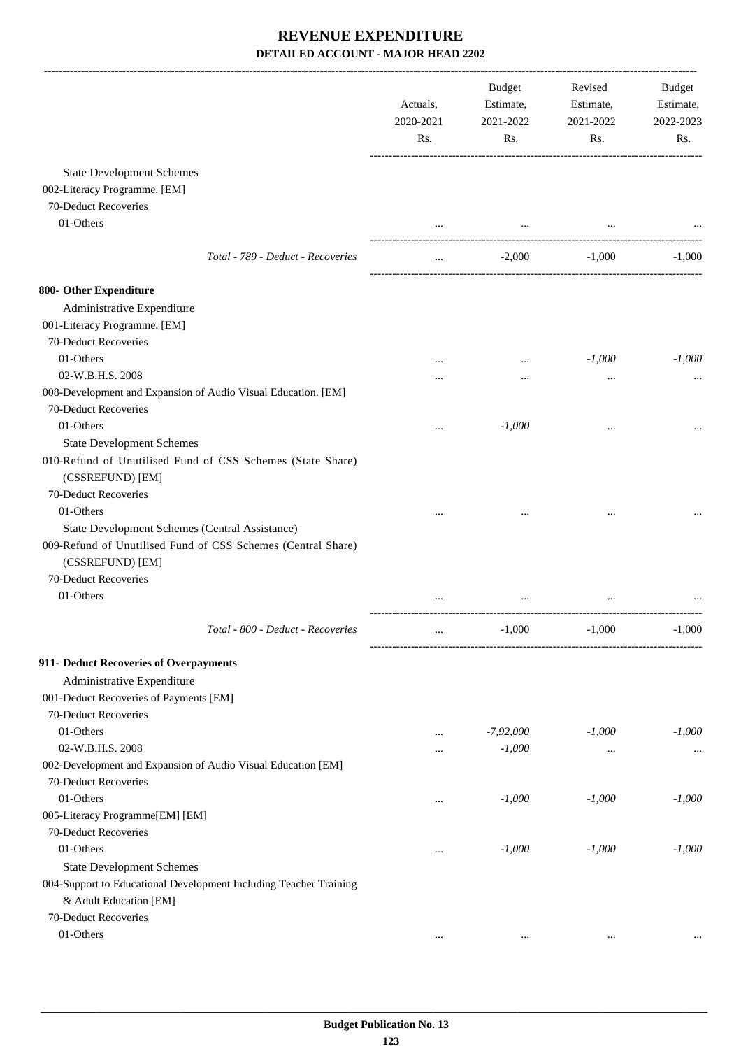# REVENUE EXPENDITURE

## DETAILED ACCOUNT - MAJOR HEAD 2202

| | Actuals, 2020-2021 Rs. | Budget Estimate, 2021-2022 Rs. | Revised Estimate, 2021-2022 Rs. | Budget Estimate, 2022-2023 Rs. |
|---|---|---|---|---|
| State Development Schemes | | | | |
| 002-Literacy Programme. [EM] | | | | |
| 70-Deduct Recoveries | | | | |
| 01-Others | ... | ... | ... | ... |
| *Total - 789 - Deduct - Recoveries* | ... | -2,000 | -1,000 | -1,000 |
| **800- Other Expenditure** | | | | |
| Administrative Expenditure | | | | |
| 001-Literacy Programme. [EM] | | | | |
| 70-Deduct Recoveries | | | | |
| 01-Others | ... | ... | *-1,000* | *-1,000* |
| 02-W.B.H.S. 2008 | ... | ... | ... | ... |
| 008-Development and Expansion of Audio Visual Education. [EM] | | | | |
| 70-Deduct Recoveries | | | | |
| 01-Others | ... | *-1,000* | ... | ... |
| State Development Schemes | | | | |
| 010-Refund of Unutilised Fund of CSS Schemes (State Share) (CSSREFUND) [EM] | | | | |
| 70-Deduct Recoveries | | | | |
| 01-Others | ... | ... | ... | ... |
| State Development Schemes (Central Assistance) | | | | |
| 009-Refund of Unutilised Fund of CSS Schemes (Central Share) (CSSREFUND) [EM] | | | | |
| 70-Deduct Recoveries | | | | |
| 01-Others | ... | ... | ... | ... |
| *Total - 800 - Deduct - Recoveries* | ... | -1,000 | -1,000 | -1,000 |
| **911- Deduct Recoveries of Overpayments** | | | | |
| Administrative Expenditure | | | | |
| 001-Deduct Recoveries of Payments [EM] | | | | |
| 70-Deduct Recoveries | | | | |
| 01-Others | ... | *-7,92,000* | *-1,000* | *-1,000* |
| 02-W.B.H.S. 2008 | ... | *-1,000* | ... | ... |
| 002-Development and Expansion of Audio Visual Education [EM] | | | | |
| 70-Deduct Recoveries | | | | |
| 01-Others | ... | *-1,000* | *-1,000* | *-1,000* |
| 005-Literacy Programme[EM] [EM] | | | | |
| 70-Deduct Recoveries | | | | |
| 01-Others | ... | *-1,000* | *-1,000* | *-1,000* |
| State Development Schemes | | | | |
| 004-Support to Educational Development Including Teacher Training & Adult Education [EM] | | | | |
| 70-Deduct Recoveries | | | | |
| 01-Others | ... | ... | ... | ... |

**Budget Publication No. 13**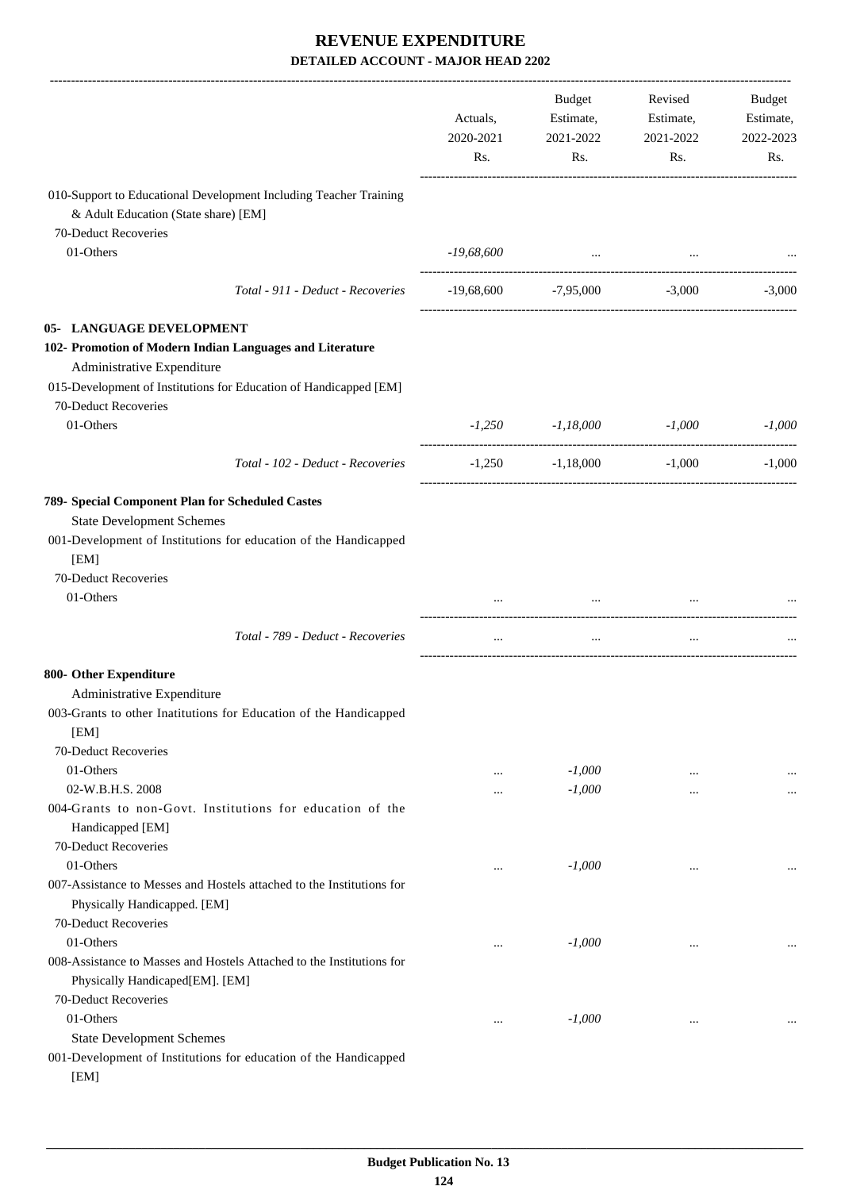# REVENUE EXPENDITURE

## DETAILED ACCOUNT - MAJOR HEAD 2202

| | Actuals, 2020-2021 Rs. | Budget Estimate, 2021-2022 Rs. | Revised Estimate, 2021-2022 Rs. | Budget Estimate, 2022-2023 Rs. |
|---|---|---|---|---|
| 010-Support to Educational Development Including Teacher Training & Adult Education (State share) [EM] | | | | |
| 70-Deduct Recoveries | | | | |
| 01-Others | *-19,68,600* | ... | ... | ... |
| *Total - 911 - Deduct - Recoveries* | -19,68,600 | -7,95,000 | -3,000 | -3,000 |
| **05- LANGUAGE DEVELOPMENT** | | | | |
| **102- Promotion of Modern Indian Languages and Literature** | | | | |
| Administrative Expenditure | | | | |
| 015-Development of Institutions for Education of Handicapped [EM] | | | | |
| 70-Deduct Recoveries | | | | |
| 01-Others | *-1,250* | *-1,18,000* | *-1,000* | *-1,000* |
| *Total - 102 - Deduct - Recoveries* | -1,250 | -1,18,000 | -1,000 | -1,000 |
| **789- Special Component Plan for Scheduled Castes** | | | | |
| State Development Schemes | | | | |
| 001-Development of Institutions for education of the Handicapped [EM] | | | | |
| 70-Deduct Recoveries | | | | |
| 01-Others | ... | ... | ... | ... |
| *Total - 789 - Deduct - Recoveries* | ... | ... | ... | ... |
| **800- Other Expenditure** | | | | |
| Administrative Expenditure | | | | |
| 003-Grants to other Inatitutions for Education of the Handicapped [EM] | | | | |
| 70-Deduct Recoveries | | | | |
| 01-Others | ... | *-1,000* | ... | ... |
| 02-W.B.H.S. 2008 | ... | *-1,000* | ... | ... |
| 004-Grants to non-Govt. Institutions for education of the Handicapped [EM] | | | | |
| 70-Deduct Recoveries | | | | |
| 01-Others | ... | *-1,000* | ... | ... |
| 007-Assistance to Messes and Hostels attached to the Institutions for Physically Handicapped. [EM] | | | | |
| 70-Deduct Recoveries | | | | |
| 01-Others | ... | *-1,000* | ... | ... |
| 008-Assistance to Masses and Hostels Attached to the Institutions for Physically Handicaped[EM]. [EM] | | | | |
| 70-Deduct Recoveries | | | | |
| 01-Others | ... | *-1,000* | ... | ... |
| State Development Schemes | | | | |
| 001-Development of Institutions for education of the Handicapped [EM] | | | | |

**Budget Publication No. 13**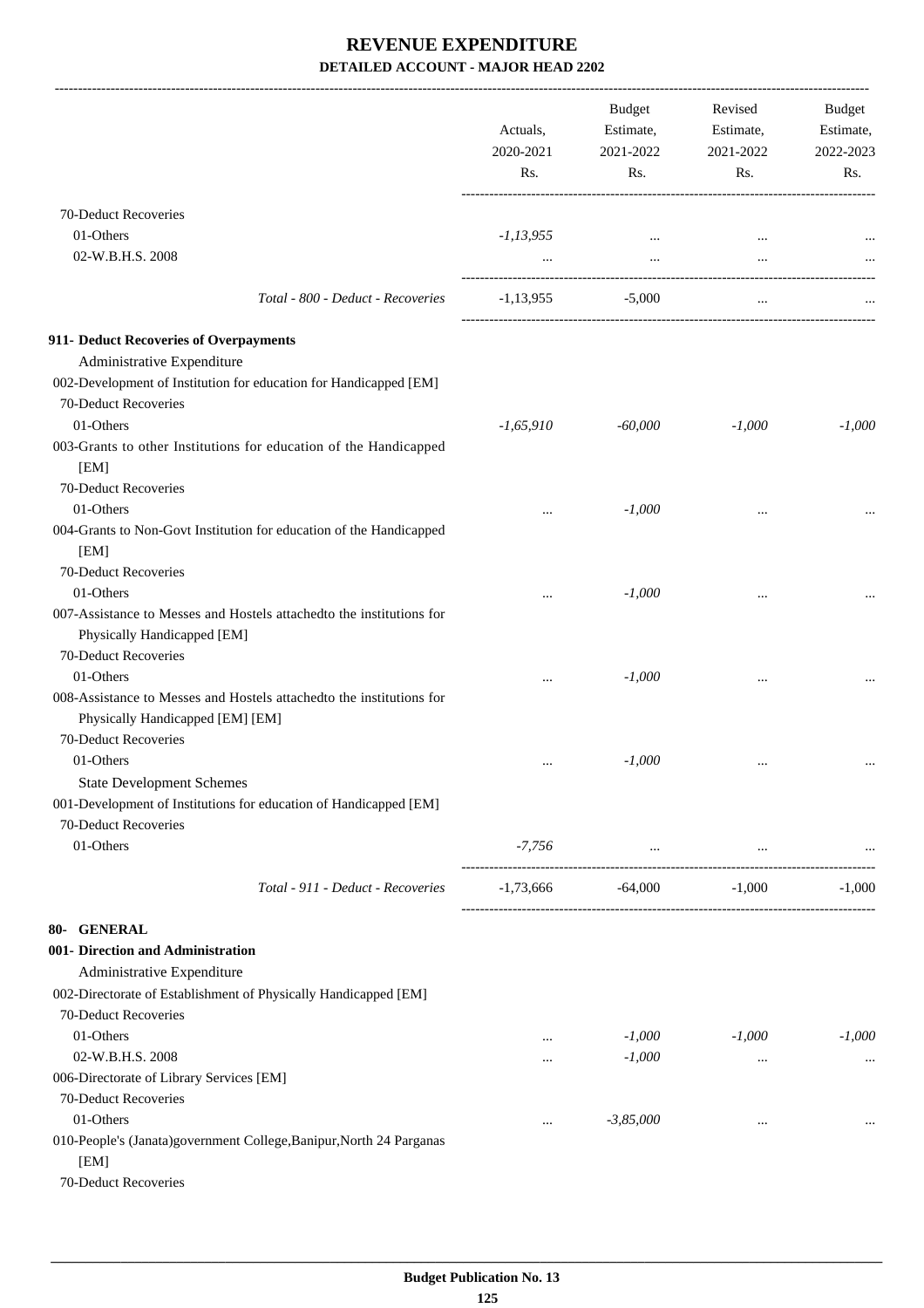# REVENUE EXPENDITURE

## DETAILED ACCOUNT - MAJOR HEAD 2202

| | Actuals, 2020-2021 Rs. | Budget Estimate, 2021-2022 Rs. | Revised Estimate, 2021-2022 Rs. | Budget Estimate, 2022-2023 Rs. |
|---|---|---|---|---|
| 70-Deduct Recoveries | | | | |
| 01-Others | -1,13,955 | ... | ... | ... |
| 02-W.B.H.S. 2008 | ... | ... | ... | ... |
| *Total - 800 - Deduct - Recoveries* | -1,13,955 | -5,000 | ... | ... |
| **911- Deduct Recoveries of Overpayments** | | | | |
| Administrative Expenditure | | | | |
| 002-Development of Institution for education for Handicapped [EM] | | | | |
| 70-Deduct Recoveries | | | | |
| 01-Others | -1,65,910 | -60,000 | -1,000 | -1,000 |
| 003-Grants to other Institutions for education of the Handicapped [EM] | | | | |
| 70-Deduct Recoveries | | | | |
| 01-Others | ... | -1,000 | ... | ... |
| 004-Grants to Non-Govt Institution for education of the Handicapped [EM] | | | | |
| 70-Deduct Recoveries | | | | |
| 01-Others | ... | -1,000 | ... | ... |
| 007-Assistance to Messes and Hostels attachedto the institutions for Physically Handicapped [EM] | | | | |
| 70-Deduct Recoveries | | | | |
| 01-Others | ... | -1,000 | ... | ... |
| 008-Assistance to Messes and Hostels attachedto the institutions for Physically Handicapped [EM] [EM] | | | | |
| 70-Deduct Recoveries | | | | |
| 01-Others | ... | -1,000 | ... | ... |
| State Development Schemes | | | | |
| 001-Development of Institutions for education of Handicapped [EM] | | | | |
| 70-Deduct Recoveries | | | | |
| 01-Others | -7,756 | ... | ... | ... |
| *Total - 911 - Deduct - Recoveries* | -1,73,666 | -64,000 | -1,000 | -1,000 |
| **80- GENERAL** | | | | |
| **001- Direction and Administration** | | | | |
| Administrative Expenditure | | | | |
| 002-Directorate of Establishment of Physically Handicapped [EM] | | | | |
| 70-Deduct Recoveries | | | | |
| 01-Others | ... | -1,000 | -1,000 | -1,000 |
| 02-W.B.H.S. 2008 | ... | -1,000 | ... | ... |
| 006-Directorate of Library Services [EM] | | | | |
| 70-Deduct Recoveries | | | | |
| 01-Others | ... | -3,85,000 | ... | ... |
| 010-People's (Janata)government College,Banipur,North 24 Parganas [EM] | | | | |
| 70-Deduct Recoveries | | | | |

Budget Publication No. 13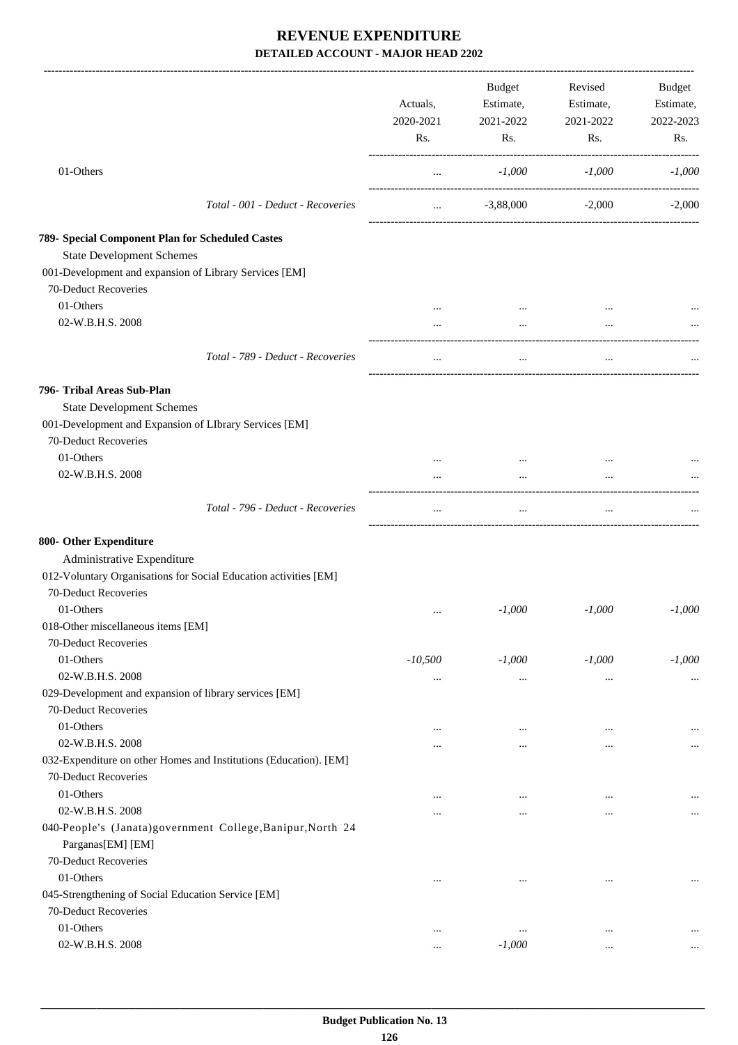# REVENUE EXPENDITURE

## DETAILED ACCOUNT - MAJOR HEAD 2202

| | Actuals, 2020-2021 Rs. | Budget Estimate, 2021-2022 Rs. | Revised Estimate, 2021-2022 Rs. | Budget Estimate, 2022-2023 Rs. |
|---|---|---|---|---|
| 01-Others | ... | -1,000 | -1,000 | -1,000 |
| Total - 001 - Deduct - Recoveries | ... | -3,88,000 | -2,000 | -2,000 |
| **789- Special Component Plan for Scheduled Castes** | | | | |
| State Development Schemes | | | | |
| 001-Development and expansion of Library Services [EM] | | | | |
| 70-Deduct Recoveries | | | | |
| 01-Others | ... | ... | ... | ... |
| 02-W.B.H.S. 2008 | ... | ... | ... | ... |
| Total - 789 - Deduct - Recoveries | ... | ... | ... | ... |
| **796- Tribal Areas Sub-Plan** | | | | |
| State Development Schemes | | | | |
| 001-Development and Expansion of LIbrary Services [EM] | | | | |
| 70-Deduct Recoveries | | | | |
| 01-Others | ... | ... | ... | ... |
| 02-W.B.H.S. 2008 | ... | ... | ... | ... |
| Total - 796 - Deduct - Recoveries | ... | ... | ... | ... |
| **800- Other Expenditure** | | | | |
| Administrative Expenditure | | | | |
| 012-Voluntary Organisations for Social Education activities [EM] | | | | |
| 70-Deduct Recoveries | | | | |
| 01-Others | ... | -1,000 | -1,000 | -1,000 |
| 018-Other miscellaneous items [EM] | | | | |
| 70-Deduct Recoveries | | | | |
| 01-Others | -10,500 | -1,000 | -1,000 | -1,000 |
| 02-W.B.H.S. 2008 | ... | ... | ... | ... |
| 029-Development and expansion of library services [EM] | | | | |
| 70-Deduct Recoveries | | | | |
| 01-Others | ... | ... | ... | ... |
| 02-W.B.H.S. 2008 | ... | ... | ... | ... |
| 032-Expenditure on other Homes and Institutions (Education). [EM] | | | | |
| 70-Deduct Recoveries | | | | |
| 01-Others | ... | ... | ... | ... |
| 02-W.B.H.S. 2008 | ... | ... | ... | ... |
| 040-People's (Janata)government College,Banipur,North 24 Parganas[EM] [EM] | | | | |
| 70-Deduct Recoveries | | | | |
| 01-Others | ... | ... | ... | ... |
| 045-Strengthening of Social Education Service [EM] | | | | |
| 70-Deduct Recoveries | | | | |
| 01-Others | ... | ... | ... | ... |
| 02-W.B.H.S. 2008 | ... | -1,000 | ... | ... |

Budget Publication No. 13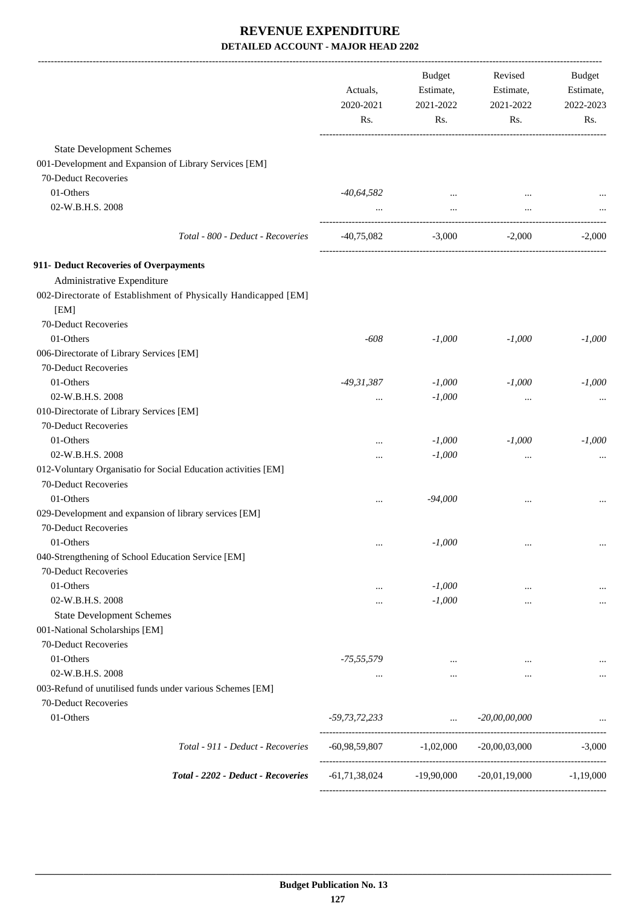# REVENUE EXPENDITURE

**DETAILED ACCOUNT - MAJOR HEAD 2202**

| | Actuals, 2020-2021 Rs. | Budget Estimate, 2021-2022 Rs. | Revised Estimate, 2021-2022 Rs. | Budget Estimate, 2022-2023 Rs. |
|---|---|---|---|---|
| State Development Schemes | | | | |
| 001-Development and Expansion of Library Services [EM] | | | | |
| 70-Deduct Recoveries | | | | |
| 01-Others | *-40,64,582* | ... | ... | ... |
| 02-W.B.H.S. 2008 | ... | ... | ... | ... |
| *Total - 800 - Deduct - Recoveries* | -40,75,082 | -3,000 | -2,000 | -2,000 |
| **911- Deduct Recoveries of Overpayments** | | | | |
| Administrative Expenditure | | | | |
| 002-Directorate of Establishment of Physically Handicapped [EM] [EM] | | | | |
| 70-Deduct Recoveries | | | | |
| 01-Others | *-608* | *-1,000* | *-1,000* | *-1,000* |
| 006-Directorate of Library Services [EM] | | | | |
| 70-Deduct Recoveries | | | | |
| 01-Others | *-49,31,387* | *-1,000* | *-1,000* | *-1,000* |
| 02-W.B.H.S. 2008 | ... | *-1,000* | ... | ... |
| 010-Directorate of Library Services [EM] | | | | |
| 70-Deduct Recoveries | | | | |
| 01-Others | ... | *-1,000* | *-1,000* | *-1,000* |
| 02-W.B.H.S. 2008 | ... | *-1,000* | ... | ... |
| 012-Voluntary Organisatio for Social Education activities [EM] | | | | |
| 70-Deduct Recoveries | | | | |
| 01-Others | ... | *-94,000* | ... | ... |
| 029-Development and expansion of library services [EM] | | | | |
| 70-Deduct Recoveries | | | | |
| 01-Others | ... | *-1,000* | ... | ... |
| 040-Strengthening of School Education Service [EM] | | | | |
| 70-Deduct Recoveries | | | | |
| 01-Others | ... | *-1,000* | ... | ... |
| 02-W.B.H.S. 2008 | ... | *-1,000* | ... | ... |
| State Development Schemes | | | | |
| 001-National Scholarships [EM] | | | | |
| 70-Deduct Recoveries | | | | |
| 01-Others | *-75,55,579* | ... | ... | ... |
| 02-W.B.H.S. 2008 | ... | ... | ... | ... |
| 003-Refund of unutilised funds under various Schemes [EM] | | | | |
| 70-Deduct Recoveries | | | | |
| 01-Others | *-59,73,72,233* | ... | *-20,00,00,000* | ... |
| *Total - 911 - Deduct - Recoveries* | -60,98,59,807 | -1,02,000 | -20,00,03,000 | -3,000 |
| ***Total - 2202 - Deduct - Recoveries*** | -61,71,38,024 | -19,90,000 | -20,01,19,000 | -1,19,000 |

**Budget Publication No. 13**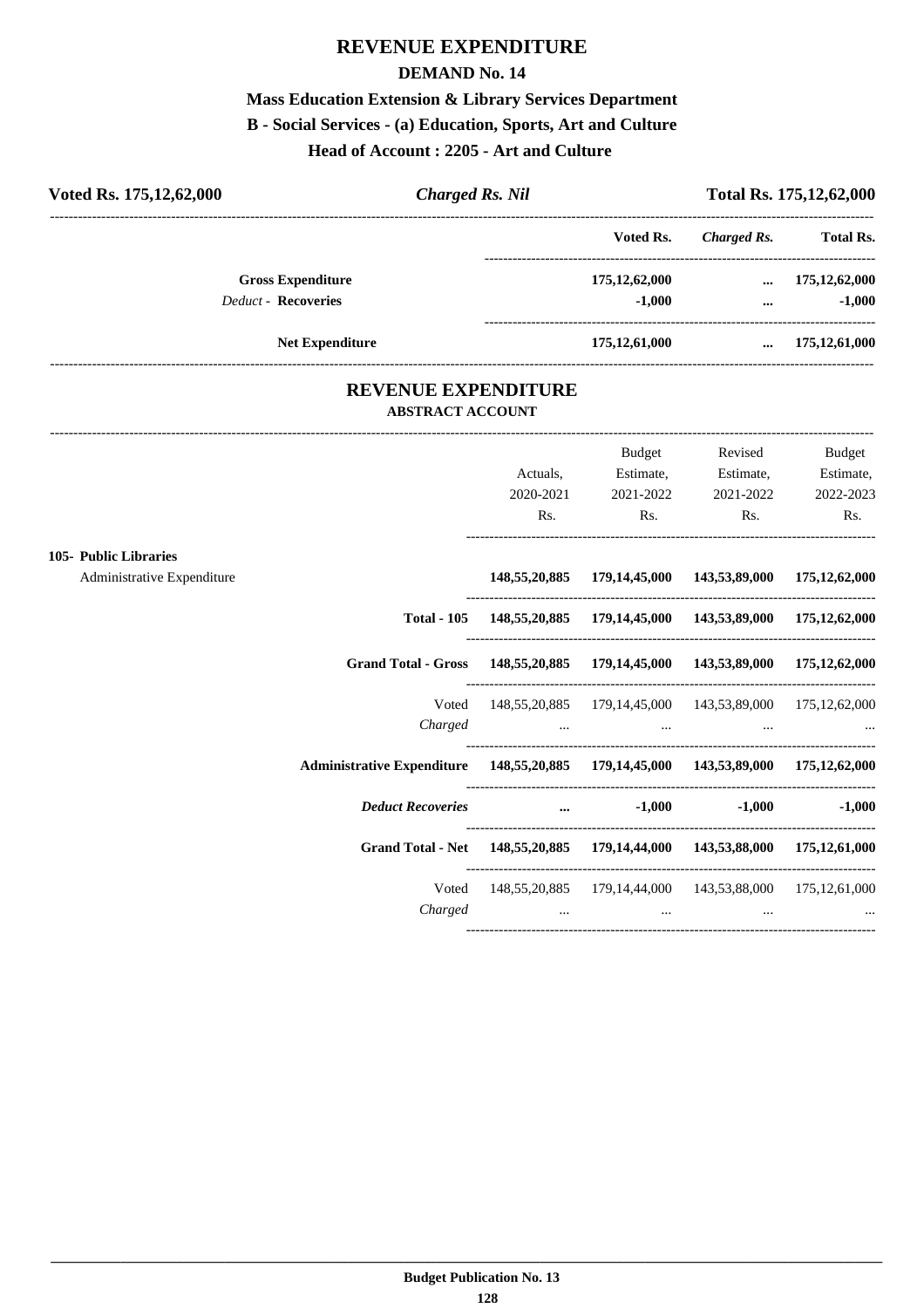# REVENUE EXPENDITURE

## DEMAND No. 14

### Mass Education Extension & Library Services Department

### B - Social Services - (a) Education, Sports, Art and Culture

### Head of Account : 2205 - Art and Culture

**Voted Rs. 175,12,62,000** | ***Charged Rs. Nil*** | **Total Rs. 175,12,62,000**

| | Voted Rs. | *Charged Rs.* | Total Rs. |
|---|---|---|---|
| **Gross Expenditure** | 175,12,62,000 | ... | 175,12,62,000 |
| *Deduct* - **Recoveries** | -1,000 | ... | -1,000 |
| **Net Expenditure** | 175,12,61,000 | ... | 175,12,61,000 |

## REVENUE EXPENDITURE

### ABSTRACT ACCOUNT

| | Actuals, 2020-2021 Rs. | Budget Estimate, 2021-2022 Rs. | Revised Estimate, 2021-2022 Rs. | Budget Estimate, 2022-2023 Rs. |
|---|---|---|---|---|
| **105- Public Libraries** | | | | |
| Administrative Expenditure | **148,55,20,885** | **179,14,45,000** | **143,53,89,000** | **175,12,62,000** |
| **Total - 105** | **148,55,20,885** | **179,14,45,000** | **143,53,89,000** | **175,12,62,000** |
| **Grand Total - Gross** | **148,55,20,885** | **179,14,45,000** | **143,53,89,000** | **175,12,62,000** |
| Voted | 148,55,20,885 | 179,14,45,000 | 143,53,89,000 | 175,12,62,000 |
| *Charged* | ... | ... | ... | ... |
| **Administrative Expenditure** | **148,55,20,885** | **179,14,45,000** | **143,53,89,000** | **175,12,62,000** |
| ***Deduct Recoveries*** | **...** | **-1,000** | **-1,000** | **-1,000** |
| **Grand Total - Net** | **148,55,20,885** | **179,14,44,000** | **143,53,88,000** | **175,12,61,000** |
| Voted | 148,55,20,885 | 179,14,44,000 | 143,53,88,000 | 175,12,61,000 |
| *Charged* | ... | ... | ... | ... |

**Budget Publication No. 13**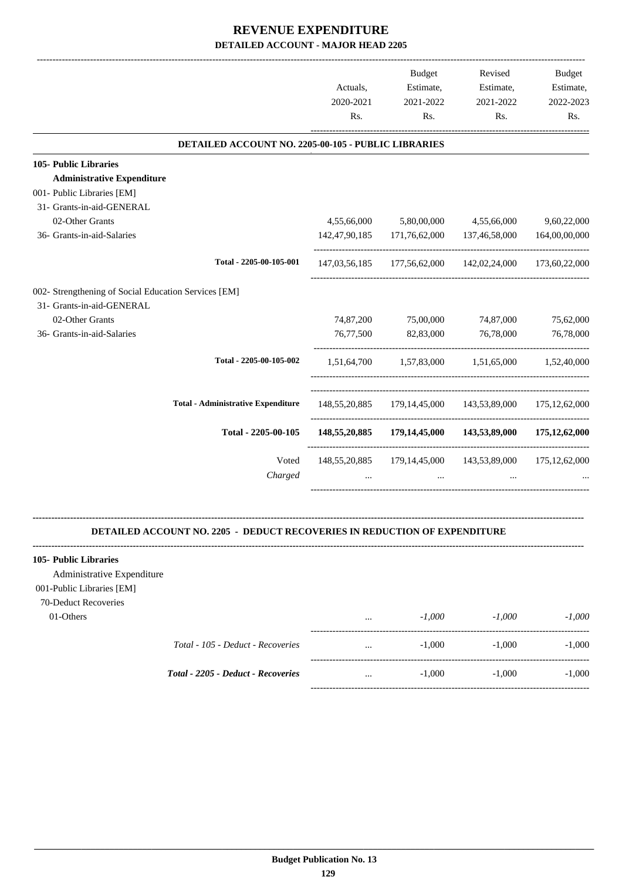# REVENUE EXPENDITURE
## DETAILED ACCOUNT - MAJOR HEAD 2205

| | Actuals, 2020-2021 Rs. | Budget Estimate, 2021-2022 Rs. | Revised Estimate, 2021-2022 Rs. | Budget Estimate, 2022-2023 Rs. |
|---|---|---|---|---|
| **DETAILED ACCOUNT NO. 2205-00-105 - PUBLIC LIBRARIES** | | | | |
| **105- Public Libraries** | | | | |
| **Administrative Expenditure** | | | | |
| 001- Public Libraries [EM] | | | | |
| 31- Grants-in-aid-GENERAL | | | | |
| 02-Other Grants | 4,55,66,000 | 5,80,00,000 | 4,55,66,000 | 9,60,22,000 |
| 36- Grants-in-aid-Salaries | 142,47,90,185 | 171,76,62,000 | 137,46,58,000 | 164,00,00,000 |
| Total - 2205-00-105-001 | 147,03,56,185 | 177,56,62,000 | 142,02,24,000 | 173,60,22,000 |
| 002- Strengthening of Social Education Services [EM] | | | | |
| 31- Grants-in-aid-GENERAL | | | | |
| 02-Other Grants | 74,87,200 | 75,00,000 | 74,87,000 | 75,62,000 |
| 36- Grants-in-aid-Salaries | 76,77,500 | 82,83,000 | 76,78,000 | 76,78,000 |
| Total - 2205-00-105-002 | 1,51,64,700 | 1,57,83,000 | 1,51,65,000 | 1,52,40,000 |
| **Total - Administrative Expenditure** | 148,55,20,885 | 179,14,45,000 | 143,53,89,000 | 175,12,62,000 |
| **Total - 2205-00-105** | **148,55,20,885** | **179,14,45,000** | **143,53,89,000** | **175,12,62,000** |
| Voted | 148,55,20,885 | 179,14,45,000 | 143,53,89,000 | 175,12,62,000 |
| *Charged* | ... | ... | ... | ... |

| | Actuals, 2020-2021 Rs. | Budget Estimate, 2021-2022 Rs. | Revised Estimate, 2021-2022 Rs. | Budget Estimate, 2022-2023 Rs. |
|---|---|---|---|---|
| **DETAILED ACCOUNT NO. 2205 - DEDUCT RECOVERIES IN REDUCTION OF EXPENDITURE** | | | | |
| **105- Public Libraries** | | | | |
| Administrative Expenditure | | | | |
| 001-Public Libraries [EM] | | | | |
| 70-Deduct Recoveries | | | | |
| 01-Others | ... | *-1,000* | *-1,000* | *-1,000* |
| *Total - 105 - Deduct - Recoveries* | ... | -1,000 | -1,000 | -1,000 |
| ***Total - 2205 - Deduct - Recoveries*** | ... | -1,000 | -1,000 | -1,000 |

**Budget Publication No. 13**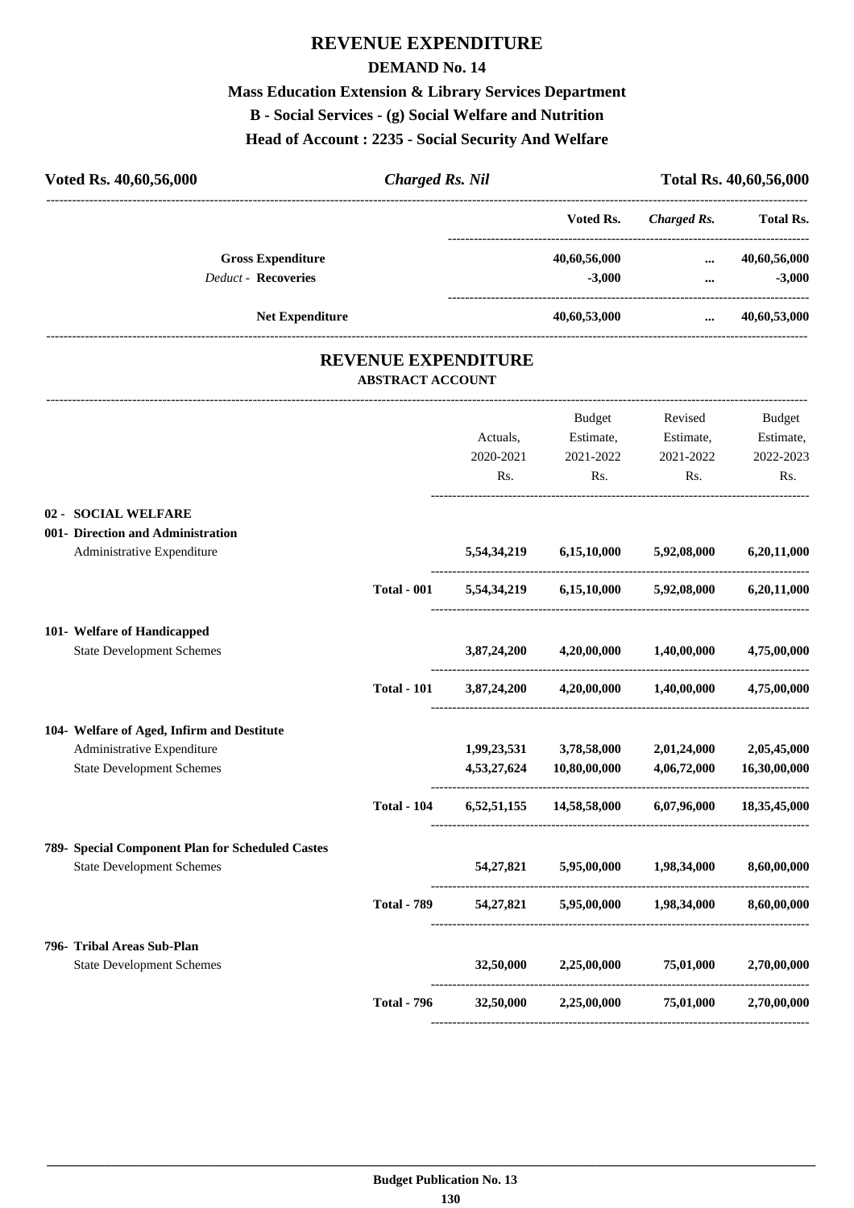# REVENUE EXPENDITURE

## DEMAND No. 14

### Mass Education Extension & Library Services Department

### B - Social Services - (g) Social Welfare and Nutrition

### Head of Account : 2235 - Social Security And Welfare

| Voted Rs. 40,60,56,000 | *Charged Rs. Nil* | Total Rs. 40,60,56,000 |
|---|---|---|

| | Voted Rs. | *Charged Rs.* | Total Rs. |
|---|---|---|---|
| **Gross Expenditure** | 40,60,56,000 | ... | 40,60,56,000 |
| *Deduct* - **Recoveries** | -3,000 | ... | -3,000 |
| **Net Expenditure** | 40,60,53,000 | ... | 40,60,53,000 |

## REVENUE EXPENDITURE

### ABSTRACT ACCOUNT

| | | Actuals, 2020-2021 Rs. | Budget Estimate, 2021-2022 Rs. | Revised Estimate, 2021-2022 Rs. | Budget Estimate, 2022-2023 Rs. |
|---|---|---|---|---|---|
| **02 - SOCIAL WELFARE** | | | | | |
| **001- Direction and Administration** | | | | | |
| Administrative Expenditure | | 5,54,34,219 | 6,15,10,000 | 5,92,08,000 | 6,20,11,000 |
| | **Total - 001** | 5,54,34,219 | 6,15,10,000 | 5,92,08,000 | 6,20,11,000 |
| **101- Welfare of Handicapped** | | | | | |
| State Development Schemes | | 3,87,24,200 | 4,20,00,000 | 1,40,00,000 | 4,75,00,000 |
| | **Total - 101** | 3,87,24,200 | 4,20,00,000 | 1,40,00,000 | 4,75,00,000 |
| **104- Welfare of Aged, Infirm and Destitute** | | | | | |
| Administrative Expenditure | | 1,99,23,531 | 3,78,58,000 | 2,01,24,000 | 2,05,45,000 |
| State Development Schemes | | 4,53,27,624 | 10,80,00,000 | 4,06,72,000 | 16,30,00,000 |
| | **Total - 104** | 6,52,51,155 | 14,58,58,000 | 6,07,96,000 | 18,35,45,000 |
| **789- Special Component Plan for Scheduled Castes** | | | | | |
| State Development Schemes | | 54,27,821 | 5,95,00,000 | 1,98,34,000 | 8,60,00,000 |
| | **Total - 789** | 54,27,821 | 5,95,00,000 | 1,98,34,000 | 8,60,00,000 |
| **796- Tribal Areas Sub-Plan** | | | | | |
| State Development Schemes | | 32,50,000 | 2,25,00,000 | 75,01,000 | 2,70,00,000 |
| | **Total - 796** | 32,50,000 | 2,25,00,000 | 75,01,000 | 2,70,00,000 |

**Budget Publication No. 13**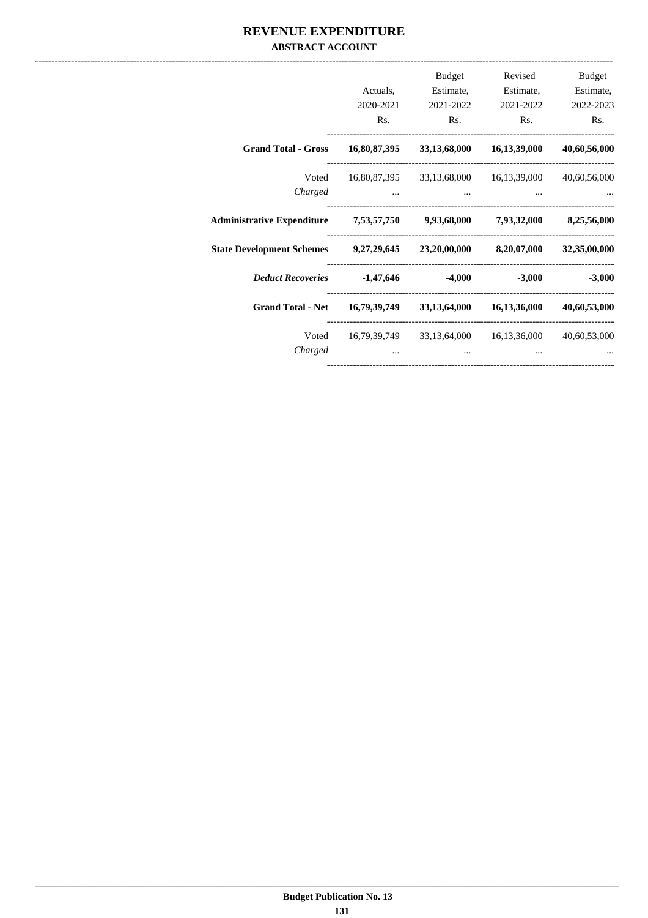# REVENUE EXPENDITURE

## ABSTRACT ACCOUNT

| | Actuals, 2020-2021 Rs. | Budget Estimate, 2021-2022 Rs. | Revised Estimate, 2021-2022 Rs. | Budget Estimate, 2022-2023 Rs. |
|---|---|---|---|---|
| **Grand Total - Gross** | **16,80,87,395** | **33,13,68,000** | **16,13,39,000** | **40,60,56,000** |
| Voted | 16,80,87,395 | 33,13,68,000 | 16,13,39,000 | 40,60,56,000 |
| *Charged* | ... | ... | ... | ... |
| **Administrative Expenditure** | **7,53,57,750** | **9,93,68,000** | **7,93,32,000** | **8,25,56,000** |
| **State Development Schemes** | **9,27,29,645** | **23,20,00,000** | **8,20,07,000** | **32,35,00,000** |
| ***Deduct Recoveries*** | **-1,47,646** | **-4,000** | **-3,000** | **-3,000** |
| **Grand Total - Net** | **16,79,39,749** | **33,13,64,000** | **16,13,36,000** | **40,60,53,000** |
| Voted | 16,79,39,749 | 33,13,64,000 | 16,13,36,000 | 40,60,53,000 |
| *Charged* | ... | ... | ... | ... |

**Budget Publication No. 13**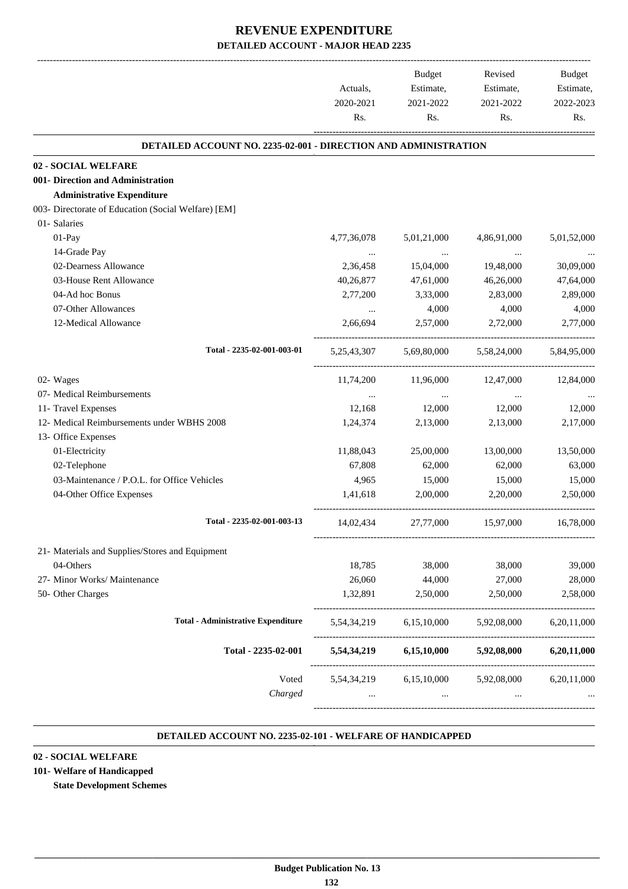# REVENUE EXPENDITURE

## DETAILED ACCOUNT - MAJOR HEAD 2235

| | Actuals, 2020-2021 Rs. | Budget Estimate, 2021-2022 Rs. | Revised Estimate, 2021-2022 Rs. | Budget Estimate, 2022-2023 Rs. |
|---|---|---|---|---|
| **DETAILED ACCOUNT NO. 2235-02-001 - DIRECTION AND ADMINISTRATION** | | | | |
| **02 - SOCIAL WELFARE** | | | | |
| **001- Direction and Administration** | | | | |
| **Administrative Expenditure** | | | | |
| 003- Directorate of Education (Social Welfare) [EM] | | | | |
| 01- Salaries | | | | |
| 01-Pay | 4,77,36,078 | 5,01,21,000 | 4,86,91,000 | 5,01,52,000 |
| 14-Grade Pay | ... | ... | ... | ... |
| 02-Dearness Allowance | 2,36,458 | 15,04,000 | 19,48,000 | 30,09,000 |
| 03-House Rent Allowance | 40,26,877 | 47,61,000 | 46,26,000 | 47,64,000 |
| 04-Ad hoc Bonus | 2,77,200 | 3,33,000 | 2,83,000 | 2,89,000 |
| 07-Other Allowances | ... | 4,000 | 4,000 | 4,000 |
| 12-Medical Allowance | 2,66,694 | 2,57,000 | 2,72,000 | 2,77,000 |
| Total - 2235-02-001-003-01 | 5,25,43,307 | 5,69,80,000 | 5,58,24,000 | 5,84,95,000 |
| 02- Wages | 11,74,200 | 11,96,000 | 12,47,000 | 12,84,000 |
| 07- Medical Reimbursements | ... | ... | ... | ... |
| 11- Travel Expenses | 12,168 | 12,000 | 12,000 | 12,000 |
| 12- Medical Reimbursements under WBHS 2008 | 1,24,374 | 2,13,000 | 2,13,000 | 2,17,000 |
| 13- Office Expenses | | | | |
| 01-Electricity | 11,88,043 | 25,00,000 | 13,00,000 | 13,50,000 |
| 02-Telephone | 67,808 | 62,000 | 62,000 | 63,000 |
| 03-Maintenance / P.O.L. for Office Vehicles | 4,965 | 15,000 | 15,000 | 15,000 |
| 04-Other Office Expenses | 1,41,618 | 2,00,000 | 2,20,000 | 2,50,000 |
| Total - 2235-02-001-003-13 | 14,02,434 | 27,77,000 | 15,97,000 | 16,78,000 |
| 21- Materials and Supplies/Stores and Equipment | | | | |
| 04-Others | 18,785 | 38,000 | 38,000 | 39,000 |
| 27- Minor Works/ Maintenance | 26,060 | 44,000 | 27,000 | 28,000 |
| 50- Other Charges | 1,32,891 | 2,50,000 | 2,50,000 | 2,58,000 |
| **Total - Administrative Expenditure** | 5,54,34,219 | 6,15,10,000 | 5,92,08,000 | 6,20,11,000 |
| **Total - 2235-02-001** | **5,54,34,219** | **6,15,10,000** | **5,92,08,000** | **6,20,11,000** |
| Voted | 5,54,34,219 | 6,15,10,000 | 5,92,08,000 | 6,20,11,000 |
| *Charged* | ... | ... | ... | ... |

**DETAILED ACCOUNT NO. 2235-02-101 - WELFARE OF HANDICAPPED**

**02 - SOCIAL WELFARE**

**101- Welfare of Handicapped**

**State Development Schemes**

**Budget Publication No. 13**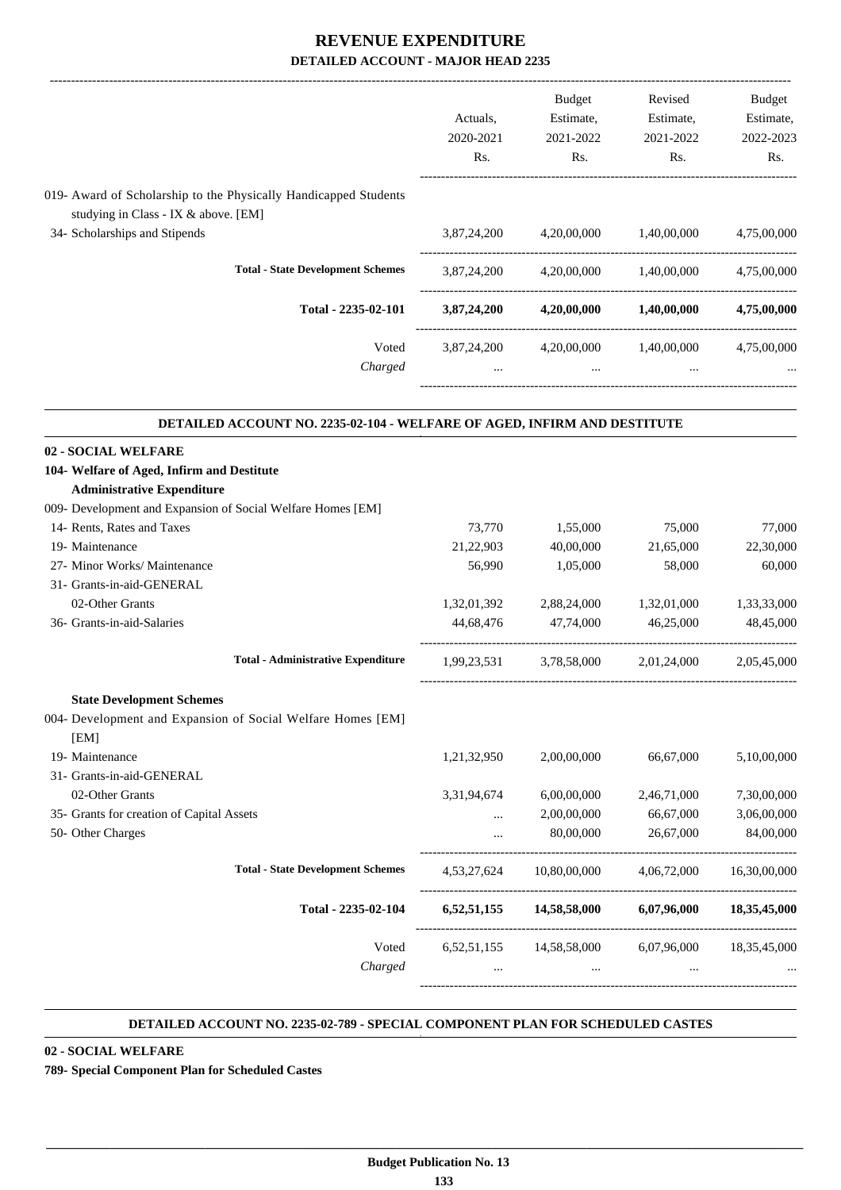# REVENUE EXPENDITURE

## DETAILED ACCOUNT - MAJOR HEAD 2235

| | Actuals, 2020-2021 Rs. | Budget Estimate, 2021-2022 Rs. | Revised Estimate, 2021-2022 Rs. | Budget Estimate, 2022-2023 Rs. |
|---|---|---|---|---|
| 019- Award of Scholarship to the Physically Handicapped Students studying in Class - IX & above. [EM] | | | | |
| 34- Scholarships and Stipends | 3,87,24,200 | 4,20,00,000 | 1,40,00,000 | 4,75,00,000 |
| **Total - State Development Schemes** | 3,87,24,200 | 4,20,00,000 | 1,40,00,000 | 4,75,00,000 |
| **Total - 2235-02-101** | **3,87,24,200** | **4,20,00,000** | **1,40,00,000** | **4,75,00,000** |
| Voted | 3,87,24,200 | 4,20,00,000 | 1,40,00,000 | 4,75,00,000 |
| *Charged* | ... | ... | ... | ... |

### DETAILED ACCOUNT NO. 2235-02-104 - WELFARE OF AGED, INFIRM AND DESTITUTE

| | Actuals, 2020-2021 Rs. | Budget Estimate, 2021-2022 Rs. | Revised Estimate, 2021-2022 Rs. | Budget Estimate, 2022-2023 Rs. |
|---|---|---|---|---|
| **02 - SOCIAL WELFARE** | | | | |
| **104- Welfare of Aged, Infirm and Destitute** | | | | |
| **Administrative Expenditure** | | | | |
| 009- Development and Expansion of Social Welfare Homes [EM] | | | | |
| 14- Rents, Rates and Taxes | 73,770 | 1,55,000 | 75,000 | 77,000 |
| 19- Maintenance | 21,22,903 | 40,00,000 | 21,65,000 | 22,30,000 |
| 27- Minor Works/ Maintenance | 56,990 | 1,05,000 | 58,000 | 60,000 |
| 31- Grants-in-aid-GENERAL | | | | |
| 02-Other Grants | 1,32,01,392 | 2,88,24,000 | 1,32,01,000 | 1,33,33,000 |
| 36- Grants-in-aid-Salaries | 44,68,476 | 47,74,000 | 46,25,000 | 48,45,000 |
| **Total - Administrative Expenditure** | 1,99,23,531 | 3,78,58,000 | 2,01,24,000 | 2,05,45,000 |
| **State Development Schemes** | | | | |
| 004- Development and Expansion of Social Welfare Homes [EM] | | | | |
| 19- Maintenance | 1,21,32,950 | 2,00,00,000 | 66,67,000 | 5,10,00,000 |
| 31- Grants-in-aid-GENERAL | | | | |
| 02-Other Grants | 3,31,94,674 | 6,00,00,000 | 2,46,71,000 | 7,30,00,000 |
| 35- Grants for creation of Capital Assets | ... | 2,00,00,000 | 66,67,000 | 3,06,00,000 |
| 50- Other Charges | ... | 80,00,000 | 26,67,000 | 84,00,000 |
| **Total - State Development Schemes** | 4,53,27,624 | 10,80,00,000 | 4,06,72,000 | 16,30,00,000 |
| **Total - 2235-02-104** | **6,52,51,155** | **14,58,58,000** | **6,07,96,000** | **18,35,45,000** |
| Voted | 6,52,51,155 | 14,58,58,000 | 6,07,96,000 | 18,35,45,000 |
| *Charged* | ... | ... | ... | ... |

### DETAILED ACCOUNT NO. 2235-02-789 - SPECIAL COMPONENT PLAN FOR SCHEDULED CASTES

**02 - SOCIAL WELFARE**

**789- Special Component Plan for Scheduled Castes**

**Budget Publication No. 13**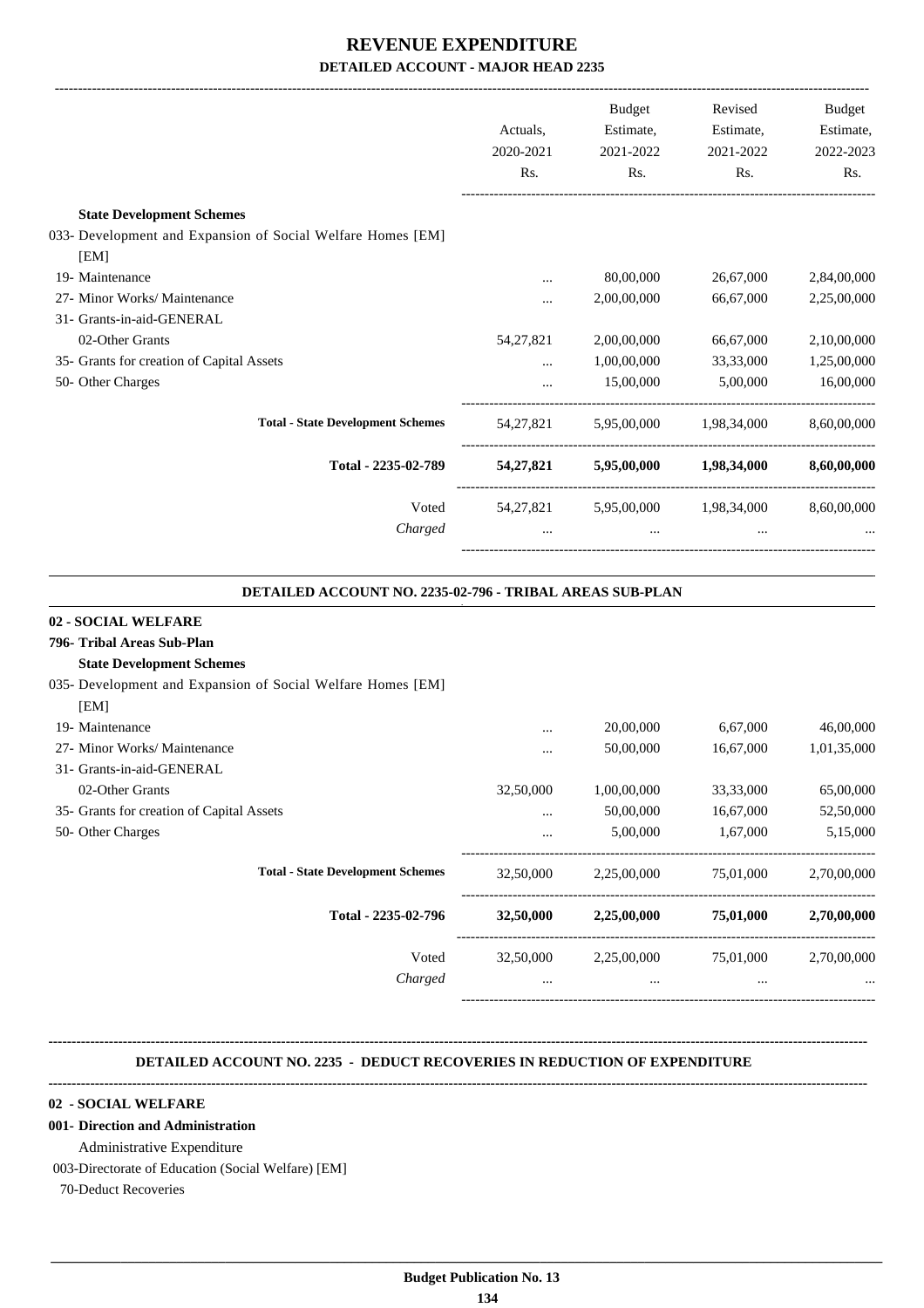# REVENUE EXPENDITURE

## DETAILED ACCOUNT - MAJOR HEAD 2235

| | Actuals, 2020-2021 Rs. | Budget Estimate, 2021-2022 Rs. | Revised Estimate, 2021-2022 Rs. | Budget Estimate, 2022-2023 Rs. |
|---|---|---|---|---|
| **State Development Schemes** | | | | |
| 033- Development and Expansion of Social Welfare Homes [EM] [EM] | | | | |
| 19- Maintenance | ... | 80,00,000 | 26,67,000 | 2,84,00,000 |
| 27- Minor Works/ Maintenance | ... | 2,00,00,000 | 66,67,000 | 2,25,00,000 |
| 31- Grants-in-aid-GENERAL | | | | |
| 02-Other Grants | 54,27,821 | 2,00,00,000 | 66,67,000 | 2,10,00,000 |
| 35- Grants for creation of Capital Assets | ... | 1,00,00,000 | 33,33,000 | 1,25,00,000 |
| 50- Other Charges | ... | 15,00,000 | 5,00,000 | 16,00,000 |
| **Total - State Development Schemes** | 54,27,821 | 5,95,00,000 | 1,98,34,000 | 8,60,00,000 |
| **Total - 2235-02-789** | **54,27,821** | **5,95,00,000** | **1,98,34,000** | **8,60,00,000** |
| Voted | 54,27,821 | 5,95,00,000 | 1,98,34,000 | 8,60,00,000 |
| *Charged* | ... | ... | ... | ... |

### DETAILED ACCOUNT NO. 2235-02-796 - TRIBAL AREAS SUB-PLAN

| | Actuals, 2020-2021 Rs. | Budget Estimate, 2021-2022 Rs. | Revised Estimate, 2021-2022 Rs. | Budget Estimate, 2022-2023 Rs. |
|---|---|---|---|---|
| **02 - SOCIAL WELFARE** | | | | |
| **796- Tribal Areas Sub-Plan** | | | | |
| **State Development Schemes** | | | | |
| 035- Development and Expansion of Social Welfare Homes [EM] [EM] | | | | |
| 19- Maintenance | ... | 20,00,000 | 6,67,000 | 46,00,000 |
| 27- Minor Works/ Maintenance | ... | 50,00,000 | 16,67,000 | 1,01,35,000 |
| 31- Grants-in-aid-GENERAL | | | | |
| 02-Other Grants | 32,50,000 | 1,00,00,000 | 33,33,000 | 65,00,000 |
| 35- Grants for creation of Capital Assets | ... | 50,00,000 | 16,67,000 | 52,50,000 |
| 50- Other Charges | ... | 5,00,000 | 1,67,000 | 5,15,000 |
| **Total - State Development Schemes** | 32,50,000 | 2,25,00,000 | 75,01,000 | 2,70,00,000 |
| **Total - 2235-02-796** | **32,50,000** | **2,25,00,000** | **75,01,000** | **2,70,00,000** |
| Voted | 32,50,000 | 2,25,00,000 | 75,01,000 | 2,70,00,000 |
| *Charged* | ... | ... | ... | ... |

### DETAILED ACCOUNT NO. 2235 - DEDUCT RECOVERIES IN REDUCTION OF EXPENDITURE

**02 - SOCIAL WELFARE**

**001- Direction and Administration**

Administrative Expenditure

003-Directorate of Education (Social Welfare) [EM]

70-Deduct Recoveries

Budget Publication No. 13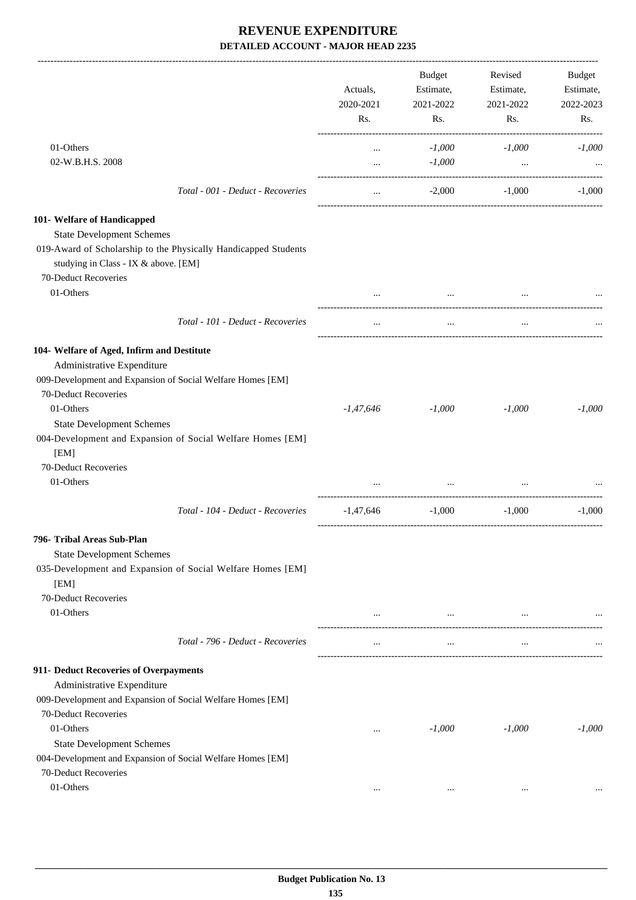# REVENUE EXPENDITURE

## DETAILED ACCOUNT - MAJOR HEAD 2235

| | Actuals, 2020-2021 Rs. | Budget Estimate, 2021-2022 Rs. | Revised Estimate, 2021-2022 Rs. | Budget Estimate, 2022-2023 Rs. |
|---|---|---|---|---|
| 01-Others | ... | -1,000 | -1,000 | -1,000 |
| 02-W.B.H.S. 2008 | ... | -1,000 | ... | ... |
| *Total - 001 - Deduct - Recoveries* | ... | -2,000 | -1,000 | -1,000 |
| **101- Welfare of Handicapped** | | | | |
| State Development Schemes | | | | |
| 019-Award of Scholarship to the Physically Handicapped Students studying in Class - IX & above. [EM] | | | | |
| 70-Deduct Recoveries | | | | |
| 01-Others | ... | ... | ... | ... |
| *Total - 101 - Deduct - Recoveries* | ... | ... | ... | ... |
| **104- Welfare of Aged, Infirm and Destitute** | | | | |
| Administrative Expenditure | | | | |
| 009-Development and Expansion of Social Welfare Homes [EM] | | | | |
| 70-Deduct Recoveries | | | | |
| 01-Others | -1,47,646 | -1,000 | -1,000 | -1,000 |
| State Development Schemes | | | | |
| 004-Development and Expansion of Social Welfare Homes [EM] [EM] | | | | |
| 70-Deduct Recoveries | | | | |
| 01-Others | ... | ... | ... | ... |
| *Total - 104 - Deduct - Recoveries* | -1,47,646 | -1,000 | -1,000 | -1,000 |
| **796- Tribal Areas Sub-Plan** | | | | |
| State Development Schemes | | | | |
| 035-Development and Expansion of Social Welfare Homes [EM] [EM] | | | | |
| 70-Deduct Recoveries | | | | |
| 01-Others | ... | ... | ... | ... |
| *Total - 796 - Deduct - Recoveries* | ... | ... | ... | ... |
| **911- Deduct Recoveries of Overpayments** | | | | |
| Administrative Expenditure | | | | |
| 009-Development and Expansion of Social Welfare Homes [EM] | | | | |
| 70-Deduct Recoveries | | | | |
| 01-Others | ... | -1,000 | -1,000 | -1,000 |
| State Development Schemes | | | | |
| 004-Development and Expansion of Social Welfare Homes [EM] | | | | |
| 70-Deduct Recoveries | | | | |
| 01-Others | ... | ... | ... | ... |

Budget Publication No. 13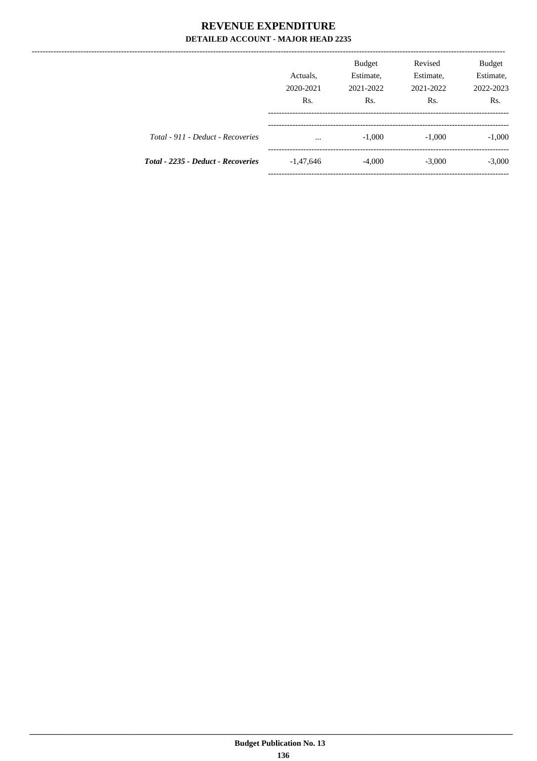# REVENUE EXPENDITURE

## DETAILED ACCOUNT - MAJOR HEAD 2235

| | Actuals, 2020-2021 Rs. | Budget Estimate, 2021-2022 Rs. | Revised Estimate, 2021-2022 Rs. | Budget Estimate, 2022-2023 Rs. |
|---|---|---|---|---|
| *Total - 911 - Deduct - Recoveries* | ... | -1,000 | -1,000 | -1,000 |
| ***Total - 2235 - Deduct - Recoveries*** | -1,47,646 | -4,000 | -3,000 | -3,000 |

**Budget Publication No. 13**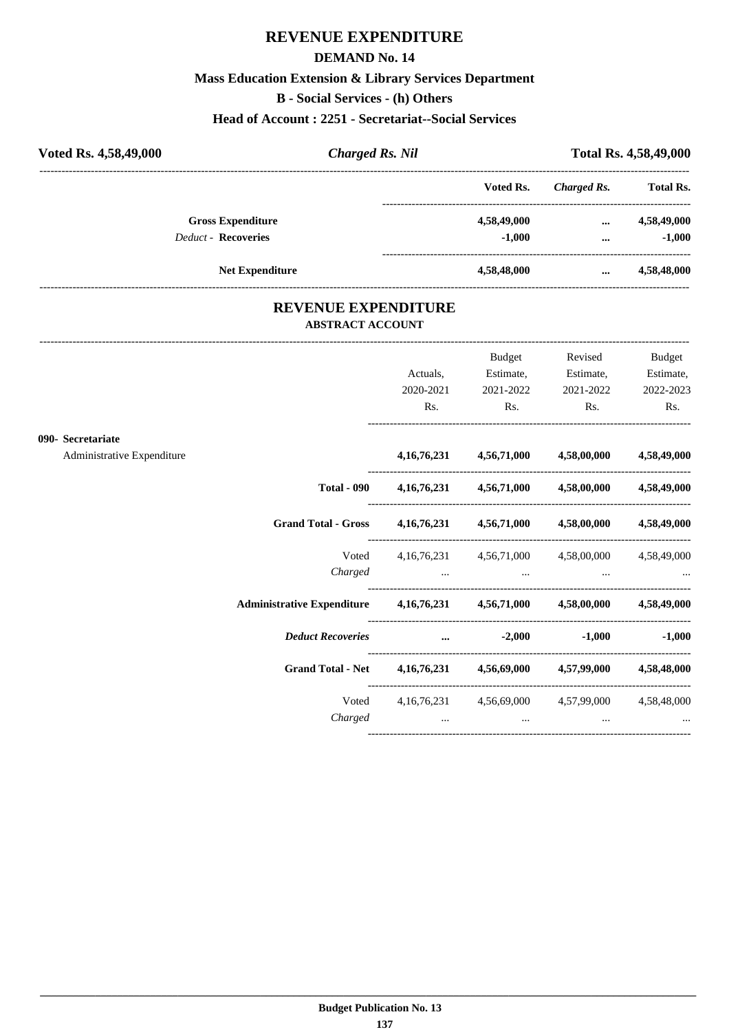# REVENUE EXPENDITURE

## DEMAND No. 14

### Mass Education Extension & Library Services Department

### B - Social Services - (h) Others

### Head of Account : 2251 - Secretariat--Social Services

**Voted Rs. 4,58,49,000** | ***Charged Rs. Nil*** | **Total Rs. 4,58,49,000**

| | Voted Rs. | *Charged Rs.* | Total Rs. |
|---|---|---|---|
| **Gross Expenditure** | **4,58,49,000** | **...** | **4,58,49,000** |
| *Deduct* - **Recoveries** | **-1,000** | **...** | **-1,000** |
| **Net Expenditure** | **4,58,48,000** | **...** | **4,58,48,000** |

## REVENUE EXPENDITURE

### ABSTRACT ACCOUNT

| | Actuals, 2020-2021 Rs. | Budget Estimate, 2021-2022 Rs. | Revised Estimate, 2021-2022 Rs. | Budget Estimate, 2022-2023 Rs. |
|---|---|---|---|---|
| **090- Secretariat** | | | | |
| Administrative Expenditure | **4,16,76,231** | **4,56,71,000** | **4,58,00,000** | **4,58,49,000** |
| **Total - 090** | **4,16,76,231** | **4,56,71,000** | **4,58,00,000** | **4,58,49,000** |
| **Grand Total - Gross** | **4,16,76,231** | **4,56,71,000** | **4,58,00,000** | **4,58,49,000** |
| Voted | 4,16,76,231 | 4,56,71,000 | 4,58,00,000 | 4,58,49,000 |
| *Charged* | ... | ... | ... | ... |
| **Administrative Expenditure** | **4,16,76,231** | **4,56,71,000** | **4,58,00,000** | **4,58,49,000** |
| ***Deduct Recoveries*** | **...** | **-2,000** | **-1,000** | **-1,000** |
| **Grand Total - Net** | **4,16,76,231** | **4,56,69,000** | **4,57,99,000** | **4,58,48,000** |
| Voted | 4,16,76,231 | 4,56,69,000 | 4,57,99,000 | 4,58,48,000 |
| *Charged* | ... | ... | ... | ... |

**Budget Publication No. 13**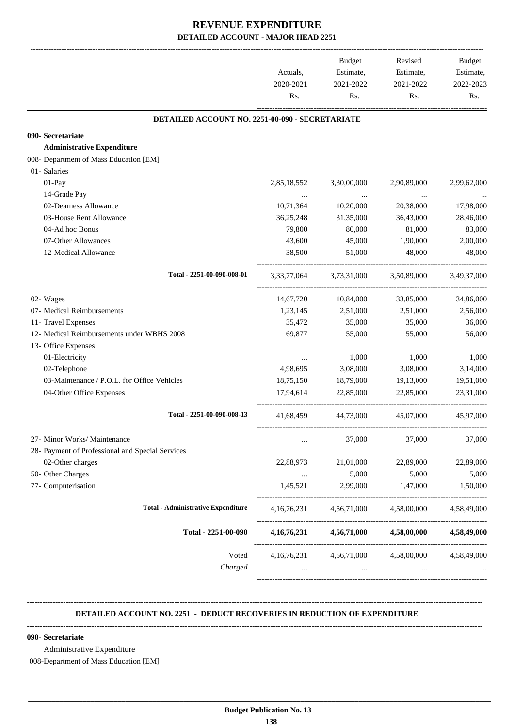# REVENUE EXPENDITURE

**DETAILED ACCOUNT - MAJOR HEAD 2251**

| | Actuals, 2020-2021 Rs. | Budget Estimate, 2021-2022 Rs. | Revised Estimate, 2021-2022 Rs. | Budget Estimate, 2022-2023 Rs. |
|---|---|---|---|---|
| **DETAILED ACCOUNT NO. 2251-00-090 - SECRETARIATE** | | | | |
| **090- Secretariate** | | | | |
| **Administrative Expenditure** | | | | |
| 008- Department of Mass Education [EM] | | | | |
| 01- Salaries | | | | |
| 01-Pay | 2,85,18,552 | 3,30,00,000 | 2,90,89,000 | 2,99,62,000 |
| 14-Grade Pay | ... | ... | ... | ... |
| 02-Dearness Allowance | 10,71,364 | 10,20,000 | 20,38,000 | 17,98,000 |
| 03-House Rent Allowance | 36,25,248 | 31,35,000 | 36,43,000 | 28,46,000 |
| 04-Ad hoc Bonus | 79,800 | 80,000 | 81,000 | 83,000 |
| 07-Other Allowances | 43,600 | 45,000 | 1,90,000 | 2,00,000 |
| 12-Medical Allowance | 38,500 | 51,000 | 48,000 | 48,000 |
| Total - 2251-00-090-008-01 | 3,33,77,064 | 3,73,31,000 | 3,50,89,000 | 3,49,37,000 |
| 02- Wages | 14,67,720 | 10,84,000 | 33,85,000 | 34,86,000 |
| 07- Medical Reimbursements | 1,23,145 | 2,51,000 | 2,51,000 | 2,56,000 |
| 11- Travel Expenses | 35,472 | 35,000 | 35,000 | 36,000 |
| 12- Medical Reimbursements under WBHS 2008 | 69,877 | 55,000 | 55,000 | 56,000 |
| 13- Office Expenses | | | | |
| 01-Electricity | ... | 1,000 | 1,000 | 1,000 |
| 02-Telephone | 4,98,695 | 3,08,000 | 3,08,000 | 3,14,000 |
| 03-Maintenance / P.O.L. for Office Vehicles | 18,75,150 | 18,79,000 | 19,13,000 | 19,51,000 |
| 04-Other Office Expenses | 17,94,614 | 22,85,000 | 22,85,000 | 23,31,000 |
| Total - 2251-00-090-008-13 | 41,68,459 | 44,73,000 | 45,07,000 | 45,97,000 |
| 27- Minor Works/ Maintenance | ... | 37,000 | 37,000 | 37,000 |
| 28- Payment of Professional and Special Services | | | | |
| 02-Other charges | 22,88,973 | 21,01,000 | 22,89,000 | 22,89,000 |
| 50- Other Charges | ... | 5,000 | 5,000 | 5,000 |
| 77- Computerisation | 1,45,521 | 2,99,000 | 1,47,000 | 1,50,000 |
| **Total - Administrative Expenditure** | 4,16,76,231 | 4,56,71,000 | 4,58,00,000 | 4,58,49,000 |
| **Total - 2251-00-090** | **4,16,76,231** | **4,56,71,000** | **4,58,00,000** | **4,58,49,000** |
| Voted | 4,16,76,231 | 4,56,71,000 | 4,58,00,000 | 4,58,49,000 |
| *Charged* | ... | ... | ... | ... |

**DETAILED ACCOUNT NO. 2251 - DEDUCT RECOVERIES IN REDUCTION OF EXPENDITURE**

**090- Secretariate**

Administrative Expenditure

008-Department of Mass Education [EM]

**Budget Publication No. 13**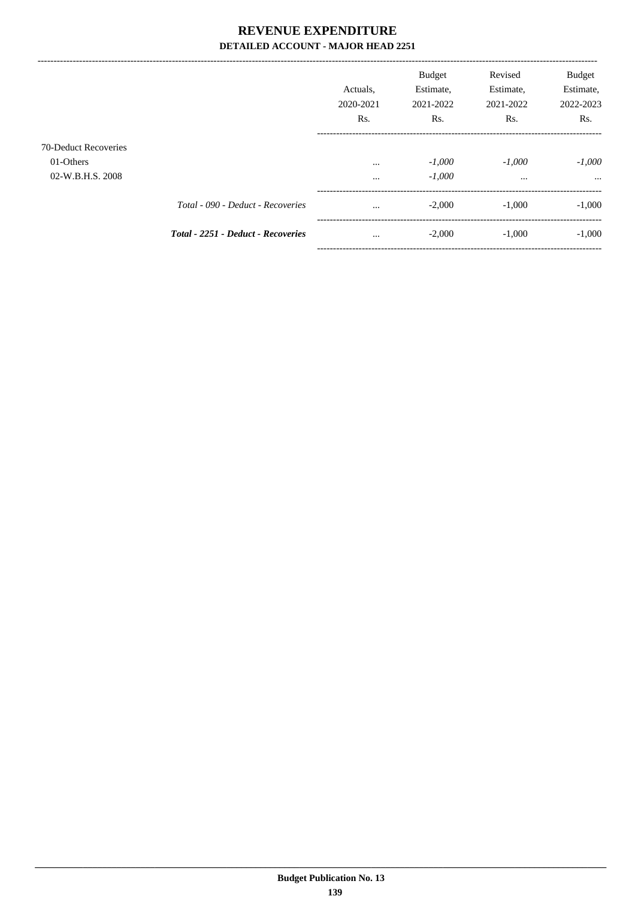# REVENUE EXPENDITURE

**DETAILED ACCOUNT - MAJOR HEAD 2251**

| | Actuals, 2020-2021 Rs. | Budget Estimate, 2021-2022 Rs. | Revised Estimate, 2021-2022 Rs. | Budget Estimate, 2022-2023 Rs. |
|---|---|---|---|---|
| 70-Deduct Recoveries | | | | |
| 01-Others | ... | *-1,000* | *-1,000* | *-1,000* |
| 02-W.B.H.S. 2008 | ... | *-1,000* | ... | ... |
| *Total - 090 - Deduct - Recoveries* | ... | -2,000 | -1,000 | -1,000 |
| ***Total - 2251 - Deduct - Recoveries*** | ... | -2,000 | -1,000 | -1,000 |

**Budget Publication No. 13**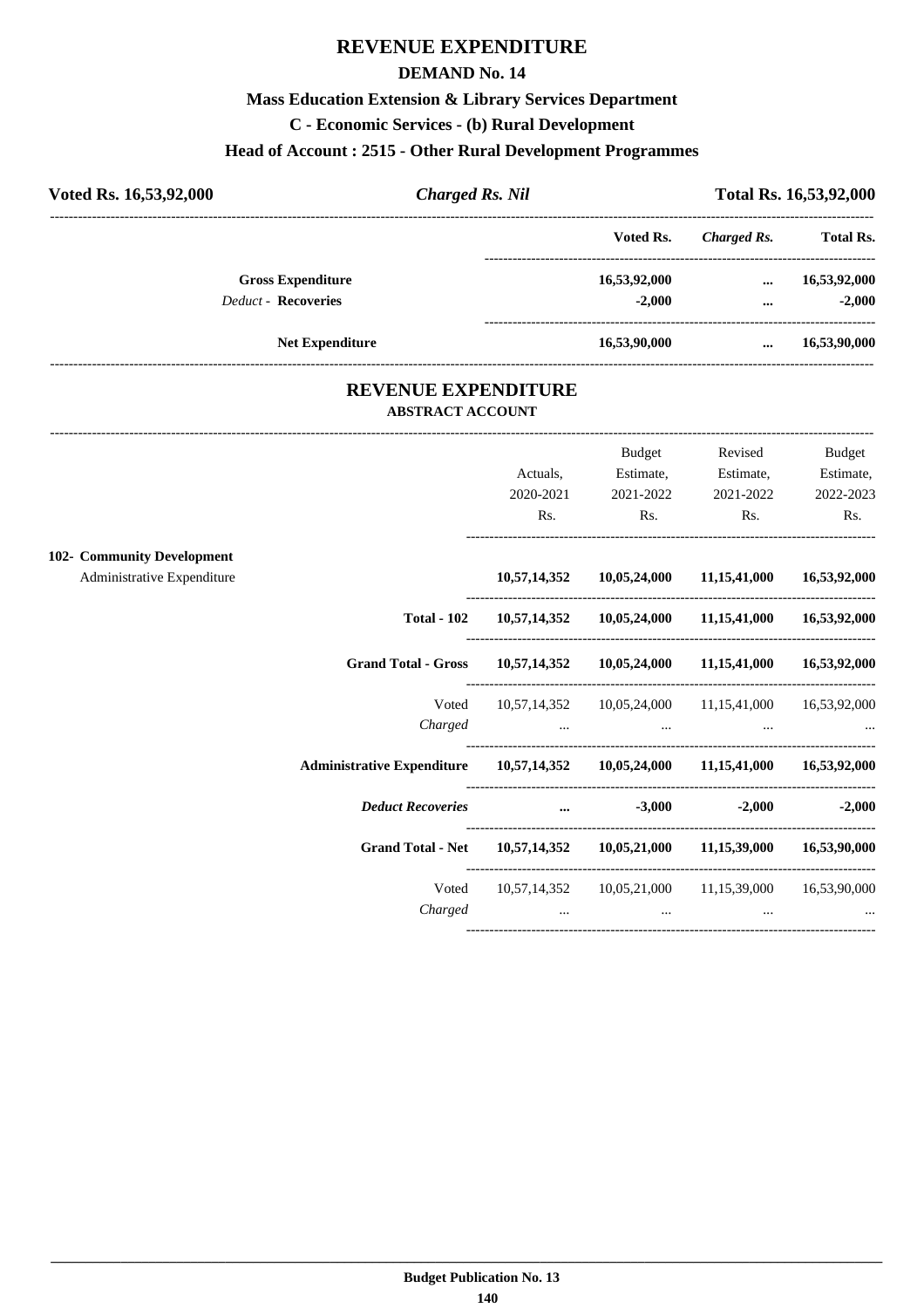# REVENUE EXPENDITURE

## DEMAND No. 14

### Mass Education Extension & Library Services Department

### C - Economic Services - (b) Rural Development

### Head of Account : 2515 - Other Rural Development Programmes

**Voted Rs. 16,53,92,000** | ***Charged Rs. Nil*** | **Total Rs. 16,53,92,000**

| | Voted Rs. | *Charged Rs.* | Total Rs. |
|---|---|---|---|
| **Gross Expenditure** | **16,53,92,000** | **...** | **16,53,92,000** |
| *Deduct* - **Recoveries** | **-2,000** | **...** | **-2,000** |
| **Net Expenditure** | **16,53,90,000** | **...** | **16,53,90,000** |

## REVENUE EXPENDITURE

### ABSTRACT ACCOUNT

| | Actuals, 2020-2021 Rs. | Budget Estimate, 2021-2022 Rs. | Revised Estimate, 2021-2022 Rs. | Budget Estimate, 2022-2023 Rs. |
|---|---|---|---|---|
| **102- Community Development** | | | | |
| Administrative Expenditure | **10,57,14,352** | **10,05,24,000** | **11,15,41,000** | **16,53,92,000** |
| **Total - 102** | **10,57,14,352** | **10,05,24,000** | **11,15,41,000** | **16,53,92,000** |
| **Grand Total - Gross** | **10,57,14,352** | **10,05,24,000** | **11,15,41,000** | **16,53,92,000** |
| Voted | 10,57,14,352 | 10,05,24,000 | 11,15,41,000 | 16,53,92,000 |
| *Charged* | ... | ... | ... | ... |
| **Administrative Expenditure** | **10,57,14,352** | **10,05,24,000** | **11,15,41,000** | **16,53,92,000** |
| ***Deduct Recoveries*** | **...** | **-3,000** | **-2,000** | **-2,000** |
| **Grand Total - Net** | **10,57,14,352** | **10,05,21,000** | **11,15,39,000** | **16,53,90,000** |
| Voted | 10,57,14,352 | 10,05,21,000 | 11,15,39,000 | 16,53,90,000 |
| *Charged* | ... | ... | ... | ... |

**Budget Publication No. 13**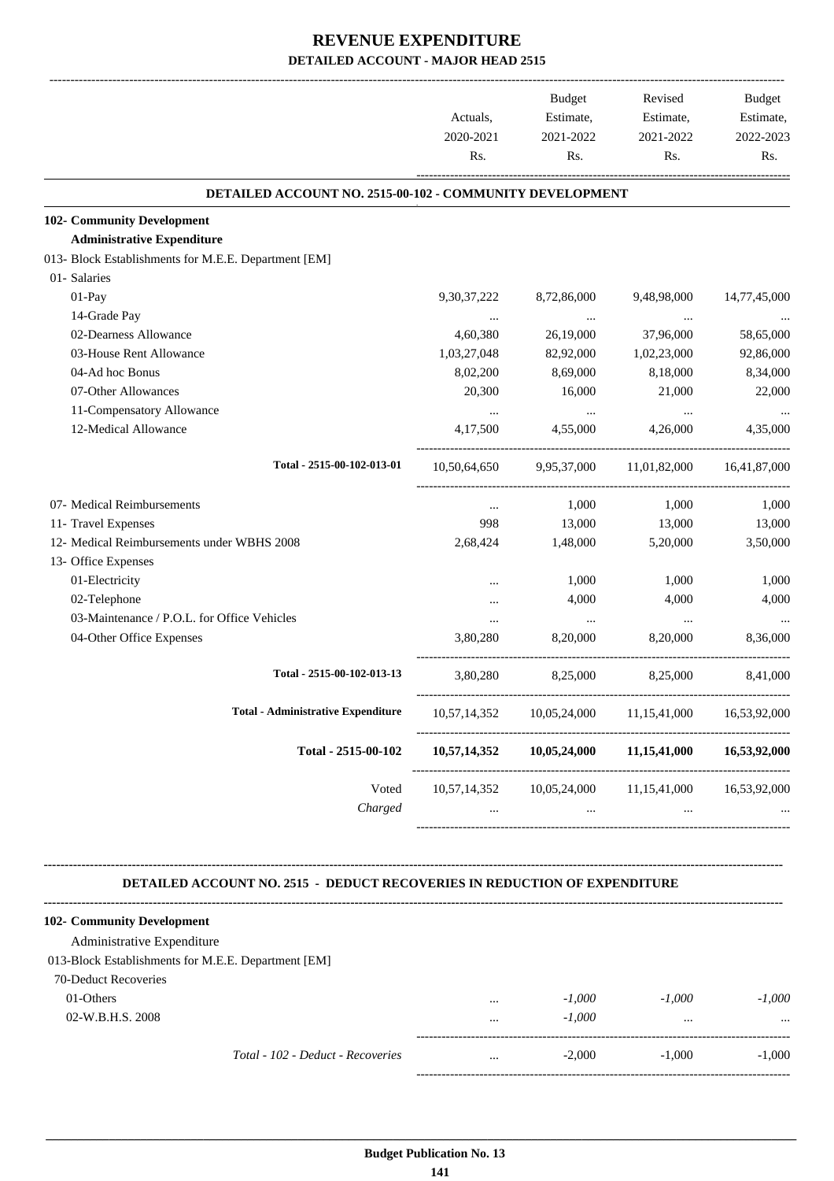# REVENUE EXPENDITURE

## DETAILED ACCOUNT - MAJOR HEAD 2515

| | Actuals, 2020-2021 Rs. | Budget Estimate, 2021-2022 Rs. | Revised Estimate, 2021-2022 Rs. | Budget Estimate, 2022-2023 Rs. |
|---|---|---|---|---|
| **DETAILED ACCOUNT NO. 2515-00-102 - COMMUNITY DEVELOPMENT** | | | | |
| **102- Community Development** | | | | |
| **Administrative Expenditure** | | | | |
| 013- Block Establishments for M.E.E. Department [EM] | | | | |
| 01- Salaries | | | | |
| 01-Pay | 9,30,37,222 | 8,72,86,000 | 9,48,98,000 | 14,77,45,000 |
| 14-Grade Pay | ... | ... | ... | ... |
| 02-Dearness Allowance | 4,60,380 | 26,19,000 | 37,96,000 | 58,65,000 |
| 03-House Rent Allowance | 1,03,27,048 | 82,92,000 | 1,02,23,000 | 92,86,000 |
| 04-Ad hoc Bonus | 8,02,200 | 8,69,000 | 8,18,000 | 8,34,000 |
| 07-Other Allowances | 20,300 | 16,000 | 21,000 | 22,000 |
| 11-Compensatory Allowance | ... | ... | ... | ... |
| 12-Medical Allowance | 4,17,500 | 4,55,000 | 4,26,000 | 4,35,000 |
| Total - 2515-00-102-013-01 | 10,50,64,650 | 9,95,37,000 | 11,01,82,000 | 16,41,87,000 |
| 07- Medical Reimbursements | ... | 1,000 | 1,000 | 1,000 |
| 11- Travel Expenses | 998 | 13,000 | 13,000 | 13,000 |
| 12- Medical Reimbursements under WBHS 2008 | 2,68,424 | 1,48,000 | 5,20,000 | 3,50,000 |
| 13- Office Expenses | | | | |
| 01-Electricity | ... | 1,000 | 1,000 | 1,000 |
| 02-Telephone | ... | 4,000 | 4,000 | 4,000 |
| 03-Maintenance / P.O.L. for Office Vehicles | ... | ... | ... | ... |
| 04-Other Office Expenses | 3,80,280 | 8,20,000 | 8,20,000 | 8,36,000 |
| Total - 2515-00-102-013-13 | 3,80,280 | 8,25,000 | 8,25,000 | 8,41,000 |
| Total - Administrative Expenditure | 10,57,14,352 | 10,05,24,000 | 11,15,41,000 | 16,53,92,000 |
| **Total - 2515-00-102** | **10,57,14,352** | **10,05,24,000** | **11,15,41,000** | **16,53,92,000** |
| Voted | 10,57,14,352 | 10,05,24,000 | 11,15,41,000 | 16,53,92,000 |
| *Charged* | ... | ... | ... | ... |

**DETAILED ACCOUNT NO. 2515 - DEDUCT RECOVERIES IN REDUCTION OF EXPENDITURE**

| | | | | |
|---|---|---|---|---|
| **102- Community Development** | | | | |
| Administrative Expenditure | | | | |
| 013-Block Establishments for M.E.E. Department [EM] | | | | |
| 70-Deduct Recoveries | | | | |
| 01-Others | ... | *-1,000* | *-1,000* | *-1,000* |
| 02-W.B.H.S. 2008 | ... | *-1,000* | ... | ... |
| *Total - 102 - Deduct - Recoveries* | ... | -2,000 | -1,000 | -1,000 |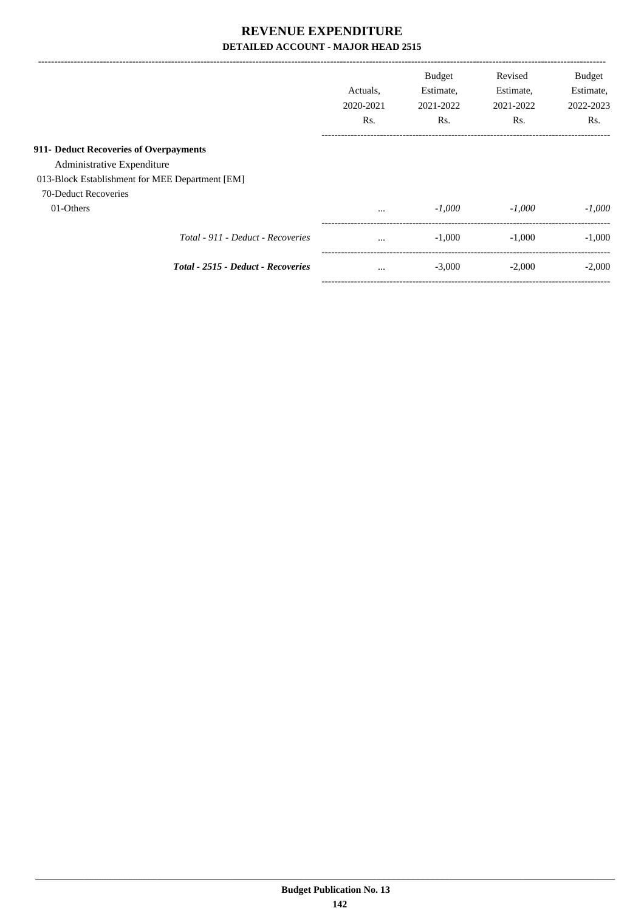# REVENUE EXPENDITURE

## DETAILED ACCOUNT - MAJOR HEAD 2515

| | Actuals, 2020-2021 Rs. | Budget Estimate, 2021-2022 Rs. | Revised Estimate, 2021-2022 Rs. | Budget Estimate, 2022-2023 Rs. |
|---|---|---|---|---|
| **911- Deduct Recoveries of Overpayments** | | | | |
| Administrative Expenditure | | | | |
| 013-Block Establishment for MEE Department [EM] | | | | |
| 70-Deduct Recoveries | | | | |
| 01-Others | ... | *-1,000* | *-1,000* | *-1,000* |
| *Total - 911 - Deduct - Recoveries* | ... | -1,000 | -1,000 | -1,000 |
| ***Total - 2515 - Deduct - Recoveries*** | ... | -3,000 | -2,000 | -2,000 |

**Budget Publication No. 13**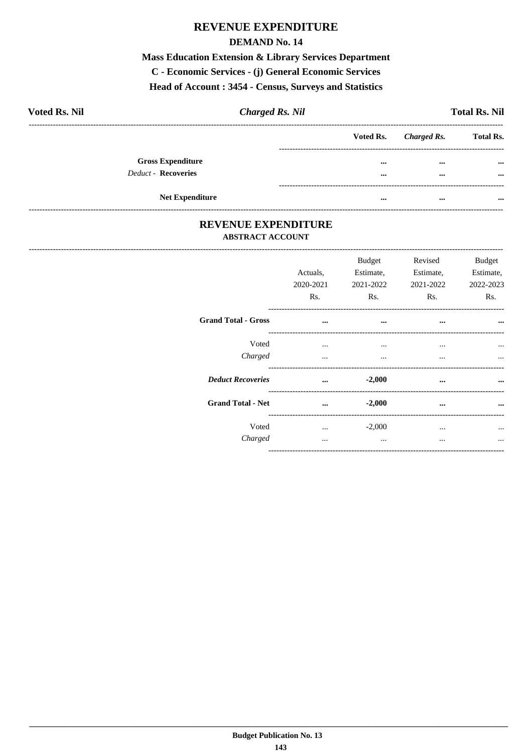# REVENUE EXPENDITURE

## DEMAND No. 14

### Mass Education Extension & Library Services Department

### C - Economic Services - (j) General Economic Services

### Head of Account : 3454 - Census, Surveys and Statistics

| **Voted Rs. Nil** | ***Charged Rs. Nil*** | **Total Rs. Nil** |
|---|---|---|

| | **Voted Rs.** | ***Charged Rs.*** | **Total Rs.** |
|---|---|---|---|
| **Gross Expenditure** | **...** | **...** | **...** |
| *Deduct* - **Recoveries** | **...** | **...** | **...** |
| **Net Expenditure** | **...** | **...** | **...** |

## REVENUE EXPENDITURE

### ABSTRACT ACCOUNT

| | Actuals, 2020-2021 Rs. | Budget Estimate, 2021-2022 Rs. | Revised Estimate, 2021-2022 Rs. | Budget Estimate, 2022-2023 Rs. |
|---|---|---|---|---|
| **Grand Total - Gross** | **...** | **...** | **...** | **...** |
| Voted | ... | ... | ... | ... |
| *Charged* | ... | ... | ... | ... |
| ***Deduct Recoveries*** | **...** | **-2,000** | **...** | **...** |
| **Grand Total - Net** | **...** | **-2,000** | **...** | **...** |
| Voted | ... | -2,000 | ... | ... |
| *Charged* | ... | ... | ... | ... |

**Budget Publication No. 13**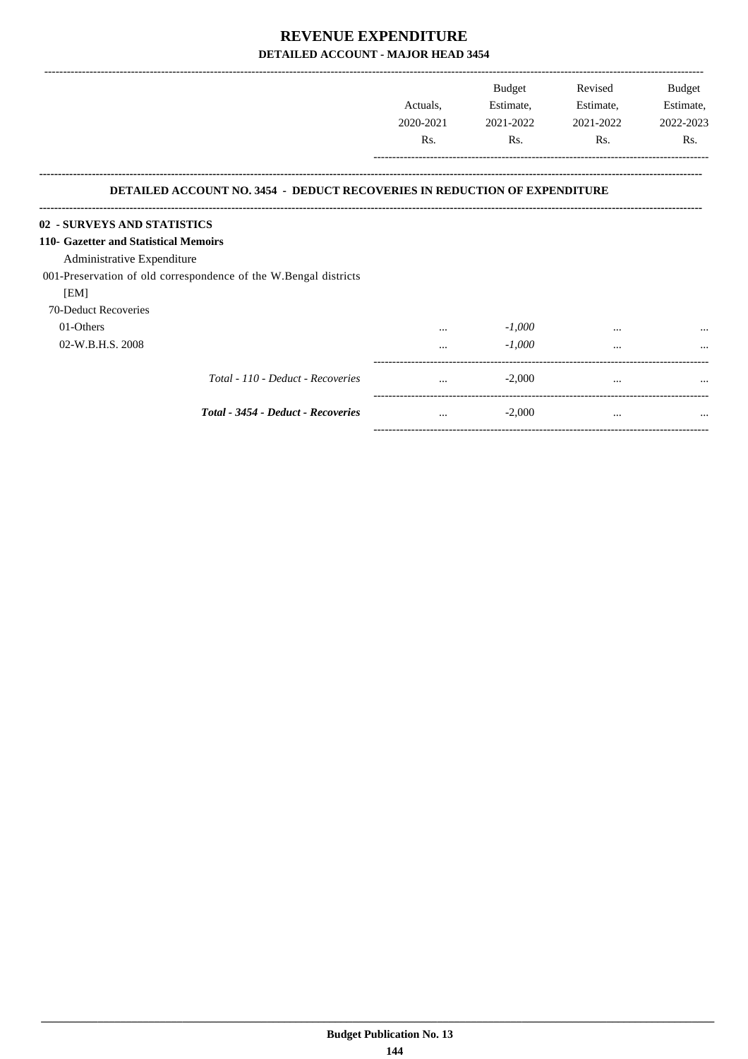# REVENUE EXPENDITURE
## DETAILED ACCOUNT - MAJOR HEAD 3454

| | Actuals, 2020-2021 Rs. | Budget Estimate, 2021-2022 Rs. | Revised Estimate, 2021-2022 Rs. | Budget Estimate, 2022-2023 Rs. |
|---|---|---|---|---|
| **DETAILED ACCOUNT NO. 3454 - DEDUCT RECOVERIES IN REDUCTION OF EXPENDITURE** | | | | |
| **02 - SURVEYS AND STATISTICS** | | | | |
| **110- Gazetter and Statistical Memoirs** | | | | |
| Administrative Expenditure | | | | |
| 001-Preservation of old correspondence of the W.Bengal districts [EM] | | | | |
| 70-Deduct Recoveries | | | | |
| 01-Others | ... | *-1,000* | ... | ... |
| 02-W.B.H.S. 2008 | ... | *-1,000* | ... | ... |
| *Total - 110 - Deduct - Recoveries* | ... | -2,000 | ... | ... |
| ***Total - 3454 - Deduct - Recoveries*** | ... | -2,000 | ... | ... |

**Budget Publication No. 13**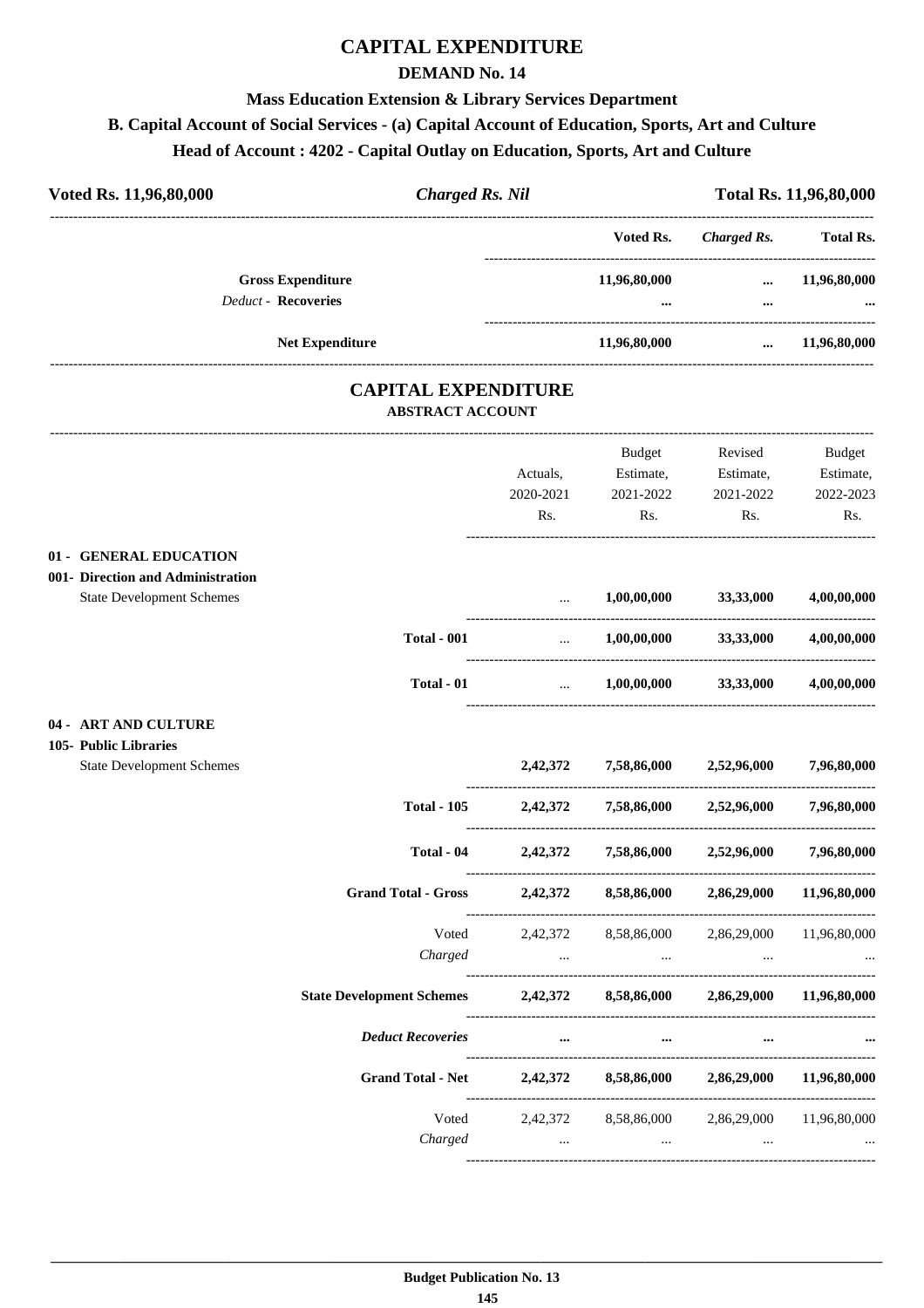# CAPITAL EXPENDITURE

## DEMAND No. 14

### Mass Education Extension & Library Services Department

### B. Capital Account of Social Services - (a) Capital Account of Education, Sports, Art and Culture

### Head of Account : 4202 - Capital Outlay on Education, Sports, Art and Culture

| Voted Rs. 11,96,80,000 | *Charged Rs. Nil* | Total Rs. 11,96,80,000 |
|---|---|---|

| | Voted Rs. | *Charged Rs.* | Total Rs. |
|---|---|---|---|
| **Gross Expenditure** | **11,96,80,000** | **...** | **11,96,80,000** |
| *Deduct* - **Recoveries** | **...** | **...** | **...** |
| **Net Expenditure** | **11,96,80,000** | **...** | **11,96,80,000** |

## CAPITAL EXPENDITURE

### ABSTRACT ACCOUNT

| | Actuals, 2020-2021 Rs. | Budget Estimate, 2021-2022 Rs. | Revised Estimate, 2021-2022 Rs. | Budget Estimate, 2022-2023 Rs. |
|---|---|---|---|---|
| **01 - GENERAL EDUCATION** | | | | |
| **001- Direction and Administration** | | | | |
| State Development Schemes | ... | **1,00,00,000** | **33,33,000** | **4,00,00,000** |
| **Total - 001** | ... | **1,00,00,000** | **33,33,000** | **4,00,00,000** |
| **Total - 01** | ... | **1,00,00,000** | **33,33,000** | **4,00,00,000** |
| **04 - ART AND CULTURE** | | | | |
| **105- Public Libraries** | | | | |
| State Development Schemes | **2,42,372** | **7,58,86,000** | **2,52,96,000** | **7,96,80,000** |
| **Total - 105** | **2,42,372** | **7,58,86,000** | **2,52,96,000** | **7,96,80,000** |
| **Total - 04** | **2,42,372** | **7,58,86,000** | **2,52,96,000** | **7,96,80,000** |
| **Grand Total - Gross** | **2,42,372** | **8,58,86,000** | **2,86,29,000** | **11,96,80,000** |
| Voted | 2,42,372 | 8,58,86,000 | 2,86,29,000 | 11,96,80,000 |
| *Charged* | ... | ... | ... | ... |
| **State Development Schemes** | **2,42,372** | **8,58,86,000** | **2,86,29,000** | **11,96,80,000** |
| ***Deduct Recoveries*** | **...** | **...** | **...** | **...** |
| **Grand Total - Net** | **2,42,372** | **8,58,86,000** | **2,86,29,000** | **11,96,80,000** |
| Voted | 2,42,372 | 8,58,86,000 | 2,86,29,000 | 11,96,80,000 |
| *Charged* | ... | ... | ... | ... |

**Budget Publication No. 13**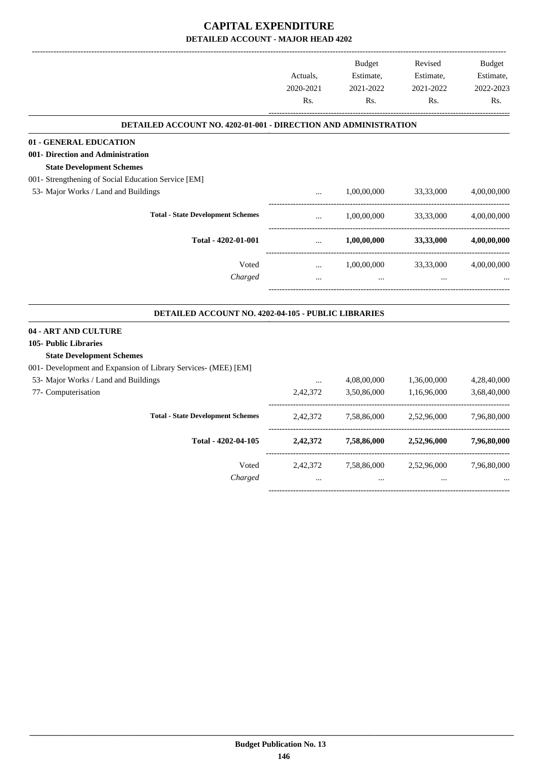# CAPITAL EXPENDITURE

## DETAILED ACCOUNT - MAJOR HEAD 4202

| | Actuals, 2020-2021 Rs. | Budget Estimate, 2021-2022 Rs. | Revised Estimate, 2021-2022 Rs. | Budget Estimate, 2022-2023 Rs. |
|---|---|---|---|---|
| **DETAILED ACCOUNT NO. 4202-01-001 - DIRECTION AND ADMINISTRATION** | | | | |
| **01 - GENERAL EDUCATION** | | | | |
| **001- Direction and Administration** | | | | |
| **State Development Schemes** | | | | |
| 001- Strengthening of Social Education Service [EM] | | | | |
| 53- Major Works / Land and Buildings | ... | 1,00,00,000 | 33,33,000 | 4,00,00,000 |
| **Total - State Development Schemes** | ... | 1,00,00,000 | 33,33,000 | 4,00,00,000 |
| **Total - 4202-01-001** | ... | **1,00,00,000** | **33,33,000** | **4,00,00,000** |
| Voted | ... | 1,00,00,000 | 33,33,000 | 4,00,00,000 |
| *Charged* | ... | ... | ... | ... |
| **DETAILED ACCOUNT NO. 4202-04-105 - PUBLIC LIBRARIES** | | | | |
| **04 - ART AND CULTURE** | | | | |
| **105- Public Libraries** | | | | |
| **State Development Schemes** | | | | |
| 001- Development and Expansion of Library Services- (MEE) [EM] | | | | |
| 53- Major Works / Land and Buildings | ... | 4,08,00,000 | 1,36,00,000 | 4,28,40,000 |
| 77- Computerisation | 2,42,372 | 3,50,86,000 | 1,16,96,000 | 3,68,40,000 |
| **Total - State Development Schemes** | 2,42,372 | 7,58,86,000 | 2,52,96,000 | 7,96,80,000 |
| **Total - 4202-04-105** | **2,42,372** | **7,58,86,000** | **2,52,96,000** | **7,96,80,000** |
| Voted | 2,42,372 | 7,58,86,000 | 2,52,96,000 | 7,96,80,000 |
| *Charged* | ... | ... | ... | ... |

**Budget Publication No. 13**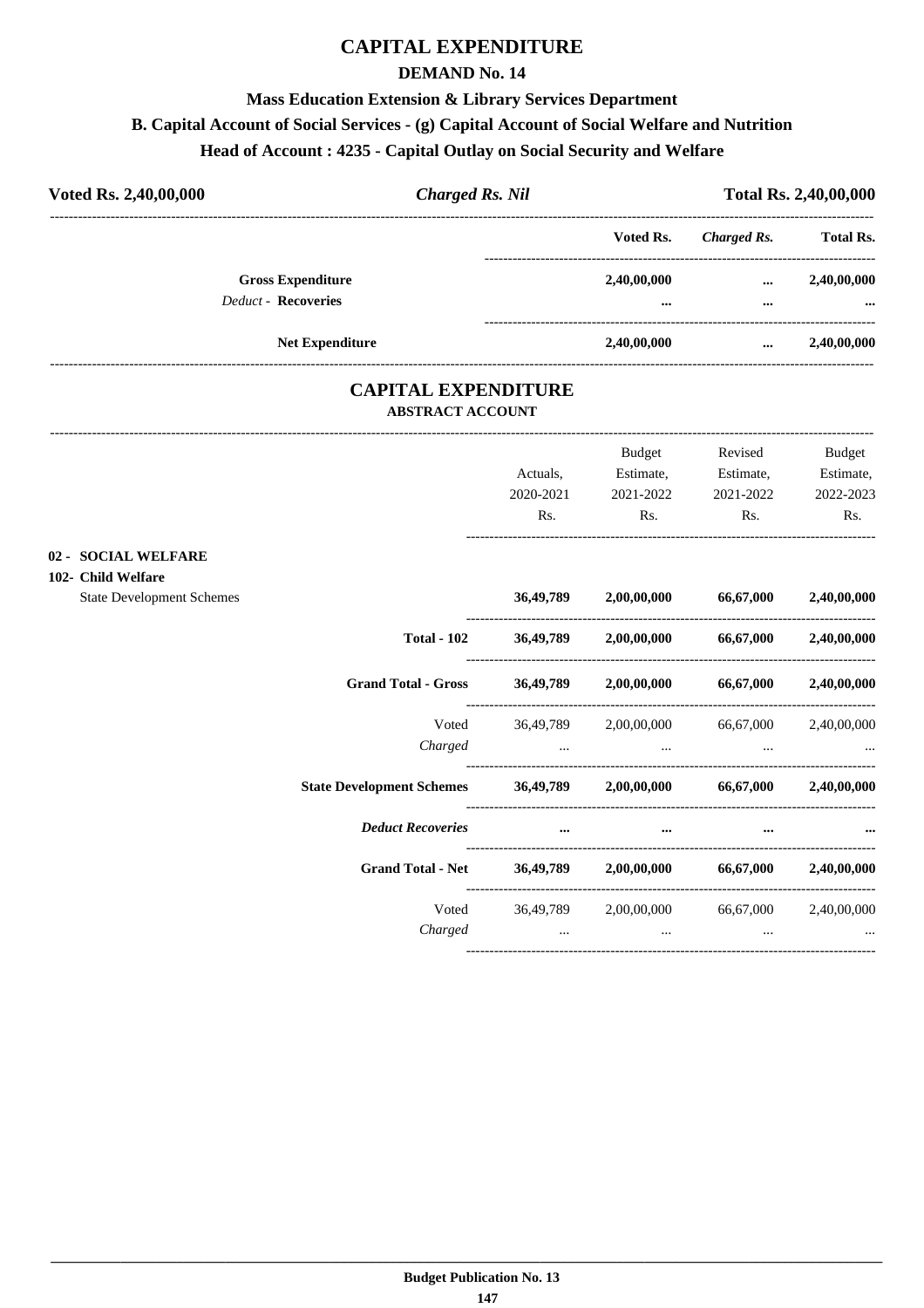# CAPITAL EXPENDITURE

## DEMAND No. 14

### Mass Education Extension & Library Services Department

### B. Capital Account of Social Services - (g) Capital Account of Social Welfare and Nutrition

### Head of Account : 4235 - Capital Outlay on Social Security and Welfare

**Voted Rs. 2,40,00,000** | ***Charged Rs. Nil*** | **Total Rs. 2,40,00,000**

| | Voted Rs. | *Charged Rs.* | Total Rs. |
|---|---|---|---|
| **Gross Expenditure** | **2,40,00,000** | **...** | **2,40,00,000** |
| *Deduct* - **Recoveries** | **...** | **...** | **...** |
| **Net Expenditure** | **2,40,00,000** | **...** | **2,40,00,000** |

# CAPITAL EXPENDITURE

### ABSTRACT ACCOUNT

| | Actuals, 2020-2021 Rs. | Budget Estimate, 2021-2022 Rs. | Revised Estimate, 2021-2022 Rs. | Budget Estimate, 2022-2023 Rs. |
|---|---|---|---|---|
| **02 - SOCIAL WELFARE** | | | | |
| **102- Child Welfare** | | | | |
| State Development Schemes | **36,49,789** | **2,00,00,000** | **66,67,000** | **2,40,00,000** |
| **Total - 102** | **36,49,789** | **2,00,00,000** | **66,67,000** | **2,40,00,000** |
| **Grand Total - Gross** | **36,49,789** | **2,00,00,000** | **66,67,000** | **2,40,00,000** |
| Voted | 36,49,789 | 2,00,00,000 | 66,67,000 | 2,40,00,000 |
| *Charged* | ... | ... | ... | ... |
| **State Development Schemes** | **36,49,789** | **2,00,00,000** | **66,67,000** | **2,40,00,000** |
| ***Deduct Recoveries*** | **...** | **...** | **...** | **...** |
| **Grand Total - Net** | **36,49,789** | **2,00,00,000** | **66,67,000** | **2,40,00,000** |
| Voted | 36,49,789 | 2,00,00,000 | 66,67,000 | 2,40,00,000 |
| *Charged* | ... | ... | ... | ... |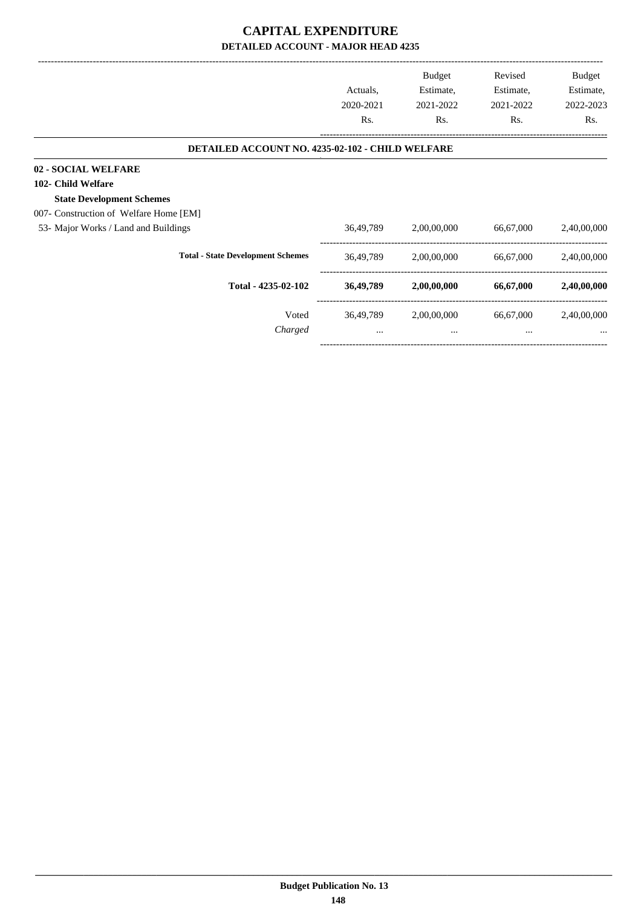# CAPITAL EXPENDITURE

## DETAILED ACCOUNT - MAJOR HEAD 4235

| | Actuals, 2020-2021 Rs. | Budget Estimate, 2021-2022 Rs. | Revised Estimate, 2021-2022 Rs. | Budget Estimate, 2022-2023 Rs. |
|---|---|---|---|---|
| **DETAILED ACCOUNT NO. 4235-02-102 - CHILD WELFARE** | | | | |
| **02 - SOCIAL WELFARE** | | | | |
| **102- Child Welfare** | | | | |
| **State Development Schemes** | | | | |
| 007- Construction of Welfare Home [EM] | | | | |
| 53- Major Works / Land and Buildings | 36,49,789 | 2,00,00,000 | 66,67,000 | 2,40,00,000 |
| **Total - State Development Schemes** | 36,49,789 | 2,00,00,000 | 66,67,000 | 2,40,00,000 |
| **Total - 4235-02-102** | **36,49,789** | **2,00,00,000** | **66,67,000** | **2,40,00,000** |
| Voted | 36,49,789 | 2,00,00,000 | 66,67,000 | 2,40,00,000 |
| *Charged* | ... | ... | ... | ... |

Budget Publication No. 13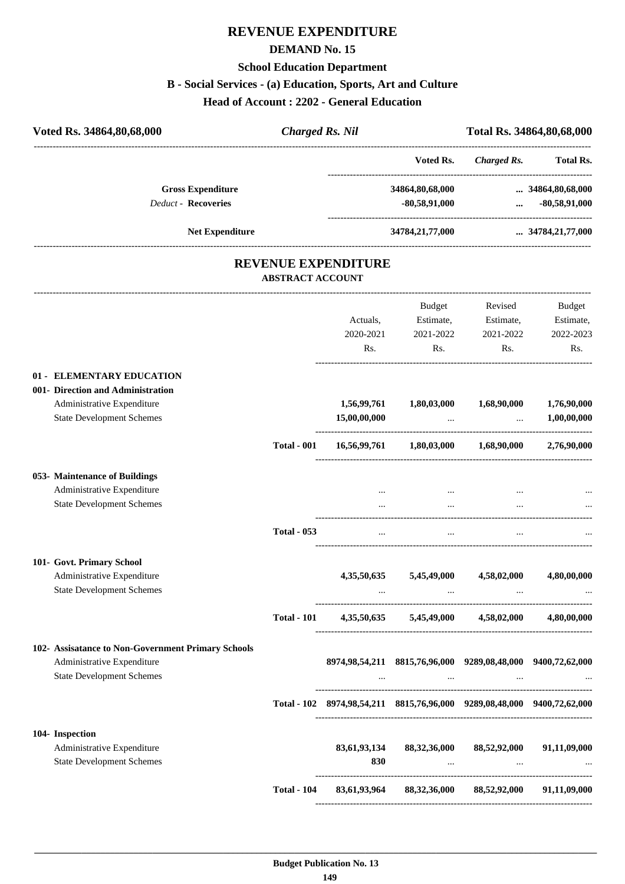# REVENUE EXPENDITURE

## DEMAND No. 15

### School Education Department

### B - Social Services - (a) Education, Sports, Art and Culture

### Head of Account : 2202 - General Education

| Voted Rs. 34864,80,68,000 | *Charged Rs. Nil* | Total Rs. 34864,80,68,000 |
|---|---|---|

| | Voted Rs. | *Charged Rs.* | Total Rs. |
|---|---|---|---|
| **Gross Expenditure** | 34864,80,68,000 | ... | 34864,80,68,000 |
| *Deduct* - **Recoveries** | -80,58,91,000 | ... | -80,58,91,000 |
| **Net Expenditure** | 34784,21,77,000 | ... | 34784,21,77,000 |

## REVENUE EXPENDITURE

### ABSTRACT ACCOUNT

| | | Actuals, 2020-2021 Rs. | Budget Estimate, 2021-2022 Rs. | Revised Estimate, 2021-2022 Rs. | Budget Estimate, 2022-2023 Rs. |
|---|---|---|---|---|---|
| **01 - ELEMENTARY EDUCATION** | | | | | |
| **001- Direction and Administration** | | | | | |
| Administrative Expenditure | | 1,56,99,761 | 1,80,03,000 | 1,68,90,000 | 1,76,90,000 |
| State Development Schemes | | 15,00,00,000 | ... | ... | 1,00,00,000 |
| | **Total - 001** | 16,56,99,761 | 1,80,03,000 | 1,68,90,000 | 2,76,90,000 |
| **053- Maintenance of Buildings** | | | | | |
| Administrative Expenditure | | ... | ... | ... | ... |
| State Development Schemes | | ... | ... | ... | ... |
| | **Total - 053** | ... | ... | ... | ... |
| **101- Govt. Primary School** | | | | | |
| Administrative Expenditure | | 4,35,50,635 | 5,45,49,000 | 4,58,02,000 | 4,80,00,000 |
| State Development Schemes | | ... | ... | ... | ... |
| | **Total - 101** | 4,35,50,635 | 5,45,49,000 | 4,58,02,000 | 4,80,00,000 |
| **102- Assisatance to Non-Government Primary Schools** | | | | | |
| Administrative Expenditure | | 8974,98,54,211 | 8815,76,96,000 | 9289,08,48,000 | 9400,72,62,000 |
| State Development Schemes | | ... | ... | ... | ... |
| | **Total - 102** | 8974,98,54,211 | 8815,76,96,000 | 9289,08,48,000 | 9400,72,62,000 |
| **104- Inspection** | | | | | |
| Administrative Expenditure | | 83,61,93,134 | 88,32,36,000 | 88,52,92,000 | 91,11,09,000 |
| State Development Schemes | | 830 | ... | ... | ... |
| | **Total - 104** | 83,61,93,964 | 88,32,36,000 | 88,52,92,000 | 91,11,09,000 |

**Budget Publication No. 13**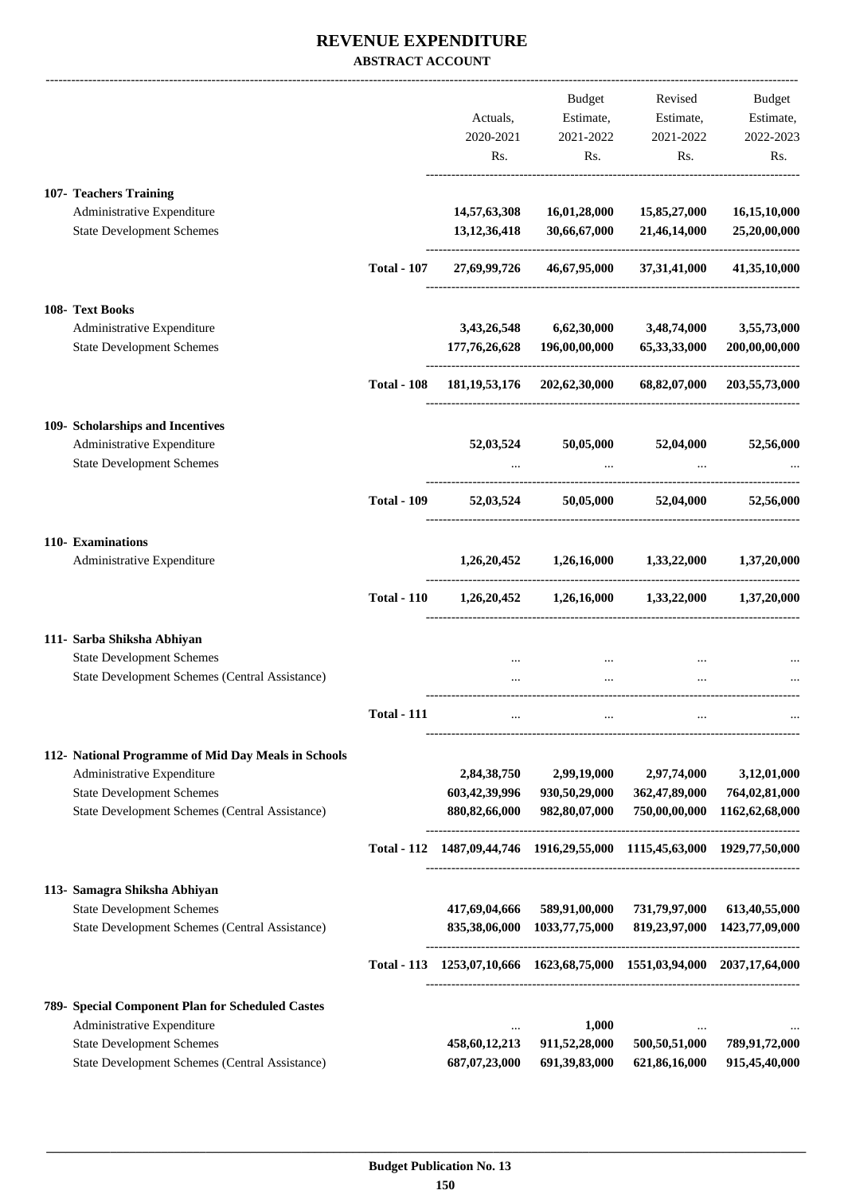# REVENUE EXPENDITURE

**ABSTRACT ACCOUNT**

| | | Actuals, 2020-2021 Rs. | Budget Estimate, 2021-2022 Rs. | Revised Estimate, 2021-2022 Rs. | Budget Estimate, 2022-2023 Rs. |
|---|---|---|---|---|---|
| **107- Teachers Training** | | | | | |
| Administrative Expenditure | | **14,57,63,308** | **16,01,28,000** | **15,85,27,000** | **16,15,10,000** |
| State Development Schemes | | **13,12,36,418** | **30,66,67,000** | **21,46,14,000** | **25,20,00,000** |
| | **Total - 107** | **27,69,99,726** | **46,67,95,000** | **37,31,41,000** | **41,35,10,000** |
| **108- Text Books** | | | | | |
| Administrative Expenditure | | **3,43,26,548** | **6,62,30,000** | **3,48,74,000** | **3,55,73,000** |
| State Development Schemes | | **177,76,26,628** | **196,00,00,000** | **65,33,33,000** | **200,00,00,000** |
| | **Total - 108** | **181,19,53,176** | **202,62,30,000** | **68,82,07,000** | **203,55,73,000** |
| **109- Scholarships and Incentives** | | | | | |
| Administrative Expenditure | | **52,03,524** | **50,05,000** | **52,04,000** | **52,56,000** |
| State Development Schemes | | ... | ... | ... | ... |
| | **Total - 109** | **52,03,524** | **50,05,000** | **52,04,000** | **52,56,000** |
| **110- Examinations** | | | | | |
| Administrative Expenditure | | **1,26,20,452** | **1,26,16,000** | **1,33,22,000** | **1,37,20,000** |
| | **Total - 110** | **1,26,20,452** | **1,26,16,000** | **1,33,22,000** | **1,37,20,000** |
| **111- Sarba Shiksha Abhiyan** | | | | | |
| State Development Schemes | | ... | ... | ... | ... |
| State Development Schemes (Central Assistance) | | ... | ... | ... | ... |
| | **Total - 111** | ... | ... | ... | ... |
| **112- National Programme of Mid Day Meals in Schools** | | | | | |
| Administrative Expenditure | | **2,84,38,750** | **2,99,19,000** | **2,97,74,000** | **3,12,01,000** |
| State Development Schemes | | **603,42,39,996** | **930,50,29,000** | **362,47,89,000** | **764,02,81,000** |
| State Development Schemes (Central Assistance) | | **880,82,66,000** | **982,80,07,000** | **750,00,00,000** | **1162,62,68,000** |
| | **Total - 112** | **1487,09,44,746** | **1916,29,55,000** | **1115,45,63,000** | **1929,77,50,000** |
| **113- Samagra Shiksha Abhiyan** | | | | | |
| State Development Schemes | | **417,69,04,666** | **589,91,00,000** | **731,79,97,000** | **613,40,55,000** |
| State Development Schemes (Central Assistance) | | **835,38,06,000** | **1033,77,75,000** | **819,23,97,000** | **1423,77,09,000** |
| | **Total - 113** | **1253,07,10,666** | **1623,68,75,000** | **1551,03,94,000** | **2037,17,64,000** |
| **789- Special Component Plan for Scheduled Castes** | | | | | |
| Administrative Expenditure | | ... | **1,000** | ... | ... |
| State Development Schemes | | **458,60,12,213** | **911,52,28,000** | **500,50,51,000** | **789,91,72,000** |
| State Development Schemes (Central Assistance) | | **687,07,23,000** | **691,39,83,000** | **621,86,16,000** | **915,45,40,000** |

**Budget Publication No. 13**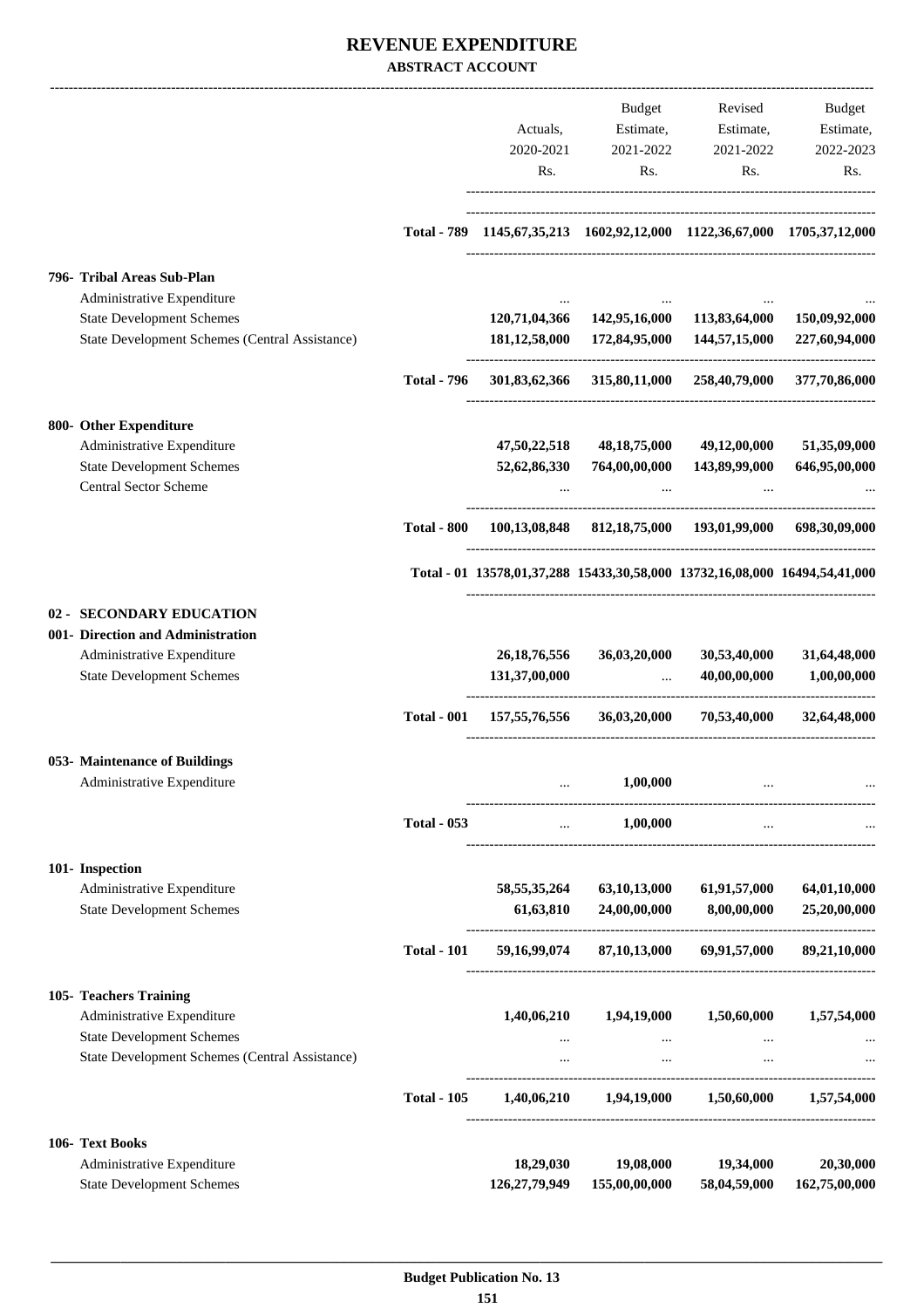# REVENUE EXPENDITURE

**ABSTRACT ACCOUNT**

| | | Actuals, 2020-2021 Rs. | Budget Estimate, 2021-2022 Rs. | Revised Estimate, 2021-2022 Rs. | Budget Estimate, 2022-2023 Rs. |
|---|---|---|---|---|---|
| | **Total - 789** | **1145,67,35,213** | **1602,92,12,000** | **1122,36,67,000** | **1705,37,12,000** |
| **796- Tribal Areas Sub-Plan** | | | | | |
| Administrative Expenditure | | ... | ... | ... | ... |
| State Development Schemes | | **120,71,04,366** | **142,95,16,000** | **113,83,64,000** | **150,09,92,000** |
| State Development Schemes (Central Assistance) | | **181,12,58,000** | **172,84,95,000** | **144,57,15,000** | **227,60,94,000** |
| | **Total - 796** | **301,83,62,366** | **315,80,11,000** | **258,40,79,000** | **377,70,86,000** |
| **800- Other Expenditure** | | | | | |
| Administrative Expenditure | | **47,50,22,518** | **48,18,75,000** | **49,12,00,000** | **51,35,09,000** |
| State Development Schemes | | **52,62,86,330** | **764,00,00,000** | **143,89,99,000** | **646,95,00,000** |
| Central Sector Scheme | | ... | ... | ... | ... |
| | **Total - 800** | **100,13,08,848** | **812,18,75,000** | **193,01,99,000** | **698,30,09,000** |
| | **Total - 01** | **13578,01,37,288** | **15433,30,58,000** | **13732,16,08,000** | **16494,54,41,000** |
| **02 - SECONDARY EDUCATION** | | | | | |
| **001- Direction and Administration** | | | | | |
| Administrative Expenditure | | **26,18,76,556** | **36,03,20,000** | **30,53,40,000** | **31,64,48,000** |
| State Development Schemes | | **131,37,00,000** | ... | **40,00,00,000** | **1,00,00,000** |
| | **Total - 001** | **157,55,76,556** | **36,03,20,000** | **70,53,40,000** | **32,64,48,000** |
| **053- Maintenance of Buildings** | | | | | |
| Administrative Expenditure | | ... | **1,00,000** | ... | ... |
| | **Total - 053** | ... | **1,00,000** | ... | ... |
| **101- Inspection** | | | | | |
| Administrative Expenditure | | **58,55,35,264** | **63,10,13,000** | **61,91,57,000** | **64,01,10,000** |
| State Development Schemes | | **61,63,810** | **24,00,00,000** | **8,00,00,000** | **25,20,00,000** |
| | **Total - 101** | **59,16,99,074** | **87,10,13,000** | **69,91,57,000** | **89,21,10,000** |
| **105- Teachers Training** | | | | | |
| Administrative Expenditure | | **1,40,06,210** | **1,94,19,000** | **1,50,60,000** | **1,57,54,000** |
| State Development Schemes | | ... | ... | ... | ... |
| State Development Schemes (Central Assistance) | | ... | ... | ... | ... |
| | **Total - 105** | **1,40,06,210** | **1,94,19,000** | **1,50,60,000** | **1,57,54,000** |
| **106- Text Books** | | | | | |
| Administrative Expenditure | | **18,29,030** | **19,08,000** | **19,34,000** | **20,30,000** |
| State Development Schemes | | **126,27,79,949** | **155,00,00,000** | **58,04,59,000** | **162,75,00,000** |

**Budget Publication No. 13**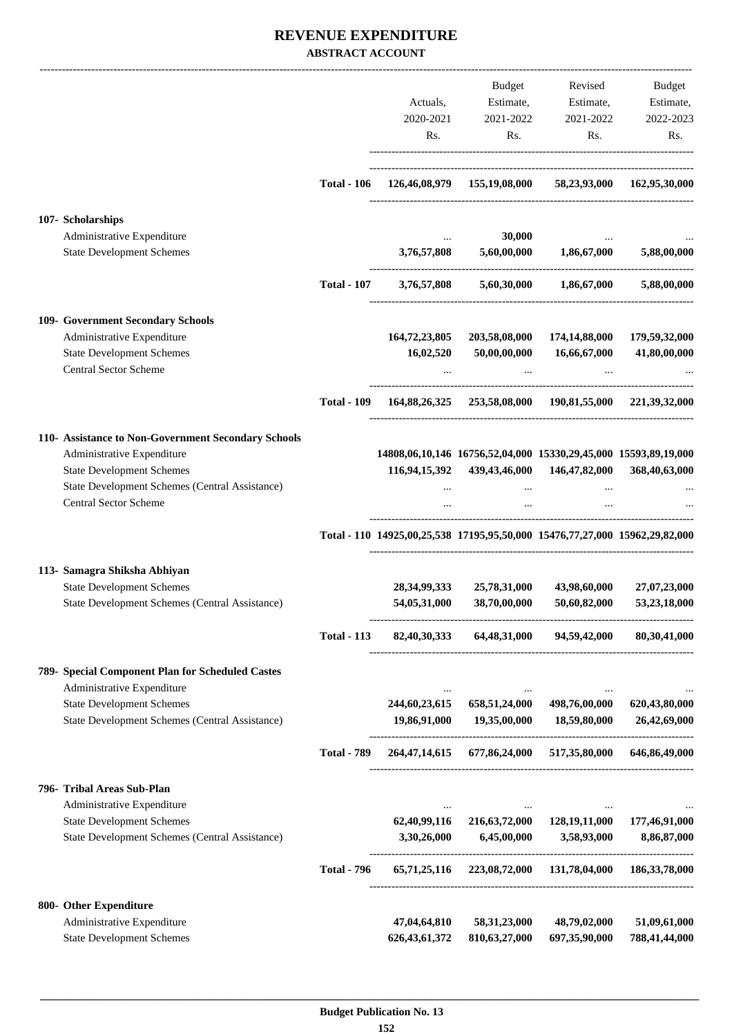# REVENUE EXPENDITURE

**ABSTRACT ACCOUNT**

| | | Actuals, 2020-2021 Rs. | Budget Estimate, 2021-2022 Rs. | Revised Estimate, 2021-2022 Rs. | Budget Estimate, 2022-2023 Rs. |
|---|---|---|---|---|---|
| | **Total - 106** | **126,46,08,979** | **155,19,08,000** | **58,23,93,000** | **162,95,30,000** |
| **107- Scholarships** | | | | | |
| Administrative Expenditure | | ... | **30,000** | ... | ... |
| State Development Schemes | | **3,76,57,808** | **5,60,00,000** | **1,86,67,000** | **5,88,00,000** |
| | **Total - 107** | **3,76,57,808** | **5,60,30,000** | **1,86,67,000** | **5,88,00,000** |
| **109- Government Secondary Schools** | | | | | |
| Administrative Expenditure | | **164,72,23,805** | **203,58,08,000** | **174,14,88,000** | **179,59,32,000** |
| State Development Schemes | | **16,02,520** | **50,00,00,000** | **16,66,67,000** | **41,80,00,000** |
| Central Sector Scheme | | ... | ... | ... | ... |
| | **Total - 109** | **164,88,26,325** | **253,58,08,000** | **190,81,55,000** | **221,39,32,000** |
| **110- Assistance to Non-Government Secondary Schools** | | | | | |
| Administrative Expenditure | | **14808,06,10,146** | **16756,52,04,000** | **15330,29,45,000** | **15593,89,19,000** |
| State Development Schemes | | **116,94,15,392** | **439,43,46,000** | **146,47,82,000** | **368,40,63,000** |
| State Development Schemes (Central Assistance) | | ... | ... | ... | ... |
| Central Sector Scheme | | ... | ... | ... | ... |
| | **Total - 110** | **14925,00,25,538** | **17195,95,50,000** | **15476,77,27,000** | **15962,29,82,000** |
| **113- Samagra Shiksha Abhiyan** | | | | | |
| State Development Schemes | | **28,34,99,333** | **25,78,31,000** | **43,98,60,000** | **27,07,23,000** |
| State Development Schemes (Central Assistance) | | **54,05,31,000** | **38,70,00,000** | **50,60,82,000** | **53,23,18,000** |
| | **Total - 113** | **82,40,30,333** | **64,48,31,000** | **94,59,42,000** | **80,30,41,000** |
| **789- Special Component Plan for Scheduled Castes** | | | | | |
| Administrative Expenditure | | ... | ... | ... | ... |
| State Development Schemes | | **244,60,23,615** | **658,51,24,000** | **498,76,00,000** | **620,43,80,000** |
| State Development Schemes (Central Assistance) | | **19,86,91,000** | **19,35,00,000** | **18,59,80,000** | **26,42,69,000** |
| | **Total - 789** | **264,47,14,615** | **677,86,24,000** | **517,35,80,000** | **646,86,49,000** |
| **796- Tribal Areas Sub-Plan** | | | | | |
| Administrative Expenditure | | ... | ... | ... | ... |
| State Development Schemes | | **62,40,99,116** | **216,63,72,000** | **128,19,11,000** | **177,46,91,000** |
| State Development Schemes (Central Assistance) | | **3,30,26,000** | **6,45,00,000** | **3,58,93,000** | **8,86,87,000** |
| | **Total - 796** | **65,71,25,116** | **223,08,72,000** | **131,78,04,000** | **186,33,78,000** |
| **800- Other Expenditure** | | | | | |
| Administrative Expenditure | | **47,04,64,810** | **58,31,23,000** | **48,79,02,000** | **51,09,61,000** |
| State Development Schemes | | **626,43,61,372** | **810,63,27,000** | **697,35,90,000** | **788,41,44,000** |

**Budget Publication No. 13**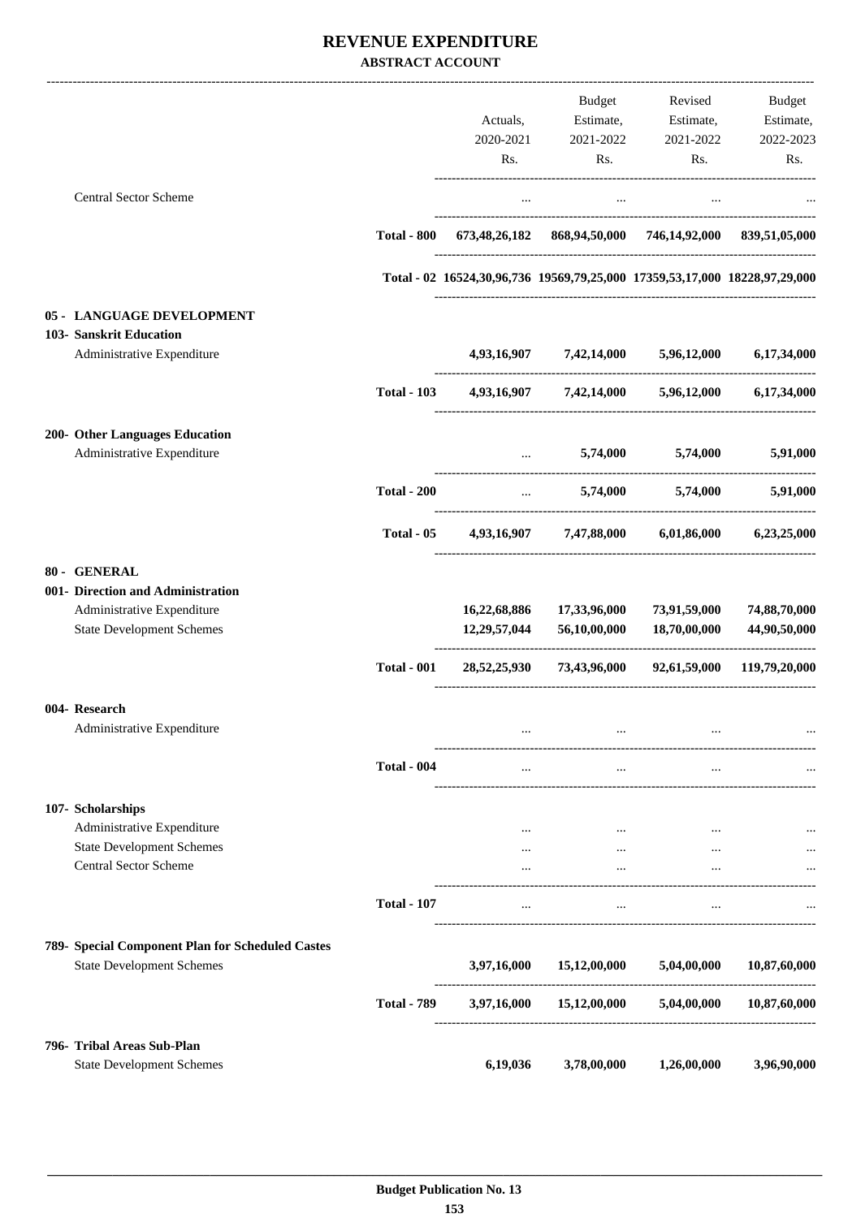# REVENUE EXPENDITURE

**ABSTRACT ACCOUNT**

| | | Actuals, 2020-2021 Rs. | Budget Estimate, 2021-2022 Rs. | Revised Estimate, 2021-2022 Rs. | Budget Estimate, 2022-2023 Rs. |
|---|---|---|---|---|---|
| Central Sector Scheme | | ... | ... | ... | ... |
| | **Total - 800** | **673,48,26,182** | **868,94,50,000** | **746,14,92,000** | **839,51,05,000** |
| | **Total - 02** | **16524,30,96,736** | **19569,79,25,000** | **17359,53,17,000** | **18228,97,29,000** |
| **05 - LANGUAGE DEVELOPMENT** | | | | | |
| **103- Sanskrit Education** | | | | | |
| Administrative Expenditure | | **4,93,16,907** | **7,42,14,000** | **5,96,12,000** | **6,17,34,000** |
| | **Total - 103** | **4,93,16,907** | **7,42,14,000** | **5,96,12,000** | **6,17,34,000** |
| **200- Other Languages Education** | | | | | |
| Administrative Expenditure | | ... | **5,74,000** | **5,74,000** | **5,91,000** |
| | **Total - 200** | ... | **5,74,000** | **5,74,000** | **5,91,000** |
| | **Total - 05** | **4,93,16,907** | **7,47,88,000** | **6,01,86,000** | **6,23,25,000** |
| **80 - GENERAL** | | | | | |
| **001- Direction and Administration** | | | | | |
| Administrative Expenditure | | **16,22,68,886** | **17,33,96,000** | **73,91,59,000** | **74,88,70,000** |
| State Development Schemes | | **12,29,57,044** | **56,10,00,000** | **18,70,00,000** | **44,90,50,000** |
| | **Total - 001** | **28,52,25,930** | **73,43,96,000** | **92,61,59,000** | **119,79,20,000** |
| **004- Research** | | | | | |
| Administrative Expenditure | | ... | ... | ... | ... |
| | **Total - 004** | ... | ... | ... | ... |
| **107- Scholarships** | | | | | |
| Administrative Expenditure | | ... | ... | ... | ... |
| State Development Schemes | | ... | ... | ... | ... |
| Central Sector Scheme | | ... | ... | ... | ... |
| | **Total - 107** | ... | ... | ... | ... |
| **789- Special Component Plan for Scheduled Castes** | | | | | |
| State Development Schemes | | **3,97,16,000** | **15,12,00,000** | **5,04,00,000** | **10,87,60,000** |
| | **Total - 789** | **3,97,16,000** | **15,12,00,000** | **5,04,00,000** | **10,87,60,000** |
| **796- Tribal Areas Sub-Plan** | | | | | |
| State Development Schemes | | **6,19,036** | **3,78,00,000** | **1,26,00,000** | **3,96,90,000** |

**Budget Publication No. 13**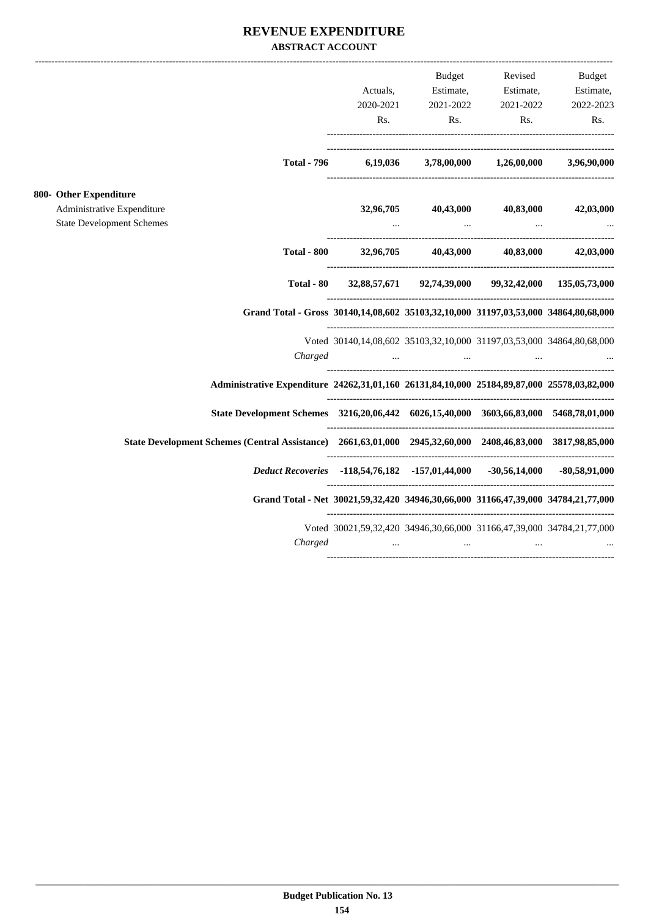# REVENUE EXPENDITURE

## ABSTRACT ACCOUNT

| | Actuals, 2020-2021 Rs. | Budget Estimate, 2021-2022 Rs. | Revised Estimate, 2021-2022 Rs. | Budget Estimate, 2022-2023 Rs. |
|---|---|---|---|---|
| **Total - 796** | **6,19,036** | **3,78,00,000** | **1,26,00,000** | **3,96,90,000** |
| **800- Other Expenditure** | | | | |
| Administrative Expenditure | **32,96,705** | **40,43,000** | **40,83,000** | **42,03,000** |
| State Development Schemes | ... | ... | ... | ... |
| **Total - 800** | **32,96,705** | **40,43,000** | **40,83,000** | **42,03,000** |
| **Total - 80** | **32,88,57,671** | **92,74,39,000** | **99,32,42,000** | **135,05,73,000** |
| **Grand Total - Gross** | **30140,14,08,602** | **35103,32,10,000** | **31197,03,53,000** | **34864,80,68,000** |
| Voted | 30140,14,08,602 | 35103,32,10,000 | 31197,03,53,000 | 34864,80,68,000 |
| *Charged* | ... | ... | ... | ... |
| **Administrative Expenditure** | **24262,31,01,160** | **26131,84,10,000** | **25184,89,87,000** | **25578,03,82,000** |
| **State Development Schemes** | **3216,20,06,442** | **6026,15,40,000** | **3603,66,83,000** | **5468,78,01,000** |
| **State Development Schemes (Central Assistance)** | **2661,63,01,000** | **2945,32,60,000** | **2408,46,83,000** | **3817,98,85,000** |
| ***Deduct Recoveries*** | **-118,54,76,182** | **-157,01,44,000** | **-30,56,14,000** | **-80,58,91,000** |
| **Grand Total - Net** | **30021,59,32,420** | **34946,30,66,000** | **31166,47,39,000** | **34784,21,77,000** |
| Voted | 30021,59,32,420 | 34946,30,66,000 | 31166,47,39,000 | 34784,21,77,000 |
| *Charged* | ... | ... | ... | ... |

**Budget Publication No. 13**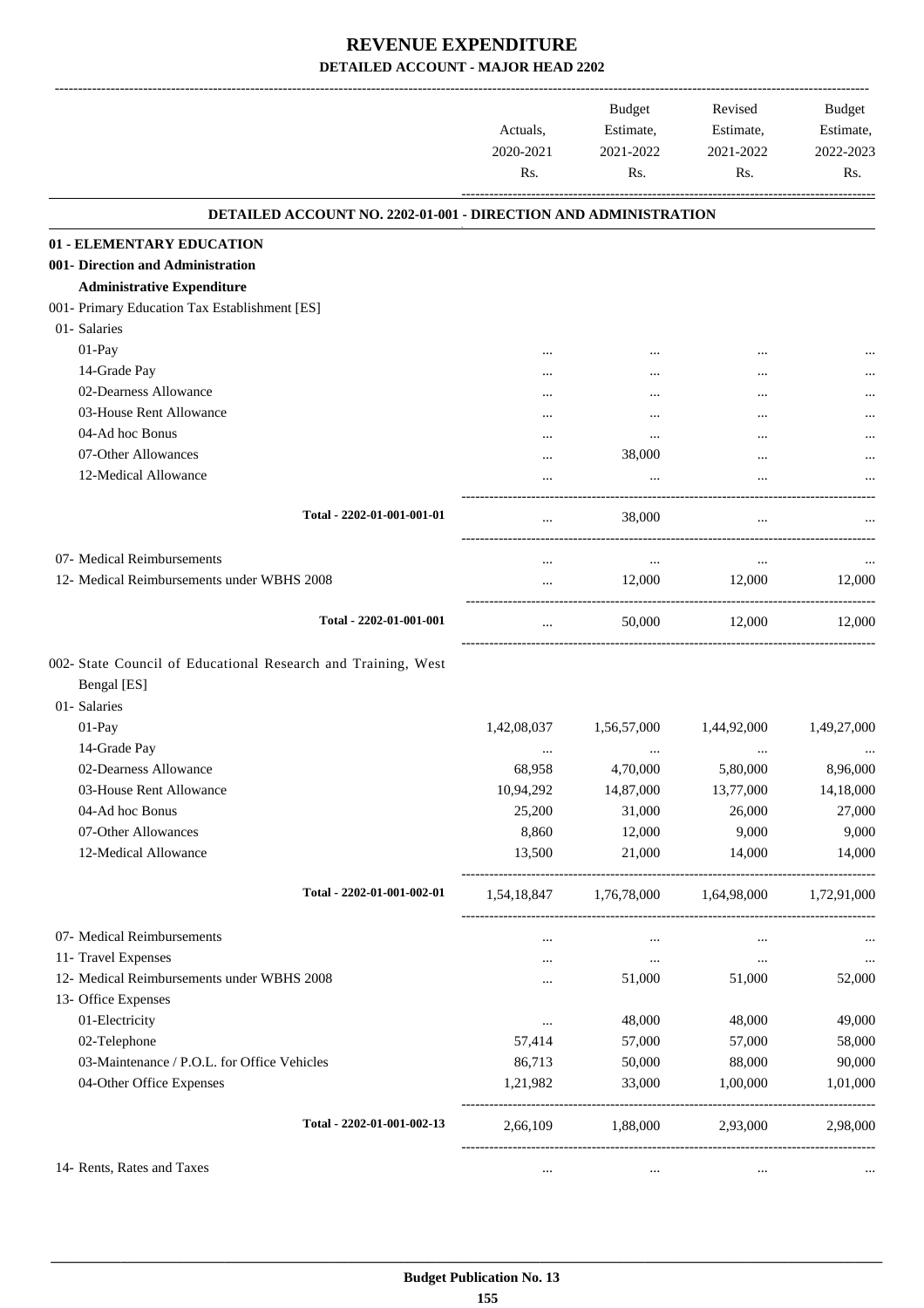# REVENUE EXPENDITURE

## DETAILED ACCOUNT - MAJOR HEAD 2202

| | Actuals, 2020-2021 Rs. | Budget Estimate, 2021-2022 Rs. | Revised Estimate, 2021-2022 Rs. | Budget Estimate, 2022-2023 Rs. |
|---|---|---|---|---|
| **DETAILED ACCOUNT NO. 2202-01-001 - DIRECTION AND ADMINISTRATION** | | | | |
| **01 - ELEMENTARY EDUCATION** | | | | |
| **001- Direction and Administration** | | | | |
| **Administrative Expenditure** | | | | |
| 001- Primary Education Tax Establishment [ES] | | | | |
| 01- Salaries | | | | |
| 01-Pay | ... | ... | ... | ... |
| 14-Grade Pay | ... | ... | ... | ... |
| 02-Dearness Allowance | ... | ... | ... | ... |
| 03-House Rent Allowance | ... | ... | ... | ... |
| 04-Ad hoc Bonus | ... | ... | ... | ... |
| 07-Other Allowances | ... | 38,000 | ... | ... |
| 12-Medical Allowance | ... | ... | ... | ... |
| Total - 2202-01-001-001-01 | ... | 38,000 | ... | ... |
| 07- Medical Reimbursements | ... | ... | ... | ... |
| 12- Medical Reimbursements under WBHS 2008 | ... | 12,000 | 12,000 | 12,000 |
| Total - 2202-01-001-001 | ... | 50,000 | 12,000 | 12,000 |
| 002- State Council of Educational Research and Training, West Bengal [ES] | | | | |
| 01- Salaries | | | | |
| 01-Pay | 1,42,08,037 | 1,56,57,000 | 1,44,92,000 | 1,49,27,000 |
| 14-Grade Pay | ... | ... | ... | ... |
| 02-Dearness Allowance | 68,958 | 4,70,000 | 5,80,000 | 8,96,000 |
| 03-House Rent Allowance | 10,94,292 | 14,87,000 | 13,77,000 | 14,18,000 |
| 04-Ad hoc Bonus | 25,200 | 31,000 | 26,000 | 27,000 |
| 07-Other Allowances | 8,860 | 12,000 | 9,000 | 9,000 |
| 12-Medical Allowance | 13,500 | 21,000 | 14,000 | 14,000 |
| Total - 2202-01-001-002-01 | 1,54,18,847 | 1,76,78,000 | 1,64,98,000 | 1,72,91,000 |
| 07- Medical Reimbursements | ... | ... | ... | ... |
| 11- Travel Expenses | ... | ... | ... | ... |
| 12- Medical Reimbursements under WBHS 2008 | ... | 51,000 | 51,000 | 52,000 |
| 13- Office Expenses | | | | |
| 01-Electricity | ... | 48,000 | 48,000 | 49,000 |
| 02-Telephone | 57,414 | 57,000 | 57,000 | 58,000 |
| 03-Maintenance / P.O.L. for Office Vehicles | 86,713 | 50,000 | 88,000 | 90,000 |
| 04-Other Office Expenses | 1,21,982 | 33,000 | 1,00,000 | 1,01,000 |
| Total - 2202-01-001-002-13 | 2,66,109 | 1,88,000 | 2,93,000 | 2,98,000 |
| 14- Rents, Rates and Taxes | ... | ... | ... | ... |

**Budget Publication No. 13**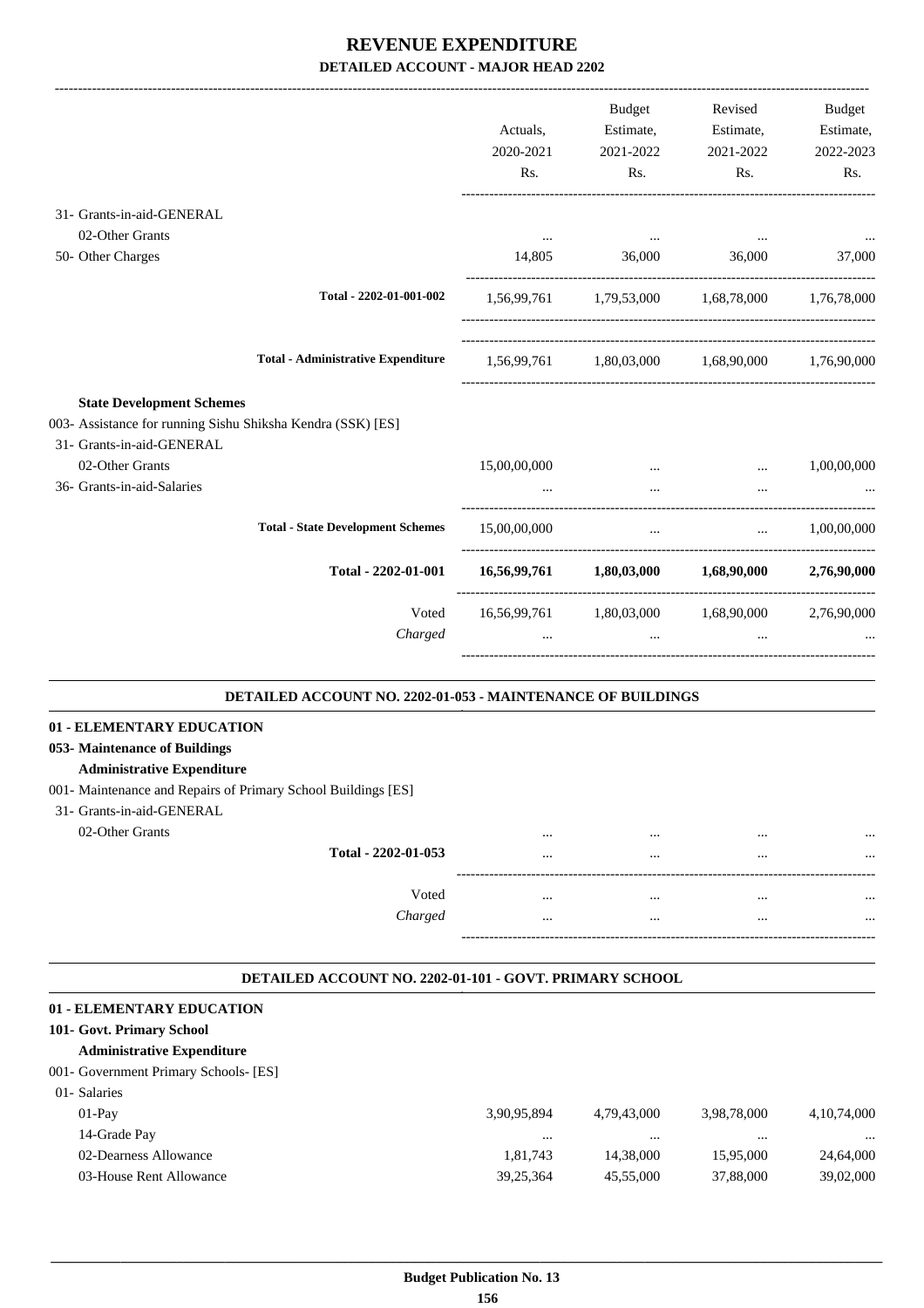# REVENUE EXPENDITURE

## DETAILED ACCOUNT - MAJOR HEAD 2202

| | Actuals, 2020-2021 Rs. | Budget Estimate, 2021-2022 Rs. | Revised Estimate, 2021-2022 Rs. | Budget Estimate, 2022-2023 Rs. |
|---|---|---|---|---|
| 31- Grants-in-aid-GENERAL | | | | |
| 02-Other Grants | ... | ... | ... | ... |
| 50- Other Charges | 14,805 | 36,000 | 36,000 | 37,000 |
| Total - 2202-01-001-002 | 1,56,99,761 | 1,79,53,000 | 1,68,78,000 | 1,76,78,000 |
| Total - Administrative Expenditure | 1,56,99,761 | 1,80,03,000 | 1,68,90,000 | 1,76,90,000 |
| **State Development Schemes** | | | | |
| 003- Assistance for running Sishu Shiksha Kendra (SSK) [ES] | | | | |
| 31- Grants-in-aid-GENERAL | | | | |
| 02-Other Grants | 15,00,00,000 | ... | ... | 1,00,00,000 |
| 36- Grants-in-aid-Salaries | ... | ... | ... | ... |
| Total - State Development Schemes | 15,00,00,000 | ... | ... | 1,00,00,000 |
| **Total - 2202-01-001** | **16,56,99,761** | **1,80,03,000** | **1,68,90,000** | **2,76,90,000** |
| Voted | 16,56,99,761 | 1,80,03,000 | 1,68,90,000 | 2,76,90,000 |
| *Charged* | ... | ... | ... | ... |

### DETAILED ACCOUNT NO. 2202-01-053 - MAINTENANCE OF BUILDINGS

**01 - ELEMENTARY EDUCATION**

**053- Maintenance of Buildings**

**Administrative Expenditure**

| | Actuals, 2020-2021 Rs. | Budget Estimate, 2021-2022 Rs. | Revised Estimate, 2021-2022 Rs. | Budget Estimate, 2022-2023 Rs. |
|---|---|---|---|---|
| 001- Maintenance and Repairs of Primary School Buildings [ES] | | | | |
| 31- Grants-in-aid-GENERAL | | | | |
| 02-Other Grants | ... | ... | ... | ... |
| Total - 2202-01-053 | ... | ... | ... | ... |
| Voted | ... | ... | ... | ... |
| *Charged* | ... | ... | ... | ... |

### DETAILED ACCOUNT NO. 2202-01-101 - GOVT. PRIMARY SCHOOL

**01 - ELEMENTARY EDUCATION**

**101- Govt. Primary School**

**Administrative Expenditure**

| | Actuals, 2020-2021 Rs. | Budget Estimate, 2021-2022 Rs. | Revised Estimate, 2021-2022 Rs. | Budget Estimate, 2022-2023 Rs. |
|---|---|---|---|---|
| 001- Government Primary Schools- [ES] | | | | |
| 01- Salaries | | | | |
| 01-Pay | 3,90,95,894 | 4,79,43,000 | 3,98,78,000 | 4,10,74,000 |
| 14-Grade Pay | ... | ... | ... | ... |
| 02-Dearness Allowance | 1,81,743 | 14,38,000 | 15,95,000 | 24,64,000 |
| 03-House Rent Allowance | 39,25,364 | 45,55,000 | 37,88,000 | 39,02,000 |

Budget Publication No. 13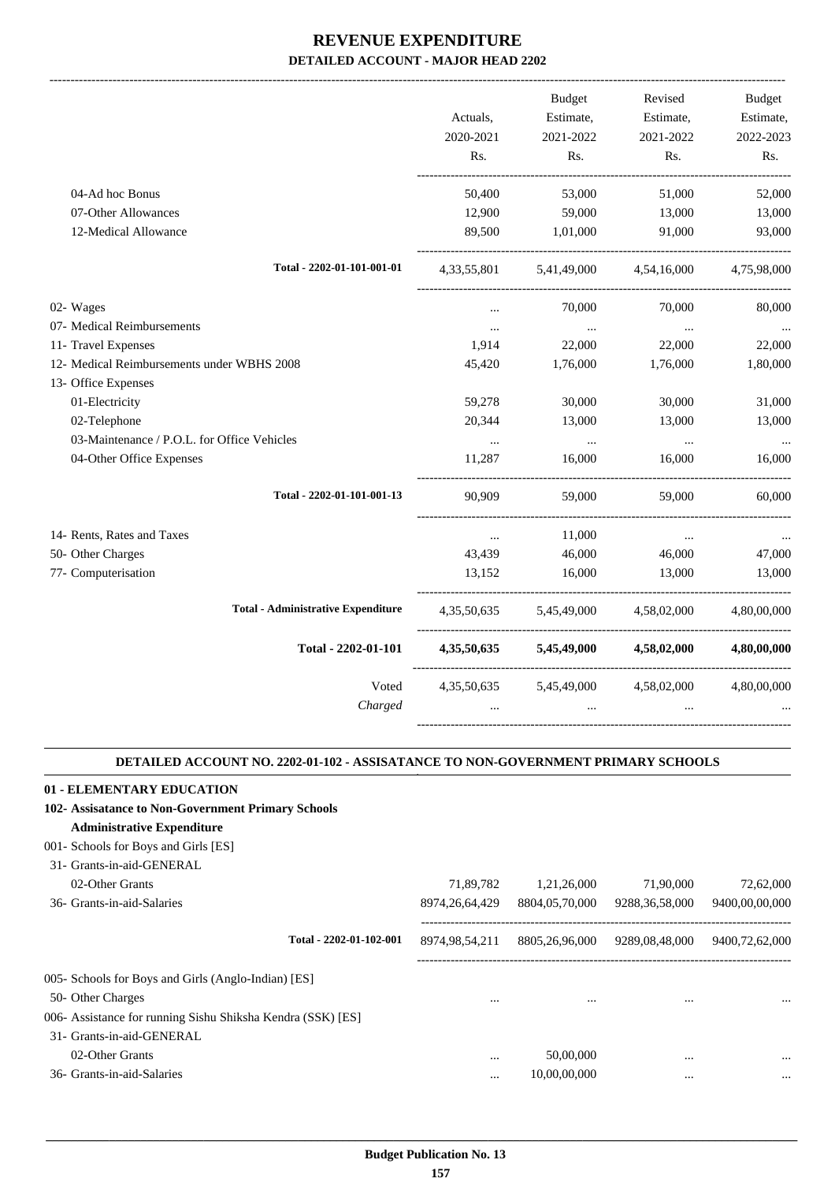# REVENUE EXPENDITURE

**DETAILED ACCOUNT - MAJOR HEAD 2202**

| | Actuals, 2020-2021 Rs. | Budget Estimate, 2021-2022 Rs. | Revised Estimate, 2021-2022 Rs. | Budget Estimate, 2022-2023 Rs. |
|---|---|---|---|---|
| 04-Ad hoc Bonus | 50,400 | 53,000 | 51,000 | 52,000 |
| 07-Other Allowances | 12,900 | 59,000 | 13,000 | 13,000 |
| 12-Medical Allowance | 89,500 | 1,01,000 | 91,000 | 93,000 |
| Total - 2202-01-101-001-01 | 4,33,55,801 | 5,41,49,000 | 4,54,16,000 | 4,75,98,000 |
| 02- Wages | ... | 70,000 | 70,000 | 80,000 |
| 07- Medical Reimbursements | ... | ... | ... | ... |
| 11- Travel Expenses | 1,914 | 22,000 | 22,000 | 22,000 |
| 12- Medical Reimbursements under WBHS 2008 | 45,420 | 1,76,000 | 1,76,000 | 1,80,000 |
| 13- Office Expenses | | | | |
| 01-Electricity | 59,278 | 30,000 | 30,000 | 31,000 |
| 02-Telephone | 20,344 | 13,000 | 13,000 | 13,000 |
| 03-Maintenance / P.O.L. for Office Vehicles | ... | ... | ... | ... |
| 04-Other Office Expenses | 11,287 | 16,000 | 16,000 | 16,000 |
| Total - 2202-01-101-001-13 | 90,909 | 59,000 | 59,000 | 60,000 |
| 14- Rents, Rates and Taxes | ... | 11,000 | ... | ... |
| 50- Other Charges | 43,439 | 46,000 | 46,000 | 47,000 |
| 77- Computerisation | 13,152 | 16,000 | 13,000 | 13,000 |
| Total - Administrative Expenditure | 4,35,50,635 | 5,45,49,000 | 4,58,02,000 | 4,80,00,000 |
| **Total - 2202-01-101** | **4,35,50,635** | **5,45,49,000** | **4,58,02,000** | **4,80,00,000** |
| Voted | 4,35,50,635 | 5,45,49,000 | 4,58,02,000 | 4,80,00,000 |
| *Charged* | ... | ... | ... | ... |

## DETAILED ACCOUNT NO. 2202-01-102 - ASSISATANCE TO NON-GOVERNMENT PRIMARY SCHOOLS

**01 - ELEMENTARY EDUCATION**

**102- Assisatance to Non-Government Primary Schools**

**Administrative Expenditure**

| | Actuals, 2020-2021 Rs. | Budget Estimate, 2021-2022 Rs. | Revised Estimate, 2021-2022 Rs. | Budget Estimate, 2022-2023 Rs. |
|---|---|---|---|---|
| 001- Schools for Boys and Girls [ES] | | | | |
| 31- Grants-in-aid-GENERAL | | | | |
| 02-Other Grants | 71,89,782 | 1,21,26,000 | 71,90,000 | 72,62,000 |
| 36- Grants-in-aid-Salaries | 8974,26,64,429 | 8804,05,70,000 | 9288,36,58,000 | 9400,00,00,000 |
| Total - 2202-01-102-001 | 8974,98,54,211 | 8805,26,96,000 | 9289,08,48,000 | 9400,72,62,000 |
| 005- Schools for Boys and Girls (Anglo-Indian) [ES] | | | | |
| 50- Other Charges | ... | ... | ... | ... |
| 006- Assistance for running Sishu Shiksha Kendra (SSK) [ES] | | | | |
| 31- Grants-in-aid-GENERAL | | | | |
| 02-Other Grants | ... | 50,00,000 | ... | ... |
| 36- Grants-in-aid-Salaries | ... | 10,00,00,000 | ... | ... |

Budget Publication No. 13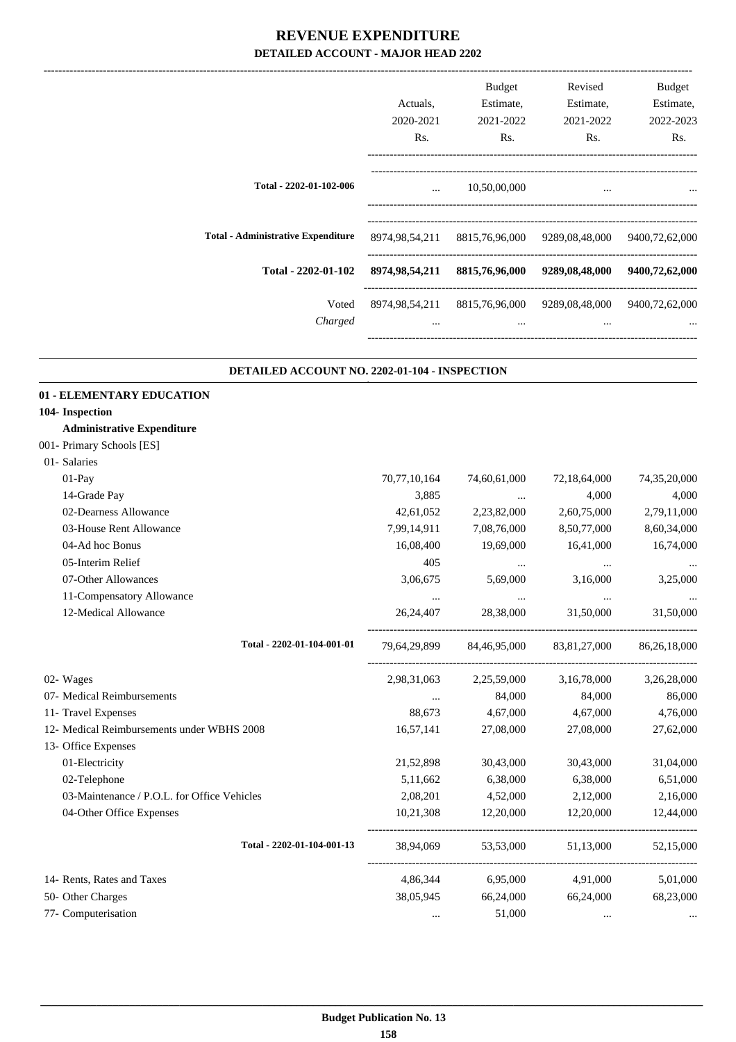# REVENUE EXPENDITURE

## DETAILED ACCOUNT - MAJOR HEAD 2202

| | Actuals, 2020-2021 Rs. | Budget Estimate, 2021-2022 Rs. | Revised Estimate, 2021-2022 Rs. | Budget Estimate, 2022-2023 Rs. |
|---|---|---|---|---|
| **Total - 2202-01-102-006** | ... | 10,50,00,000 | ... | ... |
| **Total - Administrative Expenditure** | 8974,98,54,211 | 8815,76,96,000 | 9289,08,48,000 | 9400,72,62,000 |
| **Total - 2202-01-102** | **8974,98,54,211** | **8815,76,96,000** | **9289,08,48,000** | **9400,72,62,000** |
| Voted | 8974,98,54,211 | 8815,76,96,000 | 9289,08,48,000 | 9400,72,62,000 |
| *Charged* | ... | ... | ... | ... |

### DETAILED ACCOUNT NO. 2202-01-104 - INSPECTION

**01 - ELEMENTARY EDUCATION**

**104- Inspection**

**Administrative Expenditure**

| | Actuals, 2020-2021 Rs. | Budget Estimate, 2021-2022 Rs. | Revised Estimate, 2021-2022 Rs. | Budget Estimate, 2022-2023 Rs. |
|---|---|---|---|---|
| 001- Primary Schools [ES] | | | | |
| 01- Salaries | | | | |
| 01-Pay | 70,77,10,164 | 74,60,61,000 | 72,18,64,000 | 74,35,20,000 |
| 14-Grade Pay | 3,885 | ... | 4,000 | 4,000 |
| 02-Dearness Allowance | 42,61,052 | 2,23,82,000 | 2,60,75,000 | 2,79,11,000 |
| 03-House Rent Allowance | 7,99,14,911 | 7,08,76,000 | 8,50,77,000 | 8,60,34,000 |
| 04-Ad hoc Bonus | 16,08,400 | 19,69,000 | 16,41,000 | 16,74,000 |
| 05-Interim Relief | 405 | ... | ... | ... |
| 07-Other Allowances | 3,06,675 | 5,69,000 | 3,16,000 | 3,25,000 |
| 11-Compensatory Allowance | ... | ... | ... | ... |
| 12-Medical Allowance | 26,24,407 | 28,38,000 | 31,50,000 | 31,50,000 |
| **Total - 2202-01-104-001-01** | 79,64,29,899 | 84,46,95,000 | 83,81,27,000 | 86,26,18,000 |
| 02- Wages | 2,98,31,063 | 2,25,59,000 | 3,16,78,000 | 3,26,28,000 |
| 07- Medical Reimbursements | ... | 84,000 | 84,000 | 86,000 |
| 11- Travel Expenses | 88,673 | 4,67,000 | 4,67,000 | 4,76,000 |
| 12- Medical Reimbursements under WBHS 2008 | 16,57,141 | 27,08,000 | 27,08,000 | 27,62,000 |
| 13- Office Expenses | | | | |
| 01-Electricity | 21,52,898 | 30,43,000 | 30,43,000 | 31,04,000 |
| 02-Telephone | 5,11,662 | 6,38,000 | 6,38,000 | 6,51,000 |
| 03-Maintenance / P.O.L. for Office Vehicles | 2,08,201 | 4,52,000 | 2,12,000 | 2,16,000 |
| 04-Other Office Expenses | 10,21,308 | 12,20,000 | 12,20,000 | 12,44,000 |
| **Total - 2202-01-104-001-13** | 38,94,069 | 53,53,000 | 51,13,000 | 52,15,000 |
| 14- Rents, Rates and Taxes | 4,86,344 | 6,95,000 | 4,91,000 | 5,01,000 |
| 50- Other Charges | 38,05,945 | 66,24,000 | 66,24,000 | 68,23,000 |
| 77- Computerisation | ... | 51,000 | ... | ... |

**Budget Publication No. 13**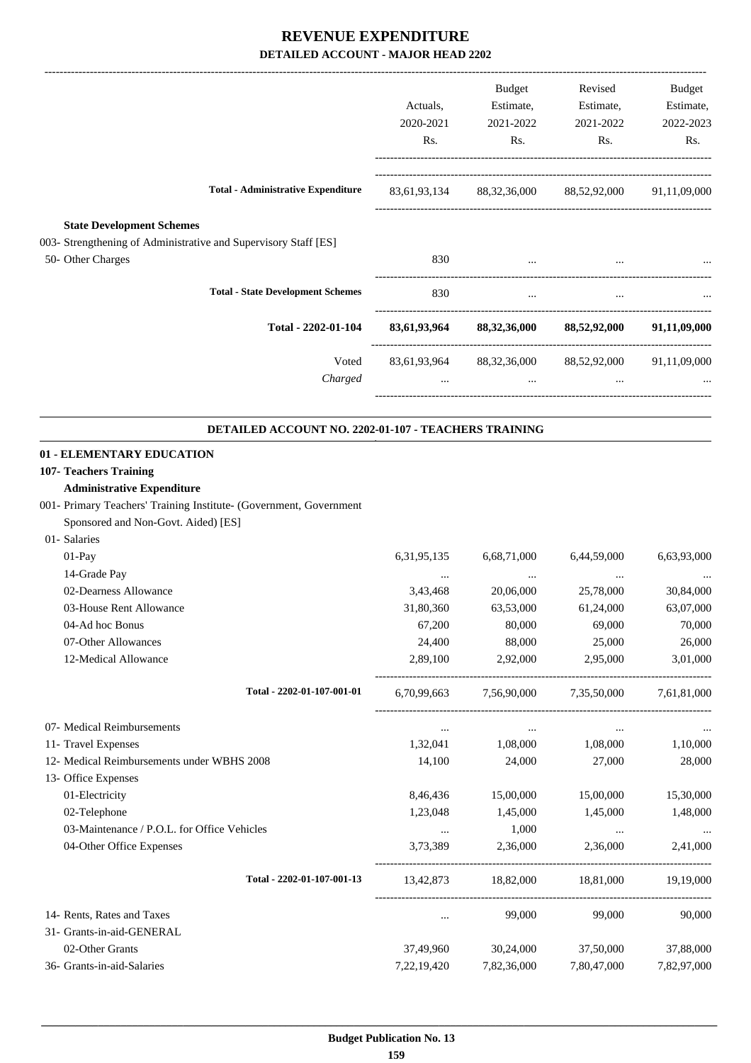# REVENUE EXPENDITURE

## DETAILED ACCOUNT - MAJOR HEAD 2202

| | Actuals, 2020-2021 Rs. | Budget Estimate, 2021-2022 Rs. | Revised Estimate, 2021-2022 Rs. | Budget Estimate, 2022-2023 Rs. |
|---|---|---|---|---|
| **Total - Administrative Expenditure** | 83,61,93,134 | 88,32,36,000 | 88,52,92,000 | 91,11,09,000 |
| **State Development Schemes** | | | | |
| 003- Strengthening of Administrative and Supervisory Staff [ES] | | | | |
| 50- Other Charges | 830 | ... | ... | ... |
| **Total - State Development Schemes** | 830 | ... | ... | ... |
| **Total - 2202-01-104** | **83,61,93,964** | **88,32,36,000** | **88,52,92,000** | **91,11,09,000** |
| Voted | 83,61,93,964 | 88,32,36,000 | 88,52,92,000 | 91,11,09,000 |
| *Charged* | ... | ... | ... | ... |

### DETAILED ACCOUNT NO. 2202-01-107 - TEACHERS TRAINING

| | Actuals, 2020-2021 Rs. | Budget Estimate, 2021-2022 Rs. | Revised Estimate, 2021-2022 Rs. | Budget Estimate, 2022-2023 Rs. |
|---|---|---|---|---|
| **01 - ELEMENTARY EDUCATION** | | | | |
| **107- Teachers Training** | | | | |
| **Administrative Expenditure** | | | | |
| 001- Primary Teachers' Training Institute- (Government, Government Sponsored and Non-Govt. Aided) [ES] | | | | |
| 01- Salaries | | | | |
| 01-Pay | 6,31,95,135 | 6,68,71,000 | 6,44,59,000 | 6,63,93,000 |
| 14-Grade Pay | ... | ... | ... | ... |
| 02-Dearness Allowance | 3,43,468 | 20,06,000 | 25,78,000 | 30,84,000 |
| 03-House Rent Allowance | 31,80,360 | 63,53,000 | 61,24,000 | 63,07,000 |
| 04-Ad hoc Bonus | 67,200 | 80,000 | 69,000 | 70,000 |
| 07-Other Allowances | 24,400 | 88,000 | 25,000 | 26,000 |
| 12-Medical Allowance | 2,89,100 | 2,92,000 | 2,95,000 | 3,01,000 |
| **Total - 2202-01-107-001-01** | 6,70,99,663 | 7,56,90,000 | 7,35,50,000 | 7,61,81,000 |
| 07- Medical Reimbursements | ... | ... | ... | ... |
| 11- Travel Expenses | 1,32,041 | 1,08,000 | 1,08,000 | 1,10,000 |
| 12- Medical Reimbursements under WBHS 2008 | 14,100 | 24,000 | 27,000 | 28,000 |
| 13- Office Expenses | | | | |
| 01-Electricity | 8,46,436 | 15,00,000 | 15,00,000 | 15,30,000 |
| 02-Telephone | 1,23,048 | 1,45,000 | 1,45,000 | 1,48,000 |
| 03-Maintenance / P.O.L. for Office Vehicles | ... | 1,000 | ... | ... |
| 04-Other Office Expenses | 3,73,389 | 2,36,000 | 2,36,000 | 2,41,000 |
| **Total - 2202-01-107-001-13** | 13,42,873 | 18,82,000 | 18,81,000 | 19,19,000 |
| 14- Rents, Rates and Taxes | ... | 99,000 | 99,000 | 90,000 |
| 31- Grants-in-aid-GENERAL | | | | |
| 02-Other Grants | 37,49,960 | 30,24,000 | 37,50,000 | 37,88,000 |
| 36- Grants-in-aid-Salaries | 7,22,19,420 | 7,82,36,000 | 7,80,47,000 | 7,82,97,000 |

**Budget Publication No. 13**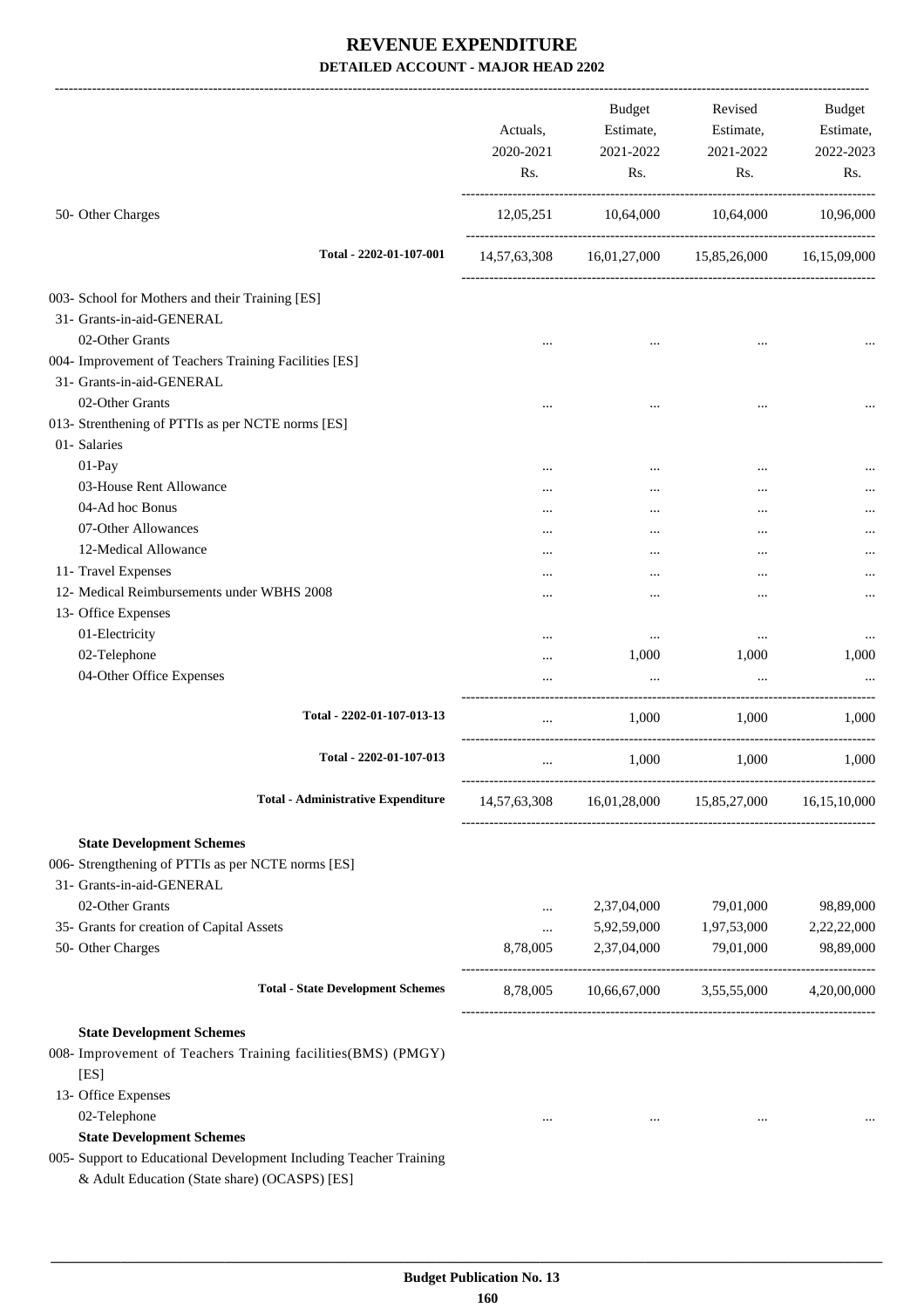# REVENUE EXPENDITURE

## DETAILED ACCOUNT - MAJOR HEAD 2202

| | Actuals, 2020-2021 Rs. | Budget Estimate, 2021-2022 Rs. | Revised Estimate, 2021-2022 Rs. | Budget Estimate, 2022-2023 Rs. |
|---|---|---|---|---|
| 50- Other Charges | 12,05,251 | 10,64,000 | 10,64,000 | 10,96,000 |
| **Total - 2202-01-107-001** | 14,57,63,308 | 16,01,27,000 | 15,85,26,000 | 16,15,09,000 |
| 003- School for Mothers and their Training [ES] | | | | |
| 31- Grants-in-aid-GENERAL | | | | |
| 02-Other Grants | ... | ... | ... | ... |
| 004- Improvement of Teachers Training Facilities [ES] | | | | |
| 31- Grants-in-aid-GENERAL | | | | |
| 02-Other Grants | ... | ... | ... | ... |
| 013- Strenthening of PTTIs as per NCTE norms [ES] | | | | |
| 01- Salaries | | | | |
| 01-Pay | ... | ... | ... | ... |
| 03-House Rent Allowance | ... | ... | ... | ... |
| 04-Ad hoc Bonus | ... | ... | ... | ... |
| 07-Other Allowances | ... | ... | ... | ... |
| 12-Medical Allowance | ... | ... | ... | ... |
| 11- Travel Expenses | ... | ... | ... | ... |
| 12- Medical Reimbursements under WBHS 2008 | ... | ... | ... | ... |
| 13- Office Expenses | | | | |
| 01-Electricity | ... | ... | ... | ... |
| 02-Telephone | ... | 1,000 | 1,000 | 1,000 |
| 04-Other Office Expenses | ... | ... | ... | ... |
| **Total - 2202-01-107-013-13** | ... | 1,000 | 1,000 | 1,000 |
| **Total - 2202-01-107-013** | ... | 1,000 | 1,000 | 1,000 |
| **Total - Administrative Expenditure** | 14,57,63,308 | 16,01,28,000 | 15,85,27,000 | 16,15,10,000 |
| **State Development Schemes** | | | | |
| 006- Strengthening of PTTIs as per NCTE norms [ES] | | | | |
| 31- Grants-in-aid-GENERAL | | | | |
| 02-Other Grants | ... | 2,37,04,000 | 79,01,000 | 98,89,000 |
| 35- Grants for creation of Capital Assets | ... | 5,92,59,000 | 1,97,53,000 | 2,22,22,000 |
| 50- Other Charges | 8,78,005 | 2,37,04,000 | 79,01,000 | 98,89,000 |
| **Total - State Development Schemes** | 8,78,005 | 10,66,67,000 | 3,55,55,000 | 4,20,00,000 |
| **State Development Schemes** | | | | |
| 008- Improvement of Teachers Training facilities(BMS) (PMGY) [ES] | | | | |
| 13- Office Expenses | | | | |
| 02-Telephone | ... | ... | ... | ... |
| **State Development Schemes** | | | | |
| 005- Support to Educational Development Including Teacher Training & Adult Education (State share) (OCASPS) [ES] | | | | |

Budget Publication No. 13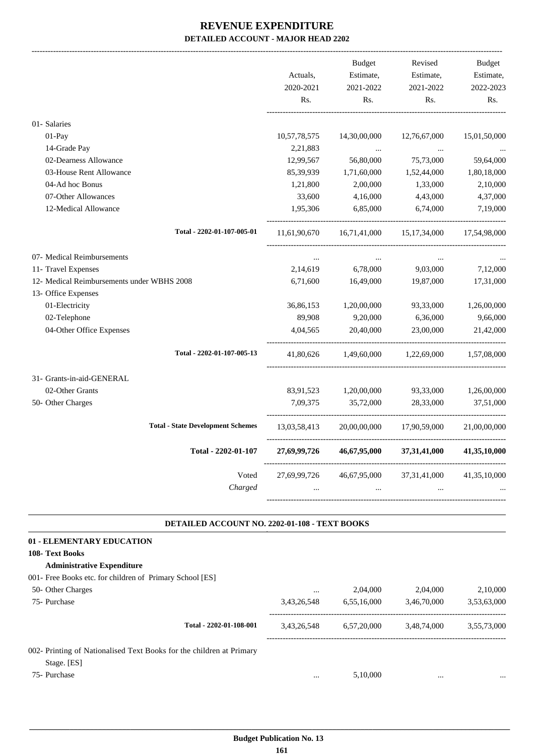# REVENUE EXPENDITURE

## DETAILED ACCOUNT - MAJOR HEAD 2202

| | Actuals, 2020-2021 Rs. | Budget Estimate, 2021-2022 Rs. | Revised Estimate, 2021-2022 Rs. | Budget Estimate, 2022-2023 Rs. |
|---|---|---|---|---|
| 01- Salaries | | | | |
| 01-Pay | 10,57,78,575 | 14,30,00,000 | 12,76,67,000 | 15,01,50,000 |
| 14-Grade Pay | 2,21,883 | ... | ... | ... |
| 02-Dearness Allowance | 12,99,567 | 56,80,000 | 75,73,000 | 59,64,000 |
| 03-House Rent Allowance | 85,39,939 | 1,71,60,000 | 1,52,44,000 | 1,80,18,000 |
| 04-Ad hoc Bonus | 1,21,800 | 2,00,000 | 1,33,000 | 2,10,000 |
| 07-Other Allowances | 33,600 | 4,16,000 | 4,43,000 | 4,37,000 |
| 12-Medical Allowance | 1,95,306 | 6,85,000 | 6,74,000 | 7,19,000 |
| Total - 2202-01-107-005-01 | 11,61,90,670 | 16,71,41,000 | 15,17,34,000 | 17,54,98,000 |
| 07- Medical Reimbursements | ... | ... | ... | ... |
| 11- Travel Expenses | 2,14,619 | 6,78,000 | 9,03,000 | 7,12,000 |
| 12- Medical Reimbursements under WBHS 2008 | 6,71,600 | 16,49,000 | 19,87,000 | 17,31,000 |
| 13- Office Expenses | | | | |
| 01-Electricity | 36,86,153 | 1,20,00,000 | 93,33,000 | 1,26,00,000 |
| 02-Telephone | 89,908 | 9,20,000 | 6,36,000 | 9,66,000 |
| 04-Other Office Expenses | 4,04,565 | 20,40,000 | 23,00,000 | 21,42,000 |
| Total - 2202-01-107-005-13 | 41,80,626 | 1,49,60,000 | 1,22,69,000 | 1,57,08,000 |
| 31- Grants-in-aid-GENERAL | | | | |
| 02-Other Grants | 83,91,523 | 1,20,00,000 | 93,33,000 | 1,26,00,000 |
| 50- Other Charges | 7,09,375 | 35,72,000 | 28,33,000 | 37,51,000 |
| Total - State Development Schemes | 13,03,58,413 | 20,00,00,000 | 17,90,59,000 | 21,00,00,000 |
| **Total - 2202-01-107** | **27,69,99,726** | **46,67,95,000** | **37,31,41,000** | **41,35,10,000** |
| Voted | 27,69,99,726 | 46,67,95,000 | 37,31,41,000 | 41,35,10,000 |
| *Charged* | ... | ... | ... | ... |

## DETAILED ACCOUNT NO. 2202-01-108 - TEXT BOOKS

**01 - ELEMENTARY EDUCATION**

**108- Text Books**

**Administrative Expenditure**

| | Actuals, 2020-2021 Rs. | Budget Estimate, 2021-2022 Rs. | Revised Estimate, 2021-2022 Rs. | Budget Estimate, 2022-2023 Rs. |
|---|---|---|---|---|
| 001- Free Books etc. for children of Primary School [ES] | | | | |
| 50- Other Charges | ... | 2,04,000 | 2,04,000 | 2,10,000 |
| 75- Purchase | 3,43,26,548 | 6,55,16,000 | 3,46,70,000 | 3,53,63,000 |
| Total - 2202-01-108-001 | 3,43,26,548 | 6,57,20,000 | 3,48,74,000 | 3,55,73,000 |
| 002- Printing of Nationalised Text Books for the children at Primary Stage. [ES] | | | | |
| 75- Purchase | ... | 5,10,000 | ... | ... |

Budget Publication No. 13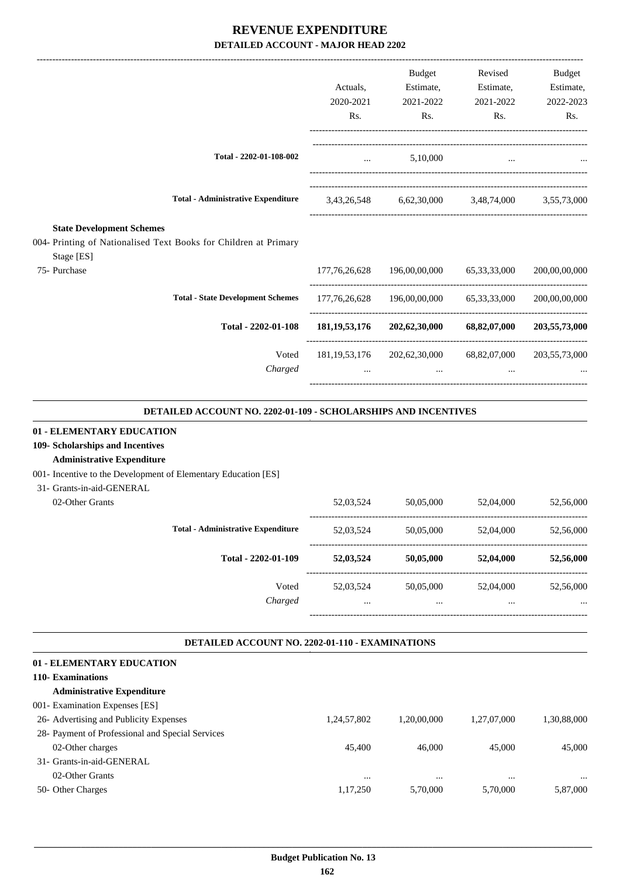# REVENUE EXPENDITURE

## DETAILED ACCOUNT - MAJOR HEAD 2202

| | Actuals, 2020-2021 Rs. | Budget Estimate, 2021-2022 Rs. | Revised Estimate, 2021-2022 Rs. | Budget Estimate, 2022-2023 Rs. |
|---|---|---|---|---|
| **Total - 2202-01-108-002** | ... | 5,10,000 | ... | ... |
| **Total - Administrative Expenditure** | 3,43,26,548 | 6,62,30,000 | 3,48,74,000 | 3,55,73,000 |
| **State Development Schemes** | | | | |
| 004- Printing of Nationalised Text Books for Children at Primary Stage [ES] | | | | |
| 75- Purchase | 177,76,26,628 | 196,00,00,000 | 65,33,33,000 | 200,00,00,000 |
| **Total - State Development Schemes** | 177,76,26,628 | 196,00,00,000 | 65,33,33,000 | 200,00,00,000 |
| **Total - 2202-01-108** | **181,19,53,176** | **202,62,30,000** | **68,82,07,000** | **203,55,73,000** |
| Voted | 181,19,53,176 | 202,62,30,000 | 68,82,07,000 | 203,55,73,000 |
| *Charged* | ... | ... | ... | ... |

### DETAILED ACCOUNT NO. 2202-01-109 - SCHOLARSHIPS AND INCENTIVES

| | Actuals, 2020-2021 Rs. | Budget Estimate, 2021-2022 Rs. | Revised Estimate, 2021-2022 Rs. | Budget Estimate, 2022-2023 Rs. |
|---|---|---|---|---|
| **01 - ELEMENTARY EDUCATION** | | | | |
| **109- Scholarships and Incentives** | | | | |
| **Administrative Expenditure** | | | | |
| 001- Incentive to the Development of Elementary Education [ES] | | | | |
| 31- Grants-in-aid-GENERAL | | | | |
| 02-Other Grants | 52,03,524 | 50,05,000 | 52,04,000 | 52,56,000 |
| **Total - Administrative Expenditure** | 52,03,524 | 50,05,000 | 52,04,000 | 52,56,000 |
| **Total - 2202-01-109** | **52,03,524** | **50,05,000** | **52,04,000** | **52,56,000** |
| Voted | 52,03,524 | 50,05,000 | 52,04,000 | 52,56,000 |
| *Charged* | ... | ... | ... | ... |

### DETAILED ACCOUNT NO. 2202-01-110 - EXAMINATIONS

| | Actuals, 2020-2021 Rs. | Budget Estimate, 2021-2022 Rs. | Revised Estimate, 2021-2022 Rs. | Budget Estimate, 2022-2023 Rs. |
|---|---|---|---|---|
| **01 - ELEMENTARY EDUCATION** | | | | |
| **110- Examinations** | | | | |
| **Administrative Expenditure** | | | | |
| 001- Examination Expenses [ES] | | | | |
| 26- Advertising and Publicity Expenses | 1,24,57,802 | 1,20,00,000 | 1,27,07,000 | 1,30,88,000 |
| 28- Payment of Professional and Special Services | | | | |
| 02-Other charges | 45,400 | 46,000 | 45,000 | 45,000 |
| 31- Grants-in-aid-GENERAL | | | | |
| 02-Other Grants | ... | ... | ... | ... |
| 50- Other Charges | 1,17,250 | 5,70,000 | 5,70,000 | 5,87,000 |

Budget Publication No. 13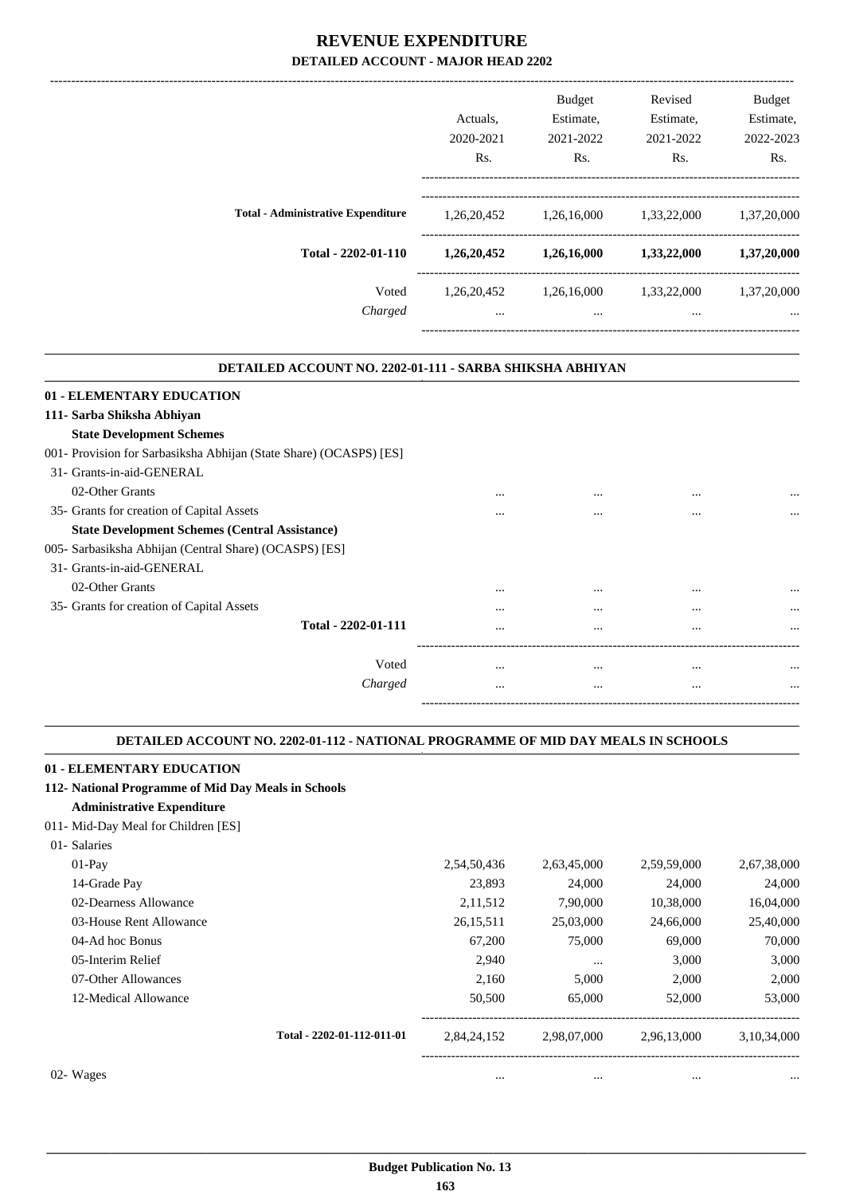# REVENUE EXPENDITURE

## DETAILED ACCOUNT - MAJOR HEAD 2202

| | Actuals, 2020-2021 Rs. | Budget Estimate, 2021-2022 Rs. | Revised Estimate, 2021-2022 Rs. | Budget Estimate, 2022-2023 Rs. |
|---|---|---|---|---|
| **Total - Administrative Expenditure** | 1,26,20,452 | 1,26,16,000 | 1,33,22,000 | 1,37,20,000 |
| **Total - 2202-01-110** | **1,26,20,452** | **1,26,16,000** | **1,33,22,000** | **1,37,20,000** |
| Voted | 1,26,20,452 | 1,26,16,000 | 1,33,22,000 | 1,37,20,000 |
| *Charged* | ... | ... | ... | ... |

### DETAILED ACCOUNT NO. 2202-01-111 - SARBA SHIKSHA ABHIYAN

| | Actuals, 2020-2021 Rs. | Budget Estimate, 2021-2022 Rs. | Revised Estimate, 2021-2022 Rs. | Budget Estimate, 2022-2023 Rs. |
|---|---|---|---|---|
| **01 - ELEMENTARY EDUCATION** | | | | |
| **111- Sarba Shiksha Abhiyan** | | | | |
| **State Development Schemes** | | | | |
| 001- Provision for Sarbasiksha Abhijan (State Share) (OCASPS) [ES] | | | | |
| 31- Grants-in-aid-GENERAL | | | | |
| 02-Other Grants | ... | ... | ... | ... |
| 35- Grants for creation of Capital Assets | ... | ... | ... | ... |
| **State Development Schemes (Central Assistance)** | | | | |
| 005- Sarbasiksha Abhijan (Central Share) (OCASPS) [ES] | | | | |
| 31- Grants-in-aid-GENERAL | | | | |
| 02-Other Grants | ... | ... | ... | ... |
| 35- Grants for creation of Capital Assets | ... | ... | ... | ... |
| **Total - 2202-01-111** | ... | ... | ... | ... |
| Voted | ... | ... | ... | ... |
| *Charged* | ... | ... | ... | ... |

### DETAILED ACCOUNT NO. 2202-01-112 - NATIONAL PROGRAMME OF MID DAY MEALS IN SCHOOLS

| | Actuals, 2020-2021 Rs. | Budget Estimate, 2021-2022 Rs. | Revised Estimate, 2021-2022 Rs. | Budget Estimate, 2022-2023 Rs. |
|---|---|---|---|---|
| **01 - ELEMENTARY EDUCATION** | | | | |
| **112- National Programme of Mid Day Meals in Schools** | | | | |
| **Administrative Expenditure** | | | | |
| 011- Mid-Day Meal for Children [ES] | | | | |
| 01- Salaries | | | | |
| 01-Pay | 2,54,50,436 | 2,63,45,000 | 2,59,59,000 | 2,67,38,000 |
| 14-Grade Pay | 23,893 | 24,000 | 24,000 | 24,000 |
| 02-Dearness Allowance | 2,11,512 | 7,90,000 | 10,38,000 | 16,04,000 |
| 03-House Rent Allowance | 26,15,511 | 25,03,000 | 24,66,000 | 25,40,000 |
| 04-Ad hoc Bonus | 67,200 | 75,000 | 69,000 | 70,000 |
| 05-Interim Relief | 2,940 | ... | 3,000 | 3,000 |
| 07-Other Allowances | 2,160 | 5,000 | 2,000 | 2,000 |
| 12-Medical Allowance | 50,500 | 65,000 | 52,000 | 53,000 |
| **Total - 2202-01-112-011-01** | 2,84,24,152 | 2,98,07,000 | 2,96,13,000 | 3,10,34,000 |
| 02- Wages | ... | ... | ... | ... |

**Budget Publication No. 13**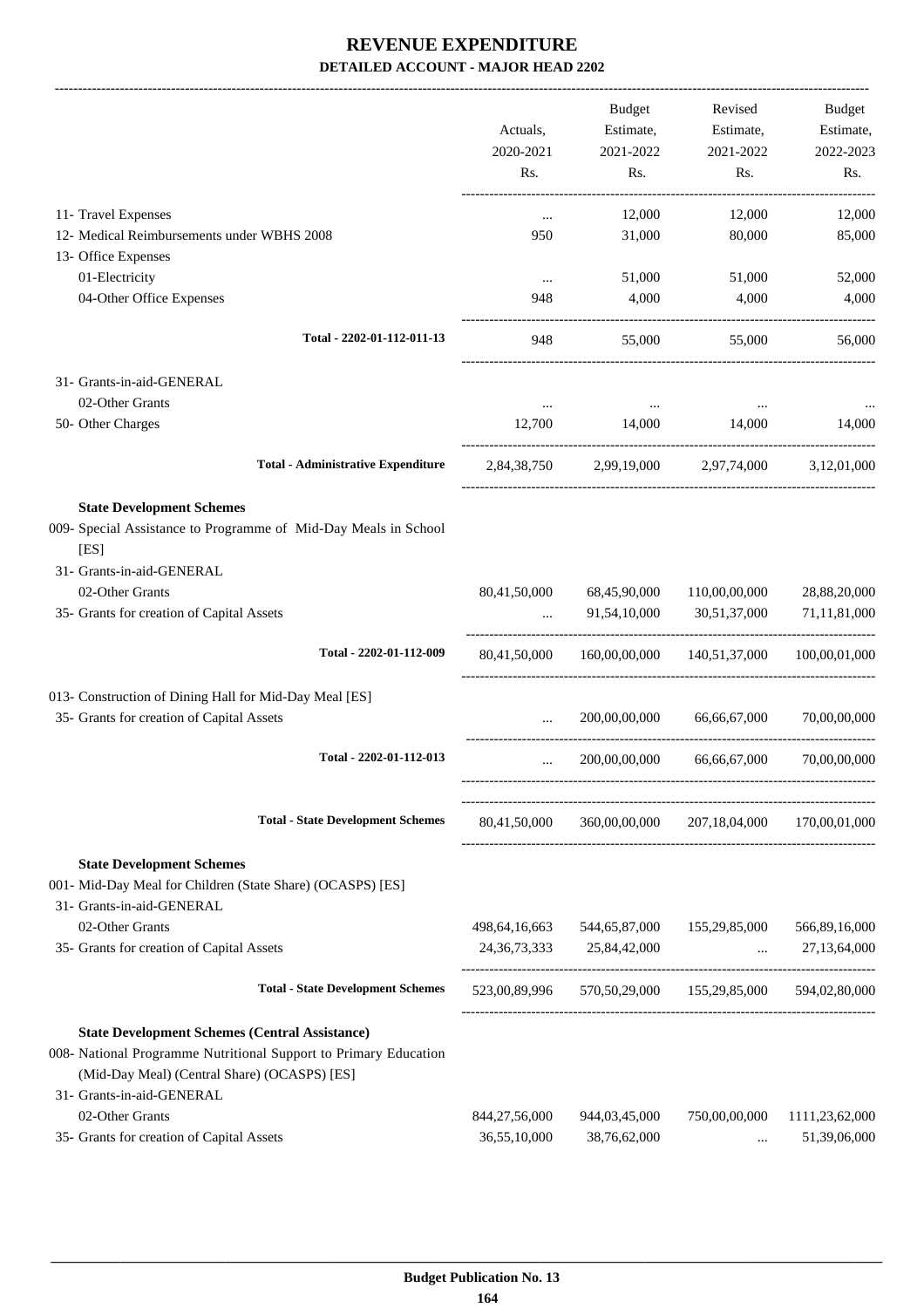# REVENUE EXPENDITURE

## DETAILED ACCOUNT - MAJOR HEAD 2202

| | Actuals, 2020-2021 Rs. | Budget Estimate, 2021-2022 Rs. | Revised Estimate, 2021-2022 Rs. | Budget Estimate, 2022-2023 Rs. |
|---|---|---|---|---|
| 11- Travel Expenses | ... | 12,000 | 12,000 | 12,000 |
| 12- Medical Reimbursements under WBHS 2008 | 950 | 31,000 | 80,000 | 85,000 |
| 13- Office Expenses | | | | |
| 01-Electricity | ... | 51,000 | 51,000 | 52,000 |
| 04-Other Office Expenses | 948 | 4,000 | 4,000 | 4,000 |
| **Total - 2202-01-112-011-13** | 948 | 55,000 | 55,000 | 56,000 |
| 31- Grants-in-aid-GENERAL | | | | |
| 02-Other Grants | ... | ... | ... | ... |
| 50- Other Charges | 12,700 | 14,000 | 14,000 | 14,000 |
| **Total - Administrative Expenditure** | 2,84,38,750 | 2,99,19,000 | 2,97,74,000 | 3,12,01,000 |
| **State Development Schemes** | | | | |
| 009- Special Assistance to Programme of Mid-Day Meals in School [ES] | | | | |
| 31- Grants-in-aid-GENERAL | | | | |
| 02-Other Grants | 80,41,50,000 | 68,45,90,000 | 110,00,00,000 | 28,88,20,000 |
| 35- Grants for creation of Capital Assets | ... | 91,54,10,000 | 30,51,37,000 | 71,11,81,000 |
| **Total - 2202-01-112-009** | 80,41,50,000 | 160,00,00,000 | 140,51,37,000 | 100,00,01,000 |
| 013- Construction of Dining Hall for Mid-Day Meal [ES] | | | | |
| 35- Grants for creation of Capital Assets | ... | 200,00,00,000 | 66,66,67,000 | 70,00,00,000 |
| **Total - 2202-01-112-013** | ... | 200,00,00,000 | 66,66,67,000 | 70,00,00,000 |
| **Total - State Development Schemes** | 80,41,50,000 | 360,00,00,000 | 207,18,04,000 | 170,00,01,000 |
| **State Development Schemes** | | | | |
| 001- Mid-Day Meal for Children (State Share) (OCASPS) [ES] | | | | |
| 31- Grants-in-aid-GENERAL | | | | |
| 02-Other Grants | 498,64,16,663 | 544,65,87,000 | 155,29,85,000 | 566,89,16,000 |
| 35- Grants for creation of Capital Assets | 24,36,73,333 | 25,84,42,000 | ... | 27,13,64,000 |
| **Total - State Development Schemes** | 523,00,89,996 | 570,50,29,000 | 155,29,85,000 | 594,02,80,000 |
| **State Development Schemes (Central Assistance)** | | | | |
| 008- National Programme Nutritional Support to Primary Education (Mid-Day Meal) (Central Share) (OCASPS) [ES] | | | | |
| 31- Grants-in-aid-GENERAL | | | | |
| 02-Other Grants | 844,27,56,000 | 944,03,45,000 | 750,00,00,000 | 1111,23,62,000 |
| 35- Grants for creation of Capital Assets | 36,55,10,000 | 38,76,62,000 | ... | 51,39,06,000 |

**Budget Publication No. 13**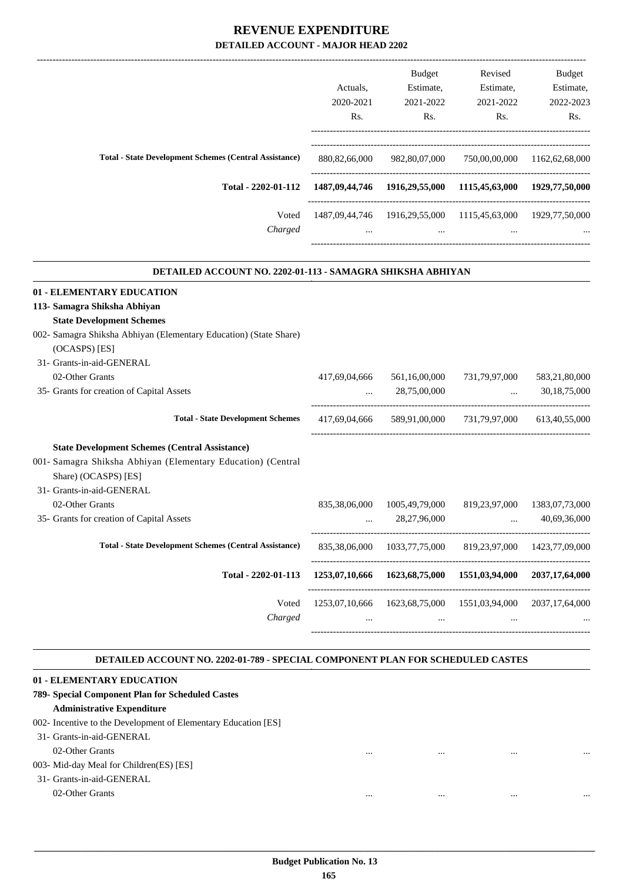# REVENUE EXPENDITURE

## DETAILED ACCOUNT - MAJOR HEAD 2202

| | Actuals, 2020-2021 Rs. | Budget Estimate, 2021-2022 Rs. | Revised Estimate, 2021-2022 Rs. | Budget Estimate, 2022-2023 Rs. |
|---|---|---|---|---|
| **Total - State Development Schemes (Central Assistance)** | 880,82,66,000 | 982,80,07,000 | 750,00,00,000 | 1162,62,68,000 |
| **Total - 2202-01-112** | **1487,09,44,746** | **1916,29,55,000** | **1115,45,63,000** | **1929,77,50,000** |
| Voted | 1487,09,44,746 | 1916,29,55,000 | 1115,45,63,000 | 1929,77,50,000 |
| *Charged* | ... | ... | ... | ... |

### DETAILED ACCOUNT NO. 2202-01-113 - SAMAGRA SHIKSHA ABHIYAN

| | Actuals, 2020-2021 Rs. | Budget Estimate, 2021-2022 Rs. | Revised Estimate, 2021-2022 Rs. | Budget Estimate, 2022-2023 Rs. |
|---|---|---|---|---|
| **01 - ELEMENTARY EDUCATION** | | | | |
| **113- Samagra Shiksha Abhiyan** | | | | |
| **State Development Schemes** | | | | |
| 002- Samagra Shiksha Abhiyan (Elementary Education) (State Share) (OCASPS) [ES] | | | | |
| 31- Grants-in-aid-GENERAL | | | | |
| 02-Other Grants | 417,69,04,666 | 561,16,00,000 | 731,79,97,000 | 583,21,80,000 |
| 35- Grants for creation of Capital Assets | ... | 28,75,00,000 | ... | 30,18,75,000 |
| **Total - State Development Schemes** | 417,69,04,666 | 589,91,00,000 | 731,79,97,000 | 613,40,55,000 |
| **State Development Schemes (Central Assistance)** | | | | |
| 001- Samagra Shiksha Abhiyan (Elementary Education) (Central Share) (OCASPS) [ES] | | | | |
| 31- Grants-in-aid-GENERAL | | | | |
| 02-Other Grants | 835,38,06,000 | 1005,49,79,000 | 819,23,97,000 | 1383,07,73,000 |
| 35- Grants for creation of Capital Assets | ... | 28,27,96,000 | ... | 40,69,36,000 |
| **Total - State Development Schemes (Central Assistance)** | 835,38,06,000 | 1033,77,75,000 | 819,23,97,000 | 1423,77,09,000 |
| **Total - 2202-01-113** | **1253,07,10,666** | **1623,68,75,000** | **1551,03,94,000** | **2037,17,64,000** |
| Voted | 1253,07,10,666 | 1623,68,75,000 | 1551,03,94,000 | 2037,17,64,000 |
| *Charged* | ... | ... | ... | ... |

### DETAILED ACCOUNT NO. 2202-01-789 - SPECIAL COMPONENT PLAN FOR SCHEDULED CASTES

| | Actuals, 2020-2021 Rs. | Budget Estimate, 2021-2022 Rs. | Revised Estimate, 2021-2022 Rs. | Budget Estimate, 2022-2023 Rs. |
|---|---|---|---|---|
| **01 - ELEMENTARY EDUCATION** | | | | |
| **789- Special Component Plan for Scheduled Castes** | | | | |
| **Administrative Expenditure** | | | | |
| 002- Incentive to the Development of Elementary Education [ES] | | | | |
| 31- Grants-in-aid-GENERAL | | | | |
| 02-Other Grants | ... | ... | ... | ... |
| 003- Mid-day Meal for Children(ES) [ES] | | | | |
| 31- Grants-in-aid-GENERAL | | | | |
| 02-Other Grants | ... | ... | ... | ... |

**Budget Publication No. 13**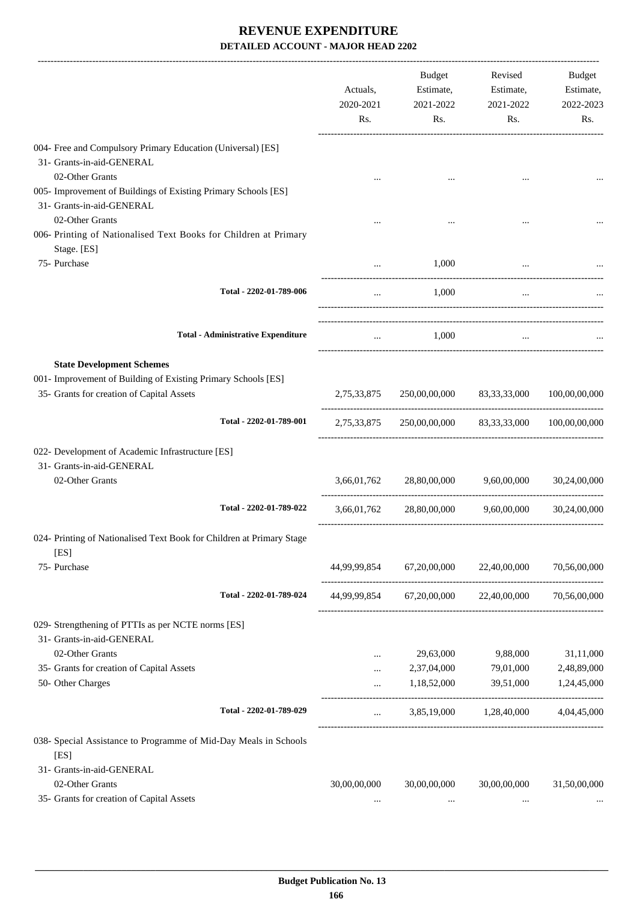# REVENUE EXPENDITURE

## DETAILED ACCOUNT - MAJOR HEAD 2202

| | Actuals, 2020-2021 Rs. | Budget Estimate, 2021-2022 Rs. | Revised Estimate, 2021-2022 Rs. | Budget Estimate, 2022-2023 Rs. |
|---|---|---|---|---|
| 004- Free and Compulsory Primary Education (Universal) [ES] | | | | |
| 31- Grants-in-aid-GENERAL | | | | |
| 02-Other Grants | ... | ... | ... | ... |
| 005- Improvement of Buildings of Existing Primary Schools [ES] | | | | |
| 31- Grants-in-aid-GENERAL | | | | |
| 02-Other Grants | ... | ... | ... | ... |
| 006- Printing of Nationalised Text Books for Children at Primary Stage. [ES] | | | | |
| 75- Purchase | ... | 1,000 | ... | ... |
| Total - 2202-01-789-006 | ... | 1,000 | ... | ... |
| Total - Administrative Expenditure | ... | 1,000 | ... | ... |
| **State Development Schemes** | | | | |
| 001- Improvement of Building of Existing Primary Schools [ES] | | | | |
| 35- Grants for creation of Capital Assets | 2,75,33,875 | 250,00,00,000 | 83,33,33,000 | 100,00,00,000 |
| Total - 2202-01-789-001 | 2,75,33,875 | 250,00,00,000 | 83,33,33,000 | 100,00,00,000 |
| 022- Development of Academic Infrastructure [ES] | | | | |
| 31- Grants-in-aid-GENERAL | | | | |
| 02-Other Grants | 3,66,01,762 | 28,80,00,000 | 9,60,00,000 | 30,24,00,000 |
| Total - 2202-01-789-022 | 3,66,01,762 | 28,80,00,000 | 9,60,00,000 | 30,24,00,000 |
| 024- Printing of Nationalised Text Book for Children at Primary Stage [ES] | | | | |
| 75- Purchase | 44,99,99,854 | 67,20,00,000 | 22,40,00,000 | 70,56,00,000 |
| Total - 2202-01-789-024 | 44,99,99,854 | 67,20,00,000 | 22,40,00,000 | 70,56,00,000 |
| 029- Strengthening of PTTIs as per NCTE norms [ES] | | | | |
| 31- Grants-in-aid-GENERAL | | | | |
| 02-Other Grants | ... | 29,63,000 | 9,88,000 | 31,11,000 |
| 35- Grants for creation of Capital Assets | ... | 2,37,04,000 | 79,01,000 | 2,48,89,000 |
| 50- Other Charges | ... | 1,18,52,000 | 39,51,000 | 1,24,45,000 |
| Total - 2202-01-789-029 | ... | 3,85,19,000 | 1,28,40,000 | 4,04,45,000 |
| 038- Special Assistance to Programme of Mid-Day Meals in Schools [ES] | | | | |
| 31- Grants-in-aid-GENERAL | | | | |
| 02-Other Grants | 30,00,00,000 | 30,00,00,000 | 30,00,00,000 | 31,50,00,000 |
| 35- Grants for creation of Capital Assets | ... | ... | ... | ... |

Budget Publication No. 13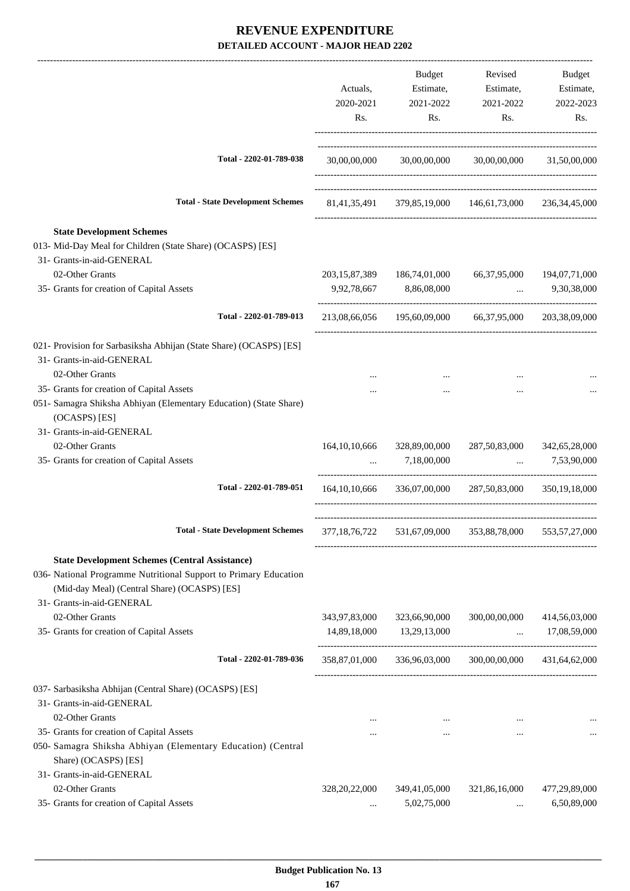# REVENUE EXPENDITURE

**DETAILED ACCOUNT - MAJOR HEAD 2202**

| | Actuals, 2020-2021 Rs. | Budget Estimate, 2021-2022 Rs. | Revised Estimate, 2021-2022 Rs. | Budget Estimate, 2022-2023 Rs. |
|---|---|---|---|---|
| **Total - 2202-01-789-038** | 30,00,00,000 | 30,00,00,000 | 30,00,00,000 | 31,50,00,000 |
| **Total - State Development Schemes** | 81,41,35,491 | 379,85,19,000 | 146,61,73,000 | 236,34,45,000 |
| **State Development Schemes** | | | | |
| 013- Mid-Day Meal for Children (State Share) (OCASPS) [ES] | | | | |
| 31- Grants-in-aid-GENERAL | | | | |
| 02-Other Grants | 203,15,87,389 | 186,74,01,000 | 66,37,95,000 | 194,07,71,000 |
| 35- Grants for creation of Capital Assets | 9,92,78,667 | 8,86,08,000 | ... | 9,30,38,000 |
| **Total - 2202-01-789-013** | 213,08,66,056 | 195,60,09,000 | 66,37,95,000 | 203,38,09,000 |
| 021- Provision for Sarbasiksha Abhijan (State Share) (OCASPS) [ES] | | | | |
| 31- Grants-in-aid-GENERAL | | | | |
| 02-Other Grants | ... | ... | ... | ... |
| 35- Grants for creation of Capital Assets | ... | ... | ... | ... |
| 051- Samagra Shiksha Abhiyan (Elementary Education) (State Share) (OCASPS) [ES] | | | | |
| 31- Grants-in-aid-GENERAL | | | | |
| 02-Other Grants | 164,10,10,666 | 328,89,00,000 | 287,50,83,000 | 342,65,28,000 |
| 35- Grants for creation of Capital Assets | ... | 7,18,00,000 | ... | 7,53,90,000 |
| **Total - 2202-01-789-051** | 164,10,10,666 | 336,07,00,000 | 287,50,83,000 | 350,19,18,000 |
| **Total - State Development Schemes** | 377,18,76,722 | 531,67,09,000 | 353,88,78,000 | 553,57,27,000 |
| **State Development Schemes (Central Assistance)** | | | | |
| 036- National Programme Nutritional Support to Primary Education (Mid-day Meal) (Central Share) (OCASPS) [ES] | | | | |
| 31- Grants-in-aid-GENERAL | | | | |
| 02-Other Grants | 343,97,83,000 | 323,66,90,000 | 300,00,00,000 | 414,56,03,000 |
| 35- Grants for creation of Capital Assets | 14,89,18,000 | 13,29,13,000 | ... | 17,08,59,000 |
| **Total - 2202-01-789-036** | 358,87,01,000 | 336,96,03,000 | 300,00,00,000 | 431,64,62,000 |
| 037- Sarbasiksha Abhijan (Central Share) (OCASPS) [ES] | | | | |
| 31- Grants-in-aid-GENERAL | | | | |
| 02-Other Grants | ... | ... | ... | ... |
| 35- Grants for creation of Capital Assets | ... | ... | ... | ... |
| 050- Samagra Shiksha Abhiyan (Elementary Education) (Central Share) (OCASPS) [ES] | | | | |
| 31- Grants-in-aid-GENERAL | | | | |
| 02-Other Grants | 328,20,22,000 | 349,41,05,000 | 321,86,16,000 | 477,29,89,000 |
| 35- Grants for creation of Capital Assets | ... | 5,02,75,000 | ... | 6,50,89,000 |

Budget Publication No. 13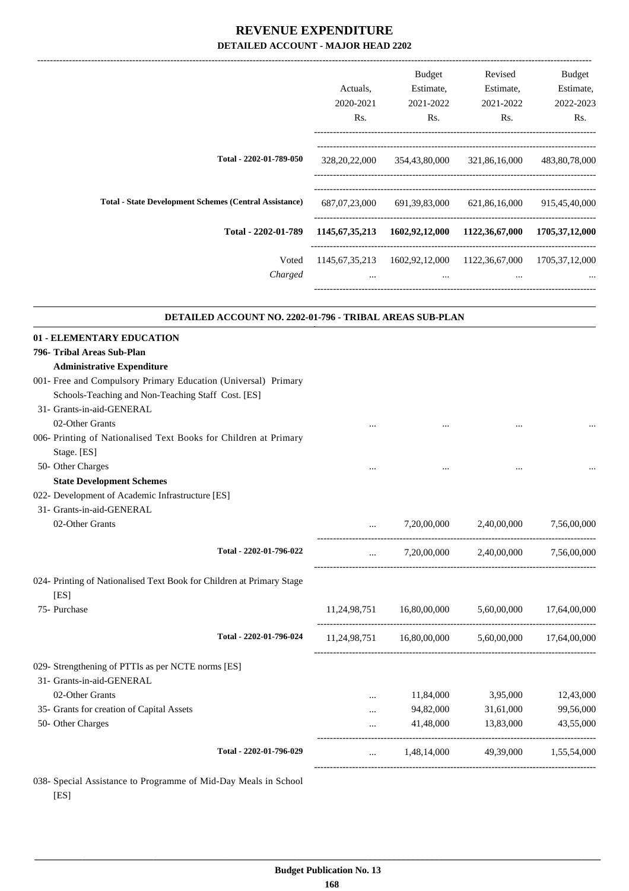# REVENUE EXPENDITURE

## DETAILED ACCOUNT - MAJOR HEAD 2202

| | Actuals, 2020-2021 Rs. | Budget Estimate, 2021-2022 Rs. | Revised Estimate, 2021-2022 Rs. | Budget Estimate, 2022-2023 Rs. |
|---|---|---|---|---|
| Total - 2202-01-789-050 | 328,20,22,000 | 354,43,80,000 | 321,86,16,000 | 483,80,78,000 |
| Total - State Development Schemes (Central Assistance) | 687,07,23,000 | 691,39,83,000 | 621,86,16,000 | 915,45,40,000 |
| **Total - 2202-01-789** | **1145,67,35,213** | **1602,92,12,000** | **1122,36,67,000** | **1705,37,12,000** |
| Voted | 1145,67,35,213 | 1602,92,12,000 | 1122,36,67,000 | 1705,37,12,000 |
| *Charged* | ... | ... | ... | ... |

### DETAILED ACCOUNT NO. 2202-01-796 - TRIBAL AREAS SUB-PLAN

| | Actuals, 2020-2021 Rs. | Budget Estimate, 2021-2022 Rs. | Revised Estimate, 2021-2022 Rs. | Budget Estimate, 2022-2023 Rs. |
|---|---|---|---|---|
| **01 - ELEMENTARY EDUCATION** | | | | |
| **796- Tribal Areas Sub-Plan** | | | | |
| **Administrative Expenditure** | | | | |
| 001- Free and Compulsory Primary Education (Universal) Primary Schools-Teaching and Non-Teaching Staff Cost. [ES] | | | | |
| 31- Grants-in-aid-GENERAL | | | | |
| 02-Other Grants | ... | ... | ... | ... |
| 006- Printing of Nationalised Text Books for Children at Primary Stage. [ES] | | | | |
| 50- Other Charges | ... | ... | ... | ... |
| **State Development Schemes** | | | | |
| 022- Development of Academic Infrastructure [ES] | | | | |
| 31- Grants-in-aid-GENERAL | | | | |
| 02-Other Grants | ... | 7,20,00,000 | 2,40,00,000 | 7,56,00,000 |
| Total - 2202-01-796-022 | ... | 7,20,00,000 | 2,40,00,000 | 7,56,00,000 |
| 024- Printing of Nationalised Text Book for Children at Primary Stage [ES] | | | | |
| 75- Purchase | 11,24,98,751 | 16,80,00,000 | 5,60,00,000 | 17,64,00,000 |
| Total - 2202-01-796-024 | 11,24,98,751 | 16,80,00,000 | 5,60,00,000 | 17,64,00,000 |
| 029- Strengthening of PTTIs as per NCTE norms [ES] | | | | |
| 31- Grants-in-aid-GENERAL | | | | |
| 02-Other Grants | ... | 11,84,000 | 3,95,000 | 12,43,000 |
| 35- Grants for creation of Capital Assets | ... | 94,82,000 | 31,61,000 | 99,56,000 |
| 50- Other Charges | ... | 41,48,000 | 13,83,000 | 43,55,000 |
| Total - 2202-01-796-029 | ... | 1,48,14,000 | 49,39,000 | 1,55,54,000 |
| 038- Special Assistance to Programme of Mid-Day Meals in School [ES] | | | | |

Budget Publication No. 13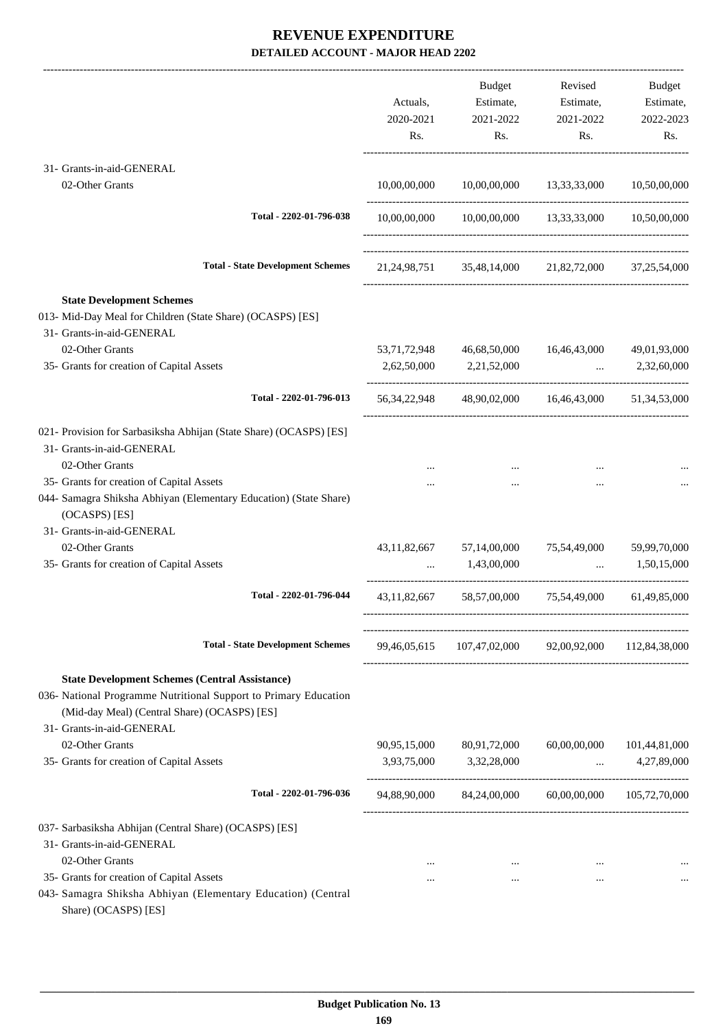# REVENUE EXPENDITURE

## DETAILED ACCOUNT - MAJOR HEAD 2202

| | Actuals, 2020-2021 Rs. | Budget Estimate, 2021-2022 Rs. | Revised Estimate, 2021-2022 Rs. | Budget Estimate, 2022-2023 Rs. |
|---|---|---|---|---|
| 31- Grants-in-aid-GENERAL | | | | |
| 02-Other Grants | 10,00,00,000 | 10,00,00,000 | 13,33,33,000 | 10,50,00,000 |
| **Total - 2202-01-796-038** | 10,00,00,000 | 10,00,00,000 | 13,33,33,000 | 10,50,00,000 |
| **Total - State Development Schemes** | 21,24,98,751 | 35,48,14,000 | 21,82,72,000 | 37,25,54,000 |
| **State Development Schemes** | | | | |
| 013- Mid-Day Meal for Children (State Share) (OCASPS) [ES] | | | | |
| 31- Grants-in-aid-GENERAL | | | | |
| 02-Other Grants | 53,71,72,948 | 46,68,50,000 | 16,46,43,000 | 49,01,93,000 |
| 35- Grants for creation of Capital Assets | 2,62,50,000 | 2,21,52,000 | ... | 2,32,60,000 |
| **Total - 2202-01-796-013** | 56,34,22,948 | 48,90,02,000 | 16,46,43,000 | 51,34,53,000 |
| 021- Provision for Sarbasiksha Abhijan (State Share) (OCASPS) [ES] | | | | |
| 31- Grants-in-aid-GENERAL | | | | |
| 02-Other Grants | ... | ... | ... | ... |
| 35- Grants for creation of Capital Assets | ... | ... | ... | ... |
| 044- Samagra Shiksha Abhiyan (Elementary Education) (State Share) (OCASPS) [ES] | | | | |
| 31- Grants-in-aid-GENERAL | | | | |
| 02-Other Grants | 43,11,82,667 | 57,14,00,000 | 75,54,49,000 | 59,99,70,000 |
| 35- Grants for creation of Capital Assets | ... | 1,43,00,000 | ... | 1,50,15,000 |
| **Total - 2202-01-796-044** | 43,11,82,667 | 58,57,00,000 | 75,54,49,000 | 61,49,85,000 |
| **Total - State Development Schemes** | 99,46,05,615 | 107,47,02,000 | 92,00,92,000 | 112,84,38,000 |
| **State Development Schemes (Central Assistance)** | | | | |
| 036- National Programme Nutritional Support to Primary Education (Mid-day Meal) (Central Share) (OCASPS) [ES] | | | | |
| 31- Grants-in-aid-GENERAL | | | | |
| 02-Other Grants | 90,95,15,000 | 80,91,72,000 | 60,00,00,000 | 101,44,81,000 |
| 35- Grants for creation of Capital Assets | 3,93,75,000 | 3,32,28,000 | ... | 4,27,89,000 |
| **Total - 2202-01-796-036** | 94,88,90,000 | 84,24,00,000 | 60,00,00,000 | 105,72,70,000 |
| 037- Sarbasiksha Abhijan (Central Share) (OCASPS) [ES] | | | | |
| 31- Grants-in-aid-GENERAL | | | | |
| 02-Other Grants | ... | ... | ... | ... |
| 35- Grants for creation of Capital Assets | ... | ... | ... | ... |
| 043- Samagra Shiksha Abhiyan (Elementary Education) (Central Share) (OCASPS) [ES] | | | | |

Budget Publication No. 13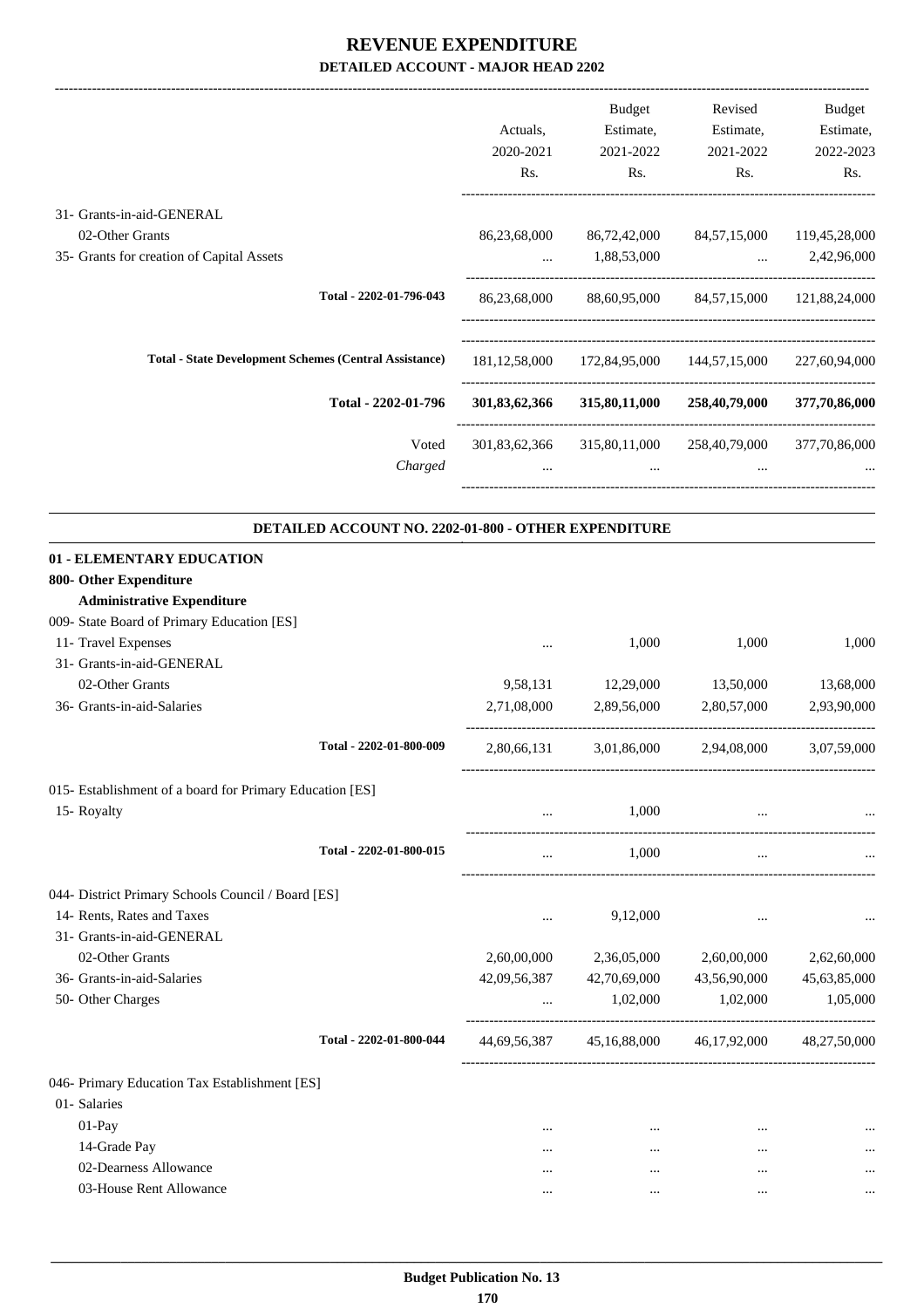# REVENUE EXPENDITURE

## DETAILED ACCOUNT - MAJOR HEAD 2202

| | Actuals, 2020-2021 Rs. | Budget Estimate, 2021-2022 Rs. | Revised Estimate, 2021-2022 Rs. | Budget Estimate, 2022-2023 Rs. |
|---|---|---|---|---|
| 31- Grants-in-aid-GENERAL | | | | |
| 02-Other Grants | 86,23,68,000 | 86,72,42,000 | 84,57,15,000 | 119,45,28,000 |
| 35- Grants for creation of Capital Assets | ... | 1,88,53,000 | ... | 2,42,96,000 |
| Total - 2202-01-796-043 | 86,23,68,000 | 88,60,95,000 | 84,57,15,000 | 121,88,24,000 |
| Total - State Development Schemes (Central Assistance) | 181,12,58,000 | 172,84,95,000 | 144,57,15,000 | 227,60,94,000 |
| **Total - 2202-01-796** | **301,83,62,366** | **315,80,11,000** | **258,40,79,000** | **377,70,86,000** |
| Voted | 301,83,62,366 | 315,80,11,000 | 258,40,79,000 | 377,70,86,000 |
| *Charged* | ... | ... | ... | ... |

### DETAILED ACCOUNT NO. 2202-01-800 - OTHER EXPENDITURE

| | Actuals, 2020-2021 Rs. | Budget Estimate, 2021-2022 Rs. | Revised Estimate, 2021-2022 Rs. | Budget Estimate, 2022-2023 Rs. |
|---|---|---|---|---|
| **01 - ELEMENTARY EDUCATION** | | | | |
| **800- Other Expenditure** | | | | |
| **Administrative Expenditure** | | | | |
| 009- State Board of Primary Education [ES] | | | | |
| 11- Travel Expenses | ... | 1,000 | 1,000 | 1,000 |
| 31- Grants-in-aid-GENERAL | | | | |
| 02-Other Grants | 9,58,131 | 12,29,000 | 13,50,000 | 13,68,000 |
| 36- Grants-in-aid-Salaries | 2,71,08,000 | 2,89,56,000 | 2,80,57,000 | 2,93,90,000 |
| Total - 2202-01-800-009 | 2,80,66,131 | 3,01,86,000 | 2,94,08,000 | 3,07,59,000 |
| 015- Establishment of a board for Primary Education [ES] | | | | |
| 15- Royalty | ... | 1,000 | ... | ... |
| Total - 2202-01-800-015 | ... | 1,000 | ... | ... |
| 044- District Primary Schools Council / Board [ES] | | | | |
| 14- Rents, Rates and Taxes | ... | 9,12,000 | ... | ... |
| 31- Grants-in-aid-GENERAL | | | | |
| 02-Other Grants | 2,60,00,000 | 2,36,05,000 | 2,60,00,000 | 2,62,60,000 |
| 36- Grants-in-aid-Salaries | 42,09,56,387 | 42,70,69,000 | 43,56,90,000 | 45,63,85,000 |
| 50- Other Charges | ... | 1,02,000 | 1,02,000 | 1,05,000 |
| Total - 2202-01-800-044 | 44,69,56,387 | 45,16,88,000 | 46,17,92,000 | 48,27,50,000 |
| 046- Primary Education Tax Establishment [ES] | | | | |
| 01- Salaries | | | | |
| 01-Pay | ... | ... | ... | ... |
| 14-Grade Pay | ... | ... | ... | ... |
| 02-Dearness Allowance | ... | ... | ... | ... |
| 03-House Rent Allowance | ... | ... | ... | ... |

Budget Publication No. 13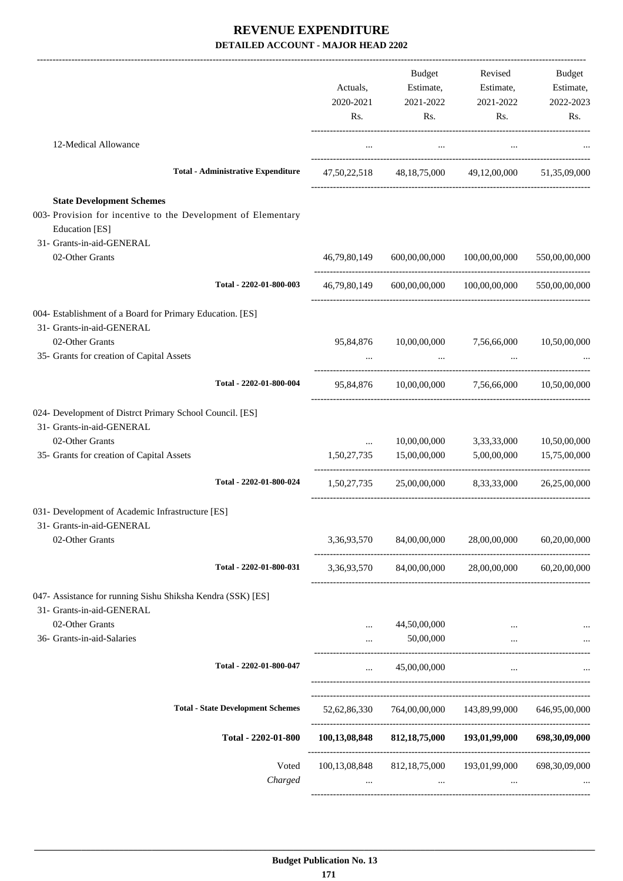# REVENUE EXPENDITURE

**DETAILED ACCOUNT - MAJOR HEAD 2202**

| | Actuals, 2020-2021 Rs. | Budget Estimate, 2021-2022 Rs. | Revised Estimate, 2021-2022 Rs. | Budget Estimate, 2022-2023 Rs. |
|---|---|---|---|---|
| 12-Medical Allowance | ... | ... | ... | ... |
| **Total - Administrative Expenditure** | 47,50,22,518 | 48,18,75,000 | 49,12,00,000 | 51,35,09,000 |
| **State Development Schemes** | | | | |
| 003- Provision for incentive to the Development of Elementary Education [ES] | | | | |
| 31- Grants-in-aid-GENERAL | | | | |
| 02-Other Grants | 46,79,80,149 | 600,00,00,000 | 100,00,00,000 | 550,00,00,000 |
| Total - 2202-01-800-003 | 46,79,80,149 | 600,00,00,000 | 100,00,00,000 | 550,00,00,000 |
| 004- Establishment of a Board for Primary Education. [ES] | | | | |
| 31- Grants-in-aid-GENERAL | | | | |
| 02-Other Grants | 95,84,876 | 10,00,00,000 | 7,56,66,000 | 10,50,00,000 |
| 35- Grants for creation of Capital Assets | ... | ... | ... | ... |
| Total - 2202-01-800-004 | 95,84,876 | 10,00,00,000 | 7,56,66,000 | 10,50,00,000 |
| 024- Development of Distrct Primary School Council. [ES] | | | | |
| 31- Grants-in-aid-GENERAL | | | | |
| 02-Other Grants | ... | 10,00,00,000 | 3,33,33,000 | 10,50,00,000 |
| 35- Grants for creation of Capital Assets | 1,50,27,735 | 15,00,00,000 | 5,00,00,000 | 15,75,00,000 |
| Total - 2202-01-800-024 | 1,50,27,735 | 25,00,00,000 | 8,33,33,000 | 26,25,00,000 |
| 031- Development of Academic Infrastructure [ES] | | | | |
| 31- Grants-in-aid-GENERAL | | | | |
| 02-Other Grants | 3,36,93,570 | 84,00,00,000 | 28,00,00,000 | 60,20,00,000 |
| Total - 2202-01-800-031 | 3,36,93,570 | 84,00,00,000 | 28,00,00,000 | 60,20,00,000 |
| 047- Assistance for running Sishu Shiksha Kendra (SSK) [ES] | | | | |
| 31- Grants-in-aid-GENERAL | | | | |
| 02-Other Grants | ... | 44,50,00,000 | ... | ... |
| 36- Grants-in-aid-Salaries | ... | 50,00,000 | ... | ... |
| Total - 2202-01-800-047 | ... | 45,00,00,000 | ... | ... |
| **Total - State Development Schemes** | 52,62,86,330 | 764,00,00,000 | 143,89,99,000 | 646,95,00,000 |
| **Total - 2202-01-800** | **100,13,08,848** | **812,18,75,000** | **193,01,99,000** | **698,30,09,000** |
| Voted | 100,13,08,848 | 812,18,75,000 | 193,01,99,000 | 698,30,09,000 |
| *Charged* | ... | ... | ... | ... |

**Budget Publication No. 13**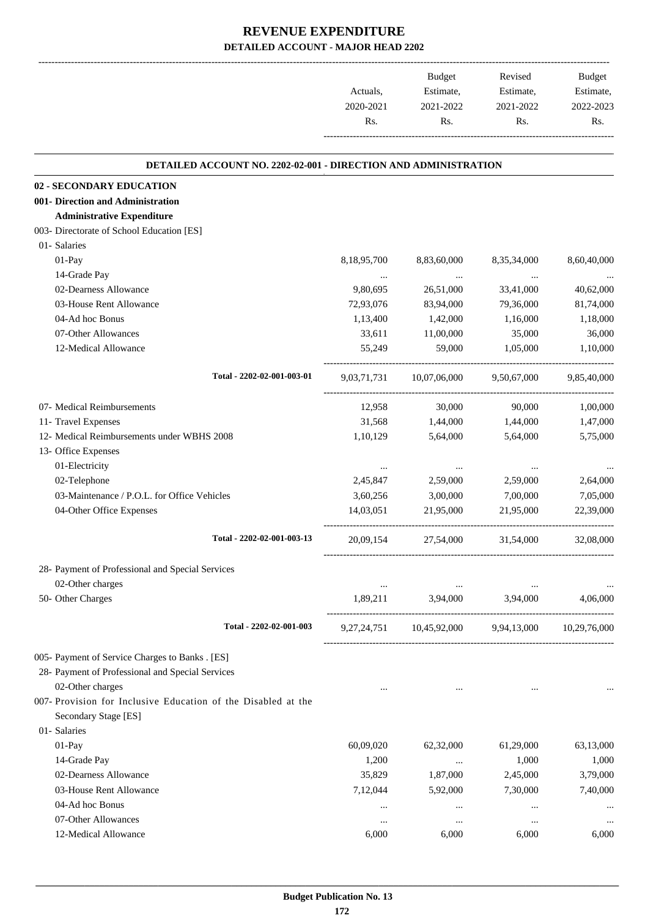# REVENUE EXPENDITURE

## DETAILED ACCOUNT - MAJOR HEAD 2202

| | Actuals, 2020-2021 Rs. | Budget Estimate, 2021-2022 Rs. | Revised Estimate, 2021-2022 Rs. | Budget Estimate, 2022-2023 Rs. |
|---|---|---|---|---|
| **DETAILED ACCOUNT NO. 2202-02-001 - DIRECTION AND ADMINISTRATION** | | | | |
| **02 - SECONDARY EDUCATION** | | | | |
| **001- Direction and Administration** | | | | |
| **Administrative Expenditure** | | | | |
| 003- Directorate of School Education [ES] | | | | |
| 01- Salaries | | | | |
| 01-Pay | 8,18,95,700 | 8,83,60,000 | 8,35,34,000 | 8,60,40,000 |
| 14-Grade Pay | ... | ... | ... | ... |
| 02-Dearness Allowance | 9,80,695 | 26,51,000 | 33,41,000 | 40,62,000 |
| 03-House Rent Allowance | 72,93,076 | 83,94,000 | 79,36,000 | 81,74,000 |
| 04-Ad hoc Bonus | 1,13,400 | 1,42,000 | 1,16,000 | 1,18,000 |
| 07-Other Allowances | 33,611 | 11,00,000 | 35,000 | 36,000 |
| 12-Medical Allowance | 55,249 | 59,000 | 1,05,000 | 1,10,000 |
| Total - 2202-02-001-003-01 | 9,03,71,731 | 10,07,06,000 | 9,50,67,000 | 9,85,40,000 |
| 07- Medical Reimbursements | 12,958 | 30,000 | 90,000 | 1,00,000 |
| 11- Travel Expenses | 31,568 | 1,44,000 | 1,44,000 | 1,47,000 |
| 12- Medical Reimbursements under WBHS 2008 | 1,10,129 | 5,64,000 | 5,64,000 | 5,75,000 |
| 13- Office Expenses | | | | |
| 01-Electricity | ... | ... | ... | ... |
| 02-Telephone | 2,45,847 | 2,59,000 | 2,59,000 | 2,64,000 |
| 03-Maintenance / P.O.L. for Office Vehicles | 3,60,256 | 3,00,000 | 7,00,000 | 7,05,000 |
| 04-Other Office Expenses | 14,03,051 | 21,95,000 | 21,95,000 | 22,39,000 |
| Total - 2202-02-001-003-13 | 20,09,154 | 27,54,000 | 31,54,000 | 32,08,000 |
| 28- Payment of Professional and Special Services | | | | |
| 02-Other charges | ... | ... | ... | ... |
| 50- Other Charges | 1,89,211 | 3,94,000 | 3,94,000 | 4,06,000 |
| Total - 2202-02-001-003 | 9,27,24,751 | 10,45,92,000 | 9,94,13,000 | 10,29,76,000 |
| 005- Payment of Service Charges to Banks . [ES] | | | | |
| 28- Payment of Professional and Special Services | | | | |
| 02-Other charges | ... | ... | ... | ... |
| 007- Provision for Inclusive Education of the Disabled at the Secondary Stage [ES] | | | | |
| 01- Salaries | | | | |
| 01-Pay | 60,09,020 | 62,32,000 | 61,29,000 | 63,13,000 |
| 14-Grade Pay | 1,200 | ... | 1,000 | 1,000 |
| 02-Dearness Allowance | 35,829 | 1,87,000 | 2,45,000 | 3,79,000 |
| 03-House Rent Allowance | 7,12,044 | 5,92,000 | 7,30,000 | 7,40,000 |
| 04-Ad hoc Bonus | ... | ... | ... | ... |
| 07-Other Allowances | ... | ... | ... | ... |
| 12-Medical Allowance | 6,000 | 6,000 | 6,000 | 6,000 |

**Budget Publication No. 13**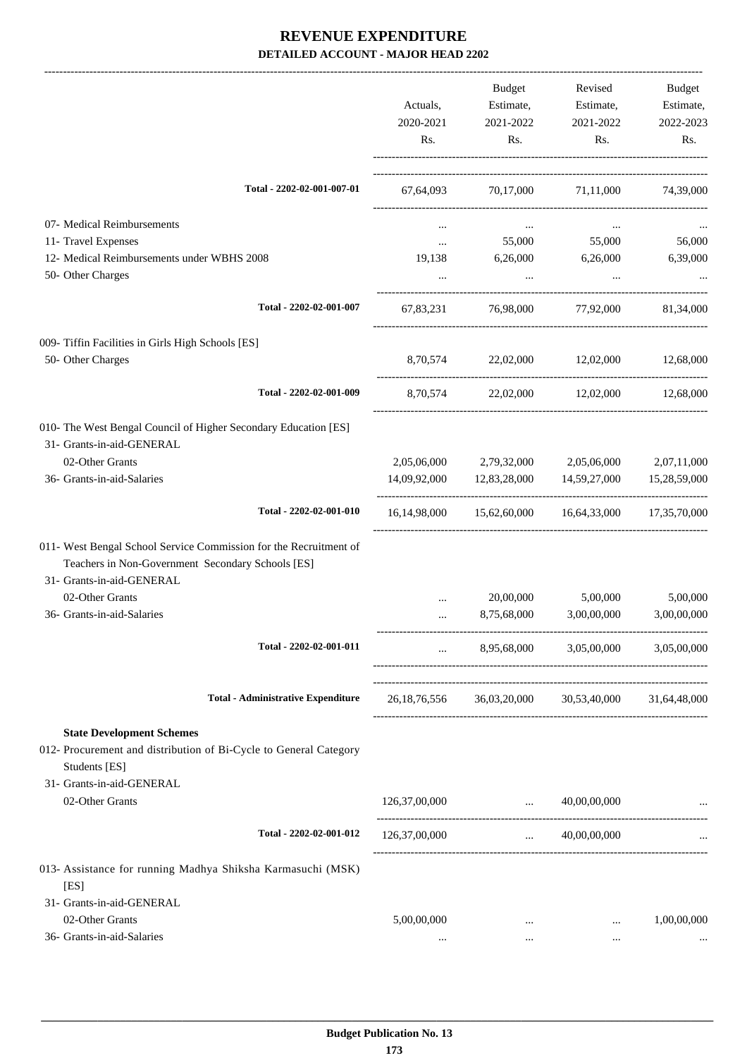# REVENUE EXPENDITURE

## DETAILED ACCOUNT - MAJOR HEAD 2202

| | Actuals, 2020-2021 Rs. | Budget Estimate, 2021-2022 Rs. | Revised Estimate, 2021-2022 Rs. | Budget Estimate, 2022-2023 Rs. |
|---|---|---|---|---|
| **Total - 2202-02-001-007-01** | 67,64,093 | 70,17,000 | 71,11,000 | 74,39,000 |
| 07- Medical Reimbursements | ... | ... | ... | ... |
| 11- Travel Expenses | ... | 55,000 | 55,000 | 56,000 |
| 12- Medical Reimbursements under WBHS 2008 | 19,138 | 6,26,000 | 6,26,000 | 6,39,000 |
| 50- Other Charges | ... | ... | ... | ... |
| **Total - 2202-02-001-007** | 67,83,231 | 76,98,000 | 77,92,000 | 81,34,000 |
| 009- Tiffin Facilities in Girls High Schools [ES] | | | | |
| 50- Other Charges | 8,70,574 | 22,02,000 | 12,02,000 | 12,68,000 |
| **Total - 2202-02-001-009** | 8,70,574 | 22,02,000 | 12,02,000 | 12,68,000 |
| 010- The West Bengal Council of Higher Secondary Education [ES] | | | | |
| 31- Grants-in-aid-GENERAL | | | | |
| 02-Other Grants | 2,05,06,000 | 2,79,32,000 | 2,05,06,000 | 2,07,11,000 |
| 36- Grants-in-aid-Salaries | 14,09,92,000 | 12,83,28,000 | 14,59,27,000 | 15,28,59,000 |
| **Total - 2202-02-001-010** | 16,14,98,000 | 15,62,60,000 | 16,64,33,000 | 17,35,70,000 |
| 011- West Bengal School Service Commission for the Recruitment of Teachers in Non-Government Secondary Schools [ES] | | | | |
| 31- Grants-in-aid-GENERAL | | | | |
| 02-Other Grants | ... | 20,00,000 | 5,00,000 | 5,00,000 |
| 36- Grants-in-aid-Salaries | ... | 8,75,68,000 | 3,00,00,000 | 3,00,00,000 |
| **Total - 2202-02-001-011** | ... | 8,95,68,000 | 3,05,00,000 | 3,05,00,000 |
| **Total - Administrative Expenditure** | 26,18,76,556 | 36,03,20,000 | 30,53,40,000 | 31,64,48,000 |
| **State Development Schemes** | | | | |
| 012- Procurement and distribution of Bi-Cycle to General Category Students [ES] | | | | |
| 31- Grants-in-aid-GENERAL | | | | |
| 02-Other Grants | 126,37,00,000 | ... | 40,00,00,000 | ... |
| **Total - 2202-02-001-012** | 126,37,00,000 | ... | 40,00,00,000 | ... |
| 013- Assistance for running Madhya Shiksha Karmasuchi (MSK) [ES] | | | | |
| 31- Grants-in-aid-GENERAL | | | | |
| 02-Other Grants | 5,00,00,000 | ... | ... | 1,00,00,000 |
| 36- Grants-in-aid-Salaries | ... | ... | ... | ... |

Budget Publication No. 13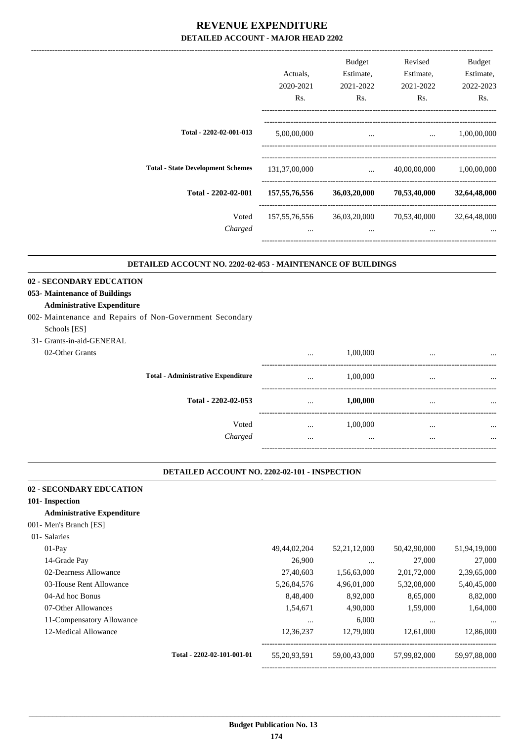# REVENUE EXPENDITURE

## DETAILED ACCOUNT - MAJOR HEAD 2202

| | Actuals, 2020-2021 Rs. | Budget Estimate, 2021-2022 Rs. | Revised Estimate, 2021-2022 Rs. | Budget Estimate, 2022-2023 Rs. |
|---|---|---|---|---|
| Total - 2202-02-001-013 | 5,00,00,000 | ... | ... | 1,00,00,000 |
| Total - State Development Schemes | 131,37,00,000 | ... | 40,00,00,000 | 1,00,00,000 |
| **Total - 2202-02-001** | **157,55,76,556** | **36,03,20,000** | **70,53,40,000** | **32,64,48,000** |
| Voted | 157,55,76,556 | 36,03,20,000 | 70,53,40,000 | 32,64,48,000 |
| *Charged* | ... | ... | ... | ... |

### DETAILED ACCOUNT NO. 2202-02-053 - MAINTENANCE OF BUILDINGS

**02 - SECONDARY EDUCATION**

**053- Maintenance of Buildings**

**Administrative Expenditure**

002- Maintenance and Repairs of Non-Government Secondary Schools [ES]

31- Grants-in-aid-GENERAL

| | Actuals, 2020-2021 Rs. | Budget Estimate, 2021-2022 Rs. | Revised Estimate, 2021-2022 Rs. | Budget Estimate, 2022-2023 Rs. |
|---|---|---|---|---|
| 02-Other Grants | ... | 1,00,000 | ... | ... |
| Total - Administrative Expenditure | ... | 1,00,000 | ... | ... |
| **Total - 2202-02-053** | ... | **1,00,000** | ... | ... |
| Voted | ... | 1,00,000 | ... | ... |
| *Charged* | ... | ... | ... | ... |

### DETAILED ACCOUNT NO. 2202-02-101 - INSPECTION

**02 - SECONDARY EDUCATION**

**101- Inspection**

**Administrative Expenditure**

001- Men's Branch [ES]

01- Salaries

| | Actuals, 2020-2021 Rs. | Budget Estimate, 2021-2022 Rs. | Revised Estimate, 2021-2022 Rs. | Budget Estimate, 2022-2023 Rs. |
|---|---|---|---|---|
| 01-Pay | 49,44,02,204 | 52,21,12,000 | 50,42,90,000 | 51,94,19,000 |
| 14-Grade Pay | 26,900 | ... | 27,000 | 27,000 |
| 02-Dearness Allowance | 27,40,603 | 1,56,63,000 | 2,01,72,000 | 2,39,65,000 |
| 03-House Rent Allowance | 5,26,84,576 | 4,96,01,000 | 5,32,08,000 | 5,40,45,000 |
| 04-Ad hoc Bonus | 8,48,400 | 8,92,000 | 8,65,000 | 8,82,000 |
| 07-Other Allowances | 1,54,671 | 4,90,000 | 1,59,000 | 1,64,000 |
| 11-Compensatory Allowance | ... | 6,000 | ... | ... |
| 12-Medical Allowance | 12,36,237 | 12,79,000 | 12,61,000 | 12,86,000 |
| Total - 2202-02-101-001-01 | 55,20,93,591 | 59,00,43,000 | 57,99,82,000 | 59,97,88,000 |

Budget Publication No. 13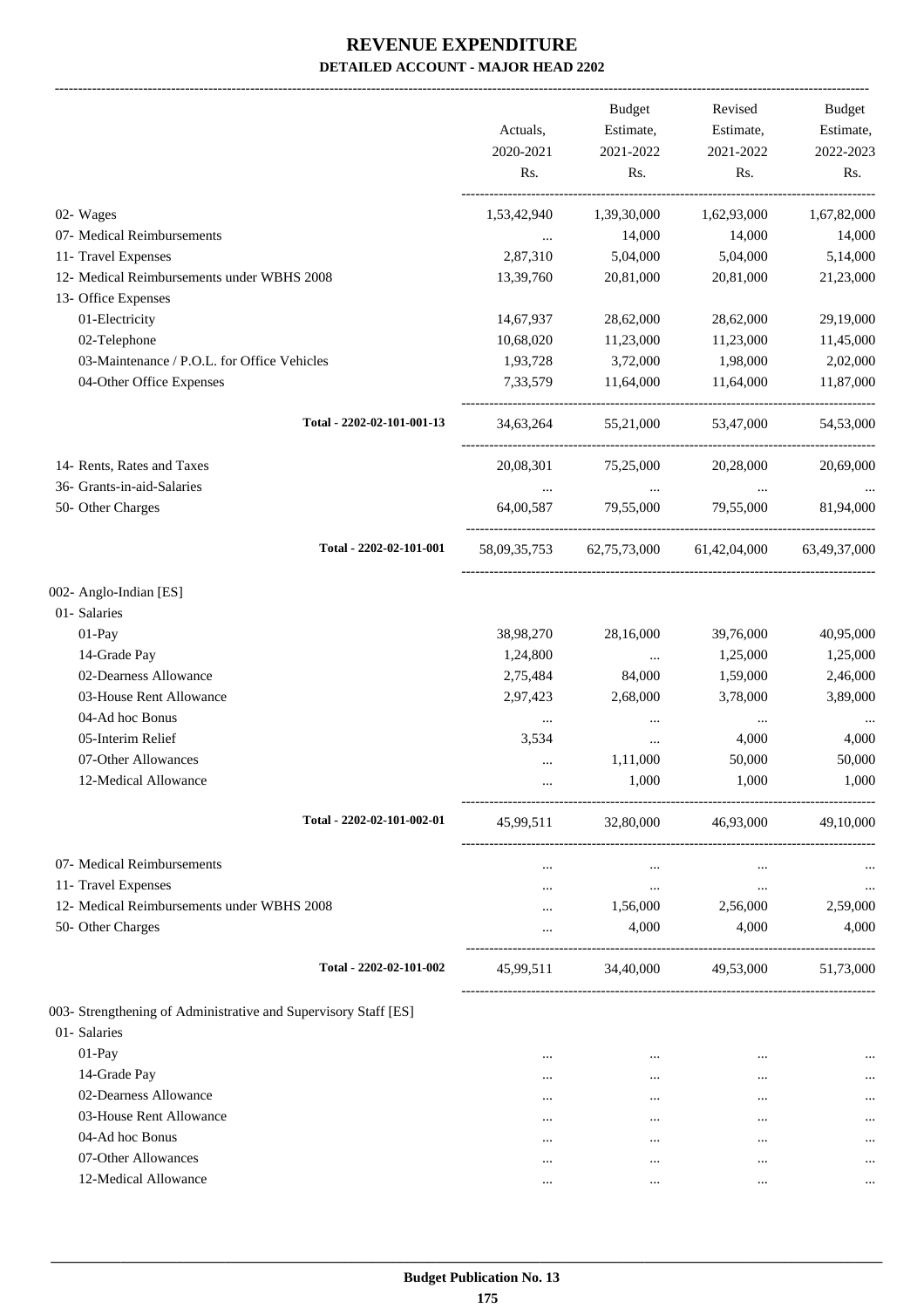# REVENUE EXPENDITURE

## DETAILED ACCOUNT - MAJOR HEAD 2202

| | Actuals, 2020-2021 Rs. | Budget Estimate, 2021-2022 Rs. | Revised Estimate, 2021-2022 Rs. | Budget Estimate, 2022-2023 Rs. |
|---|---|---|---|---|
| 02- Wages | 1,53,42,940 | 1,39,30,000 | 1,62,93,000 | 1,67,82,000 |
| 07- Medical Reimbursements | ... | 14,000 | 14,000 | 14,000 |
| 11- Travel Expenses | 2,87,310 | 5,04,000 | 5,04,000 | 5,14,000 |
| 12- Medical Reimbursements under WBHS 2008 | 13,39,760 | 20,81,000 | 20,81,000 | 21,23,000 |
| 13- Office Expenses | | | | |
| 01-Electricity | 14,67,937 | 28,62,000 | 28,62,000 | 29,19,000 |
| 02-Telephone | 10,68,020 | 11,23,000 | 11,23,000 | 11,45,000 |
| 03-Maintenance / P.O.L. for Office Vehicles | 1,93,728 | 3,72,000 | 1,98,000 | 2,02,000 |
| 04-Other Office Expenses | 7,33,579 | 11,64,000 | 11,64,000 | 11,87,000 |
| Total - 2202-02-101-001-13 | 34,63,264 | 55,21,000 | 53,47,000 | 54,53,000 |
| 14- Rents, Rates and Taxes | 20,08,301 | 75,25,000 | 20,28,000 | 20,69,000 |
| 36- Grants-in-aid-Salaries | ... | ... | ... | ... |
| 50- Other Charges | 64,00,587 | 79,55,000 | 79,55,000 | 81,94,000 |
| Total - 2202-02-101-001 | 58,09,35,753 | 62,75,73,000 | 61,42,04,000 | 63,49,37,000 |
| 002- Anglo-Indian [ES] | | | | |
| 01- Salaries | | | | |
| 01-Pay | 38,98,270 | 28,16,000 | 39,76,000 | 40,95,000 |
| 14-Grade Pay | 1,24,800 | ... | 1,25,000 | 1,25,000 |
| 02-Dearness Allowance | 2,75,484 | 84,000 | 1,59,000 | 2,46,000 |
| 03-House Rent Allowance | 2,97,423 | 2,68,000 | 3,78,000 | 3,89,000 |
| 04-Ad hoc Bonus | ... | ... | ... | ... |
| 05-Interim Relief | 3,534 | ... | 4,000 | 4,000 |
| 07-Other Allowances | ... | 1,11,000 | 50,000 | 50,000 |
| 12-Medical Allowance | ... | 1,000 | 1,000 | 1,000 |
| Total - 2202-02-101-002-01 | 45,99,511 | 32,80,000 | 46,93,000 | 49,10,000 |
| 07- Medical Reimbursements | ... | ... | ... | ... |
| 11- Travel Expenses | ... | ... | ... | ... |
| 12- Medical Reimbursements under WBHS 2008 | ... | 1,56,000 | 2,56,000 | 2,59,000 |
| 50- Other Charges | ... | 4,000 | 4,000 | 4,000 |
| Total - 2202-02-101-002 | 45,99,511 | 34,40,000 | 49,53,000 | 51,73,000 |
| 003- Strengthening of Administrative and Supervisory Staff [ES] | | | | |
| 01- Salaries | | | | |
| 01-Pay | ... | ... | ... | ... |
| 14-Grade Pay | ... | ... | ... | ... |
| 02-Dearness Allowance | ... | ... | ... | ... |
| 03-House Rent Allowance | ... | ... | ... | ... |
| 04-Ad hoc Bonus | ... | ... | ... | ... |
| 07-Other Allowances | ... | ... | ... | ... |
| 12-Medical Allowance | ... | ... | ... | ... |

Budget Publication No. 13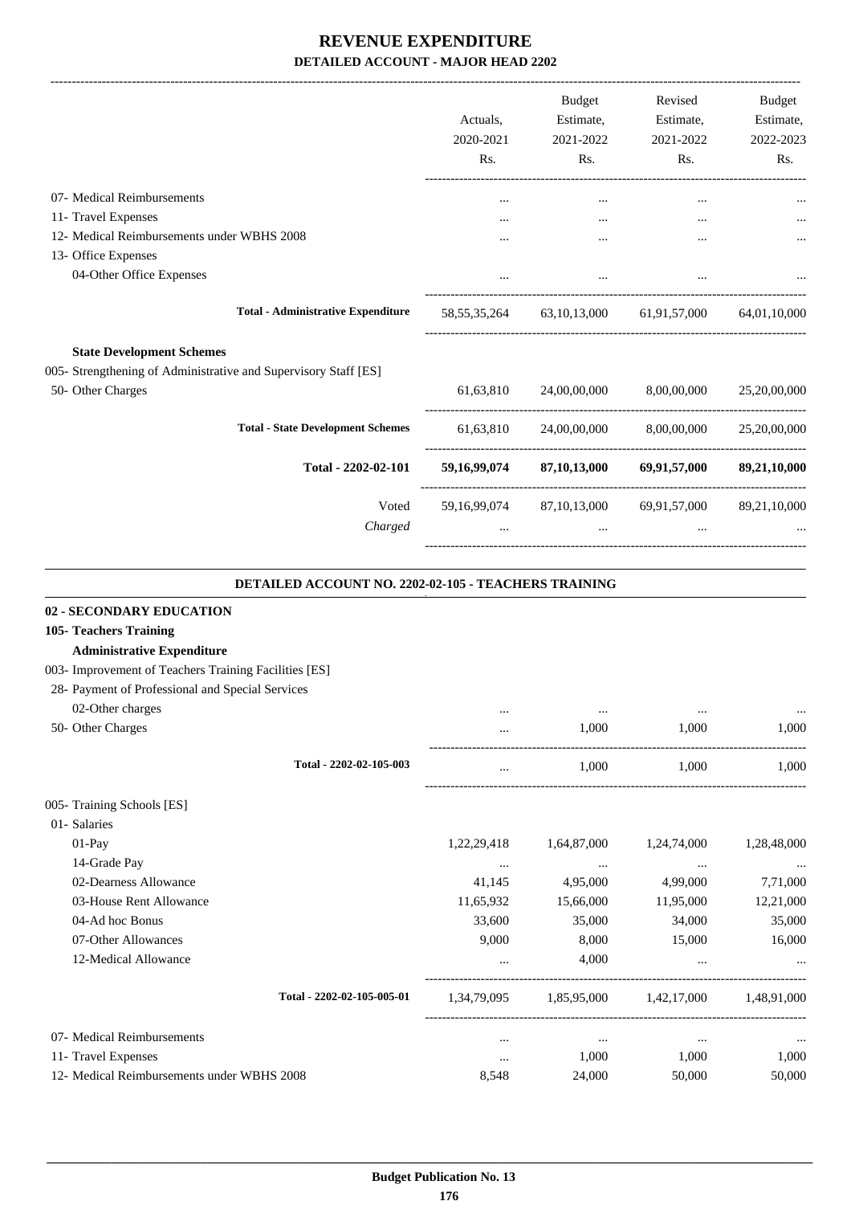# REVENUE EXPENDITURE

## DETAILED ACCOUNT - MAJOR HEAD 2202

| | Actuals, 2020-2021 Rs. | Budget Estimate, 2021-2022 Rs. | Revised Estimate, 2021-2022 Rs. | Budget Estimate, 2022-2023 Rs. |
|---|---|---|---|---|
| 07- Medical Reimbursements | ... | ... | ... | ... |
| 11- Travel Expenses | ... | ... | ... | ... |
| 12- Medical Reimbursements under WBHS 2008 | ... | ... | ... | ... |
| 13- Office Expenses | | | | |
| 04-Other Office Expenses | ... | ... | ... | ... |
| **Total - Administrative Expenditure** | 58,55,35,264 | 63,10,13,000 | 61,91,57,000 | 64,01,10,000 |
| **State Development Schemes** | | | | |
| 005- Strengthening of Administrative and Supervisory Staff [ES] | | | | |
| 50- Other Charges | 61,63,810 | 24,00,00,000 | 8,00,00,000 | 25,20,00,000 |
| **Total - State Development Schemes** | 61,63,810 | 24,00,00,000 | 8,00,00,000 | 25,20,00,000 |
| **Total - 2202-02-101** | **59,16,99,074** | **87,10,13,000** | **69,91,57,000** | **89,21,10,000** |
| Voted | 59,16,99,074 | 87,10,13,000 | 69,91,57,000 | 89,21,10,000 |
| *Charged* | ... | ... | ... | ... |

### DETAILED ACCOUNT NO. 2202-02-105 - TEACHERS TRAINING

**02 - SECONDARY EDUCATION**

**105- Teachers Training**

**Administrative Expenditure**

| | Actuals, 2020-2021 Rs. | Budget Estimate, 2021-2022 Rs. | Revised Estimate, 2021-2022 Rs. | Budget Estimate, 2022-2023 Rs. |
|---|---|---|---|---|
| 003- Improvement of Teachers Training Facilities [ES] | | | | |
| 28- Payment of Professional and Special Services | | | | |
| 02-Other charges | ... | ... | ... | ... |
| 50- Other Charges | ... | 1,000 | 1,000 | 1,000 |
| Total - 2202-02-105-003 | ... | 1,000 | 1,000 | 1,000 |
| 005- Training Schools [ES] | | | | |
| 01- Salaries | | | | |
| 01-Pay | 1,22,29,418 | 1,64,87,000 | 1,24,74,000 | 1,28,48,000 |
| 14-Grade Pay | ... | ... | ... | ... |
| 02-Dearness Allowance | 41,145 | 4,95,000 | 4,99,000 | 7,71,000 |
| 03-House Rent Allowance | 11,65,932 | 15,66,000 | 11,95,000 | 12,21,000 |
| 04-Ad hoc Bonus | 33,600 | 35,000 | 34,000 | 35,000 |
| 07-Other Allowances | 9,000 | 8,000 | 15,000 | 16,000 |
| 12-Medical Allowance | ... | 4,000 | ... | ... |
| Total - 2202-02-105-005-01 | 1,34,79,095 | 1,85,95,000 | 1,42,17,000 | 1,48,91,000 |
| 07- Medical Reimbursements | ... | ... | ... | ... |
| 11- Travel Expenses | ... | 1,000 | 1,000 | 1,000 |
| 12- Medical Reimbursements under WBHS 2008 | 8,548 | 24,000 | 50,000 | 50,000 |

Budget Publication No. 13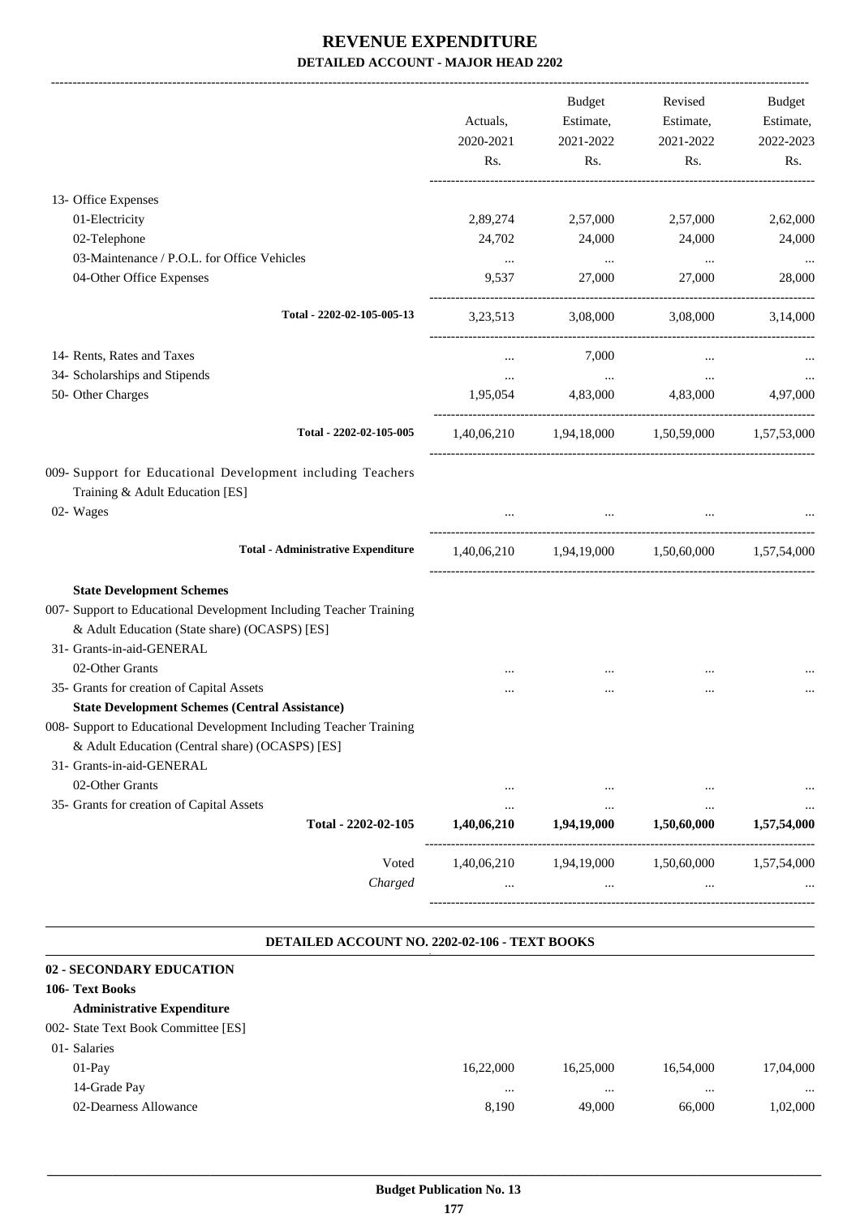# REVENUE EXPENDITURE

## DETAILED ACCOUNT - MAJOR HEAD 2202

| | Actuals, 2020-2021 Rs. | Budget Estimate, 2021-2022 Rs. | Revised Estimate, 2021-2022 Rs. | Budget Estimate, 2022-2023 Rs. |
|---|---|---|---|---|
| 13- Office Expenses | | | | |
| 01-Electricity | 2,89,274 | 2,57,000 | 2,57,000 | 2,62,000 |
| 02-Telephone | 24,702 | 24,000 | 24,000 | 24,000 |
| 03-Maintenance / P.O.L. for Office Vehicles | ... | ... | ... | ... |
| 04-Other Office Expenses | 9,537 | 27,000 | 27,000 | 28,000 |
| Total - 2202-02-105-005-13 | 3,23,513 | 3,08,000 | 3,08,000 | 3,14,000 |
| 14- Rents, Rates and Taxes | ... | 7,000 | ... | ... |
| 34- Scholarships and Stipends | ... | ... | ... | ... |
| 50- Other Charges | 1,95,054 | 4,83,000 | 4,83,000 | 4,97,000 |
| Total - 2202-02-105-005 | 1,40,06,210 | 1,94,18,000 | 1,50,59,000 | 1,57,53,000 |
| 009- Support for Educational Development including Teachers Training & Adult Education [ES] | | | | |
| 02- Wages | ... | ... | ... | ... |
| Total - Administrative Expenditure | 1,40,06,210 | 1,94,19,000 | 1,50,60,000 | 1,57,54,000 |
| **State Development Schemes** | | | | |
| 007- Support to Educational Development Including Teacher Training & Adult Education (State share) (OCASPS) [ES] | | | | |
| 31- Grants-in-aid-GENERAL | | | | |
| 02-Other Grants | ... | ... | ... | ... |
| 35- Grants for creation of Capital Assets | ... | ... | ... | ... |
| **State Development Schemes (Central Assistance)** | | | | |
| 008- Support to Educational Development Including Teacher Training & Adult Education (Central share) (OCASPS) [ES] | | | | |
| 31- Grants-in-aid-GENERAL | | | | |
| 02-Other Grants | ... | ... | ... | ... |
| 35- Grants for creation of Capital Assets | ... | ... | ... | ... |
| **Total - 2202-02-105** | **1,40,06,210** | **1,94,19,000** | **1,50,60,000** | **1,57,54,000** |
| Voted | 1,40,06,210 | 1,94,19,000 | 1,50,60,000 | 1,57,54,000 |
| *Charged* | ... | ... | ... | ... |

### DETAILED ACCOUNT NO. 2202-02-106 - TEXT BOOKS

**02 - SECONDARY EDUCATION**

**106- Text Books**

**Administrative Expenditure**

| | Actuals, 2020-2021 Rs. | Budget Estimate, 2021-2022 Rs. | Revised Estimate, 2021-2022 Rs. | Budget Estimate, 2022-2023 Rs. |
|---|---|---|---|---|
| 002- State Text Book Committee [ES] | | | | |
| 01- Salaries | | | | |
| 01-Pay | 16,22,000 | 16,25,000 | 16,54,000 | 17,04,000 |
| 14-Grade Pay | ... | ... | ... | ... |
| 02-Dearness Allowance | 8,190 | 49,000 | 66,000 | 1,02,000 |

Budget Publication No. 13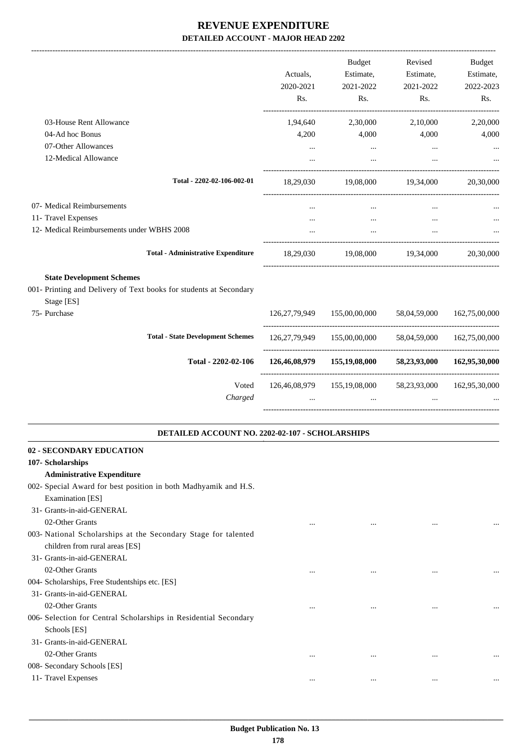# REVENUE EXPENDITURE

## DETAILED ACCOUNT - MAJOR HEAD 2202

| | Actuals, 2020-2021 Rs. | Budget Estimate, 2021-2022 Rs. | Revised Estimate, 2021-2022 Rs. | Budget Estimate, 2022-2023 Rs. |
|---|---|---|---|---|
| 03-House Rent Allowance | 1,94,640 | 2,30,000 | 2,10,000 | 2,20,000 |
| 04-Ad hoc Bonus | 4,200 | 4,000 | 4,000 | 4,000 |
| 07-Other Allowances | ... | ... | ... | ... |
| 12-Medical Allowance | ... | ... | ... | ... |
| **Total - 2202-02-106-002-01** | 18,29,030 | 19,08,000 | 19,34,000 | 20,30,000 |
| 07- Medical Reimbursements | ... | ... | ... | ... |
| 11- Travel Expenses | ... | ... | ... | ... |
| 12- Medical Reimbursements under WBHS 2008 | ... | ... | ... | ... |
| **Total - Administrative Expenditure** | 18,29,030 | 19,08,000 | 19,34,000 | 20,30,000 |
| **State Development Schemes** | | | | |
| 001- Printing and Delivery of Text books for students at Secondary Stage [ES] | | | | |
| 75- Purchase | 126,27,79,949 | 155,00,00,000 | 58,04,59,000 | 162,75,00,000 |
| **Total - State Development Schemes** | 126,27,79,949 | 155,00,00,000 | 58,04,59,000 | 162,75,00,000 |
| **Total - 2202-02-106** | **126,46,08,979** | **155,19,08,000** | **58,23,93,000** | **162,95,30,000** |
| Voted | 126,46,08,979 | 155,19,08,000 | 58,23,93,000 | 162,95,30,000 |
| *Charged* | ... | ... | ... | ... |

### DETAILED ACCOUNT NO. 2202-02-107 - SCHOLARSHIPS

| | | | | |
|---|---|---|---|---|
| **02 - SECONDARY EDUCATION** | | | | |
| **107- Scholarships** | | | | |
| **Administrative Expenditure** | | | | |
| 002- Special Award for best position in both Madhyamik and H.S. Examination [ES] | | | | |
| 31- Grants-in-aid-GENERAL | | | | |
| 02-Other Grants | ... | ... | ... | ... |
| 003- National Scholarships at the Secondary Stage for talented children from rural areas [ES] | | | | |
| 31- Grants-in-aid-GENERAL | | | | |
| 02-Other Grants | ... | ... | ... | ... |
| 004- Scholarships, Free Studentships etc. [ES] | | | | |
| 31- Grants-in-aid-GENERAL | | | | |
| 02-Other Grants | ... | ... | ... | ... |
| 006- Selection for Central Scholarships in Residential Secondary Schools [ES] | | | | |
| 31- Grants-in-aid-GENERAL | | | | |
| 02-Other Grants | ... | ... | ... | ... |
| 008- Secondary Schools [ES] | | | | |
| 11- Travel Expenses | ... | ... | ... | ... |

Budget Publication No. 13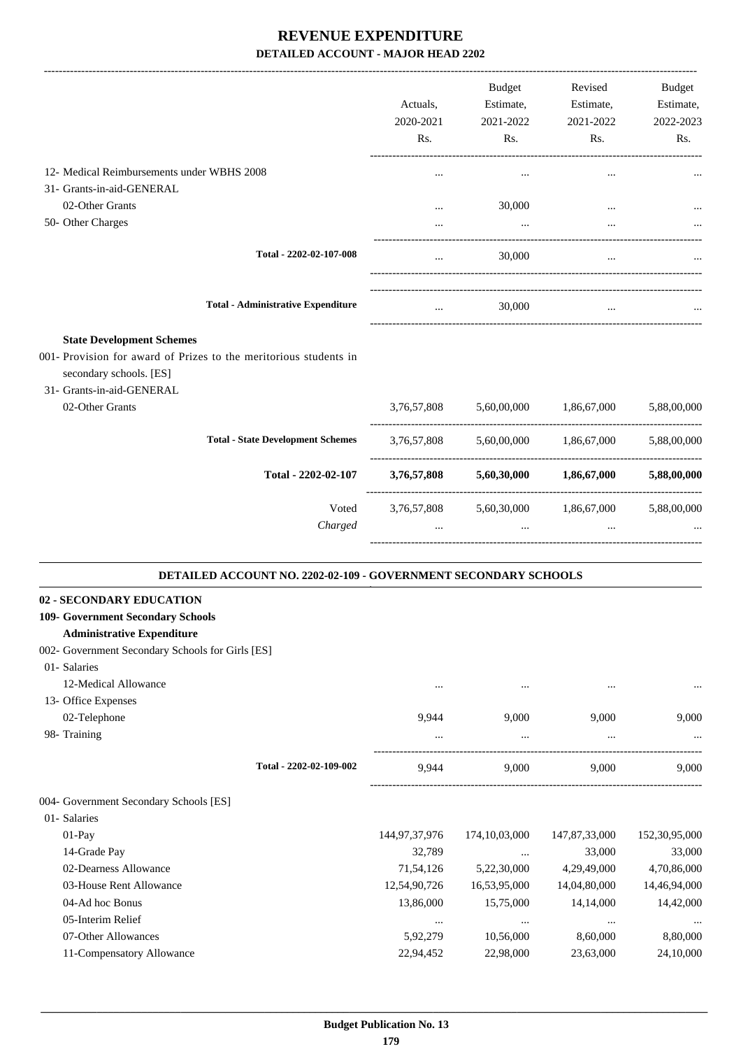# REVENUE EXPENDITURE

## DETAILED ACCOUNT - MAJOR HEAD 2202

| | Actuals, 2020-2021 Rs. | Budget Estimate, 2021-2022 Rs. | Revised Estimate, 2021-2022 Rs. | Budget Estimate, 2022-2023 Rs. |
|---|---|---|---|---|
| 12- Medical Reimbursements under WBHS 2008 | ... | ... | ... | ... |
| 31- Grants-in-aid-GENERAL | | | | |
| 02-Other Grants | ... | 30,000 | ... | ... |
| 50- Other Charges | ... | ... | ... | ... |
| Total - 2202-02-107-008 | ... | 30,000 | ... | ... |
| **Total - Administrative Expenditure** | ... | 30,000 | ... | ... |
| **State Development Schemes** | | | | |
| 001- Provision for award of Prizes to the meritorious students in secondary schools. [ES] | | | | |
| 31- Grants-in-aid-GENERAL | | | | |
| 02-Other Grants | 3,76,57,808 | 5,60,00,000 | 1,86,67,000 | 5,88,00,000 |
| **Total - State Development Schemes** | 3,76,57,808 | 5,60,00,000 | 1,86,67,000 | 5,88,00,000 |
| **Total - 2202-02-107** | **3,76,57,808** | **5,60,30,000** | **1,86,67,000** | **5,88,00,000** |
| Voted | 3,76,57,808 | 5,60,30,000 | 1,86,67,000 | 5,88,00,000 |
| *Charged* | ... | ... | ... | ... |

### DETAILED ACCOUNT NO. 2202-02-109 - GOVERNMENT SECONDARY SCHOOLS

**02 - SECONDARY EDUCATION**

**109- Government Secondary Schools**

**Administrative Expenditure**

| | Actuals, 2020-2021 Rs. | Budget Estimate, 2021-2022 Rs. | Revised Estimate, 2021-2022 Rs. | Budget Estimate, 2022-2023 Rs. |
|---|---|---|---|---|
| 002- Government Secondary Schools for Girls [ES] | | | | |
| 01- Salaries | | | | |
| 12-Medical Allowance | ... | ... | ... | ... |
| 13- Office Expenses | | | | |
| 02-Telephone | 9,944 | 9,000 | 9,000 | 9,000 |
| 98- Training | ... | ... | ... | ... |
| Total - 2202-02-109-002 | 9,944 | 9,000 | 9,000 | 9,000 |
| 004- Government Secondary Schools [ES] | | | | |
| 01- Salaries | | | | |
| 01-Pay | 144,97,37,976 | 174,10,03,000 | 147,87,33,000 | 152,30,95,000 |
| 14-Grade Pay | 32,789 | ... | 33,000 | 33,000 |
| 02-Dearness Allowance | 71,54,126 | 5,22,30,000 | 4,29,49,000 | 4,70,86,000 |
| 03-House Rent Allowance | 12,54,90,726 | 16,53,95,000 | 14,04,80,000 | 14,46,94,000 |
| 04-Ad hoc Bonus | 13,86,000 | 15,75,000 | 14,14,000 | 14,42,000 |
| 05-Interim Relief | ... | ... | ... | ... |
| 07-Other Allowances | 5,92,279 | 10,56,000 | 8,60,000 | 8,80,000 |
| 11-Compensatory Allowance | 22,94,452 | 22,98,000 | 23,63,000 | 24,10,000 |

Budget Publication No. 13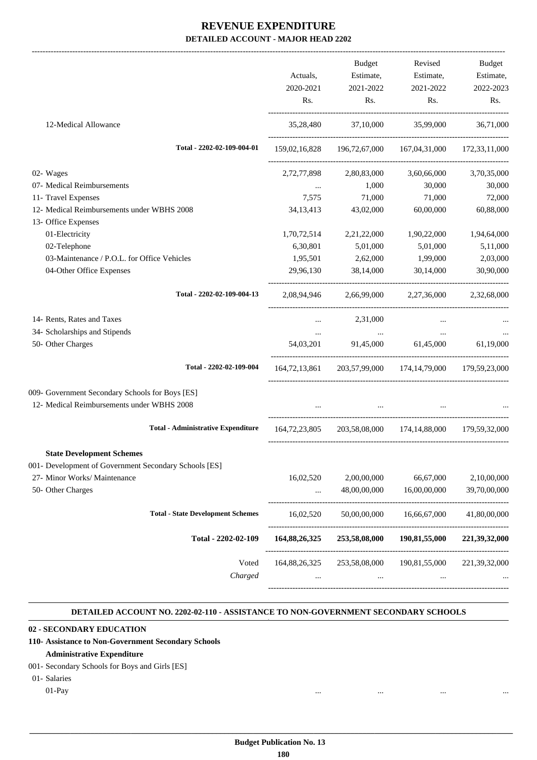# REVENUE EXPENDITURE

## DETAILED ACCOUNT - MAJOR HEAD 2202

| | Actuals, 2020-2021 Rs. | Budget Estimate, 2021-2022 Rs. | Revised Estimate, 2021-2022 Rs. | Budget Estimate, 2022-2023 Rs. |
|---|---|---|---|---|
| 12-Medical Allowance | 35,28,480 | 37,10,000 | 35,99,000 | 36,71,000 |
| **Total - 2202-02-109-004-01** | 159,02,16,828 | 196,72,67,000 | 167,04,31,000 | 172,33,11,000 |
| 02- Wages | 2,72,77,898 | 2,80,83,000 | 3,60,66,000 | 3,70,35,000 |
| 07- Medical Reimbursements | ... | 1,000 | 30,000 | 30,000 |
| 11- Travel Expenses | 7,575 | 71,000 | 71,000 | 72,000 |
| 12- Medical Reimbursements under WBHS 2008 | 34,13,413 | 43,02,000 | 60,00,000 | 60,88,000 |
| 13- Office Expenses | | | | |
| 01-Electricity | 1,70,72,514 | 2,21,22,000 | 1,90,22,000 | 1,94,64,000 |
| 02-Telephone | 6,30,801 | 5,01,000 | 5,01,000 | 5,11,000 |
| 03-Maintenance / P.O.L. for Office Vehicles | 1,95,501 | 2,62,000 | 1,99,000 | 2,03,000 |
| 04-Other Office Expenses | 29,96,130 | 38,14,000 | 30,14,000 | 30,90,000 |
| **Total - 2202-02-109-004-13** | 2,08,94,946 | 2,66,99,000 | 2,27,36,000 | 2,32,68,000 |
| 14- Rents, Rates and Taxes | ... | 2,31,000 | ... | ... |
| 34- Scholarships and Stipends | ... | ... | ... | ... |
| 50- Other Charges | 54,03,201 | 91,45,000 | 61,45,000 | 61,19,000 |
| **Total - 2202-02-109-004** | 164,72,13,861 | 203,57,99,000 | 174,14,79,000 | 179,59,23,000 |
| 009- Government Secondary Schools for Boys [ES] | | | | |
| 12- Medical Reimbursements under WBHS 2008 | ... | ... | ... | ... |
| **Total - Administrative Expenditure** | 164,72,23,805 | 203,58,08,000 | 174,14,88,000 | 179,59,32,000 |
| **State Development Schemes** | | | | |
| 001- Development of Government Secondary Schools [ES] | | | | |
| 27- Minor Works/ Maintenance | 16,02,520 | 2,00,00,000 | 66,67,000 | 2,10,00,000 |
| 50- Other Charges | ... | 48,00,00,000 | 16,00,00,000 | 39,70,00,000 |
| **Total - State Development Schemes** | 16,02,520 | 50,00,00,000 | 16,66,67,000 | 41,80,00,000 |
| **Total - 2202-02-109** | **164,88,26,325** | **253,58,08,000** | **190,81,55,000** | **221,39,32,000** |
| Voted | 164,88,26,325 | 253,58,08,000 | 190,81,55,000 | 221,39,32,000 |
| *Charged* | ... | ... | ... | ... |

### DETAILED ACCOUNT NO. 2202-02-110 - ASSISTANCE TO NON-GOVERNMENT SECONDARY SCHOOLS

**02 - SECONDARY EDUCATION**

**110- Assistance to Non-Government Secondary Schools**

**Administrative Expenditure**

001- Secondary Schools for Boys and Girls [ES]

01- Salaries

| | | | | |
|---|---|---|---|---|
| 01-Pay | ... | ... | ... | ... |

Budget Publication No. 13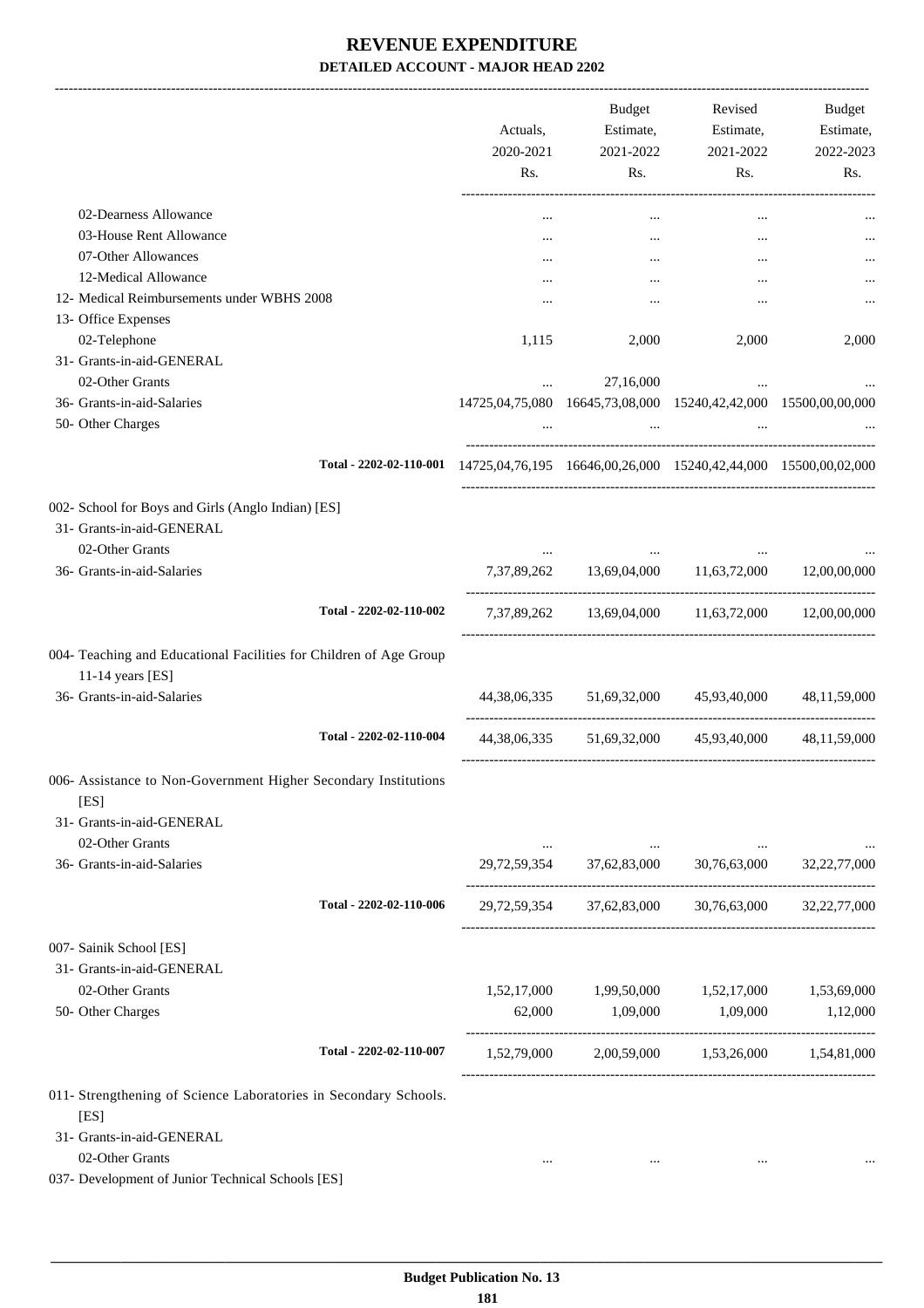# REVENUE EXPENDITURE

**DETAILED ACCOUNT - MAJOR HEAD 2202**

| | Actuals, 2020-2021 Rs. | Budget Estimate, 2021-2022 Rs. | Revised Estimate, 2021-2022 Rs. | Budget Estimate, 2022-2023 Rs. |
|---|---|---|---|---|
| 02-Dearness Allowance | ... | ... | ... | ... |
| 03-House Rent Allowance | ... | ... | ... | ... |
| 07-Other Allowances | ... | ... | ... | ... |
| 12-Medical Allowance | ... | ... | ... | ... |
| 12- Medical Reimbursements under WBHS 2008 | ... | ... | ... | ... |
| 13- Office Expenses | | | | |
| 02-Telephone | 1,115 | 2,000 | 2,000 | 2,000 |
| 31- Grants-in-aid-GENERAL | | | | |
| 02-Other Grants | ... | 27,16,000 | ... | ... |
| 36- Grants-in-aid-Salaries | 14725,04,75,080 | 16645,73,08,000 | 15240,42,42,000 | 15500,00,00,000 |
| 50- Other Charges | ... | ... | ... | ... |
| Total - 2202-02-110-001 | 14725,04,76,195 | 16646,00,26,000 | 15240,42,44,000 | 15500,00,02,000 |
| 002- School for Boys and Girls (Anglo Indian) [ES] | | | | |
| 31- Grants-in-aid-GENERAL | | | | |
| 02-Other Grants | ... | ... | ... | ... |
| 36- Grants-in-aid-Salaries | 7,37,89,262 | 13,69,04,000 | 11,63,72,000 | 12,00,00,000 |
| Total - 2202-02-110-002 | 7,37,89,262 | 13,69,04,000 | 11,63,72,000 | 12,00,00,000 |
| 004- Teaching and Educational Facilities for Children of Age Group 11-14 years [ES] | | | | |
| 36- Grants-in-aid-Salaries | 44,38,06,335 | 51,69,32,000 | 45,93,40,000 | 48,11,59,000 |
| Total - 2202-02-110-004 | 44,38,06,335 | 51,69,32,000 | 45,93,40,000 | 48,11,59,000 |
| 006- Assistance to Non-Government Higher Secondary Institutions [ES] | | | | |
| 31- Grants-in-aid-GENERAL | | | | |
| 02-Other Grants | ... | ... | ... | ... |
| 36- Grants-in-aid-Salaries | 29,72,59,354 | 37,62,83,000 | 30,76,63,000 | 32,22,77,000 |
| Total - 2202-02-110-006 | 29,72,59,354 | 37,62,83,000 | 30,76,63,000 | 32,22,77,000 |
| 007- Sainik School [ES] | | | | |
| 31- Grants-in-aid-GENERAL | | | | |
| 02-Other Grants | 1,52,17,000 | 1,99,50,000 | 1,52,17,000 | 1,53,69,000 |
| 50- Other Charges | 62,000 | 1,09,000 | 1,09,000 | 1,12,000 |
| Total - 2202-02-110-007 | 1,52,79,000 | 2,00,59,000 | 1,53,26,000 | 1,54,81,000 |
| 011- Strengthening of Science Laboratories in Secondary Schools. [ES] | | | | |
| 31- Grants-in-aid-GENERAL | | | | |
| 02-Other Grants | ... | ... | ... | ... |
| 037- Development of Junior Technical Schools [ES] | | | | |

Budget Publication No. 13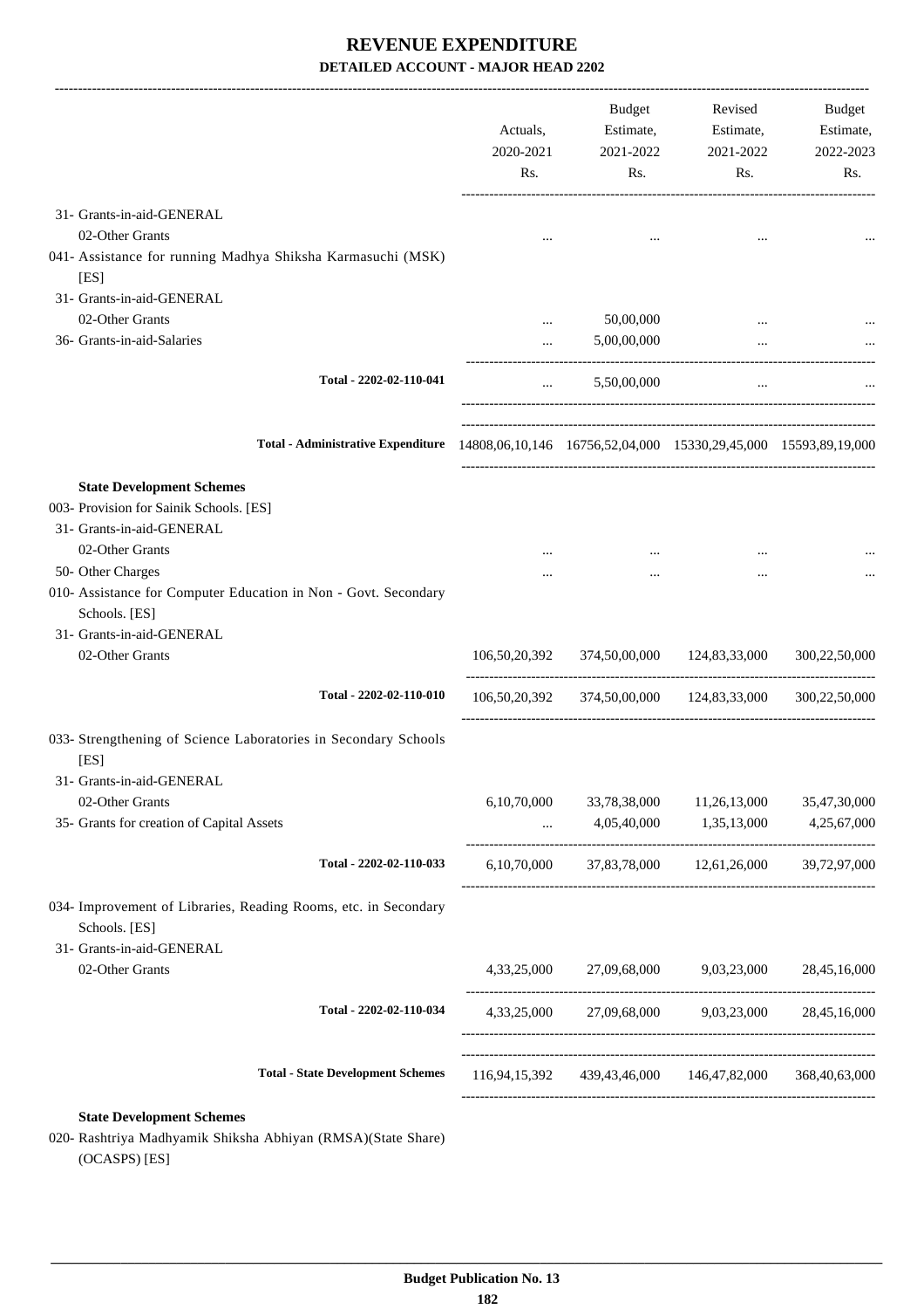# REVENUE EXPENDITURE
## DETAILED ACCOUNT - MAJOR HEAD 2202

| | Actuals, 2020-2021 Rs. | Budget Estimate, 2021-2022 Rs. | Revised Estimate, 2021-2022 Rs. | Budget Estimate, 2022-2023 Rs. |
|---|---|---|---|---|
| 31- Grants-in-aid-GENERAL | | | | |
| 02-Other Grants | ... | ... | ... | ... |
| 041- Assistance for running Madhya Shiksha Karmasuchi (MSK) [ES] | | | | |
| 31- Grants-in-aid-GENERAL | | | | |
| 02-Other Grants | ... | 50,00,000 | ... | ... |
| 36- Grants-in-aid-Salaries | ... | 5,00,00,000 | ... | ... |
| **Total - 2202-02-110-041** | ... | 5,50,00,000 | ... | ... |
| **Total - Administrative Expenditure** | 14808,06,10,146 | 16756,52,04,000 | 15330,29,45,000 | 15593,89,19,000 |
| **State Development Schemes** | | | | |
| 003- Provision for Sainik Schools. [ES] | | | | |
| 31- Grants-in-aid-GENERAL | | | | |
| 02-Other Grants | ... | ... | ... | ... |
| 50- Other Charges | ... | ... | ... | ... |
| 010- Assistance for Computer Education in Non - Govt. Secondary Schools. [ES] | | | | |
| 31- Grants-in-aid-GENERAL | | | | |
| 02-Other Grants | 106,50,20,392 | 374,50,00,000 | 124,83,33,000 | 300,22,50,000 |
| **Total - 2202-02-110-010** | 106,50,20,392 | 374,50,00,000 | 124,83,33,000 | 300,22,50,000 |
| 033- Strengthening of Science Laboratories in Secondary Schools [ES] | | | | |
| 31- Grants-in-aid-GENERAL | | | | |
| 02-Other Grants | 6,10,70,000 | 33,78,38,000 | 11,26,13,000 | 35,47,30,000 |
| 35- Grants for creation of Capital Assets | ... | 4,05,40,000 | 1,35,13,000 | 4,25,67,000 |
| **Total - 2202-02-110-033** | 6,10,70,000 | 37,83,78,000 | 12,61,26,000 | 39,72,97,000 |
| 034- Improvement of Libraries, Reading Rooms, etc. in Secondary Schools. [ES] | | | | |
| 31- Grants-in-aid-GENERAL | | | | |
| 02-Other Grants | 4,33,25,000 | 27,09,68,000 | 9,03,23,000 | 28,45,16,000 |
| **Total - 2202-02-110-034** | 4,33,25,000 | 27,09,68,000 | 9,03,23,000 | 28,45,16,000 |
| **Total - State Development Schemes** | 116,94,15,392 | 439,43,46,000 | 146,47,82,000 | 368,40,63,000 |

**State Development Schemes**

020- Rashtriya Madhyamik Shiksha Abhiyan (RMSA)(State Share) (OCASPS) [ES]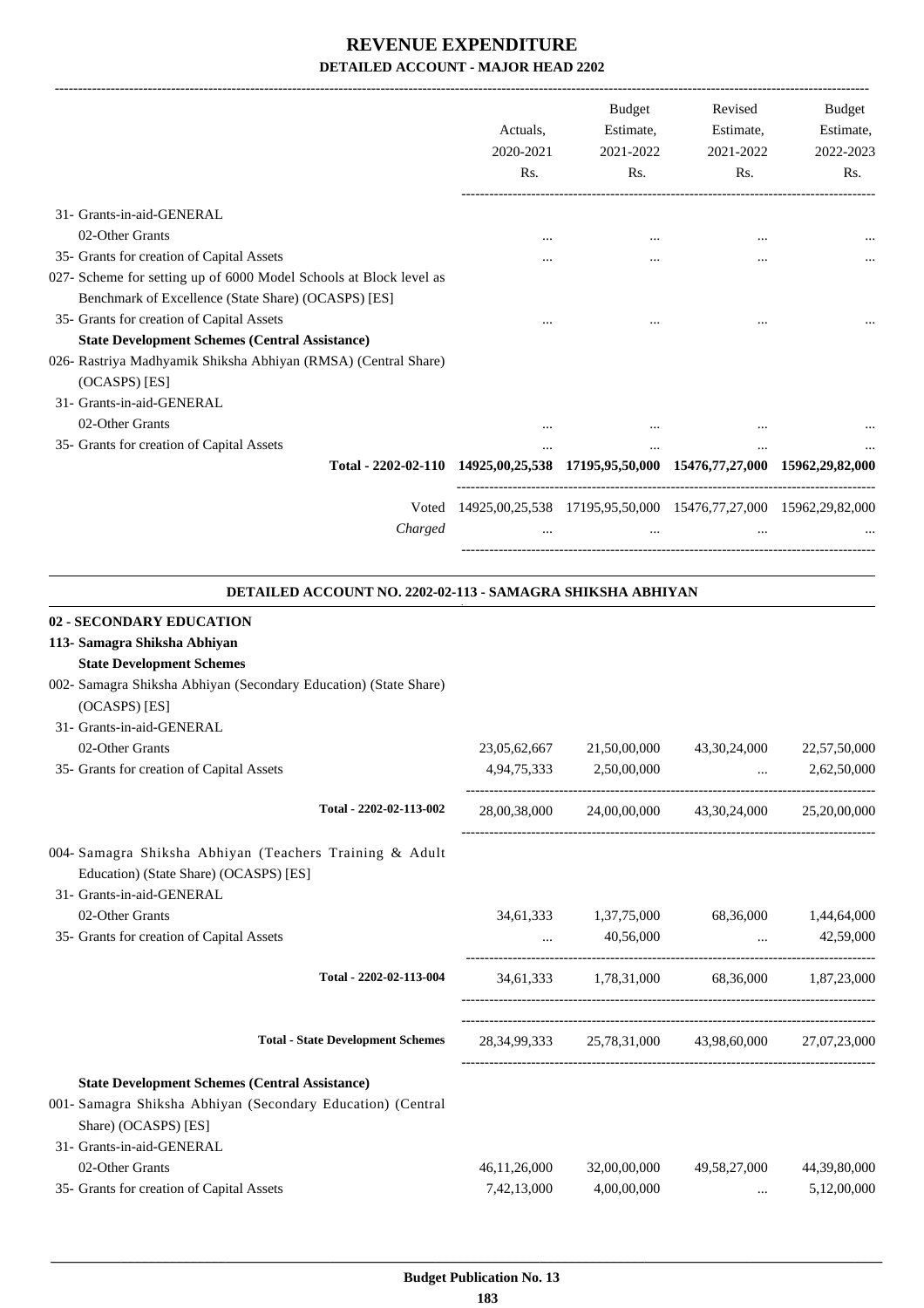# REVENUE EXPENDITURE

## DETAILED ACCOUNT - MAJOR HEAD 2202

| | Actuals, 2020-2021 Rs. | Budget Estimate, 2021-2022 Rs. | Revised Estimate, 2021-2022 Rs. | Budget Estimate, 2022-2023 Rs. |
|---|---|---|---|---|
| 31- Grants-in-aid-GENERAL | | | | |
| 02-Other Grants | ... | ... | ... | ... |
| 35- Grants for creation of Capital Assets | ... | ... | ... | ... |
| 027- Scheme for setting up of 6000 Model Schools at Block level as Benchmark of Excellence (State Share) (OCASPS) [ES] | | | | |
| 35- Grants for creation of Capital Assets | ... | ... | ... | ... |
| **State Development Schemes (Central Assistance)** | | | | |
| 026- Rastriya Madhyamik Shiksha Abhiyan (RMSA) (Central Share) (OCASPS) [ES] | | | | |
| 31- Grants-in-aid-GENERAL | | | | |
| 02-Other Grants | ... | ... | ... | ... |
| 35- Grants for creation of Capital Assets | ... | ... | ... | ... |
| **Total - 2202-02-110** | **14925,00,25,538** | **17195,95,50,000** | **15476,77,27,000** | **15962,29,82,000** |
| Voted | 14925,00,25,538 | 17195,95,50,000 | 15476,77,27,000 | 15962,29,82,000 |
| *Charged* | ... | ... | ... | ... |

### DETAILED ACCOUNT NO. 2202-02-113 - SAMAGRA SHIKSHA ABHIYAN

| | Actuals, 2020-2021 Rs. | Budget Estimate, 2021-2022 Rs. | Revised Estimate, 2021-2022 Rs. | Budget Estimate, 2022-2023 Rs. |
|---|---|---|---|---|
| **02 - SECONDARY EDUCATION** | | | | |
| **113- Samagra Shiksha Abhiyan** | | | | |
| **State Development Schemes** | | | | |
| 002- Samagra Shiksha Abhiyan (Secondary Education) (State Share) (OCASPS) [ES] | | | | |
| 31- Grants-in-aid-GENERAL | | | | |
| 02-Other Grants | 23,05,62,667 | 21,50,00,000 | 43,30,24,000 | 22,57,50,000 |
| 35- Grants for creation of Capital Assets | 4,94,75,333 | 2,50,00,000 | ... | 2,62,50,000 |
| Total - 2202-02-113-002 | 28,00,38,000 | 24,00,00,000 | 43,30,24,000 | 25,20,00,000 |
| 004- Samagra Shiksha Abhiyan (Teachers Training & Adult Education) (State Share) (OCASPS) [ES] | | | | |
| 31- Grants-in-aid-GENERAL | | | | |
| 02-Other Grants | 34,61,333 | 1,37,75,000 | 68,36,000 | 1,44,64,000 |
| 35- Grants for creation of Capital Assets | ... | 40,56,000 | ... | 42,59,000 |
| Total - 2202-02-113-004 | 34,61,333 | 1,78,31,000 | 68,36,000 | 1,87,23,000 |
| **Total - State Development Schemes** | 28,34,99,333 | 25,78,31,000 | 43,98,60,000 | 27,07,23,000 |
| **State Development Schemes (Central Assistance)** | | | | |
| 001- Samagra Shiksha Abhiyan (Secondary Education) (Central Share) (OCASPS) [ES] | | | | |
| 31- Grants-in-aid-GENERAL | | | | |
| 02-Other Grants | 46,11,26,000 | 32,00,00,000 | 49,58,27,000 | 44,39,80,000 |
| 35- Grants for creation of Capital Assets | 7,42,13,000 | 4,00,00,000 | ... | 5,12,00,000 |

**Budget Publication No. 13**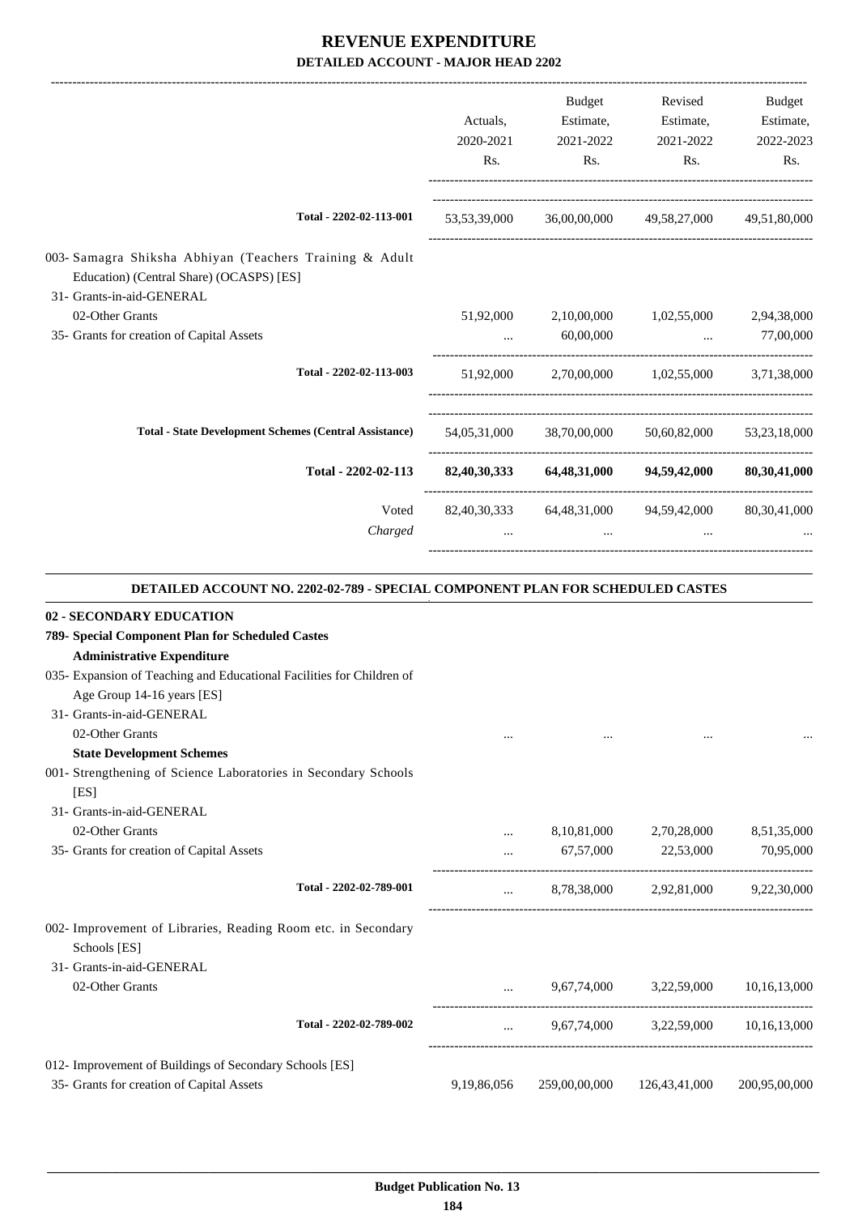# REVENUE EXPENDITURE

**DETAILED ACCOUNT - MAJOR HEAD 2202**

| | Actuals, 2020-2021 Rs. | Budget Estimate, 2021-2022 Rs. | Revised Estimate, 2021-2022 Rs. | Budget Estimate, 2022-2023 Rs. |
|---|---|---|---|---|
| Total - 2202-02-113-001 | 53,53,39,000 | 36,00,00,000 | 49,58,27,000 | 49,51,80,000 |
| 003- Samagra Shiksha Abhiyan (Teachers Training & Adult Education) (Central Share) (OCASPS) [ES] | | | | |
| 31- Grants-in-aid-GENERAL | | | | |
| 02-Other Grants | 51,92,000 | 2,10,00,000 | 1,02,55,000 | 2,94,38,000 |
| 35- Grants for creation of Capital Assets | ... | 60,00,000 | ... | 77,00,000 |
| Total - 2202-02-113-003 | 51,92,000 | 2,70,00,000 | 1,02,55,000 | 3,71,38,000 |
| Total - State Development Schemes (Central Assistance) | 54,05,31,000 | 38,70,00,000 | 50,60,82,000 | 53,23,18,000 |
| **Total - 2202-02-113** | **82,40,30,333** | **64,48,31,000** | **94,59,42,000** | **80,30,41,000** |
| Voted | 82,40,30,333 | 64,48,31,000 | 94,59,42,000 | 80,30,41,000 |
| *Charged* | ... | ... | ... | ... |

**DETAILED ACCOUNT NO. 2202-02-789 - SPECIAL COMPONENT PLAN FOR SCHEDULED CASTES**

| | Actuals, 2020-2021 Rs. | Budget Estimate, 2021-2022 Rs. | Revised Estimate, 2021-2022 Rs. | Budget Estimate, 2022-2023 Rs. |
|---|---|---|---|---|
| **02 - SECONDARY EDUCATION** | | | | |
| **789- Special Component Plan for Scheduled Castes** | | | | |
| **Administrative Expenditure** | | | | |
| 035- Expansion of Teaching and Educational Facilities for Children of Age Group 14-16 years [ES] | | | | |
| 31- Grants-in-aid-GENERAL | | | | |
| 02-Other Grants | ... | ... | ... | ... |
| **State Development Schemes** | | | | |
| 001- Strengthening of Science Laboratories in Secondary Schools [ES] | | | | |
| 31- Grants-in-aid-GENERAL | | | | |
| 02-Other Grants | ... | 8,10,81,000 | 2,70,28,000 | 8,51,35,000 |
| 35- Grants for creation of Capital Assets | ... | 67,57,000 | 22,53,000 | 70,95,000 |
| Total - 2202-02-789-001 | ... | 8,78,38,000 | 2,92,81,000 | 9,22,30,000 |
| 002- Improvement of Libraries, Reading Room etc. in Secondary Schools [ES] | | | | |
| 31- Grants-in-aid-GENERAL | | | | |
| 02-Other Grants | ... | 9,67,74,000 | 3,22,59,000 | 10,16,13,000 |
| Total - 2202-02-789-002 | ... | 9,67,74,000 | 3,22,59,000 | 10,16,13,000 |
| 012- Improvement of Buildings of Secondary Schools [ES] | | | | |
| 35- Grants for creation of Capital Assets | 9,19,86,056 | 259,00,00,000 | 126,43,41,000 | 200,95,00,000 |

**Budget Publication No. 13**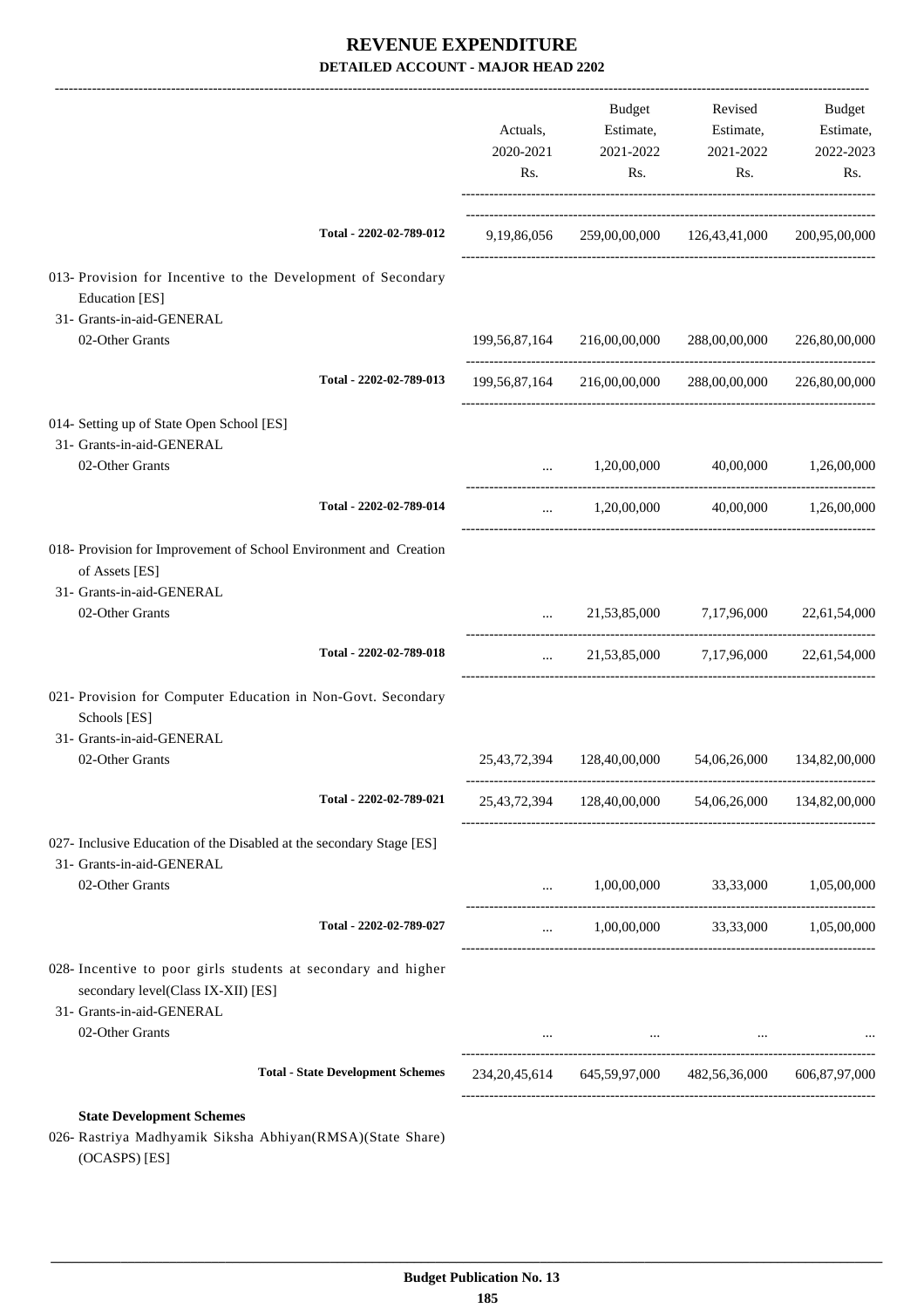# REVENUE EXPENDITURE

**DETAILED ACCOUNT - MAJOR HEAD 2202**

| | Actuals, 2020-2021 Rs. | Budget Estimate, 2021-2022 Rs. | Revised Estimate, 2021-2022 Rs. | Budget Estimate, 2022-2023 Rs. |
|---|---|---|---|---|
| **Total - 2202-02-789-012** | 9,19,86,056 | 259,00,00,000 | 126,43,41,000 | 200,95,00,000 |
| 013- Provision for Incentive to the Development of Secondary Education [ES] | | | | |
| 31- Grants-in-aid-GENERAL | | | | |
| 02-Other Grants | 199,56,87,164 | 216,00,00,000 | 288,00,00,000 | 226,80,00,000 |
| **Total - 2202-02-789-013** | 199,56,87,164 | 216,00,00,000 | 288,00,00,000 | 226,80,00,000 |
| 014- Setting up of State Open School [ES] | | | | |
| 31- Grants-in-aid-GENERAL | | | | |
| 02-Other Grants | ... | 1,20,00,000 | 40,00,000 | 1,26,00,000 |
| **Total - 2202-02-789-014** | ... | 1,20,00,000 | 40,00,000 | 1,26,00,000 |
| 018- Provision for Improvement of School Environment and Creation of Assets [ES] | | | | |
| 31- Grants-in-aid-GENERAL | | | | |
| 02-Other Grants | ... | 21,53,85,000 | 7,17,96,000 | 22,61,54,000 |
| **Total - 2202-02-789-018** | ... | 21,53,85,000 | 7,17,96,000 | 22,61,54,000 |
| 021- Provision for Computer Education in Non-Govt. Secondary Schools [ES] | | | | |
| 31- Grants-in-aid-GENERAL | | | | |
| 02-Other Grants | 25,43,72,394 | 128,40,00,000 | 54,06,26,000 | 134,82,00,000 |
| **Total - 2202-02-789-021** | 25,43,72,394 | 128,40,00,000 | 54,06,26,000 | 134,82,00,000 |
| 027- Inclusive Education of the Disabled at the secondary Stage [ES] | | | | |
| 31- Grants-in-aid-GENERAL | | | | |
| 02-Other Grants | ... | 1,00,00,000 | 33,33,000 | 1,05,00,000 |
| **Total - 2202-02-789-027** | ... | 1,00,00,000 | 33,33,000 | 1,05,00,000 |
| 028- Incentive to poor girls students at secondary and higher secondary level(Class IX-XII) [ES] | | | | |
| 31- Grants-in-aid-GENERAL | | | | |
| 02-Other Grants | ... | ... | ... | ... |
| **Total - State Development Schemes** | 234,20,45,614 | 645,59,97,000 | 482,56,36,000 | 606,87,97,000 |

**State Development Schemes**

026- Rastriya Madhyamik Siksha Abhiyan(RMSA)(State Share) (OCASPS) [ES]

**Budget Publication No. 13**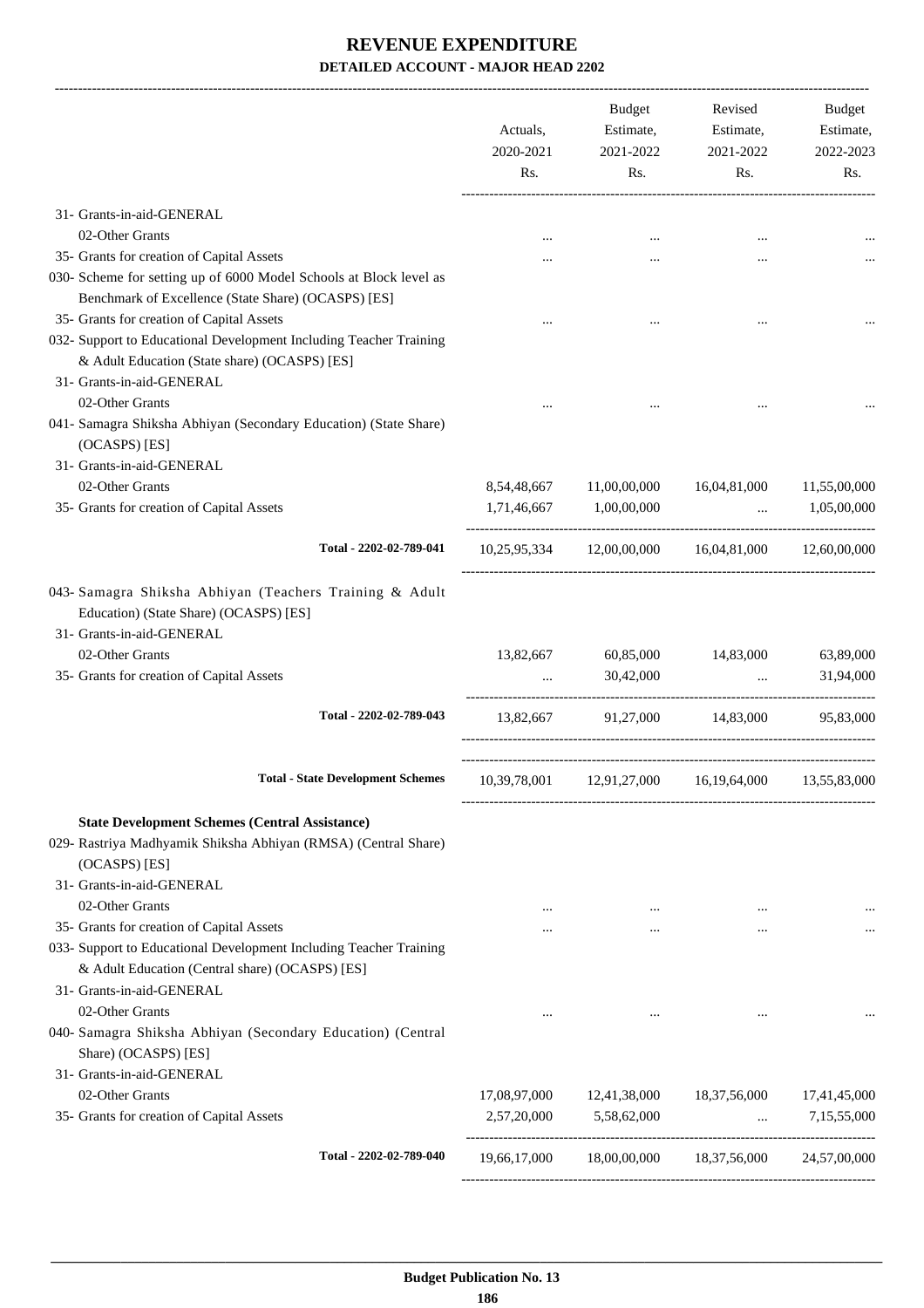# REVENUE EXPENDITURE

## DETAILED ACCOUNT - MAJOR HEAD 2202

| | Actuals, 2020-2021 Rs. | Budget Estimate, 2021-2022 Rs. | Revised Estimate, 2021-2022 Rs. | Budget Estimate, 2022-2023 Rs. |
|---|---|---|---|---|
| 31- Grants-in-aid-GENERAL | | | | |
| 02-Other Grants | ... | ... | ... | ... |
| 35- Grants for creation of Capital Assets | ... | ... | ... | ... |
| 030- Scheme for setting up of 6000 Model Schools at Block level as Benchmark of Excellence (State Share) (OCASPS) [ES] | | | | |
| 35- Grants for creation of Capital Assets | ... | ... | ... | ... |
| 032- Support to Educational Development Including Teacher Training & Adult Education (State share) (OCASPS) [ES] | | | | |
| 31- Grants-in-aid-GENERAL | | | | |
| 02-Other Grants | ... | ... | ... | ... |
| 041- Samagra Shiksha Abhiyan (Secondary Education) (State Share) (OCASPS) [ES] | | | | |
| 31- Grants-in-aid-GENERAL | | | | |
| 02-Other Grants | 8,54,48,667 | 11,00,00,000 | 16,04,81,000 | 11,55,00,000 |
| 35- Grants for creation of Capital Assets | 1,71,46,667 | 1,00,00,000 | ... | 1,05,00,000 |
| **Total - 2202-02-789-041** | 10,25,95,334 | 12,00,00,000 | 16,04,81,000 | 12,60,00,000 |
| 043- Samagra Shiksha Abhiyan (Teachers Training & Adult Education) (State Share) (OCASPS) [ES] | | | | |
| 31- Grants-in-aid-GENERAL | | | | |
| 02-Other Grants | 13,82,667 | 60,85,000 | 14,83,000 | 63,89,000 |
| 35- Grants for creation of Capital Assets | ... | 30,42,000 | ... | 31,94,000 |
| **Total - 2202-02-789-043** | 13,82,667 | 91,27,000 | 14,83,000 | 95,83,000 |
| **Total - State Development Schemes** | 10,39,78,001 | 12,91,27,000 | 16,19,64,000 | 13,55,83,000 |
| **State Development Schemes (Central Assistance)** | | | | |
| 029- Rastriya Madhyamik Shiksha Abhiyan (RMSA) (Central Share) (OCASPS) [ES] | | | | |
| 31- Grants-in-aid-GENERAL | | | | |
| 02-Other Grants | ... | ... | ... | ... |
| 35- Grants for creation of Capital Assets | ... | ... | ... | ... |
| 033- Support to Educational Development Including Teacher Training & Adult Education (Central share) (OCASPS) [ES] | | | | |
| 31- Grants-in-aid-GENERAL | | | | |
| 02-Other Grants | ... | ... | ... | ... |
| 040- Samagra Shiksha Abhiyan (Secondary Education) (Central Share) (OCASPS) [ES] | | | | |
| 31- Grants-in-aid-GENERAL | | | | |
| 02-Other Grants | 17,08,97,000 | 12,41,38,000 | 18,37,56,000 | 17,41,45,000 |
| 35- Grants for creation of Capital Assets | 2,57,20,000 | 5,58,62,000 | ... | 7,15,55,000 |
| **Total - 2202-02-789-040** | 19,66,17,000 | 18,00,00,000 | 18,37,56,000 | 24,57,00,000 |

Budget Publication No. 13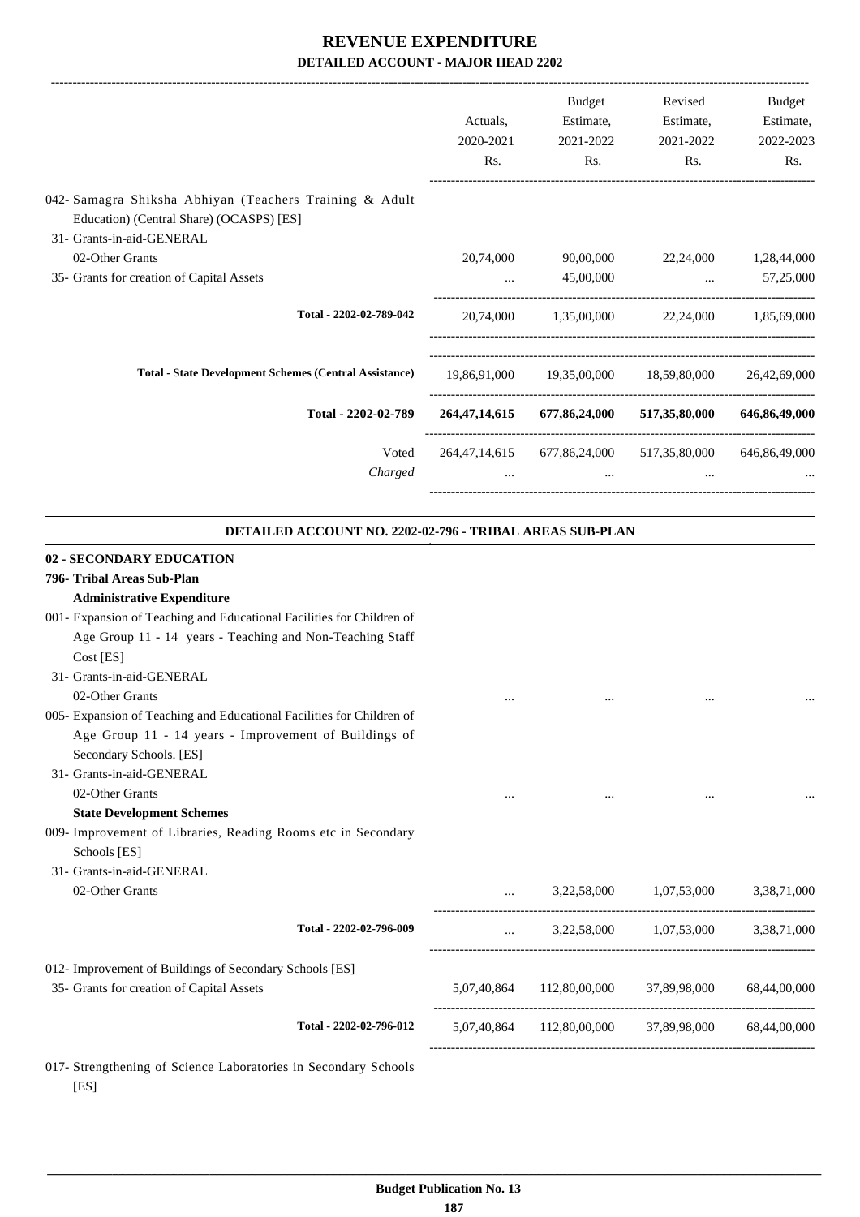# REVENUE EXPENDITURE

## DETAILED ACCOUNT - MAJOR HEAD 2202

| | Actuals, 2020-2021 Rs. | Budget Estimate, 2021-2022 Rs. | Revised Estimate, 2021-2022 Rs. | Budget Estimate, 2022-2023 Rs. |
|---|---|---|---|---|
| 042- Samagra Shiksha Abhiyan (Teachers Training & Adult Education) (Central Share) (OCASPS) [ES] | | | | |
| 31- Grants-in-aid-GENERAL | | | | |
| 02-Other Grants | 20,74,000 | 90,00,000 | 22,24,000 | 1,28,44,000 |
| 35- Grants for creation of Capital Assets | ... | 45,00,000 | ... | 57,25,000 |
| Total - 2202-02-789-042 | 20,74,000 | 1,35,00,000 | 22,24,000 | 1,85,69,000 |
| Total - State Development Schemes (Central Assistance) | 19,86,91,000 | 19,35,00,000 | 18,59,80,000 | 26,42,69,000 |
| **Total - 2202-02-789** | **264,47,14,615** | **677,86,24,000** | **517,35,80,000** | **646,86,49,000** |
| Voted | 264,47,14,615 | 677,86,24,000 | 517,35,80,000 | 646,86,49,000 |
| *Charged* | ... | ... | ... | ... |

### DETAILED ACCOUNT NO. 2202-02-796 - TRIBAL AREAS SUB-PLAN

| | Actuals, 2020-2021 Rs. | Budget Estimate, 2021-2022 Rs. | Revised Estimate, 2021-2022 Rs. | Budget Estimate, 2022-2023 Rs. |
|---|---|---|---|---|
| **02 - SECONDARY EDUCATION** | | | | |
| **796- Tribal Areas Sub-Plan** | | | | |
| **Administrative Expenditure** | | | | |
| 001- Expansion of Teaching and Educational Facilities for Children of Age Group 11 - 14 years - Teaching and Non-Teaching Staff Cost [ES] | | | | |
| 31- Grants-in-aid-GENERAL | | | | |
| 02-Other Grants | ... | ... | ... | ... |
| 005- Expansion of Teaching and Educational Facilities for Children of Age Group 11 - 14 years - Improvement of Buildings of Secondary Schools. [ES] | | | | |
| 31- Grants-in-aid-GENERAL | | | | |
| 02-Other Grants | ... | ... | ... | ... |
| **State Development Schemes** | | | | |
| 009- Improvement of Libraries, Reading Rooms etc in Secondary Schools [ES] | | | | |
| 31- Grants-in-aid-GENERAL | | | | |
| 02-Other Grants | ... | 3,22,58,000 | 1,07,53,000 | 3,38,71,000 |
| Total - 2202-02-796-009 | ... | 3,22,58,000 | 1,07,53,000 | 3,38,71,000 |
| 012- Improvement of Buildings of Secondary Schools [ES] | | | | |
| 35- Grants for creation of Capital Assets | 5,07,40,864 | 112,80,00,000 | 37,89,98,000 | 68,44,00,000 |
| Total - 2202-02-796-012 | 5,07,40,864 | 112,80,00,000 | 37,89,98,000 | 68,44,00,000 |
| 017- Strengthening of Science Laboratories in Secondary Schools [ES] | | | | |

Budget Publication No. 13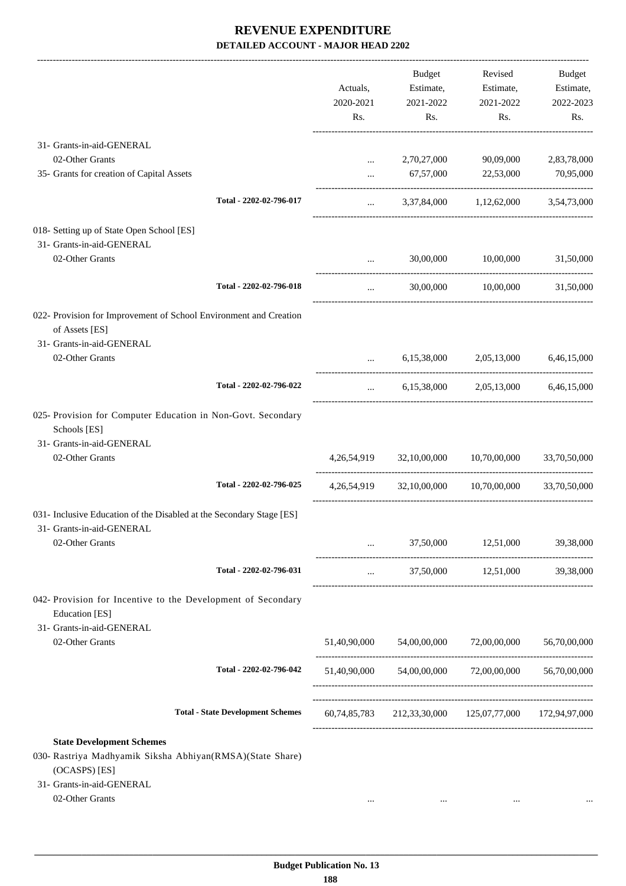# REVENUE EXPENDITURE

**DETAILED ACCOUNT - MAJOR HEAD 2202**

| | Actuals, 2020-2021 Rs. | Budget Estimate, 2021-2022 Rs. | Revised Estimate, 2021-2022 Rs. | Budget Estimate, 2022-2023 Rs. |
|---|---|---|---|---|
| 31- Grants-in-aid-GENERAL | | | | |
| 02-Other Grants | ... | 2,70,27,000 | 90,09,000 | 2,83,78,000 |
| 35- Grants for creation of Capital Assets | ... | 67,57,000 | 22,53,000 | 70,95,000 |
| Total - 2202-02-796-017 | ... | 3,37,84,000 | 1,12,62,000 | 3,54,73,000 |
| 018- Setting up of State Open School [ES] | | | | |
| 31- Grants-in-aid-GENERAL | | | | |
| 02-Other Grants | ... | 30,00,000 | 10,00,000 | 31,50,000 |
| Total - 2202-02-796-018 | ... | 30,00,000 | 10,00,000 | 31,50,000 |
| 022- Provision for Improvement of School Environment and Creation of Assets [ES] | | | | |
| 31- Grants-in-aid-GENERAL | | | | |
| 02-Other Grants | ... | 6,15,38,000 | 2,05,13,000 | 6,46,15,000 |
| Total - 2202-02-796-022 | ... | 6,15,38,000 | 2,05,13,000 | 6,46,15,000 |
| 025- Provision for Computer Education in Non-Govt. Secondary Schools [ES] | | | | |
| 31- Grants-in-aid-GENERAL | | | | |
| 02-Other Grants | 4,26,54,919 | 32,10,00,000 | 10,70,00,000 | 33,70,50,000 |
| Total - 2202-02-796-025 | 4,26,54,919 | 32,10,00,000 | 10,70,00,000 | 33,70,50,000 |
| 031- Inclusive Education of the Disabled at the Secondary Stage [ES] | | | | |
| 31- Grants-in-aid-GENERAL | | | | |
| 02-Other Grants | ... | 37,50,000 | 12,51,000 | 39,38,000 |
| Total - 2202-02-796-031 | ... | 37,50,000 | 12,51,000 | 39,38,000 |
| 042- Provision for Incentive to the Development of Secondary Education [ES] | | | | |
| 31- Grants-in-aid-GENERAL | | | | |
| 02-Other Grants | 51,40,90,000 | 54,00,00,000 | 72,00,00,000 | 56,70,00,000 |
| Total - 2202-02-796-042 | 51,40,90,000 | 54,00,00,000 | 72,00,00,000 | 56,70,00,000 |
| **Total - State Development Schemes** | 60,74,85,783 | 212,33,30,000 | 125,07,77,000 | 172,94,97,000 |
| **State Development Schemes** | | | | |
| 030- Rastriya Madhyamik Siksha Abhiyan(RMSA)(State Share) (OCASPS) [ES] | | | | |
| 31- Grants-in-aid-GENERAL | | | | |
| 02-Other Grants | ... | ... | ... | ... |

Budget Publication No. 13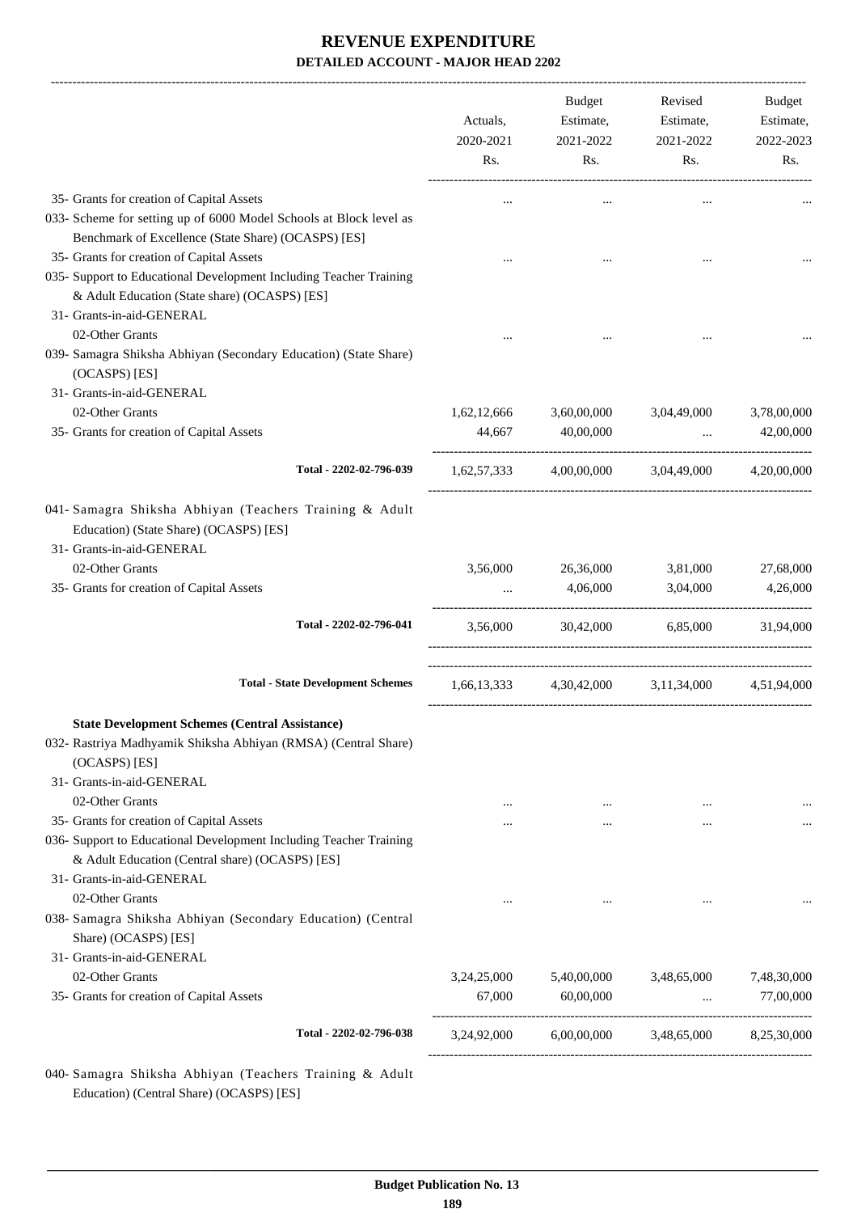# REVENUE EXPENDITURE

## DETAILED ACCOUNT - MAJOR HEAD 2202

| | Actuals, 2020-2021 Rs. | Budget Estimate, 2021-2022 Rs. | Revised Estimate, 2021-2022 Rs. | Budget Estimate, 2022-2023 Rs. |
|---|---|---|---|---|
| 35- Grants for creation of Capital Assets | ... | ... | ... | ... |
| 033- Scheme for setting up of 6000 Model Schools at Block level as Benchmark of Excellence (State Share) (OCASPS) [ES] | | | | |
| 35- Grants for creation of Capital Assets | ... | ... | ... | ... |
| 035- Support to Educational Development Including Teacher Training & Adult Education (State share) (OCASPS) [ES] | | | | |
| 31- Grants-in-aid-GENERAL | | | | |
| 02-Other Grants | ... | ... | ... | ... |
| 039- Samagra Shiksha Abhiyan (Secondary Education) (State Share) (OCASPS) [ES] | | | | |
| 31- Grants-in-aid-GENERAL | | | | |
| 02-Other Grants | 1,62,12,666 | 3,60,00,000 | 3,04,49,000 | 3,78,00,000 |
| 35- Grants for creation of Capital Assets | 44,667 | 40,00,000 | ... | 42,00,000 |
| **Total - 2202-02-796-039** | 1,62,57,333 | 4,00,00,000 | 3,04,49,000 | 4,20,00,000 |
| 041- Samagra Shiksha Abhiyan (Teachers Training & Adult Education) (State Share) (OCASPS) [ES] | | | | |
| 31- Grants-in-aid-GENERAL | | | | |
| 02-Other Grants | 3,56,000 | 26,36,000 | 3,81,000 | 27,68,000 |
| 35- Grants for creation of Capital Assets | ... | 4,06,000 | 3,04,000 | 4,26,000 |
| **Total - 2202-02-796-041** | 3,56,000 | 30,42,000 | 6,85,000 | 31,94,000 |
| **Total - State Development Schemes** | 1,66,13,333 | 4,30,42,000 | 3,11,34,000 | 4,51,94,000 |
| **State Development Schemes (Central Assistance)** | | | | |
| 032- Rastriya Madhyamik Shiksha Abhiyan (RMSA) (Central Share) (OCASPS) [ES] | | | | |
| 31- Grants-in-aid-GENERAL | | | | |
| 02-Other Grants | ... | ... | ... | ... |
| 35- Grants for creation of Capital Assets | ... | ... | ... | ... |
| 036- Support to Educational Development Including Teacher Training & Adult Education (Central share) (OCASPS) [ES] | | | | |
| 31- Grants-in-aid-GENERAL | | | | |
| 02-Other Grants | ... | ... | ... | ... |
| 038- Samagra Shiksha Abhiyan (Secondary Education) (Central Share) (OCASPS) [ES] | | | | |
| 31- Grants-in-aid-GENERAL | | | | |
| 02-Other Grants | 3,24,25,000 | 5,40,00,000 | 3,48,65,000 | 7,48,30,000 |
| 35- Grants for creation of Capital Assets | 67,000 | 60,00,000 | ... | 77,00,000 |
| **Total - 2202-02-796-038** | 3,24,92,000 | 6,00,00,000 | 3,48,65,000 | 8,25,30,000 |
| 040- Samagra Shiksha Abhiyan (Teachers Training & Adult Education) (Central Share) (OCASPS) [ES] | | | | |

Budget Publication No. 13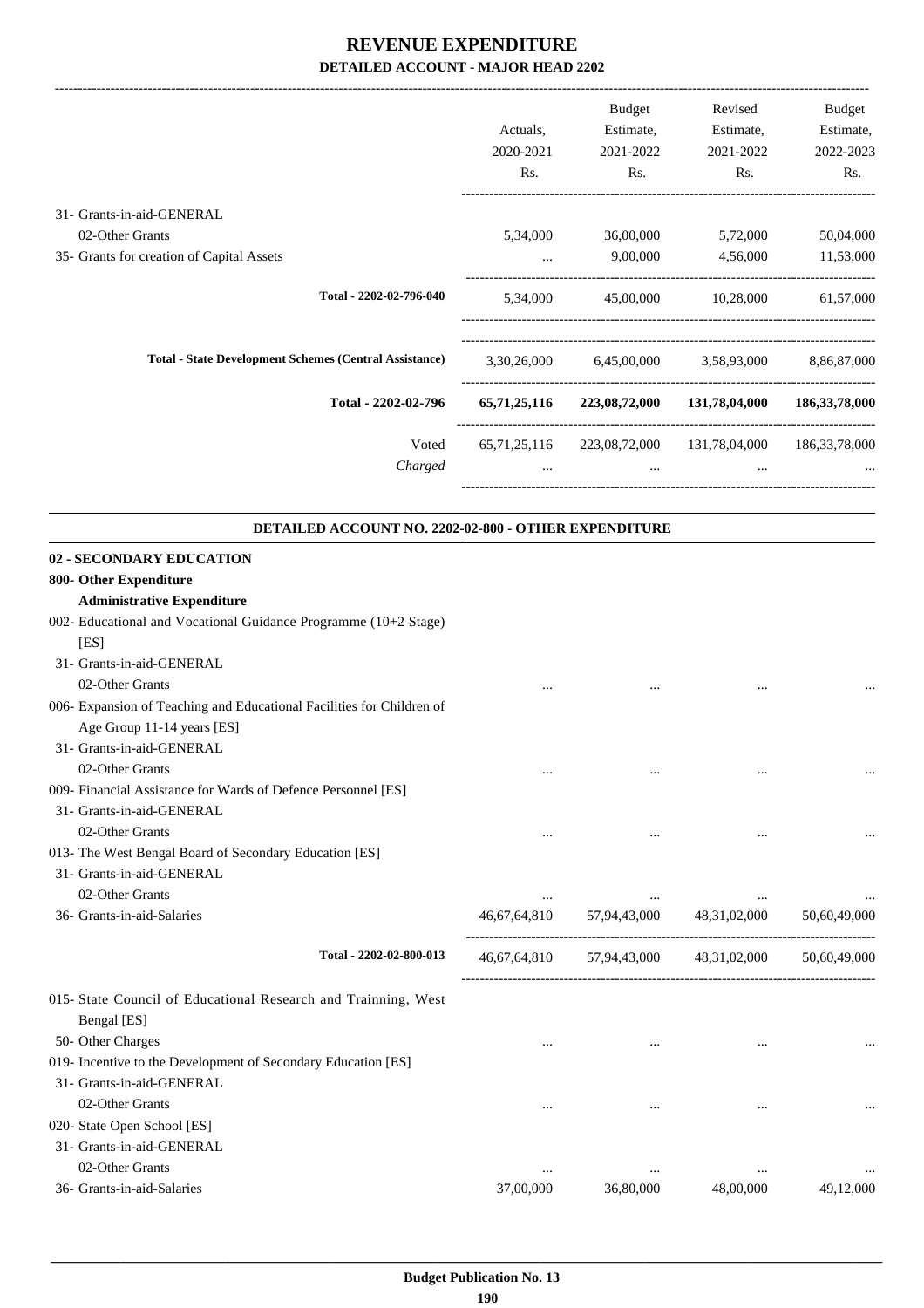# REVENUE EXPENDITURE

## DETAILED ACCOUNT - MAJOR HEAD 2202

| | Actuals, 2020-2021 Rs. | Budget Estimate, 2021-2022 Rs. | Revised Estimate, 2021-2022 Rs. | Budget Estimate, 2022-2023 Rs. |
|---|---|---|---|---|
| 31- Grants-in-aid-GENERAL | | | | |
| 02-Other Grants | 5,34,000 | 36,00,000 | 5,72,000 | 50,04,000 |
| 35- Grants for creation of Capital Assets | ... | 9,00,000 | 4,56,000 | 11,53,000 |
| Total - 2202-02-796-040 | 5,34,000 | 45,00,000 | 10,28,000 | 61,57,000 |
| **Total - State Development Schemes (Central Assistance)** | 3,30,26,000 | 6,45,00,000 | 3,58,93,000 | 8,86,87,000 |
| **Total - 2202-02-796** | **65,71,25,116** | **223,08,72,000** | **131,78,04,000** | **186,33,78,000** |
| Voted | 65,71,25,116 | 223,08,72,000 | 131,78,04,000 | 186,33,78,000 |
| *Charged* | ... | ... | ... | ... |

### DETAILED ACCOUNT NO. 2202-02-800 - OTHER EXPENDITURE

| | Actuals, 2020-2021 Rs. | Budget Estimate, 2021-2022 Rs. | Revised Estimate, 2021-2022 Rs. | Budget Estimate, 2022-2023 Rs. |
|---|---|---|---|---|
| **02 - SECONDARY EDUCATION** | | | | |
| **800- Other Expenditure** | | | | |
| **Administrative Expenditure** | | | | |
| 002- Educational and Vocational Guidance Programme (10+2 Stage) [ES] | | | | |
| 31- Grants-in-aid-GENERAL | | | | |
| 02-Other Grants | ... | ... | ... | ... |
| 006- Expansion of Teaching and Educational Facilities for Children of Age Group 11-14 years [ES] | | | | |
| 31- Grants-in-aid-GENERAL | | | | |
| 02-Other Grants | ... | ... | ... | ... |
| 009- Financial Assistance for Wards of Defence Personnel [ES] | | | | |
| 31- Grants-in-aid-GENERAL | | | | |
| 02-Other Grants | ... | ... | ... | ... |
| 013- The West Bengal Board of Secondary Education [ES] | | | | |
| 31- Grants-in-aid-GENERAL | | | | |
| 02-Other Grants | ... | ... | ... | ... |
| 36- Grants-in-aid-Salaries | 46,67,64,810 | 57,94,43,000 | 48,31,02,000 | 50,60,49,000 |
| Total - 2202-02-800-013 | 46,67,64,810 | 57,94,43,000 | 48,31,02,000 | 50,60,49,000 |
| 015- State Council of Educational Research and Trainning, West Bengal [ES] | | | | |
| 50- Other Charges | ... | ... | ... | ... |
| 019- Incentive to the Development of Secondary Education [ES] | | | | |
| 31- Grants-in-aid-GENERAL | | | | |
| 02-Other Grants | ... | ... | ... | ... |
| 020- State Open School [ES] | | | | |
| 31- Grants-in-aid-GENERAL | | | | |
| 02-Other Grants | ... | ... | ... | ... |
| 36- Grants-in-aid-Salaries | 37,00,000 | 36,80,000 | 48,00,000 | 49,12,000 |

**Budget Publication No. 13**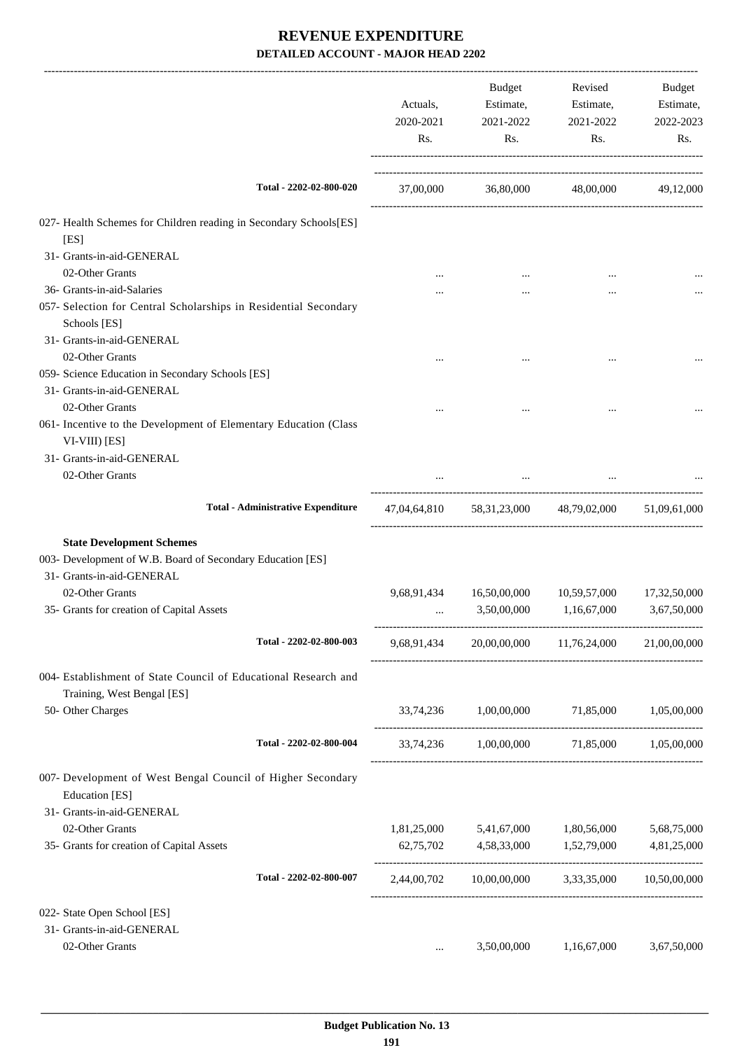# REVENUE EXPENDITURE

## DETAILED ACCOUNT - MAJOR HEAD 2202

| | Actuals, 2020-2021 Rs. | Budget Estimate, 2021-2022 Rs. | Revised Estimate, 2021-2022 Rs. | Budget Estimate, 2022-2023 Rs. |
|---|---|---|---|---|
| **Total - 2202-02-800-020** | 37,00,000 | 36,80,000 | 48,00,000 | 49,12,000 |
| 027- Health Schemes for Children reading in Secondary Schools[ES] [ES] | | | | |
| 31- Grants-in-aid-GENERAL | | | | |
| 02-Other Grants | ... | ... | ... | ... |
| 36- Grants-in-aid-Salaries | ... | ... | ... | ... |
| 057- Selection for Central Scholarships in Residential Secondary Schools [ES] | | | | |
| 31- Grants-in-aid-GENERAL | | | | |
| 02-Other Grants | ... | ... | ... | ... |
| 059- Science Education in Secondary Schools [ES] | | | | |
| 31- Grants-in-aid-GENERAL | | | | |
| 02-Other Grants | ... | ... | ... | ... |
| 061- Incentive to the Development of Elementary Education (Class VI-VIII) [ES] | | | | |
| 31- Grants-in-aid-GENERAL | | | | |
| 02-Other Grants | ... | ... | ... | ... |
| **Total - Administrative Expenditure** | 47,04,64,810 | 58,31,23,000 | 48,79,02,000 | 51,09,61,000 |
| **State Development Schemes** | | | | |
| 003- Development of W.B. Board of Secondary Education [ES] | | | | |
| 31- Grants-in-aid-GENERAL | | | | |
| 02-Other Grants | 9,68,91,434 | 16,50,00,000 | 10,59,57,000 | 17,32,50,000 |
| 35- Grants for creation of Capital Assets | ... | 3,50,00,000 | 1,16,67,000 | 3,67,50,000 |
| **Total - 2202-02-800-003** | 9,68,91,434 | 20,00,00,000 | 11,76,24,000 | 21,00,00,000 |
| 004- Establishment of State Council of Educational Research and Training, West Bengal [ES] | | | | |
| 50- Other Charges | 33,74,236 | 1,00,00,000 | 71,85,000 | 1,05,00,000 |
| **Total - 2202-02-800-004** | 33,74,236 | 1,00,00,000 | 71,85,000 | 1,05,00,000 |
| 007- Development of West Bengal Council of Higher Secondary Education [ES] | | | | |
| 31- Grants-in-aid-GENERAL | | | | |
| 02-Other Grants | 1,81,25,000 | 5,41,67,000 | 1,80,56,000 | 5,68,75,000 |
| 35- Grants for creation of Capital Assets | 62,75,702 | 4,58,33,000 | 1,52,79,000 | 4,81,25,000 |
| **Total - 2202-02-800-007** | 2,44,00,702 | 10,00,00,000 | 3,33,35,000 | 10,50,00,000 |
| 022- State Open School [ES] | | | | |
| 31- Grants-in-aid-GENERAL | | | | |
| 02-Other Grants | ... | 3,50,00,000 | 1,16,67,000 | 3,67,50,000 |

Budget Publication No. 13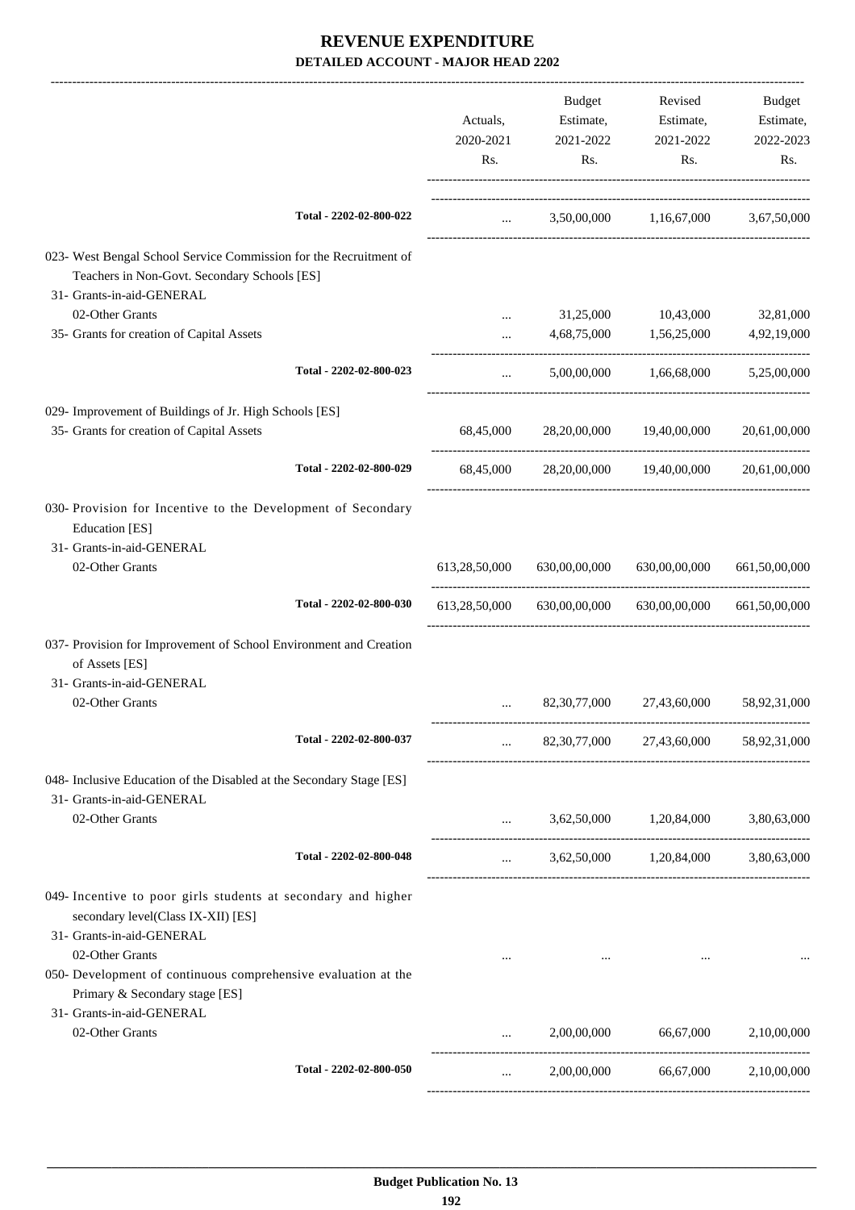# REVENUE EXPENDITURE

## DETAILED ACCOUNT - MAJOR HEAD 2202

| | Actuals, 2020-2021 Rs. | Budget Estimate, 2021-2022 Rs. | Revised Estimate, 2021-2022 Rs. | Budget Estimate, 2022-2023 Rs. |
|---|---|---|---|---|
| Total - 2202-02-800-022 | ... | 3,50,00,000 | 1,16,67,000 | 3,67,50,000 |
| 023- West Bengal School Service Commission for the Recruitment of Teachers in Non-Govt. Secondary Schools [ES] | | | | |
| 31- Grants-in-aid-GENERAL | | | | |
| 02-Other Grants | ... | 31,25,000 | 10,43,000 | 32,81,000 |
| 35- Grants for creation of Capital Assets | ... | 4,68,75,000 | 1,56,25,000 | 4,92,19,000 |
| Total - 2202-02-800-023 | ... | 5,00,00,000 | 1,66,68,000 | 5,25,00,000 |
| 029- Improvement of Buildings of Jr. High Schools [ES] | | | | |
| 35- Grants for creation of Capital Assets | 68,45,000 | 28,20,00,000 | 19,40,00,000 | 20,61,00,000 |
| Total - 2202-02-800-029 | 68,45,000 | 28,20,00,000 | 19,40,00,000 | 20,61,00,000 |
| 030- Provision for Incentive to the Development of Secondary Education [ES] | | | | |
| 31- Grants-in-aid-GENERAL | | | | |
| 02-Other Grants | 613,28,50,000 | 630,00,00,000 | 630,00,00,000 | 661,50,00,000 |
| Total - 2202-02-800-030 | 613,28,50,000 | 630,00,00,000 | 630,00,00,000 | 661,50,00,000 |
| 037- Provision for Improvement of School Environment and Creation of Assets [ES] | | | | |
| 31- Grants-in-aid-GENERAL | | | | |
| 02-Other Grants | ... | 82,30,77,000 | 27,43,60,000 | 58,92,31,000 |
| Total - 2202-02-800-037 | ... | 82,30,77,000 | 27,43,60,000 | 58,92,31,000 |
| 048- Inclusive Education of the Disabled at the Secondary Stage [ES] | | | | |
| 31- Grants-in-aid-GENERAL | | | | |
| 02-Other Grants | ... | 3,62,50,000 | 1,20,84,000 | 3,80,63,000 |
| Total - 2202-02-800-048 | ... | 3,62,50,000 | 1,20,84,000 | 3,80,63,000 |
| 049- Incentive to poor girls students at secondary and higher secondary level(Class IX-XII) [ES] | | | | |
| 31- Grants-in-aid-GENERAL | | | | |
| 02-Other Grants | ... | ... | ... | ... |
| 050- Development of continuous comprehensive evaluation at the Primary & Secondary stage [ES] | | | | |
| 31- Grants-in-aid-GENERAL | | | | |
| 02-Other Grants | ... | 2,00,00,000 | 66,67,000 | 2,10,00,000 |
| Total - 2202-02-800-050 | ... | 2,00,00,000 | 66,67,000 | 2,10,00,000 |

Budget Publication No. 13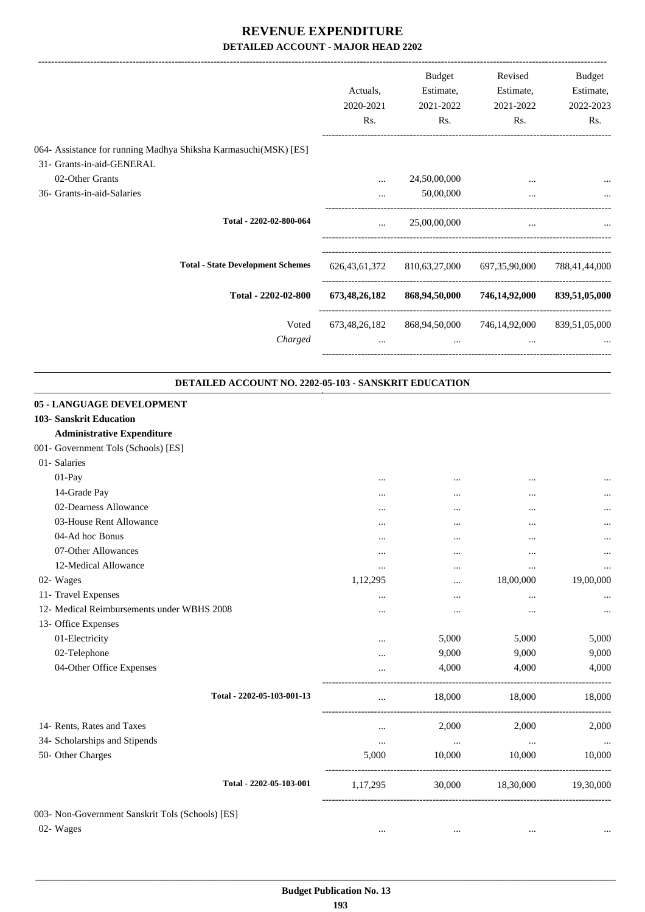# REVENUE EXPENDITURE

## DETAILED ACCOUNT - MAJOR HEAD 2202

| | Actuals, 2020-2021 Rs. | Budget Estimate, 2021-2022 Rs. | Revised Estimate, 2021-2022 Rs. | Budget Estimate, 2022-2023 Rs. |
|---|---|---|---|---|
| 064- Assistance for running Madhya Shiksha Karmasuchi(MSK) [ES] | | | | |
| 31- Grants-in-aid-GENERAL | | | | |
| 02-Other Grants | ... | 24,50,00,000 | ... | ... |
| 36- Grants-in-aid-Salaries | ... | 50,00,000 | ... | ... |
| Total - 2202-02-800-064 | ... | 25,00,00,000 | ... | ... |
| Total - State Development Schemes | 626,43,61,372 | 810,63,27,000 | 697,35,90,000 | 788,41,44,000 |
| **Total - 2202-02-800** | **673,48,26,182** | **868,94,50,000** | **746,14,92,000** | **839,51,05,000** |
| Voted | 673,48,26,182 | 868,94,50,000 | 746,14,92,000 | 839,51,05,000 |
| *Charged* | ... | ... | ... | ... |

### DETAILED ACCOUNT NO. 2202-05-103 - SANSKRIT EDUCATION

| | Actuals, 2020-2021 Rs. | Budget Estimate, 2021-2022 Rs. | Revised Estimate, 2021-2022 Rs. | Budget Estimate, 2022-2023 Rs. |
|---|---|---|---|---|
| **05 - LANGUAGE DEVELOPMENT** | | | | |
| **103- Sanskrit Education** | | | | |
| **Administrative Expenditure** | | | | |
| 001- Government Tols (Schools) [ES] | | | | |
| 01- Salaries | | | | |
| 01-Pay | ... | ... | ... | ... |
| 14-Grade Pay | ... | ... | ... | ... |
| 02-Dearness Allowance | ... | ... | ... | ... |
| 03-House Rent Allowance | ... | ... | ... | ... |
| 04-Ad hoc Bonus | ... | ... | ... | ... |
| 07-Other Allowances | ... | ... | ... | ... |
| 12-Medical Allowance | ... | ... | ... | ... |
| 02- Wages | 1,12,295 | ... | 18,00,000 | 19,00,000 |
| 11- Travel Expenses | ... | ... | ... | ... |
| 12- Medical Reimbursements under WBHS 2008 | ... | ... | ... | ... |
| 13- Office Expenses | | | | |
| 01-Electricity | ... | 5,000 | 5,000 | 5,000 |
| 02-Telephone | ... | 9,000 | 9,000 | 9,000 |
| 04-Other Office Expenses | ... | 4,000 | 4,000 | 4,000 |
| Total - 2202-05-103-001-13 | ... | 18,000 | 18,000 | 18,000 |
| 14- Rents, Rates and Taxes | ... | 2,000 | 2,000 | 2,000 |
| 34- Scholarships and Stipends | ... | ... | ... | ... |
| 50- Other Charges | 5,000 | 10,000 | 10,000 | 10,000 |
| Total - 2202-05-103-001 | 1,17,295 | 30,000 | 18,30,000 | 19,30,000 |
| 003- Non-Government Sanskrit Tols (Schools) [ES] | | | | |
| 02- Wages | ... | ... | ... | ... |

Budget Publication No. 13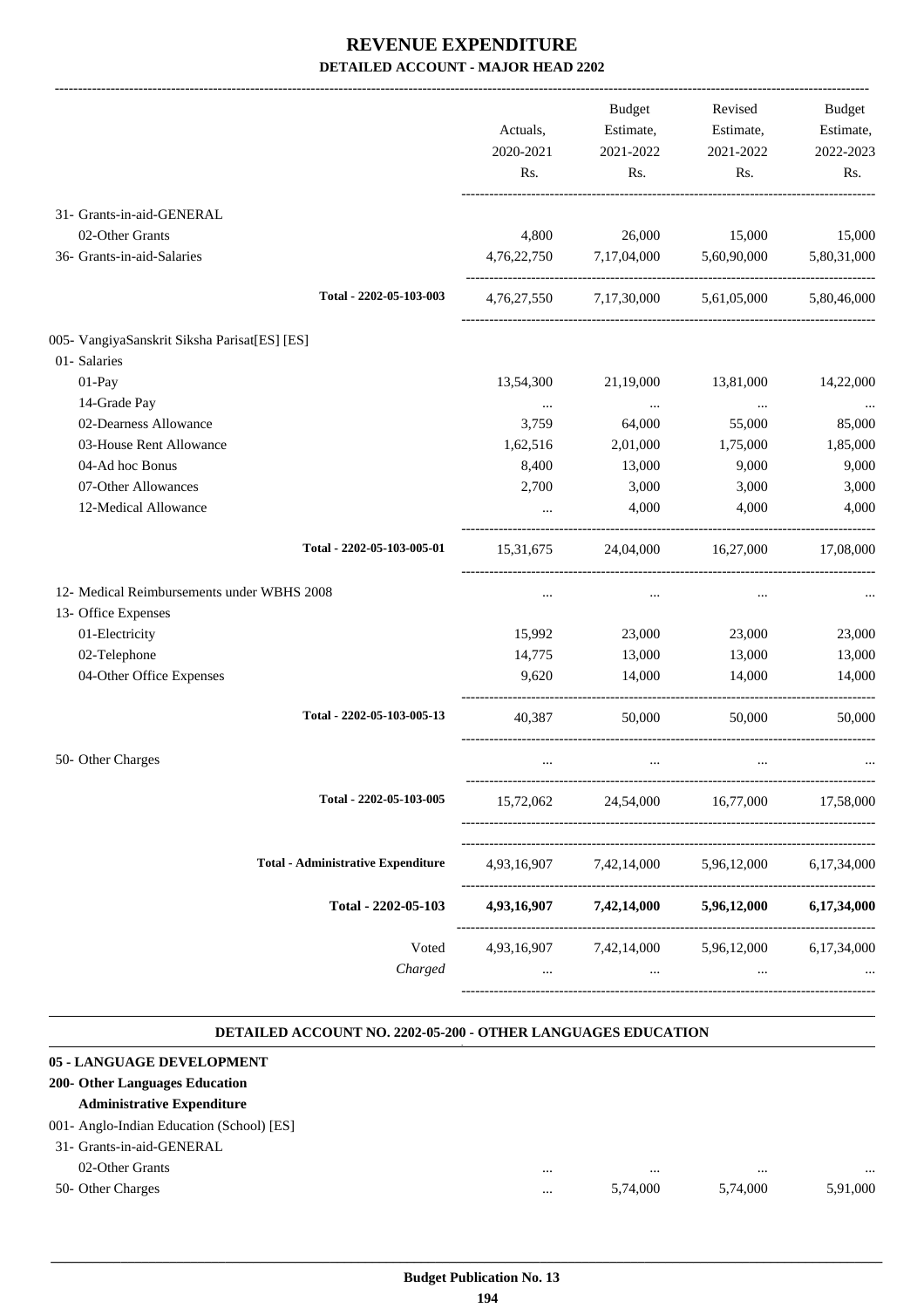# REVENUE EXPENDITURE

## DETAILED ACCOUNT - MAJOR HEAD 2202

| | Actuals, 2020-2021 Rs. | Budget Estimate, 2021-2022 Rs. | Revised Estimate, 2021-2022 Rs. | Budget Estimate, 2022-2023 Rs. |
|---|---|---|---|---|
| 31- Grants-in-aid-GENERAL | | | | |
| 02-Other Grants | 4,800 | 26,000 | 15,000 | 15,000 |
| 36- Grants-in-aid-Salaries | 4,76,22,750 | 7,17,04,000 | 5,60,90,000 | 5,80,31,000 |
| Total - 2202-05-103-003 | 4,76,27,550 | 7,17,30,000 | 5,61,05,000 | 5,80,46,000 |
| 005- VangiyaSanskrit Siksha Parisat[ES] [ES] | | | | |
| 01- Salaries | | | | |
| 01-Pay | 13,54,300 | 21,19,000 | 13,81,000 | 14,22,000 |
| 14-Grade Pay | ... | ... | ... | ... |
| 02-Dearness Allowance | 3,759 | 64,000 | 55,000 | 85,000 |
| 03-House Rent Allowance | 1,62,516 | 2,01,000 | 1,75,000 | 1,85,000 |
| 04-Ad hoc Bonus | 8,400 | 13,000 | 9,000 | 9,000 |
| 07-Other Allowances | 2,700 | 3,000 | 3,000 | 3,000 |
| 12-Medical Allowance | ... | 4,000 | 4,000 | 4,000 |
| Total - 2202-05-103-005-01 | 15,31,675 | 24,04,000 | 16,27,000 | 17,08,000 |
| 12- Medical Reimbursements under WBHS 2008 | ... | ... | ... | ... |
| 13- Office Expenses | | | | |
| 01-Electricity | 15,992 | 23,000 | 23,000 | 23,000 |
| 02-Telephone | 14,775 | 13,000 | 13,000 | 13,000 |
| 04-Other Office Expenses | 9,620 | 14,000 | 14,000 | 14,000 |
| Total - 2202-05-103-005-13 | 40,387 | 50,000 | 50,000 | 50,000 |
| 50- Other Charges | ... | ... | ... | ... |
| Total - 2202-05-103-005 | 15,72,062 | 24,54,000 | 16,77,000 | 17,58,000 |
| Total - Administrative Expenditure | 4,93,16,907 | 7,42,14,000 | 5,96,12,000 | 6,17,34,000 |
| **Total - 2202-05-103** | **4,93,16,907** | **7,42,14,000** | **5,96,12,000** | **6,17,34,000** |
| Voted | 4,93,16,907 | 7,42,14,000 | 5,96,12,000 | 6,17,34,000 |
| *Charged* | ... | ... | ... | ... |

### DETAILED ACCOUNT NO. 2202-05-200 - OTHER LANGUAGES EDUCATION

**05 - LANGUAGE DEVELOPMENT**

**200- Other Languages Education**

**Administrative Expenditure**

| | | | | |
|---|---|---|---|---|
| 001- Anglo-Indian Education (School) [ES] | | | | |
| 31- Grants-in-aid-GENERAL | | | | |
| 02-Other Grants | ... | ... | ... | ... |
| 50- Other Charges | ... | 5,74,000 | 5,74,000 | 5,91,000 |

**Budget Publication No. 13**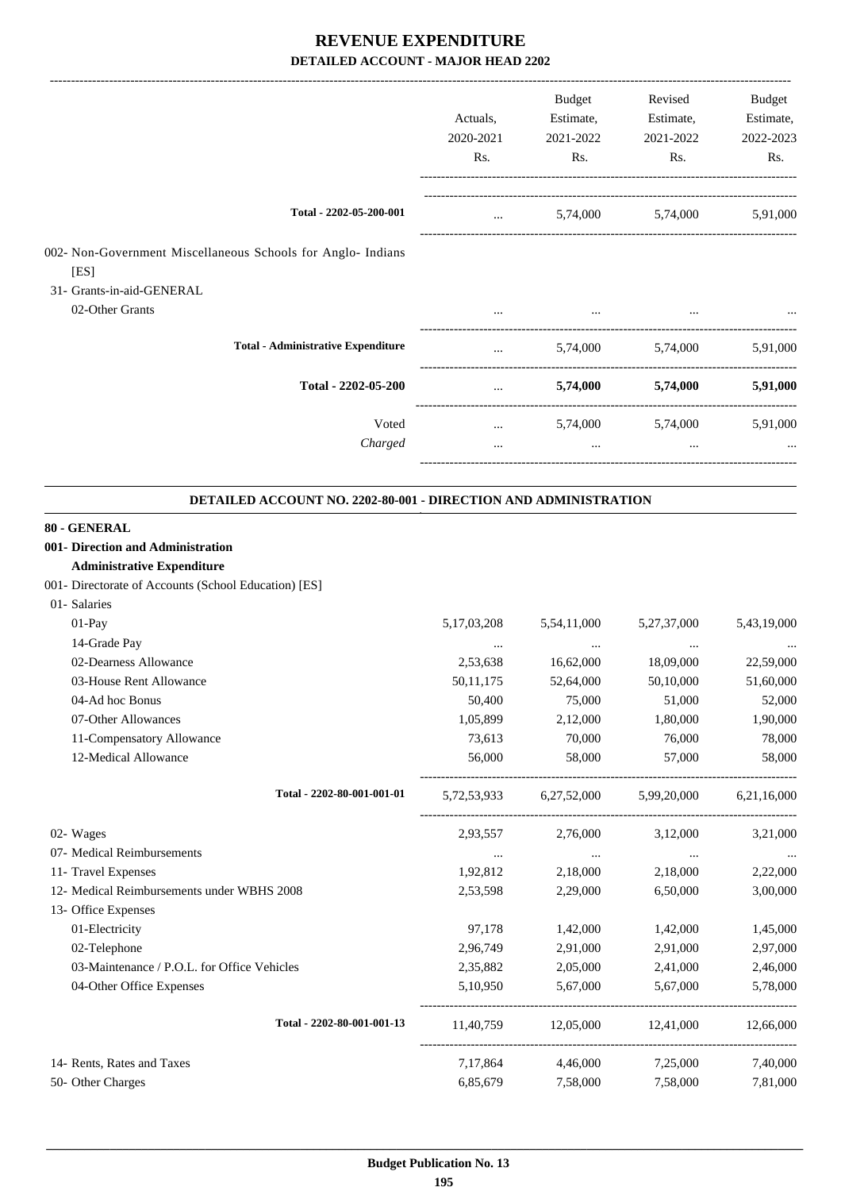# REVENUE EXPENDITURE

## DETAILED ACCOUNT - MAJOR HEAD 2202

| | Actuals, 2020-2021 Rs. | Budget Estimate, 2021-2022 Rs. | Revised Estimate, 2021-2022 Rs. | Budget Estimate, 2022-2023 Rs. |
|---|---|---|---|---|
| Total - 2202-05-200-001 | ... | 5,74,000 | 5,74,000 | 5,91,000 |
| 002- Non-Government Miscellaneous Schools for Anglo- Indians [ES] | | | | |
| 31- Grants-in-aid-GENERAL | | | | |
| 02-Other Grants | ... | ... | ... | ... |
| **Total - Administrative Expenditure** | ... | 5,74,000 | 5,74,000 | 5,91,000 |
| **Total - 2202-05-200** | ... | **5,74,000** | **5,74,000** | **5,91,000** |
| Voted | ... | 5,74,000 | 5,74,000 | 5,91,000 |
| *Charged* | ... | ... | ... | ... |

### DETAILED ACCOUNT NO. 2202-80-001 - DIRECTION AND ADMINISTRATION

**80 - GENERAL**

**001- Direction and Administration**

**Administrative Expenditure**

| | Actuals, 2020-2021 Rs. | Budget Estimate, 2021-2022 Rs. | Revised Estimate, 2021-2022 Rs. | Budget Estimate, 2022-2023 Rs. |
|---|---|---|---|---|
| 001- Directorate of Accounts (School Education) [ES] | | | | |
| 01- Salaries | | | | |
| 01-Pay | 5,17,03,208 | 5,54,11,000 | 5,27,37,000 | 5,43,19,000 |
| 14-Grade Pay | ... | ... | ... | ... |
| 02-Dearness Allowance | 2,53,638 | 16,62,000 | 18,09,000 | 22,59,000 |
| 03-House Rent Allowance | 50,11,175 | 52,64,000 | 50,10,000 | 51,60,000 |
| 04-Ad hoc Bonus | 50,400 | 75,000 | 51,000 | 52,000 |
| 07-Other Allowances | 1,05,899 | 2,12,000 | 1,80,000 | 1,90,000 |
| 11-Compensatory Allowance | 73,613 | 70,000 | 76,000 | 78,000 |
| 12-Medical Allowance | 56,000 | 58,000 | 57,000 | 58,000 |
| Total - 2202-80-001-001-01 | 5,72,53,933 | 6,27,52,000 | 5,99,20,000 | 6,21,16,000 |
| 02- Wages | 2,93,557 | 2,76,000 | 3,12,000 | 3,21,000 |
| 07- Medical Reimbursements | ... | ... | ... | ... |
| 11- Travel Expenses | 1,92,812 | 2,18,000 | 2,18,000 | 2,22,000 |
| 12- Medical Reimbursements under WBHS 2008 | 2,53,598 | 2,29,000 | 6,50,000 | 3,00,000 |
| 13- Office Expenses | | | | |
| 01-Electricity | 97,178 | 1,42,000 | 1,42,000 | 1,45,000 |
| 02-Telephone | 2,96,749 | 2,91,000 | 2,91,000 | 2,97,000 |
| 03-Maintenance / P.O.L. for Office Vehicles | 2,35,882 | 2,05,000 | 2,41,000 | 2,46,000 |
| 04-Other Office Expenses | 5,10,950 | 5,67,000 | 5,67,000 | 5,78,000 |
| Total - 2202-80-001-001-13 | 11,40,759 | 12,05,000 | 12,41,000 | 12,66,000 |
| 14- Rents, Rates and Taxes | 7,17,864 | 4,46,000 | 7,25,000 | 7,40,000 |
| 50- Other Charges | 6,85,679 | 7,58,000 | 7,58,000 | 7,81,000 |

**Budget Publication No. 13**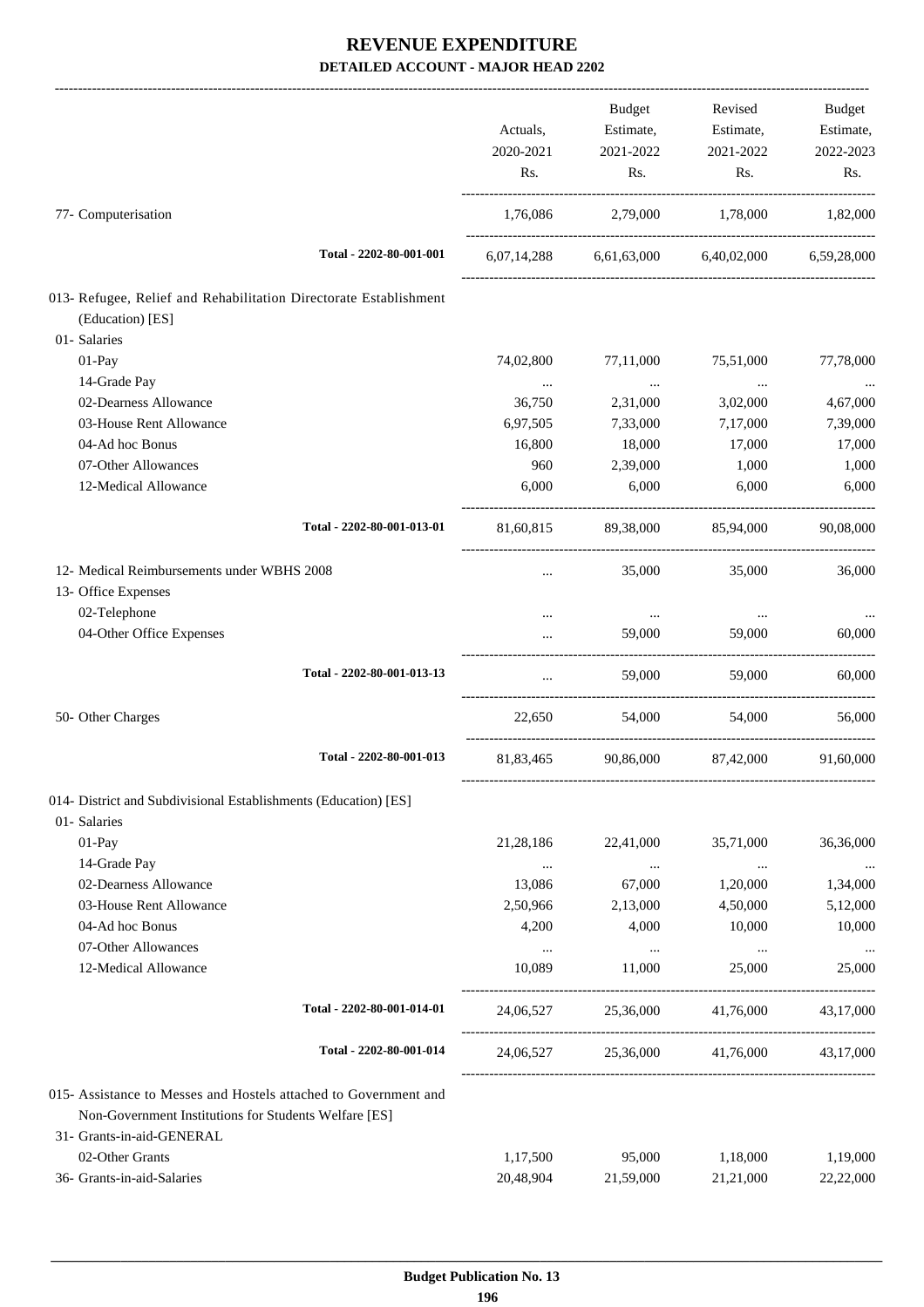# REVENUE EXPENDITURE

## DETAILED ACCOUNT - MAJOR HEAD 2202

| | Actuals, 2020-2021 Rs. | Budget Estimate, 2021-2022 Rs. | Revised Estimate, 2021-2022 Rs. | Budget Estimate, 2022-2023 Rs. |
|---|---|---|---|---|
| 77- Computerisation | 1,76,086 | 2,79,000 | 1,78,000 | 1,82,000 |
| Total - 2202-80-001-001 | 6,07,14,288 | 6,61,63,000 | 6,40,02,000 | 6,59,28,000 |
| 013- Refugee, Relief and Rehabilitation Directorate Establishment (Education) [ES] | | | | |
| 01- Salaries | | | | |
| 01-Pay | 74,02,800 | 77,11,000 | 75,51,000 | 77,78,000 |
| 14-Grade Pay | ... | ... | ... | ... |
| 02-Dearness Allowance | 36,750 | 2,31,000 | 3,02,000 | 4,67,000 |
| 03-House Rent Allowance | 6,97,505 | 7,33,000 | 7,17,000 | 7,39,000 |
| 04-Ad hoc Bonus | 16,800 | 18,000 | 17,000 | 17,000 |
| 07-Other Allowances | 960 | 2,39,000 | 1,000 | 1,000 |
| 12-Medical Allowance | 6,000 | 6,000 | 6,000 | 6,000 |
| Total - 2202-80-001-013-01 | 81,60,815 | 89,38,000 | 85,94,000 | 90,08,000 |
| 12- Medical Reimbursements under WBHS 2008 | ... | 35,000 | 35,000 | 36,000 |
| 13- Office Expenses | | | | |
| 02-Telephone | ... | ... | ... | ... |
| 04-Other Office Expenses | ... | 59,000 | 59,000 | 60,000 |
| Total - 2202-80-001-013-13 | ... | 59,000 | 59,000 | 60,000 |
| 50- Other Charges | 22,650 | 54,000 | 54,000 | 56,000 |
| Total - 2202-80-001-013 | 81,83,465 | 90,86,000 | 87,42,000 | 91,60,000 |
| 014- District and Subdivisional Establishments (Education) [ES] | | | | |
| 01- Salaries | | | | |
| 01-Pay | 21,28,186 | 22,41,000 | 35,71,000 | 36,36,000 |
| 14-Grade Pay | ... | ... | ... | ... |
| 02-Dearness Allowance | 13,086 | 67,000 | 1,20,000 | 1,34,000 |
| 03-House Rent Allowance | 2,50,966 | 2,13,000 | 4,50,000 | 5,12,000 |
| 04-Ad hoc Bonus | 4,200 | 4,000 | 10,000 | 10,000 |
| 07-Other Allowances | ... | ... | ... | ... |
| 12-Medical Allowance | 10,089 | 11,000 | 25,000 | 25,000 |
| Total - 2202-80-001-014-01 | 24,06,527 | 25,36,000 | 41,76,000 | 43,17,000 |
| Total - 2202-80-001-014 | 24,06,527 | 25,36,000 | 41,76,000 | 43,17,000 |
| 015- Assistance to Messes and Hostels attached to Government and Non-Government Institutions for Students Welfare [ES] | | | | |
| 31- Grants-in-aid-GENERAL | | | | |
| 02-Other Grants | 1,17,500 | 95,000 | 1,18,000 | 1,19,000 |
| 36- Grants-in-aid-Salaries | 20,48,904 | 21,59,000 | 21,21,000 | 22,22,000 |

Budget Publication No. 13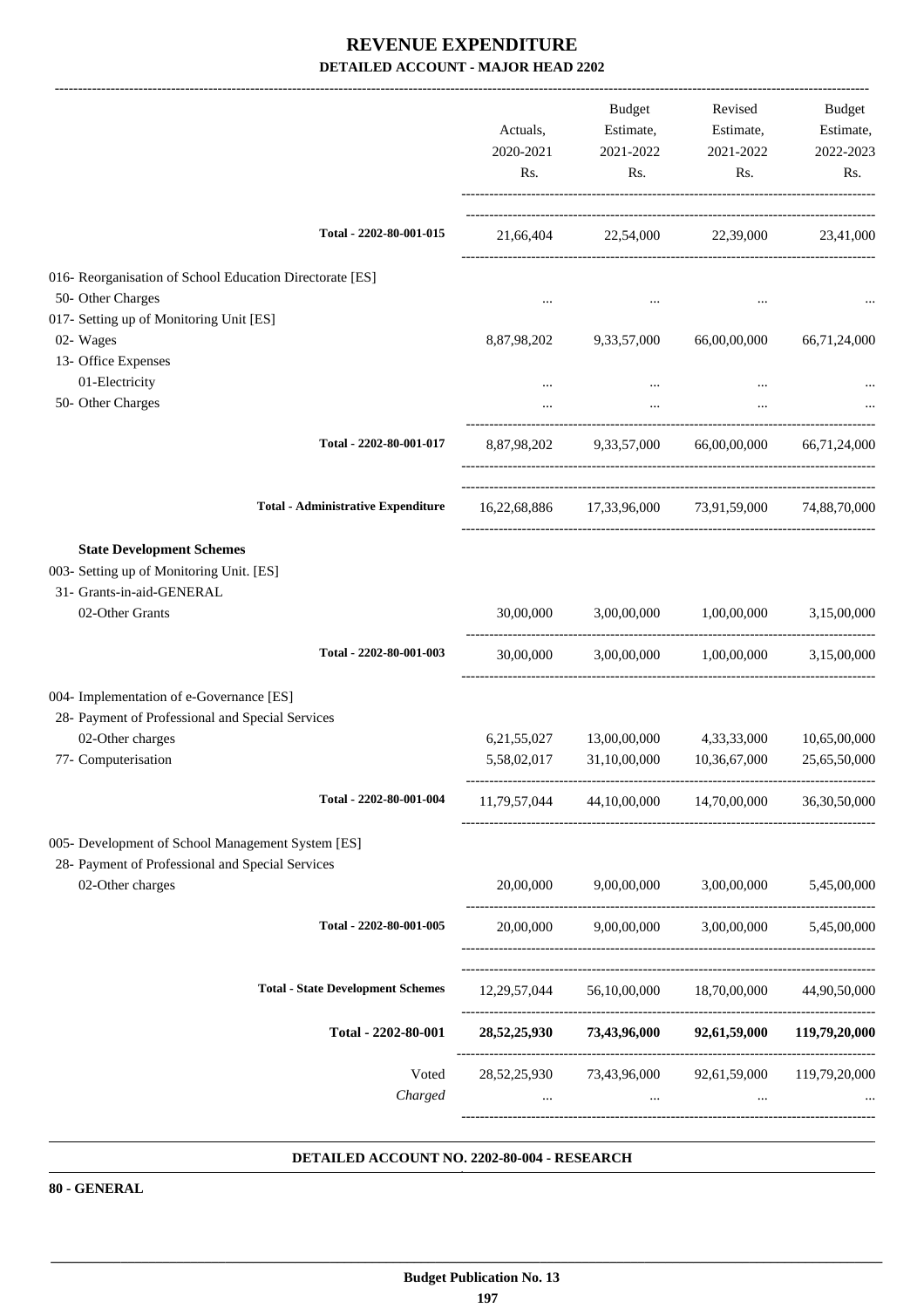# REVENUE EXPENDITURE

## DETAILED ACCOUNT - MAJOR HEAD 2202

| | Actuals, 2020-2021 Rs. | Budget Estimate, 2021-2022 Rs. | Revised Estimate, 2021-2022 Rs. | Budget Estimate, 2022-2023 Rs. |
|---|---|---|---|---|
| Total - 2202-80-001-015 | 21,66,404 | 22,54,000 | 22,39,000 | 23,41,000 |
| 016- Reorganisation of School Education Directorate [ES] | | | | |
| 50- Other Charges | ... | ... | ... | ... |
| 017- Setting up of Monitoring Unit [ES] | | | | |
| 02- Wages | 8,87,98,202 | 9,33,57,000 | 66,00,00,000 | 66,71,24,000 |
| 13- Office Expenses | | | | |
| 01-Electricity | ... | ... | ... | ... |
| 50- Other Charges | ... | ... | ... | ... |
| Total - 2202-80-001-017 | 8,87,98,202 | 9,33,57,000 | 66,00,00,000 | 66,71,24,000 |
| Total - Administrative Expenditure | 16,22,68,886 | 17,33,96,000 | 73,91,59,000 | 74,88,70,000 |
| **State Development Schemes** | | | | |
| 003- Setting up of Monitoring Unit. [ES] | | | | |
| 31- Grants-in-aid-GENERAL | | | | |
| 02-Other Grants | 30,00,000 | 3,00,00,000 | 1,00,00,000 | 3,15,00,000 |
| Total - 2202-80-001-003 | 30,00,000 | 3,00,00,000 | 1,00,00,000 | 3,15,00,000 |
| 004- Implementation of e-Governance [ES] | | | | |
| 28- Payment of Professional and Special Services | | | | |
| 02-Other charges | 6,21,55,027 | 13,00,00,000 | 4,33,33,000 | 10,65,00,000 |
| 77- Computerisation | 5,58,02,017 | 31,10,00,000 | 10,36,67,000 | 25,65,50,000 |
| Total - 2202-80-001-004 | 11,79,57,044 | 44,10,00,000 | 14,70,00,000 | 36,30,50,000 |
| 005- Development of School Management System [ES] | | | | |
| 28- Payment of Professional and Special Services | | | | |
| 02-Other charges | 20,00,000 | 9,00,00,000 | 3,00,00,000 | 5,45,00,000 |
| Total - 2202-80-001-005 | 20,00,000 | 9,00,00,000 | 3,00,00,000 | 5,45,00,000 |
| Total - State Development Schemes | 12,29,57,044 | 56,10,00,000 | 18,70,00,000 | 44,90,50,000 |
| **Total - 2202-80-001** | **28,52,25,930** | **73,43,96,000** | **92,61,59,000** | **119,79,20,000** |
| Voted | 28,52,25,930 | 73,43,96,000 | 92,61,59,000 | 119,79,20,000 |
| *Charged* | ... | ... | ... | ... |

**DETAILED ACCOUNT NO. 2202-80-004 - RESEARCH**

**80 - GENERAL**

Budget Publication No. 13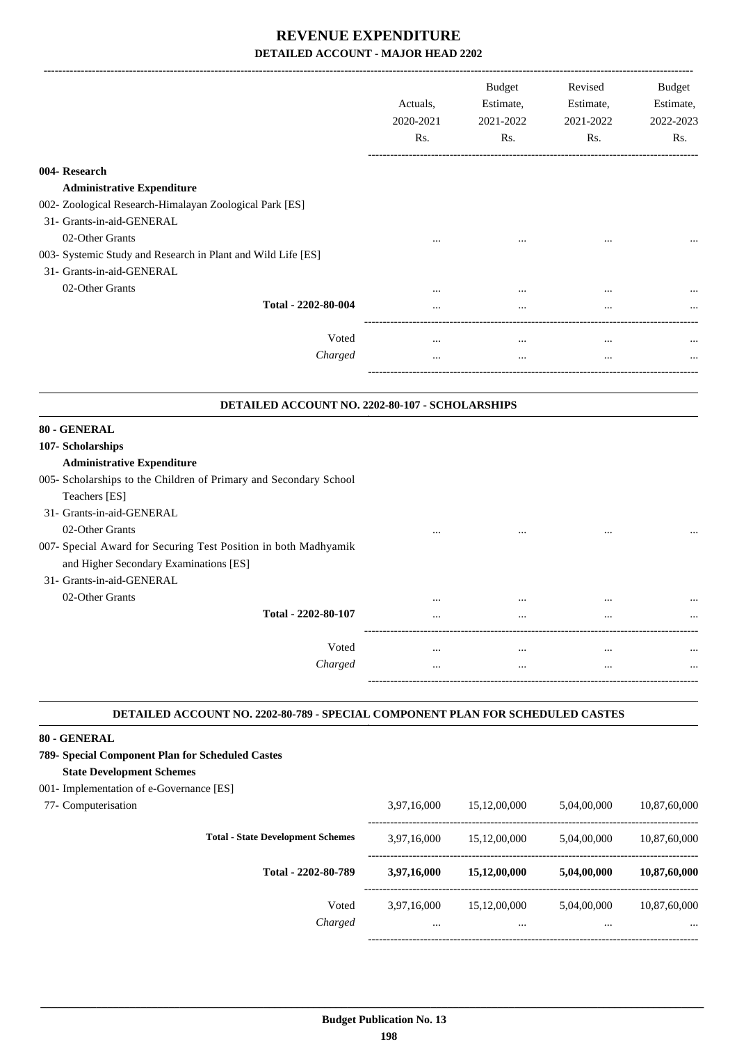# REVENUE EXPENDITURE

## DETAILED ACCOUNT - MAJOR HEAD 2202

| | Actuals, 2020-2021 Rs. | Budget Estimate, 2021-2022 Rs. | Revised Estimate, 2021-2022 Rs. | Budget Estimate, 2022-2023 Rs. |
|---|---|---|---|---|
| **004- Research** | | | | |
| **Administrative Expenditure** | | | | |
| 002- Zoological Research-Himalayan Zoological Park [ES] | | | | |
| 31- Grants-in-aid-GENERAL | | | | |
| 02-Other Grants | ... | ... | ... | ... |
| 003- Systemic Study and Research in Plant and Wild Life [ES] | | | | |
| 31- Grants-in-aid-GENERAL | | | | |
| 02-Other Grants | ... | ... | ... | ... |
| **Total - 2202-80-004** | ... | ... | ... | ... |
| Voted | ... | ... | ... | ... |
| *Charged* | ... | ... | ... | ... |

### DETAILED ACCOUNT NO. 2202-80-107 - SCHOLARSHIPS

| | Actuals, 2020-2021 Rs. | Budget Estimate, 2021-2022 Rs. | Revised Estimate, 2021-2022 Rs. | Budget Estimate, 2022-2023 Rs. |
|---|---|---|---|---|
| **80 - GENERAL** | | | | |
| **107- Scholarships** | | | | |
| **Administrative Expenditure** | | | | |
| 005- Scholarships to the Children of Primary and Secondary School Teachers [ES] | | | | |
| 31- Grants-in-aid-GENERAL | | | | |
| 02-Other Grants | ... | ... | ... | ... |
| 007- Special Award for Securing Test Position in both Madhyamik and Higher Secondary Examinations [ES] | | | | |
| 31- Grants-in-aid-GENERAL | | | | |
| 02-Other Grants | ... | ... | ... | ... |
| **Total - 2202-80-107** | ... | ... | ... | ... |
| Voted | ... | ... | ... | ... |
| *Charged* | ... | ... | ... | ... |

### DETAILED ACCOUNT NO. 2202-80-789 - SPECIAL COMPONENT PLAN FOR SCHEDULED CASTES

| | Actuals, 2020-2021 Rs. | Budget Estimate, 2021-2022 Rs. | Revised Estimate, 2021-2022 Rs. | Budget Estimate, 2022-2023 Rs. |
|---|---|---|---|---|
| **80 - GENERAL** | | | | |
| **789- Special Component Plan for Scheduled Castes** | | | | |
| **State Development Schemes** | | | | |
| 001- Implementation of e-Governance [ES] | | | | |
| 77- Computerisation | 3,97,16,000 | 15,12,00,000 | 5,04,00,000 | 10,87,60,000 |
| **Total - State Development Schemes** | 3,97,16,000 | 15,12,00,000 | 5,04,00,000 | 10,87,60,000 |
| **Total - 2202-80-789** | **3,97,16,000** | **15,12,00,000** | **5,04,00,000** | **10,87,60,000** |
| Voted | 3,97,16,000 | 15,12,00,000 | 5,04,00,000 | 10,87,60,000 |
| *Charged* | ... | ... | ... | ... |

Budget Publication No. 13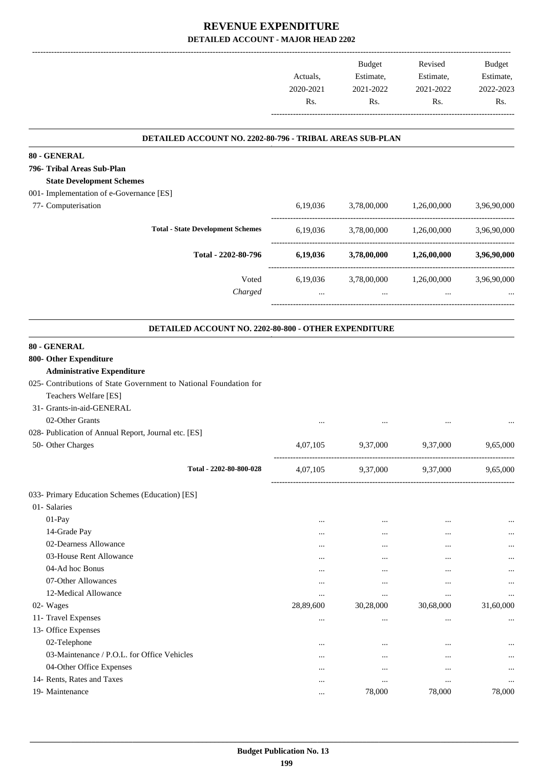# REVENUE EXPENDITURE

## DETAILED ACCOUNT - MAJOR HEAD 2202

| | Actuals, 2020-2021 Rs. | Budget Estimate, 2021-2022 Rs. | Revised Estimate, 2021-2022 Rs. | Budget Estimate, 2022-2023 Rs. |
|---|---|---|---|---|
| **DETAILED ACCOUNT NO. 2202-80-796 - TRIBAL AREAS SUB-PLAN** | | | | |
| **80 - GENERAL** | | | | |
| **796- Tribal Areas Sub-Plan** | | | | |
| **State Development Schemes** | | | | |
| 001- Implementation of e-Governance [ES] | | | | |
| 77- Computerisation | 6,19,036 | 3,78,00,000 | 1,26,00,000 | 3,96,90,000 |
| **Total - State Development Schemes** | 6,19,036 | 3,78,00,000 | 1,26,00,000 | 3,96,90,000 |
| **Total - 2202-80-796** | **6,19,036** | **3,78,00,000** | **1,26,00,000** | **3,96,90,000** |
| Voted | 6,19,036 | 3,78,00,000 | 1,26,00,000 | 3,96,90,000 |
| *Charged* | ... | ... | ... | ... |
| **DETAILED ACCOUNT NO. 2202-80-800 - OTHER EXPENDITURE** | | | | |
| **80 - GENERAL** | | | | |
| **800- Other Expenditure** | | | | |
| **Administrative Expenditure** | | | | |
| 025- Contributions of State Government to National Foundation for Teachers Welfare [ES] | | | | |
| 31- Grants-in-aid-GENERAL | | | | |
| 02-Other Grants | ... | ... | ... | ... |
| 028- Publication of Annual Report, Journal etc. [ES] | | | | |
| 50- Other Charges | 4,07,105 | 9,37,000 | 9,37,000 | 9,65,000 |
| **Total - 2202-80-800-028** | 4,07,105 | 9,37,000 | 9,37,000 | 9,65,000 |
| 033- Primary Education Schemes (Education) [ES] | | | | |
| 01- Salaries | | | | |
| 01-Pay | ... | ... | ... | ... |
| 14-Grade Pay | ... | ... | ... | ... |
| 02-Dearness Allowance | ... | ... | ... | ... |
| 03-House Rent Allowance | ... | ... | ... | ... |
| 04-Ad hoc Bonus | ... | ... | ... | ... |
| 07-Other Allowances | ... | ... | ... | ... |
| 12-Medical Allowance | ... | ... | ... | ... |
| 02- Wages | 28,89,600 | 30,28,000 | 30,68,000 | 31,60,000 |
| 11- Travel Expenses | ... | ... | ... | ... |
| 13- Office Expenses | | | | |
| 02-Telephone | ... | ... | ... | ... |
| 03-Maintenance / P.O.L. for Office Vehicles | ... | ... | ... | ... |
| 04-Other Office Expenses | ... | ... | ... | ... |
| 14- Rents, Rates and Taxes | ... | ... | ... | ... |
| 19- Maintenance | ... | 78,000 | 78,000 | 78,000 |

Budget Publication No. 13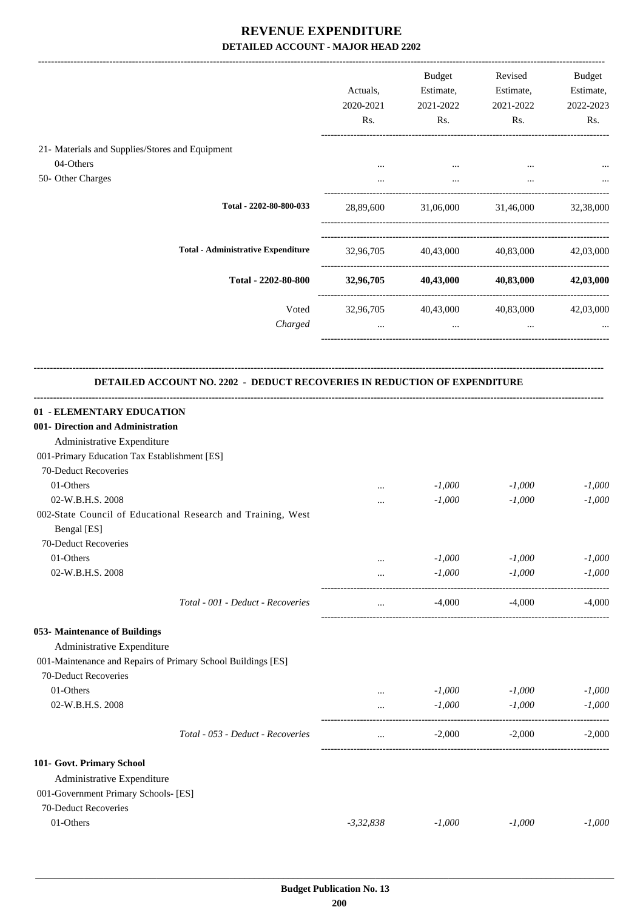# REVENUE EXPENDITURE

## DETAILED ACCOUNT - MAJOR HEAD 2202

| | Actuals, 2020-2021 Rs. | Budget Estimate, 2021-2022 Rs. | Revised Estimate, 2021-2022 Rs. | Budget Estimate, 2022-2023 Rs. |
|---|---|---|---|---|
| 21- Materials and Supplies/Stores and Equipment | | | | |
| 04-Others | ... | ... | ... | ... |
| 50- Other Charges | ... | ... | ... | ... |
| **Total - 2202-80-800-033** | 28,89,600 | 31,06,000 | 31,46,000 | 32,38,000 |
| **Total - Administrative Expenditure** | 32,96,705 | 40,43,000 | 40,83,000 | 42,03,000 |
| **Total - 2202-80-800** | **32,96,705** | **40,43,000** | **40,83,000** | **42,03,000** |
| Voted | 32,96,705 | 40,43,000 | 40,83,000 | 42,03,000 |
| *Charged* | ... | ... | ... | ... |

### DETAILED ACCOUNT NO. 2202 - DEDUCT RECOVERIES IN REDUCTION OF EXPENDITURE

| | Actuals, 2020-2021 Rs. | Budget Estimate, 2021-2022 Rs. | Revised Estimate, 2021-2022 Rs. | Budget Estimate, 2022-2023 Rs. |
|---|---|---|---|---|
| **01 - ELEMENTARY EDUCATION** | | | | |
| **001- Direction and Administration** | | | | |
| Administrative Expenditure | | | | |
| 001-Primary Education Tax Establishment [ES] | | | | |
| 70-Deduct Recoveries | | | | |
| 01-Others | ... | *-1,000* | *-1,000* | *-1,000* |
| 02-W.B.H.S. 2008 | ... | *-1,000* | *-1,000* | *-1,000* |
| 002-State Council of Educational Research and Training, West Bengal [ES] | | | | |
| 70-Deduct Recoveries | | | | |
| 01-Others | ... | *-1,000* | *-1,000* | *-1,000* |
| 02-W.B.H.S. 2008 | ... | *-1,000* | *-1,000* | *-1,000* |
| *Total - 001 - Deduct - Recoveries* | ... | -4,000 | -4,000 | -4,000 |
| **053- Maintenance of Buildings** | | | | |
| Administrative Expenditure | | | | |
| 001-Maintenance and Repairs of Primary School Buildings [ES] | | | | |
| 70-Deduct Recoveries | | | | |
| 01-Others | ... | *-1,000* | *-1,000* | *-1,000* |
| 02-W.B.H.S. 2008 | ... | *-1,000* | *-1,000* | *-1,000* |
| *Total - 053 - Deduct - Recoveries* | ... | -2,000 | -2,000 | -2,000 |
| **101- Govt. Primary School** | | | | |
| Administrative Expenditure | | | | |
| 001-Government Primary Schools- [ES] | | | | |
| 70-Deduct Recoveries | | | | |
| 01-Others | *-3,32,838* | *-1,000* | *-1,000* | *-1,000* |

**Budget Publication No. 13**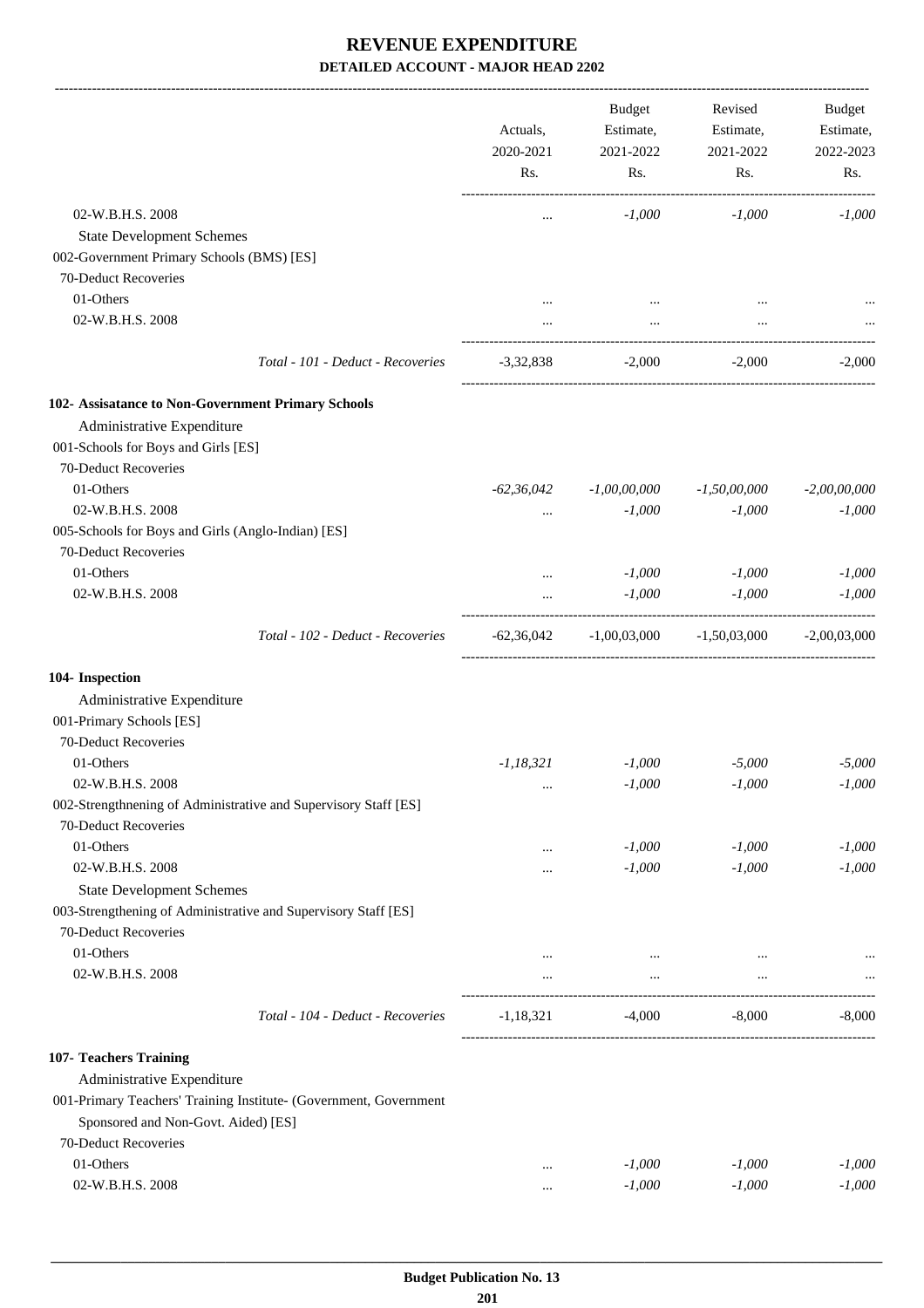# REVENUE EXPENDITURE

## DETAILED ACCOUNT - MAJOR HEAD 2202

| | Actuals, 2020-2021 Rs. | Budget Estimate, 2021-2022 Rs. | Revised Estimate, 2021-2022 Rs. | Budget Estimate, 2022-2023 Rs. |
|---|---|---|---|---|
| 02-W.B.H.S. 2008 | ... | *-1,000* | *-1,000* | *-1,000* |
| State Development Schemes | | | | |
| 002-Government Primary Schools (BMS) [ES] | | | | |
| 70-Deduct Recoveries | | | | |
| 01-Others | ... | ... | ... | ... |
| 02-W.B.H.S. 2008 | ... | ... | ... | ... |
| *Total - 101 - Deduct - Recoveries* | -3,32,838 | -2,000 | -2,000 | -2,000 |
| **102- Assisatance to Non-Government Primary Schools** | | | | |
| Administrative Expenditure | | | | |
| 001-Schools for Boys and Girls [ES] | | | | |
| 70-Deduct Recoveries | | | | |
| 01-Others | *-62,36,042* | *-1,00,00,000* | *-1,50,00,000* | *-2,00,00,000* |
| 02-W.B.H.S. 2008 | ... | *-1,000* | *-1,000* | *-1,000* |
| 005-Schools for Boys and Girls (Anglo-Indian) [ES] | | | | |
| 70-Deduct Recoveries | | | | |
| 01-Others | ... | *-1,000* | *-1,000* | *-1,000* |
| 02-W.B.H.S. 2008 | ... | *-1,000* | *-1,000* | *-1,000* |
| *Total - 102 - Deduct - Recoveries* | -62,36,042 | -1,00,03,000 | -1,50,03,000 | -2,00,03,000 |
| **104- Inspection** | | | | |
| Administrative Expenditure | | | | |
| 001-Primary Schools [ES] | | | | |
| 70-Deduct Recoveries | | | | |
| 01-Others | *-1,18,321* | *-1,000* | *-5,000* | *-5,000* |
| 02-W.B.H.S. 2008 | ... | *-1,000* | *-1,000* | *-1,000* |
| 002-Strengthnening of Administrative and Supervisory Staff [ES] | | | | |
| 70-Deduct Recoveries | | | | |
| 01-Others | ... | *-1,000* | *-1,000* | *-1,000* |
| 02-W.B.H.S. 2008 | ... | *-1,000* | *-1,000* | *-1,000* |
| State Development Schemes | | | | |
| 003-Strengthening of Administrative and Supervisory Staff [ES] | | | | |
| 70-Deduct Recoveries | | | | |
| 01-Others | ... | ... | ... | ... |
| 02-W.B.H.S. 2008 | ... | ... | ... | ... |
| *Total - 104 - Deduct - Recoveries* | -1,18,321 | -4,000 | -8,000 | -8,000 |
| **107- Teachers Training** | | | | |
| Administrative Expenditure | | | | |
| 001-Primary Teachers' Training Institute- (Government, Government Sponsored and Non-Govt. Aided) [ES] | | | | |
| 70-Deduct Recoveries | | | | |
| 01-Others | ... | *-1,000* | *-1,000* | *-1,000* |
| 02-W.B.H.S. 2008 | ... | *-1,000* | *-1,000* | *-1,000* |

Budget Publication No. 13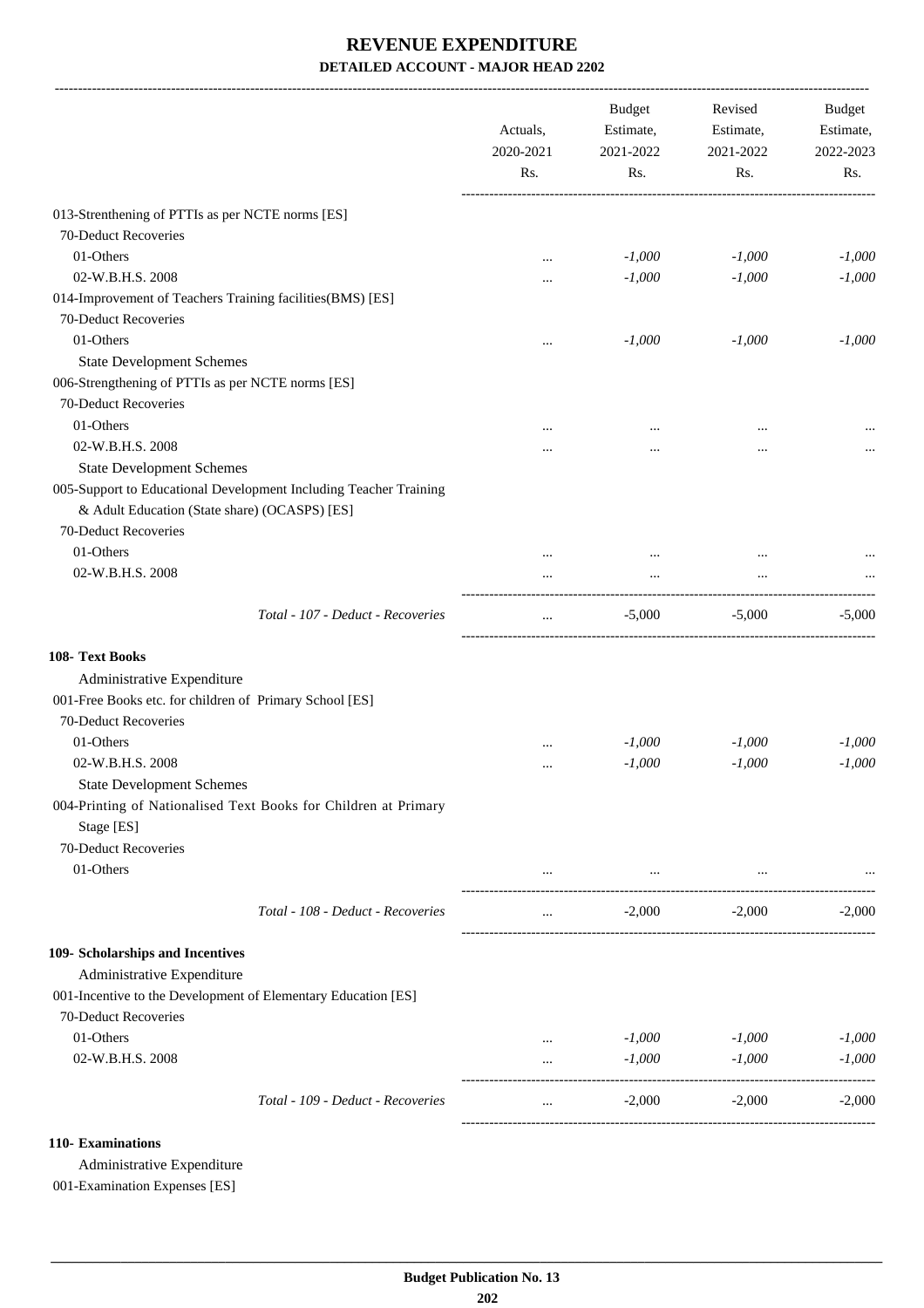# REVENUE EXPENDITURE

## DETAILED ACCOUNT - MAJOR HEAD 2202

| | Actuals, 2020-2021 Rs. | Budget Estimate, 2021-2022 Rs. | Revised Estimate, 2021-2022 Rs. | Budget Estimate, 2022-2023 Rs. |
|---|---|---|---|---|
| 013-Strenthening of PTTIs as per NCTE norms [ES] | | | | |
| 70-Deduct Recoveries | | | | |
| 01-Others | ... | -1,000 | -1,000 | -1,000 |
| 02-W.B.H.S. 2008 | ... | -1,000 | -1,000 | -1,000 |
| 014-Improvement of Teachers Training facilities(BMS) [ES] | | | | |
| 70-Deduct Recoveries | | | | |
| 01-Others | ... | -1,000 | -1,000 | -1,000 |
| State Development Schemes | | | | |
| 006-Strengthening of PTTIs as per NCTE norms [ES] | | | | |
| 70-Deduct Recoveries | | | | |
| 01-Others | ... | ... | ... | ... |
| 02-W.B.H.S. 2008 | ... | ... | ... | ... |
| State Development Schemes | | | | |
| 005-Support to Educational Development Including Teacher Training & Adult Education (State share) (OCASPS) [ES] | | | | |
| 70-Deduct Recoveries | | | | |
| 01-Others | ... | ... | ... | ... |
| 02-W.B.H.S. 2008 | ... | ... | ... | ... |
| *Total - 107 - Deduct - Recoveries* | ... | -5,000 | -5,000 | -5,000 |
| **108- Text Books** | | | | |
| Administrative Expenditure | | | | |
| 001-Free Books etc. for children of Primary School [ES] | | | | |
| 70-Deduct Recoveries | | | | |
| 01-Others | ... | -1,000 | -1,000 | -1,000 |
| 02-W.B.H.S. 2008 | ... | -1,000 | -1,000 | -1,000 |
| State Development Schemes | | | | |
| 004-Printing of Nationalised Text Books for Children at Primary Stage [ES] | | | | |
| 70-Deduct Recoveries | | | | |
| 01-Others | ... | ... | ... | ... |
| *Total - 108 - Deduct - Recoveries* | ... | -2,000 | -2,000 | -2,000 |
| **109- Scholarships and Incentives** | | | | |
| Administrative Expenditure | | | | |
| 001-Incentive to the Development of Elementary Education [ES] | | | | |
| 70-Deduct Recoveries | | | | |
| 01-Others | ... | -1,000 | -1,000 | -1,000 |
| 02-W.B.H.S. 2008 | ... | -1,000 | -1,000 | -1,000 |
| *Total - 109 - Deduct - Recoveries* | ... | -2,000 | -2,000 | -2,000 |
| **110- Examinations** | | | | |
| Administrative Expenditure | | | | |
| 001-Examination Expenses [ES] | | | | |

**Budget Publication No. 13**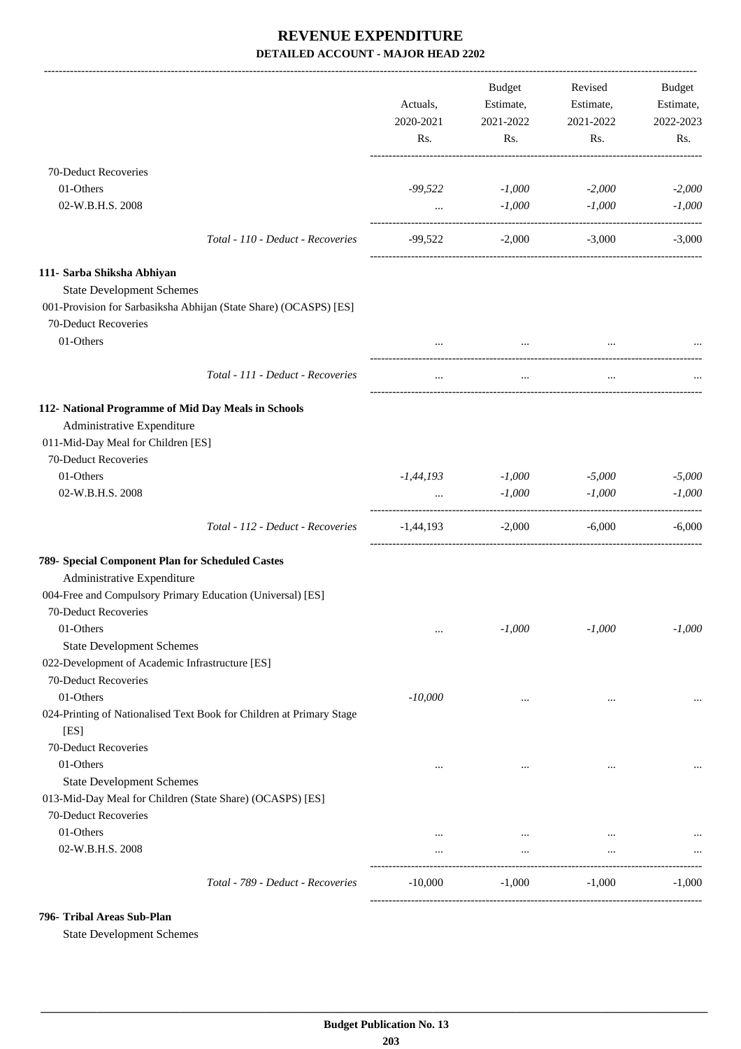# REVENUE EXPENDITURE

## DETAILED ACCOUNT - MAJOR HEAD 2202

| | Actuals, 2020-2021 Rs. | Budget Estimate, 2021-2022 Rs. | Revised Estimate, 2021-2022 Rs. | Budget Estimate, 2022-2023 Rs. |
|---|---|---|---|---|
| 70-Deduct Recoveries | | | | |
| 01-Others | -99,522 | -1,000 | -2,000 | -2,000 |
| 02-W.B.H.S. 2008 | ... | -1,000 | -1,000 | -1,000 |
| Total - 110 - Deduct - Recoveries | -99,522 | -2,000 | -3,000 | -3,000 |
| **111- Sarba Shiksha Abhiyan** | | | | |
| State Development Schemes | | | | |
| 001-Provision for Sarbasiksha Abhijan (State Share) (OCASPS) [ES] | | | | |
| 70-Deduct Recoveries | | | | |
| 01-Others | ... | ... | ... | ... |
| Total - 111 - Deduct - Recoveries | ... | ... | ... | ... |
| **112- National Programme of Mid Day Meals in Schools** | | | | |
| Administrative Expenditure | | | | |
| 011-Mid-Day Meal for Children [ES] | | | | |
| 70-Deduct Recoveries | | | | |
| 01-Others | -1,44,193 | -1,000 | -5,000 | -5,000 |
| 02-W.B.H.S. 2008 | ... | -1,000 | -1,000 | -1,000 |
| Total - 112 - Deduct - Recoveries | -1,44,193 | -2,000 | -6,000 | -6,000 |
| **789- Special Component Plan for Scheduled Castes** | | | | |
| Administrative Expenditure | | | | |
| 004-Free and Compulsory Primary Education (Universal) [ES] | | | | |
| 70-Deduct Recoveries | | | | |
| 01-Others | ... | -1,000 | -1,000 | -1,000 |
| State Development Schemes | | | | |
| 022-Development of Academic Infrastructure [ES] | | | | |
| 70-Deduct Recoveries | | | | |
| 01-Others | -10,000 | ... | ... | ... |
| 024-Printing of Nationalised Text Book for Children at Primary Stage [ES] | | | | |
| 70-Deduct Recoveries | | | | |
| 01-Others | ... | ... | ... | ... |
| State Development Schemes | | | | |
| 013-Mid-Day Meal for Children (State Share) (OCASPS) [ES] | | | | |
| 70-Deduct Recoveries | | | | |
| 01-Others | ... | ... | ... | ... |
| 02-W.B.H.S. 2008 | ... | ... | ... | ... |
| Total - 789 - Deduct - Recoveries | -10,000 | -1,000 | -1,000 | -1,000 |

**796- Tribal Areas Sub-Plan**

State Development Schemes

Budget Publication No. 13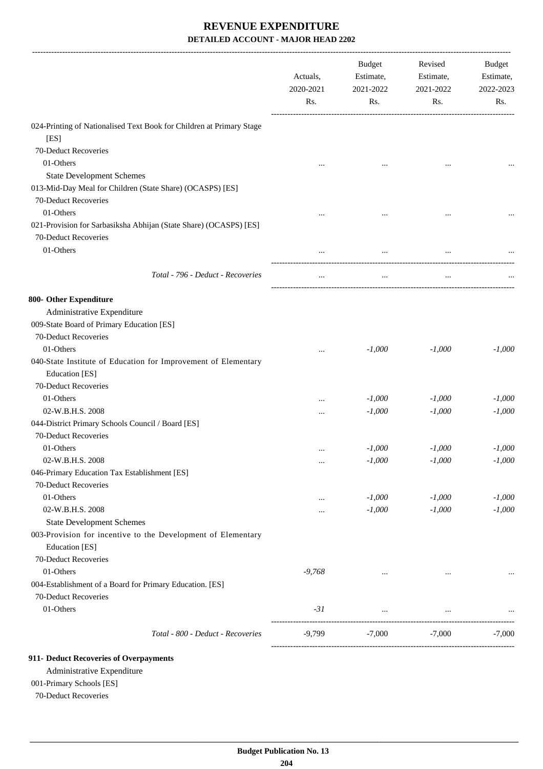# REVENUE EXPENDITURE

**DETAILED ACCOUNT - MAJOR HEAD 2202**

| | Actuals, 2020-2021 Rs. | Budget Estimate, 2021-2022 Rs. | Revised Estimate, 2021-2022 Rs. | Budget Estimate, 2022-2023 Rs. |
|---|---|---|---|---|
| 024-Printing of Nationalised Text Book for Children at Primary Stage [ES] | | | | |
| 70-Deduct Recoveries | | | | |
| 01-Others | ... | ... | ... | ... |
| State Development Schemes | | | | |
| 013-Mid-Day Meal for Children (State Share) (OCASPS) [ES] | | | | |
| 70-Deduct Recoveries | | | | |
| 01-Others | ... | ... | ... | ... |
| 021-Provision for Sarbasiksha Abhijan (State Share) (OCASPS) [ES] | | | | |
| 70-Deduct Recoveries | | | | |
| 01-Others | ... | ... | ... | ... |
| *Total - 796 - Deduct - Recoveries* | ... | ... | ... | ... |
| **800- Other Expenditure** | | | | |
| Administrative Expenditure | | | | |
| 009-State Board of Primary Education [ES] | | | | |
| 70-Deduct Recoveries | | | | |
| 01-Others | ... | -1,000 | -1,000 | -1,000 |
| 040-State Institute of Education for Improvement of Elementary Education [ES] | | | | |
| 70-Deduct Recoveries | | | | |
| 01-Others | ... | -1,000 | -1,000 | -1,000 |
| 02-W.B.H.S. 2008 | ... | -1,000 | -1,000 | -1,000 |
| 044-District Primary Schools Council / Board [ES] | | | | |
| 70-Deduct Recoveries | | | | |
| 01-Others | ... | -1,000 | -1,000 | -1,000 |
| 02-W.B.H.S. 2008 | ... | -1,000 | -1,000 | -1,000 |
| 046-Primary Education Tax Establishment [ES] | | | | |
| 70-Deduct Recoveries | | | | |
| 01-Others | ... | -1,000 | -1,000 | -1,000 |
| 02-W.B.H.S. 2008 | ... | -1,000 | -1,000 | -1,000 |
| State Development Schemes | | | | |
| 003-Provision for incentive to the Development of Elementary Education [ES] | | | | |
| 70-Deduct Recoveries | | | | |
| 01-Others | -9,768 | ... | ... | ... |
| 004-Establishment of a Board for Primary Education. [ES] | | | | |
| 70-Deduct Recoveries | | | | |
| 01-Others | -31 | ... | ... | ... |
| *Total - 800 - Deduct - Recoveries* | -9,799 | -7,000 | -7,000 | -7,000 |
| **911- Deduct Recoveries of Overpayments** | | | | |
| Administrative Expenditure | | | | |
| 001-Primary Schools [ES] | | | | |
| 70-Deduct Recoveries | | | | |

**Budget Publication No. 13**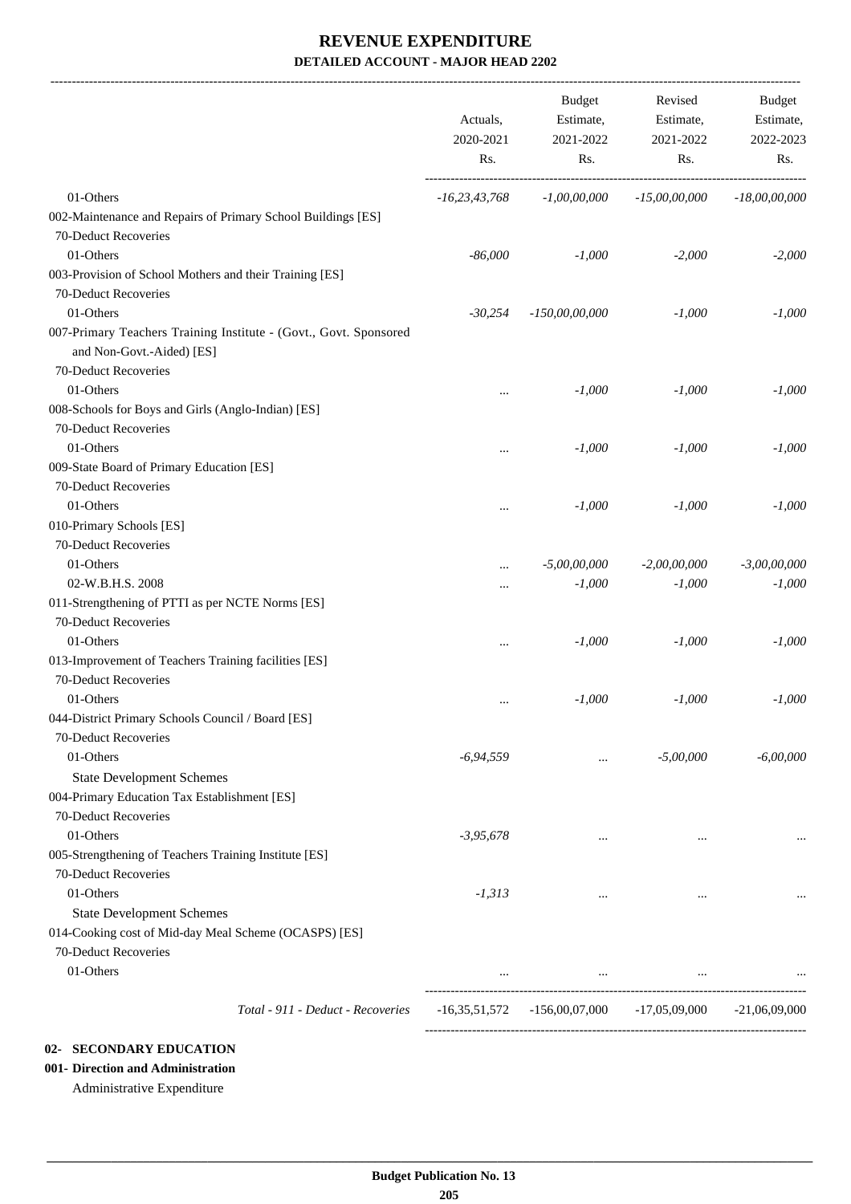# REVENUE EXPENDITURE

## DETAILED ACCOUNT - MAJOR HEAD 2202

| | Actuals, 2020-2021 Rs. | Budget Estimate, 2021-2022 Rs. | Revised Estimate, 2021-2022 Rs. | Budget Estimate, 2022-2023 Rs. |
|---|---|---|---|---|
| 01-Others | *-16,23,43,768* | *-1,00,00,000* | *-15,00,00,000* | *-18,00,00,000* |
| 002-Maintenance and Repairs of Primary School Buildings [ES] | | | | |
| 70-Deduct Recoveries | | | | |
| 01-Others | *-86,000* | *-1,000* | *-2,000* | *-2,000* |
| 003-Provision of School Mothers and their Training [ES] | | | | |
| 70-Deduct Recoveries | | | | |
| 01-Others | *-30,254* | *-150,00,00,000* | *-1,000* | *-1,000* |
| 007-Primary Teachers Training Institute - (Govt., Govt. Sponsored and Non-Govt.-Aided) [ES] | | | | |
| 70-Deduct Recoveries | | | | |
| 01-Others | ... | *-1,000* | *-1,000* | *-1,000* |
| 008-Schools for Boys and Girls (Anglo-Indian) [ES] | | | | |
| 70-Deduct Recoveries | | | | |
| 01-Others | ... | *-1,000* | *-1,000* | *-1,000* |
| 009-State Board of Primary Education [ES] | | | | |
| 70-Deduct Recoveries | | | | |
| 01-Others | ... | *-1,000* | *-1,000* | *-1,000* |
| 010-Primary Schools [ES] | | | | |
| 70-Deduct Recoveries | | | | |
| 01-Others | ... | *-5,00,00,000* | *-2,00,00,000* | *-3,00,00,000* |
| 02-W.B.H.S. 2008 | ... | *-1,000* | *-1,000* | *-1,000* |
| 011-Strengthening of PTTI as per NCTE Norms [ES] | | | | |
| 70-Deduct Recoveries | | | | |
| 01-Others | ... | *-1,000* | *-1,000* | *-1,000* |
| 013-Improvement of Teachers Training facilities [ES] | | | | |
| 70-Deduct Recoveries | | | | |
| 01-Others | ... | *-1,000* | *-1,000* | *-1,000* |
| 044-District Primary Schools Council / Board [ES] | | | | |
| 70-Deduct Recoveries | | | | |
| 01-Others | *-6,94,559* | ... | *-5,00,000* | *-6,00,000* |
| State Development Schemes | | | | |
| 004-Primary Education Tax Establishment [ES] | | | | |
| 70-Deduct Recoveries | | | | |
| 01-Others | *-3,95,678* | ... | ... | ... |
| 005-Strengthening of Teachers Training Institute [ES] | | | | |
| 70-Deduct Recoveries | | | | |
| 01-Others | *-1,313* | ... | ... | ... |
| State Development Schemes | | | | |
| 014-Cooking cost of Mid-day Meal Scheme (OCASPS) [ES] | | | | |
| 70-Deduct Recoveries | | | | |
| 01-Others | ... | ... | ... | ... |
| *Total - 911 - Deduct - Recoveries* | -16,35,51,572 | -156,00,07,000 | -17,05,09,000 | -21,06,09,000 |

**02- SECONDARY EDUCATION**

**001- Direction and Administration**

Administrative Expenditure

**Budget Publication No. 13**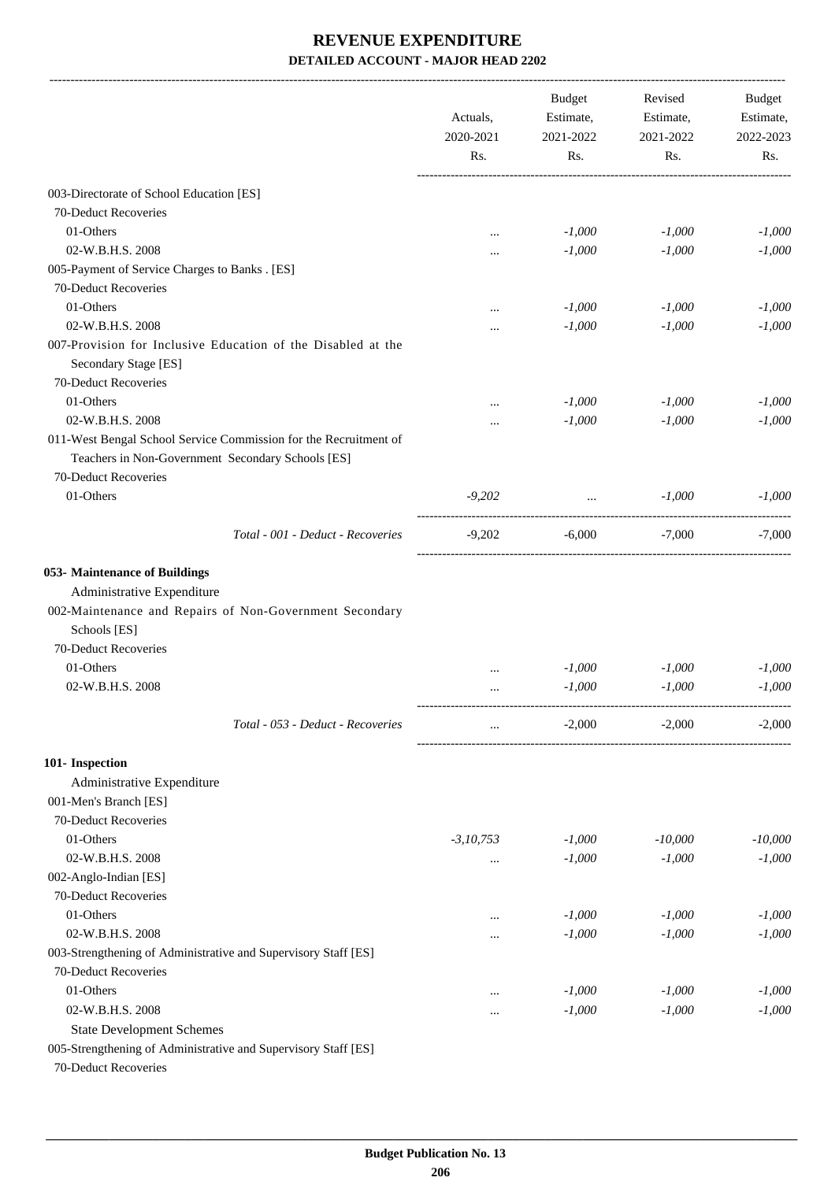# REVENUE EXPENDITURE

**DETAILED ACCOUNT - MAJOR HEAD 2202**

| | Actuals, 2020-2021 Rs. | Budget Estimate, 2021-2022 Rs. | Revised Estimate, 2021-2022 Rs. | Budget Estimate, 2022-2023 Rs. |
|---|---|---|---|---|
| 003-Directorate of School Education [ES] | | | | |
| 70-Deduct Recoveries | | | | |
| 01-Others | ... | *-1,000* | *-1,000* | *-1,000* |
| 02-W.B.H.S. 2008 | ... | *-1,000* | *-1,000* | *-1,000* |
| 005-Payment of Service Charges to Banks . [ES] | | | | |
| 70-Deduct Recoveries | | | | |
| 01-Others | ... | *-1,000* | *-1,000* | *-1,000* |
| 02-W.B.H.S. 2008 | ... | *-1,000* | *-1,000* | *-1,000* |
| 007-Provision for Inclusive Education of the Disabled at the Secondary Stage [ES] | | | | |
| 70-Deduct Recoveries | | | | |
| 01-Others | ... | *-1,000* | *-1,000* | *-1,000* |
| 02-W.B.H.S. 2008 | ... | *-1,000* | *-1,000* | *-1,000* |
| 011-West Bengal School Service Commission for the Recruitment of Teachers in Non-Government Secondary Schools [ES] | | | | |
| 70-Deduct Recoveries | | | | |
| 01-Others | *-9,202* | ... | *-1,000* | *-1,000* |
| *Total - 001 - Deduct - Recoveries* | -9,202 | -6,000 | -7,000 | -7,000 |
| **053- Maintenance of Buildings** | | | | |
| Administrative Expenditure | | | | |
| 002-Maintenance and Repairs of Non-Government Secondary Schools [ES] | | | | |
| 70-Deduct Recoveries | | | | |
| 01-Others | ... | *-1,000* | *-1,000* | *-1,000* |
| 02-W.B.H.S. 2008 | ... | *-1,000* | *-1,000* | *-1,000* |
| *Total - 053 - Deduct - Recoveries* | ... | -2,000 | -2,000 | -2,000 |
| **101- Inspection** | | | | |
| Administrative Expenditure | | | | |
| 001-Men's Branch [ES] | | | | |
| 70-Deduct Recoveries | | | | |
| 01-Others | *-3,10,753* | *-1,000* | *-10,000* | *-10,000* |
| 02-W.B.H.S. 2008 | ... | *-1,000* | *-1,000* | *-1,000* |
| 002-Anglo-Indian [ES] | | | | |
| 70-Deduct Recoveries | | | | |
| 01-Others | ... | *-1,000* | *-1,000* | *-1,000* |
| 02-W.B.H.S. 2008 | ... | *-1,000* | *-1,000* | *-1,000* |
| 003-Strengthening of Administrative and Supervisory Staff [ES] | | | | |
| 70-Deduct Recoveries | | | | |
| 01-Others | ... | *-1,000* | *-1,000* | *-1,000* |
| 02-W.B.H.S. 2008 | ... | *-1,000* | *-1,000* | *-1,000* |
| State Development Schemes | | | | |
| 005-Strengthening of Administrative and Supervisory Staff [ES] | | | | |
| 70-Deduct Recoveries | | | | |

**Budget Publication No. 13**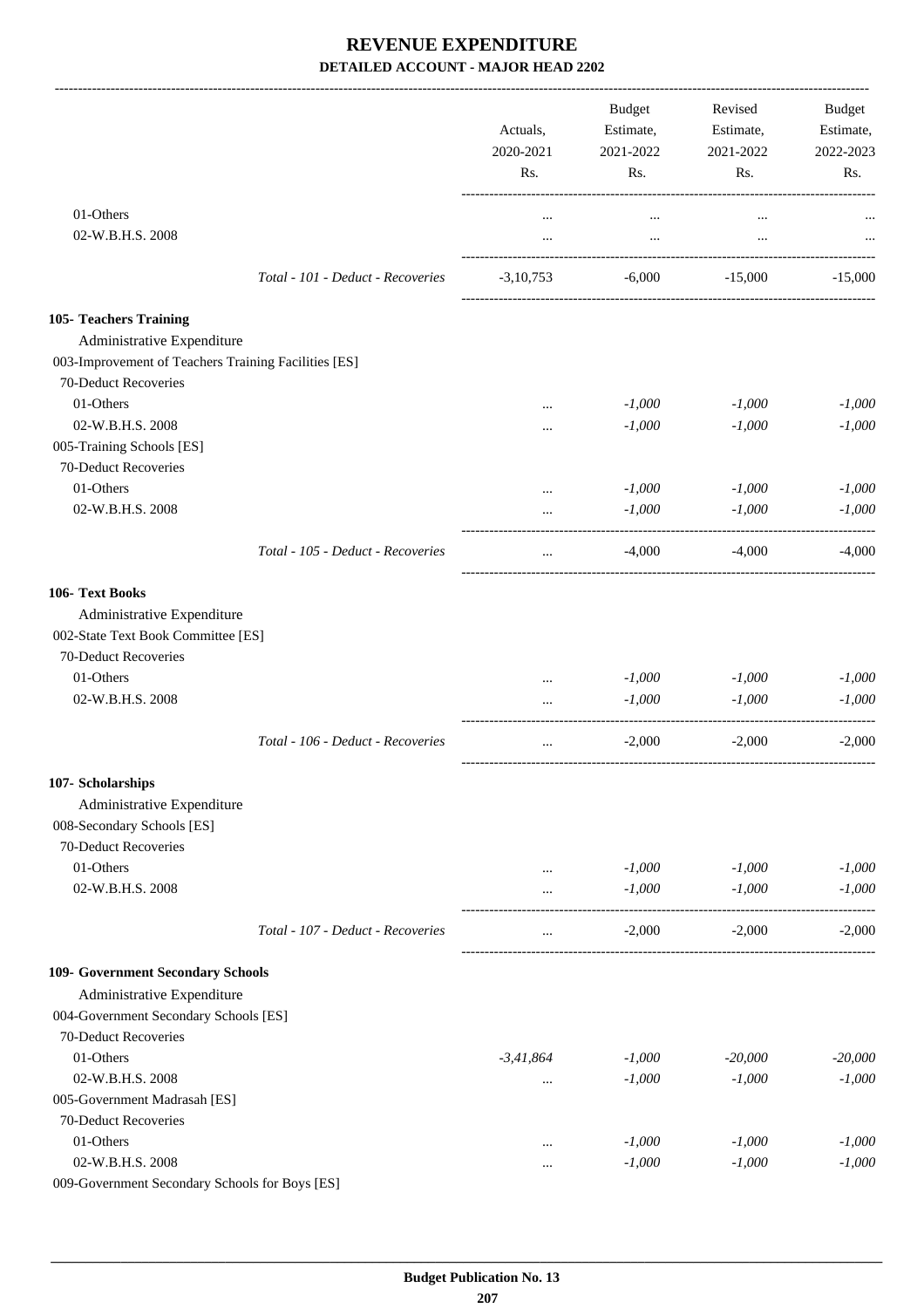# REVENUE EXPENDITURE

## DETAILED ACCOUNT - MAJOR HEAD 2202

| | Actuals, 2020-2021 Rs. | Budget Estimate, 2021-2022 Rs. | Revised Estimate, 2021-2022 Rs. | Budget Estimate, 2022-2023 Rs. |
|---|---|---|---|---|
| 01-Others | ... | ... | ... | ... |
| 02-W.B.H.S. 2008 | ... | ... | ... | ... |
| *Total - 101 - Deduct - Recoveries* | -3,10,753 | -6,000 | -15,000 | -15,000 |
| **105- Teachers Training** | | | | |
| Administrative Expenditure | | | | |
| 003-Improvement of Teachers Training Facilities [ES] | | | | |
| 70-Deduct Recoveries | | | | |
| 01-Others | ... | *-1,000* | *-1,000* | *-1,000* |
| 02-W.B.H.S. 2008 | ... | *-1,000* | *-1,000* | *-1,000* |
| 005-Training Schools [ES] | | | | |
| 70-Deduct Recoveries | | | | |
| 01-Others | ... | *-1,000* | *-1,000* | *-1,000* |
| 02-W.B.H.S. 2008 | ... | *-1,000* | *-1,000* | *-1,000* |
| *Total - 105 - Deduct - Recoveries* | ... | -4,000 | -4,000 | -4,000 |
| **106- Text Books** | | | | |
| Administrative Expenditure | | | | |
| 002-State Text Book Committee [ES] | | | | |
| 70-Deduct Recoveries | | | | |
| 01-Others | ... | *-1,000* | *-1,000* | *-1,000* |
| 02-W.B.H.S. 2008 | ... | *-1,000* | *-1,000* | *-1,000* |
| *Total - 106 - Deduct - Recoveries* | ... | -2,000 | -2,000 | -2,000 |
| **107- Scholarships** | | | | |
| Administrative Expenditure | | | | |
| 008-Secondary Schools [ES] | | | | |
| 70-Deduct Recoveries | | | | |
| 01-Others | ... | *-1,000* | *-1,000* | *-1,000* |
| 02-W.B.H.S. 2008 | ... | *-1,000* | *-1,000* | *-1,000* |
| *Total - 107 - Deduct - Recoveries* | ... | -2,000 | -2,000 | -2,000 |
| **109- Government Secondary Schools** | | | | |
| Administrative Expenditure | | | | |
| 004-Government Secondary Schools [ES] | | | | |
| 70-Deduct Recoveries | | | | |
| 01-Others | *-3,41,864* | *-1,000* | *-20,000* | *-20,000* |
| 02-W.B.H.S. 2008 | ... | *-1,000* | *-1,000* | *-1,000* |
| 005-Government Madrasah [ES] | | | | |
| 70-Deduct Recoveries | | | | |
| 01-Others | ... | *-1,000* | *-1,000* | *-1,000* |
| 02-W.B.H.S. 2008 | ... | *-1,000* | *-1,000* | *-1,000* |
| 009-Government Secondary Schools for Boys [ES] | | | | |

**Budget Publication No. 13**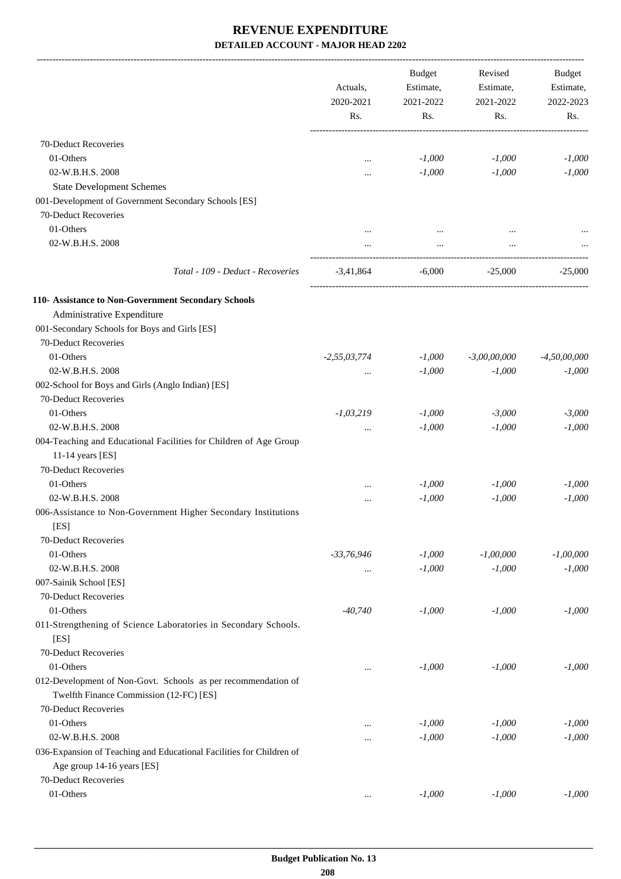# REVENUE EXPENDITURE

## DETAILED ACCOUNT - MAJOR HEAD 2202

| | Actuals, 2020-2021 Rs. | Budget Estimate, 2021-2022 Rs. | Revised Estimate, 2021-2022 Rs. | Budget Estimate, 2022-2023 Rs. |
|---|---|---|---|---|
| 70-Deduct Recoveries | | | | |
| 01-Others | ... | *-1,000* | *-1,000* | *-1,000* |
| 02-W.B.H.S. 2008 | ... | *-1,000* | *-1,000* | *-1,000* |
| State Development Schemes | | | | |
| 001-Development of Government Secondary Schools [ES] | | | | |
| 70-Deduct Recoveries | | | | |
| 01-Others | ... | ... | ... | ... |
| 02-W.B.H.S. 2008 | ... | ... | ... | ... |
| *Total - 109 - Deduct - Recoveries* | -3,41,864 | -6,000 | -25,000 | -25,000 |
| **110- Assistance to Non-Government Secondary Schools** | | | | |
| Administrative Expenditure | | | | |
| 001-Secondary Schools for Boys and Girls [ES] | | | | |
| 70-Deduct Recoveries | | | | |
| 01-Others | *-2,55,03,774* | *-1,000* | *-3,00,00,000* | *-4,50,00,000* |
| 02-W.B.H.S. 2008 | ... | *-1,000* | *-1,000* | *-1,000* |
| 002-School for Boys and Girls (Anglo Indian) [ES] | | | | |
| 70-Deduct Recoveries | | | | |
| 01-Others | *-1,03,219* | *-1,000* | *-3,000* | *-3,000* |
| 02-W.B.H.S. 2008 | ... | *-1,000* | *-1,000* | *-1,000* |
| 004-Teaching and Educational Facilities for Children of Age Group 11-14 years [ES] | | | | |
| 70-Deduct Recoveries | | | | |
| 01-Others | ... | *-1,000* | *-1,000* | *-1,000* |
| 02-W.B.H.S. 2008 | ... | *-1,000* | *-1,000* | *-1,000* |
| 006-Assistance to Non-Government Higher Secondary Institutions [ES] | | | | |
| 70-Deduct Recoveries | | | | |
| 01-Others | *-33,76,946* | *-1,000* | *-1,00,000* | *-1,00,000* |
| 02-W.B.H.S. 2008 | ... | *-1,000* | *-1,000* | *-1,000* |
| 007-Sainik School [ES] | | | | |
| 70-Deduct Recoveries | | | | |
| 01-Others | *-40,740* | *-1,000* | *-1,000* | *-1,000* |
| 011-Strengthening of Science Laboratories in Secondary Schools. [ES] | | | | |
| 70-Deduct Recoveries | | | | |
| 01-Others | ... | *-1,000* | *-1,000* | *-1,000* |
| 012-Development of Non-Govt. Schools as per recommendation of Twelfth Finance Commission (12-FC) [ES] | | | | |
| 70-Deduct Recoveries | | | | |
| 01-Others | ... | *-1,000* | *-1,000* | *-1,000* |
| 02-W.B.H.S. 2008 | ... | *-1,000* | *-1,000* | *-1,000* |
| 036-Expansion of Teaching and Educational Facilities for Children of Age group 14-16 years [ES] | | | | |
| 70-Deduct Recoveries | | | | |
| 01-Others | ... | *-1,000* | *-1,000* | *-1,000* |

**Budget Publication No. 13**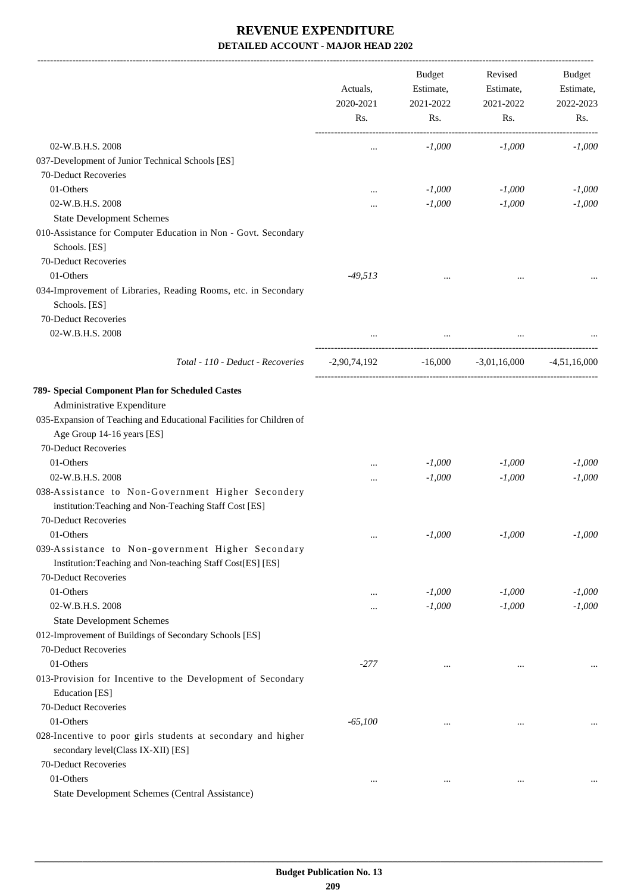# REVENUE EXPENDITURE

## DETAILED ACCOUNT - MAJOR HEAD 2202

| | Actuals, 2020-2021 Rs. | Budget Estimate, 2021-2022 Rs. | Revised Estimate, 2021-2022 Rs. | Budget Estimate, 2022-2023 Rs. |
|---|---|---|---|---|
| 02-W.B.H.S. 2008 | ... | -1,000 | -1,000 | -1,000 |
| 037-Development of Junior Technical Schools [ES] | | | | |
| 70-Deduct Recoveries | | | | |
| 01-Others | ... | -1,000 | -1,000 | -1,000 |
| 02-W.B.H.S. 2008 | ... | -1,000 | -1,000 | -1,000 |
| State Development Schemes | | | | |
| 010-Assistance for Computer Education in Non - Govt. Secondary Schools. [ES] | | | | |
| 70-Deduct Recoveries | | | | |
| 01-Others | -49,513 | ... | ... | ... |
| 034-Improvement of Libraries, Reading Rooms, etc. in Secondary Schools. [ES] | | | | |
| 70-Deduct Recoveries | | | | |
| 02-W.B.H.S. 2008 | ... | ... | ... | ... |
| *Total - 110 - Deduct - Recoveries* | -2,90,74,192 | -16,000 | -3,01,16,000 | -4,51,16,000 |
| **789- Special Component Plan for Scheduled Castes** | | | | |
| Administrative Expenditure | | | | |
| 035-Expansion of Teaching and Educational Facilities for Children of Age Group 14-16 years [ES] | | | | |
| 70-Deduct Recoveries | | | | |
| 01-Others | ... | -1,000 | -1,000 | -1,000 |
| 02-W.B.H.S. 2008 | ... | -1,000 | -1,000 | -1,000 |
| 038-Assistance to Non-Government Higher Secondery institution:Teaching and Non-Teaching Staff Cost [ES] | | | | |
| 70-Deduct Recoveries | | | | |
| 01-Others | ... | -1,000 | -1,000 | -1,000 |
| 039-Assistance to Non-government Higher Secondary Institution:Teaching and Non-teaching Staff Cost[ES] [ES] | | | | |
| 70-Deduct Recoveries | | | | |
| 01-Others | ... | -1,000 | -1,000 | -1,000 |
| 02-W.B.H.S. 2008 | ... | -1,000 | -1,000 | -1,000 |
| State Development Schemes | | | | |
| 012-Improvement of Buildings of Secondary Schools [ES] | | | | |
| 70-Deduct Recoveries | | | | |
| 01-Others | -277 | ... | ... | ... |
| 013-Provision for Incentive to the Development of Secondary Education [ES] | | | | |
| 70-Deduct Recoveries | | | | |
| 01-Others | -65,100 | ... | ... | ... |
| 028-Incentive to poor girls students at secondary and higher secondary level(Class IX-XII) [ES] | | | | |
| 70-Deduct Recoveries | | | | |
| 01-Others | ... | ... | ... | ... |
| State Development Schemes (Central Assistance) | | | | |

Budget Publication No. 13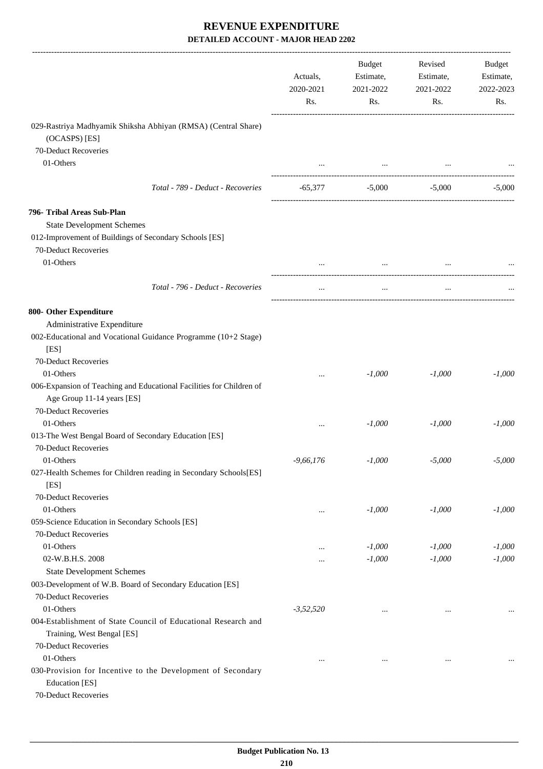# REVENUE EXPENDITURE

**DETAILED ACCOUNT - MAJOR HEAD 2202**

| | Actuals, 2020-2021 Rs. | Budget Estimate, 2021-2022 Rs. | Revised Estimate, 2021-2022 Rs. | Budget Estimate, 2022-2023 Rs. |
|---|---|---|---|---|
| 029-Rastriya Madhyamik Shiksha Abhiyan (RMSA) (Central Share) (OCASPS) [ES] | | | | |
| 70-Deduct Recoveries | | | | |
| 01-Others | ... | ... | ... | ... |
| *Total - 789 - Deduct - Recoveries* | -65,377 | -5,000 | -5,000 | -5,000 |
| **796- Tribal Areas Sub-Plan** | | | | |
| State Development Schemes | | | | |
| 012-Improvement of Buildings of Secondary Schools [ES] | | | | |
| 70-Deduct Recoveries | | | | |
| 01-Others | ... | ... | ... | ... |
| *Total - 796 - Deduct - Recoveries* | ... | ... | ... | ... |
| **800- Other Expenditure** | | | | |
| Administrative Expenditure | | | | |
| 002-Educational and Vocational Guidance Programme (10+2 Stage) [ES] | | | | |
| 70-Deduct Recoveries | | | | |
| 01-Others | ... | *-1,000* | *-1,000* | *-1,000* |
| 006-Expansion of Teaching and Educational Facilities for Children of Age Group 11-14 years [ES] | | | | |
| 70-Deduct Recoveries | | | | |
| 01-Others | ... | *-1,000* | *-1,000* | *-1,000* |
| 013-The West Bengal Board of Secondary Education [ES] | | | | |
| 70-Deduct Recoveries | | | | |
| 01-Others | *-9,66,176* | *-1,000* | *-5,000* | *-5,000* |
| 027-Health Schemes for Children reading in Secondary Schools[ES] [ES] | | | | |
| 70-Deduct Recoveries | | | | |
| 01-Others | ... | *-1,000* | *-1,000* | *-1,000* |
| 059-Science Education in Secondary Schools [ES] | | | | |
| 70-Deduct Recoveries | | | | |
| 01-Others | ... | *-1,000* | *-1,000* | *-1,000* |
| 02-W.B.H.S. 2008 | ... | *-1,000* | *-1,000* | *-1,000* |
| State Development Schemes | | | | |
| 003-Development of W.B. Board of Secondary Education [ES] | | | | |
| 70-Deduct Recoveries | | | | |
| 01-Others | *-3,52,520* | ... | ... | ... |
| 004-Establishment of State Council of Educational Research and Training, West Bengal [ES] | | | | |
| 70-Deduct Recoveries | | | | |
| 01-Others | ... | ... | ... | ... |
| 030-Provision for Incentive to the Development of Secondary Education [ES] | | | | |
| 70-Deduct Recoveries | | | | |

**Budget Publication No. 13**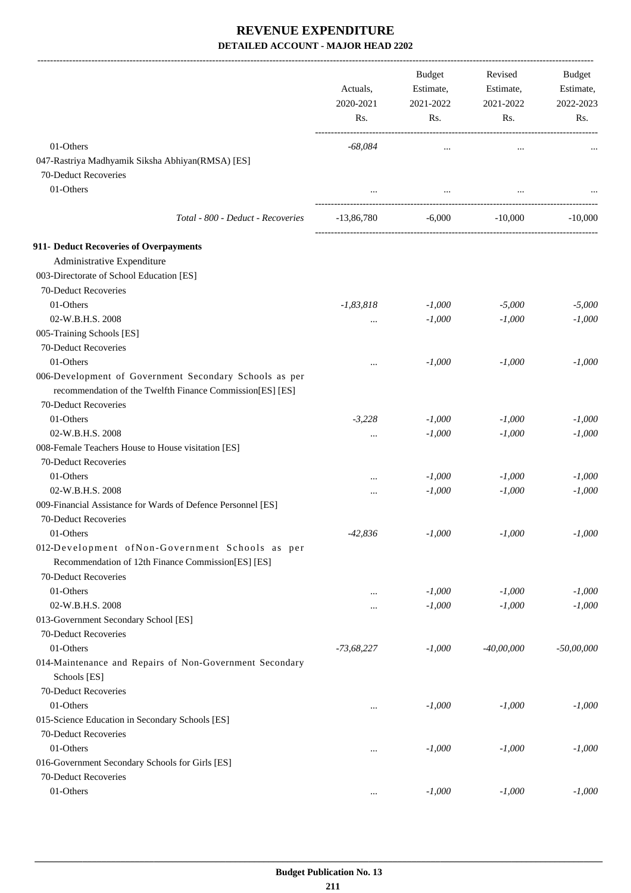# REVENUE EXPENDITURE

**DETAILED ACCOUNT - MAJOR HEAD 2202**

| | Actuals, 2020-2021 Rs. | Budget Estimate, 2021-2022 Rs. | Revised Estimate, 2021-2022 Rs. | Budget Estimate, 2022-2023 Rs. |
|---|---|---|---|---|
| 01-Others | -68,084 | ... | ... | ... |
| 047-Rastriya Madhyamik Siksha Abhiyan(RMSA) [ES] | | | | |
| 70-Deduct Recoveries | | | | |
| 01-Others | ... | ... | ... | ... |
| *Total - 800 - Deduct - Recoveries* | -13,86,780 | -6,000 | -10,000 | -10,000 |
| **911- Deduct Recoveries of Overpayments** | | | | |
| Administrative Expenditure | | | | |
| 003-Directorate of School Education [ES] | | | | |
| 70-Deduct Recoveries | | | | |
| 01-Others | -1,83,818 | -1,000 | -5,000 | -5,000 |
| 02-W.B.H.S. 2008 | ... | -1,000 | -1,000 | -1,000 |
| 005-Training Schools [ES] | | | | |
| 70-Deduct Recoveries | | | | |
| 01-Others | ... | -1,000 | -1,000 | -1,000 |
| 006-Development of Government Secondary Schools as per recommendation of the Twelfth Finance Commission[ES] [ES] | | | | |
| 70-Deduct Recoveries | | | | |
| 01-Others | -3,228 | -1,000 | -1,000 | -1,000 |
| 02-W.B.H.S. 2008 | ... | -1,000 | -1,000 | -1,000 |
| 008-Female Teachers House to House visitation [ES] | | | | |
| 70-Deduct Recoveries | | | | |
| 01-Others | ... | -1,000 | -1,000 | -1,000 |
| 02-W.B.H.S. 2008 | ... | -1,000 | -1,000 | -1,000 |
| 009-Financial Assistance for Wards of Defence Personnel [ES] | | | | |
| 70-Deduct Recoveries | | | | |
| 01-Others | -42,836 | -1,000 | -1,000 | -1,000 |
| 012-Development ofNon-Government Schools as per Recommendation of 12th Finance Commission[ES] [ES] | | | | |
| 70-Deduct Recoveries | | | | |
| 01-Others | ... | -1,000 | -1,000 | -1,000 |
| 02-W.B.H.S. 2008 | ... | -1,000 | -1,000 | -1,000 |
| 013-Government Secondary School [ES] | | | | |
| 70-Deduct Recoveries | | | | |
| 01-Others | -73,68,227 | -1,000 | -40,00,000 | -50,00,000 |
| 014-Maintenance and Repairs of Non-Government Secondary Schools [ES] | | | | |
| 70-Deduct Recoveries | | | | |
| 01-Others | ... | -1,000 | -1,000 | -1,000 |
| 015-Science Education in Secondary Schools [ES] | | | | |
| 70-Deduct Recoveries | | | | |
| 01-Others | ... | -1,000 | -1,000 | -1,000 |
| 016-Government Secondary Schools for Girls [ES] | | | | |
| 70-Deduct Recoveries | | | | |
| 01-Others | ... | -1,000 | -1,000 | -1,000 |

**Budget Publication No. 13**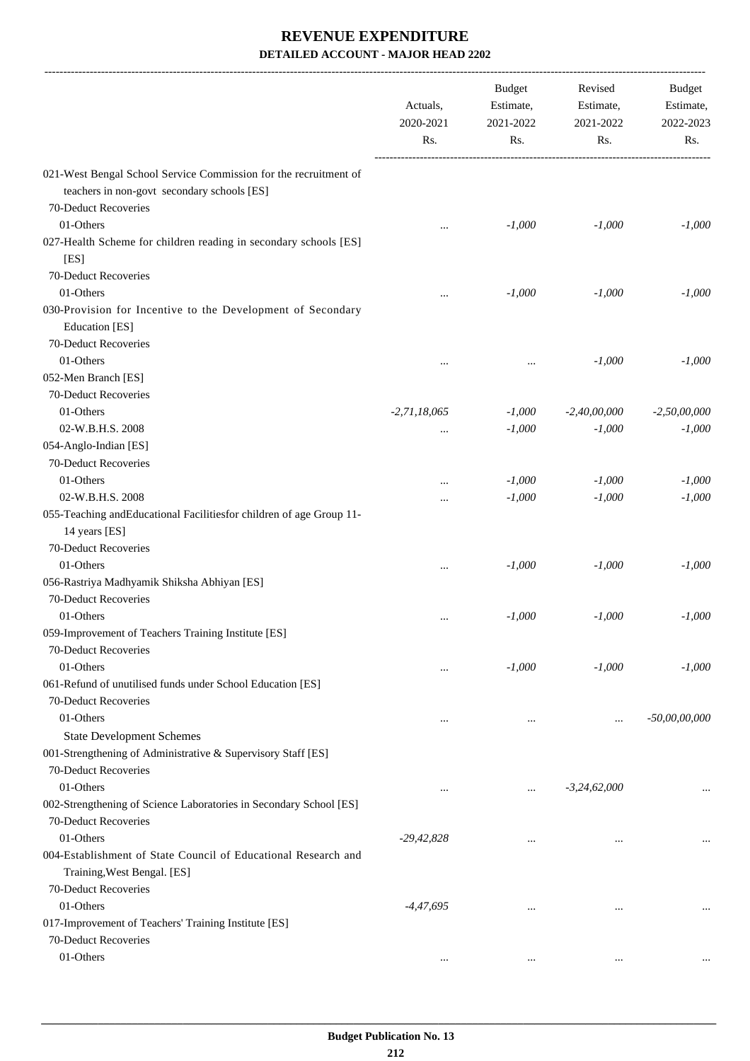# REVENUE EXPENDITURE

## DETAILED ACCOUNT - MAJOR HEAD 2202

| | Actuals, 2020-2021 Rs. | Budget Estimate, 2021-2022 Rs. | Revised Estimate, 2021-2022 Rs. | Budget Estimate, 2022-2023 Rs. |
|---|---|---|---|---|
| 021-West Bengal School Service Commission for the recruitment of teachers in non-govt secondary schools [ES] | | | | |
| 70-Deduct Recoveries | | | | |
| 01-Others | ... | -1,000 | -1,000 | -1,000 |
| 027-Health Scheme for children reading in secondary schools [ES] [ES] | | | | |
| 70-Deduct Recoveries | | | | |
| 01-Others | ... | -1,000 | -1,000 | -1,000 |
| 030-Provision for Incentive to the Development of Secondary Education [ES] | | | | |
| 70-Deduct Recoveries | | | | |
| 01-Others | ... | ... | -1,000 | -1,000 |
| 052-Men Branch [ES] | | | | |
| 70-Deduct Recoveries | | | | |
| 01-Others | -2,71,18,065 | -1,000 | -2,40,00,000 | -2,50,00,000 |
| 02-W.B.H.S. 2008 | ... | -1,000 | -1,000 | -1,000 |
| 054-Anglo-Indian [ES] | | | | |
| 70-Deduct Recoveries | | | | |
| 01-Others | ... | -1,000 | -1,000 | -1,000 |
| 02-W.B.H.S. 2008 | ... | -1,000 | -1,000 | -1,000 |
| 055-Teaching andEducational Facilitiesfor children of age Group 11-14 years [ES] | | | | |
| 70-Deduct Recoveries | | | | |
| 01-Others | ... | -1,000 | -1,000 | -1,000 |
| 056-Rastriya Madhyamik Shiksha Abhiyan [ES] | | | | |
| 70-Deduct Recoveries | | | | |
| 01-Others | ... | -1,000 | -1,000 | -1,000 |
| 059-Improvement of Teachers Training Institute [ES] | | | | |
| 70-Deduct Recoveries | | | | |
| 01-Others | ... | -1,000 | -1,000 | -1,000 |
| 061-Refund of unutilised funds under School Education [ES] | | | | |
| 70-Deduct Recoveries | | | | |
| 01-Others | ... | ... | ... | -50,00,00,000 |
| State Development Schemes | | | | |
| 001-Strengthening of Administrative & Supervisory Staff [ES] | | | | |
| 70-Deduct Recoveries | | | | |
| 01-Others | ... | ... | -3,24,62,000 | ... |
| 002-Strengthening of Science Laboratories in Secondary School [ES] | | | | |
| 70-Deduct Recoveries | | | | |
| 01-Others | -29,42,828 | ... | ... | ... |
| 004-Establishment of State Council of Educational Research and Training,West Bengal. [ES] | | | | |
| 70-Deduct Recoveries | | | | |
| 01-Others | -4,47,695 | ... | ... | ... |
| 017-Improvement of Teachers' Training Institute [ES] | | | | |
| 70-Deduct Recoveries | | | | |
| 01-Others | ... | ... | ... | ... |

Budget Publication No. 13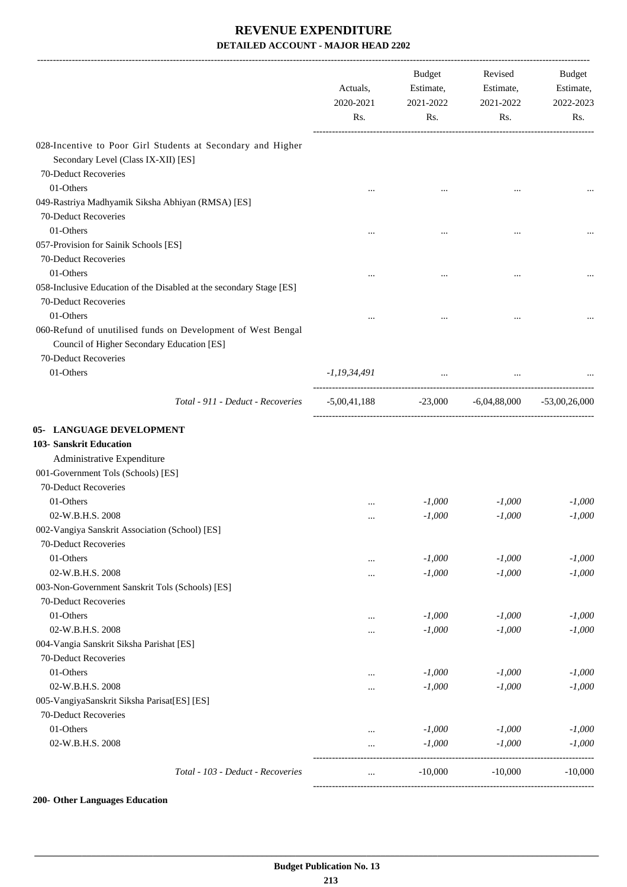# REVENUE EXPENDITURE

**DETAILED ACCOUNT - MAJOR HEAD 2202**

| | Actuals, 2020-2021 Rs. | Budget Estimate, 2021-2022 Rs. | Revised Estimate, 2021-2022 Rs. | Budget Estimate, 2022-2023 Rs. |
|---|---|---|---|---|
| 028-Incentive to Poor Girl Students at Secondary and Higher Secondary Level (Class IX-XII) [ES] | | | | |
| 70-Deduct Recoveries | | | | |
| 01-Others | ... | ... | ... | ... |
| 049-Rastriya Madhyamik Siksha Abhiyan (RMSA) [ES] | | | | |
| 70-Deduct Recoveries | | | | |
| 01-Others | ... | ... | ... | ... |
| 057-Provision for Sainik Schools [ES] | | | | |
| 70-Deduct Recoveries | | | | |
| 01-Others | ... | ... | ... | ... |
| 058-Inclusive Education of the Disabled at the secondary Stage [ES] | | | | |
| 70-Deduct Recoveries | | | | |
| 01-Others | ... | ... | ... | ... |
| 060-Refund of unutilised funds on Development of West Bengal Council of Higher Secondary Education [ES] | | | | |
| 70-Deduct Recoveries | | | | |
| 01-Others | *-1,19,34,491* | ... | ... | ... |
| *Total - 911 - Deduct - Recoveries* | -5,00,41,188 | -23,000 | -6,04,88,000 | -53,00,26,000 |
| **05- LANGUAGE DEVELOPMENT** | | | | |
| **103- Sanskrit Education** | | | | |
| Administrative Expenditure | | | | |
| 001-Government Tols (Schools) [ES] | | | | |
| 70-Deduct Recoveries | | | | |
| 01-Others | ... | *-1,000* | *-1,000* | *-1,000* |
| 02-W.B.H.S. 2008 | ... | *-1,000* | *-1,000* | *-1,000* |
| 002-Vangiya Sanskrit Association (School) [ES] | | | | |
| 70-Deduct Recoveries | | | | |
| 01-Others | ... | *-1,000* | *-1,000* | *-1,000* |
| 02-W.B.H.S. 2008 | ... | *-1,000* | *-1,000* | *-1,000* |
| 003-Non-Government Sanskrit Tols (Schools) [ES] | | | | |
| 70-Deduct Recoveries | | | | |
| 01-Others | ... | *-1,000* | *-1,000* | *-1,000* |
| 02-W.B.H.S. 2008 | ... | *-1,000* | *-1,000* | *-1,000* |
| 004-Vangia Sanskrit Siksha Parishat [ES] | | | | |
| 70-Deduct Recoveries | | | | |
| 01-Others | ... | *-1,000* | *-1,000* | *-1,000* |
| 02-W.B.H.S. 2008 | ... | *-1,000* | *-1,000* | *-1,000* |
| 005-VangiyaSanskrit Siksha Parisat[ES] [ES] | | | | |
| 70-Deduct Recoveries | | | | |
| 01-Others | ... | *-1,000* | *-1,000* | *-1,000* |
| 02-W.B.H.S. 2008 | ... | *-1,000* | *-1,000* | *-1,000* |
| *Total - 103 - Deduct - Recoveries* | ... | -10,000 | -10,000 | -10,000 |

**200- Other Languages Education**

**Budget Publication No. 13**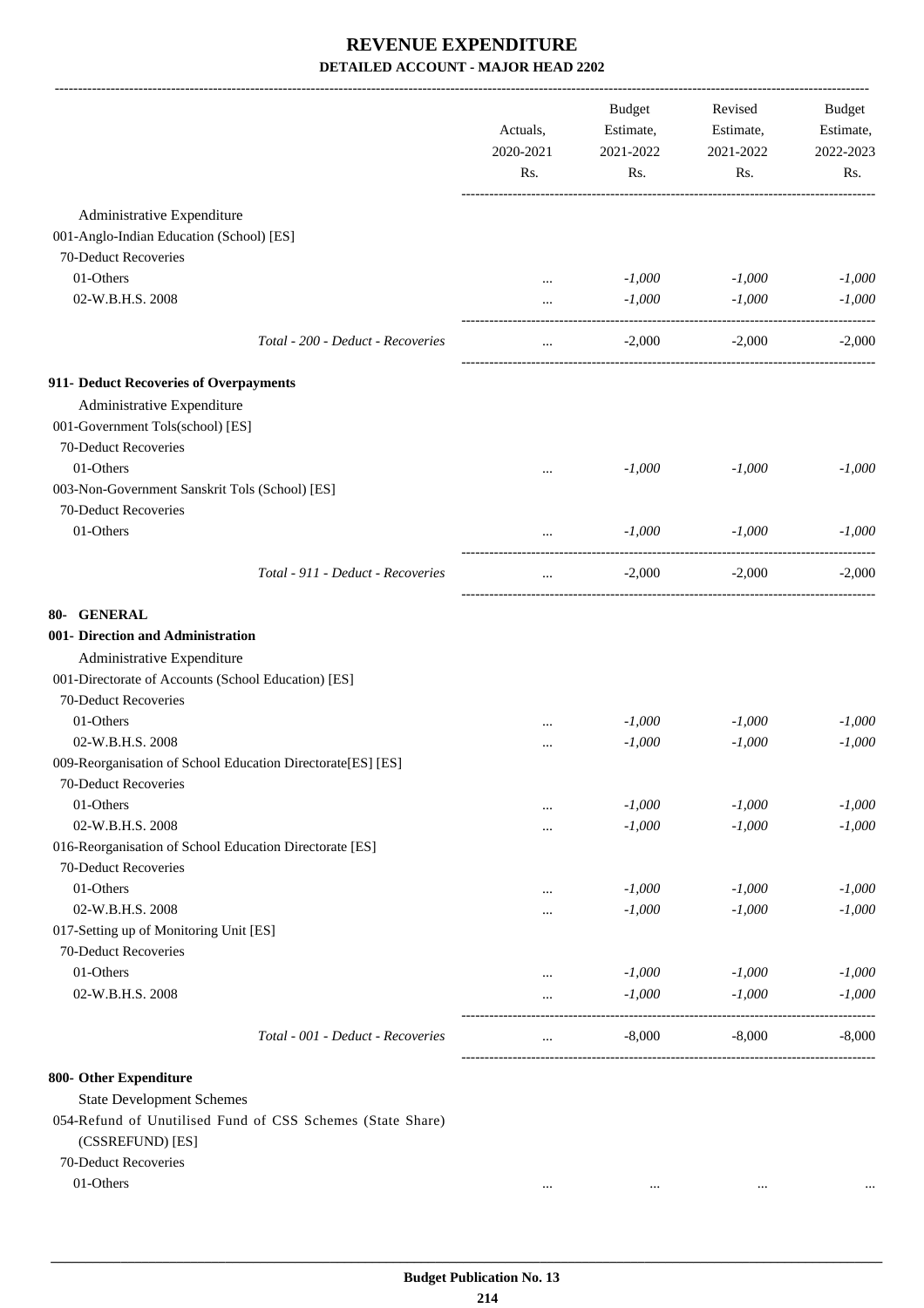# REVENUE EXPENDITURE

**DETAILED ACCOUNT - MAJOR HEAD 2202**

| | Actuals, 2020-2021 Rs. | Budget Estimate, 2021-2022 Rs. | Revised Estimate, 2021-2022 Rs. | Budget Estimate, 2022-2023 Rs. |
|---|---|---|---|---|
| Administrative Expenditure | | | | |
| 001-Anglo-Indian Education (School) [ES] | | | | |
| 70-Deduct Recoveries | | | | |
| 01-Others | ... | -1,000 | -1,000 | -1,000 |
| 02-W.B.H.S. 2008 | ... | -1,000 | -1,000 | -1,000 |
| Total - 200 - Deduct - Recoveries | ... | -2,000 | -2,000 | -2,000 |
| **911- Deduct Recoveries of Overpayments** | | | | |
| Administrative Expenditure | | | | |
| 001-Government Tols(school) [ES] | | | | |
| 70-Deduct Recoveries | | | | |
| 01-Others | ... | -1,000 | -1,000 | -1,000 |
| 003-Non-Government Sanskrit Tols (School) [ES] | | | | |
| 70-Deduct Recoveries | | | | |
| 01-Others | ... | -1,000 | -1,000 | -1,000 |
| Total - 911 - Deduct - Recoveries | ... | -2,000 | -2,000 | -2,000 |
| **80- GENERAL** | | | | |
| **001- Direction and Administration** | | | | |
| Administrative Expenditure | | | | |
| 001-Directorate of Accounts (School Education) [ES] | | | | |
| 70-Deduct Recoveries | | | | |
| 01-Others | ... | -1,000 | -1,000 | -1,000 |
| 02-W.B.H.S. 2008 | ... | -1,000 | -1,000 | -1,000 |
| 009-Reorganisation of School Education Directorate[ES] [ES] | | | | |
| 70-Deduct Recoveries | | | | |
| 01-Others | ... | -1,000 | -1,000 | -1,000 |
| 02-W.B.H.S. 2008 | ... | -1,000 | -1,000 | -1,000 |
| 016-Reorganisation of School Education Directorate [ES] | | | | |
| 70-Deduct Recoveries | | | | |
| 01-Others | ... | -1,000 | -1,000 | -1,000 |
| 02-W.B.H.S. 2008 | ... | -1,000 | -1,000 | -1,000 |
| 017-Setting up of Monitoring Unit [ES] | | | | |
| 70-Deduct Recoveries | | | | |
| 01-Others | ... | -1,000 | -1,000 | -1,000 |
| 02-W.B.H.S. 2008 | ... | -1,000 | -1,000 | -1,000 |
| Total - 001 - Deduct - Recoveries | ... | -8,000 | -8,000 | -8,000 |
| **800- Other Expenditure** | | | | |
| State Development Schemes | | | | |
| 054-Refund of Unutilised Fund of CSS Schemes (State Share) (CSSREFUND) [ES] | | | | |
| 70-Deduct Recoveries | | | | |
| 01-Others | ... | ... | ... | ... |

**Budget Publication No. 13**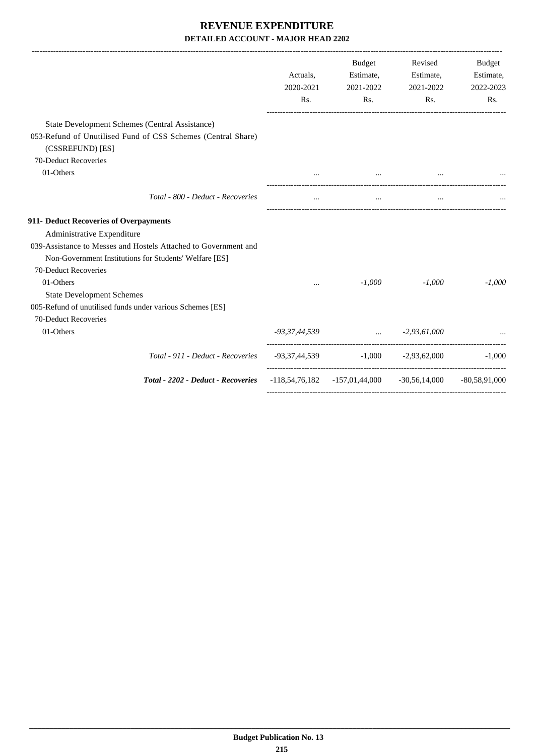# REVENUE EXPENDITURE

**DETAILED ACCOUNT - MAJOR HEAD 2202**

| | Actuals, 2020-2021 Rs. | Budget Estimate, 2021-2022 Rs. | Revised Estimate, 2021-2022 Rs. | Budget Estimate, 2022-2023 Rs. |
|---|---|---|---|---|
| State Development Schemes (Central Assistance) | | | | |
| 053-Refund of Unutilised Fund of CSS Schemes (Central Share) (CSSREFUND) [ES] | | | | |
| 70-Deduct Recoveries | | | | |
| 01-Others | ... | ... | ... | ... |
| *Total - 800 - Deduct - Recoveries* | ... | ... | ... | ... |
| **911- Deduct Recoveries of Overpayments** | | | | |
| Administrative Expenditure | | | | |
| 039-Assistance to Messes and Hostels Attached to Government and Non-Government Institutions for Students' Welfare [ES] | | | | |
| 70-Deduct Recoveries | | | | |
| 01-Others | ... | *-1,000* | *-1,000* | *-1,000* |
| State Development Schemes | | | | |
| 005-Refund of unutilised funds under various Schemes [ES] | | | | |
| 70-Deduct Recoveries | | | | |
| 01-Others | *-93,37,44,539* | ... | *-2,93,61,000* | ... |
| *Total - 911 - Deduct - Recoveries* | -93,37,44,539 | -1,000 | -2,93,62,000 | -1,000 |
| ***Total - 2202 - Deduct - Recoveries*** | -118,54,76,182 | -157,01,44,000 | -30,56,14,000 | -80,58,91,000 |

**Budget Publication No. 13**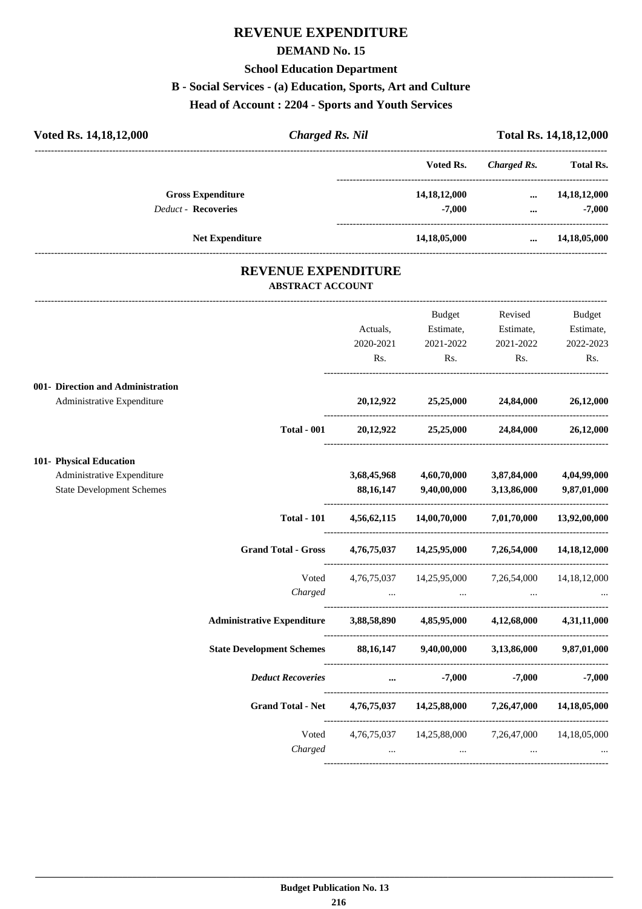# REVENUE EXPENDITURE

## DEMAND No. 15

### School Education Department

### B - Social Services - (a) Education, Sports, Art and Culture

### Head of Account : 2204 - Sports and Youth Services

| Voted Rs. 14,18,12,000 | *Charged Rs. Nil* | Total Rs. 14,18,12,000 |
|---|---|---|

| | Voted Rs. | *Charged Rs.* | Total Rs. |
|---|---|---|---|
| **Gross Expenditure** | 14,18,12,000 | ... | 14,18,12,000 |
| *Deduct* - **Recoveries** | -7,000 | ... | -7,000 |
| **Net Expenditure** | 14,18,05,000 | ... | 14,18,05,000 |

## REVENUE EXPENDITURE

### ABSTRACT ACCOUNT

| | Actuals, 2020-2021 Rs. | Budget Estimate, 2021-2022 Rs. | Revised Estimate, 2021-2022 Rs. | Budget Estimate, 2022-2023 Rs. |
|---|---|---|---|---|
| **001- Direction and Administration** | | | | |
| Administrative Expenditure | **20,12,922** | **25,25,000** | **24,84,000** | **26,12,000** |
| **Total - 001** | **20,12,922** | **25,25,000** | **24,84,000** | **26,12,000** |
| **101- Physical Education** | | | | |
| Administrative Expenditure | **3,68,45,968** | **4,60,70,000** | **3,87,84,000** | **4,04,99,000** |
| State Development Schemes | **88,16,147** | **9,40,00,000** | **3,13,86,000** | **9,87,01,000** |
| **Total - 101** | **4,56,62,115** | **14,00,70,000** | **7,01,70,000** | **13,92,00,000** |
| **Grand Total - Gross** | **4,76,75,037** | **14,25,95,000** | **7,26,54,000** | **14,18,12,000** |
| Voted | 4,76,75,037 | 14,25,95,000 | 7,26,54,000 | 14,18,12,000 |
| *Charged* | ... | ... | ... | ... |
| **Administrative Expenditure** | **3,88,58,890** | **4,85,95,000** | **4,12,68,000** | **4,31,11,000** |
| **State Development Schemes** | **88,16,147** | **9,40,00,000** | **3,13,86,000** | **9,87,01,000** |
| ***Deduct Recoveries*** | **...** | **-7,000** | **-7,000** | **-7,000** |
| **Grand Total - Net** | **4,76,75,037** | **14,25,88,000** | **7,26,47,000** | **14,18,05,000** |
| Voted | 4,76,75,037 | 14,25,88,000 | 7,26,47,000 | 14,18,05,000 |
| *Charged* | ... | ... | ... | ... |

**Budget Publication No. 13**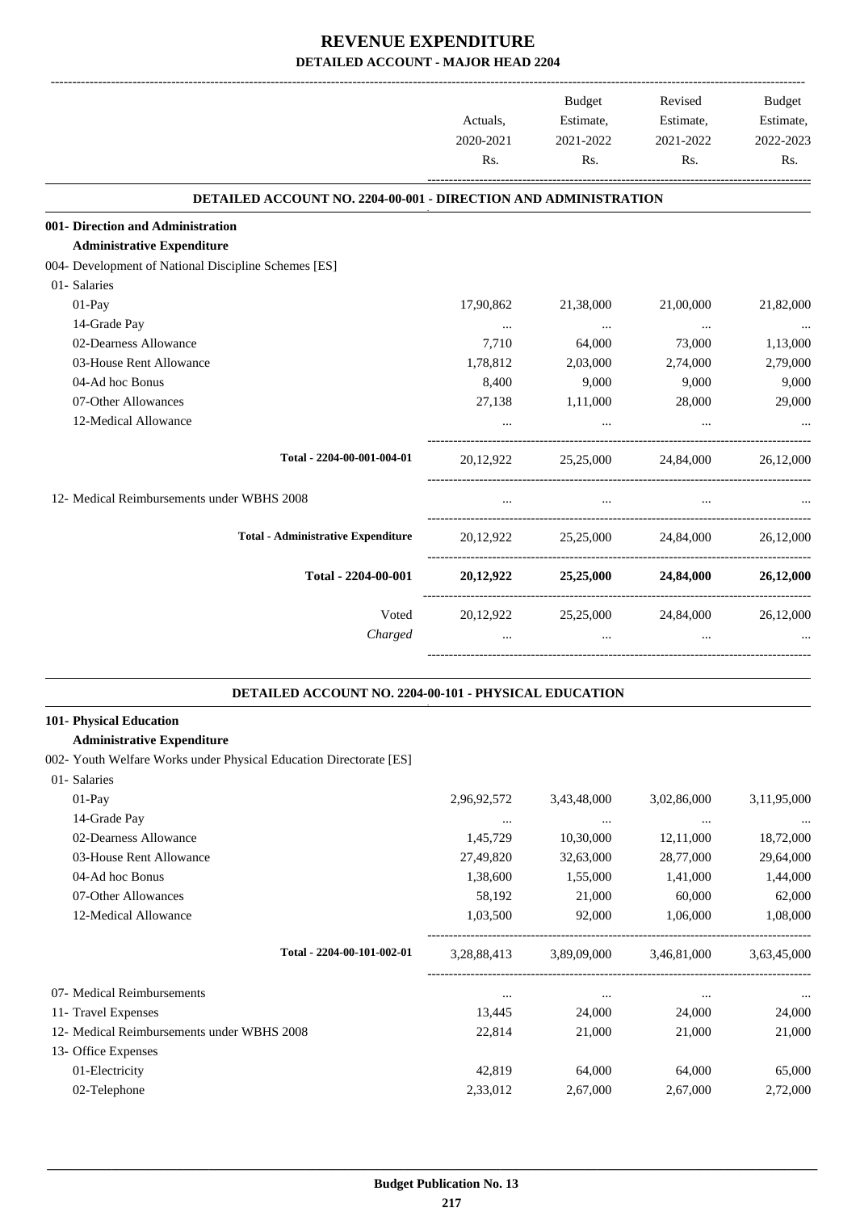# REVENUE EXPENDITURE

## DETAILED ACCOUNT - MAJOR HEAD 2204

| | Actuals, 2020-2021 Rs. | Budget Estimate, 2021-2022 Rs. | Revised Estimate, 2021-2022 Rs. | Budget Estimate, 2022-2023 Rs. |
|---|---|---|---|---|
| **DETAILED ACCOUNT NO. 2204-00-001 - DIRECTION AND ADMINISTRATION** | | | | |
| **001- Direction and Administration** | | | | |
| **Administrative Expenditure** | | | | |
| 004- Development of National Discipline Schemes [ES] | | | | |
| 01- Salaries | | | | |
| 01-Pay | 17,90,862 | 21,38,000 | 21,00,000 | 21,82,000 |
| 14-Grade Pay | ... | ... | ... | ... |
| 02-Dearness Allowance | 7,710 | 64,000 | 73,000 | 1,13,000 |
| 03-House Rent Allowance | 1,78,812 | 2,03,000 | 2,74,000 | 2,79,000 |
| 04-Ad hoc Bonus | 8,400 | 9,000 | 9,000 | 9,000 |
| 07-Other Allowances | 27,138 | 1,11,000 | 28,000 | 29,000 |
| 12-Medical Allowance | ... | ... | ... | ... |
| Total - 2204-00-001-004-01 | 20,12,922 | 25,25,000 | 24,84,000 | 26,12,000 |
| 12- Medical Reimbursements under WBHS 2008 | ... | ... | ... | ... |
| **Total - Administrative Expenditure** | 20,12,922 | 25,25,000 | 24,84,000 | 26,12,000 |
| **Total - 2204-00-001** | **20,12,922** | **25,25,000** | **24,84,000** | **26,12,000** |
| Voted | 20,12,922 | 25,25,000 | 24,84,000 | 26,12,000 |
| *Charged* | ... | ... | ... | ... |
| **DETAILED ACCOUNT NO. 2204-00-101 - PHYSICAL EDUCATION** | | | | |
| **101- Physical Education** | | | | |
| **Administrative Expenditure** | | | | |
| 002- Youth Welfare Works under Physical Education Directorate [ES] | | | | |
| 01- Salaries | | | | |
| 01-Pay | 2,96,92,572 | 3,43,48,000 | 3,02,86,000 | 3,11,95,000 |
| 14-Grade Pay | ... | ... | ... | ... |
| 02-Dearness Allowance | 1,45,729 | 10,30,000 | 12,11,000 | 18,72,000 |
| 03-House Rent Allowance | 27,49,820 | 32,63,000 | 28,77,000 | 29,64,000 |
| 04-Ad hoc Bonus | 1,38,600 | 1,55,000 | 1,41,000 | 1,44,000 |
| 07-Other Allowances | 58,192 | 21,000 | 60,000 | 62,000 |
| 12-Medical Allowance | 1,03,500 | 92,000 | 1,06,000 | 1,08,000 |
| Total - 2204-00-101-002-01 | 3,28,88,413 | 3,89,09,000 | 3,46,81,000 | 3,63,45,000 |
| 07- Medical Reimbursements | ... | ... | ... | ... |
| 11- Travel Expenses | 13,445 | 24,000 | 24,000 | 24,000 |
| 12- Medical Reimbursements under WBHS 2008 | 22,814 | 21,000 | 21,000 | 21,000 |
| 13- Office Expenses | | | | |
| 01-Electricity | 42,819 | 64,000 | 64,000 | 65,000 |
| 02-Telephone | 2,33,012 | 2,67,000 | 2,67,000 | 2,72,000 |

**Budget Publication No. 13**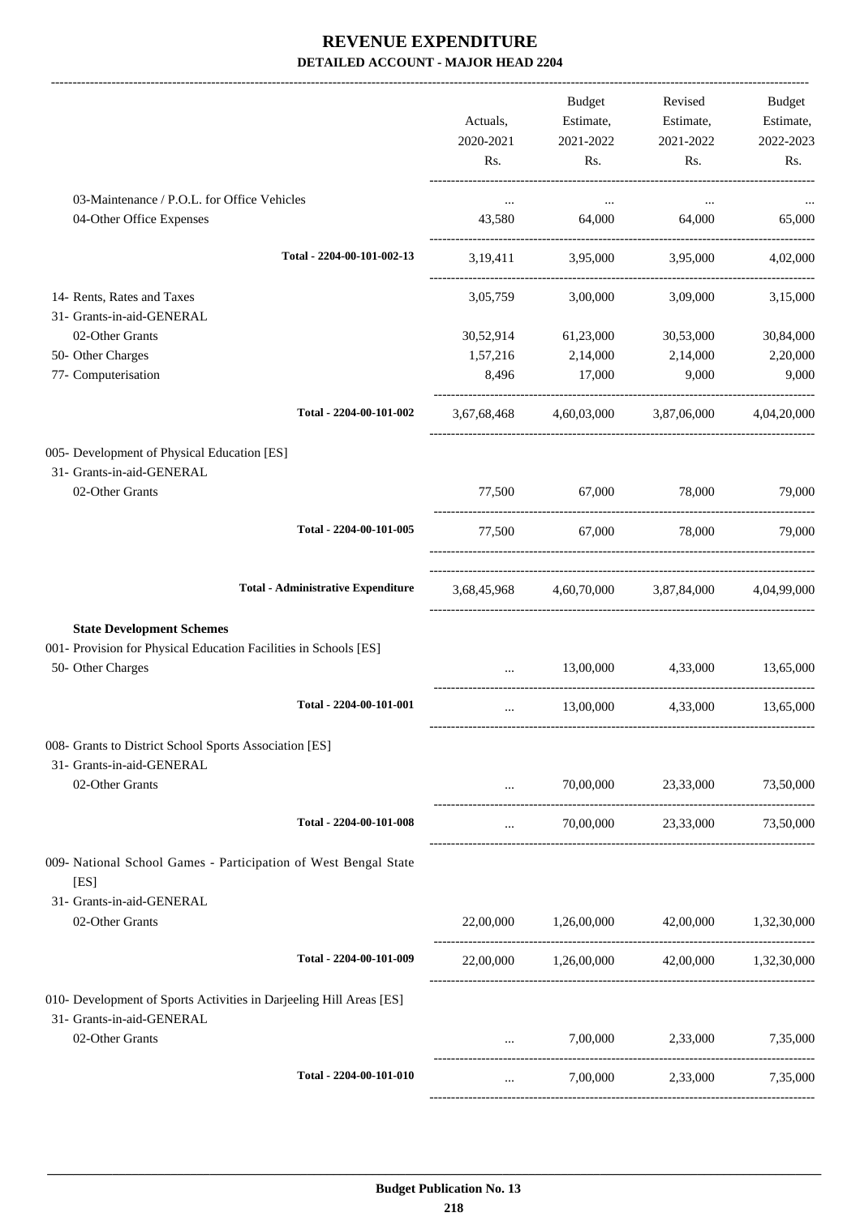# REVENUE EXPENDITURE

## DETAILED ACCOUNT - MAJOR HEAD 2204

| | Actuals, 2020-2021 Rs. | Budget Estimate, 2021-2022 Rs. | Revised Estimate, 2021-2022 Rs. | Budget Estimate, 2022-2023 Rs. |
|---|---|---|---|---|
| 03-Maintenance / P.O.L. for Office Vehicles | ... | ... | ... | ... |
| 04-Other Office Expenses | 43,580 | 64,000 | 64,000 | 65,000 |
| **Total - 2204-00-101-002-13** | 3,19,411 | 3,95,000 | 3,95,000 | 4,02,000 |
| 14- Rents, Rates and Taxes | 3,05,759 | 3,00,000 | 3,09,000 | 3,15,000 |
| 31- Grants-in-aid-GENERAL | | | | |
| 02-Other Grants | 30,52,914 | 61,23,000 | 30,53,000 | 30,84,000 |
| 50- Other Charges | 1,57,216 | 2,14,000 | 2,14,000 | 2,20,000 |
| 77- Computerisation | 8,496 | 17,000 | 9,000 | 9,000 |
| **Total - 2204-00-101-002** | 3,67,68,468 | 4,60,03,000 | 3,87,06,000 | 4,04,20,000 |
| 005- Development of Physical Education [ES] | | | | |
| 31- Grants-in-aid-GENERAL | | | | |
| 02-Other Grants | 77,500 | 67,000 | 78,000 | 79,000 |
| **Total - 2204-00-101-005** | 77,500 | 67,000 | 78,000 | 79,000 |
| **Total - Administrative Expenditure** | 3,68,45,968 | 4,60,70,000 | 3,87,84,000 | 4,04,99,000 |
| **State Development Schemes** | | | | |
| 001- Provision for Physical Education Facilities in Schools [ES] | | | | |
| 50- Other Charges | ... | 13,00,000 | 4,33,000 | 13,65,000 |
| **Total - 2204-00-101-001** | ... | 13,00,000 | 4,33,000 | 13,65,000 |
| 008- Grants to District School Sports Association [ES] | | | | |
| 31- Grants-in-aid-GENERAL | | | | |
| 02-Other Grants | ... | 70,00,000 | 23,33,000 | 73,50,000 |
| **Total - 2204-00-101-008** | ... | 70,00,000 | 23,33,000 | 73,50,000 |
| 009- National School Games - Participation of West Bengal State [ES] | | | | |
| 31- Grants-in-aid-GENERAL | | | | |
| 02-Other Grants | 22,00,000 | 1,26,00,000 | 42,00,000 | 1,32,30,000 |
| **Total - 2204-00-101-009** | 22,00,000 | 1,26,00,000 | 42,00,000 | 1,32,30,000 |
| 010- Development of Sports Activities in Darjeeling Hill Areas [ES] | | | | |
| 31- Grants-in-aid-GENERAL | | | | |
| 02-Other Grants | ... | 7,00,000 | 2,33,000 | 7,35,000 |
| **Total - 2204-00-101-010** | ... | 7,00,000 | 2,33,000 | 7,35,000 |

**Budget Publication No. 13**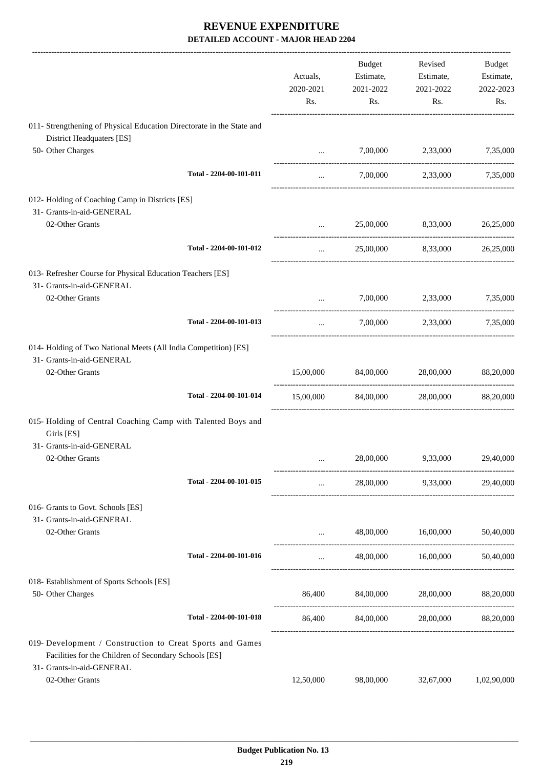# REVENUE EXPENDITURE

**DETAILED ACCOUNT - MAJOR HEAD 2204**

| | Actuals, 2020-2021 Rs. | Budget Estimate, 2021-2022 Rs. | Revised Estimate, 2021-2022 Rs. | Budget Estimate, 2022-2023 Rs. |
|---|---|---|---|---|
| 011- Strengthening of Physical Education Directorate in the State and District Headquarters [ES] | | | | |
| 50- Other Charges | ... | 7,00,000 | 2,33,000 | 7,35,000 |
| Total - 2204-00-101-011 | ... | 7,00,000 | 2,33,000 | 7,35,000 |
| 012- Holding of Coaching Camp in Districts [ES] | | | | |
| 31- Grants-in-aid-GENERAL | | | | |
| 02-Other Grants | ... | 25,00,000 | 8,33,000 | 26,25,000 |
| Total - 2204-00-101-012 | ... | 25,00,000 | 8,33,000 | 26,25,000 |
| 013- Refresher Course for Physical Education Teachers [ES] | | | | |
| 31- Grants-in-aid-GENERAL | | | | |
| 02-Other Grants | ... | 7,00,000 | 2,33,000 | 7,35,000 |
| Total - 2204-00-101-013 | ... | 7,00,000 | 2,33,000 | 7,35,000 |
| 014- Holding of Two National Meets (All India Competition) [ES] | | | | |
| 31- Grants-in-aid-GENERAL | | | | |
| 02-Other Grants | 15,00,000 | 84,00,000 | 28,00,000 | 88,20,000 |
| Total - 2204-00-101-014 | 15,00,000 | 84,00,000 | 28,00,000 | 88,20,000 |
| 015- Holding of Central Coaching Camp with Talented Boys and Girls [ES] | | | | |
| 31- Grants-in-aid-GENERAL | | | | |
| 02-Other Grants | ... | 28,00,000 | 9,33,000 | 29,40,000 |
| Total - 2204-00-101-015 | ... | 28,00,000 | 9,33,000 | 29,40,000 |
| 016- Grants to Govt. Schools [ES] | | | | |
| 31- Grants-in-aid-GENERAL | | | | |
| 02-Other Grants | ... | 48,00,000 | 16,00,000 | 50,40,000 |
| Total - 2204-00-101-016 | ... | 48,00,000 | 16,00,000 | 50,40,000 |
| 018- Establishment of Sports Schools [ES] | | | | |
| 50- Other Charges | 86,400 | 84,00,000 | 28,00,000 | 88,20,000 |
| Total - 2204-00-101-018 | 86,400 | 84,00,000 | 28,00,000 | 88,20,000 |
| 019- Development / Construction to Creat Sports and Games Facilities for the Children of Secondary Schools [ES] | | | | |
| 31- Grants-in-aid-GENERAL | | | | |
| 02-Other Grants | 12,50,000 | 98,00,000 | 32,67,000 | 1,02,90,000 |

Budget Publication No. 13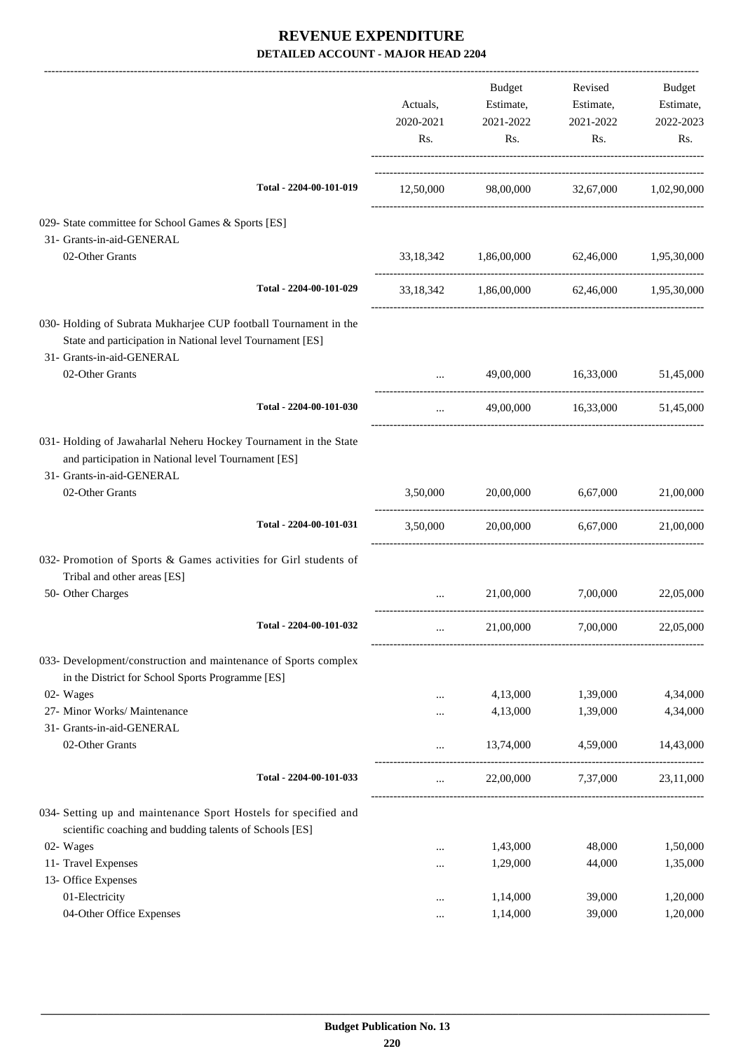# REVENUE EXPENDITURE

## DETAILED ACCOUNT - MAJOR HEAD 2204

| | Actuals, 2020-2021 Rs. | Budget Estimate, 2021-2022 Rs. | Revised Estimate, 2021-2022 Rs. | Budget Estimate, 2022-2023 Rs. |
|---|---|---|---|---|
| Total - 2204-00-101-019 | 12,50,000 | 98,00,000 | 32,67,000 | 1,02,90,000 |
| 029- State committee for School Games & Sports [ES] | | | | |
| 31- Grants-in-aid-GENERAL | | | | |
| 02-Other Grants | 33,18,342 | 1,86,00,000 | 62,46,000 | 1,95,30,000 |
| Total - 2204-00-101-029 | 33,18,342 | 1,86,00,000 | 62,46,000 | 1,95,30,000 |
| 030- Holding of Subrata Mukharjee CUP football Tournament in the State and participation in National level Tournament [ES] | | | | |
| 31- Grants-in-aid-GENERAL | | | | |
| 02-Other Grants | ... | 49,00,000 | 16,33,000 | 51,45,000 |
| Total - 2204-00-101-030 | ... | 49,00,000 | 16,33,000 | 51,45,000 |
| 031- Holding of Jawaharlal Neheru Hockey Tournament in the State and participation in National level Tournament [ES] | | | | |
| 31- Grants-in-aid-GENERAL | | | | |
| 02-Other Grants | 3,50,000 | 20,00,000 | 6,67,000 | 21,00,000 |
| Total - 2204-00-101-031 | 3,50,000 | 20,00,000 | 6,67,000 | 21,00,000 |
| 032- Promotion of Sports & Games activities for Girl students of Tribal and other areas [ES] | | | | |
| 50- Other Charges | ... | 21,00,000 | 7,00,000 | 22,05,000 |
| Total - 2204-00-101-032 | ... | 21,00,000 | 7,00,000 | 22,05,000 |
| 033- Development/construction and maintenance of Sports complex in the District for School Sports Programme [ES] | | | | |
| 02- Wages | ... | 4,13,000 | 1,39,000 | 4,34,000 |
| 27- Minor Works/ Maintenance | ... | 4,13,000 | 1,39,000 | 4,34,000 |
| 31- Grants-in-aid-GENERAL | | | | |
| 02-Other Grants | ... | 13,74,000 | 4,59,000 | 14,43,000 |
| Total - 2204-00-101-033 | ... | 22,00,000 | 7,37,000 | 23,11,000 |
| 034- Setting up and maintenance Sport Hostels for specified and scientific coaching and budding talents of Schools [ES] | | | | |
| 02- Wages | ... | 1,43,000 | 48,000 | 1,50,000 |
| 11- Travel Expenses | ... | 1,29,000 | 44,000 | 1,35,000 |
| 13- Office Expenses | | | | |
| 01-Electricity | ... | 1,14,000 | 39,000 | 1,20,000 |
| 04-Other Office Expenses | ... | 1,14,000 | 39,000 | 1,20,000 |

Budget Publication No. 13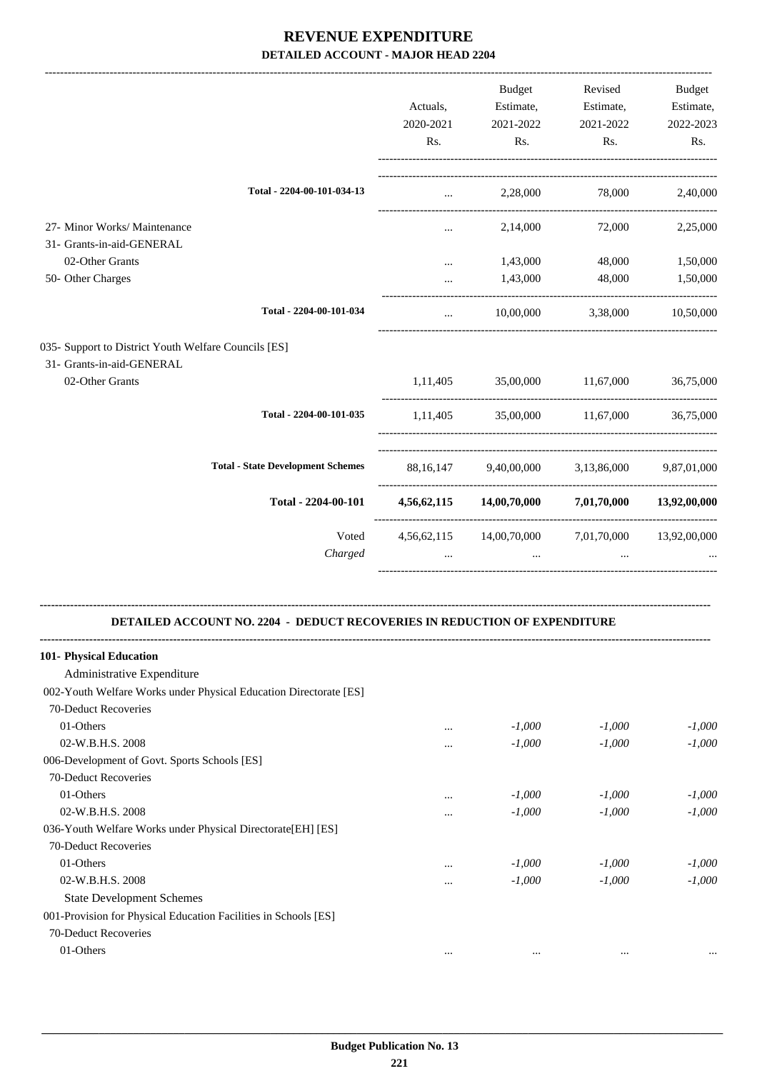# REVENUE EXPENDITURE

## DETAILED ACCOUNT - MAJOR HEAD 2204

| | Actuals, 2020-2021 Rs. | Budget Estimate, 2021-2022 Rs. | Revised Estimate, 2021-2022 Rs. | Budget Estimate, 2022-2023 Rs. |
|---|---|---|---|---|
| **Total - 2204-00-101-034-13** | ... | 2,28,000 | 78,000 | 2,40,000 |
| 27- Minor Works/ Maintenance | ... | 2,14,000 | 72,000 | 2,25,000 |
| 31- Grants-in-aid-GENERAL | | | | |
| 02-Other Grants | ... | 1,43,000 | 48,000 | 1,50,000 |
| 50- Other Charges | ... | 1,43,000 | 48,000 | 1,50,000 |
| **Total - 2204-00-101-034** | ... | 10,00,000 | 3,38,000 | 10,50,000 |
| 035- Support to District Youth Welfare Councils [ES] | | | | |
| 31- Grants-in-aid-GENERAL | | | | |
| 02-Other Grants | 1,11,405 | 35,00,000 | 11,67,000 | 36,75,000 |
| **Total - 2204-00-101-035** | 1,11,405 | 35,00,000 | 11,67,000 | 36,75,000 |
| **Total - State Development Schemes** | 88,16,147 | 9,40,00,000 | 3,13,86,000 | 9,87,01,000 |
| **Total - 2204-00-101** | **4,56,62,115** | **14,00,70,000** | **7,01,70,000** | **13,92,00,000** |
| Voted | 4,56,62,115 | 14,00,70,000 | 7,01,70,000 | 13,92,00,000 |
| *Charged* | ... | ... | ... | ... |

### DETAILED ACCOUNT NO. 2204 - DEDUCT RECOVERIES IN REDUCTION OF EXPENDITURE

| | | | | |
|---|---|---|---|---|
| **101- Physical Education** | | | | |
| Administrative Expenditure | | | | |
| 002-Youth Welfare Works under Physical Education Directorate [ES] | | | | |
| 70-Deduct Recoveries | | | | |
| 01-Others | ... | *-1,000* | *-1,000* | *-1,000* |
| 02-W.B.H.S. 2008 | ... | *-1,000* | *-1,000* | *-1,000* |
| 006-Development of Govt. Sports Schools [ES] | | | | |
| 70-Deduct Recoveries | | | | |
| 01-Others | ... | *-1,000* | *-1,000* | *-1,000* |
| 02-W.B.H.S. 2008 | ... | *-1,000* | *-1,000* | *-1,000* |
| 036-Youth Welfare Works under Physical Directorate[EH] [ES] | | | | |
| 70-Deduct Recoveries | | | | |
| 01-Others | ... | *-1,000* | *-1,000* | *-1,000* |
| 02-W.B.H.S. 2008 | ... | *-1,000* | *-1,000* | *-1,000* |
| State Development Schemes | | | | |
| 001-Provision for Physical Education Facilities in Schools [ES] | | | | |
| 70-Deduct Recoveries | | | | |
| 01-Others | ... | ... | ... | ... |

**Budget Publication No. 13**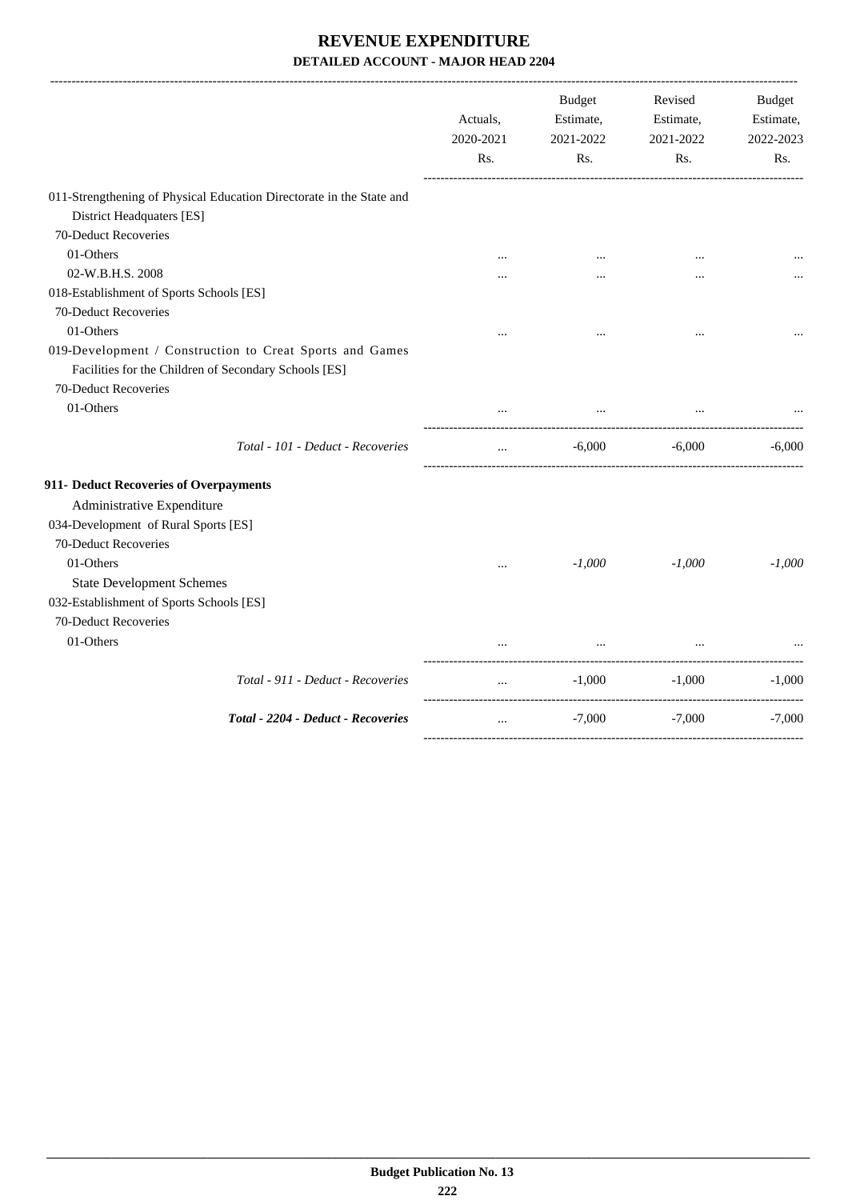# REVENUE EXPENDITURE

**DETAILED ACCOUNT - MAJOR HEAD 2204**

| | Actuals, 2020-2021 Rs. | Budget Estimate, 2021-2022 Rs. | Revised Estimate, 2021-2022 Rs. | Budget Estimate, 2022-2023 Rs. |
|---|---|---|---|---|
| 011-Strengthening of Physical Education Directorate in the State and District Headquaters [ES] | | | | |
| 70-Deduct Recoveries | | | | |
| 01-Others | ... | ... | ... | ... |
| 02-W.B.H.S. 2008 | ... | ... | ... | ... |
| 018-Establishment of Sports Schools [ES] | | | | |
| 70-Deduct Recoveries | | | | |
| 01-Others | ... | ... | ... | ... |
| 019-Development / Construction to Creat Sports and Games Facilities for the Children of Secondary Schools [ES] | | | | |
| 70-Deduct Recoveries | | | | |
| 01-Others | ... | ... | ... | ... |
| *Total - 101 - Deduct - Recoveries* | ... | -6,000 | -6,000 | -6,000 |
| **911- Deduct Recoveries of Overpayments** | | | | |
| Administrative Expenditure | | | | |
| 034-Development of Rural Sports [ES] | | | | |
| 70-Deduct Recoveries | | | | |
| 01-Others | ... | *-1,000* | *-1,000* | *-1,000* |
| State Development Schemes | | | | |
| 032-Establishment of Sports Schools [ES] | | | | |
| 70-Deduct Recoveries | | | | |
| 01-Others | ... | ... | ... | ... |
| *Total - 911 - Deduct - Recoveries* | ... | -1,000 | -1,000 | -1,000 |
| ***Total - 2204 - Deduct - Recoveries*** | ... | -7,000 | -7,000 | -7,000 |

**Budget Publication No. 13**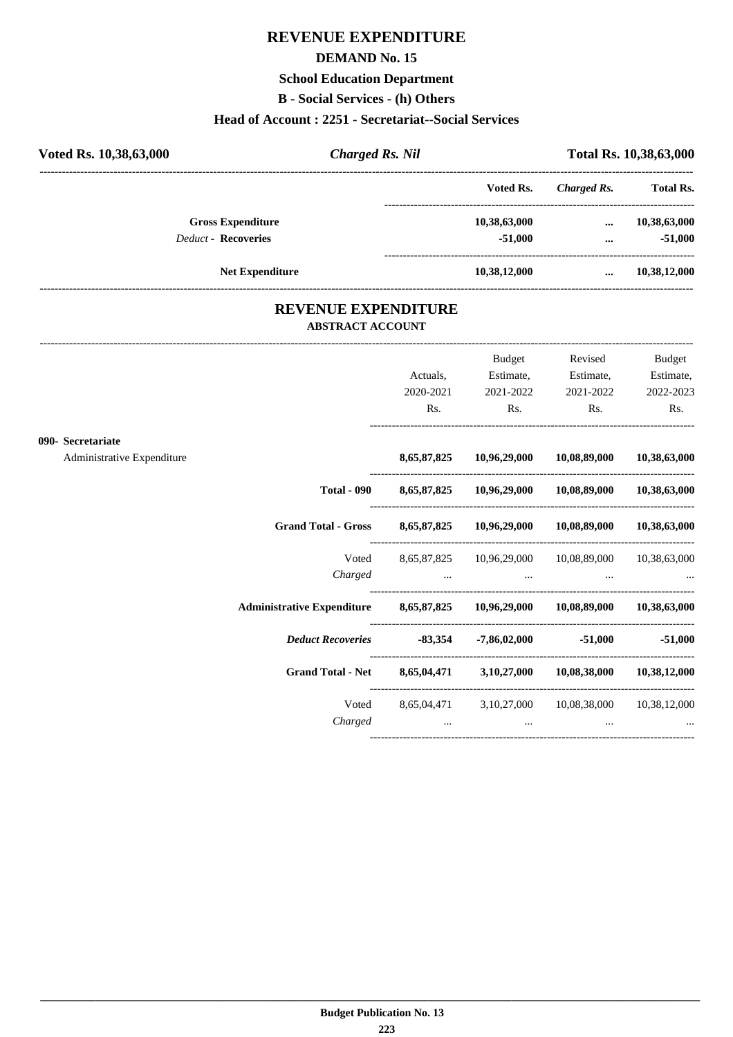# REVENUE EXPENDITURE

## DEMAND No. 15

### School Education Department

### B - Social Services - (h) Others

### Head of Account : 2251 - Secretariat--Social Services

**Voted Rs. 10,38,63,000** | ***Charged Rs. Nil*** | **Total Rs. 10,38,63,000**

| | Voted Rs. | *Charged Rs.* | Total Rs. |
|---|---|---|---|
| **Gross Expenditure** | 10,38,63,000 | ... | 10,38,63,000 |
| *Deduct -* **Recoveries** | -51,000 | ... | -51,000 |
| **Net Expenditure** | 10,38,12,000 | ... | 10,38,12,000 |

## REVENUE EXPENDITURE

### ABSTRACT ACCOUNT

| | Actuals, 2020-2021 Rs. | Budget Estimate, 2021-2022 Rs. | Revised Estimate, 2021-2022 Rs. | Budget Estimate, 2022-2023 Rs. |
|---|---|---|---|---|
| **090- Secretariat** | | | | |
| Administrative Expenditure | **8,65,87,825** | **10,96,29,000** | **10,08,89,000** | **10,38,63,000** |
| **Total - 090** | **8,65,87,825** | **10,96,29,000** | **10,08,89,000** | **10,38,63,000** |
| **Grand Total - Gross** | **8,65,87,825** | **10,96,29,000** | **10,08,89,000** | **10,38,63,000** |
| Voted | 8,65,87,825 | 10,96,29,000 | 10,08,89,000 | 10,38,63,000 |
| *Charged* | ... | ... | ... | ... |
| **Administrative Expenditure** | **8,65,87,825** | **10,96,29,000** | **10,08,89,000** | **10,38,63,000** |
| ***Deduct Recoveries*** | **-83,354** | **-7,86,02,000** | **-51,000** | **-51,000** |
| **Grand Total - Net** | **8,65,04,471** | **3,10,27,000** | **10,08,38,000** | **10,38,12,000** |
| Voted | 8,65,04,471 | 3,10,27,000 | 10,08,38,000 | 10,38,12,000 |
| *Charged* | ... | ... | ... | ... |

**Budget Publication No. 13**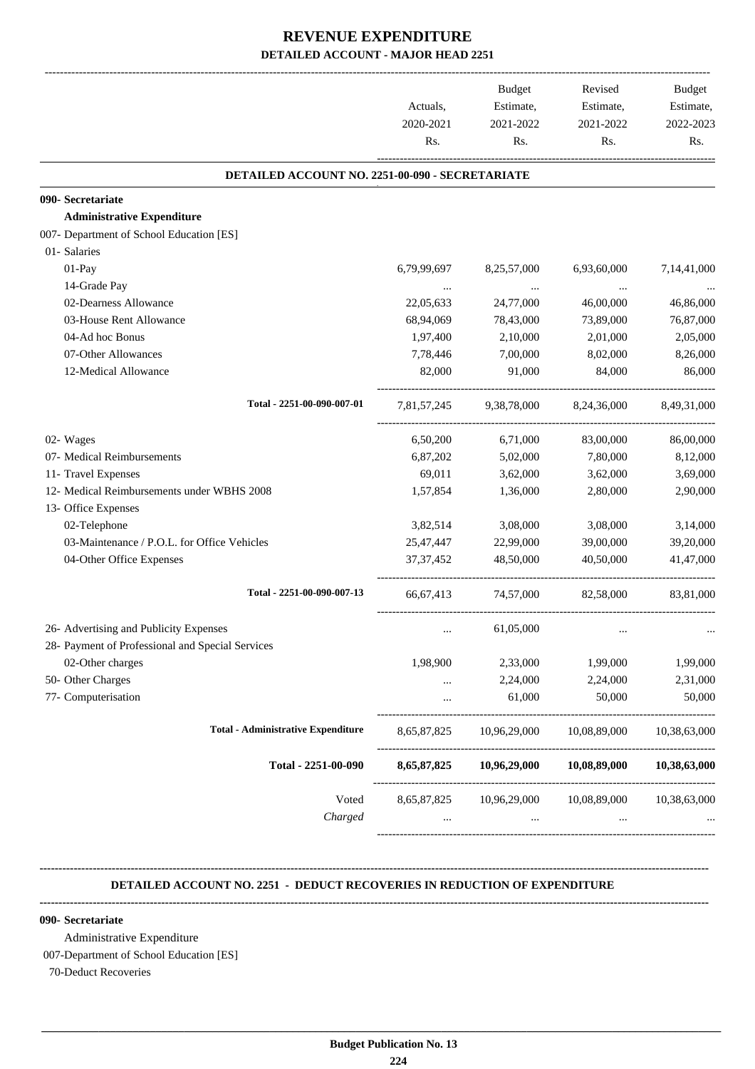# REVENUE EXPENDITURE

## DETAILED ACCOUNT - MAJOR HEAD 2251

| | Actuals, 2020-2021 Rs. | Budget Estimate, 2021-2022 Rs. | Revised Estimate, 2021-2022 Rs. | Budget Estimate, 2022-2023 Rs. |
|---|---|---|---|---|
| **DETAILED ACCOUNT NO. 2251-00-090 - SECRETARIATE** | | | | |
| **090- Secretariate** | | | | |
| **Administrative Expenditure** | | | | |
| 007- Department of School Education [ES] | | | | |
| 01- Salaries | | | | |
| 01-Pay | 6,79,99,697 | 8,25,57,000 | 6,93,60,000 | 7,14,41,000 |
| 14-Grade Pay | ... | ... | ... | ... |
| 02-Dearness Allowance | 22,05,633 | 24,77,000 | 46,00,000 | 46,86,000 |
| 03-House Rent Allowance | 68,94,069 | 78,43,000 | 73,89,000 | 76,87,000 |
| 04-Ad hoc Bonus | 1,97,400 | 2,10,000 | 2,01,000 | 2,05,000 |
| 07-Other Allowances | 7,78,446 | 7,00,000 | 8,02,000 | 8,26,000 |
| 12-Medical Allowance | 82,000 | 91,000 | 84,000 | 86,000 |
| Total - 2251-00-090-007-01 | 7,81,57,245 | 9,38,78,000 | 8,24,36,000 | 8,49,31,000 |
| 02- Wages | 6,50,200 | 6,71,000 | 83,00,000 | 86,00,000 |
| 07- Medical Reimbursements | 6,87,202 | 5,02,000 | 7,80,000 | 8,12,000 |
| 11- Travel Expenses | 69,011 | 3,62,000 | 3,62,000 | 3,69,000 |
| 12- Medical Reimbursements under WBHS 2008 | 1,57,854 | 1,36,000 | 2,80,000 | 2,90,000 |
| 13- Office Expenses | | | | |
| 02-Telephone | 3,82,514 | 3,08,000 | 3,08,000 | 3,14,000 |
| 03-Maintenance / P.O.L. for Office Vehicles | 25,47,447 | 22,99,000 | 39,00,000 | 39,20,000 |
| 04-Other Office Expenses | 37,37,452 | 48,50,000 | 40,50,000 | 41,47,000 |
| Total - 2251-00-090-007-13 | 66,67,413 | 74,57,000 | 82,58,000 | 83,81,000 |
| 26- Advertising and Publicity Expenses | ... | 61,05,000 | ... | ... |
| 28- Payment of Professional and Special Services | | | | |
| 02-Other charges | 1,98,900 | 2,33,000 | 1,99,000 | 1,99,000 |
| 50- Other Charges | ... | 2,24,000 | 2,24,000 | 2,31,000 |
| 77- Computerisation | ... | 61,000 | 50,000 | 50,000 |
| Total - Administrative Expenditure | 8,65,87,825 | 10,96,29,000 | 10,08,89,000 | 10,38,63,000 |
| **Total - 2251-00-090** | **8,65,87,825** | **10,96,29,000** | **10,08,89,000** | **10,38,63,000** |
| Voted | 8,65,87,825 | 10,96,29,000 | 10,08,89,000 | 10,38,63,000 |
| *Charged* | ... | ... | ... | ... |

**DETAILED ACCOUNT NO. 2251 - DEDUCT RECOVERIES IN REDUCTION OF EXPENDITURE**

**090- Secretariate**

Administrative Expenditure

007-Department of School Education [ES]

70-Deduct Recoveries

**Budget Publication No. 13**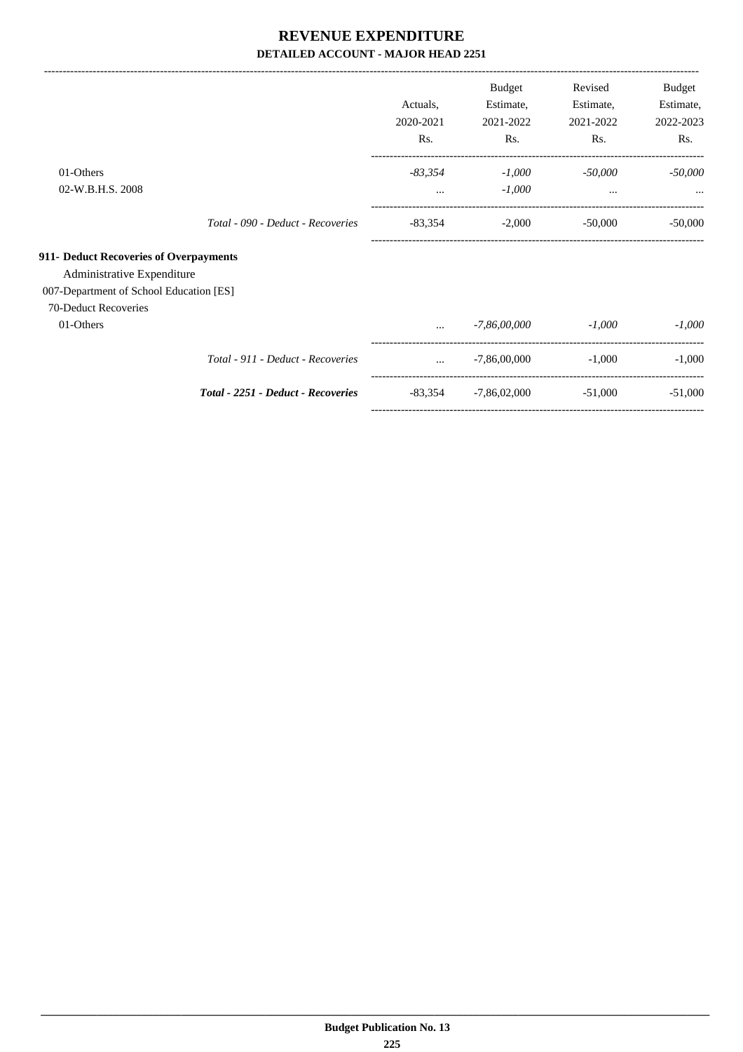# REVENUE EXPENDITURE

**DETAILED ACCOUNT - MAJOR HEAD 2251**

| | Actuals, 2020-2021 Rs. | Budget Estimate, 2021-2022 Rs. | Revised Estimate, 2021-2022 Rs. | Budget Estimate, 2022-2023 Rs. |
|---|---|---|---|---|
| 01-Others | *-83,354* | *-1,000* | *-50,000* | *-50,000* |
| 02-W.B.H.S. 2008 | *...* | *-1,000* | *...* | *...* |
| *Total - 090 - Deduct - Recoveries* | -83,354 | -2,000 | -50,000 | -50,000 |
| **911- Deduct Recoveries of Overpayments** | | | | |
| Administrative Expenditure | | | | |
| 007-Department of School Education [ES] | | | | |
| 70-Deduct Recoveries | | | | |
| 01-Others | *...* | *-7,86,00,000* | *-1,000* | *-1,000* |
| *Total - 911 - Deduct - Recoveries* | ... | -7,86,00,000 | -1,000 | -1,000 |
| ***Total - 2251 - Deduct - Recoveries*** | -83,354 | -7,86,02,000 | -51,000 | -51,000 |

**Budget Publication No. 13**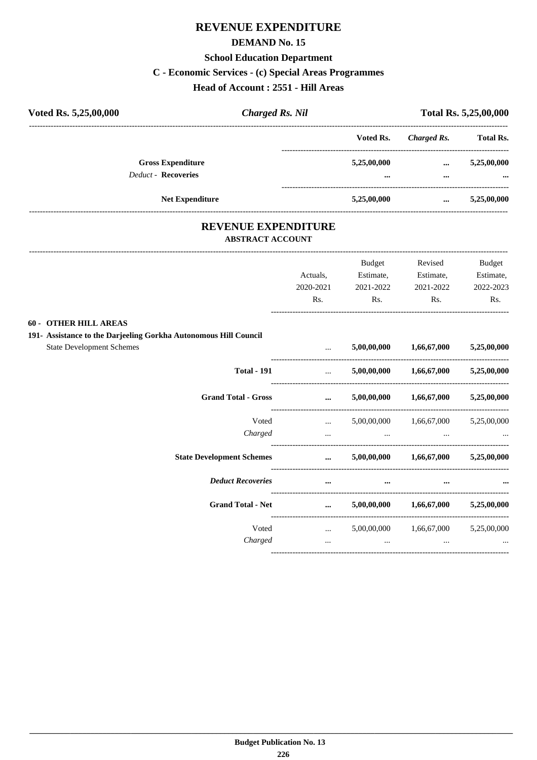# REVENUE EXPENDITURE

## DEMAND No. 15

### School Education Department

### C - Economic Services - (c) Special Areas Programmes

### Head of Account : 2551 - Hill Areas

**Voted Rs. 5,25,00,000** | ***Charged Rs. Nil*** | **Total Rs. 5,25,00,000**

| | Voted Rs. | Charged Rs. | Total Rs. |
|---|---|---|---|
| **Gross Expenditure** | **5,25,00,000** | **...** | **5,25,00,000** |
| *Deduct* - **Recoveries** | **...** | **...** | **...** |
| **Net Expenditure** | **5,25,00,000** | **...** | **5,25,00,000** |

## REVENUE EXPENDITURE

### ABSTRACT ACCOUNT

| | Actuals, 2020-2021 Rs. | Budget Estimate, 2021-2022 Rs. | Revised Estimate, 2021-2022 Rs. | Budget Estimate, 2022-2023 Rs. |
|---|---|---|---|---|
| **60 - OTHER HILL AREAS** | | | | |
| **191- Assistance to the Darjeeling Gorkha Autonomous Hill Council** | | | | |
| State Development Schemes | ... | **5,00,00,000** | **1,66,67,000** | **5,25,00,000** |
| **Total - 191** | ... | **5,00,00,000** | **1,66,67,000** | **5,25,00,000** |
| **Grand Total - Gross** | **...** | **5,00,00,000** | **1,66,67,000** | **5,25,00,000** |
| Voted | ... | 5,00,00,000 | 1,66,67,000 | 5,25,00,000 |
| *Charged* | ... | ... | ... | ... |
| **State Development Schemes** | **...** | **5,00,00,000** | **1,66,67,000** | **5,25,00,000** |
| ***Deduct Recoveries*** | **...** | **...** | **...** | **...** |
| **Grand Total - Net** | **...** | **5,00,00,000** | **1,66,67,000** | **5,25,00,000** |
| Voted | ... | 5,00,00,000 | 1,66,67,000 | 5,25,00,000 |
| *Charged* | ... | ... | ... | ... |

**Budget Publication No. 13**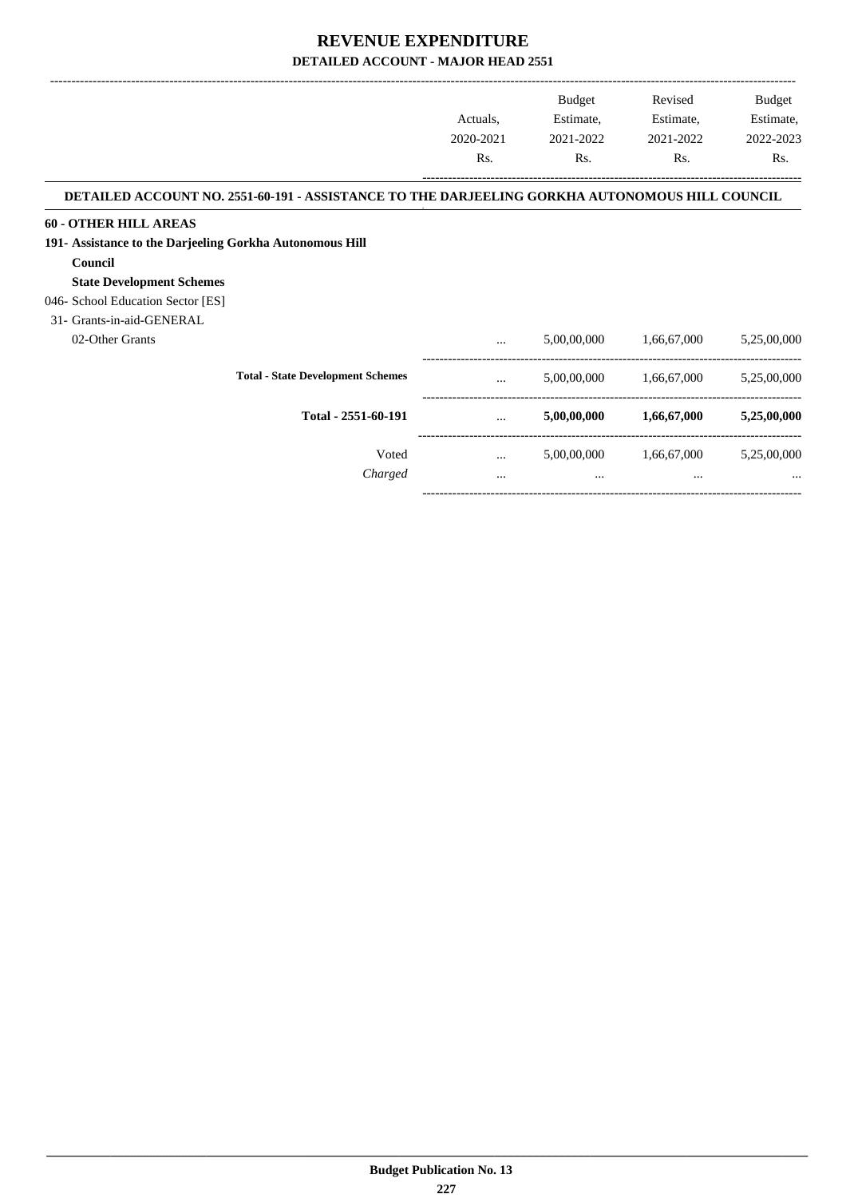# REVENUE EXPENDITURE

## DETAILED ACCOUNT - MAJOR HEAD 2551

| | Actuals, 2020-2021 Rs. | Budget Estimate, 2021-2022 Rs. | Revised Estimate, 2021-2022 Rs. | Budget Estimate, 2022-2023 Rs. |
|---|---|---|---|---|
| **DETAILED ACCOUNT NO. 2551-60-191 - ASSISTANCE TO THE DARJEELING GORKHA AUTONOMOUS HILL COUNCIL** | | | | |
| **60 - OTHER HILL AREAS** | | | | |
| **191- Assistance to the Darjeeling Gorkha Autonomous Hill Council** | | | | |
| **State Development Schemes** | | | | |
| 046- School Education Sector [ES] | | | | |
| 31- Grants-in-aid-GENERAL | | | | |
| 02-Other Grants | ... | 5,00,00,000 | 1,66,67,000 | 5,25,00,000 |
| **Total - State Development Schemes** | ... | 5,00,00,000 | 1,66,67,000 | 5,25,00,000 |
| **Total - 2551-60-191** | ... | **5,00,00,000** | **1,66,67,000** | **5,25,00,000** |
| Voted | ... | 5,00,00,000 | 1,66,67,000 | 5,25,00,000 |
| *Charged* | ... | ... | ... | ... |

Budget Publication No. 13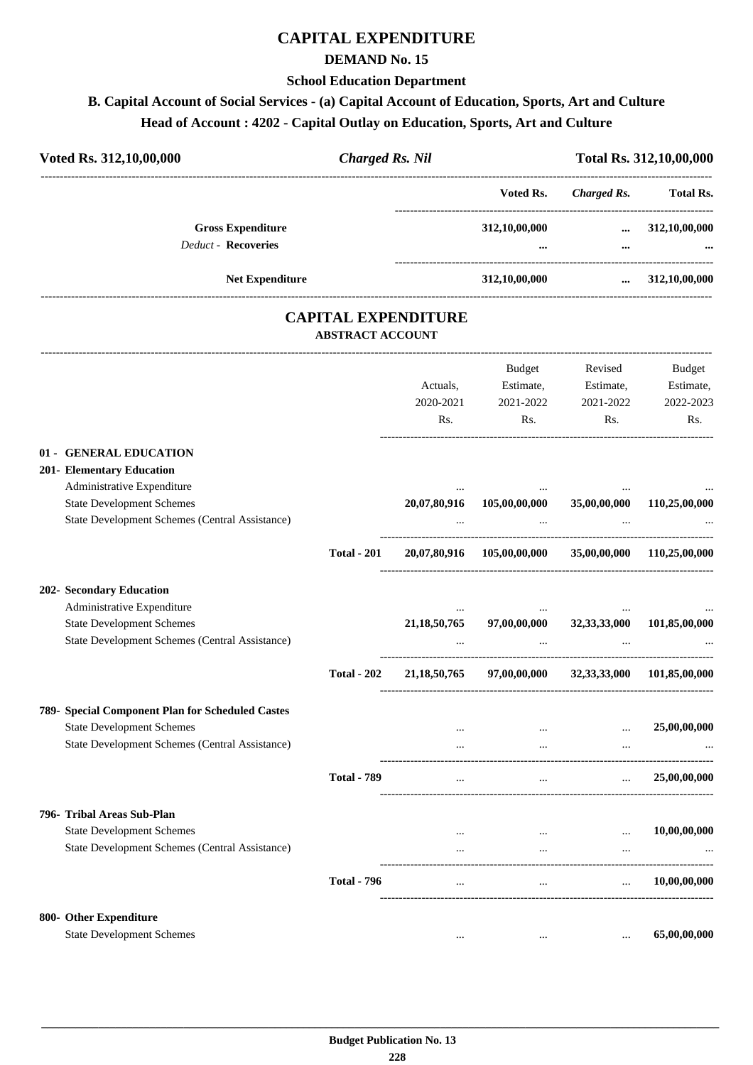# CAPITAL EXPENDITURE

## DEMAND No. 15

### School Education Department

### B. Capital Account of Social Services - (a) Capital Account of Education, Sports, Art and Culture

### Head of Account : 4202 - Capital Outlay on Education, Sports, Art and Culture

**Voted Rs. 312,10,00,000** | ***Charged Rs. Nil*** | **Total Rs. 312,10,00,000**

| | Voted Rs. | *Charged Rs.* | Total Rs. |
|---|---|---|---|
| **Gross Expenditure** | 312,10,00,000 | ... | 312,10,00,000 |
| *Deduct* - **Recoveries** | ... | ... | ... |
| **Net Expenditure** | 312,10,00,000 | ... | 312,10,00,000 |

## CAPITAL EXPENDITURE

### ABSTRACT ACCOUNT

| | | Actuals, 2020-2021 Rs. | Budget Estimate, 2021-2022 Rs. | Revised Estimate, 2021-2022 Rs. | Budget Estimate, 2022-2023 Rs. |
|---|---|---|---|---|---|
| **01 - GENERAL EDUCATION** | | | | | |
| **201- Elementary Education** | | | | | |
| Administrative Expenditure | | ... | ... | ... | ... |
| State Development Schemes | | 20,07,80,916 | 105,00,00,000 | 35,00,00,000 | 110,25,00,000 |
| State Development Schemes (Central Assistance) | | ... | ... | ... | ... |
| | **Total - 201** | 20,07,80,916 | 105,00,00,000 | 35,00,00,000 | 110,25,00,000 |
| **202- Secondary Education** | | | | | |
| Administrative Expenditure | | ... | ... | ... | ... |
| State Development Schemes | | 21,18,50,765 | 97,00,00,000 | 32,33,33,000 | 101,85,00,000 |
| State Development Schemes (Central Assistance) | | ... | ... | ... | ... |
| | **Total - 202** | 21,18,50,765 | 97,00,00,000 | 32,33,33,000 | 101,85,00,000 |
| **789- Special Component Plan for Scheduled Castes** | | | | | |
| State Development Schemes | | ... | ... | ... | 25,00,00,000 |
| State Development Schemes (Central Assistance) | | ... | ... | ... | ... |
| | **Total - 789** | ... | ... | ... | 25,00,00,000 |
| **796- Tribal Areas Sub-Plan** | | | | | |
| State Development Schemes | | ... | ... | ... | 10,00,00,000 |
| State Development Schemes (Central Assistance) | | ... | ... | ... | ... |
| | **Total - 796** | ... | ... | ... | 10,00,00,000 |
| **800- Other Expenditure** | | | | | |
| State Development Schemes | | ... | ... | ... | 65,00,00,000 |

**Budget Publication No. 13**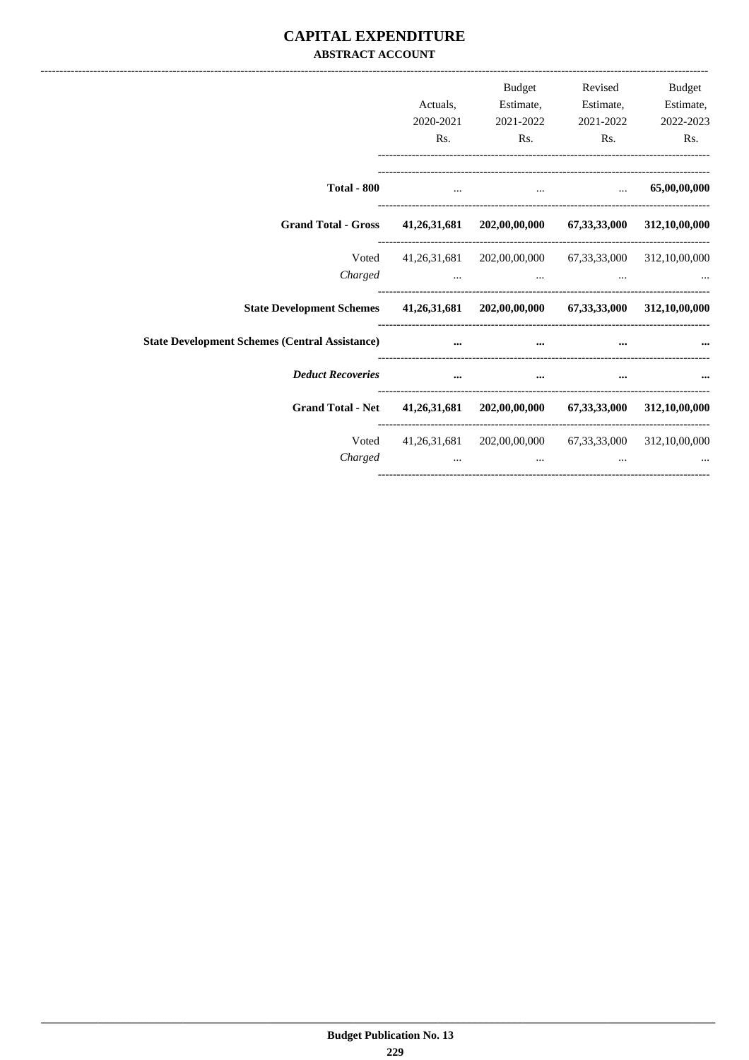# CAPITAL EXPENDITURE

## ABSTRACT ACCOUNT

| | Actuals, 2020-2021 Rs. | Budget Estimate, 2021-2022 Rs. | Revised Estimate, 2021-2022 Rs. | Budget Estimate, 2022-2023 Rs. |
|---|---|---|---|---|
| **Total - 800** | ... | ... | ... | **65,00,00,000** |
| **Grand Total - Gross** | **41,26,31,681** | **202,00,00,000** | **67,33,33,000** | **312,10,00,000** |
| Voted | 41,26,31,681 | 202,00,00,000 | 67,33,33,000 | 312,10,00,000 |
| *Charged* | ... | ... | ... | ... |
| **State Development Schemes** | **41,26,31,681** | **202,00,00,000** | **67,33,33,000** | **312,10,00,000** |
| **State Development Schemes (Central Assistance)** | **...** | **...** | **...** | **...** |
| ***Deduct Recoveries*** | **...** | **...** | **...** | **...** |
| **Grand Total - Net** | **41,26,31,681** | **202,00,00,000** | **67,33,33,000** | **312,10,00,000** |
| Voted | 41,26,31,681 | 202,00,00,000 | 67,33,33,000 | 312,10,00,000 |
| *Charged* | ... | ... | ... | ... |

**Budget Publication No. 13**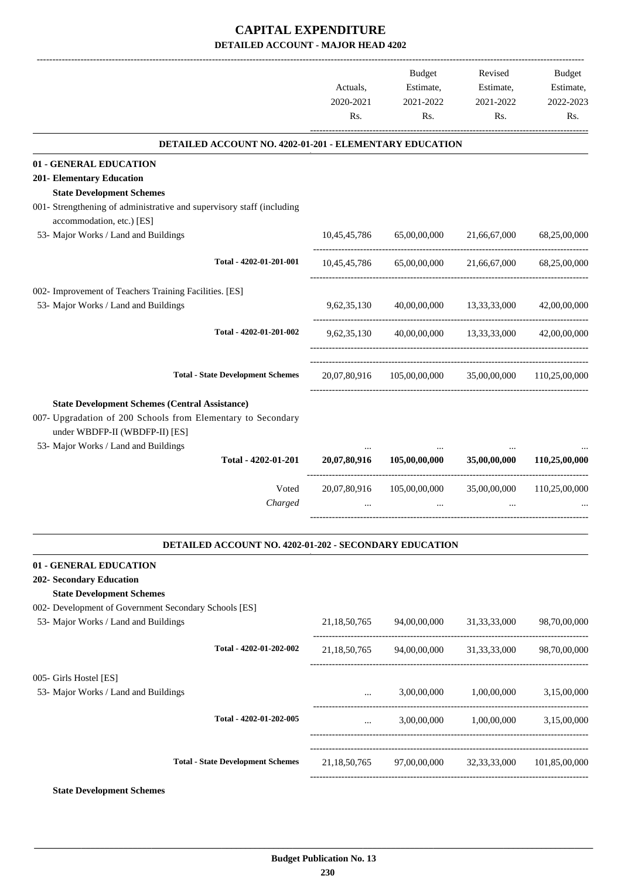# CAPITAL EXPENDITURE

## DETAILED ACCOUNT - MAJOR HEAD 4202

| | Actuals, 2020-2021 Rs. | Budget Estimate, 2021-2022 Rs. | Revised Estimate, 2021-2022 Rs. | Budget Estimate, 2022-2023 Rs. |
|---|---|---|---|---|
| **DETAILED ACCOUNT NO. 4202-01-201 - ELEMENTARY EDUCATION** | | | | |
| **01 - GENERAL EDUCATION** | | | | |
| **201- Elementary Education** | | | | |
| **State Development Schemes** | | | | |
| 001- Strengthening of administrative and supervisory staff (including accommodation, etc.) [ES] | | | | |
| 53- Major Works / Land and Buildings | 10,45,45,786 | 65,00,00,000 | 21,66,67,000 | 68,25,00,000 |
| Total - 4202-01-201-001 | 10,45,45,786 | 65,00,00,000 | 21,66,67,000 | 68,25,00,000 |
| 002- Improvement of Teachers Training Facilities. [ES] | | | | |
| 53- Major Works / Land and Buildings | 9,62,35,130 | 40,00,00,000 | 13,33,33,000 | 42,00,00,000 |
| Total - 4202-01-201-002 | 9,62,35,130 | 40,00,00,000 | 13,33,33,000 | 42,00,00,000 |
| Total - State Development Schemes | 20,07,80,916 | 105,00,00,000 | 35,00,00,000 | 110,25,00,000 |
| **State Development Schemes (Central Assistance)** | | | | |
| 007- Upgradation of 200 Schools from Elementary to Secondary under WBDFP-II (WBDFP-II) [ES] | | | | |
| 53- Major Works / Land and Buildings | ... | ... | ... | ... |
| **Total - 4202-01-201** | **20,07,80,916** | **105,00,00,000** | **35,00,00,000** | **110,25,00,000** |
| Voted | 20,07,80,916 | 105,00,00,000 | 35,00,00,000 | 110,25,00,000 |
| *Charged* | ... | ... | ... | ... |
| **DETAILED ACCOUNT NO. 4202-01-202 - SECONDARY EDUCATION** | | | | |
| **01 - GENERAL EDUCATION** | | | | |
| **202- Secondary Education** | | | | |
| **State Development Schemes** | | | | |
| 002- Development of Government Secondary Schools [ES] | | | | |
| 53- Major Works / Land and Buildings | 21,18,50,765 | 94,00,00,000 | 31,33,33,000 | 98,70,00,000 |
| Total - 4202-01-202-002 | 21,18,50,765 | 94,00,00,000 | 31,33,33,000 | 98,70,00,000 |
| 005- Girls Hostel [ES] | | | | |
| 53- Major Works / Land and Buildings | ... | 3,00,00,000 | 1,00,00,000 | 3,15,00,000 |
| Total - 4202-01-202-005 | ... | 3,00,00,000 | 1,00,00,000 | 3,15,00,000 |
| Total - State Development Schemes | 21,18,50,765 | 97,00,00,000 | 32,33,33,000 | 101,85,00,000 |
| **State Development Schemes** | | | | |

Budget Publication No. 13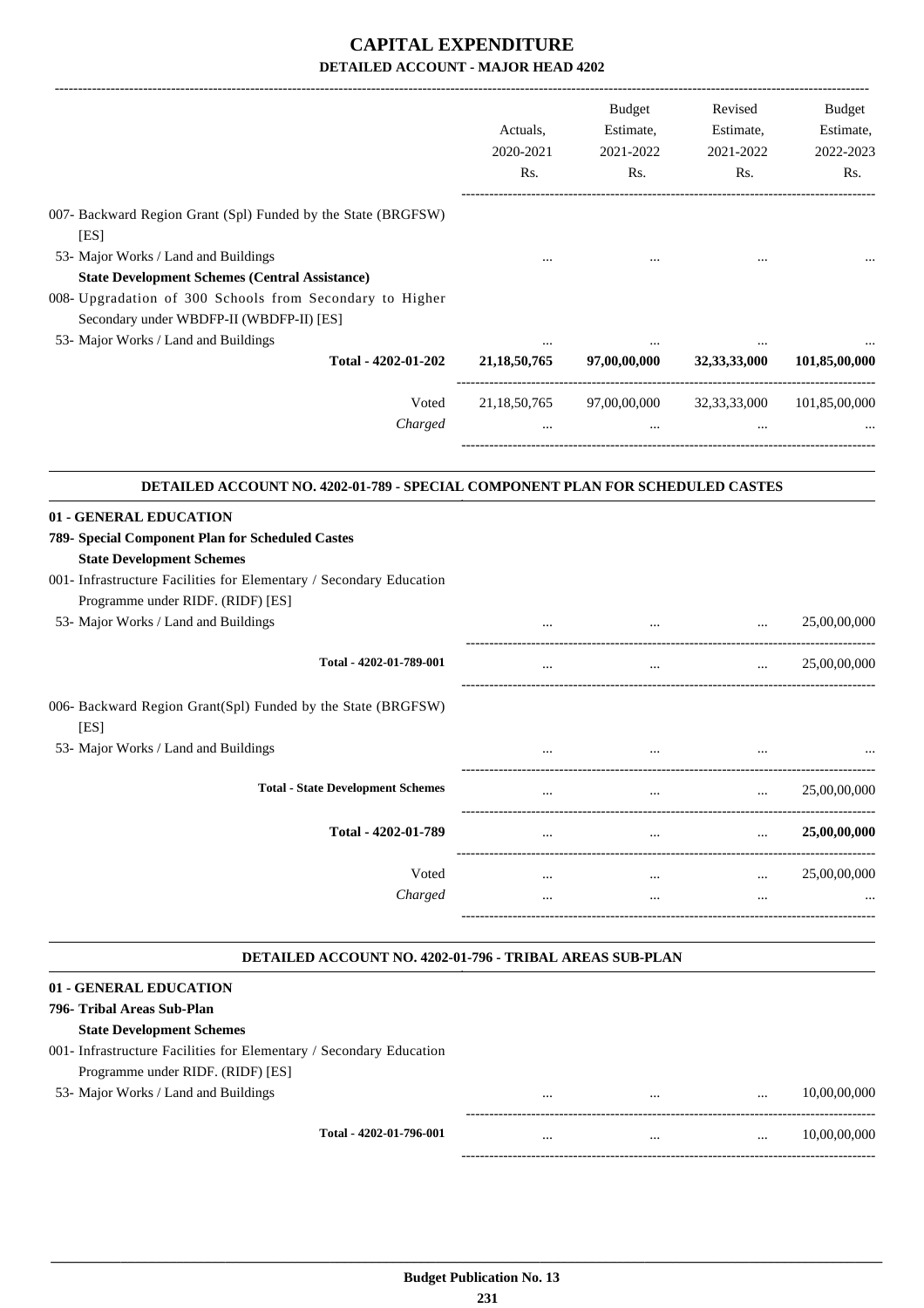# CAPITAL EXPENDITURE

## DETAILED ACCOUNT - MAJOR HEAD 4202

| | Actuals, 2020-2021 Rs. | Budget Estimate, 2021-2022 Rs. | Revised Estimate, 2021-2022 Rs. | Budget Estimate, 2022-2023 Rs. |
|---|---|---|---|---|
| 007- Backward Region Grant (Spl) Funded by the State (BRGFSW) [ES] | | | | |
| 53- Major Works / Land and Buildings | ... | ... | ... | ... |
| **State Development Schemes (Central Assistance)** | | | | |
| 008- Upgradation of 300 Schools from Secondary to Higher Secondary under WBDFP-II (WBDFP-II) [ES] | | | | |
| 53- Major Works / Land and Buildings | ... | ... | ... | ... |
| **Total - 4202-01-202** | **21,18,50,765** | **97,00,00,000** | **32,33,33,000** | **101,85,00,000** |
| Voted | 21,18,50,765 | 97,00,00,000 | 32,33,33,000 | 101,85,00,000 |
| *Charged* | ... | ... | ... | ... |

### DETAILED ACCOUNT NO. 4202-01-789 - SPECIAL COMPONENT PLAN FOR SCHEDULED CASTES

| | | | | |
|---|---|---|---|---|
| **01 - GENERAL EDUCATION** | | | | |
| **789- Special Component Plan for Scheduled Castes** | | | | |
| **State Development Schemes** | | | | |
| 001- Infrastructure Facilities for Elementary / Secondary Education Programme under RIDF. (RIDF) [ES] | | | | |
| 53- Major Works / Land and Buildings | ... | ... | ... | 25,00,00,000 |
| Total - 4202-01-789-001 | ... | ... | ... | 25,00,00,000 |
| 006- Backward Region Grant(Spl) Funded by the State (BRGFSW) [ES] | | | | |
| 53- Major Works / Land and Buildings | ... | ... | ... | ... |
| **Total - State Development Schemes** | ... | ... | ... | 25,00,00,000 |
| **Total - 4202-01-789** | ... | ... | ... | **25,00,00,000** |
| Voted | ... | ... | ... | 25,00,00,000 |
| *Charged* | ... | ... | ... | ... |

### DETAILED ACCOUNT NO. 4202-01-796 - TRIBAL AREAS SUB-PLAN

| | | | | |
|---|---|---|---|---|
| **01 - GENERAL EDUCATION** | | | | |
| **796- Tribal Areas Sub-Plan** | | | | |
| **State Development Schemes** | | | | |
| 001- Infrastructure Facilities for Elementary / Secondary Education Programme under RIDF. (RIDF) [ES] | | | | |
| 53- Major Works / Land and Buildings | ... | ... | ... | 10,00,00,000 |
| Total - 4202-01-796-001 | ... | ... | ... | 10,00,00,000 |

Budget Publication No. 13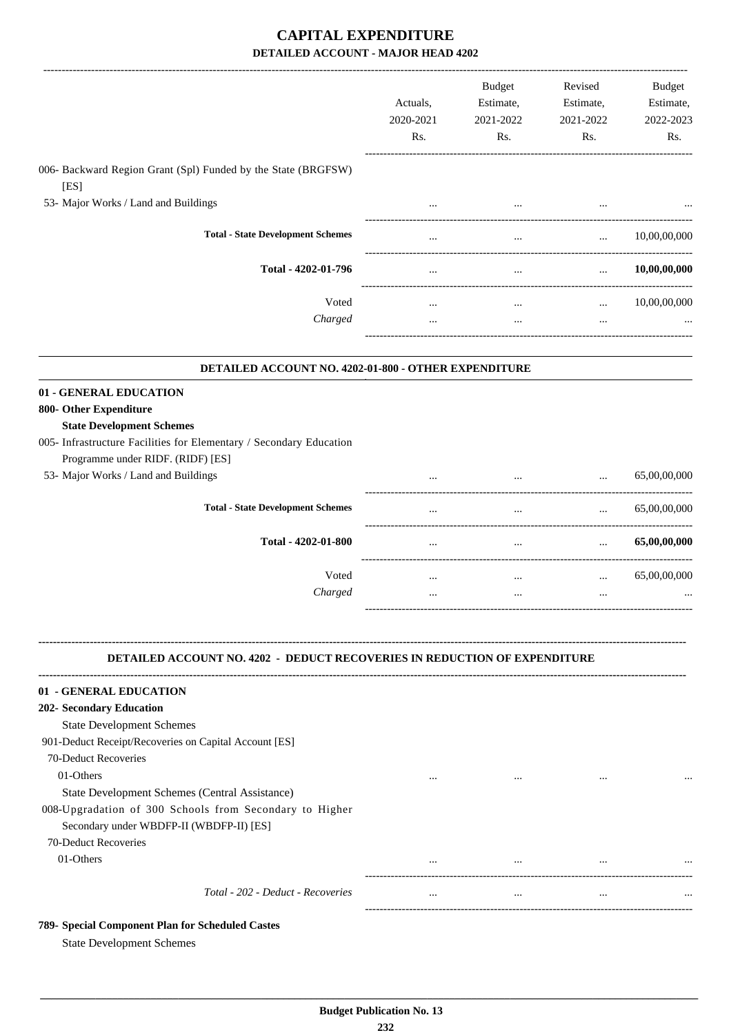# CAPITAL EXPENDITURE

## DETAILED ACCOUNT - MAJOR HEAD 4202

| | Actuals, 2020-2021 Rs. | Budget Estimate, 2021-2022 Rs. | Revised Estimate, 2021-2022 Rs. | Budget Estimate, 2022-2023 Rs. |
|---|---|---|---|---|
| 006- Backward Region Grant (Spl) Funded by the State (BRGFSW) [ES] | | | | |
| 53- Major Works / Land and Buildings | ... | ... | ... | ... |
| **Total - State Development Schemes** | ... | ... | ... | 10,00,00,000 |
| **Total - 4202-01-796** | ... | ... | ... | **10,00,00,000** |
| Voted | ... | ... | ... | 10,00,00,000 |
| *Charged* | ... | ... | ... | ... |

### DETAILED ACCOUNT NO. 4202-01-800 - OTHER EXPENDITURE

| | Actuals, 2020-2021 Rs. | Budget Estimate, 2021-2022 Rs. | Revised Estimate, 2021-2022 Rs. | Budget Estimate, 2022-2023 Rs. |
|---|---|---|---|---|
| **01 - GENERAL EDUCATION** | | | | |
| **800- Other Expenditure** | | | | |
| **State Development Schemes** | | | | |
| 005- Infrastructure Facilities for Elementary / Secondary Education Programme under RIDF. (RIDF) [ES] | | | | |
| 53- Major Works / Land and Buildings | ... | ... | ... | 65,00,00,000 |
| **Total - State Development Schemes** | ... | ... | ... | 65,00,00,000 |
| **Total - 4202-01-800** | ... | ... | ... | **65,00,00,000** |
| Voted | ... | ... | ... | 65,00,00,000 |
| *Charged* | ... | ... | ... | ... |

### DETAILED ACCOUNT NO. 4202 - DEDUCT RECOVERIES IN REDUCTION OF EXPENDITURE

| | Actuals, 2020-2021 Rs. | Budget Estimate, 2021-2022 Rs. | Revised Estimate, 2021-2022 Rs. | Budget Estimate, 2022-2023 Rs. |
|---|---|---|---|---|
| **01 - GENERAL EDUCATION** | | | | |
| **202- Secondary Education** | | | | |
| State Development Schemes | | | | |
| 901-Deduct Receipt/Recoveries on Capital Account [ES] | | | | |
| 70-Deduct Recoveries | | | | |
| 01-Others | ... | ... | ... | ... |
| State Development Schemes (Central Assistance) | | | | |
| 008-Upgradation of 300 Schools from Secondary to Higher Secondary under WBDFP-II (WBDFP-II) [ES] | | | | |
| 70-Deduct Recoveries | | | | |
| 01-Others | ... | ... | ... | ... |
| *Total - 202 - Deduct - Recoveries* | ... | ... | ... | ... |
| **789- Special Component Plan for Scheduled Castes** | | | | |
| State Development Schemes | | | | |

Budget Publication No. 13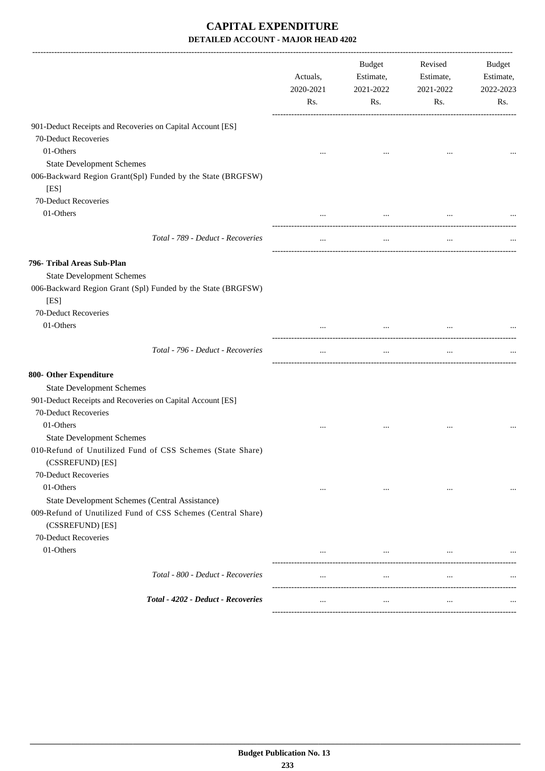# CAPITAL EXPENDITURE

## DETAILED ACCOUNT - MAJOR HEAD 4202

| | Actuals, 2020-2021 Rs. | Budget Estimate, 2021-2022 Rs. | Revised Estimate, 2021-2022 Rs. | Budget Estimate, 2022-2023 Rs. |
|---|---|---|---|---|
| 901-Deduct Receipts and Recoveries on Capital Account [ES] | | | | |
| 70-Deduct Recoveries | | | | |
| 01-Others | ... | ... | ... | ... |
| State Development Schemes | | | | |
| 006-Backward Region Grant(Spl) Funded by the State (BRGFSW) [ES] | | | | |
| 70-Deduct Recoveries | | | | |
| 01-Others | ... | ... | ... | ... |
| *Total - 789 - Deduct - Recoveries* | ... | ... | ... | ... |
| **796- Tribal Areas Sub-Plan** | | | | |
| State Development Schemes | | | | |
| 006-Backward Region Grant (Spl) Funded by the State (BRGFSW) [ES] | | | | |
| 70-Deduct Recoveries | | | | |
| 01-Others | ... | ... | ... | ... |
| *Total - 796 - Deduct - Recoveries* | ... | ... | ... | ... |
| **800- Other Expenditure** | | | | |
| State Development Schemes | | | | |
| 901-Deduct Receipts and Recoveries on Capital Account [ES] | | | | |
| 70-Deduct Recoveries | | | | |
| 01-Others | ... | ... | ... | ... |
| State Development Schemes | | | | |
| 010-Refund of Unutilized Fund of CSS Schemes (State Share) (CSSREFUND) [ES] | | | | |
| 70-Deduct Recoveries | | | | |
| 01-Others | ... | ... | ... | ... |
| State Development Schemes (Central Assistance) | | | | |
| 009-Refund of Unutilized Fund of CSS Schemes (Central Share) (CSSREFUND) [ES] | | | | |
| 70-Deduct Recoveries | | | | |
| 01-Others | ... | ... | ... | ... |
| *Total - 800 - Deduct - Recoveries* | ... | ... | ... | ... |
| ***Total - 4202 - Deduct - Recoveries*** | ... | ... | ... | ... |

**Budget Publication No. 13**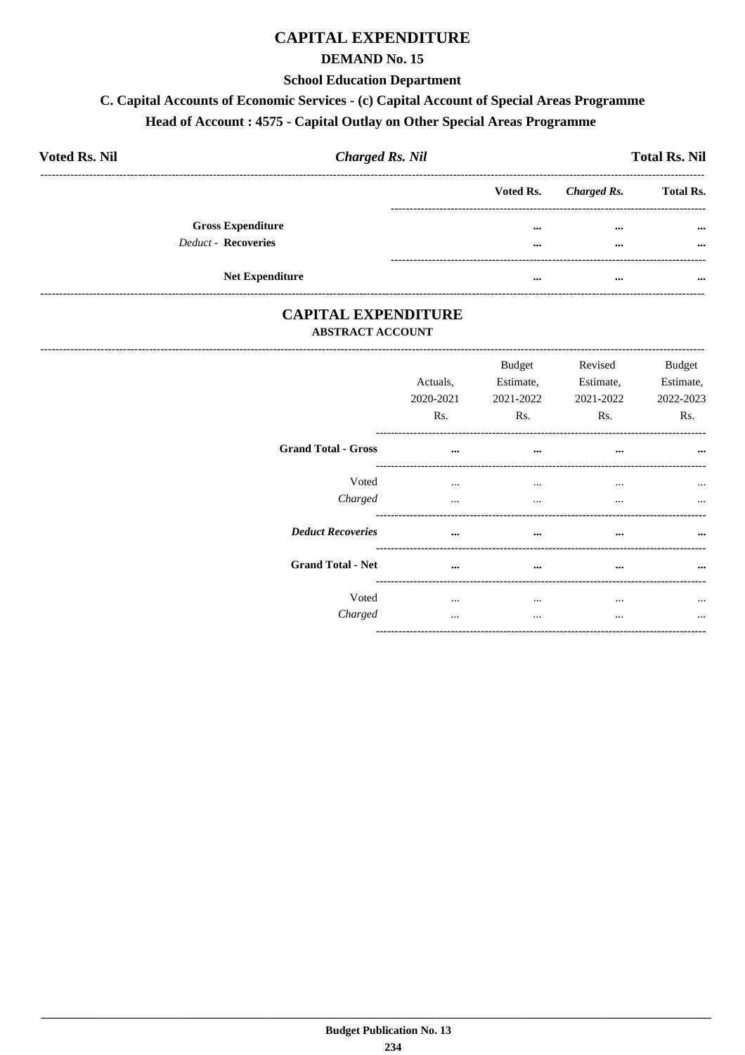# CAPITAL EXPENDITURE

## DEMAND No. 15

### School Education Department

### C. Capital Accounts of Economic Services - (c) Capital Account of Special Areas Programme

### Head of Account : 4575 - Capital Outlay on Other Special Areas Programme

**Voted Rs. Nil** *Charged Rs. Nil* **Total Rs. Nil**

| | Voted Rs. | *Charged Rs.* | Total Rs. |
|---|---|---|---|
| **Gross Expenditure** | ... | ... | ... |
| *Deduct* - **Recoveries** | ... | ... | ... |
| **Net Expenditure** | ... | ... | ... |

## CAPITAL EXPENDITURE

### ABSTRACT ACCOUNT

| | Actuals, 2020-2021 Rs. | Budget Estimate, 2021-2022 Rs. | Revised Estimate, 2021-2022 Rs. | Budget Estimate, 2022-2023 Rs. |
|---|---|---|---|---|
| **Grand Total - Gross** | ... | ... | ... | ... |
| Voted | ... | ... | ... | ... |
| *Charged* | ... | ... | ... | ... |
| ***Deduct Recoveries*** | ... | ... | ... | ... |
| **Grand Total - Net** | ... | ... | ... | ... |
| Voted | ... | ... | ... | ... |
| *Charged* | ... | ... | ... | ... |

**Budget Publication No. 13**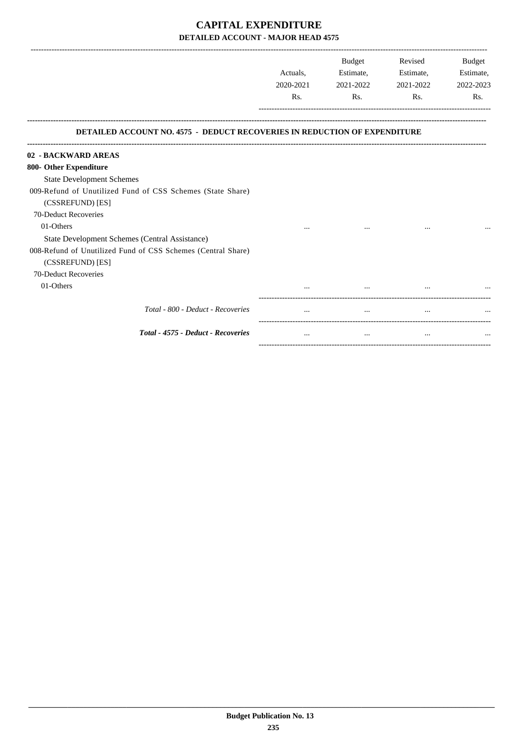# CAPITAL EXPENDITURE

## DETAILED ACCOUNT - MAJOR HEAD 4575

| | Actuals, 2020-2021 Rs. | Budget Estimate, 2021-2022 Rs. | Revised Estimate, 2021-2022 Rs. | Budget Estimate, 2022-2023 Rs. |
|---|---|---|---|---|
| **DETAILED ACCOUNT NO. 4575 - DEDUCT RECOVERIES IN REDUCTION OF EXPENDITURE** | | | | |
| **02 - BACKWARD AREAS** | | | | |
| **800- Other Expenditure** | | | | |
| State Development Schemes | | | | |
| 009-Refund of Unutilized Fund of CSS Schemes (State Share) (CSSREFUND) [ES] | | | | |
| 70-Deduct Recoveries | | | | |
| 01-Others | ... | ... | ... | ... |
| State Development Schemes (Central Assistance) | | | | |
| 008-Refund of Unutilized Fund of CSS Schemes (Central Share) (CSSREFUND) [ES] | | | | |
| 70-Deduct Recoveries | | | | |
| 01-Others | ... | ... | ... | ... |
| *Total - 800 - Deduct - Recoveries* | ... | ... | ... | ... |
| ***Total - 4575 - Deduct - Recoveries*** | ... | ... | ... | ... |

**Budget Publication No. 13**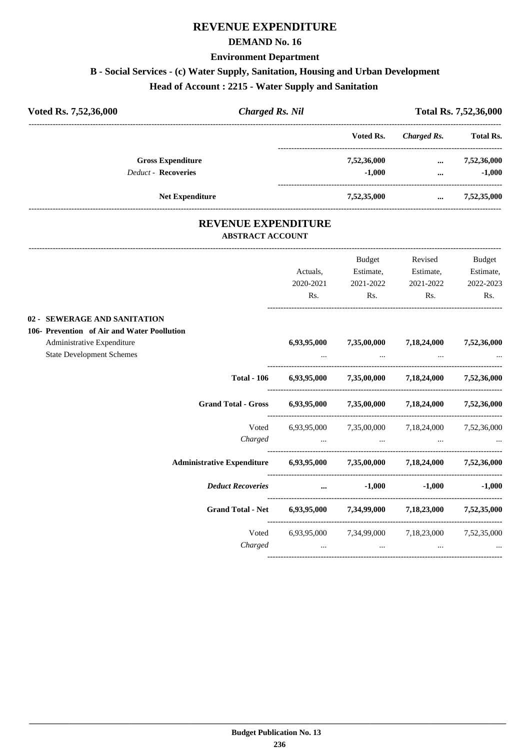# REVENUE EXPENDITURE

## DEMAND No. 16

### Environment Department

### B - Social Services - (c) Water Supply, Sanitation, Housing and Urban Development

### Head of Account : 2215 - Water Supply and Sanitation

| Voted Rs. 7,52,36,000 | *Charged Rs. Nil* | | Total Rs. 7,52,36,000 |
|---|---|---|---|

| | Voted Rs. | *Charged Rs.* | Total Rs. |
|---|---|---|---|
| **Gross Expenditure** | 7,52,36,000 | ... | 7,52,36,000 |
| *Deduct* - **Recoveries** | -1,000 | ... | -1,000 |
| **Net Expenditure** | 7,52,35,000 | ... | 7,52,35,000 |

## REVENUE EXPENDITURE

### ABSTRACT ACCOUNT

| | Actuals, 2020-2021 Rs. | Budget Estimate, 2021-2022 Rs. | Revised Estimate, 2021-2022 Rs. | Budget Estimate, 2022-2023 Rs. |
|---|---|---|---|---|
| **02 - SEWERAGE AND SANITATION** | | | | |
| **106- Prevention of Air and Water Poollution** | | | | |
| Administrative Expenditure | **6,93,95,000** | **7,35,00,000** | **7,18,24,000** | **7,52,36,000** |
| State Development Schemes | ... | ... | ... | ... |
| **Total - 106** | **6,93,95,000** | **7,35,00,000** | **7,18,24,000** | **7,52,36,000** |
| **Grand Total - Gross** | **6,93,95,000** | **7,35,00,000** | **7,18,24,000** | **7,52,36,000** |
| Voted | 6,93,95,000 | 7,35,00,000 | 7,18,24,000 | 7,52,36,000 |
| *Charged* | ... | ... | ... | ... |
| **Administrative Expenditure** | **6,93,95,000** | **7,35,00,000** | **7,18,24,000** | **7,52,36,000** |
| ***Deduct Recoveries*** | **...** | **-1,000** | **-1,000** | **-1,000** |
| **Grand Total - Net** | **6,93,95,000** | **7,34,99,000** | **7,18,23,000** | **7,52,35,000** |
| Voted | 6,93,95,000 | 7,34,99,000 | 7,18,23,000 | 7,52,35,000 |
| *Charged* | ... | ... | ... | ... |

**Budget Publication No. 13**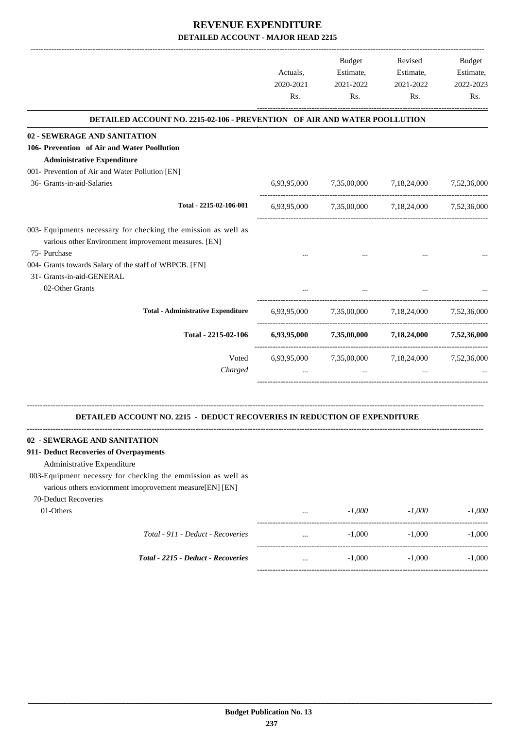# REVENUE EXPENDITURE

## DETAILED ACCOUNT - MAJOR HEAD 2215

| | Actuals, 2020-2021 Rs. | Budget Estimate, 2021-2022 Rs. | Revised Estimate, 2021-2022 Rs. | Budget Estimate, 2022-2023 Rs. |
|---|---|---|---|---|
| **DETAILED ACCOUNT NO. 2215-02-106 - PREVENTION OF AIR AND WATER POOLLUTION** | | | | |
| **02 - SEWERAGE AND SANITATION** | | | | |
| **106- Prevention of Air and Water Poollution** | | | | |
| **Administrative Expenditure** | | | | |
| 001- Prevention of Air and Water Pollution [EN] | | | | |
| 36- Grants-in-aid-Salaries | 6,93,95,000 | 7,35,00,000 | 7,18,24,000 | 7,52,36,000 |
| Total - 2215-02-106-001 | 6,93,95,000 | 7,35,00,000 | 7,18,24,000 | 7,52,36,000 |
| 003- Equipments necessary for checking the emission as well as various other Environment improvement measures. [EN] | | | | |
| 75- Purchase | ... | ... | ... | ... |
| 004- Grants towards Salary of the staff of WBPCB. [EN] | | | | |
| 31- Grants-in-aid-GENERAL | | | | |
| 02-Other Grants | ... | ... | ... | ... |
| **Total - Administrative Expenditure** | 6,93,95,000 | 7,35,00,000 | 7,18,24,000 | 7,52,36,000 |
| **Total - 2215-02-106** | **6,93,95,000** | **7,35,00,000** | **7,18,24,000** | **7,52,36,000** |
| Voted | 6,93,95,000 | 7,35,00,000 | 7,18,24,000 | 7,52,36,000 |
| *Charged* | ... | ... | ... | ... |

| | Actuals, 2020-2021 Rs. | Budget Estimate, 2021-2022 Rs. | Revised Estimate, 2021-2022 Rs. | Budget Estimate, 2022-2023 Rs. |
|---|---|---|---|---|
| **DETAILED ACCOUNT NO. 2215 - DEDUCT RECOVERIES IN REDUCTION OF EXPENDITURE** | | | | |
| **02 - SEWERAGE AND SANITATION** | | | | |
| **911- Deduct Recoveries of Overpayments** | | | | |
| Administrative Expenditure | | | | |
| 003-Equipment necessry for checking the emmission as well as various others enviornment imoprovement measure[EN] [EN] | | | | |
| 70-Deduct Recoveries | | | | |
| 01-Others | ... | *-1,000* | *-1,000* | *-1,000* |
| *Total - 911 - Deduct - Recoveries* | ... | -1,000 | -1,000 | -1,000 |
| ***Total - 2215 - Deduct - Recoveries*** | ... | -1,000 | -1,000 | -1,000 |

**Budget Publication No. 13**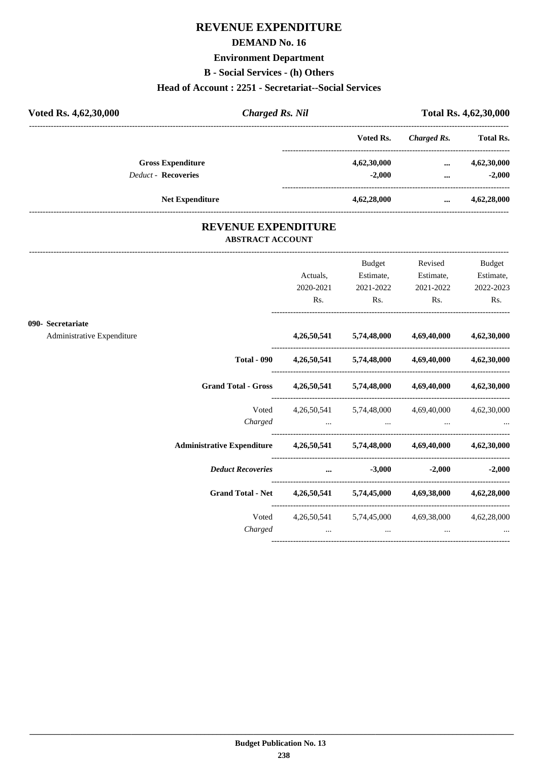# REVENUE EXPENDITURE

## DEMAND No. 16

### Environment Department

### B - Social Services - (h) Others

### Head of Account : 2251 - Secretariat--Social Services

| Voted Rs. 4,62,30,000 | Charged Rs. Nil | Total Rs. 4,62,30,000 |
|---|---|---|

| | Voted Rs. | *Charged Rs.* | Total Rs. |
|---|---|---|---|
| **Gross Expenditure** | 4,62,30,000 | ... | 4,62,30,000 |
| *Deduct -* **Recoveries** | -2,000 | ... | -2,000 |
| **Net Expenditure** | 4,62,28,000 | ... | 4,62,28,000 |

## REVENUE EXPENDITURE

### ABSTRACT ACCOUNT

| | Actuals, 2020-2021 Rs. | Budget Estimate, 2021-2022 Rs. | Revised Estimate, 2021-2022 Rs. | Budget Estimate, 2022-2023 Rs. |
|---|---|---|---|---|
| **090- Secretariat** | | | | |
| Administrative Expenditure | **4,26,50,541** | **5,74,48,000** | **4,69,40,000** | **4,62,30,000** |
| **Total - 090** | **4,26,50,541** | **5,74,48,000** | **4,69,40,000** | **4,62,30,000** |
| **Grand Total - Gross** | **4,26,50,541** | **5,74,48,000** | **4,69,40,000** | **4,62,30,000** |
| Voted | 4,26,50,541 | 5,74,48,000 | 4,69,40,000 | 4,62,30,000 |
| *Charged* | ... | ... | ... | ... |
| **Administrative Expenditure** | **4,26,50,541** | **5,74,48,000** | **4,69,40,000** | **4,62,30,000** |
| ***Deduct Recoveries*** | **...** | **-3,000** | **-2,000** | **-2,000** |
| **Grand Total - Net** | **4,26,50,541** | **5,74,45,000** | **4,69,38,000** | **4,62,28,000** |
| Voted | 4,26,50,541 | 5,74,45,000 | 4,69,38,000 | 4,62,28,000 |
| *Charged* | ... | ... | ... | ... |

Budget Publication No. 13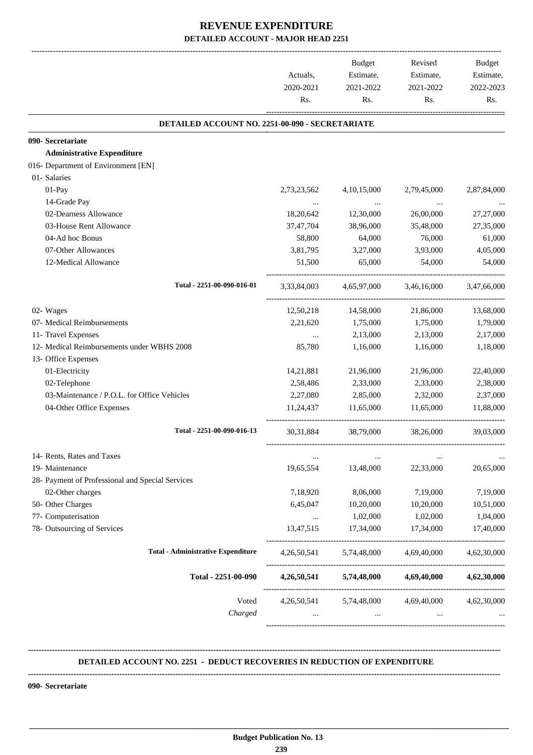# REVENUE EXPENDITURE

## DETAILED ACCOUNT - MAJOR HEAD 2251

| | Actuals, 2020-2021 Rs. | Budget Estimate, 2021-2022 Rs. | Revised Estimate, 2021-2022 Rs. | Budget Estimate, 2022-2023 Rs. |
|---|---|---|---|---|
| **DETAILED ACCOUNT NO. 2251-00-090 - SECRETARIATE** | | | | |
| **090- Secretariate** | | | | |
| **Administrative Expenditure** | | | | |
| 016- Department of Environment [EN] | | | | |
| 01- Salaries | | | | |
| 01-Pay | 2,73,23,562 | 4,10,15,000 | 2,79,45,000 | 2,87,84,000 |
| 14-Grade Pay | ... | ... | ... | ... |
| 02-Dearness Allowance | 18,20,642 | 12,30,000 | 26,00,000 | 27,27,000 |
| 03-House Rent Allowance | 37,47,704 | 38,96,000 | 35,48,000 | 27,35,000 |
| 04-Ad hoc Bonus | 58,800 | 64,000 | 76,000 | 61,000 |
| 07-Other Allowances | 3,81,795 | 3,27,000 | 3,93,000 | 4,05,000 |
| 12-Medical Allowance | 51,500 | 65,000 | 54,000 | 54,000 |
| Total - 2251-00-090-016-01 | 3,33,84,003 | 4,65,97,000 | 3,46,16,000 | 3,47,66,000 |
| 02- Wages | 12,50,218 | 14,58,000 | 21,86,000 | 13,68,000 |
| 07- Medical Reimbursements | 2,21,620 | 1,75,000 | 1,75,000 | 1,79,000 |
| 11- Travel Expenses | ... | 2,13,000 | 2,13,000 | 2,17,000 |
| 12- Medical Reimbursements under WBHS 2008 | 85,780 | 1,16,000 | 1,16,000 | 1,18,000 |
| 13- Office Expenses | | | | |
| 01-Electricity | 14,21,881 | 21,96,000 | 21,96,000 | 22,40,000 |
| 02-Telephone | 2,58,486 | 2,33,000 | 2,33,000 | 2,38,000 |
| 03-Maintenance / P.O.L. for Office Vehicles | 2,27,080 | 2,85,000 | 2,32,000 | 2,37,000 |
| 04-Other Office Expenses | 11,24,437 | 11,65,000 | 11,65,000 | 11,88,000 |
| Total - 2251-00-090-016-13 | 30,31,884 | 38,79,000 | 38,26,000 | 39,03,000 |
| 14- Rents, Rates and Taxes | ... | ... | ... | ... |
| 19- Maintenance | 19,65,554 | 13,48,000 | 22,33,000 | 20,65,000 |
| 28- Payment of Professional and Special Services | | | | |
| 02-Other charges | 7,18,920 | 8,06,000 | 7,19,000 | 7,19,000 |
| 50- Other Charges | 6,45,047 | 10,20,000 | 10,20,000 | 10,51,000 |
| 77- Computerisation | ... | 1,02,000 | 1,02,000 | 1,04,000 |
| 78- Outsourcing of Services | 13,47,515 | 17,34,000 | 17,34,000 | 17,40,000 |
| **Total - Administrative Expenditure** | 4,26,50,541 | 5,74,48,000 | 4,69,40,000 | 4,62,30,000 |
| **Total - 2251-00-090** | **4,26,50,541** | **5,74,48,000** | **4,69,40,000** | **4,62,30,000** |
| Voted | 4,26,50,541 | 5,74,48,000 | 4,69,40,000 | 4,62,30,000 |
| *Charged* | ... | ... | ... | ... |

**DETAILED ACCOUNT NO. 2251 - DEDUCT RECOVERIES IN REDUCTION OF EXPENDITURE**

**090- Secretariate**

**Budget Publication No. 13**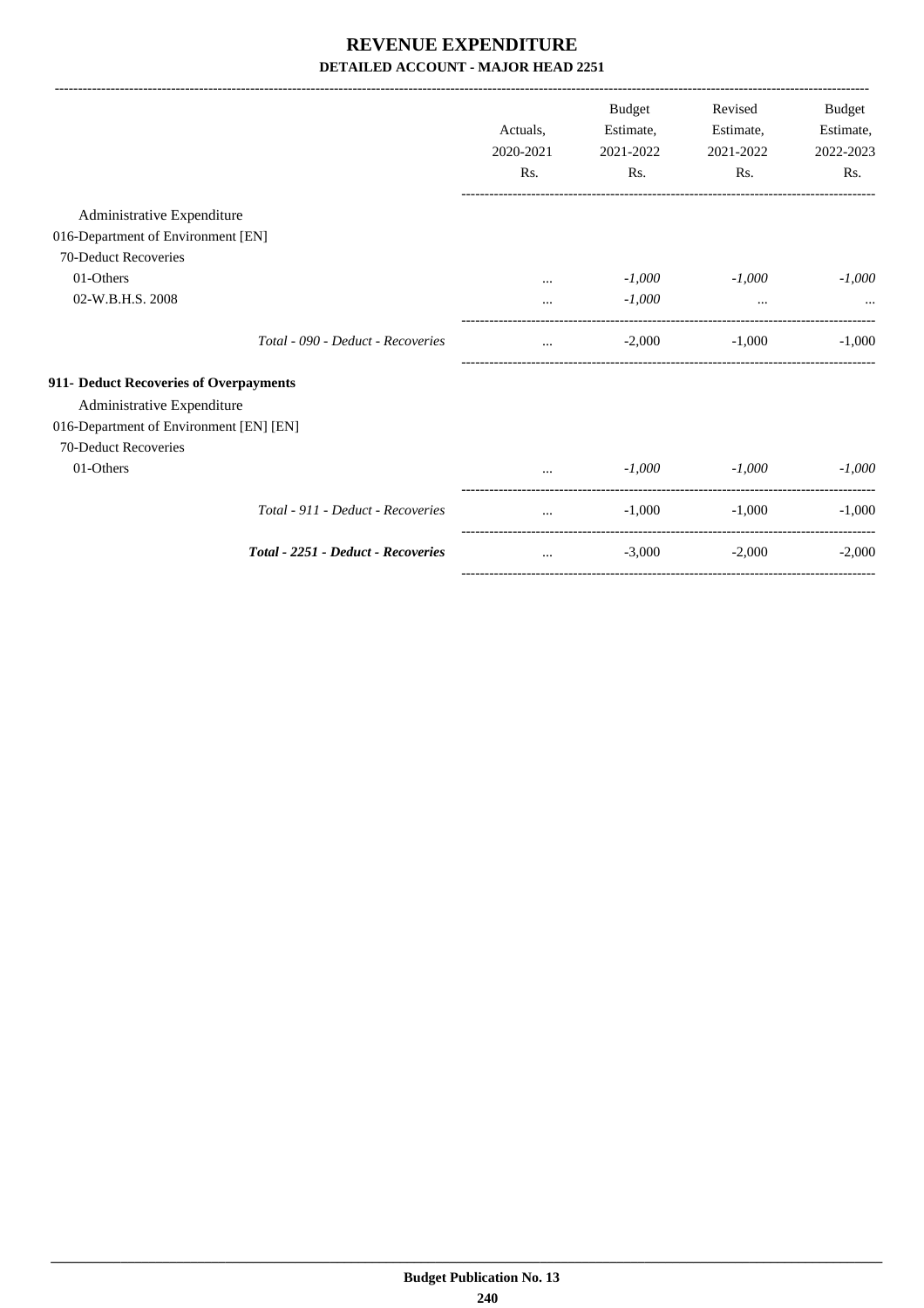# REVENUE EXPENDITURE

## DETAILED ACCOUNT - MAJOR HEAD 2251

| | Actuals, 2020-2021 Rs. | Budget Estimate, 2021-2022 Rs. | Revised Estimate, 2021-2022 Rs. | Budget Estimate, 2022-2023 Rs. |
|---|---|---|---|---|
| Administrative Expenditure | | | | |
| 016-Department of Environment [EN] | | | | |
| 70-Deduct Recoveries | | | | |
| 01-Others | ... | *-1,000* | *-1,000* | *-1,000* |
| 02-W.B.H.S. 2008 | ... | *-1,000* | ... | ... |
| *Total - 090 - Deduct - Recoveries* | ... | -2,000 | -1,000 | -1,000 |
| **911- Deduct Recoveries of Overpayments** | | | | |
| Administrative Expenditure | | | | |
| 016-Department of Environment [EN] [EN] | | | | |
| 70-Deduct Recoveries | | | | |
| 01-Others | ... | *-1,000* | *-1,000* | *-1,000* |
| *Total - 911 - Deduct - Recoveries* | ... | -1,000 | -1,000 | -1,000 |
| ***Total - 2251 - Deduct - Recoveries*** | ... | -3,000 | -2,000 | -2,000 |

**Budget Publication No. 13**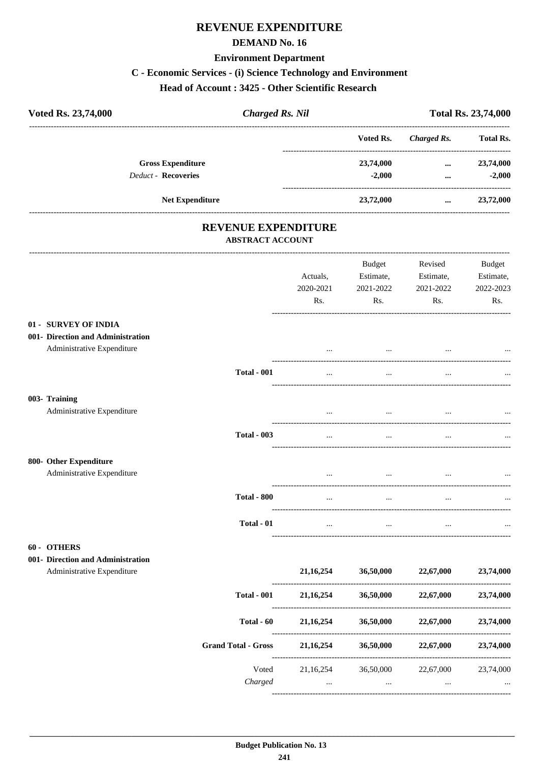# REVENUE EXPENDITURE

## DEMAND No. 16

### Environment Department

### C - Economic Services - (i) Science Technology and Environment

### Head of Account : 3425 - Other Scientific Research

**Voted Rs. 23,74,000** | ***Charged Rs. Nil*** | **Total Rs. 23,74,000**

| | Voted Rs. | *Charged Rs.* | Total Rs. |
|---|---|---|---|
| **Gross Expenditure** | **23,74,000** | **...** | **23,74,000** |
| *Deduct* - **Recoveries** | **-2,000** | **...** | **-2,000** |
| **Net Expenditure** | **23,72,000** | **...** | **23,72,000** |

## REVENUE EXPENDITURE

### ABSTRACT ACCOUNT

| | Actuals, 2020-2021 Rs. | Budget Estimate, 2021-2022 Rs. | Revised Estimate, 2021-2022 Rs. | Budget Estimate, 2022-2023 Rs. |
|---|---|---|---|---|
| **01 - SURVEY OF INDIA** | | | | |
| **001- Direction and Administration** | | | | |
| Administrative Expenditure | ... | ... | ... | ... |
| **Total - 001** | ... | ... | ... | ... |
| **003- Training** | | | | |
| Administrative Expenditure | ... | ... | ... | ... |
| **Total - 003** | ... | ... | ... | ... |
| **800- Other Expenditure** | | | | |
| Administrative Expenditure | ... | ... | ... | ... |
| **Total - 800** | ... | ... | ... | ... |
| **Total - 01** | ... | ... | ... | ... |
| **60 - OTHERS** | | | | |
| **001- Direction and Administration** | | | | |
| Administrative Expenditure | **21,16,254** | **36,50,000** | **22,67,000** | **23,74,000** |
| **Total - 001** | **21,16,254** | **36,50,000** | **22,67,000** | **23,74,000** |
| **Total - 60** | **21,16,254** | **36,50,000** | **22,67,000** | **23,74,000** |
| **Grand Total - Gross** | **21,16,254** | **36,50,000** | **22,67,000** | **23,74,000** |
| Voted | 21,16,254 | 36,50,000 | 22,67,000 | 23,74,000 |
| *Charged* | ... | ... | ... | ... |

**Budget Publication No. 13**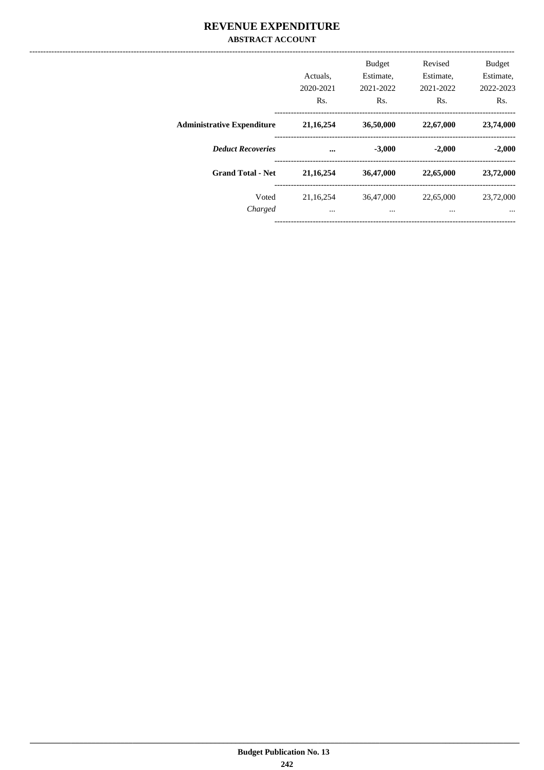# REVENUE EXPENDITURE

## ABSTRACT ACCOUNT

| | Actuals, 2020-2021 Rs. | Budget Estimate, 2021-2022 Rs. | Revised Estimate, 2021-2022 Rs. | Budget Estimate, 2022-2023 Rs. |
|---|---|---|---|---|
| **Administrative Expenditure** | **21,16,254** | **36,50,000** | **22,67,000** | **23,74,000** |
| ***Deduct Recoveries*** | **...** | **-3,000** | **-2,000** | **-2,000** |
| **Grand Total - Net** | **21,16,254** | **36,47,000** | **22,65,000** | **23,72,000** |
| Voted | 21,16,254 | 36,47,000 | 22,65,000 | 23,72,000 |
| *Charged* | ... | ... | ... | ... |

**Budget Publication No. 13**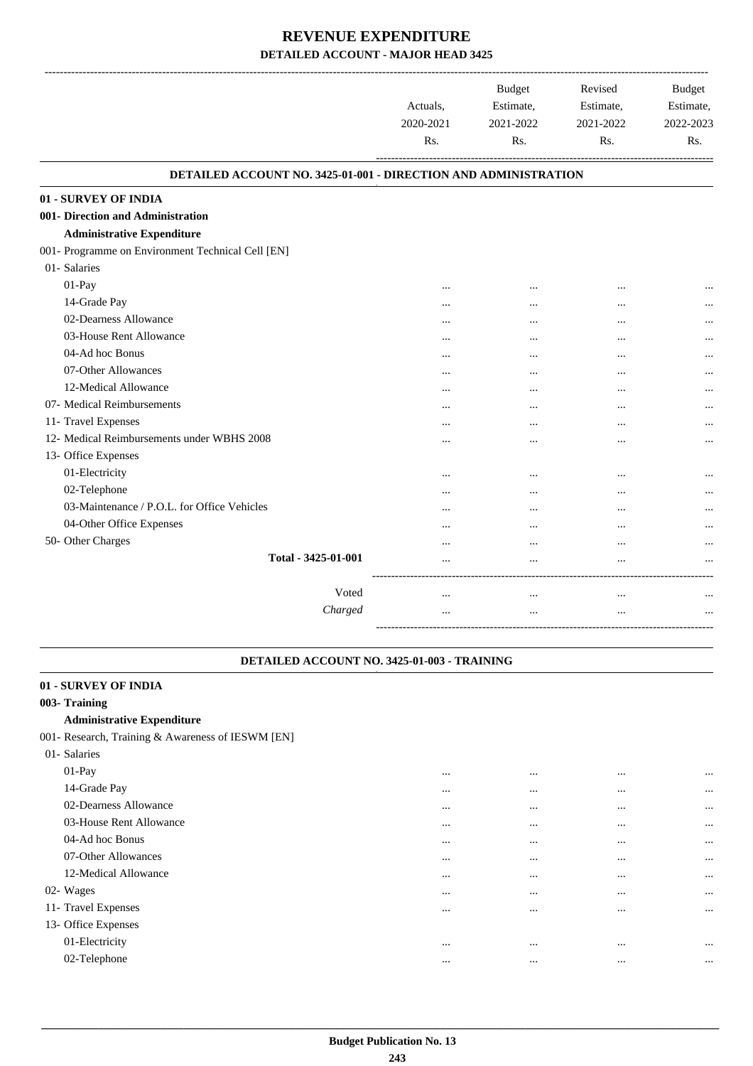# REVENUE EXPENDITURE

## DETAILED ACCOUNT - MAJOR HEAD 3425

| | Actuals, 2020-2021 Rs. | Budget Estimate, 2021-2022 Rs. | Revised Estimate, 2021-2022 Rs. | Budget Estimate, 2022-2023 Rs. |
|---|---|---|---|---|
| **DETAILED ACCOUNT NO. 3425-01-001 - DIRECTION AND ADMINISTRATION** | | | | |
| **01 - SURVEY OF INDIA** | | | | |
| **001- Direction and Administration** | | | | |
| **Administrative Expenditure** | | | | |
| 001- Programme on Environment Technical Cell [EN] | | | | |
| 01- Salaries | | | | |
| 01-Pay | ... | ... | ... | ... |
| 14-Grade Pay | ... | ... | ... | ... |
| 02-Dearness Allowance | ... | ... | ... | ... |
| 03-House Rent Allowance | ... | ... | ... | ... |
| 04-Ad hoc Bonus | ... | ... | ... | ... |
| 07-Other Allowances | ... | ... | ... | ... |
| 12-Medical Allowance | ... | ... | ... | ... |
| 07- Medical Reimbursements | ... | ... | ... | ... |
| 11- Travel Expenses | ... | ... | ... | ... |
| 12- Medical Reimbursements under WBHS 2008 | ... | ... | ... | ... |
| 13- Office Expenses | | | | |
| 01-Electricity | ... | ... | ... | ... |
| 02-Telephone | ... | ... | ... | ... |
| 03-Maintenance / P.O.L. for Office Vehicles | ... | ... | ... | ... |
| 04-Other Office Expenses | ... | ... | ... | ... |
| 50- Other Charges | ... | ... | ... | ... |
| **Total - 3425-01-001** | ... | ... | ... | ... |
| Voted | ... | ... | ... | ... |
| *Charged* | ... | ... | ... | ... |

| | Actuals, 2020-2021 Rs. | Budget Estimate, 2021-2022 Rs. | Revised Estimate, 2021-2022 Rs. | Budget Estimate, 2022-2023 Rs. |
|---|---|---|---|---|
| **DETAILED ACCOUNT NO. 3425-01-003 - TRAINING** | | | | |
| **01 - SURVEY OF INDIA** | | | | |
| **003- Training** | | | | |
| **Administrative Expenditure** | | | | |
| 001- Research, Training & Awareness of IESWM [EN] | | | | |
| 01- Salaries | | | | |
| 01-Pay | ... | ... | ... | ... |
| 14-Grade Pay | ... | ... | ... | ... |
| 02-Dearness Allowance | ... | ... | ... | ... |
| 03-House Rent Allowance | ... | ... | ... | ... |
| 04-Ad hoc Bonus | ... | ... | ... | ... |
| 07-Other Allowances | ... | ... | ... | ... |
| 12-Medical Allowance | ... | ... | ... | ... |
| 02- Wages | ... | ... | ... | ... |
| 11- Travel Expenses | ... | ... | ... | ... |
| 13- Office Expenses | | | | |
| 01-Electricity | ... | ... | ... | ... |
| 02-Telephone | ... | ... | ... | ... |

Budget Publication No. 13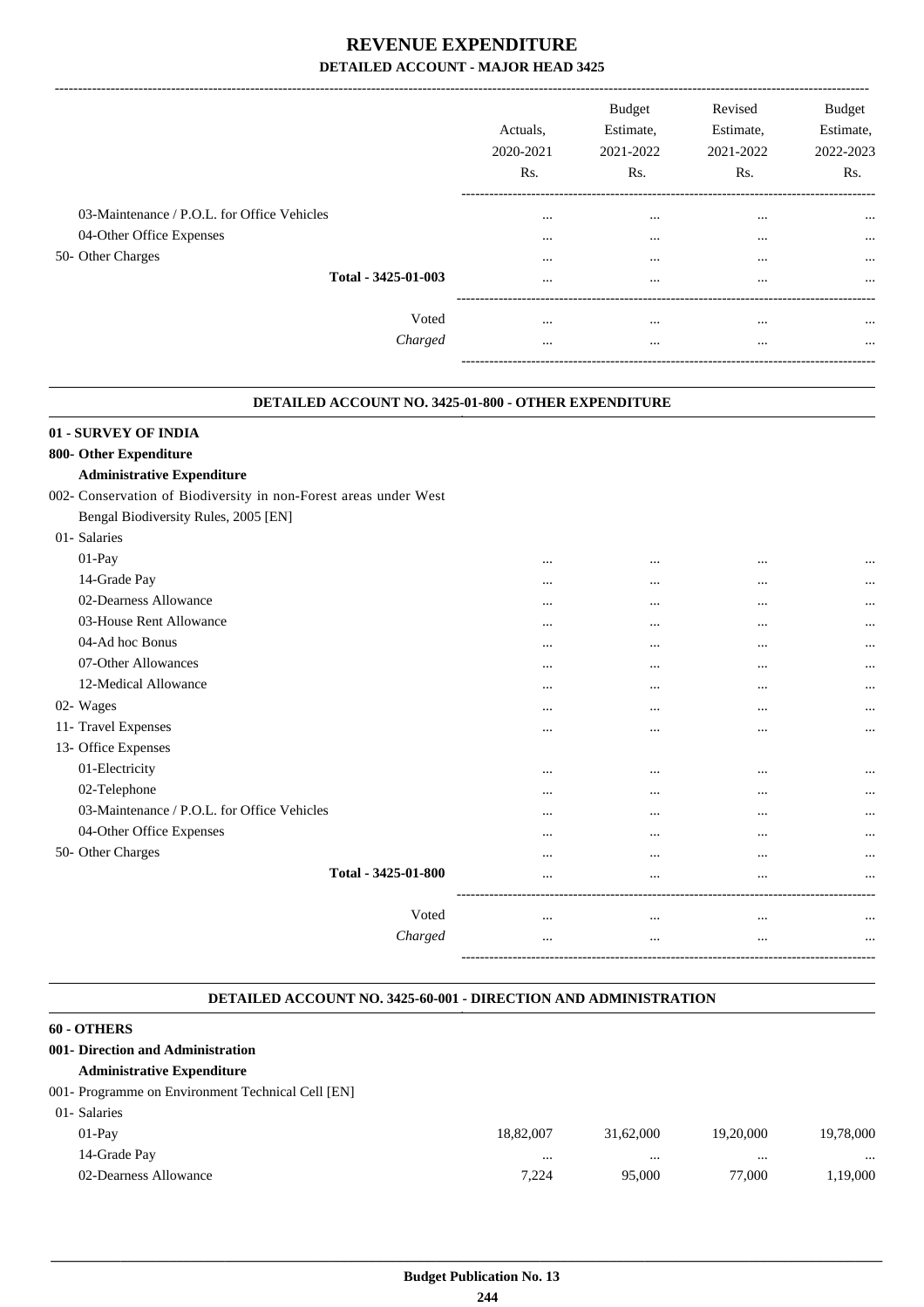# REVENUE EXPENDITURE

## DETAILED ACCOUNT - MAJOR HEAD 3425

| | Actuals, 2020-2021 Rs. | Budget Estimate, 2021-2022 Rs. | Revised Estimate, 2021-2022 Rs. | Budget Estimate, 2022-2023 Rs. |
|---|---|---|---|---|
| 03-Maintenance / P.O.L. for Office Vehicles | ... | ... | ... | ... |
| 04-Other Office Expenses | ... | ... | ... | ... |
| 50- Other Charges | ... | ... | ... | ... |
| **Total - 3425-01-003** | ... | ... | ... | ... |
| Voted | ... | ... | ... | ... |
| *Charged* | ... | ... | ... | ... |

### DETAILED ACCOUNT NO. 3425-01-800 - OTHER EXPENDITURE

| | Actuals, 2020-2021 Rs. | Budget Estimate, 2021-2022 Rs. | Revised Estimate, 2021-2022 Rs. | Budget Estimate, 2022-2023 Rs. |
|---|---|---|---|---|
| **01 - SURVEY OF INDIA** | | | | |
| **800- Other Expenditure** | | | | |
| **Administrative Expenditure** | | | | |
| 002- Conservation of Biodiversity in non-Forest areas under West Bengal Biodiversity Rules, 2005 [EN] | | | | |
| 01- Salaries | | | | |
| 01-Pay | ... | ... | ... | ... |
| 14-Grade Pay | ... | ... | ... | ... |
| 02-Dearness Allowance | ... | ... | ... | ... |
| 03-House Rent Allowance | ... | ... | ... | ... |
| 04-Ad hoc Bonus | ... | ... | ... | ... |
| 07-Other Allowances | ... | ... | ... | ... |
| 12-Medical Allowance | ... | ... | ... | ... |
| 02- Wages | ... | ... | ... | ... |
| 11- Travel Expenses | ... | ... | ... | ... |
| 13- Office Expenses | | | | |
| 01-Electricity | ... | ... | ... | ... |
| 02-Telephone | ... | ... | ... | ... |
| 03-Maintenance / P.O.L. for Office Vehicles | ... | ... | ... | ... |
| 04-Other Office Expenses | ... | ... | ... | ... |
| 50- Other Charges | ... | ... | ... | ... |
| **Total - 3425-01-800** | ... | ... | ... | ... |
| Voted | ... | ... | ... | ... |
| *Charged* | ... | ... | ... | ... |

### DETAILED ACCOUNT NO. 3425-60-001 - DIRECTION AND ADMINISTRATION

| | Actuals, 2020-2021 Rs. | Budget Estimate, 2021-2022 Rs. | Revised Estimate, 2021-2022 Rs. | Budget Estimate, 2022-2023 Rs. |
|---|---|---|---|---|
| **60 - OTHERS** | | | | |
| **001- Direction and Administration** | | | | |
| **Administrative Expenditure** | | | | |
| 001- Programme on Environment Technical Cell [EN] | | | | |
| 01- Salaries | | | | |
| 01-Pay | 18,82,007 | 31,62,000 | 19,20,000 | 19,78,000 |
| 14-Grade Pay | ... | ... | ... | ... |
| 02-Dearness Allowance | 7,224 | 95,000 | 77,000 | 1,19,000 |

Budget Publication No. 13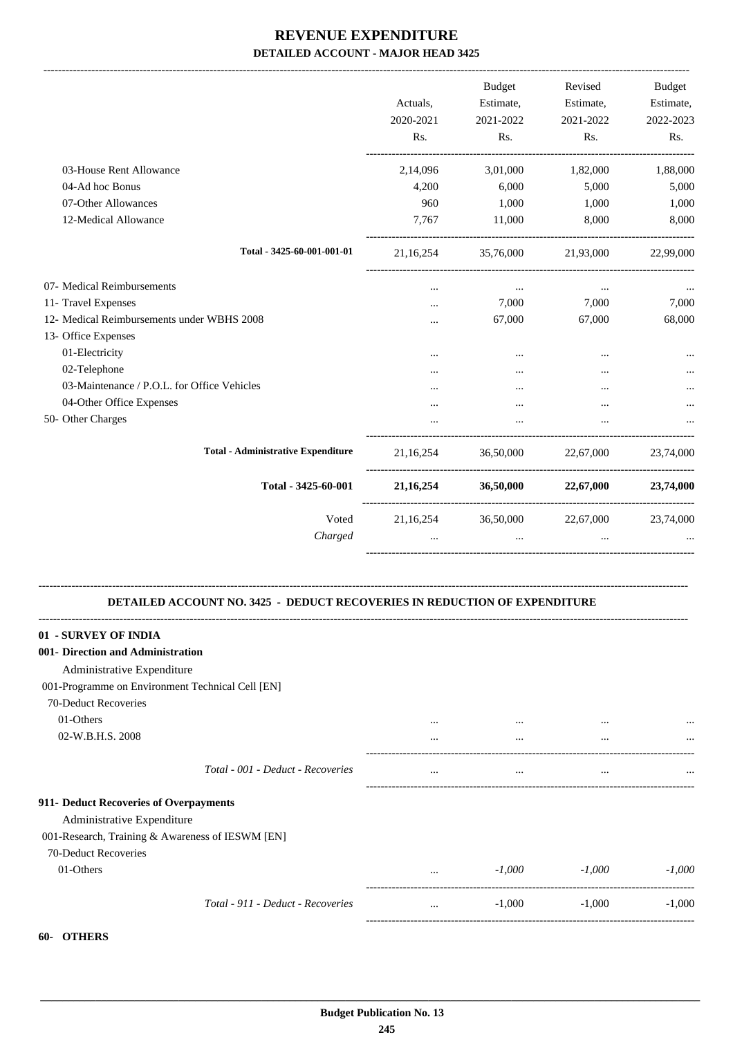# REVENUE EXPENDITURE

## DETAILED ACCOUNT - MAJOR HEAD 3425

| | Actuals, 2020-2021 Rs. | Budget Estimate, 2021-2022 Rs. | Revised Estimate, 2021-2022 Rs. | Budget Estimate, 2022-2023 Rs. |
|---|---|---|---|---|
| 03-House Rent Allowance | 2,14,096 | 3,01,000 | 1,82,000 | 1,88,000 |
| 04-Ad hoc Bonus | 4,200 | 6,000 | 5,000 | 5,000 |
| 07-Other Allowances | 960 | 1,000 | 1,000 | 1,000 |
| 12-Medical Allowance | 7,767 | 11,000 | 8,000 | 8,000 |
| **Total - 3425-60-001-001-01** | 21,16,254 | 35,76,000 | 21,93,000 | 22,99,000 |
| 07- Medical Reimbursements | ... | ... | ... | ... |
| 11- Travel Expenses | ... | 7,000 | 7,000 | 7,000 |
| 12- Medical Reimbursements under WBHS 2008 | ... | 67,000 | 67,000 | 68,000 |
| 13- Office Expenses | | | | |
| 01-Electricity | ... | ... | ... | ... |
| 02-Telephone | ... | ... | ... | ... |
| 03-Maintenance / P.O.L. for Office Vehicles | ... | ... | ... | ... |
| 04-Other Office Expenses | ... | ... | ... | ... |
| 50- Other Charges | ... | ... | ... | ... |
| **Total - Administrative Expenditure** | 21,16,254 | 36,50,000 | 22,67,000 | 23,74,000 |
| **Total - 3425-60-001** | **21,16,254** | **36,50,000** | **22,67,000** | **23,74,000** |
| Voted | 21,16,254 | 36,50,000 | 22,67,000 | 23,74,000 |
| *Charged* | ... | ... | ... | ... |

### DETAILED ACCOUNT NO. 3425 - DEDUCT RECOVERIES IN REDUCTION OF EXPENDITURE

| | | | | |
|---|---|---|---|---|
| **01 - SURVEY OF INDIA** | | | | |
| **001- Direction and Administration** | | | | |
| Administrative Expenditure | | | | |
| 001-Programme on Environment Technical Cell [EN] | | | | |
| 70-Deduct Recoveries | | | | |
| 01-Others | ... | ... | ... | ... |
| 02-W.B.H.S. 2008 | ... | ... | ... | ... |
| *Total - 001 - Deduct - Recoveries* | ... | ... | ... | ... |
| **911- Deduct Recoveries of Overpayments** | | | | |
| Administrative Expenditure | | | | |
| 001-Research, Training & Awareness of IESWM [EN] | | | | |
| 70-Deduct Recoveries | | | | |
| 01-Others | ... | *-1,000* | *-1,000* | *-1,000* |
| *Total - 911 - Deduct - Recoveries* | ... | -1,000 | -1,000 | -1,000 |

**60- OTHERS**

Budget Publication No. 13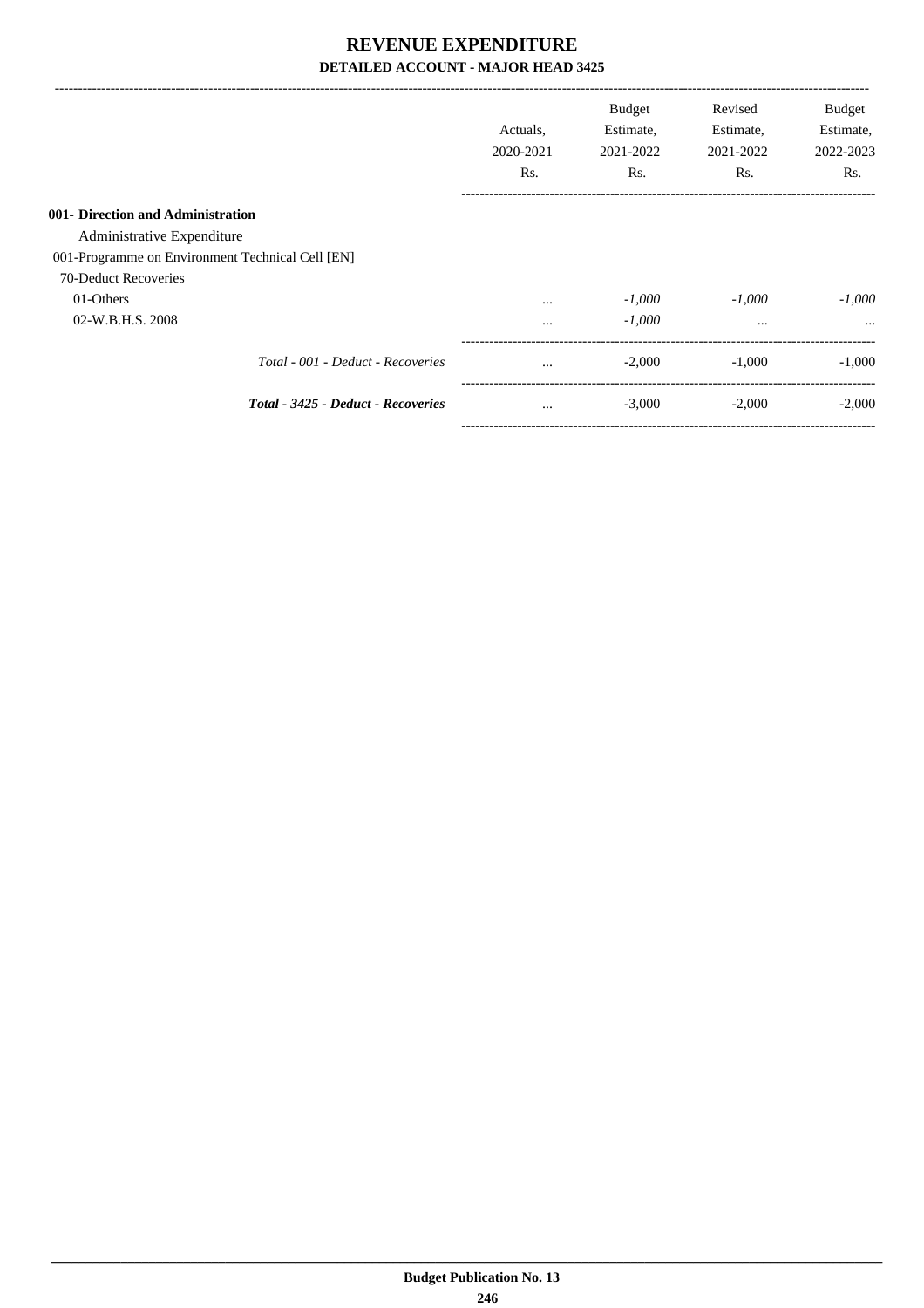# REVENUE EXPENDITURE

## DETAILED ACCOUNT - MAJOR HEAD 3425

| | Actuals, 2020-2021 Rs. | Budget Estimate, 2021-2022 Rs. | Revised Estimate, 2021-2022 Rs. | Budget Estimate, 2022-2023 Rs. |
|---|---|---|---|---|
| **001- Direction and Administration** | | | | |
| Administrative Expenditure | | | | |
| 001-Programme on Environment Technical Cell [EN] | | | | |
| 70-Deduct Recoveries | | | | |
| 01-Others | ... | *-1,000* | *-1,000* | *-1,000* |
| 02-W.B.H.S. 2008 | ... | *-1,000* | ... | ... |
| *Total - 001 - Deduct - Recoveries* | ... | -2,000 | -1,000 | -1,000 |
| ***Total - 3425 - Deduct - Recoveries*** | ... | -3,000 | -2,000 | -2,000 |

**Budget Publication No. 13**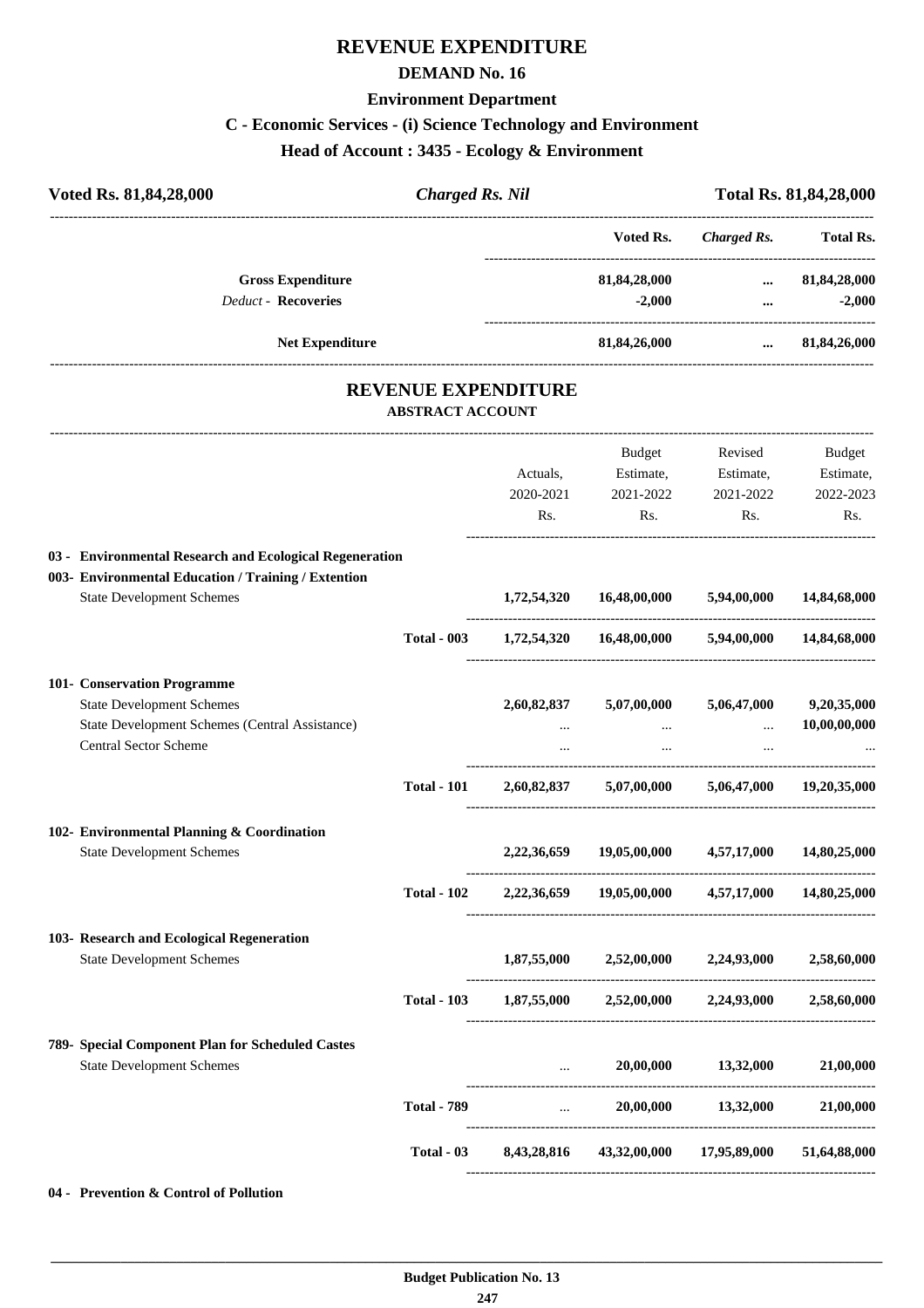# REVENUE EXPENDITURE

## DEMAND No. 16

### Environment Department

### C - Economic Services - (i) Science Technology and Environment

### Head of Account : 3435 - Ecology & Environment

| Voted Rs. 81,84,28,000 | *Charged Rs. Nil* | Total Rs. 81,84,28,000 |
|---|---|---|

| | Voted Rs. | *Charged Rs.* | Total Rs. |
|---|---|---|---|
| **Gross Expenditure** | 81,84,28,000 | ... | 81,84,28,000 |
| *Deduct* - **Recoveries** | -2,000 | ... | -2,000 |
| **Net Expenditure** | 81,84,26,000 | ... | 81,84,26,000 |

## REVENUE EXPENDITURE

### ABSTRACT ACCOUNT

| | | Actuals, 2020-2021 Rs. | Budget Estimate, 2021-2022 Rs. | Revised Estimate, 2021-2022 Rs. | Budget Estimate, 2022-2023 Rs. |
|---|---|---|---|---|---|
| **03 - Environmental Research and Ecological Regeneration** | | | | | |
| **003- Environmental Education / Training / Extention** | | | | | |
| State Development Schemes | | 1,72,54,320 | 16,48,00,000 | 5,94,00,000 | 14,84,68,000 |
| | **Total - 003** | 1,72,54,320 | 16,48,00,000 | 5,94,00,000 | 14,84,68,000 |
| **101- Conservation Programme** | | | | | |
| State Development Schemes | | 2,60,82,837 | 5,07,00,000 | 5,06,47,000 | 9,20,35,000 |
| State Development Schemes (Central Assistance) | | ... | ... | ... | 10,00,00,000 |
| Central Sector Scheme | | ... | ... | ... | ... |
| | **Total - 101** | 2,60,82,837 | 5,07,00,000 | 5,06,47,000 | 19,20,35,000 |
| **102- Environmental Planning & Coordination** | | | | | |
| State Development Schemes | | 2,22,36,659 | 19,05,00,000 | 4,57,17,000 | 14,80,25,000 |
| | **Total - 102** | 2,22,36,659 | 19,05,00,000 | 4,57,17,000 | 14,80,25,000 |
| **103- Research and Ecological Regeneration** | | | | | |
| State Development Schemes | | 1,87,55,000 | 2,52,00,000 | 2,24,93,000 | 2,58,60,000 |
| | **Total - 103** | 1,87,55,000 | 2,52,00,000 | 2,24,93,000 | 2,58,60,000 |
| **789- Special Component Plan for Scheduled Castes** | | | | | |
| State Development Schemes | | ... | 20,00,000 | 13,32,000 | 21,00,000 |
| | **Total - 789** | ... | 20,00,000 | 13,32,000 | 21,00,000 |
| | **Total - 03** | 8,43,28,816 | 43,32,00,000 | 17,95,89,000 | 51,64,88,000 |

**04 - Prevention & Control of Pollution**

Budget Publication No. 13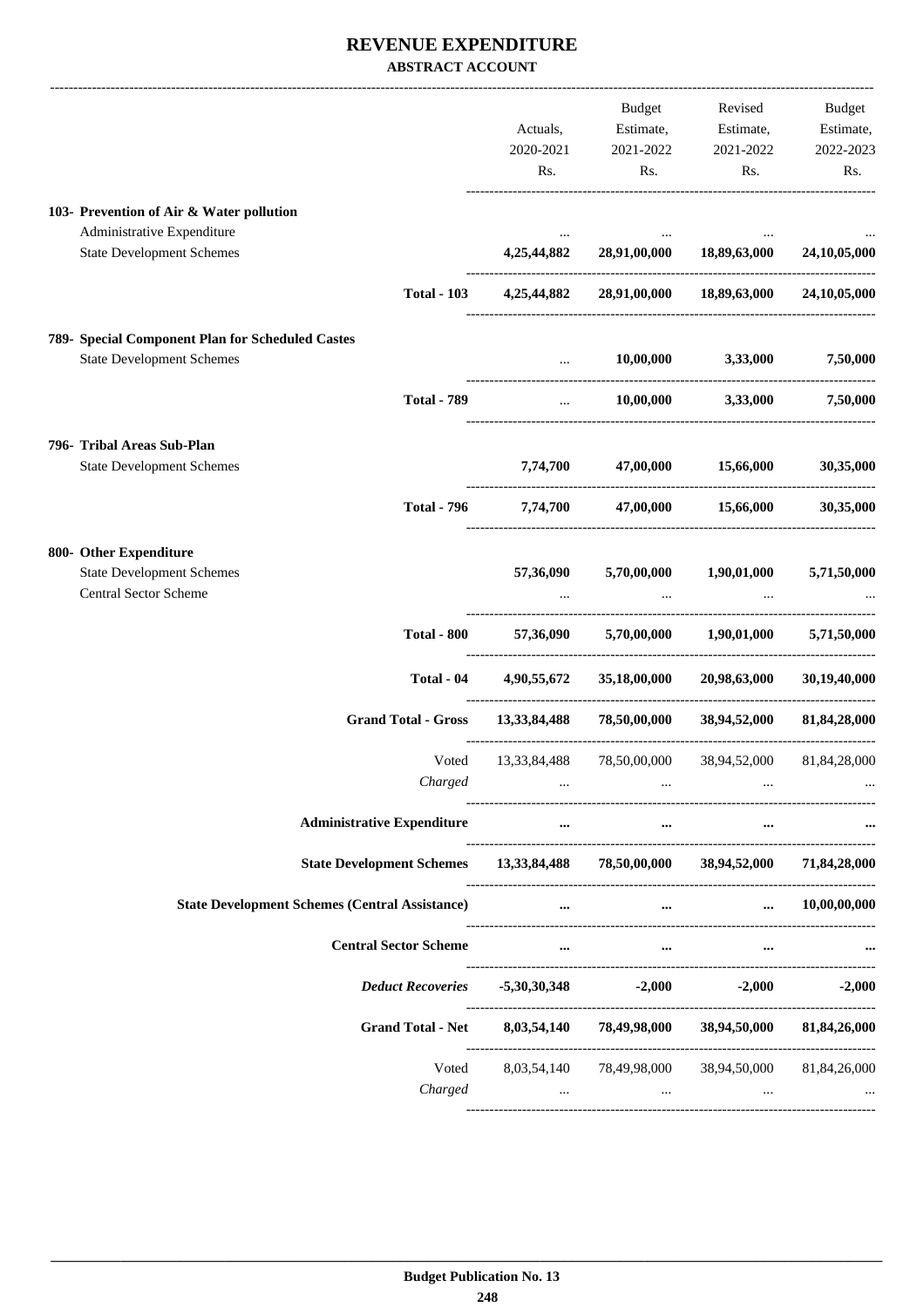# REVENUE EXPENDITURE

## ABSTRACT ACCOUNT

| | Actuals, 2020-2021 Rs. | Budget Estimate, 2021-2022 Rs. | Revised Estimate, 2021-2022 Rs. | Budget Estimate, 2022-2023 Rs. |
|---|---|---|---|---|
| **103- Prevention of Air & Water pollution** | | | | |
| Administrative Expenditure | ... | ... | ... | ... |
| State Development Schemes | **4,25,44,882** | **28,91,00,000** | **18,89,63,000** | **24,10,05,000** |
| **Total - 103** | **4,25,44,882** | **28,91,00,000** | **18,89,63,000** | **24,10,05,000** |
| **789- Special Component Plan for Scheduled Castes** | | | | |
| State Development Schemes | ... | **10,00,000** | **3,33,000** | **7,50,000** |
| **Total - 789** | ... | **10,00,000** | **3,33,000** | **7,50,000** |
| **796- Tribal Areas Sub-Plan** | | | | |
| State Development Schemes | **7,74,700** | **47,00,000** | **15,66,000** | **30,35,000** |
| **Total - 796** | **7,74,700** | **47,00,000** | **15,66,000** | **30,35,000** |
| **800- Other Expenditure** | | | | |
| State Development Schemes | **57,36,090** | **5,70,00,000** | **1,90,01,000** | **5,71,50,000** |
| Central Sector Scheme | ... | ... | ... | ... |
| **Total - 800** | **57,36,090** | **5,70,00,000** | **1,90,01,000** | **5,71,50,000** |
| **Total - 04** | **4,90,55,672** | **35,18,00,000** | **20,98,63,000** | **30,19,40,000** |
| **Grand Total - Gross** | **13,33,84,488** | **78,50,00,000** | **38,94,52,000** | **81,84,28,000** |
| Voted | 13,33,84,488 | 78,50,00,000 | 38,94,52,000 | 81,84,28,000 |
| *Charged* | ... | ... | ... | ... |
| **Administrative Expenditure** | **...** | **...** | **...** | **...** |
| **State Development Schemes** | **13,33,84,488** | **78,50,00,000** | **38,94,52,000** | **71,84,28,000** |
| **State Development Schemes (Central Assistance)** | **...** | **...** | **...** | **10,00,00,000** |
| **Central Sector Scheme** | **...** | **...** | **...** | **...** |
| ***Deduct Recoveries*** | **-5,30,30,348** | **-2,000** | **-2,000** | **-2,000** |
| **Grand Total - Net** | **8,03,54,140** | **78,49,98,000** | **38,94,50,000** | **81,84,26,000** |
| Voted | 8,03,54,140 | 78,49,98,000 | 38,94,50,000 | 81,84,26,000 |
| *Charged* | ... | ... | ... | ... |

**Budget Publication No. 13**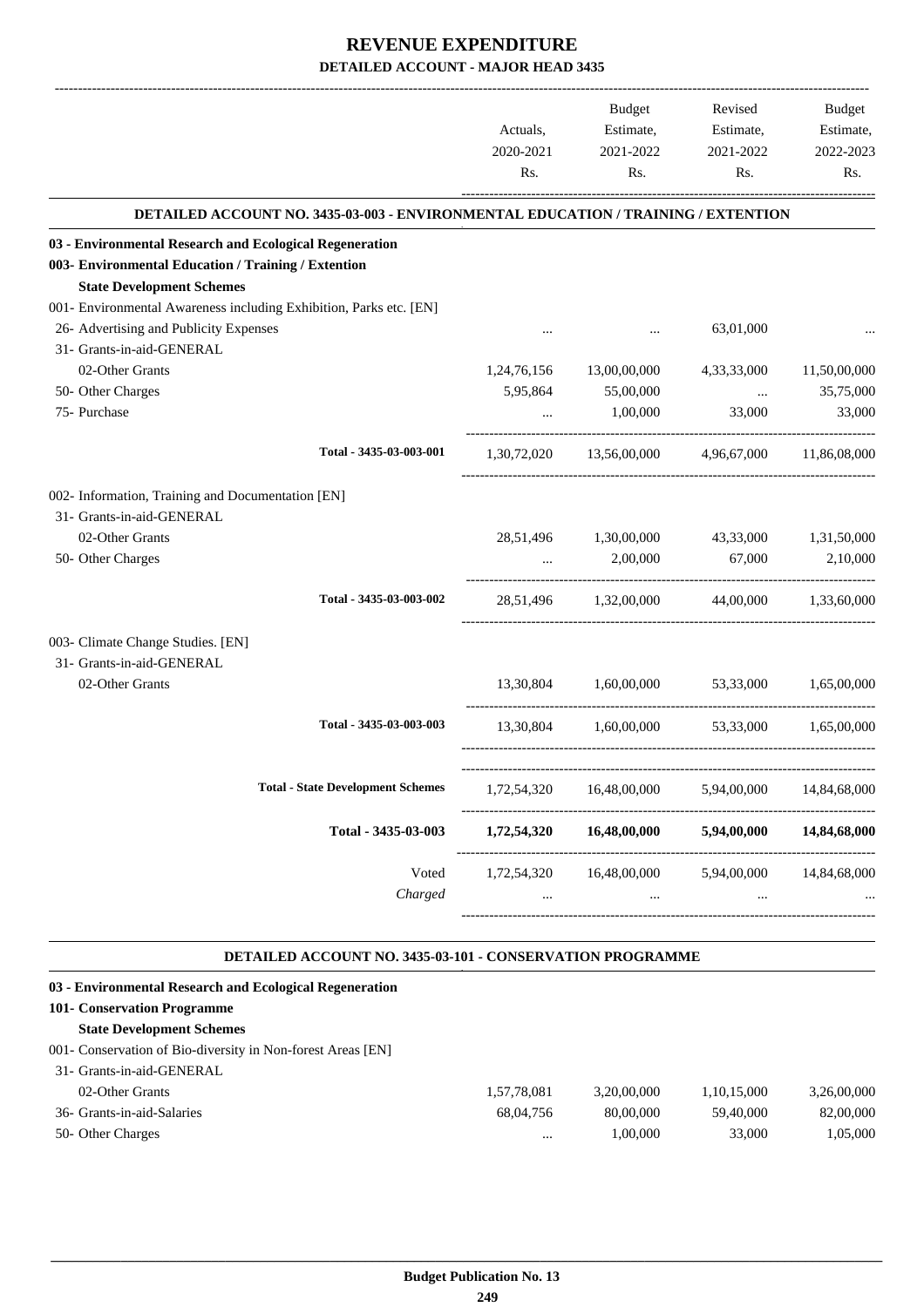# REVENUE EXPENDITURE

## DETAILED ACCOUNT - MAJOR HEAD 3435

| | Actuals, 2020-2021 Rs. | Budget Estimate, 2021-2022 Rs. | Revised Estimate, 2021-2022 Rs. | Budget Estimate, 2022-2023 Rs. |
|---|---|---|---|---|
| **DETAILED ACCOUNT NO. 3435-03-003 - ENVIRONMENTAL EDUCATION / TRAINING / EXTENTION** | | | | |
| **03 - Environmental Research and Ecological Regeneration** | | | | |
| **003- Environmental Education / Training / Extention** | | | | |
| **State Development Schemes** | | | | |
| 001- Environmental Awareness including Exhibition, Parks etc. [EN] | | | | |
| 26- Advertising and Publicity Expenses | ... | ... | 63,01,000 | ... |
| 31- Grants-in-aid-GENERAL | | | | |
| 02-Other Grants | 1,24,76,156 | 13,00,00,000 | 4,33,33,000 | 11,50,00,000 |
| 50- Other Charges | 5,95,864 | 55,00,000 | ... | 35,75,000 |
| 75- Purchase | ... | 1,00,000 | 33,000 | 33,000 |
| Total - 3435-03-003-001 | 1,30,72,020 | 13,56,00,000 | 4,96,67,000 | 11,86,08,000 |
| 002- Information, Training and Documentation [EN] | | | | |
| 31- Grants-in-aid-GENERAL | | | | |
| 02-Other Grants | 28,51,496 | 1,30,00,000 | 43,33,000 | 1,31,50,000 |
| 50- Other Charges | ... | 2,00,000 | 67,000 | 2,10,000 |
| Total - 3435-03-003-002 | 28,51,496 | 1,32,00,000 | 44,00,000 | 1,33,60,000 |
| 003- Climate Change Studies. [EN] | | | | |
| 31- Grants-in-aid-GENERAL | | | | |
| 02-Other Grants | 13,30,804 | 1,60,00,000 | 53,33,000 | 1,65,00,000 |
| Total - 3435-03-003-003 | 13,30,804 | 1,60,00,000 | 53,33,000 | 1,65,00,000 |
| Total - State Development Schemes | 1,72,54,320 | 16,48,00,000 | 5,94,00,000 | 14,84,68,000 |
| **Total - 3435-03-003** | **1,72,54,320** | **16,48,00,000** | **5,94,00,000** | **14,84,68,000** |
| Voted | 1,72,54,320 | 16,48,00,000 | 5,94,00,000 | 14,84,68,000 |
| *Charged* | ... | ... | ... | ... |

| | Actuals, 2020-2021 Rs. | Budget Estimate, 2021-2022 Rs. | Revised Estimate, 2021-2022 Rs. | Budget Estimate, 2022-2023 Rs. |
|---|---|---|---|---|
| **DETAILED ACCOUNT NO. 3435-03-101 - CONSERVATION PROGRAMME** | | | | |
| **03 - Environmental Research and Ecological Regeneration** | | | | |
| **101- Conservation Programme** | | | | |
| **State Development Schemes** | | | | |
| 001- Conservation of Bio-diversity in Non-forest Areas [EN] | | | | |
| 31- Grants-in-aid-GENERAL | | | | |
| 02-Other Grants | 1,57,78,081 | 3,20,00,000 | 1,10,15,000 | 3,26,00,000 |
| 36- Grants-in-aid-Salaries | 68,04,756 | 80,00,000 | 59,40,000 | 82,00,000 |
| 50- Other Charges | ... | 1,00,000 | 33,000 | 1,05,000 |

**Budget Publication No. 13**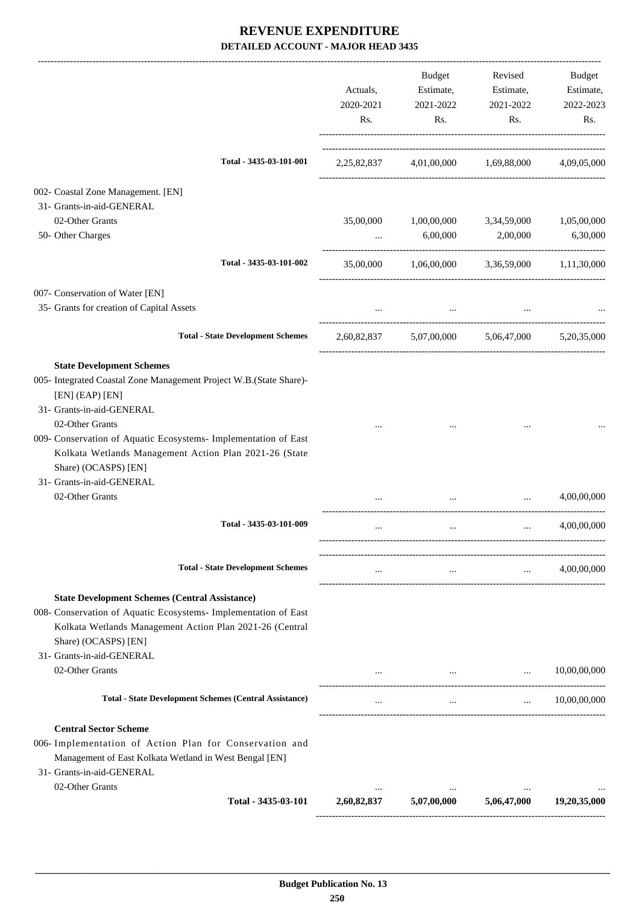# REVENUE EXPENDITURE

## DETAILED ACCOUNT - MAJOR HEAD 3435

| | Actuals, 2020-2021 Rs. | Budget Estimate, 2021-2022 Rs. | Revised Estimate, 2021-2022 Rs. | Budget Estimate, 2022-2023 Rs. |
|---|---|---|---|---|
| Total - 3435-03-101-001 | 2,25,82,837 | 4,01,00,000 | 1,69,88,000 | 4,09,05,000 |
| 002- Coastal Zone Management. [EN] | | | | |
| 31- Grants-in-aid-GENERAL | | | | |
| 02-Other Grants | 35,00,000 | 1,00,00,000 | 3,34,59,000 | 1,05,00,000 |
| 50- Other Charges | ... | 6,00,000 | 2,00,000 | 6,30,000 |
| Total - 3435-03-101-002 | 35,00,000 | 1,06,00,000 | 3,36,59,000 | 1,11,30,000 |
| 007- Conservation of Water [EN] | | | | |
| 35- Grants for creation of Capital Assets | ... | ... | ... | ... |
| Total - State Development Schemes | 2,60,82,837 | 5,07,00,000 | 5,06,47,000 | 5,20,35,000 |
| **State Development Schemes** | | | | |
| 005- Integrated Coastal Zone Management Project W.B.(State Share)- [EN] (EAP) [EN] | | | | |
| 31- Grants-in-aid-GENERAL | | | | |
| 02-Other Grants | ... | ... | ... | ... |
| 009- Conservation of Aquatic Ecosystems- Implementation of East Kolkata Wetlands Management Action Plan 2021-26 (State Share) (OCASPS) [EN] | | | | |
| 31- Grants-in-aid-GENERAL | | | | |
| 02-Other Grants | ... | ... | ... | 4,00,00,000 |
| Total - 3435-03-101-009 | ... | ... | ... | 4,00,00,000 |
| Total - State Development Schemes | ... | ... | ... | 4,00,00,000 |
| **State Development Schemes (Central Assistance)** | | | | |
| 008- Conservation of Aquatic Ecosystems- Implementation of East Kolkata Wetlands Management Action Plan 2021-26 (Central Share) (OCASPS) [EN] | | | | |
| 31- Grants-in-aid-GENERAL | | | | |
| 02-Other Grants | ... | ... | ... | 10,00,00,000 |
| Total - State Development Schemes (Central Assistance) | ... | ... | ... | 10,00,00,000 |
| **Central Sector Scheme** | | | | |
| 006- Implementation of Action Plan for Conservation and Management of East Kolkata Wetland in West Bengal [EN] | | | | |
| 31- Grants-in-aid-GENERAL | | | | |
| 02-Other Grants | ... | ... | ... | ... |
| **Total - 3435-03-101** | **2,60,82,837** | **5,07,00,000** | **5,06,47,000** | **19,20,35,000** |

**Budget Publication No. 13**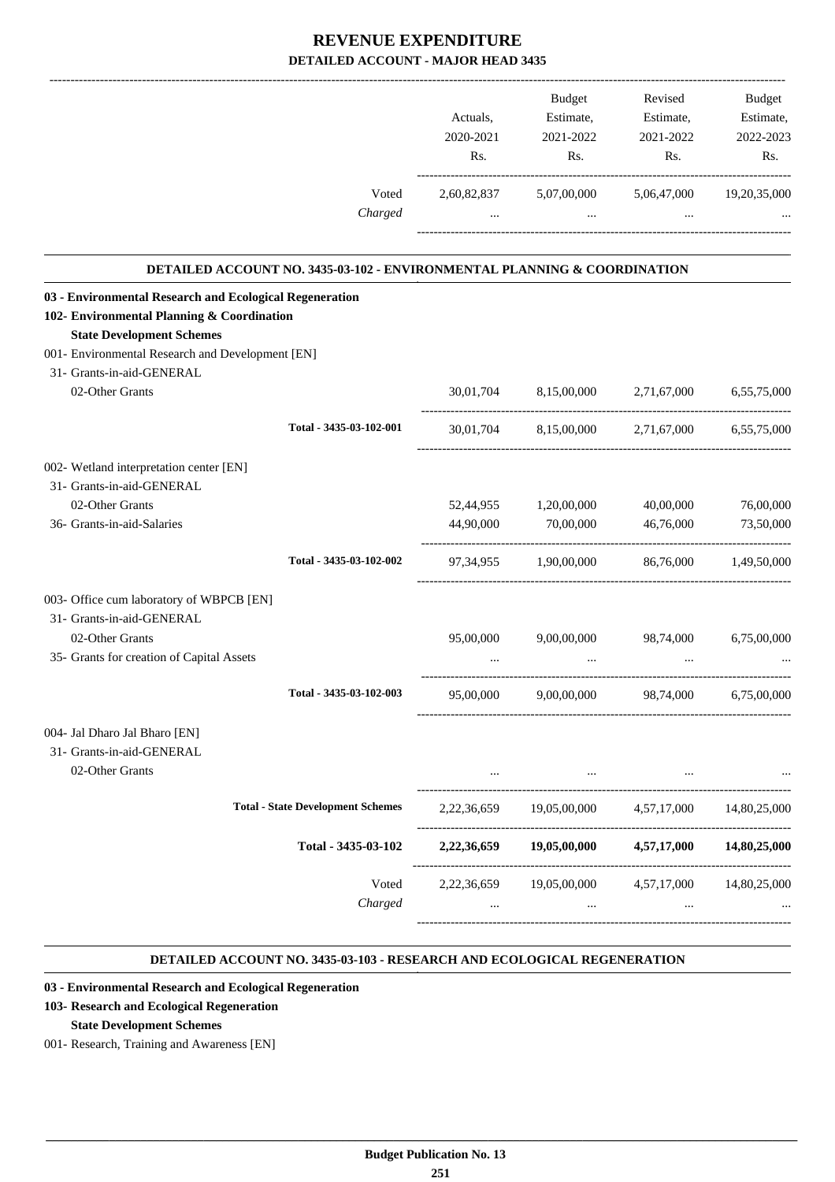# REVENUE EXPENDITURE

## DETAILED ACCOUNT - MAJOR HEAD 3435

| | Actuals, 2020-2021 Rs. | Budget Estimate, 2021-2022 Rs. | Revised Estimate, 2021-2022 Rs. | Budget Estimate, 2022-2023 Rs. |
|---|---|---|---|---|
| Voted | 2,60,82,837 | 5,07,00,000 | 5,06,47,000 | 19,20,35,000 |
| *Charged* | ... | ... | ... | ... |

### DETAILED ACCOUNT NO. 3435-03-102 - ENVIRONMENTAL PLANNING & COORDINATION

| | | | | |
|---|---|---|---|---|
| **03 - Environmental Research and Ecological Regeneration** | | | | |
| **102- Environmental Planning & Coordination** | | | | |
| **State Development Schemes** | | | | |
| 001- Environmental Research and Development [EN] | | | | |
| 31- Grants-in-aid-GENERAL | | | | |
| 02-Other Grants | 30,01,704 | 8,15,00,000 | 2,71,67,000 | 6,55,75,000 |
| Total - 3435-03-102-001 | 30,01,704 | 8,15,00,000 | 2,71,67,000 | 6,55,75,000 |
| 002- Wetland interpretation center [EN] | | | | |
| 31- Grants-in-aid-GENERAL | | | | |
| 02-Other Grants | 52,44,955 | 1,20,00,000 | 40,00,000 | 76,00,000 |
| 36- Grants-in-aid-Salaries | 44,90,000 | 70,00,000 | 46,76,000 | 73,50,000 |
| Total - 3435-03-102-002 | 97,34,955 | 1,90,00,000 | 86,76,000 | 1,49,50,000 |
| 003- Office cum laboratory of WBPCB [EN] | | | | |
| 31- Grants-in-aid-GENERAL | | | | |
| 02-Other Grants | 95,00,000 | 9,00,00,000 | 98,74,000 | 6,75,00,000 |
| 35- Grants for creation of Capital Assets | ... | ... | ... | ... |
| Total - 3435-03-102-003 | 95,00,000 | 9,00,00,000 | 98,74,000 | 6,75,00,000 |
| 004- Jal Dharo Jal Bharo [EN] | | | | |
| 31- Grants-in-aid-GENERAL | | | | |
| 02-Other Grants | ... | ... | ... | ... |
| **Total - State Development Schemes** | 2,22,36,659 | 19,05,00,000 | 4,57,17,000 | 14,80,25,000 |
| **Total - 3435-03-102** | **2,22,36,659** | **19,05,00,000** | **4,57,17,000** | **14,80,25,000** |
| Voted | 2,22,36,659 | 19,05,00,000 | 4,57,17,000 | 14,80,25,000 |
| *Charged* | ... | ... | ... | ... |

### DETAILED ACCOUNT NO. 3435-03-103 - RESEARCH AND ECOLOGICAL REGENERATION

**03 - Environmental Research and Ecological Regeneration**

**103- Research and Ecological Regeneration**

**State Development Schemes**

001- Research, Training and Awareness [EN]

**Budget Publication No. 13**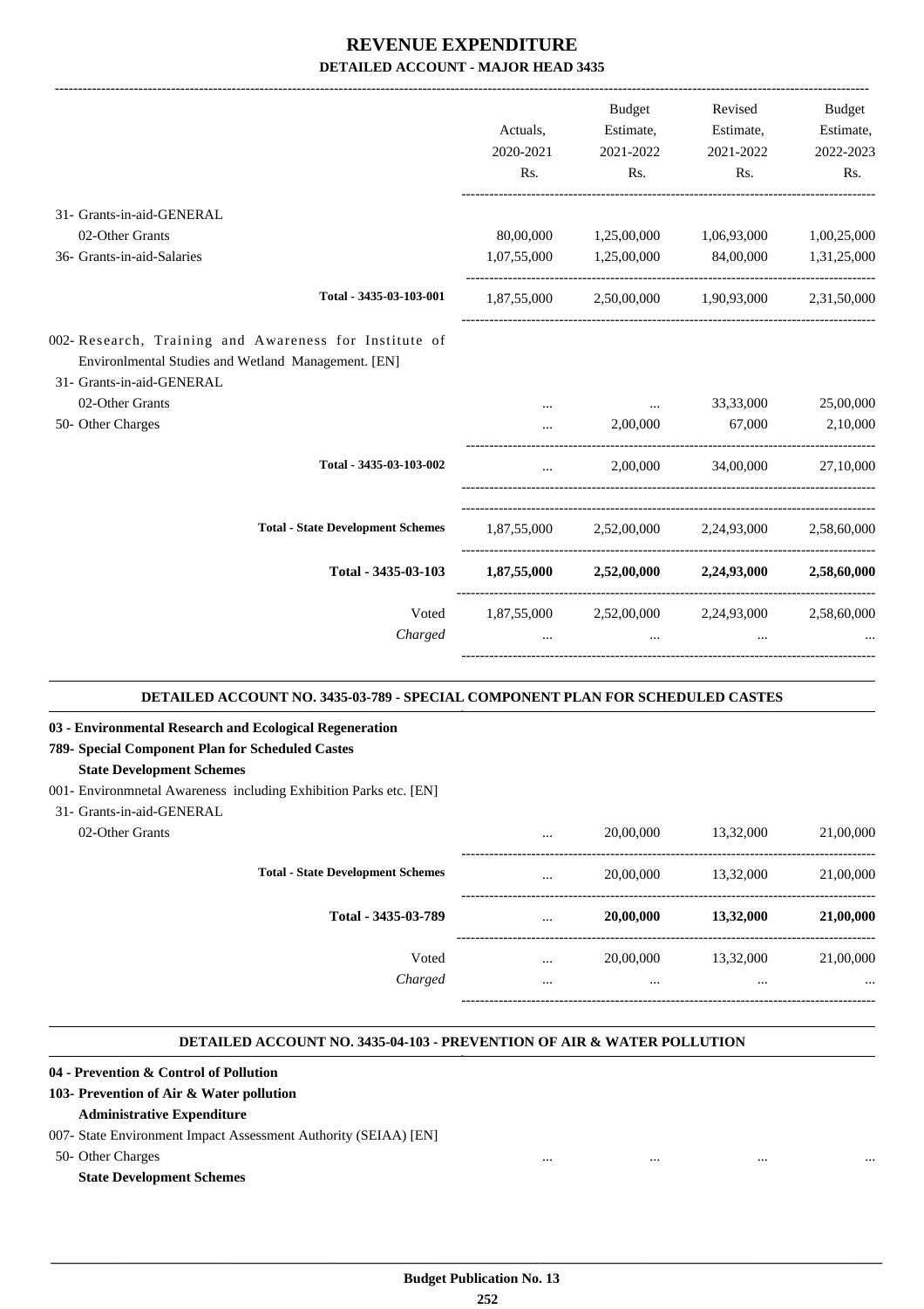# REVENUE EXPENDITURE

## DETAILED ACCOUNT - MAJOR HEAD 3435

| | Actuals, 2020-2021 Rs. | Budget Estimate, 2021-2022 Rs. | Revised Estimate, 2021-2022 Rs. | Budget Estimate, 2022-2023 Rs. |
|---|---|---|---|---|
| 31- Grants-in-aid-GENERAL | | | | |
| 02-Other Grants | 80,00,000 | 1,25,00,000 | 1,06,93,000 | 1,00,25,000 |
| 36- Grants-in-aid-Salaries | 1,07,55,000 | 1,25,00,000 | 84,00,000 | 1,31,25,000 |
| Total - 3435-03-103-001 | 1,87,55,000 | 2,50,00,000 | 1,90,93,000 | 2,31,50,000 |
| 002- Research, Training and Awareness for Institute of Environlmental Studies and Wetland Management. [EN] | | | | |
| 31- Grants-in-aid-GENERAL | | | | |
| 02-Other Grants | ... | ... | 33,33,000 | 25,00,000 |
| 50- Other Charges | ... | 2,00,000 | 67,000 | 2,10,000 |
| Total - 3435-03-103-002 | ... | 2,00,000 | 34,00,000 | 27,10,000 |
| Total - State Development Schemes | 1,87,55,000 | 2,52,00,000 | 2,24,93,000 | 2,58,60,000 |
| **Total - 3435-03-103** | **1,87,55,000** | **2,52,00,000** | **2,24,93,000** | **2,58,60,000** |
| Voted | 1,87,55,000 | 2,52,00,000 | 2,24,93,000 | 2,58,60,000 |
| *Charged* | ... | ... | ... | ... |

### DETAILED ACCOUNT NO. 3435-03-789 - SPECIAL COMPONENT PLAN FOR SCHEDULED CASTES

**03 - Environmental Research and Ecological Regeneration**

**789- Special Component Plan for Scheduled Castes**

**State Development Schemes**

| | Actuals, 2020-2021 Rs. | Budget Estimate, 2021-2022 Rs. | Revised Estimate, 2021-2022 Rs. | Budget Estimate, 2022-2023 Rs. |
|---|---|---|---|---|
| 001- Environmnetal Awareness including Exhibition Parks etc. [EN] | | | | |
| 31- Grants-in-aid-GENERAL | | | | |
| 02-Other Grants | ... | 20,00,000 | 13,32,000 | 21,00,000 |
| Total - State Development Schemes | ... | 20,00,000 | 13,32,000 | 21,00,000 |
| **Total - 3435-03-789** | ... | **20,00,000** | **13,32,000** | **21,00,000** |
| Voted | ... | 20,00,000 | 13,32,000 | 21,00,000 |
| *Charged* | ... | ... | ... | ... |

### DETAILED ACCOUNT NO. 3435-04-103 - PREVENTION OF AIR & WATER POLLUTION

**04 - Prevention & Control of Pollution**

**103- Prevention of Air & Water pollution**

**Administrative Expenditure**

| | Actuals, 2020-2021 Rs. | Budget Estimate, 2021-2022 Rs. | Revised Estimate, 2021-2022 Rs. | Budget Estimate, 2022-2023 Rs. |
|---|---|---|---|---|
| 007- State Environment Impact Assessment Authority (SEIAA) [EN] | | | | |
| 50- Other Charges | ... | ... | ... | ... |

**State Development Schemes**

Budget Publication No. 13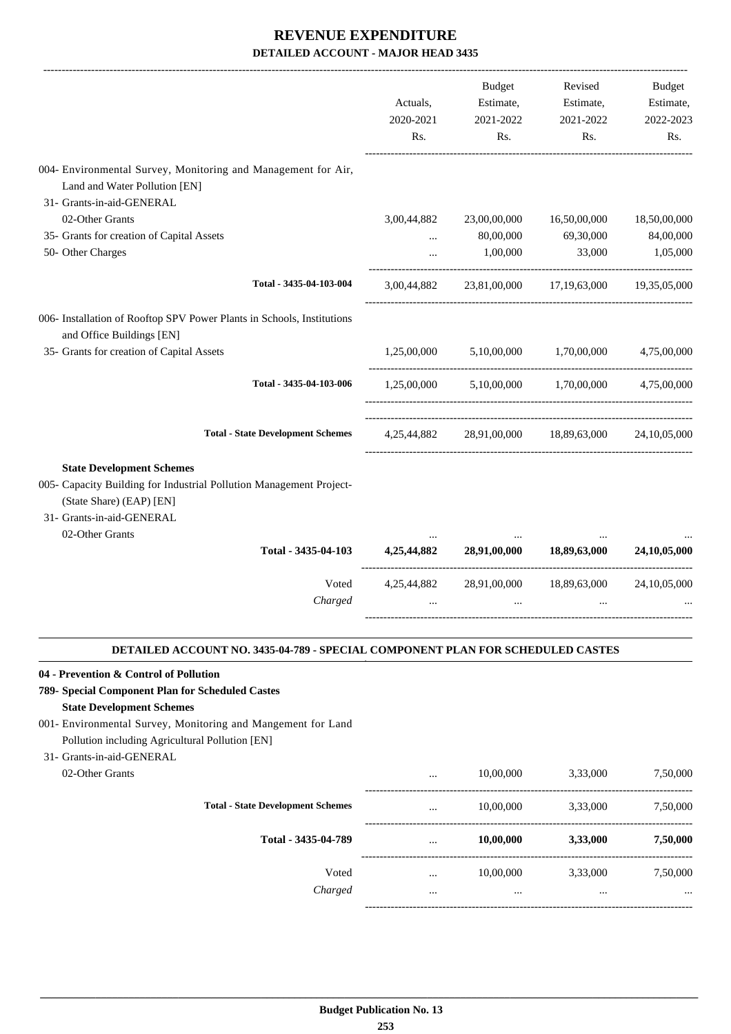# REVENUE EXPENDITURE

## DETAILED ACCOUNT - MAJOR HEAD 3435

| | Actuals, 2020-2021 Rs. | Budget Estimate, 2021-2022 Rs. | Revised Estimate, 2021-2022 Rs. | Budget Estimate, 2022-2023 Rs. |
|---|---|---|---|---|
| 004- Environmental Survey, Monitoring and Management for Air, Land and Water Pollution [EN] | | | | |
| 31- Grants-in-aid-GENERAL | | | | |
| 02-Other Grants | 3,00,44,882 | 23,00,00,000 | 16,50,00,000 | 18,50,00,000 |
| 35- Grants for creation of Capital Assets | ... | 80,00,000 | 69,30,000 | 84,00,000 |
| 50- Other Charges | ... | 1,00,000 | 33,000 | 1,05,000 |
| Total - 3435-04-103-004 | 3,00,44,882 | 23,81,00,000 | 17,19,63,000 | 19,35,05,000 |
| 006- Installation of Rooftop SPV Power Plants in Schools, Institutions and Office Buildings [EN] | | | | |
| 35- Grants for creation of Capital Assets | 1,25,00,000 | 5,10,00,000 | 1,70,00,000 | 4,75,00,000 |
| Total - 3435-04-103-006 | 1,25,00,000 | 5,10,00,000 | 1,70,00,000 | 4,75,00,000 |
| Total - State Development Schemes | 4,25,44,882 | 28,91,00,000 | 18,89,63,000 | 24,10,05,000 |
| **State Development Schemes** | | | | |
| 005- Capacity Building for Industrial Pollution Management Project-(State Share) (EAP) [EN] | | | | |
| 31- Grants-in-aid-GENERAL | | | | |
| 02-Other Grants | ... | ... | ... | ... |
| **Total - 3435-04-103** | **4,25,44,882** | **28,91,00,000** | **18,89,63,000** | **24,10,05,000** |
| Voted | 4,25,44,882 | 28,91,00,000 | 18,89,63,000 | 24,10,05,000 |
| *Charged* | ... | ... | ... | ... |

### DETAILED ACCOUNT NO. 3435-04-789 - SPECIAL COMPONENT PLAN FOR SCHEDULED CASTES

| | Actuals, 2020-2021 Rs. | Budget Estimate, 2021-2022 Rs. | Revised Estimate, 2021-2022 Rs. | Budget Estimate, 2022-2023 Rs. |
|---|---|---|---|---|
| **04 - Prevention & Control of Pollution** | | | | |
| **789- Special Component Plan for Scheduled Castes** | | | | |
| **State Development Schemes** | | | | |
| 001- Environmental Survey, Monitoring and Mangement for Land Pollution including Agricultural Pollution [EN] | | | | |
| 31- Grants-in-aid-GENERAL | | | | |
| 02-Other Grants | ... | 10,00,000 | 3,33,000 | 7,50,000 |
| Total - State Development Schemes | ... | 10,00,000 | 3,33,000 | 7,50,000 |
| **Total - 3435-04-789** | ... | **10,00,000** | **3,33,000** | **7,50,000** |
| Voted | ... | 10,00,000 | 3,33,000 | 7,50,000 |
| *Charged* | ... | ... | ... | ... |

**Budget Publication No. 13**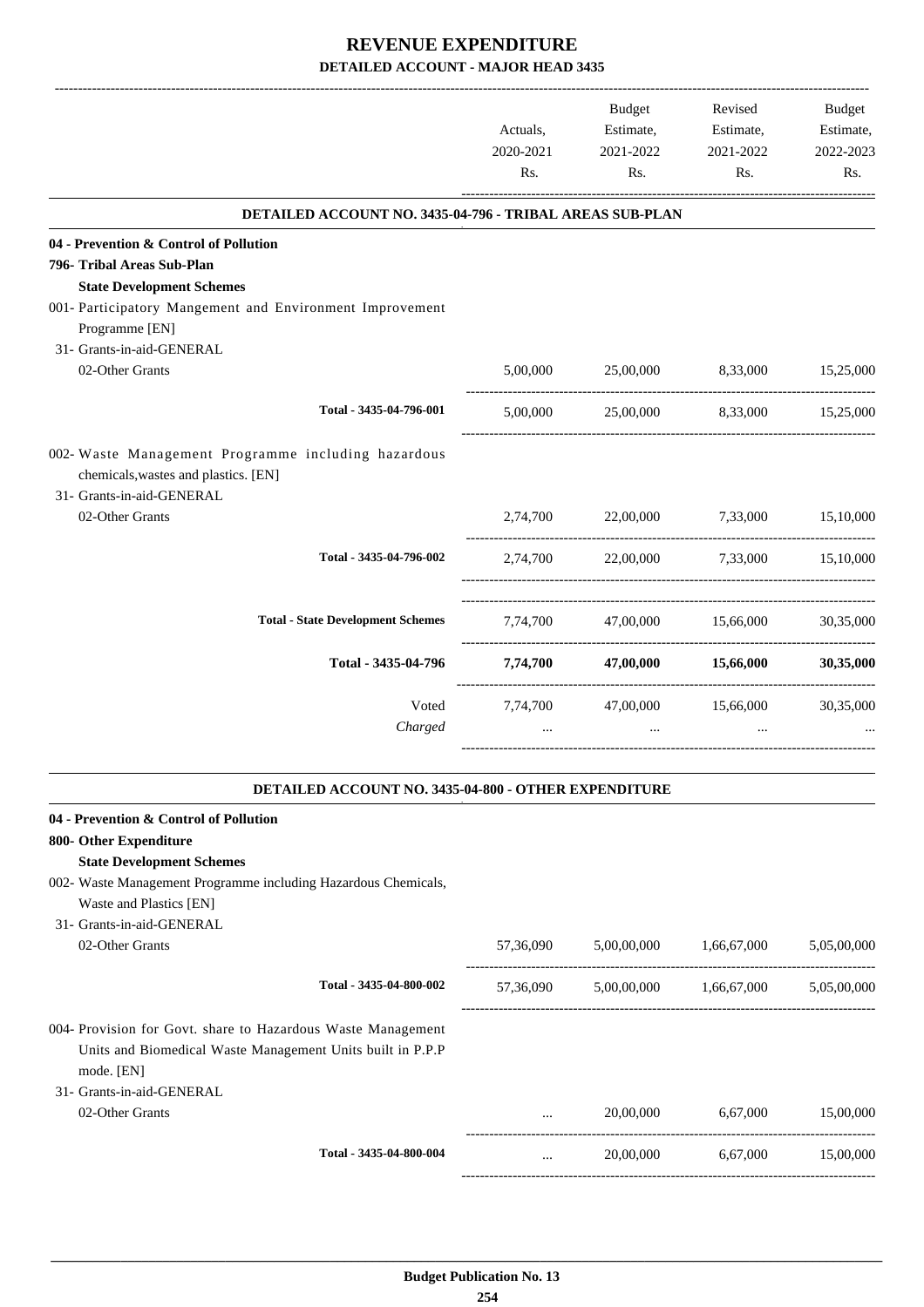# REVENUE EXPENDITURE

**DETAILED ACCOUNT - MAJOR HEAD 3435**

| | Actuals, 2020-2021 Rs. | Budget Estimate, 2021-2022 Rs. | Revised Estimate, 2021-2022 Rs. | Budget Estimate, 2022-2023 Rs. |
|---|---|---|---|---|
| **DETAILED ACCOUNT NO. 3435-04-796 - TRIBAL AREAS SUB-PLAN** | | | | |
| **04 - Prevention & Control of Pollution** | | | | |
| **796- Tribal Areas Sub-Plan** | | | | |
| **State Development Schemes** | | | | |
| 001- Participatory Mangement and Environment Improvement Programme [EN] | | | | |
| 31- Grants-in-aid-GENERAL | | | | |
| 02-Other Grants | 5,00,000 | 25,00,000 | 8,33,000 | 15,25,000 |
| **Total - 3435-04-796-001** | 5,00,000 | 25,00,000 | 8,33,000 | 15,25,000 |
| 002- Waste Management Programme including hazardous chemicals,wastes and plastics. [EN] | | | | |
| 31- Grants-in-aid-GENERAL | | | | |
| 02-Other Grants | 2,74,700 | 22,00,000 | 7,33,000 | 15,10,000 |
| **Total - 3435-04-796-002** | 2,74,700 | 22,00,000 | 7,33,000 | 15,10,000 |
| **Total - State Development Schemes** | 7,74,700 | 47,00,000 | 15,66,000 | 30,35,000 |
| **Total - 3435-04-796** | **7,74,700** | **47,00,000** | **15,66,000** | **30,35,000** |
| Voted | 7,74,700 | 47,00,000 | 15,66,000 | 30,35,000 |
| *Charged* | ... | ... | ... | ... |
| **DETAILED ACCOUNT NO. 3435-04-800 - OTHER EXPENDITURE** | | | | |
| **04 - Prevention & Control of Pollution** | | | | |
| **800- Other Expenditure** | | | | |
| **State Development Schemes** | | | | |
| 002- Waste Management Programme including Hazardous Chemicals, Waste and Plastics [EN] | | | | |
| 31- Grants-in-aid-GENERAL | | | | |
| 02-Other Grants | 57,36,090 | 5,00,00,000 | 1,66,67,000 | 5,05,00,000 |
| **Total - 3435-04-800-002** | 57,36,090 | 5,00,00,000 | 1,66,67,000 | 5,05,00,000 |
| 004- Provision for Govt. share to Hazardous Waste Management Units and Biomedical Waste Management Units built in P.P.P mode. [EN] | | | | |
| 31- Grants-in-aid-GENERAL | | | | |
| 02-Other Grants | ... | 20,00,000 | 6,67,000 | 15,00,000 |
| **Total - 3435-04-800-004** | ... | 20,00,000 | 6,67,000 | 15,00,000 |

**Budget Publication No. 13**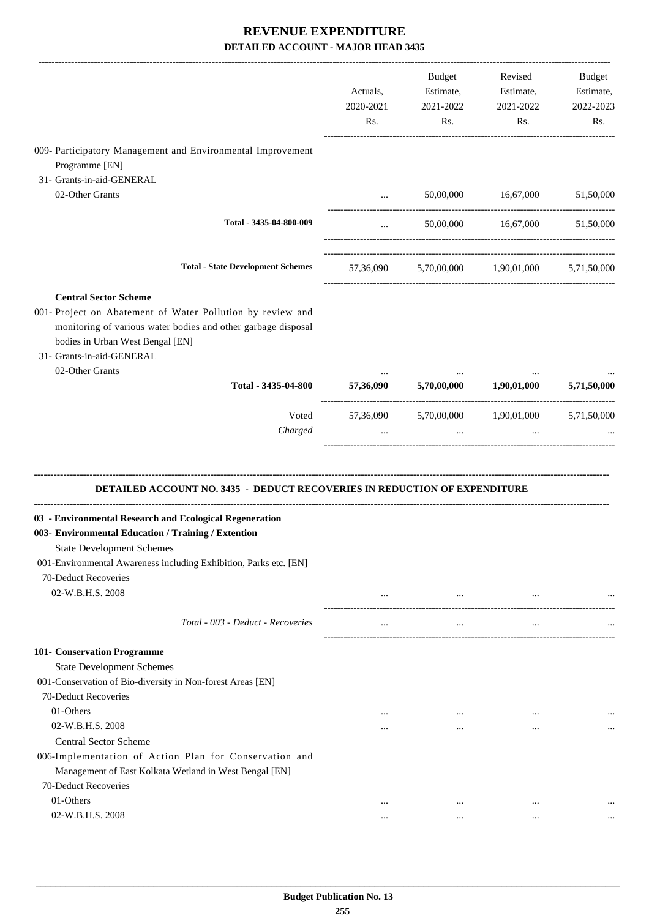# REVENUE EXPENDITURE

## DETAILED ACCOUNT - MAJOR HEAD 3435

| | Actuals, 2020-2021 Rs. | Budget Estimate, 2021-2022 Rs. | Revised Estimate, 2021-2022 Rs. | Budget Estimate, 2022-2023 Rs. |
|---|---|---|---|---|
| 009- Participatory Management and Environmental Improvement Programme [EN] | | | | |
| 31- Grants-in-aid-GENERAL | | | | |
| 02-Other Grants | ... | 50,00,000 | 16,67,000 | 51,50,000 |
| Total - 3435-04-800-009 | ... | 50,00,000 | 16,67,000 | 51,50,000 |
| **Total - State Development Schemes** | 57,36,090 | 5,70,00,000 | 1,90,01,000 | 5,71,50,000 |
| **Central Sector Scheme** | | | | |
| 001- Project on Abatement of Water Pollution by review and monitoring of various water bodies and other garbage disposal bodies in Urban West Bengal [EN] | | | | |
| 31- Grants-in-aid-GENERAL | | | | |
| 02-Other Grants | ... | ... | ... | ... |
| **Total - 3435-04-800** | **57,36,090** | **5,70,00,000** | **1,90,01,000** | **5,71,50,000** |
| Voted | 57,36,090 | 5,70,00,000 | 1,90,01,000 | 5,71,50,000 |
| *Charged* | ... | ... | ... | ... |

## DETAILED ACCOUNT NO. 3435 - DEDUCT RECOVERIES IN REDUCTION OF EXPENDITURE

| | | | | |
|---|---|---|---|---|
| **03 - Environmental Research and Ecological Regeneration** | | | | |
| **003- Environmental Education / Training / Extention** | | | | |
| State Development Schemes | | | | |
| 001-Environmental Awareness including Exhibition, Parks etc. [EN] | | | | |
| 70-Deduct Recoveries | | | | |
| 02-W.B.H.S. 2008 | ... | ... | ... | ... |
| *Total - 003 - Deduct - Recoveries* | ... | ... | ... | ... |
| **101- Conservation Programme** | | | | |
| State Development Schemes | | | | |
| 001-Conservation of Bio-diversity in Non-forest Areas [EN] | | | | |
| 70-Deduct Recoveries | | | | |
| 01-Others | ... | ... | ... | ... |
| 02-W.B.H.S. 2008 | ... | ... | ... | ... |
| Central Sector Scheme | | | | |
| 006-Implementation of Action Plan for Conservation and Management of East Kolkata Wetland in West Bengal [EN] | | | | |
| 70-Deduct Recoveries | | | | |
| 01-Others | ... | ... | ... | ... |
| 02-W.B.H.S. 2008 | ... | ... | ... | ... |

**Budget Publication No. 13**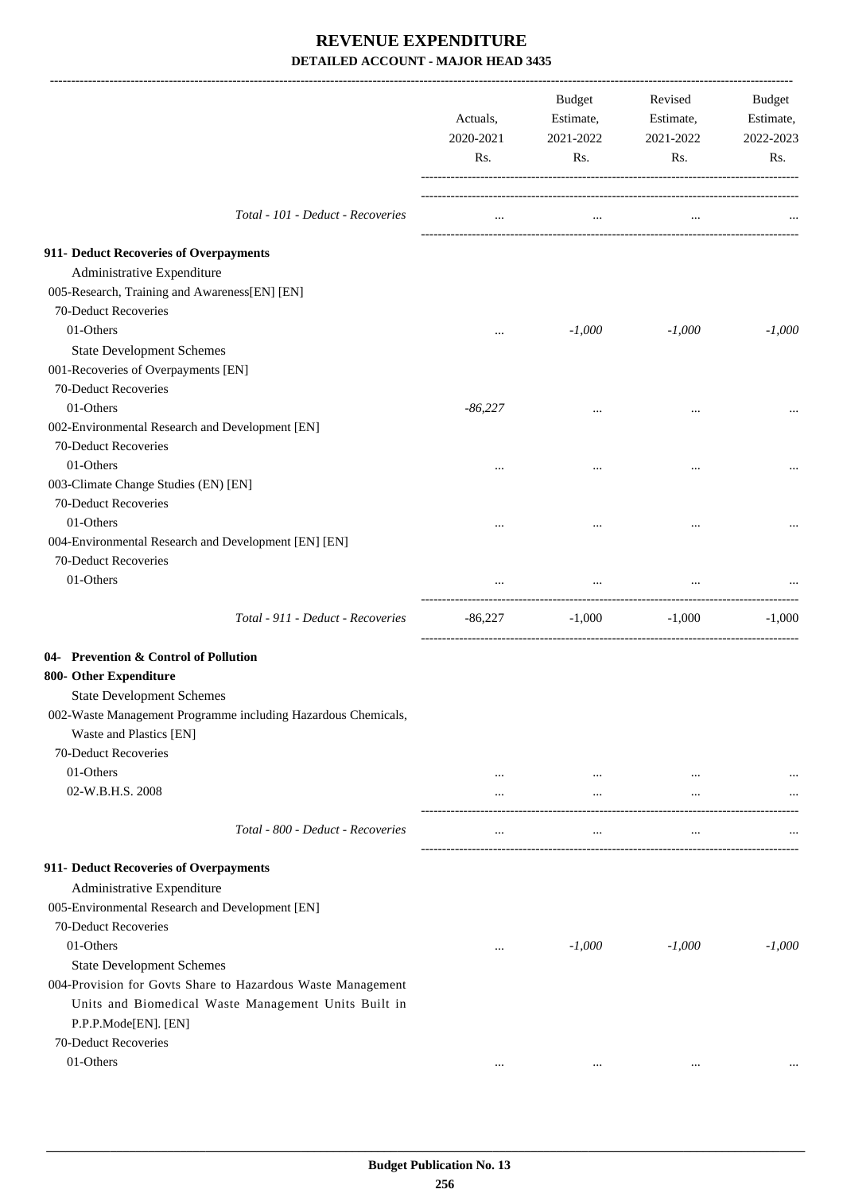# REVENUE EXPENDITURE

## DETAILED ACCOUNT - MAJOR HEAD 3435

| | Actuals, 2020-2021 Rs. | Budget Estimate, 2021-2022 Rs. | Revised Estimate, 2021-2022 Rs. | Budget Estimate, 2022-2023 Rs. |
|---|---|---|---|---|
| *Total - 101 - Deduct - Recoveries* | ... | ... | ... | ... |
| **911- Deduct Recoveries of Overpayments** | | | | |
| Administrative Expenditure | | | | |
| 005-Research, Training and Awareness[EN] [EN] | | | | |
| 70-Deduct Recoveries | | | | |
| 01-Others | ... | *-1,000* | *-1,000* | *-1,000* |
| State Development Schemes | | | | |
| 001-Recoveries of Overpayments [EN] | | | | |
| 70-Deduct Recoveries | | | | |
| 01-Others | *-86,227* | ... | ... | ... |
| 002-Environmental Research and Development [EN] | | | | |
| 70-Deduct Recoveries | | | | |
| 01-Others | ... | ... | ... | ... |
| 003-Climate Change Studies (EN) [EN] | | | | |
| 70-Deduct Recoveries | | | | |
| 01-Others | ... | ... | ... | ... |
| 004-Environmental Research and Development [EN] [EN] | | | | |
| 70-Deduct Recoveries | | | | |
| 01-Others | ... | ... | ... | ... |
| *Total - 911 - Deduct - Recoveries* | -86,227 | -1,000 | -1,000 | -1,000 |
| **04- Prevention & Control of Pollution** | | | | |
| **800- Other Expenditure** | | | | |
| State Development Schemes | | | | |
| 002-Waste Management Programme including Hazardous Chemicals, Waste and Plastics [EN] | | | | |
| 70-Deduct Recoveries | | | | |
| 01-Others | ... | ... | ... | ... |
| 02-W.B.H.S. 2008 | ... | ... | ... | ... |
| *Total - 800 - Deduct - Recoveries* | ... | ... | ... | ... |
| **911- Deduct Recoveries of Overpayments** | | | | |
| Administrative Expenditure | | | | |
| 005-Environmental Research and Development [EN] | | | | |
| 70-Deduct Recoveries | | | | |
| 01-Others | ... | *-1,000* | *-1,000* | *-1,000* |
| State Development Schemes | | | | |
| 004-Provision for Govts Share to Hazardous Waste Management Units and Biomedical Waste Management Units Built in P.P.P.Mode[EN]. [EN] | | | | |
| 70-Deduct Recoveries | | | | |
| 01-Others | ... | ... | ... | ... |

**Budget Publication No. 13**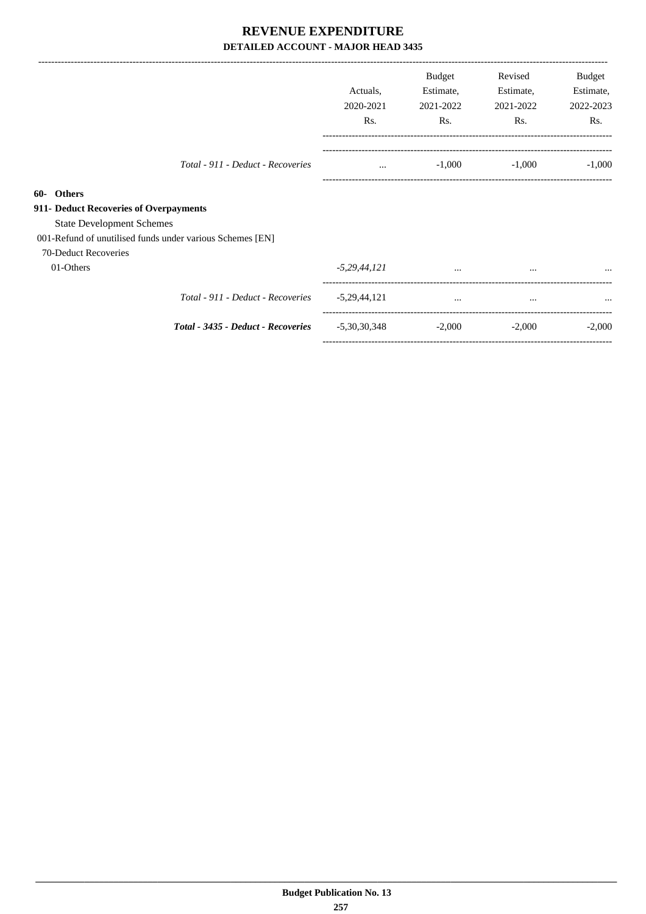# REVENUE EXPENDITURE

**DETAILED ACCOUNT - MAJOR HEAD 3435**

| | Actuals, 2020-2021 Rs. | Budget Estimate, 2021-2022 Rs. | Revised Estimate, 2021-2022 Rs. | Budget Estimate, 2022-2023 Rs. |
|---|---|---|---|---|
| *Total - 911 - Deduct - Recoveries* | ... | -1,000 | -1,000 | -1,000 |
| **60- Others** | | | | |
| **911- Deduct Recoveries of Overpayments** | | | | |
| State Development Schemes | | | | |
| 001-Refund of unutilised funds under various Schemes [EN] | | | | |
| 70-Deduct Recoveries | | | | |
| 01-Others | *-5,29,44,121* | ... | ... | ... |
| *Total - 911 - Deduct - Recoveries* | -5,29,44,121 | ... | ... | ... |
| ***Total - 3435 - Deduct - Recoveries*** | -5,30,30,348 | -2,000 | -2,000 | -2,000 |

**Budget Publication No. 13**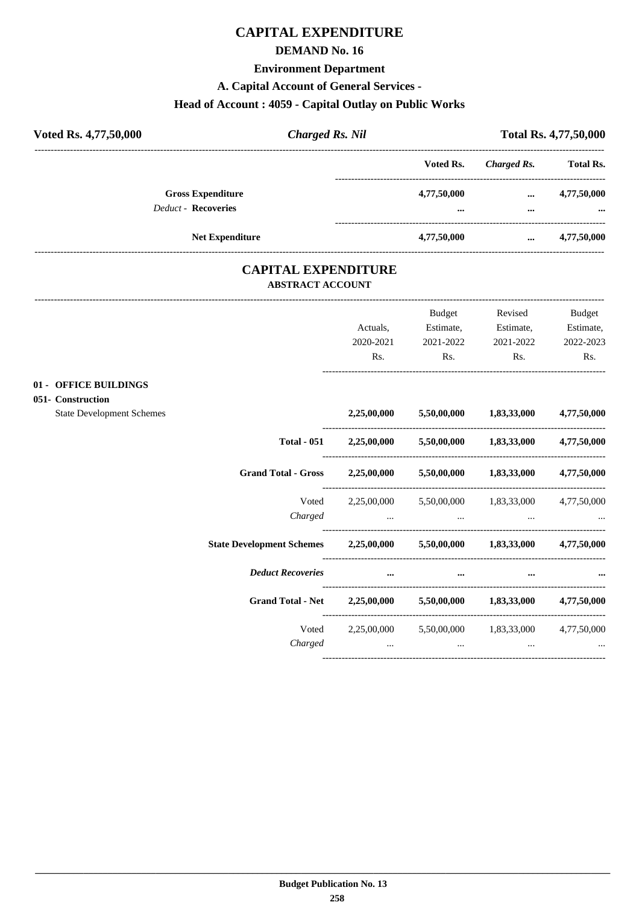# CAPITAL EXPENDITURE

## DEMAND No. 16

## Environment Department

## A. Capital Account of General Services -

## Head of Account : 4059 - Capital Outlay on Public Works

**Voted Rs. 4,77,50,000** | ***Charged Rs. Nil*** | **Total Rs. 4,77,50,000**

| | Voted Rs. | *Charged Rs.* | Total Rs. |
|---|---|---|---|
| **Gross Expenditure** | **4,77,50,000** | **...** | **4,77,50,000** |
| *Deduct* - **Recoveries** | **...** | **...** | **...** |
| **Net Expenditure** | **4,77,50,000** | **...** | **4,77,50,000** |

## CAPITAL EXPENDITURE

### ABSTRACT ACCOUNT

| | Actuals, 2020-2021 Rs. | Budget Estimate, 2021-2022 Rs. | Revised Estimate, 2021-2022 Rs. | Budget Estimate, 2022-2023 Rs. |
|---|---|---|---|---|
| **01 - OFFICE BUILDINGS** | | | | |
| **051- Construction** | | | | |
| State Development Schemes | **2,25,00,000** | **5,50,00,000** | **1,83,33,000** | **4,77,50,000** |
| **Total - 051** | **2,25,00,000** | **5,50,00,000** | **1,83,33,000** | **4,77,50,000** |
| **Grand Total - Gross** | **2,25,00,000** | **5,50,00,000** | **1,83,33,000** | **4,77,50,000** |
| Voted | 2,25,00,000 | 5,50,00,000 | 1,83,33,000 | 4,77,50,000 |
| *Charged* | ... | ... | ... | ... |
| **State Development Schemes** | **2,25,00,000** | **5,50,00,000** | **1,83,33,000** | **4,77,50,000** |
| ***Deduct Recoveries*** | **...** | **...** | **...** | **...** |
| **Grand Total - Net** | **2,25,00,000** | **5,50,00,000** | **1,83,33,000** | **4,77,50,000** |
| Voted | 2,25,00,000 | 5,50,00,000 | 1,83,33,000 | 4,77,50,000 |
| *Charged* | ... | ... | ... | ... |

**Budget Publication No. 13**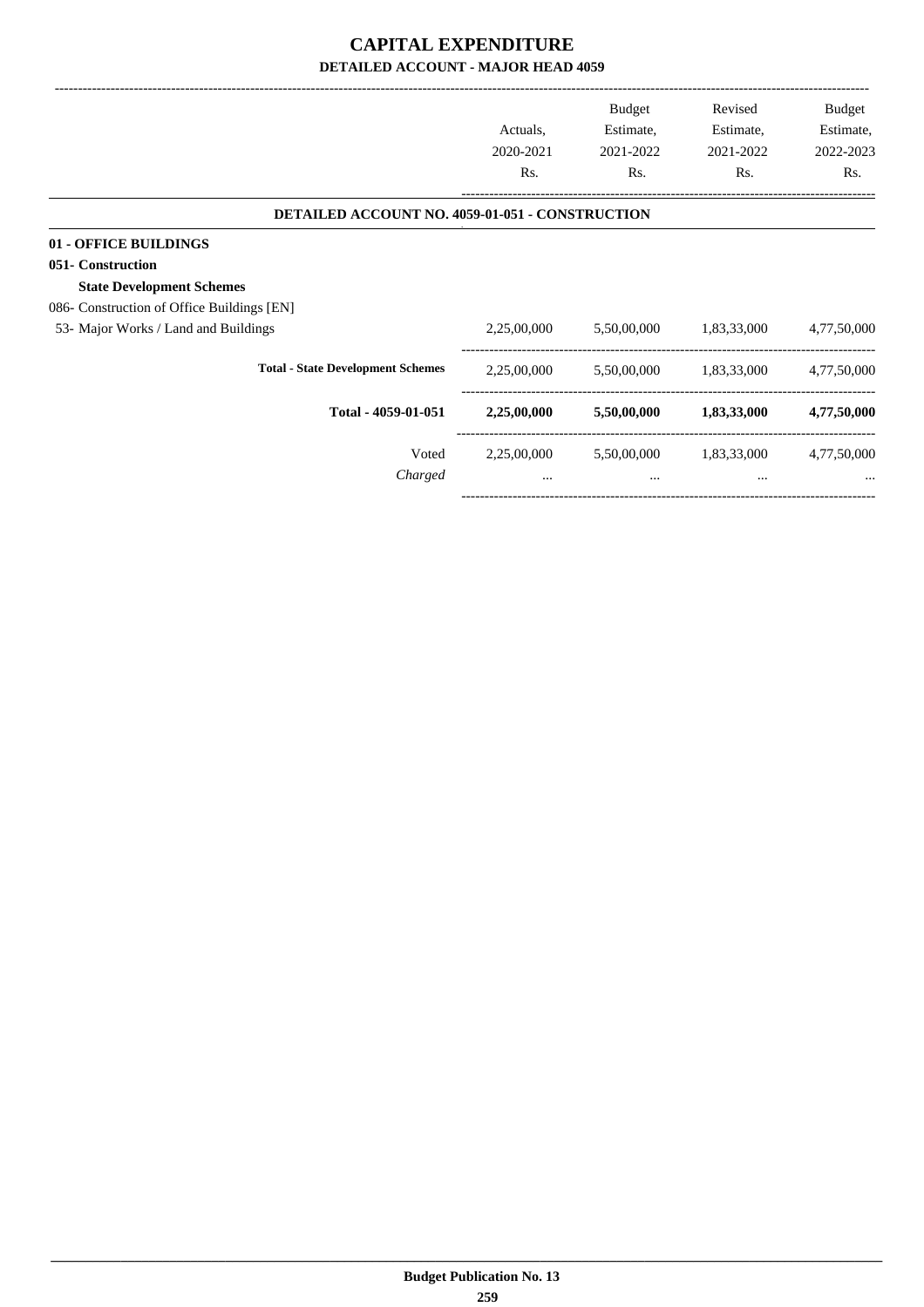# CAPITAL EXPENDITURE

## DETAILED ACCOUNT - MAJOR HEAD 4059

| | Actuals, 2020-2021 Rs. | Budget Estimate, 2021-2022 Rs. | Revised Estimate, 2021-2022 Rs. | Budget Estimate, 2022-2023 Rs. |
|---|---|---|---|---|
| **DETAILED ACCOUNT NO. 4059-01-051 - CONSTRUCTION** | | | | |
| **01 - OFFICE BUILDINGS** | | | | |
| **051- Construction** | | | | |
| **State Development Schemes** | | | | |
| 086- Construction of Office Buildings [EN] | | | | |
| 53- Major Works / Land and Buildings | 2,25,00,000 | 5,50,00,000 | 1,83,33,000 | 4,77,50,000 |
| **Total - State Development Schemes** | 2,25,00,000 | 5,50,00,000 | 1,83,33,000 | 4,77,50,000 |
| **Total - 4059-01-051** | **2,25,00,000** | **5,50,00,000** | **1,83,33,000** | **4,77,50,000** |
| Voted | 2,25,00,000 | 5,50,00,000 | 1,83,33,000 | 4,77,50,000 |
| *Charged* | ... | ... | ... | ... |

**Budget Publication No. 13**